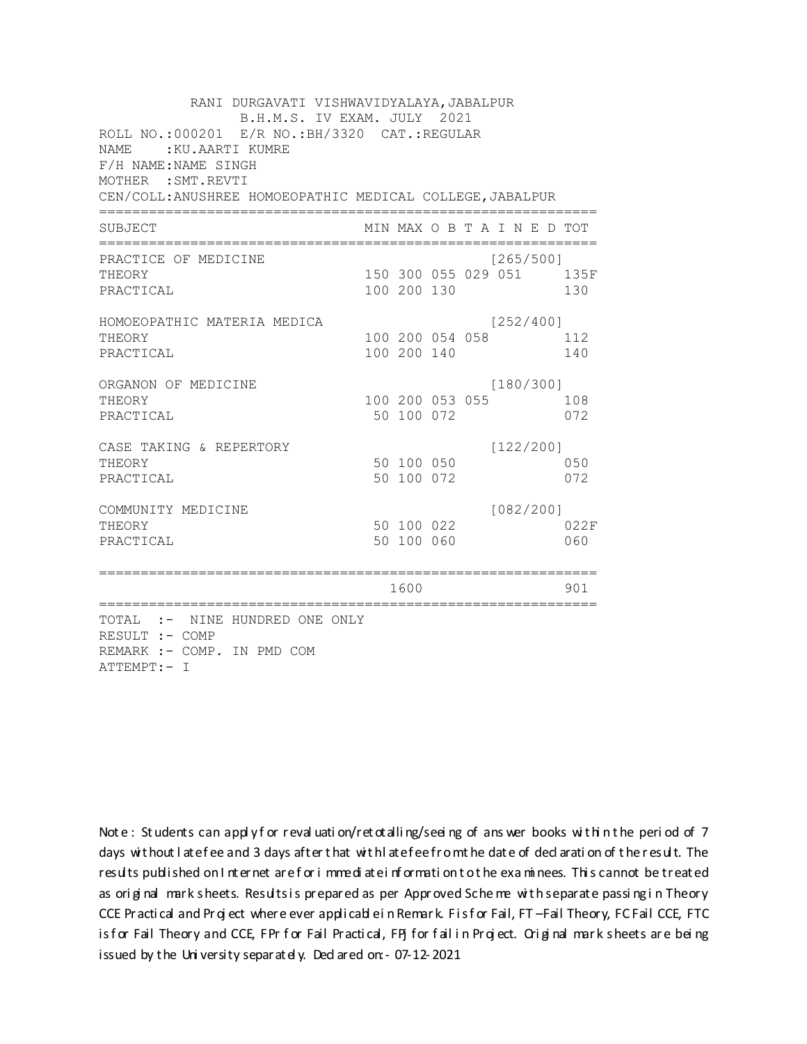RANI DURGAVATI VISHWAVIDYALAYA,JABALPUR
B.H.M.S. IV EXAM. JULY 2021

ROLL NO.:000201 E/R NO.:BH/3320 CAT.:REGULAR
NAME :KU.AARTI KUMRE
F/H NAME:NAME SINGH
MOTHER :SMT.REVTI
CEN/COLL:ANUSHREE HOMOEOPATHIC MEDICAL COLLEGE,JABALPUR

| SUBJECT | MIN | MAX | O | B | T | A I N E D | TOT |
|---|---|---|---|---|---|---|---|
| PRACTICE OF MEDICINE | | | | | | [265/500] | |
| THEORY | 150 | 300 | 055 | 029 | 051 | | 135F |
| PRACTICAL | 100 | 200 | 130 | | | | 130 |
| HOMOEOPATHIC MATERIA MEDICA | | | | | | [252/400] | |
| THEORY | 100 | 200 | 054 | 058 | | | 112 |
| PRACTICAL | 100 | 200 | 140 | | | | 140 |
| ORGANON OF MEDICINE | | | | | | [180/300] | |
| THEORY | 100 | 200 | 053 | 055 | | | 108 |
| PRACTICAL | 50 | 100 | 072 | | | | 072 |
| CASE TAKING & REPERTORY | | | | | | [122/200] | |
| THEORY | 50 | 100 | 050 | | | | 050 |
| PRACTICAL | 50 | 100 | 072 | | | | 072 |
| COMMUNITY MEDICINE | | | | | | [082/200] | |
| THEORY | 50 | 100 | 022 | | | | 022F |
| PRACTICAL | 50 | 100 | 060 | | | | 060 |
| | | 1600 | | | | | 901 |

TOTAL :- NINE HUNDRED ONE ONLY
RESULT :- COMP
REMARK :- COMP. IN PMD COM
ATTEMPT:- I

Note : Students can apply for revaluation/retotalling/seeing of answer books within the period of 7 days without late fee and 3 days after that with late fee from the date of declaration of the result. The results published on Internet are for immediate information to the examinees. This cannot be treated as original mark sheets. Results is prepared as per Approved Scheme with separate passing in Theory CCE Practical and Project where ever applicable in Remark. F is for Fail, FT –Fail Theory, FC Fail CCE, FTC is for Fail Theory and CCE, FPr for Fail Practical, FPj for fail in Project. Original mark sheets are being issued by the University separately. Declared on:- 07-12-2021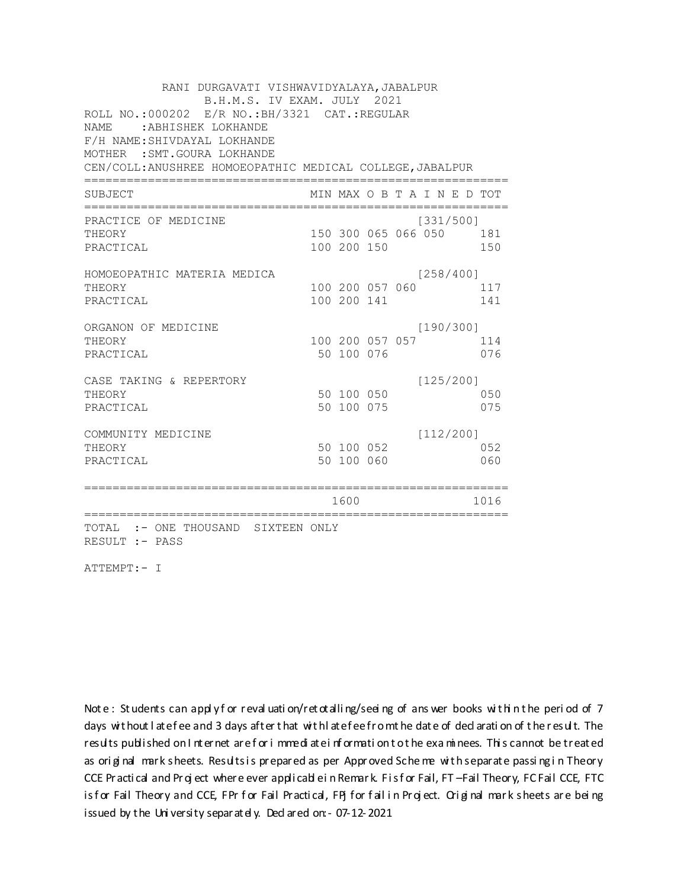RANI DURGAVATI VISHWAVIDYALAYA,JABALPUR
B.H.M.S. IV EXAM. JULY 2021

ROLL NO.:000202 E/R NO.:BH/3321 CAT.:REGULAR
NAME :ABHISHEK LOKHANDE
F/H NAME:SHIVDAYAL LOKHANDE
MOTHER :SMT.GOURA LOKHANDE
CEN/COLL:ANUSHREE HOMOEOPATHIC MEDICAL COLLEGE,JABALPUR

| SUBJECT | MIN | MAX | O B T A I N E D | | | TOT |
|---|---|---|---|---|---|---|
| PRACTICE OF MEDICINE | | | | | [331/500] | |
| THEORY | 150 | 300 | 065 | 066 | 050 | 181 |
| PRACTICAL | 100 | 200 | 150 | | | 150 |
| HOMOEOPATHIC MATERIA MEDICA | | | | | [258/400] | |
| THEORY | 100 | 200 | 057 | 060 | | 117 |
| PRACTICAL | 100 | 200 | 141 | | | 141 |
| ORGANON OF MEDICINE | | | | | [190/300] | |
| THEORY | 100 | 200 | 057 | 057 | | 114 |
| PRACTICAL | 50 | 100 | 076 | | | 076 |
| CASE TAKING & REPERTORY | | | | | [125/200] | |
| THEORY | 50 | 100 | 050 | | | 050 |
| PRACTICAL | 50 | 100 | 075 | | | 075 |
| COMMUNITY MEDICINE | | | | | [112/200] | |
| THEORY | 50 | 100 | 052 | | | 052 |
| PRACTICAL | 50 | 100 | 060 | | | 060 |
| | | 1600 | | | | 1016 |

TOTAL :- ONE THOUSAND SIXTEEN ONLY
RESULT :- PASS

ATTEMPT:- I

Note : Students can apply for revaluation/retotalling/seeing of answer books within the period of 7 days without late fee and 3 days after that with late fee from the date of declaration of the result. The results published on Internet are for immediate information to the examinees. This cannot be treated as original mark sheets. Results is prepared as per Approved Scheme with separate passing in Theory CCE Practical and Project where ever applicable in Remark. F is for Fail, FT –Fail Theory, FC Fail CCE, FTC is for Fail Theory and CCE, FPr for Fail Practical, FPJ for fail in Project. Original mark sheets are being issued by the University separately. Declared on:- 07-12-2021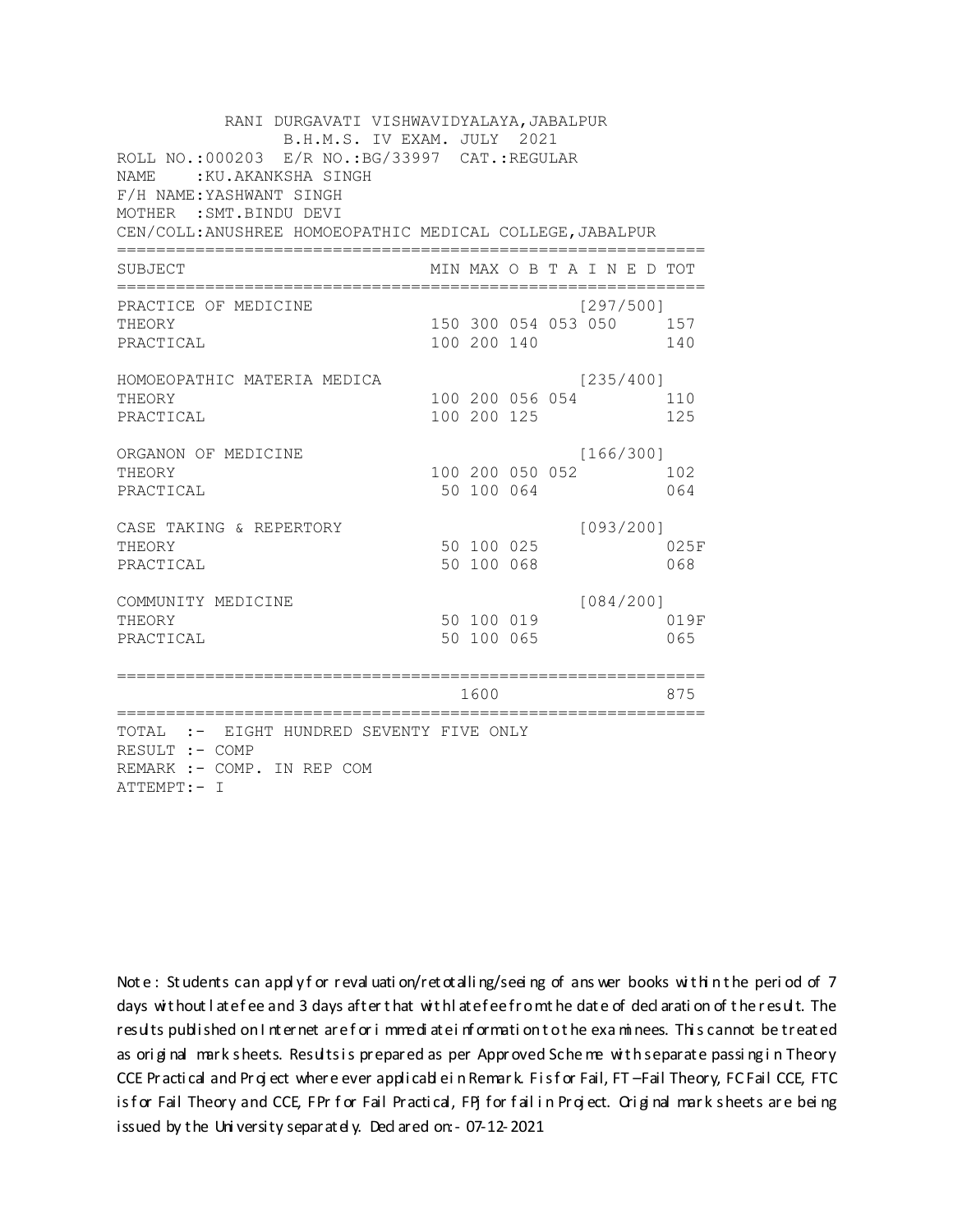RANI DURGAVATI VISHWAVIDYALAYA,JABALPUR
B.H.M.S. IV EXAM. JULY 2021

ROLL NO.:000203 E/R NO.:BG/33997 CAT.:REGULAR
NAME :KU.AKANKSHA SINGH
F/H NAME:YASHWANT SINGH
MOTHER :SMT.BINDU DEVI
CEN/COLL:ANUSHREE HOMOEOPATHIC MEDICAL COLLEGE,JABALPUR

| SUBJECT | MIN | MAX | O B T A I N E D | | | TOT |
|---|---|---|---|---|---|---|
| PRACTICE OF MEDICINE | | | | | [297/500] | |
| THEORY | 150 | 300 | 054 | 053 | 050 | 157 |
| PRACTICAL | 100 | 200 | 140 | | | 140 |
| HOMOEOPATHIC MATERIA MEDICA | | | | | [235/400] | |
| THEORY | 100 | 200 | 056 | 054 | | 110 |
| PRACTICAL | 100 | 200 | 125 | | | 125 |
| ORGANON OF MEDICINE | | | | | [166/300] | |
| THEORY | 100 | 200 | 050 | 052 | | 102 |
| PRACTICAL | 50 | 100 | 064 | | | 064 |
| CASE TAKING & REPERTORY | | | | | [093/200] | |
| THEORY | 50 | 100 | 025 | | | 025F |
| PRACTICAL | 50 | 100 | 068 | | | 068 |
| COMMUNITY MEDICINE | | | | | [084/200] | |
| THEORY | 50 | 100 | 019 | | | 019F |
| PRACTICAL | 50 | 100 | 065 | | | 065 |
| | | 1600 | | | | 875 |

TOTAL :- EIGHT HUNDRED SEVENTY FIVE ONLY
RESULT :- COMP
REMARK :- COMP. IN REP COM
ATTEMPT:- I

Note : Students can apply for revaluation/retotalling/seeing of answer books within the period of 7 days without late fee and 3 days after that with late fee from the date of declaration of the result. The results published on Internet are for immediate information to the examinees. This cannot be treated as original mark sheets. Results is prepared as per Approved Scheme with separate passing in Theory CCE Practical and Project where ever applicable in Remark. F is for Fail, FT –Fail Theory, FC Fail CCE, FTC is for Fail Theory and CCE, FPr for Fail Practical, FPJ for fail in Project. Original mark sheets are being issued by the University separately. Declared on:- 07-12-2021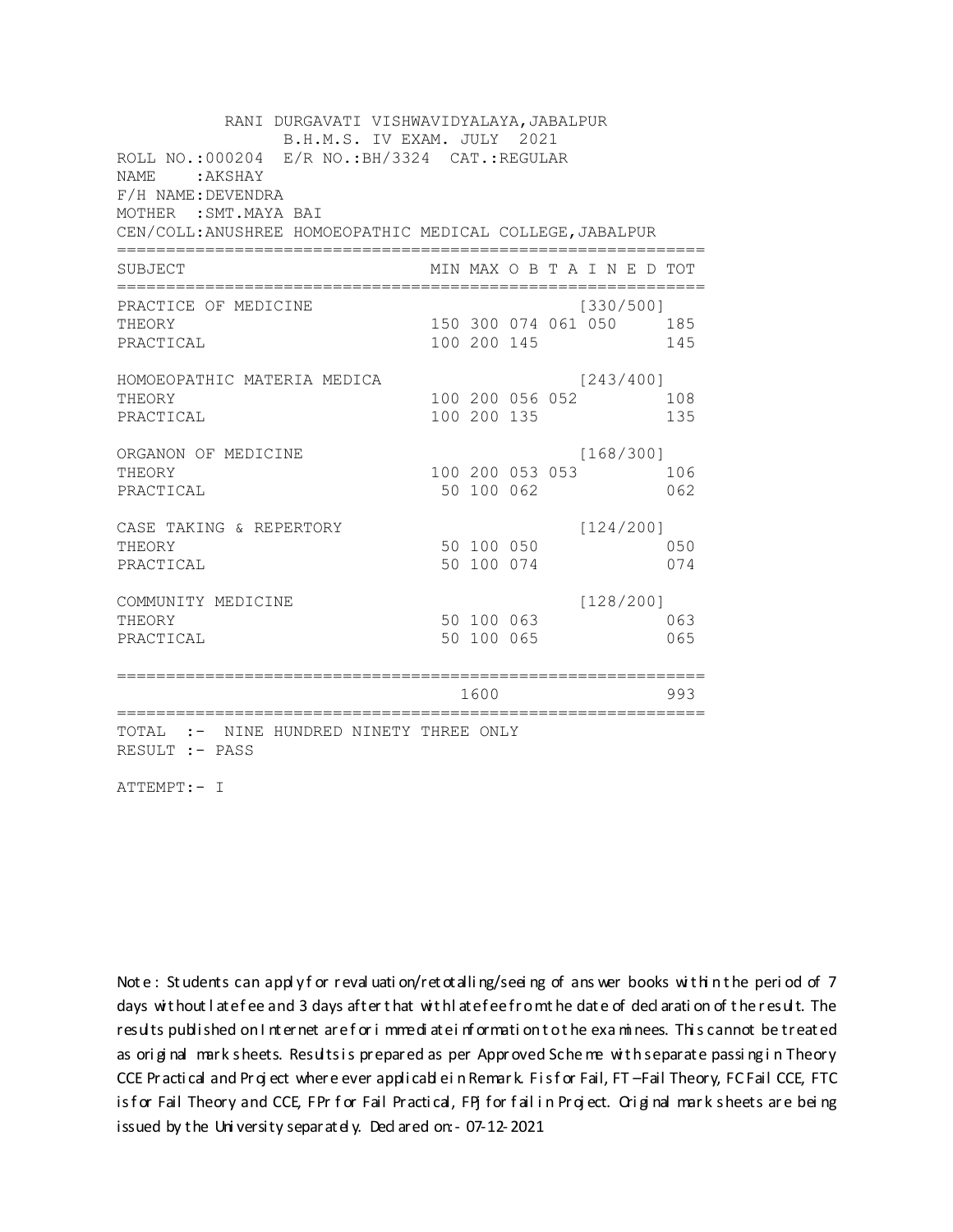RANI DURGAVATI VISHWAVIDYALAYA,JABALPUR
B.H.M.S. IV EXAM. JULY 2021

ROLL NO.:000204 E/R NO.:BH/3324 CAT.:REGULAR
NAME :AKSHAY
F/H NAME:DEVENDRA
MOTHER :SMT.MAYA BAI
CEN/COLL:ANUSHREE HOMOEOPATHIC MEDICAL COLLEGE,JABALPUR

| SUBJECT | MIN | MAX | O B T A I N E D | | | TOT |
|---|---|---|---|---|---|---|
| PRACTICE OF MEDICINE | | | | | [330/500] | |
| THEORY | 150 | 300 | 074 | 061 | 050 | 185 |
| PRACTICAL | 100 | 200 | 145 | | | 145 |
| HOMOEOPATHIC MATERIA MEDICA | | | | | [243/400] | |
| THEORY | 100 | 200 | 056 | 052 | | 108 |
| PRACTICAL | 100 | 200 | 135 | | | 135 |
| ORGANON OF MEDICINE | | | | | [168/300] | |
| THEORY | 100 | 200 | 053 | 053 | | 106 |
| PRACTICAL | 50 | 100 | 062 | | | 062 |
| CASE TAKING & REPERTORY | | | | | [124/200] | |
| THEORY | 50 | 100 | 050 | | | 050 |
| PRACTICAL | 50 | 100 | 074 | | | 074 |
| COMMUNITY MEDICINE | | | | | [128/200] | |
| THEORY | 50 | 100 | 063 | | | 063 |
| PRACTICAL | 50 | 100 | 065 | | | 065 |
| | | 1600 | | | | 993 |

TOTAL :- NINE HUNDRED NINETY THREE ONLY
RESULT :- PASS

ATTEMPT:- I

Note : Students can apply for revaluation/retotalling/seeing of answer books within the period of 7 days without late fee and 3 days after that with late fee from the date of declaration of the result. The results published on Internet are for immediate information to the examinees. This cannot be treated as original mark sheets. Results is prepared as per Approved Scheme with separate passing in Theory CCE Practical and Project where ever applicable in Remark. F is for Fail, FT –Fail Theory, FC Fail CCE, FTC is for Fail Theory and CCE, FPr for Fail Practical, FPJ for fail in Project. Original mark sheets are being issued by the University separately. Declared on:- 07-12-2021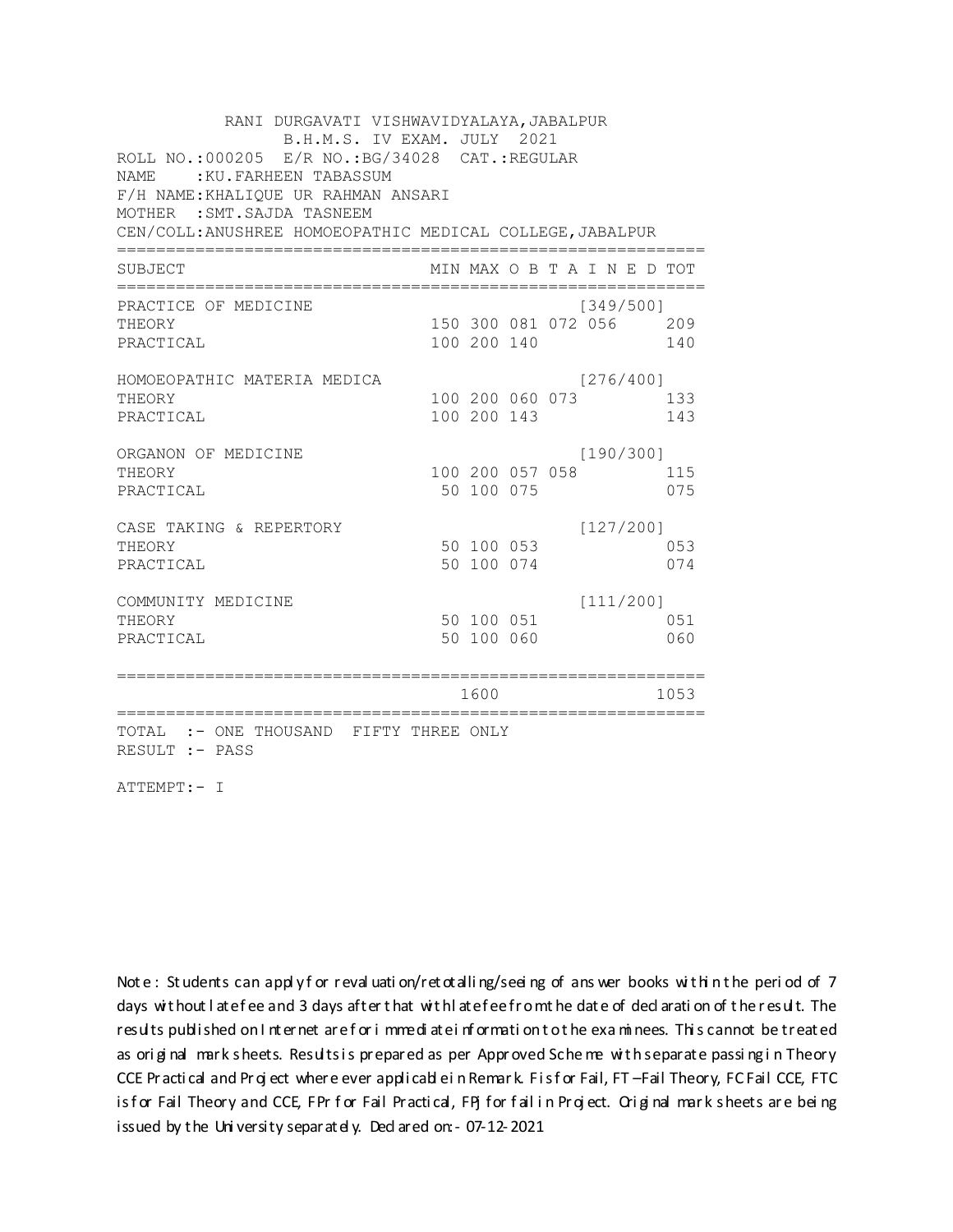RANI DURGAVATI VISHWAVIDYALAYA,JABALPUR
B.H.M.S. IV EXAM. JULY 2021

ROLL NO.:000205 E/R NO.:BG/34028 CAT.:REGULAR
NAME :KU.FARHEEN TABASSUM
F/H NAME:KHALIQUE UR RAHMAN ANSARI
MOTHER :SMT.SAJDA TASNEEM
CEN/COLL:ANUSHREE HOMOEOPATHIC MEDICAL COLLEGE,JABALPUR

| SUBJECT | MIN | MAX | O B T A I N E D | | | TOT |
|---|---|---|---|---|---|---|
| PRACTICE OF MEDICINE | | | | | [349/500] | |
| THEORY | 150 | 300 | 081 | 072 | 056 | 209 |
| PRACTICAL | 100 | 200 | 140 | | | 140 |
| HOMOEOPATHIC MATERIA MEDICA | | | | | [276/400] | |
| THEORY | 100 | 200 | 060 | 073 | | 133 |
| PRACTICAL | 100 | 200 | 143 | | | 143 |
| ORGANON OF MEDICINE | | | | | [190/300] | |
| THEORY | 100 | 200 | 057 | 058 | | 115 |
| PRACTICAL | 50 | 100 | 075 | | | 075 |
| CASE TAKING & REPERTORY | | | | | [127/200] | |
| THEORY | 50 | 100 | 053 | | | 053 |
| PRACTICAL | 50 | 100 | 074 | | | 074 |
| COMMUNITY MEDICINE | | | | | [111/200] | |
| THEORY | 50 | 100 | 051 | | | 051 |
| PRACTICAL | 50 | 100 | 060 | | | 060 |
| | | 1600 | | | | 1053 |

TOTAL :- ONE THOUSAND FIFTY THREE ONLY
RESULT :- PASS

ATTEMPT:- I

Note : Students can apply for revaluation/retotalling/seeing of answer books within the period of 7 days without late fee and 3 days after that with late fee from the date of declaration of the result. The results published on Internet are for immediate information to the examinees. This cannot be treated as original mark sheets. Results is prepared as per Approved Scheme with separate passing in Theory CCE Practical and Project where ever applicable in Remark. F is for Fail, FT –Fail Theory, FC Fail CCE, FTC is for Fail Theory and CCE, FPr for Fail Practical, FPj for fail in Project. Original mark sheets are being issued by the University separately. Declared on:- 07-12-2021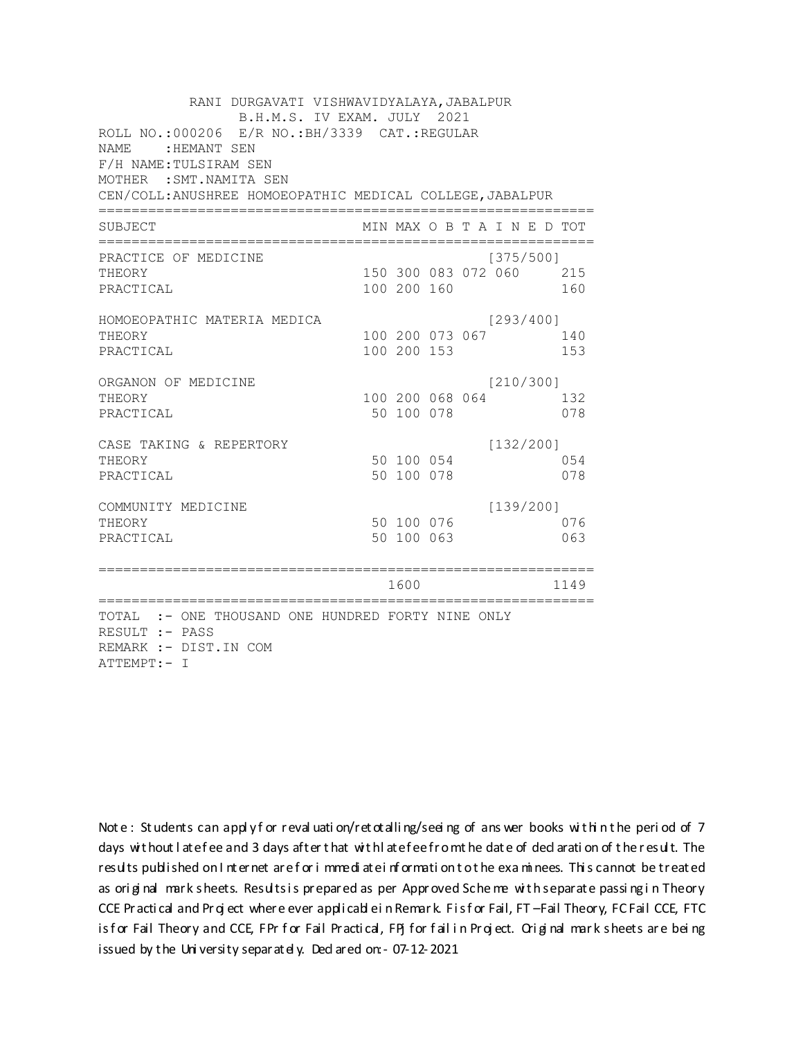RANI DURGAVATI VISHWAVIDYALAYA,JABALPUR
B.H.M.S. IV EXAM. JULY 2021

ROLL NO.:000206 E/R NO.:BH/3339 CAT.:REGULAR
NAME :HEMANT SEN
F/H NAME:TULSIRAM SEN
MOTHER :SMT.NAMITA SEN
CEN/COLL:ANUSHREE HOMOEOPATHIC MEDICAL COLLEGE,JABALPUR

| SUBJECT | MIN | MAX | O B T A I N E D | | | TOT |
|---|---|---|---|---|---|---|
| PRACTICE OF MEDICINE | | | | | [375/500] | |
| THEORY | 150 | 300 | 083 | 072 | 060 | 215 |
| PRACTICAL | 100 | 200 | 160 | | | 160 |
| HOMOEOPATHIC MATERIA MEDICA | | | | | [293/400] | |
| THEORY | 100 | 200 | 073 | 067 | | 140 |
| PRACTICAL | 100 | 200 | 153 | | | 153 |
| ORGANON OF MEDICINE | | | | | [210/300] | |
| THEORY | 100 | 200 | 068 | 064 | | 132 |
| PRACTICAL | 50 | 100 | 078 | | | 078 |
| CASE TAKING & REPERTORY | | | | | [132/200] | |
| THEORY | 50 | 100 | 054 | | | 054 |
| PRACTICAL | 50 | 100 | 078 | | | 078 |
| COMMUNITY MEDICINE | | | | | [139/200] | |
| THEORY | 50 | 100 | 076 | | | 076 |
| PRACTICAL | 50 | 100 | 063 | | | 063 |
| | | 1600 | | | | 1149 |

TOTAL :- ONE THOUSAND ONE HUNDRED FORTY NINE ONLY
RESULT :- PASS
REMARK :- DIST.IN COM
ATTEMPT:- I

Note : Students can apply for revaluation/retotalling/seeing of answer books within the period of 7 days without late fee and 3 days after that with late fee from the date of declaration of the result. The results published on Internet are for immediate information to the examinees. This cannot be treated as original mark sheets. Results is prepared as per Approved Scheme with separate passing in Theory CCE Practical and Project where ever applicable in Remark. F is for Fail, FT –Fail Theory, FC Fail CCE, FTC is for Fail Theory and CCE, FPr for Fail Practical, FPj for fail in Project. Original mark sheets are being issued by the University separately. Declared on:- 07-12-2021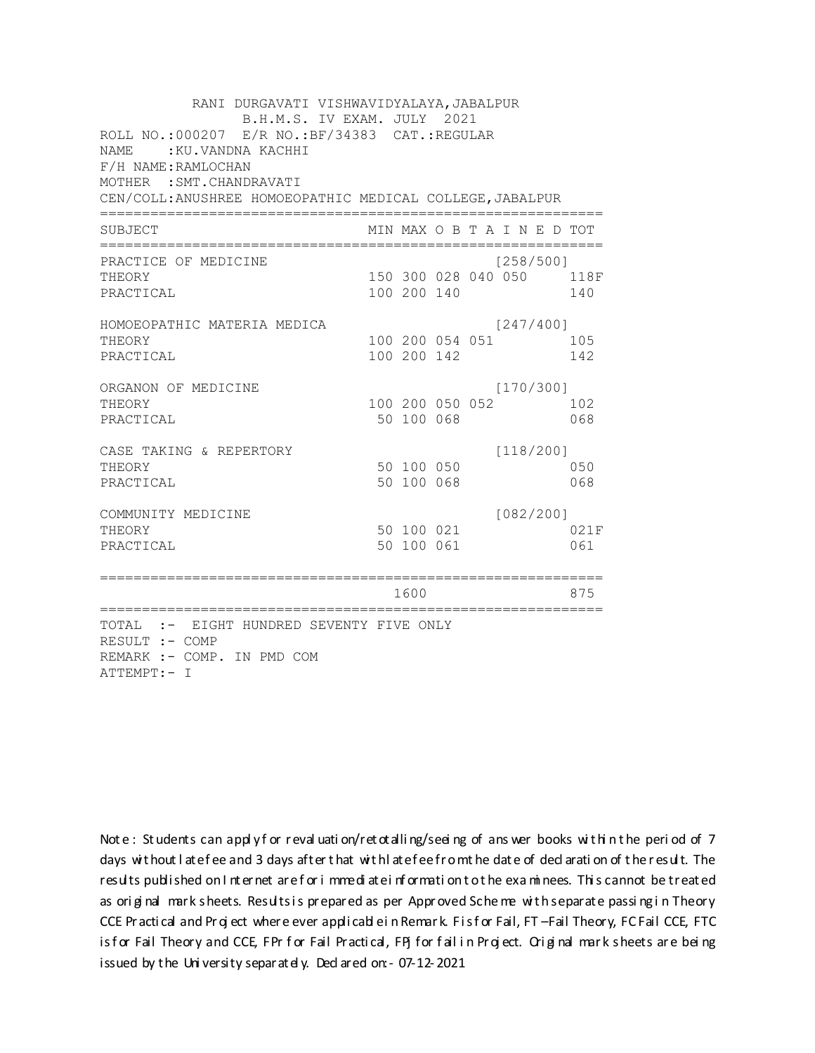RANI DURGAVATI VISHWAVIDYALAYA,JABALPUR
B.H.M.S. IV EXAM. JULY 2021

ROLL NO.:000207 E/R NO.:BF/34383 CAT.:REGULAR
NAME :KU.VANDNA KACHHI
F/H NAME:RAMLOCHAN
MOTHER :SMT.CHANDRAVATI
CEN/COLL:ANUSHREE HOMOEOPATHIC MEDICAL COLLEGE,JABALPUR

| SUBJECT | MIN | MAX | O B T A I N E D | | | | TOT |
|---|---|---|---|---|---|---|---|
| PRACTICE OF MEDICINE | | | | | | [258/500] | |
| THEORY | 150 | 300 | 028 | 040 | 050 | | 118F |
| PRACTICAL | 100 | 200 | 140 | | | | 140 |
| HOMOEOPATHIC MATERIA MEDICA | | | | | | [247/400] | |
| THEORY | 100 | 200 | 054 | 051 | | | 105 |
| PRACTICAL | 100 | 200 | 142 | | | | 142 |
| ORGANON OF MEDICINE | | | | | | [170/300] | |
| THEORY | 100 | 200 | 050 | 052 | | | 102 |
| PRACTICAL | 50 | 100 | 068 | | | | 068 |
| CASE TAKING & REPERTORY | | | | | | [118/200] | |
| THEORY | 50 | 100 | 050 | | | | 050 |
| PRACTICAL | 50 | 100 | 068 | | | | 068 |
| COMMUNITY MEDICINE | | | | | | [082/200] | |
| THEORY | 50 | 100 | 021 | | | | 021F |
| PRACTICAL | 50 | 100 | 061 | | | | 061 |
| | | 1600 | | | | | 875 |

TOTAL :- EIGHT HUNDRED SEVENTY FIVE ONLY
RESULT :- COMP
REMARK :- COMP. IN PMD COM
ATTEMPT:- I

Note : Students can apply for revaluation/retotalling/seeing of answer books within the period of 7 days without late fee and 3 days after that with late fee from the date of declaration of the result. The results published on Internet are for immediate information to the examinees. This cannot be treated as original mark sheets. Results is prepared as per Approved Scheme with separate passing in Theory CCE Practical and Project where ever applicable in Remark. F is for Fail, FT –Fail Theory, FC Fail CCE, FTC is for Fail Theory and CCE, FPr for Fail Practical, FPJ for fail in Project. Original mark sheets are being issued by the University separately. Declared on:- 07-12-2021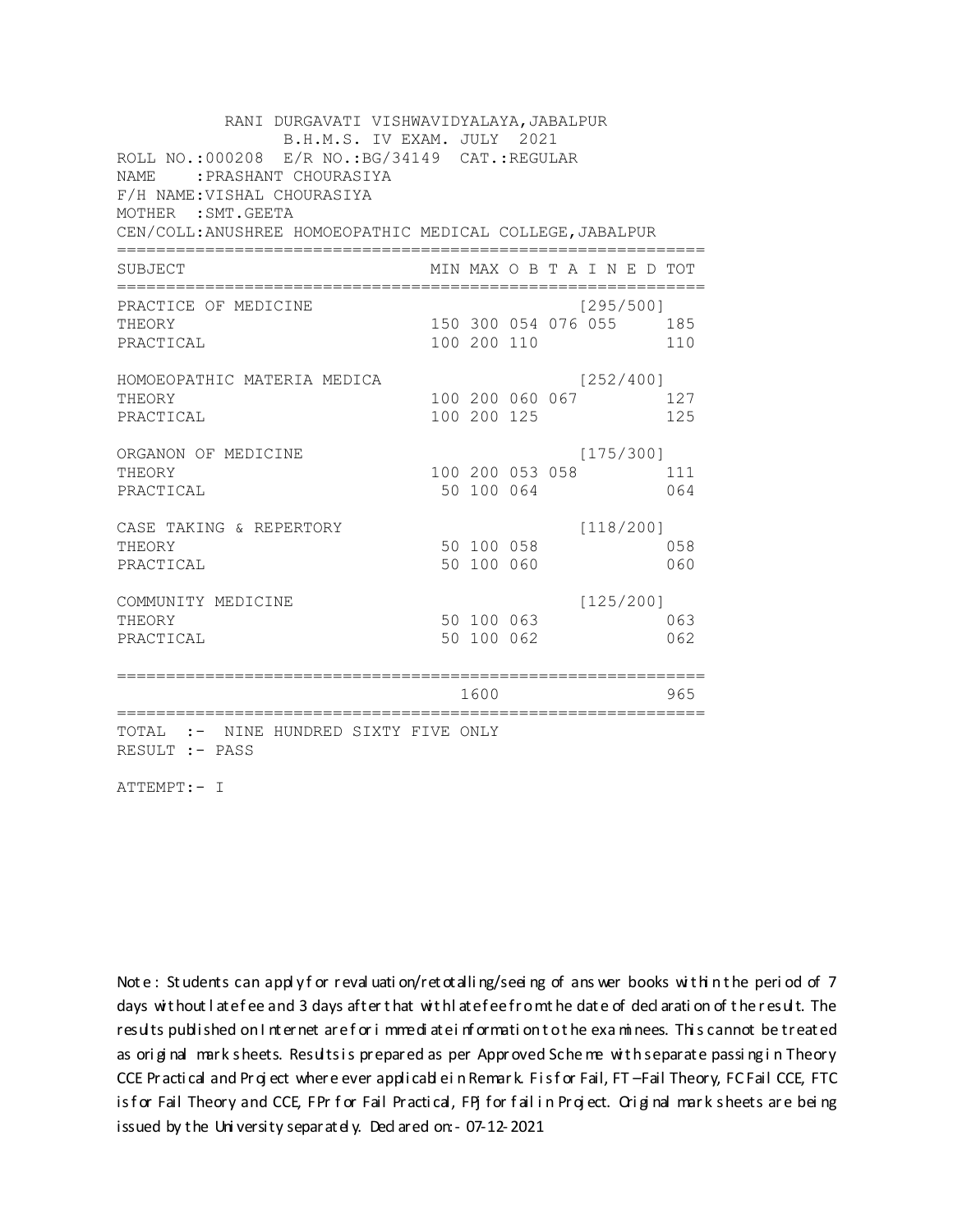RANI DURGAVATI VISHWAVIDYALAYA,JABALPUR
B.H.M.S. IV EXAM. JULY 2021

ROLL NO.:000208 E/R NO.:BG/34149 CAT.:REGULAR
NAME :PRASHANT CHOURASIYA
F/H NAME:VISHAL CHOURASIYA
MOTHER :SMT.GEETA
CEN/COLL:ANUSHREE HOMOEOPATHIC MEDICAL COLLEGE,JABALPUR

| SUBJECT | MIN | MAX | O | B | T | A I N E D | TOT |
|---|---|---|---|---|---|---|---|
| PRACTICE OF MEDICINE | | | | | | [295/500] | |
| THEORY | 150 | 300 | 054 | 076 | 055 | | 185 |
| PRACTICAL | 100 | 200 | 110 | | | | 110 |
| HOMOEOPATHIC MATERIA MEDICA | | | | | | [252/400] | |
| THEORY | 100 | 200 | 060 | 067 | | | 127 |
| PRACTICAL | 100 | 200 | 125 | | | | 125 |
| ORGANON OF MEDICINE | | | | | | [175/300] | |
| THEORY | 100 | 200 | 053 | 058 | | | 111 |
| PRACTICAL | 50 | 100 | 064 | | | | 064 |
| CASE TAKING & REPERTORY | | | | | | [118/200] | |
| THEORY | 50 | 100 | 058 | | | | 058 |
| PRACTICAL | 50 | 100 | 060 | | | | 060 |
| COMMUNITY MEDICINE | | | | | | [125/200] | |
| THEORY | 50 | 100 | 063 | | | | 063 |
| PRACTICAL | 50 | 100 | 062 | | | | 062 |
| | | 1600 | | | | | 965 |

TOTAL :- NINE HUNDRED SIXTY FIVE ONLY
RESULT :- PASS

ATTEMPT:- I

Note : Students can apply for revaluation/retotalling/seeing of answer books within the period of 7 days without late fee and 3 days after that with late fee from the date of declaration of the result. The results published on Internet are for immediate information to the examinees. This cannot be treated as original mark sheets. Results is prepared as per Approved Scheme with separate passing in Theory CCE Practical and Project where ever applicable in Remark. F is for Fail, FT –Fail Theory, FC Fail CCE, FTC is for Fail Theory and CCE, FPr for Fail Practical, FPJ for fail in Project. Original mark sheets are being issued by the University separately. Declared on:- 07-12-2021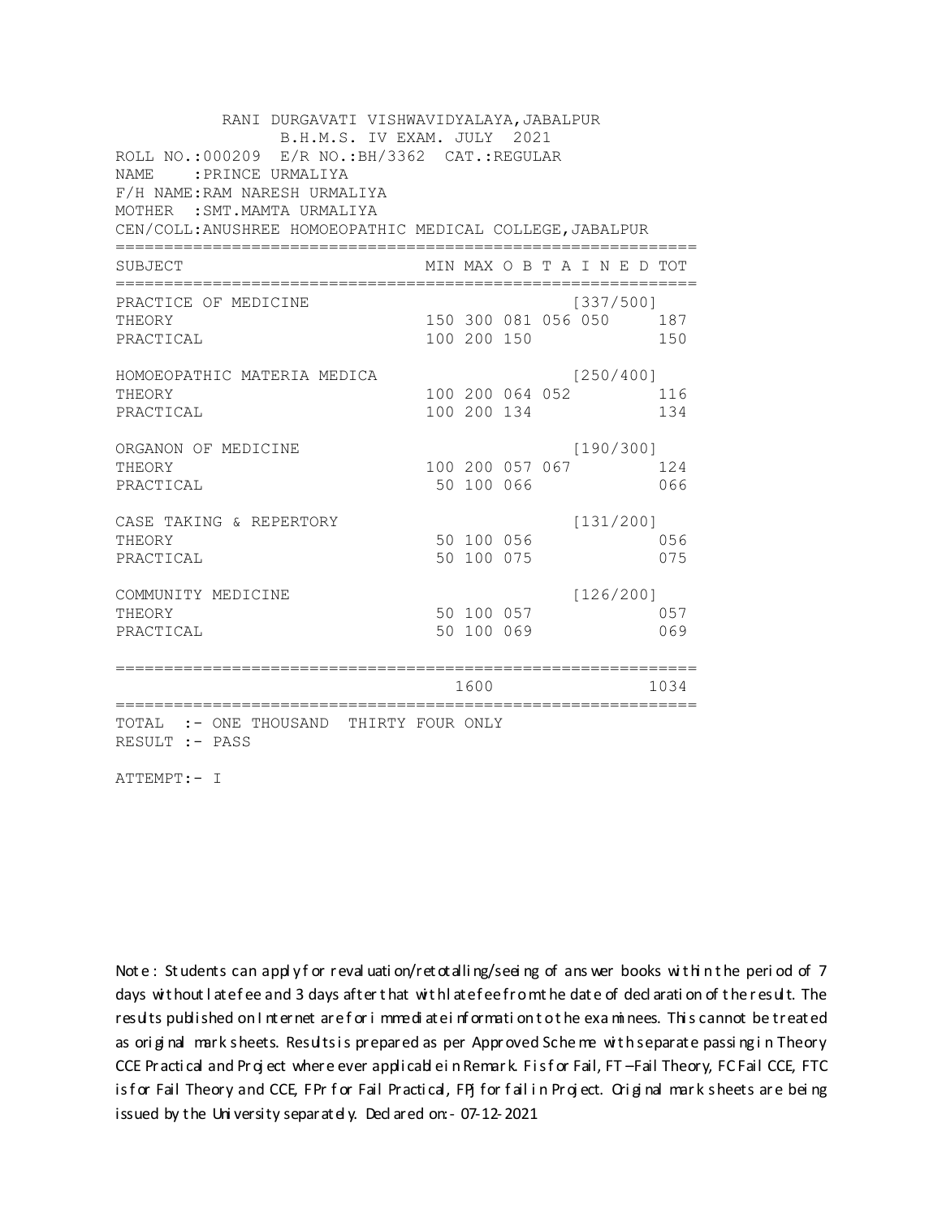RANI DURGAVATI VISHWAVIDYALAYA,JABALPUR
B.H.M.S. IV EXAM. JULY 2021

ROLL NO.:000209 E/R NO.:BH/3362 CAT.:REGULAR
NAME : PRINCE URMALIYA
F/H NAME:RAM NARESH URMALIYA
MOTHER : SMT.MAMTA URMALIYA
CEN/COLL:ANUSHREE HOMOEOPATHIC MEDICAL COLLEGE,JABALPUR

| SUBJECT | MIN | MAX | O B T A I N E D | | | TOT |
|---|---|---|---|---|---|---|
| PRACTICE OF MEDICINE | | | | | [337/500] | |
| THEORY | 150 | 300 | 081 | 056 | 050 | 187 |
| PRACTICAL | 100 | 200 | 150 | | | 150 |
| HOMOEOPATHIC MATERIA MEDICA | | | | | [250/400] | |
| THEORY | 100 | 200 | 064 | 052 | | 116 |
| PRACTICAL | 100 | 200 | 134 | | | 134 |
| ORGANON OF MEDICINE | | | | | [190/300] | |
| THEORY | 100 | 200 | 057 | 067 | | 124 |
| PRACTICAL | 50 | 100 | 066 | | | 066 |
| CASE TAKING & REPERTORY | | | | | [131/200] | |
| THEORY | 50 | 100 | 056 | | | 056 |
| PRACTICAL | 50 | 100 | 075 | | | 075 |
| COMMUNITY MEDICINE | | | | | [126/200] | |
| THEORY | 50 | 100 | 057 | | | 057 |
| PRACTICAL | 50 | 100 | 069 | | | 069 |
| | | 1600 | | | | 1034 |

TOTAL :- ONE THOUSAND THIRTY FOUR ONLY
RESULT :- PASS

ATTEMPT:- I

Note : Students can apply for revaluation/retotalling/seeing of answer books within the period of 7 days without late fee and 3 days after that with late fee from the date of declaration of the result. The results published on Internet are for immediate information to the examinees. This cannot be treated as original mark sheets. Results is prepared as per Approved Scheme with separate passing in Theory CCE Practical and Project where ever applicable in Remark. F is for Fail, FT –Fail Theory, FC Fail CCE, FTC is for Fail Theory and CCE, FPr for Fail Practical, FPJ for fail in Project. Original mark sheets are being issued by the University separately. Declared on:- 07-12-2021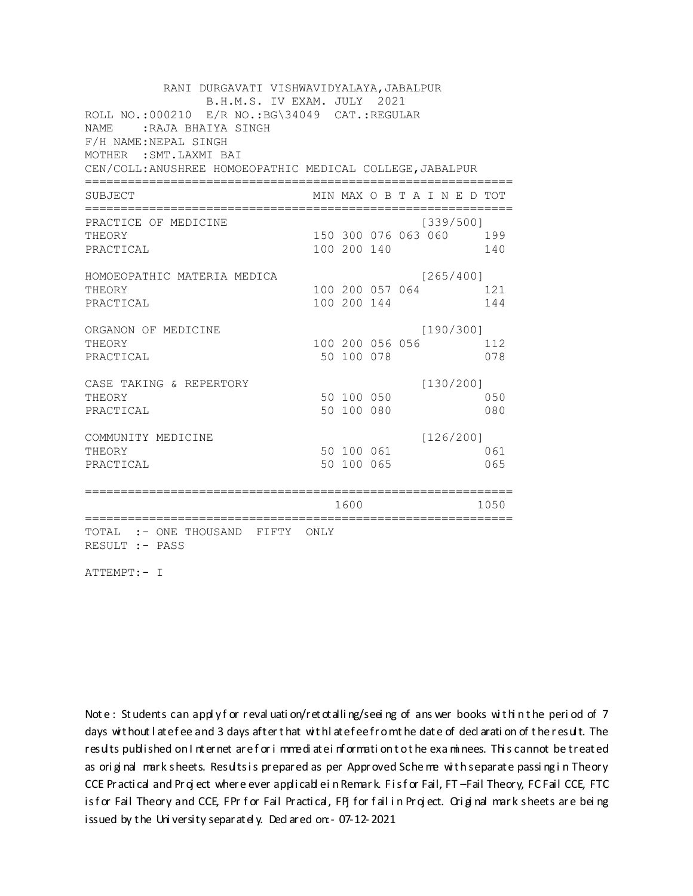RANI DURGAVATI VISHWAVIDYALAYA,JABALPUR

B.H.M.S. IV EXAM. JULY 2021

ROLL NO.:000210 E/R NO.:BG\34049 CAT.:REGULAR

NAME :RAJA BHAIYA SINGH

F/H NAME:NEPAL SINGH

MOTHER :SMT.LAXMI BAI

CEN/COLL:ANUSHREE HOMOEOPATHIC MEDICAL COLLEGE,JABALPUR

| SUBJECT | MIN | MAX | O B T A I N E D | | | TOT |
|---|---|---|---|---|---|---|
| PRACTICE OF MEDICINE | | | | | [339/500] | |
| THEORY | 150 | 300 | 076 | 063 | 060 | 199 |
| PRACTICAL | 100 | 200 | 140 | | | 140 |
| HOMOEOPATHIC MATERIA MEDICA | | | | | [265/400] | |
| THEORY | 100 | 200 | 057 | 064 | | 121 |
| PRACTICAL | 100 | 200 | 144 | | | 144 |
| ORGANON OF MEDICINE | | | | | [190/300] | |
| THEORY | 100 | 200 | 056 | 056 | | 112 |
| PRACTICAL | 50 | 100 | 078 | | | 078 |
| CASE TAKING & REPERTORY | | | | | [130/200] | |
| THEORY | 50 | 100 | 050 | | | 050 |
| PRACTICAL | 50 | 100 | 080 | | | 080 |
| COMMUNITY MEDICINE | | | | | [126/200] | |
| THEORY | 50 | 100 | 061 | | | 061 |
| PRACTICAL | 50 | 100 | 065 | | | 065 |
| | | 1600 | | | | 1050 |

TOTAL :- ONE THOUSAND FIFTY ONLY

RESULT :- PASS

ATTEMPT:- I

Note : Students can apply for revaluation/retotalling/seeing of answer books within the period of 7 days without late fee and 3 days after that with late fee from the date of declaration of the result. The results published on Internet are for immediate information to the examinees. This cannot be treated as original mark sheets. Results is prepared as per Approved Scheme with separate passing in Theory CCE Practical and Project where ever applicable in Remark. F is for Fail, FT –Fail Theory, FC Fail CCE, FTC is for Fail Theory and CCE, FPr for Fail Practical, FPj for fail in Project. Original mark sheets are being issued by the University separately. Declared on:- 07-12-2021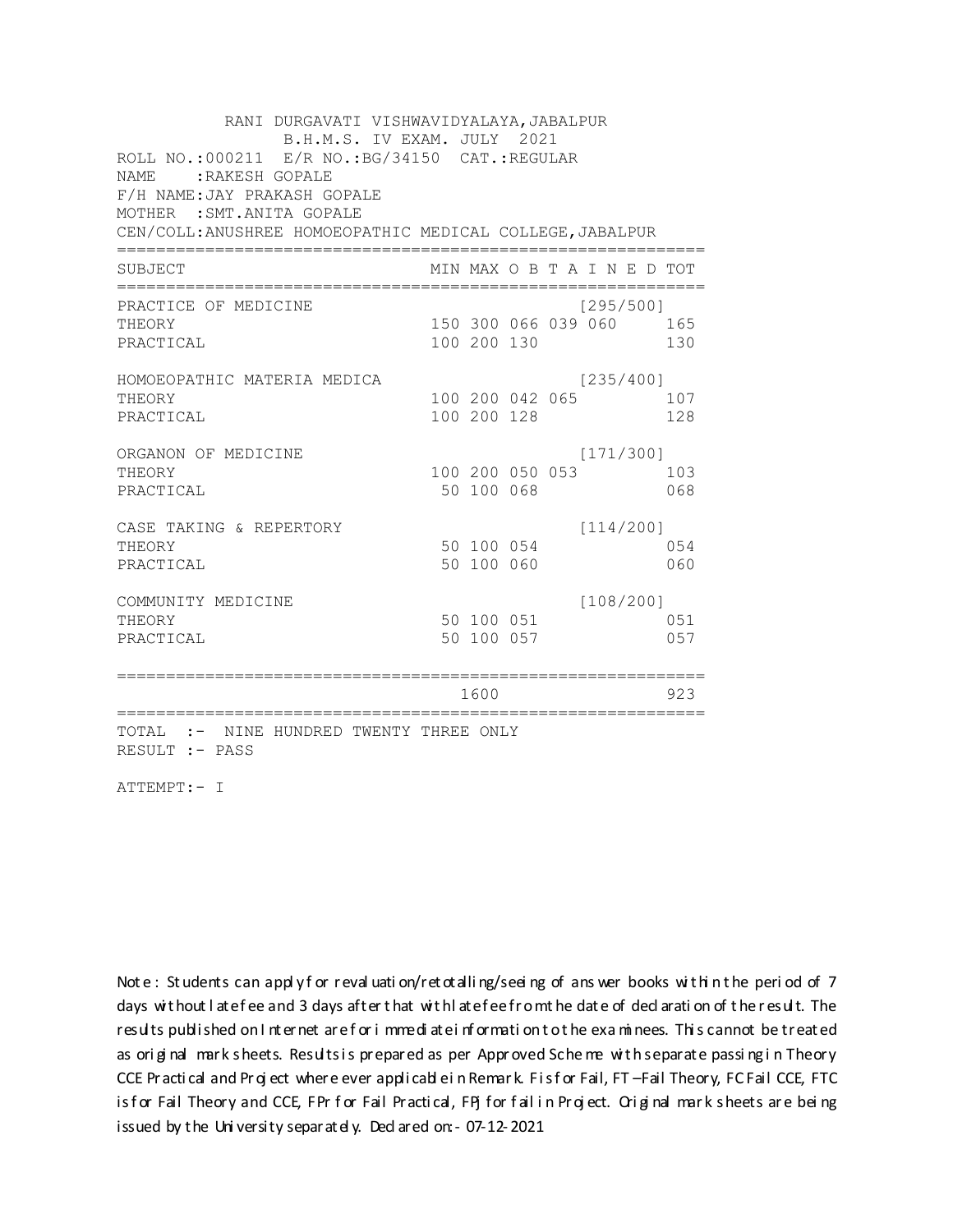RANI DURGAVATI VISHWAVIDYALAYA,JABALPUR
B.H.M.S. IV EXAM. JULY 2021

ROLL NO.:000211 E/R NO.:BG/34150 CAT.:REGULAR
NAME :RAKESH GOPALE
F/H NAME:JAY PRAKASH GOPALE
MOTHER :SMT.ANITA GOPALE
CEN/COLL:ANUSHREE HOMOEOPATHIC MEDICAL COLLEGE,JABALPUR

| SUBJECT | MIN | MAX | O B T A I N E D | | | TOT |
|---|---|---|---|---|---|---|
| PRACTICE OF MEDICINE | | | | | [295/500] | |
| THEORY | 150 | 300 | 066 | 039 | 060 | 165 |
| PRACTICAL | 100 | 200 | 130 | | | 130 |
| HOMOEOPATHIC MATERIA MEDICA | | | | | [235/400] | |
| THEORY | 100 | 200 | 042 | 065 | | 107 |
| PRACTICAL | 100 | 200 | 128 | | | 128 |
| ORGANON OF MEDICINE | | | | | [171/300] | |
| THEORY | 100 | 200 | 050 | 053 | | 103 |
| PRACTICAL | 50 | 100 | 068 | | | 068 |
| CASE TAKING & REPERTORY | | | | | [114/200] | |
| THEORY | 50 | 100 | 054 | | | 054 |
| PRACTICAL | 50 | 100 | 060 | | | 060 |
| COMMUNITY MEDICINE | | | | | [108/200] | |
| THEORY | 50 | 100 | 051 | | | 051 |
| PRACTICAL | 50 | 100 | 057 | | | 057 |
| | | 1600 | | | | 923 |

TOTAL :- NINE HUNDRED TWENTY THREE ONLY
RESULT :- PASS

ATTEMPT:- I

Note : Students can apply for revaluation/retotalling/seeing of answer books within the period of 7 days without late fee and 3 days after that with late fee from the date of declaration of the result. The results published on Internet are for immediate information to the examinees. This cannot be treated as original mark sheets. Results is prepared as per Approved Scheme with separate passing in Theory CCE Practical and Project where ever applicable in Remark. F is for Fail, FT –Fail Theory, FC Fail CCE, FTC is for Fail Theory and CCE, FPr for Fail Practical, FPJ for fail in Project. Original mark sheets are being issued by the University separately. Declared on:- 07-12-2021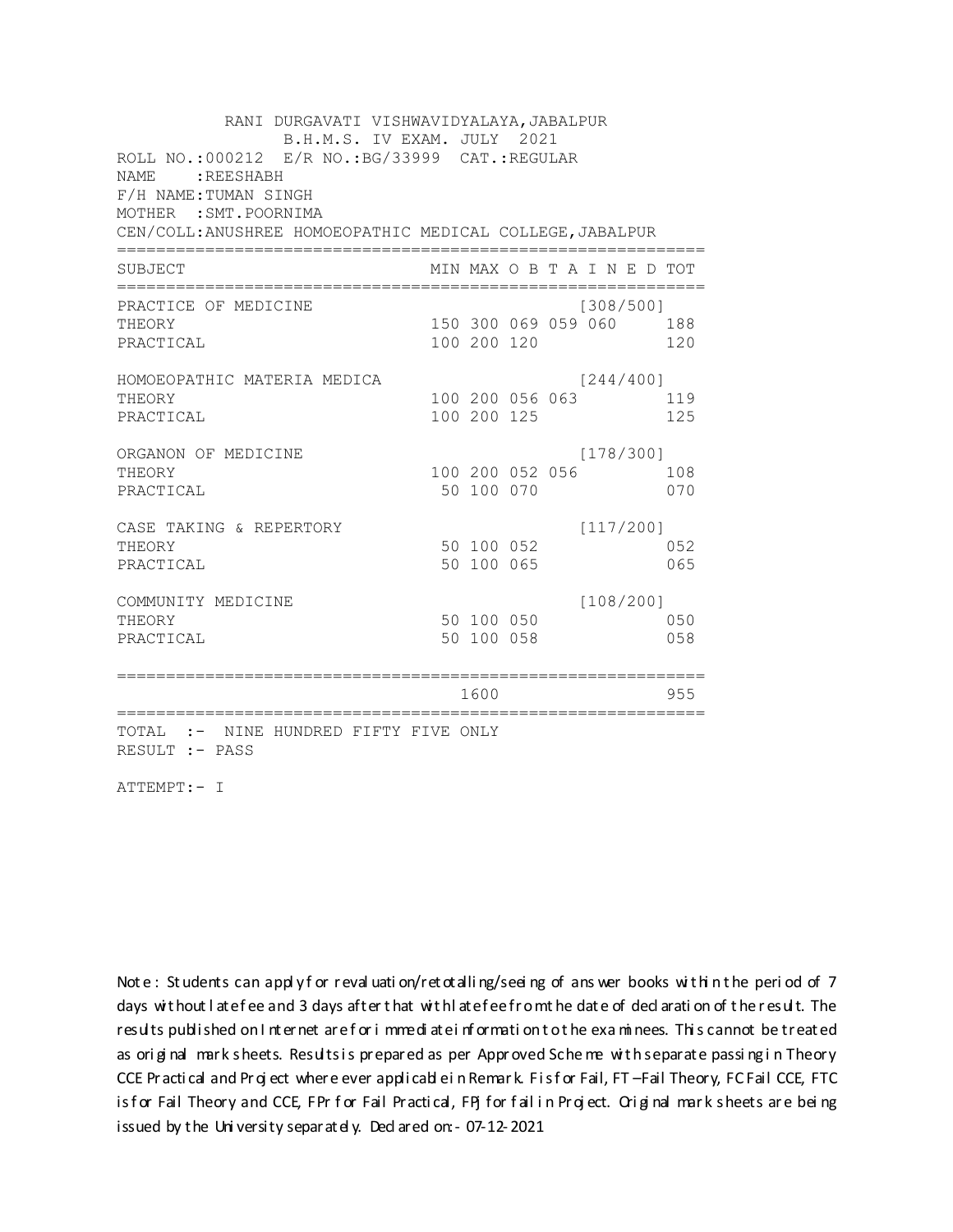RANI DURGAVATI VISHWAVIDYALAYA,JABALPUR
B.H.M.S. IV EXAM. JULY 2021

ROLL NO.:000212 E/R NO.:BG/33999 CAT.:REGULAR
NAME :REESHABH
F/H NAME:TUMAN SINGH
MOTHER :SMT.POORNIMA
CEN/COLL:ANUSHREE HOMOEOPATHIC MEDICAL COLLEGE,JABALPUR

| SUBJECT | MIN | MAX | O B T A I N E D | | | TOT |
|---|---|---|---|---|---|---|
| PRACTICE OF MEDICINE | | | | | [308/500] | |
| THEORY | 150 | 300 | 069 | 059 | 060 | 188 |
| PRACTICAL | 100 | 200 | 120 | | | 120 |
| HOMOEOPATHIC MATERIA MEDICA | | | | | [244/400] | |
| THEORY | 100 | 200 | 056 | 063 | | 119 |
| PRACTICAL | 100 | 200 | 125 | | | 125 |
| ORGANON OF MEDICINE | | | | | [178/300] | |
| THEORY | 100 | 200 | 052 | 056 | | 108 |
| PRACTICAL | 50 | 100 | 070 | | | 070 |
| CASE TAKING & REPERTORY | | | | | [117/200] | |
| THEORY | 50 | 100 | 052 | | | 052 |
| PRACTICAL | 50 | 100 | 065 | | | 065 |
| COMMUNITY MEDICINE | | | | | [108/200] | |
| THEORY | 50 | 100 | 050 | | | 050 |
| PRACTICAL | 50 | 100 | 058 | | | 058 |
| | | 1600 | | | | 955 |

TOTAL :- NINE HUNDRED FIFTY FIVE ONLY
RESULT :- PASS

ATTEMPT:- I

Note : Students can apply for revaluation/retotalling/seeing of answer books within the period of 7 days without late fee and 3 days after that with late fee from the date of declaration of the result. The results published on Internet are for immediate information to the examinees. This cannot be treated as original mark sheets. Results is prepared as per Approved Scheme with separate passing in Theory CCE Practical and Project where ever applicable in Remark. F is for Fail, FT –Fail Theory, FC Fail CCE, FTC is for Fail Theory and CCE, FPr for Fail Practical, FPj for fail in Project. Original mark sheets are being issued by the University separately. Declared on:- 07-12-2021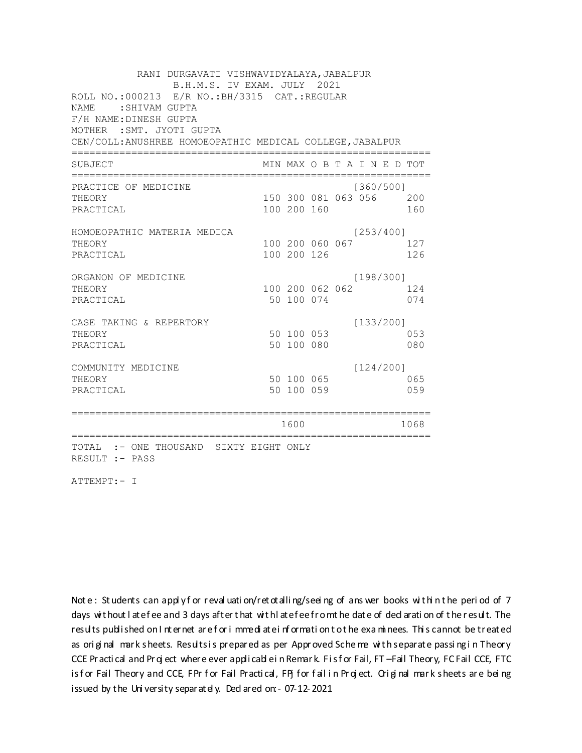RANI DURGAVATI VISHWAVIDYALAYA,JABALPUR
B.H.M.S. IV EXAM. JULY 2021

ROLL NO.:000213 E/R NO.:BH/3315 CAT.:REGULAR
NAME :SHIVAM GUPTA
F/H NAME:DINESH GUPTA
MOTHER :SMT. JYOTI GUPTA
CEN/COLL:ANUSHREE HOMOEOPATHIC MEDICAL COLLEGE,JABALPUR

| SUBJECT | MIN | MAX | O B T A I N E D | | | | TOT |
|---|---|---|---|---|---|---|---|
| PRACTICE OF MEDICINE | | | | | | [360/500] | |
| THEORY | 150 | 300 | 081 | 063 | 056 | | 200 |
| PRACTICAL | 100 | 200 | 160 | | | | 160 |
| HOMOEOPATHIC MATERIA MEDICA | | | | | | [253/400] | |
| THEORY | 100 | 200 | 060 | 067 | | | 127 |
| PRACTICAL | 100 | 200 | 126 | | | | 126 |
| ORGANON OF MEDICINE | | | | | | [198/300] | |
| THEORY | 100 | 200 | 062 | 062 | | | 124 |
| PRACTICAL | 50 | 100 | 074 | | | | 074 |
| CASE TAKING & REPERTORY | | | | | | [133/200] | |
| THEORY | 50 | 100 | 053 | | | | 053 |
| PRACTICAL | 50 | 100 | 080 | | | | 080 |
| COMMUNITY MEDICINE | | | | | | [124/200] | |
| THEORY | 50 | 100 | 065 | | | | 065 |
| PRACTICAL | 50 | 100 | 059 | | | | 059 |
| | | 1600 | | | | | 1068 |

TOTAL :- ONE THOUSAND SIXTY EIGHT ONLY
RESULT :- PASS

ATTEMPT:- I

Note : Students can apply for revaluation/retotalling/seeing of answer books within the period of 7 days without late fee and 3 days after that with late fee from the date of declaration of the result. The results published on Internet are for immediate information to the examinees. This cannot be treated as original mark sheets. Results is prepared as per Approved Scheme with separate passing in Theory CCE Practical and Project where ever applicable in Remark. F is for Fail, FT –Fail Theory, FC Fail CCE, FTC is for Fail Theory and CCE, FPr for Fail Practical, FPJ for fail in Project. Original mark sheets are being issued by the University separately. Declared on:- 07-12-2021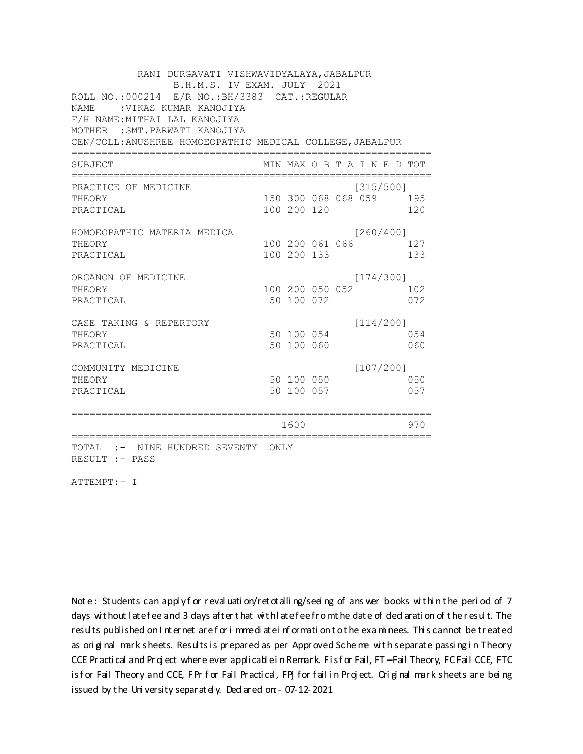RANI DURGAVATI VISHWAVIDYALAYA,JABALPUR
B.H.M.S. IV EXAM. JULY 2021

ROLL NO.:000214 E/R NO.:BH/3383 CAT.:REGULAR
NAME :VIKAS KUMAR KANOJIYA
F/H NAME:MITHAI LAL KANOJIYA
MOTHER :SMT.PARWATI KANOJIYA
CEN/COLL:ANUSHREE HOMOEOPATHIC MEDICAL COLLEGE,JABALPUR

| SUBJECT | MIN | MAX | O B T A I N E D | | | TOT |
|---|---|---|---|---|---|---|
| PRACTICE OF MEDICINE | | | | | [315/500] | |
| THEORY | 150 | 300 | 068 | 068 | 059 | 195 |
| PRACTICAL | 100 | 200 | 120 | | | 120 |
| HOMOEOPATHIC MATERIA MEDICA | | | | | [260/400] | |
| THEORY | 100 | 200 | 061 | 066 | | 127 |
| PRACTICAL | 100 | 200 | 133 | | | 133 |
| ORGANON OF MEDICINE | | | | | [174/300] | |
| THEORY | 100 | 200 | 050 | 052 | | 102 |
| PRACTICAL | 50 | 100 | 072 | | | 072 |
| CASE TAKING & REPERTORY | | | | | [114/200] | |
| THEORY | 50 | 100 | 054 | | | 054 |
| PRACTICAL | 50 | 100 | 060 | | | 060 |
| COMMUNITY MEDICINE | | | | | [107/200] | |
| THEORY | 50 | 100 | 050 | | | 050 |
| PRACTICAL | 50 | 100 | 057 | | | 057 |
| | | 1600 | | | | 970 |

TOTAL :- NINE HUNDRED SEVENTY ONLY
RESULT :- PASS

ATTEMPT:- I

Note : Students can apply for revaluation/retotalling/seeing of answer books within the period of 7 days without late fee and 3 days after that with late fee from the date of declaration of the result. The results published on Internet are for immediate information to the examinees. This cannot be treated as original mark sheets. Results is prepared as per Approved Scheme with separate passing in Theory CCE Practical and Project where ever applicable in Remark. F is for Fail, FT –Fail Theory, FC Fail CCE, FTC is for Fail Theory and CCE, FPr for Fail Practical, FPJ for fail in Project. Original mark sheets are being issued by the University separately. Declared on:- 07-12-2021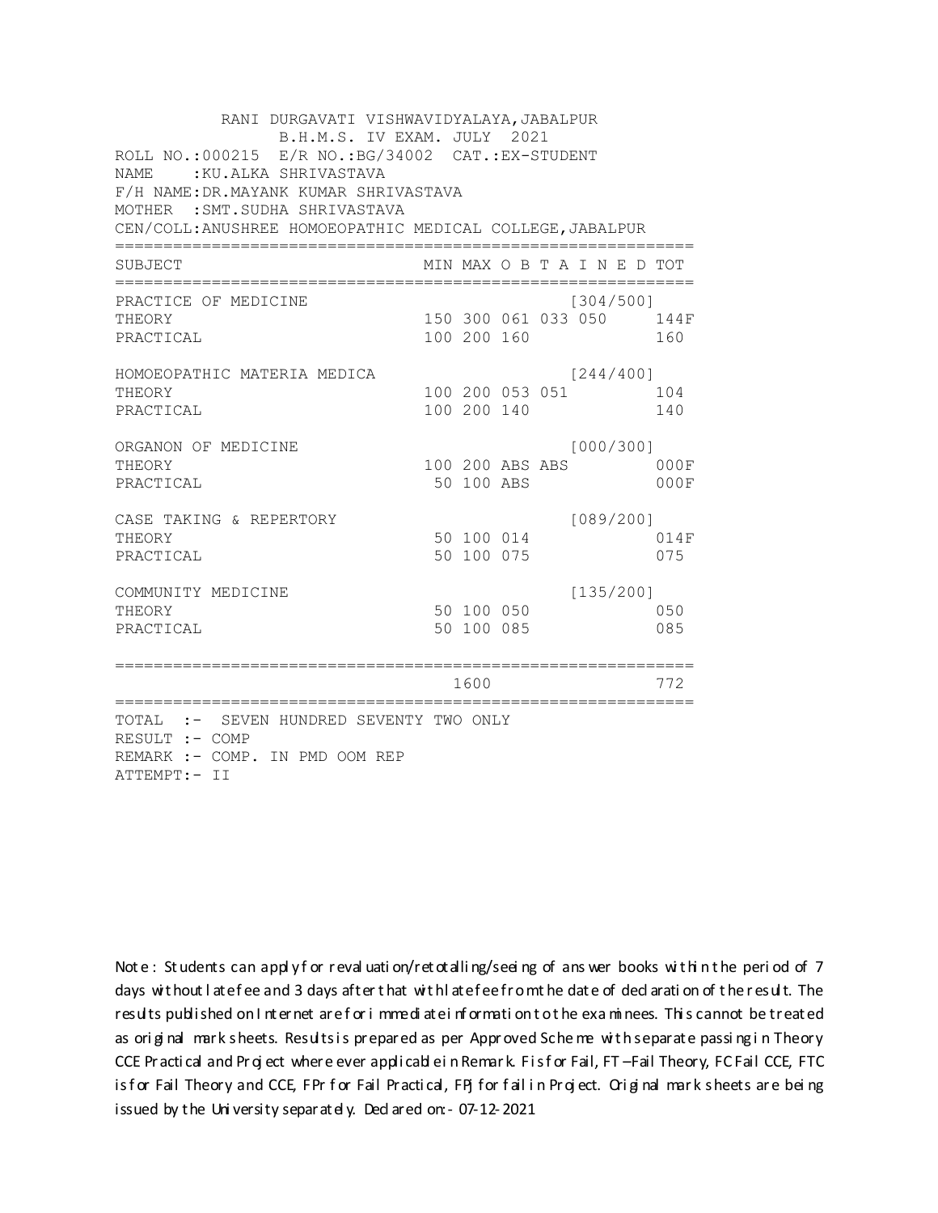RANI DURGAVATI VISHWAVIDYALAYA,JABALPUR
B.H.M.S. IV EXAM. JULY 2021

ROLL NO.:000215 E/R NO.:BG/34002 CAT.:EX-STUDENT
NAME :KU.ALKA SHRIVASTAVA
F/H NAME:DR.MAYANK KUMAR SHRIVASTAVA
MOTHER :SMT.SUDHA SHRIVASTAVA
CEN/COLL:ANUSHREE HOMOEOPATHIC MEDICAL COLLEGE,JABALPUR

| SUBJECT | MIN | MAX | O | B | T | A I N E D | TOT |
|---|---|---|---|---|---|---|---|
| PRACTICE OF MEDICINE | | | | | | [304/500] | |
| THEORY | 150 | 300 | 061 | 033 | 050 | | 144F |
| PRACTICAL | 100 | 200 | 160 | | | | 160 |
| HOMOEOPATHIC MATERIA MEDICA | | | | | | [244/400] | |
| THEORY | 100 | 200 | 053 | 051 | | | 104 |
| PRACTICAL | 100 | 200 | 140 | | | | 140 |
| ORGANON OF MEDICINE | | | | | | [000/300] | |
| THEORY | 100 | 200 | ABS | ABS | | | 000F |
| PRACTICAL | 50 | 100 | ABS | | | | 000F |
| CASE TAKING & REPERTORY | | | | | | [089/200] | |
| THEORY | 50 | 100 | 014 | | | | 014F |
| PRACTICAL | 50 | 100 | 075 | | | | 075 |
| COMMUNITY MEDICINE | | | | | | [135/200] | |
| THEORY | 50 | 100 | 050 | | | | 050 |
| PRACTICAL | 50 | 100 | 085 | | | | 085 |
| | | 1600 | | | | | 772 |

TOTAL :- SEVEN HUNDRED SEVENTY TWO ONLY
RESULT :- COMP
REMARK :- COMP. IN PMD OOM REP
ATTEMPT:- II

Note : Students can apply for revaluation/retotalling/seeing of answer books within the period of 7 days without late fee and 3 days after that with late fee from the date of declaration of the result. The results published on Internet are for immediate information to the examinees. This cannot be treated as original mark sheets. Results is prepared as per Approved Scheme with separate passing in Theory CCE Practical and Project where ever applicable in Remark. F is for Fail, FT –Fail Theory, FC Fail CCE, FTC is for Fail Theory and CCE, FPr for Fail Practical, FPj for fail in Project. Original mark sheets are being issued by the University separately. Declared on:- 07-12-2021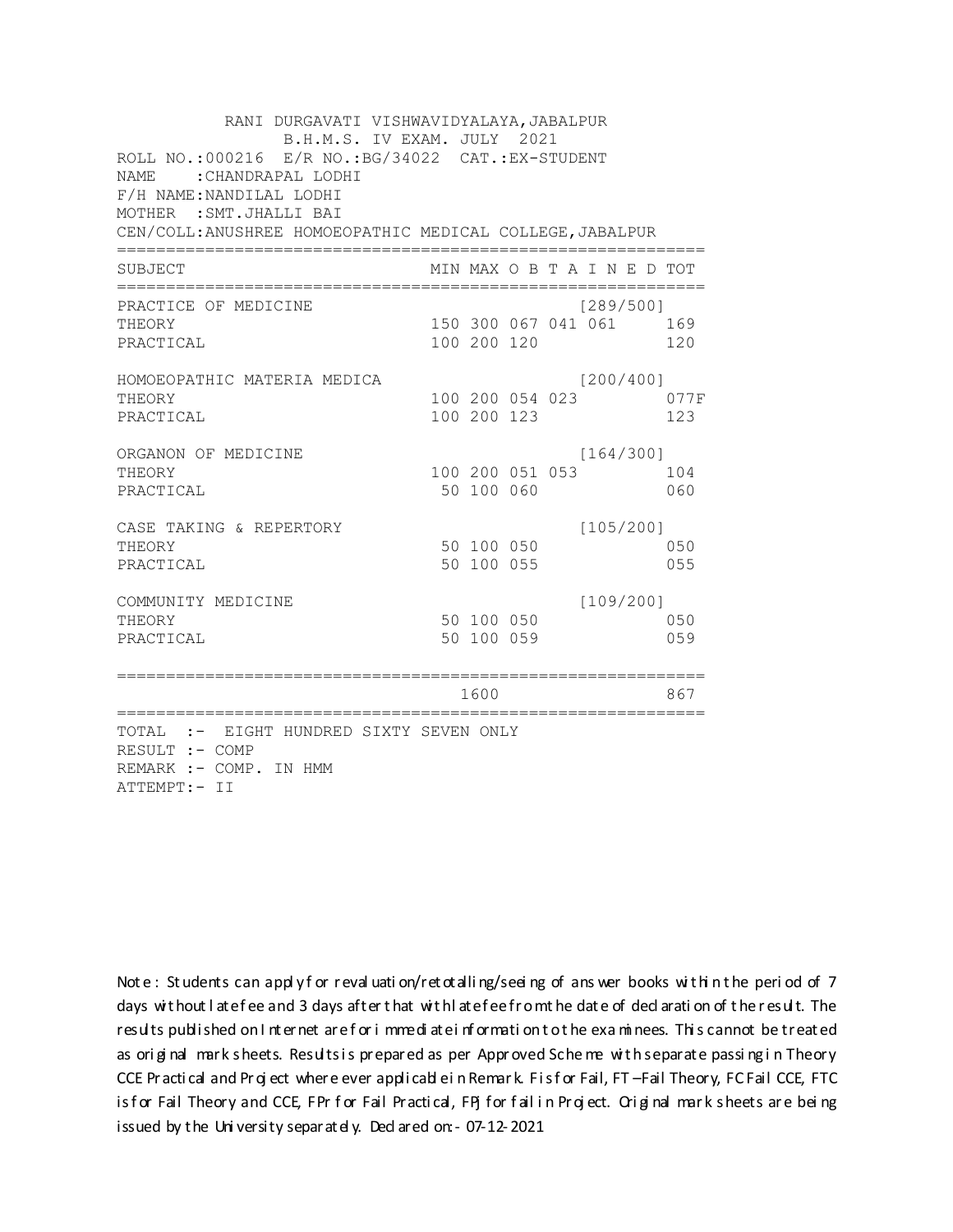RANI DURGAVATI VISHWAVIDYALAYA,JABALPUR
B.H.M.S. IV EXAM. JULY 2021

ROLL NO.:000216 E/R NO.:BG/34022 CAT.:EX-STUDENT
NAME :CHANDRAPAL LODHI
F/H NAME:NANDILAL LODHI
MOTHER :SMT.JHALLI BAI
CEN/COLL:ANUSHREE HOMOEOPATHIC MEDICAL COLLEGE,JABALPUR

| SUBJECT | MIN | MAX | O | B | T | A | I | N | E | D | TOT |
|---|---|---|---|---|---|---|---|---|---|---|---|
| PRACTICE OF MEDICINE | | | | | | | [289/500] | | | | |
| THEORY | 150 | 300 | 067 | 041 | 061 | | | | | | 169 |
| PRACTICAL | 100 | 200 | 120 | | | | | | | | 120 |
| HOMOEOPATHIC MATERIA MEDICA | | | | | | | [200/400] | | | | |
| THEORY | 100 | 200 | 054 | 023 | | | | | | | 077F |
| PRACTICAL | 100 | 200 | 123 | | | | | | | | 123 |
| ORGANON OF MEDICINE | | | | | | | [164/300] | | | | |
| THEORY | 100 | 200 | 051 | 053 | | | | | | | 104 |
| PRACTICAL | 50 | 100 | 060 | | | | | | | | 060 |
| CASE TAKING & REPERTORY | | | | | | | [105/200] | | | | |
| THEORY | 50 | 100 | 050 | | | | | | | | 050 |
| PRACTICAL | 50 | 100 | 055 | | | | | | | | 055 |
| COMMUNITY MEDICINE | | | | | | | [109/200] | | | | |
| THEORY | 50 | 100 | 050 | | | | | | | | 050 |
| PRACTICAL | 50 | 100 | 059 | | | | | | | | 059 |
| | | 1600 | | | | | | | | | 867 |

TOTAL :- EIGHT HUNDRED SIXTY SEVEN ONLY
RESULT :- COMP
REMARK :- COMP. IN HMM
ATTEMPT:- II

Note : Students can apply for revaluation/retotalling/seeing of answer books within the period of 7 days without late fee and 3 days after that with late fee from the date of declaration of the result. The results published on Internet are for immediate information to the examinees. This cannot be treated as original mark sheets. Results is prepared as per Approved Scheme with separate passing in Theory CCE Practical and Project where ever applicable in Remark. F is for Fail, FT –Fail Theory, FC Fail CCE, FTC is for Fail Theory and CCE, FPr for Fail Practical, FPJ for fail in Project. Original mark sheets are being issued by the University separately. Declared on:- 07-12-2021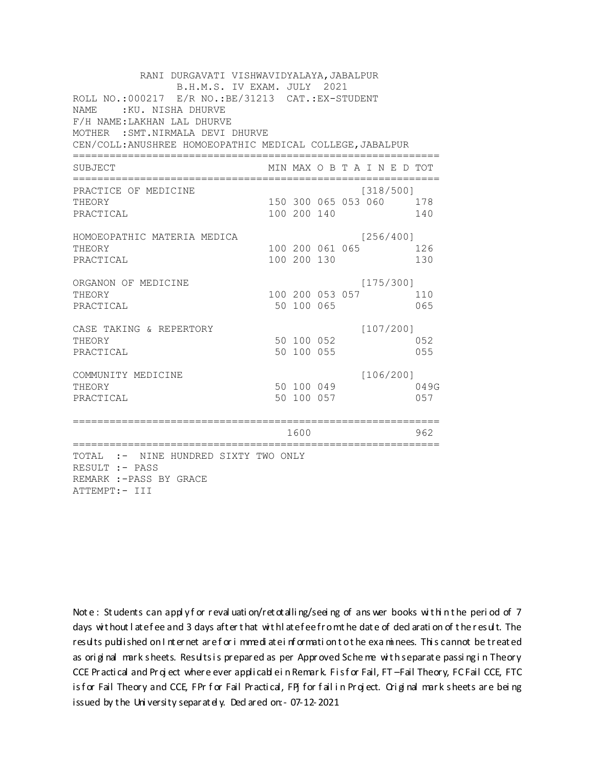RANI DURGAVATI VISHWAVIDYALAYA,JABALPUR
B.H.M.S. IV EXAM. JULY 2021

ROLL NO.:000217 E/R NO.:BE/31213 CAT.:EX-STUDENT
NAME :KU. NISHA DHURVE
F/H NAME:LAKHAN LAL DHURVE
MOTHER :SMT.NIRMALA DEVI DHURVE
CEN/COLL:ANUSHREE HOMOEOPATHIC MEDICAL COLLEGE,JABALPUR

| SUBJECT | MIN | MAX | O B T A I N E D | | | | TOT |
|---|---|---|---|---|---|---|---|
| PRACTICE OF MEDICINE | | | | | | [318/500] | |
| THEORY | 150 | 300 | 065 | 053 | 060 | | 178 |
| PRACTICAL | 100 | 200 | 140 | | | | 140 |
| HOMOEOPATHIC MATERIA MEDICA | | | | | | [256/400] | |
| THEORY | 100 | 200 | 061 | 065 | | | 126 |
| PRACTICAL | 100 | 200 | 130 | | | | 130 |
| ORGANON OF MEDICINE | | | | | | [175/300] | |
| THEORY | 100 | 200 | 053 | 057 | | | 110 |
| PRACTICAL | 50 | 100 | 065 | | | | 065 |
| CASE TAKING & REPERTORY | | | | | | [107/200] | |
| THEORY | 50 | 100 | 052 | | | | 052 |
| PRACTICAL | 50 | 100 | 055 | | | | 055 |
| COMMUNITY MEDICINE | | | | | | [106/200] | |
| THEORY | 50 | 100 | 049 | | | | 049G |
| PRACTICAL | 50 | 100 | 057 | | | | 057 |
| | | 1600 | | | | | 962 |

TOTAL :- NINE HUNDRED SIXTY TWO ONLY
RESULT :- PASS
REMARK :-PASS BY GRACE
ATTEMPT:- III

Note : Students can apply for revaluation/retotalling/seeing of answer books within the period of 7 days without late fee and 3 days after that with late fee from the date of declaration of the result. The results published on Internet are for immediate information to the examinees. This cannot be treated as original mark sheets. Results is prepared as per Approved Scheme with separate passing in Theory CCE Practical and Project where ever applicable in Remark. F is for Fail, FT –Fail Theory, FC Fail CCE, FTC is for Fail Theory and CCE, FPr for Fail Practical, FPj for fail in Project. Original mark sheets are being issued by the University separately. Declared on:- 07-12-2021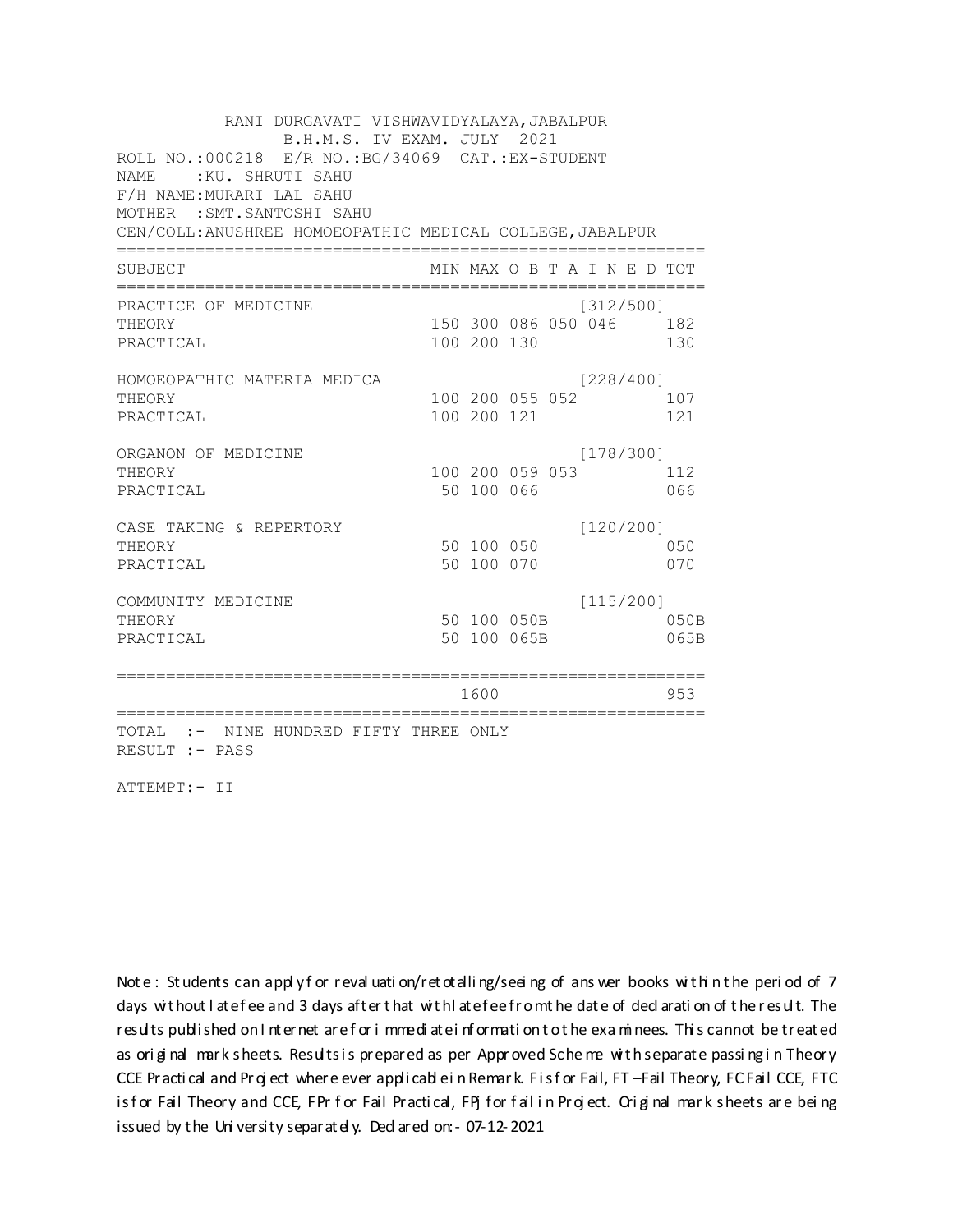RANI DURGAVATI VISHWAVIDYALAYA,JABALPUR
B.H.M.S. IV EXAM. JULY 2021

ROLL NO.:000218 E/R NO.:BG/34069 CAT.:EX-STUDENT
NAME :KU. SHRUTI SAHU
F/H NAME:MURARI LAL SAHU
MOTHER :SMT.SANTOSHI SAHU
CEN/COLL:ANUSHREE HOMOEOPATHIC MEDICAL COLLEGE,JABALPUR

| SUBJECT | MIN | MAX | O B T A I N E D | | | TOT |
|---|---|---|---|---|---|---|
| PRACTICE OF MEDICINE | | | | | [312/500] | |
| THEORY | 150 | 300 | 086 | 050 | 046 | 182 |
| PRACTICAL | 100 | 200 | 130 | | | 130 |
| HOMOEOPATHIC MATERIA MEDICA | | | | | [228/400] | |
| THEORY | 100 | 200 | 055 | 052 | | 107 |
| PRACTICAL | 100 | 200 | 121 | | | 121 |
| ORGANON OF MEDICINE | | | | | [178/300] | |
| THEORY | 100 | 200 | 059 | 053 | | 112 |
| PRACTICAL | 50 | 100 | 066 | | | 066 |
| CASE TAKING & REPERTORY | | | | | [120/200] | |
| THEORY | 50 | 100 | 050 | | | 050 |
| PRACTICAL | 50 | 100 | 070 | | | 070 |
| COMMUNITY MEDICINE | | | | | [115/200] | |
| THEORY | 50 | 100 | 050B | | | 050B |
| PRACTICAL | 50 | 100 | 065B | | | 065B |
| | | 1600 | | | | 953 |

TOTAL :- NINE HUNDRED FIFTY THREE ONLY
RESULT :- PASS

ATTEMPT:- II

Note : Students can apply for revaluation/retotalling/seeing of answer books within the period of 7 days without late fee and 3 days after that with late fee from the date of declaration of the result. The results published on Internet are for immediate information to the examinees. This cannot be treated as original mark sheets. Results is prepared as per Approved Scheme with separate passing in Theory CCE Practical and Project where ever applicable in Remark. F is for Fail, FT –Fail Theory, FC Fail CCE, FTC is for Fail Theory and CCE, FPr for Fail Practical, FPJ for fail in Project. Original mark sheets are being issued by the University separately. Declared on:- 07-12-2021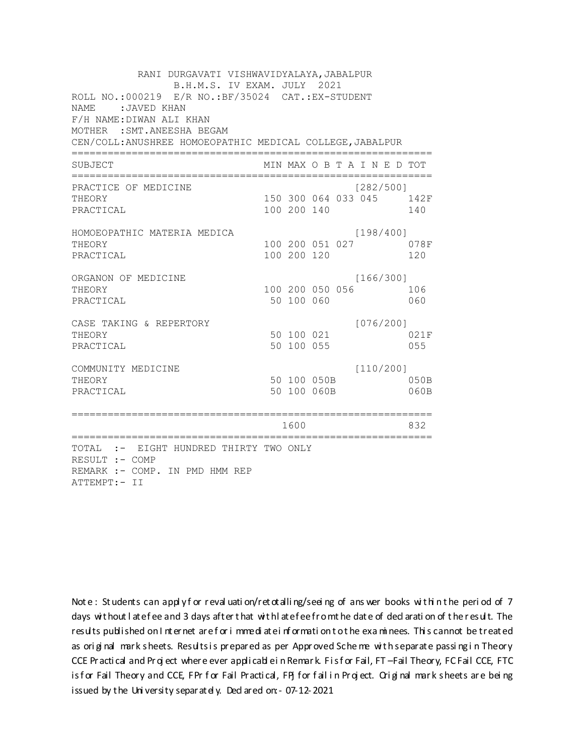RANI DURGAVATI VISHWAVIDYALAYA,JABALPUR
B.H.M.S. IV EXAM. JULY 2021

ROLL NO.:000219 E/R NO.:BF/35024 CAT.:EX-STUDENT
NAME :JAVED KHAN
F/H NAME:DIWAN ALI KHAN
MOTHER :SMT.ANEESHA BEGAM
CEN/COLL:ANUSHREE HOMOEOPATHIC MEDICAL COLLEGE,JABALPUR

| SUBJECT | MIN | MAX | O B T A I N E D | | | TOT |
|---|---|---|---|---|---|---|
| PRACTICE OF MEDICINE | | | | | [282/500] | |
| THEORY | 150 | 300 | 064 | 033 | 045 | 142F |
| PRACTICAL | 100 | 200 | 140 | | | 140 |
| HOMOEOPATHIC MATERIA MEDICA | | | | | [198/400] | |
| THEORY | 100 | 200 | 051 | 027 | | 078F |
| PRACTICAL | 100 | 200 | 120 | | | 120 |
| ORGANON OF MEDICINE | | | | | [166/300] | |
| THEORY | 100 | 200 | 050 | 056 | | 106 |
| PRACTICAL | 50 | 100 | 060 | | | 060 |
| CASE TAKING & REPERTORY | | | | | [076/200] | |
| THEORY | 50 | 100 | 021 | | | 021F |
| PRACTICAL | 50 | 100 | 055 | | | 055 |
| COMMUNITY MEDICINE | | | | | [110/200] | |
| THEORY | 50 | 100 | 050B | | | 050B |
| PRACTICAL | 50 | 100 | 060B | | | 060B |
| | | 1600 | | | | 832 |

TOTAL :- EIGHT HUNDRED THIRTY TWO ONLY
RESULT :- COMP
REMARK :- COMP. IN PMD HMM REP
ATTEMPT:- II

Note : Students can apply for revaluation/retotalling/seeing of answer books within the period of 7 days without late fee and 3 days after that with late fee from the date of declaration of the result. The results published on Internet are for immediate information to the examinees. This cannot be treated as original mark sheets. Results is prepared as per Approved Scheme with separate passing in Theory CCE Practical and Project where ever applicable in Remark. F is for Fail, FT –Fail Theory, FC Fail CCE, FTC is for Fail Theory and CCE, FPr for Fail Practical, FPJ for fail in Project. Original mark sheets are being issued by the University separately. Declared on:- 07-12-2021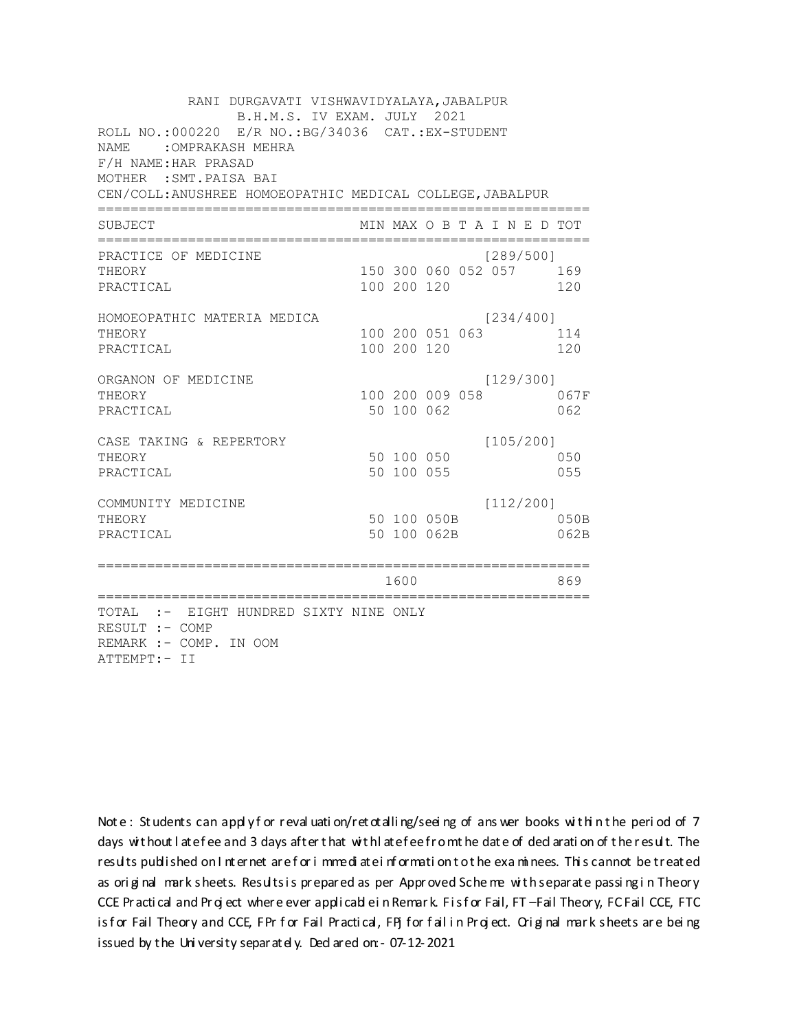RANI DURGAVATI VISHWAVIDYALAYA,JABALPUR

B.H.M.S. IV EXAM. JULY 2021

ROLL NO.:000220 E/R NO.:BG/34036 CAT.:EX-STUDENT

NAME :OMPRAKASH MEHRA

F/H NAME:HAR PRASAD

MOTHER :SMT.PAISA BAI

CEN/COLL:ANUSHREE HOMOEOPATHIC MEDICAL COLLEGE,JABALPUR

| SUBJECT | MIN | MAX | O | B | T | A | I N E D | TOT |
|---|---|---|---|---|---|---|---|---|
| PRACTICE OF MEDICINE | | | | | | | [289/500] | |
| THEORY | 150 | 300 | 060 | 052 | 057 | | | 169 |
| PRACTICAL | 100 | 200 | 120 | | | | | 120 |
| HOMOEOPATHIC MATERIA MEDICA | | | | | | | [234/400] | |
| THEORY | 100 | 200 | 051 | 063 | | | | 114 |
| PRACTICAL | 100 | 200 | 120 | | | | | 120 |
| ORGANON OF MEDICINE | | | | | | | [129/300] | |
| THEORY | 100 | 200 | 009 | 058 | | | | 067F |
| PRACTICAL | 50 | 100 | 062 | | | | | 062 |
| CASE TAKING & REPERTORY | | | | | | | [105/200] | |
| THEORY | 50 | 100 | 050 | | | | | 050 |
| PRACTICAL | 50 | 100 | 055 | | | | | 055 |
| COMMUNITY MEDICINE | | | | | | | [112/200] | |
| THEORY | 50 | 100 | 050B | | | | | 050B |
| PRACTICAL | 50 | 100 | 062B | | | | | 062B |
| | | 1600 | | | | | | 869 |

TOTAL :- EIGHT HUNDRED SIXTY NINE ONLY

RESULT :- COMP

REMARK :- COMP. IN OOM

ATTEMPT:- II

Note : Students can apply for revaluation/retotalling/seeing of answer books within the period of 7 days without late fee and 3 days after that with late fee from the date of declaration of the result. The results published on Internet are for immediate information to the examinees. This cannot be treated as original mark sheets. Results is prepared as per Approved Scheme with separate passing in Theory CCE Practical and Project where ever applicable in Remark. F is for Fail, FT –Fail Theory, FC Fail CCE, FTC is for Fail Theory and CCE, FPr for Fail Practical, FPj for fail in Project. Original mark sheets are being issued by the University separately. Declared on:- 07-12-2021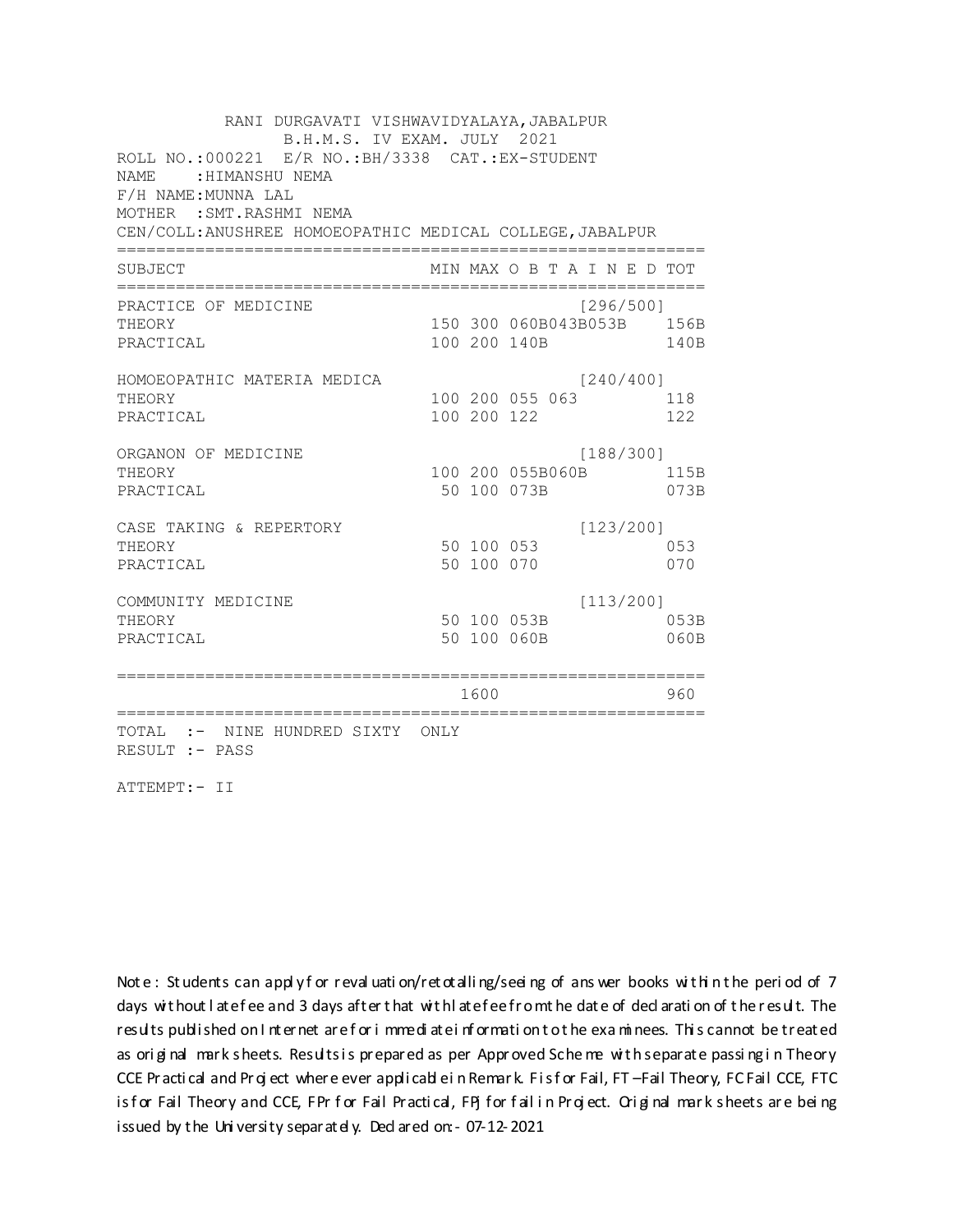RANI DURGAVATI VISHWAVIDYALAYA,JABALPUR
B.H.M.S. IV EXAM. JULY 2021

ROLL NO.:000221 E/R NO.:BH/3338 CAT.:EX-STUDENT
NAME :HIMANSHU NEMA
F/H NAME:MUNNA LAL
MOTHER :SMT.RASHMI NEMA
CEN/COLL:ANUSHREE HOMOEOPATHIC MEDICAL COLLEGE,JABALPUR

| SUBJECT | MIN | MAX | O B T A I N E D | TOT |
|---|---|---|---|---|
| PRACTICE OF MEDICINE | | | [296/500] | |
| THEORY | 150 | 300 | 060B043B053B | 156B |
| PRACTICAL | 100 | 200 | 140B | 140B |
| HOMOEOPATHIC MATERIA MEDICA | | | [240/400] | |
| THEORY | 100 | 200 | 055 063 | 118 |
| PRACTICAL | 100 | 200 | 122 | 122 |
| ORGANON OF MEDICINE | | | [188/300] | |
| THEORY | 100 | 200 | 055B060B | 115B |
| PRACTICAL | 50 | 100 | 073B | 073B |
| CASE TAKING & REPERTORY | | | [123/200] | |
| THEORY | 50 | 100 | 053 | 053 |
| PRACTICAL | 50 | 100 | 070 | 070 |
| COMMUNITY MEDICINE | | | [113/200] | |
| THEORY | 50 | 100 | 053B | 053B |
| PRACTICAL | 50 | 100 | 060B | 060B |
| | | 1600 | | 960 |

TOTAL :- NINE HUNDRED SIXTY ONLY
RESULT :- PASS

ATTEMPT:- II

Note : Students can apply for revaluation/retotalling/seeing of answer books within the period of 7 days without late fee and 3 days after that with late fee from the date of declaration of the result. The results published on Internet are for immediate information to the examinees. This cannot be treated as original mark sheets. Results is prepared as per Approved Scheme with separate passing in Theory CCE Practical and Project where ever applicable in Remark. F is for Fail, FT –Fail Theory, FC Fail CCE, FTC is for Fail Theory and CCE, FPr for Fail Practical, FPj for fail in Project. Original mark sheets are being issued by the University separately. Declared on:- 07-12-2021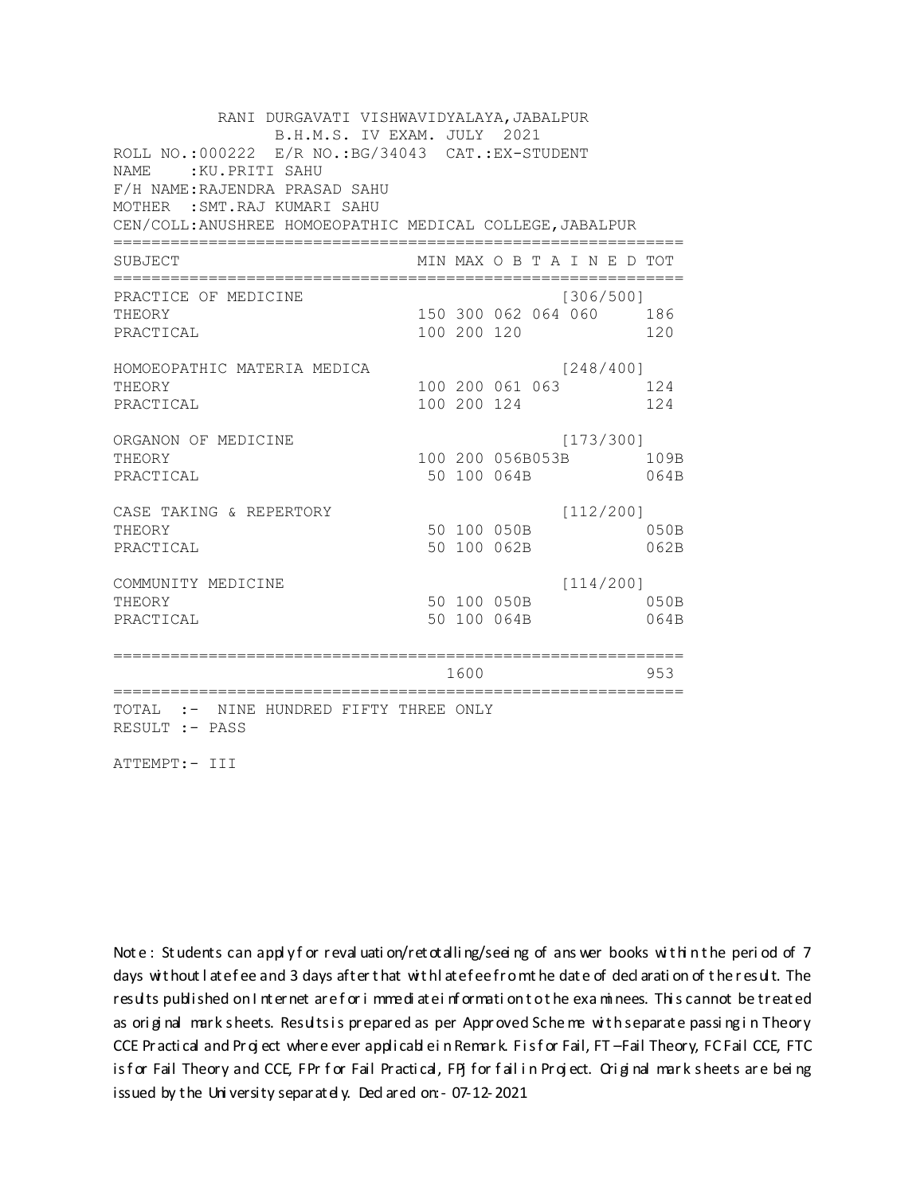RANI DURGAVATI VISHWAVIDYALAYA,JABALPUR
B.H.M.S. IV EXAM. JULY 2021

ROLL NO.:000222 E/R NO.:BG/34043 CAT.:EX-STUDENT
NAME :KU.PRITI SAHU
F/H NAME:RAJENDRA PRASAD SAHU
MOTHER :SMT.RAJ KUMARI SAHU
CEN/COLL:ANUSHREE HOMOEOPATHIC MEDICAL COLLEGE,JABALPUR

| SUBJECT | MIN | MAX | O B T A I N E D | TOT |
|---|---|---|---|---|
| PRACTICE OF MEDICINE | | | [306/500] | |
| THEORY | 150 | 300 | 062 064 060 | 186 |
| PRACTICAL | 100 | 200 | 120 | 120 |
| HOMOEOPATHIC MATERIA MEDICA | | | [248/400] | |
| THEORY | 100 | 200 | 061 063 | 124 |
| PRACTICAL | 100 | 200 | 124 | 124 |
| ORGANON OF MEDICINE | | | [173/300] | |
| THEORY | 100 | 200 | 056B053B | 109B |
| PRACTICAL | 50 | 100 | 064B | 064B |
| CASE TAKING & REPERTORY | | | [112/200] | |
| THEORY | 50 | 100 | 050B | 050B |
| PRACTICAL | 50 | 100 | 062B | 062B |
| COMMUNITY MEDICINE | | | [114/200] | |
| THEORY | 50 | 100 | 050B | 050B |
| PRACTICAL | 50 | 100 | 064B | 064B |
| | | 1600 | | 953 |

TOTAL :- NINE HUNDRED FIFTY THREE ONLY
RESULT :- PASS

ATTEMPT:- III

Note : Students can apply for revaluation/retotalling/seeing of answer books within the period of 7 days without late fee and 3 days after that with late fee from the date of declaration of the result. The results published on Internet are for immediate information to the examinees. This cannot be treated as original mark sheets. Results is prepared as per Approved Scheme with separate passing in Theory CCE Practical and Project where ever applicable in Remark. F is for Fail, FT –Fail Theory, FC Fail CCE, FTC is for Fail Theory and CCE, FPr for Fail Practical, FPj for fail in Project. Original mark sheets are being issued by the University separately. Declared on:- 07-12-2021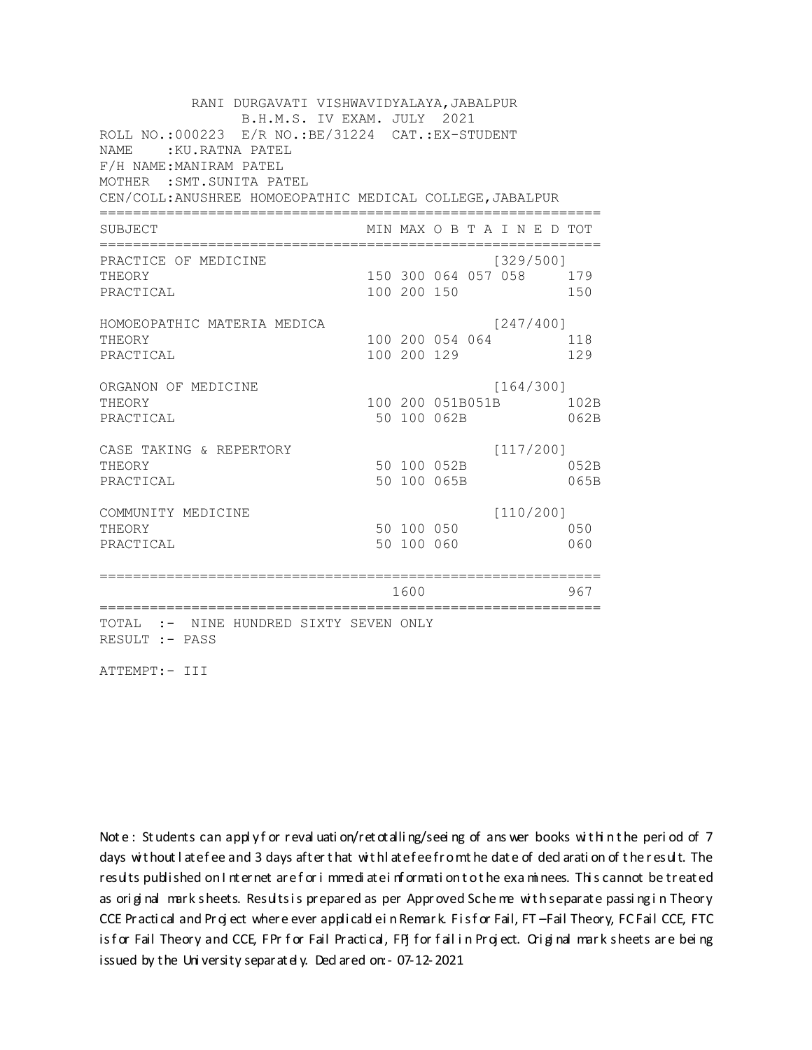RANI DURGAVATI VISHWAVIDYALAYA,JABALPUR
B.H.M.S. IV EXAM. JULY 2021

ROLL NO.:000223 E/R NO.:BE/31224 CAT.:EX-STUDENT
NAME :KU.RATNA PATEL
F/H NAME:MANIRAM PATEL
MOTHER :SMT.SUNITA PATEL
CEN/COLL:ANUSHREE HOMOEOPATHIC MEDICAL COLLEGE,JABALPUR

| SUBJECT | MIN | MAX | O B T A I N E D | | | TOT |
|---|---|---|---|---|---|---|
| PRACTICE OF MEDICINE | | | | | [329/500] | |
| THEORY | 150 | 300 | 064 | 057 | 058 | 179 |
| PRACTICAL | 100 | 200 | 150 | | | 150 |
| HOMOEOPATHIC MATERIA MEDICA | | | | | [247/400] | |
| THEORY | 100 | 200 | 054 | 064 | | 118 |
| PRACTICAL | 100 | 200 | 129 | | | 129 |
| ORGANON OF MEDICINE | | | | | [164/300] | |
| THEORY | 100 | 200 | 051B | 051B | | 102B |
| PRACTICAL | 50 | 100 | 062B | | | 062B |
| CASE TAKING & REPERTORY | | | | | [117/200] | |
| THEORY | 50 | 100 | 052B | | | 052B |
| PRACTICAL | 50 | 100 | 065B | | | 065B |
| COMMUNITY MEDICINE | | | | | [110/200] | |
| THEORY | 50 | 100 | 050 | | | 050 |
| PRACTICAL | 50 | 100 | 060 | | | 060 |
| | | 1600 | | | | 967 |

TOTAL :- NINE HUNDRED SIXTY SEVEN ONLY
RESULT :- PASS

ATTEMPT:- III

Note : Students can apply for revaluation/retotalling/seeing of answer books within the period of 7 days without late fee and 3 days after that with late fee from the date of declaration of the result. The results published on Internet are for immediate information to the examinees. This cannot be treated as original mark sheets. Results is prepared as per Approved Scheme with separate passing in Theory CCE Practical and Project where ever applicable in Remark. F is for Fail, FT –Fail Theory, FC Fail CCE, FTC is for Fail Theory and CCE, FPr for Fail Practical, FPj for fail in Project. Original mark sheets are being issued by the University separately. Declared on:- 07-12-2021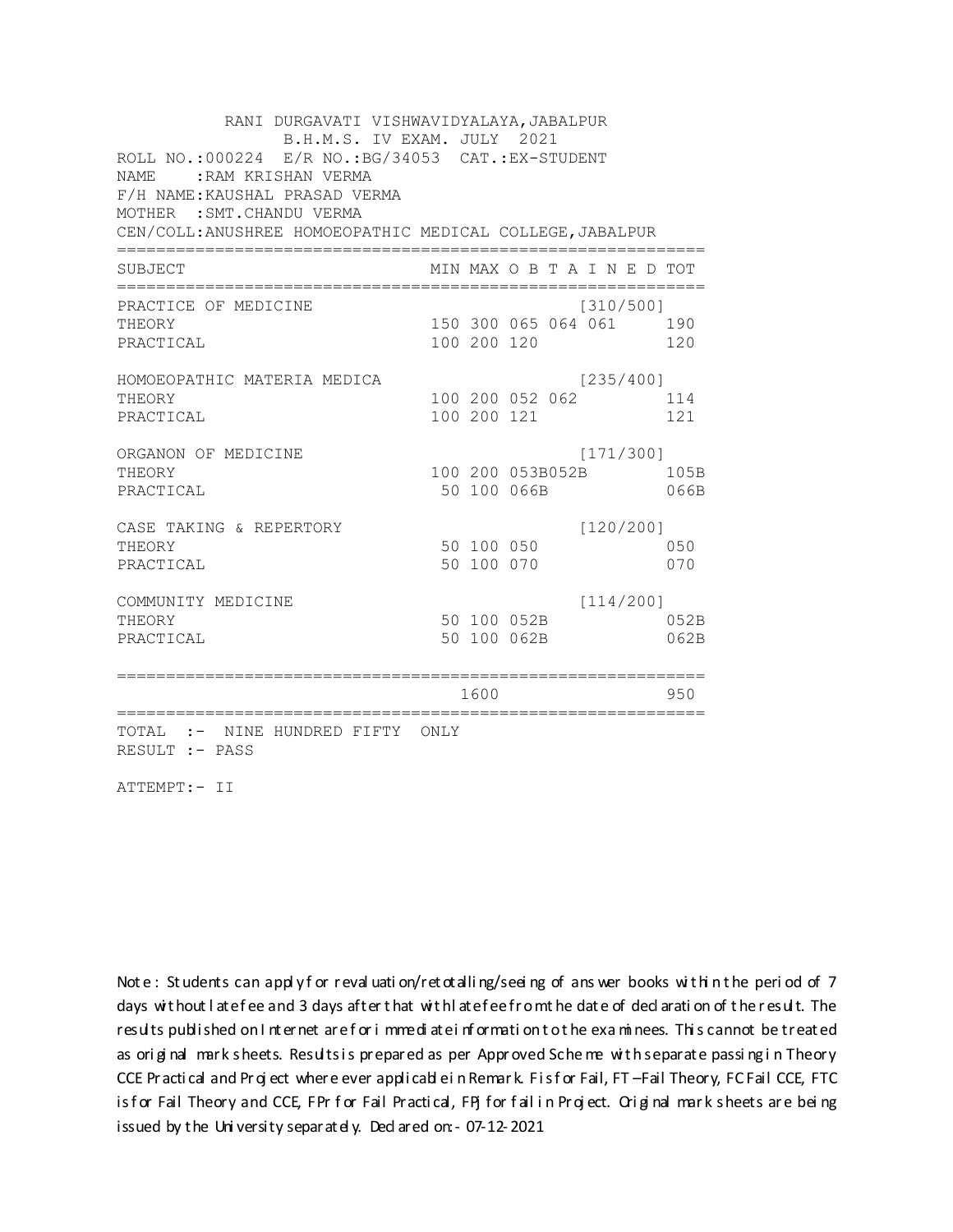RANI DURGAVATI VISHWAVIDYALAYA,JABALPUR
B.H.M.S. IV EXAM. JULY 2021

ROLL NO.:000224 E/R NO.:BG/34053 CAT.:EX-STUDENT
NAME :RAM KRISHAN VERMA
F/H NAME:KAUSHAL PRASAD VERMA
MOTHER :SMT.CHANDU VERMA
CEN/COLL:ANUSHREE HOMOEOPATHIC MEDICAL COLLEGE,JABALPUR

| SUBJECT | MIN | MAX | O B T A I N E D | TOT |
|---|---|---|---|---|
| PRACTICE OF MEDICINE | | | [310/500] | |
| THEORY | 150 | 300 | 065 064 061 | 190 |
| PRACTICAL | 100 | 200 | 120 | 120 |
| HOMOEOPATHIC MATERIA MEDICA | | | [235/400] | |
| THEORY | 100 | 200 | 052 062 | 114 |
| PRACTICAL | 100 | 200 | 121 | 121 |
| ORGANON OF MEDICINE | | | [171/300] | |
| THEORY | 100 | 200 | 053B052B | 105B |
| PRACTICAL | 50 | 100 | 066B | 066B |
| CASE TAKING & REPERTORY | | | [120/200] | |
| THEORY | 50 | 100 | 050 | 050 |
| PRACTICAL | 50 | 100 | 070 | 070 |
| COMMUNITY MEDICINE | | | [114/200] | |
| THEORY | 50 | 100 | 052B | 052B |
| PRACTICAL | 50 | 100 | 062B | 062B |
| | | 1600 | | 950 |

TOTAL :- NINE HUNDRED FIFTY ONLY
RESULT :- PASS

ATTEMPT:- II

Note : Students can apply for revaluation/retotalling/seeing of answer books within the period of 7 days without late fee and 3 days after that with late fee from the date of declaration of the result. The results published on Internet are for immediate information to the examinees. This cannot be treated as original mark sheets. Results is prepared as per Approved Scheme with separate passing in Theory CCE Practical and Project where ever applicable in Remark. F is for Fail, FT –Fail Theory, FC Fail CCE, FTC is for Fail Theory and CCE, FPr for Fail Practical, FPj for fail in Project. Original mark sheets are being issued by the University separately. Declared on:- 07-12-2021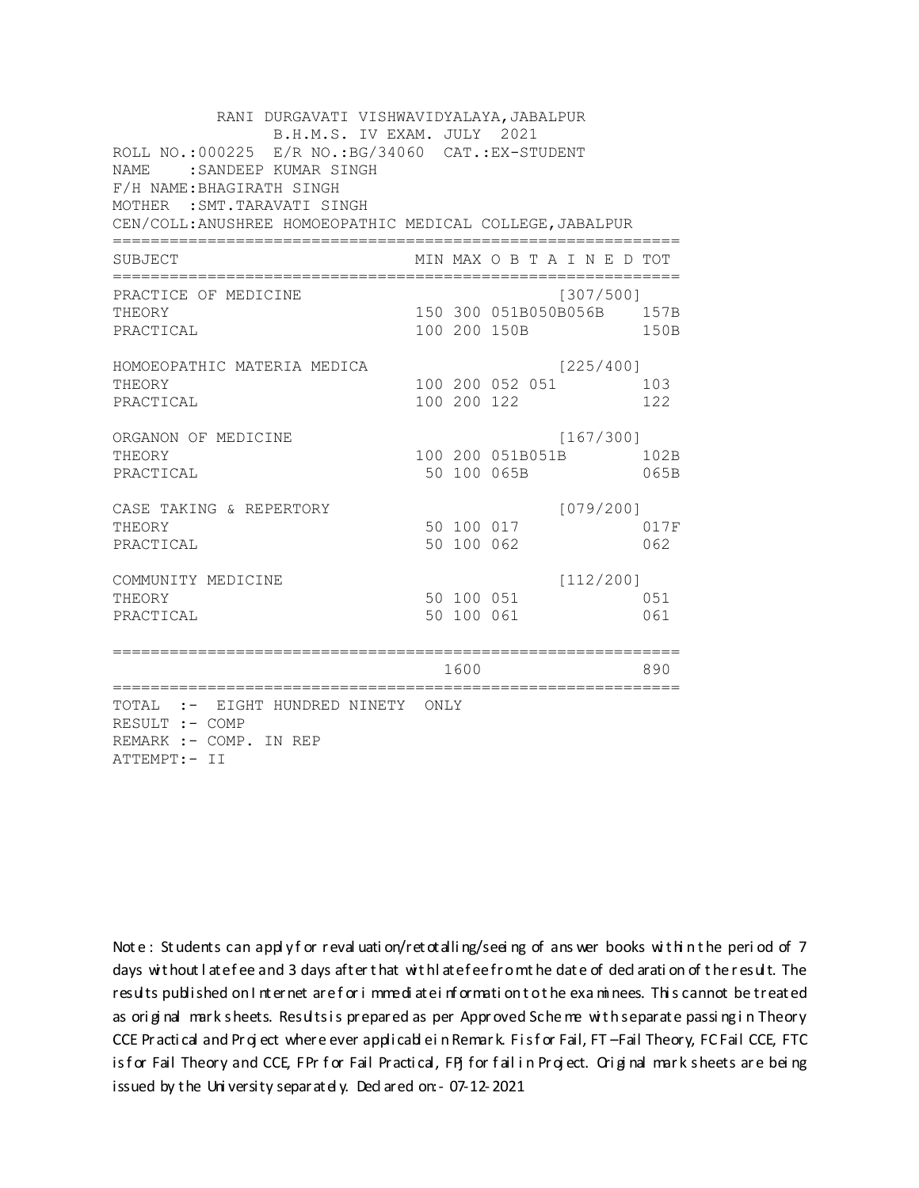RANI DURGAVATI VISHWAVIDYALAYA,JABALPUR
B.H.M.S. IV EXAM. JULY 2021

ROLL NO.:000225 E/R NO.:BG/34060 CAT.:EX-STUDENT
NAME :SANDEEP KUMAR SINGH
F/H NAME:BHAGIRATH SINGH
MOTHER :SMT.TARAVATI SINGH
CEN/COLL:ANUSHREE HOMOEOPATHIC MEDICAL COLLEGE,JABALPUR

| SUBJECT | MIN | MAX | O B T A I N E D | TOT |
|---|---|---|---|---|
| PRACTICE OF MEDICINE | | | [307/500] | |
| THEORY | 150 | 300 | 051B050B056B | 157B |
| PRACTICAL | 100 | 200 | 150B | 150B |
| HOMOEOPATHIC MATERIA MEDICA | | | [225/400] | |
| THEORY | 100 | 200 | 052 051 | 103 |
| PRACTICAL | 100 | 200 | 122 | 122 |
| ORGANON OF MEDICINE | | | [167/300] | |
| THEORY | 100 | 200 | 051B051B | 102B |
| PRACTICAL | 50 | 100 | 065B | 065B |
| CASE TAKING & REPERTORY | | | [079/200] | |
| THEORY | 50 | 100 | 017 | 017F |
| PRACTICAL | 50 | 100 | 062 | 062 |
| COMMUNITY MEDICINE | | | [112/200] | |
| THEORY | 50 | 100 | 051 | 051 |
| PRACTICAL | 50 | 100 | 061 | 061 |
| | | 1600 | | 890 |

TOTAL :- EIGHT HUNDRED NINETY ONLY
RESULT :- COMP
REMARK :- COMP. IN REP
ATTEMPT:- II

Note : Students can apply for revaluation/retotalling/seeing of answer books within the period of 7 days without late fee and 3 days after that with late fee from the date of declaration of the result. The results published on Internet are for immediate information to the examinees. This cannot be treated as original mark sheets. Results is prepared as per Approved Scheme with separate passing in Theory CCE Practical and Project where ever applicable in Remark. F is for Fail, FT –Fail Theory, FC Fail CCE, FTC is for Fail Theory and CCE, FPr for Fail Practical, FPJ for fail in Project. Original mark sheets are being issued by the University separately. Declared on:- 07-12-2021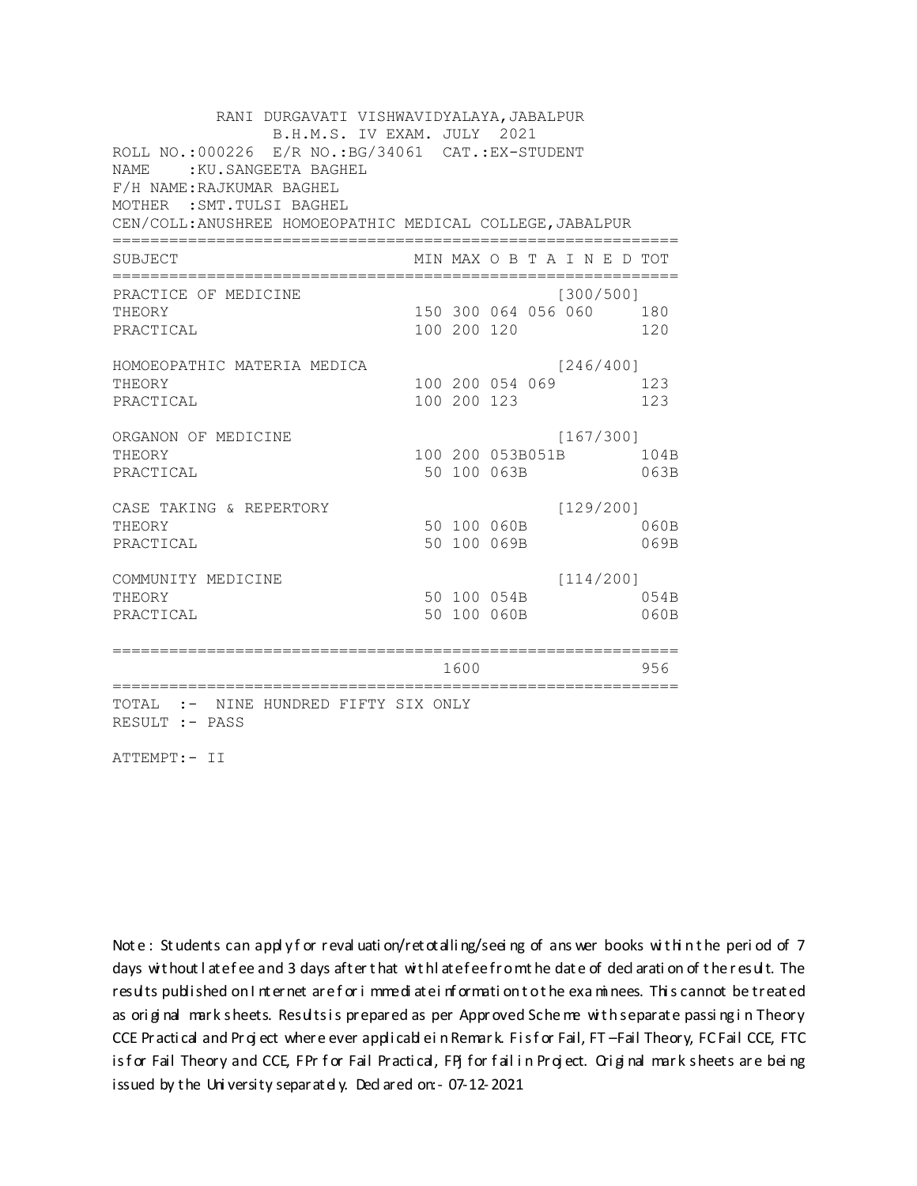RANI DURGAVATI VISHWAVIDYALAYA,JABALPUR
B.H.M.S. IV EXAM. JULY 2021

ROLL NO.:000226 E/R NO.:BG/34061 CAT.:EX-STUDENT
NAME :KU.SANGEETA BAGHEL
F/H NAME:RAJKUMAR BAGHEL
MOTHER :SMT.TULSI BAGHEL
CEN/COLL:ANUSHREE HOMOEOPATHIC MEDICAL COLLEGE,JABALPUR

| SUBJECT | MIN | MAX | O B T A I N E D | TOT |
|---|---|---|---|---|
| PRACTICE OF MEDICINE | | | [300/500] | |
| THEORY | 150 | 300 | 064 056 060 | 180 |
| PRACTICAL | 100 | 200 | 120 | 120 |
| HOMOEOPATHIC MATERIA MEDICA | | | [246/400] | |
| THEORY | 100 | 200 | 054 069 | 123 |
| PRACTICAL | 100 | 200 | 123 | 123 |
| ORGANON OF MEDICINE | | | [167/300] | |
| THEORY | 100 | 200 | 053B051B | 104B |
| PRACTICAL | 50 | 100 | 063B | 063B |
| CASE TAKING & REPERTORY | | | [129/200] | |
| THEORY | 50 | 100 | 060B | 060B |
| PRACTICAL | 50 | 100 | 069B | 069B |
| COMMUNITY MEDICINE | | | [114/200] | |
| THEORY | 50 | 100 | 054B | 054B |
| PRACTICAL | 50 | 100 | 060B | 060B |
| | | 1600 | | 956 |

TOTAL :- NINE HUNDRED FIFTY SIX ONLY
RESULT :- PASS

ATTEMPT:- II

Note : Students can apply for revaluation/retotalling/seeing of answer books within the period of 7 days without late fee and 3 days after that with late fee from the date of declaration of the result. The results published on Internet are for immediate information to the examinees. This cannot be treated as original mark sheets. Results is prepared as per Approved Scheme with separate passing in Theory CCE Practical and Project where ever applicable in Remark. F is for Fail, FT –Fail Theory, FC Fail CCE, FTC is for Fail Theory and CCE, FPr for Fail Practical, FPJ for fail in Project. Original mark sheets are being issued by the University separately. Declared on:- 07-12-2021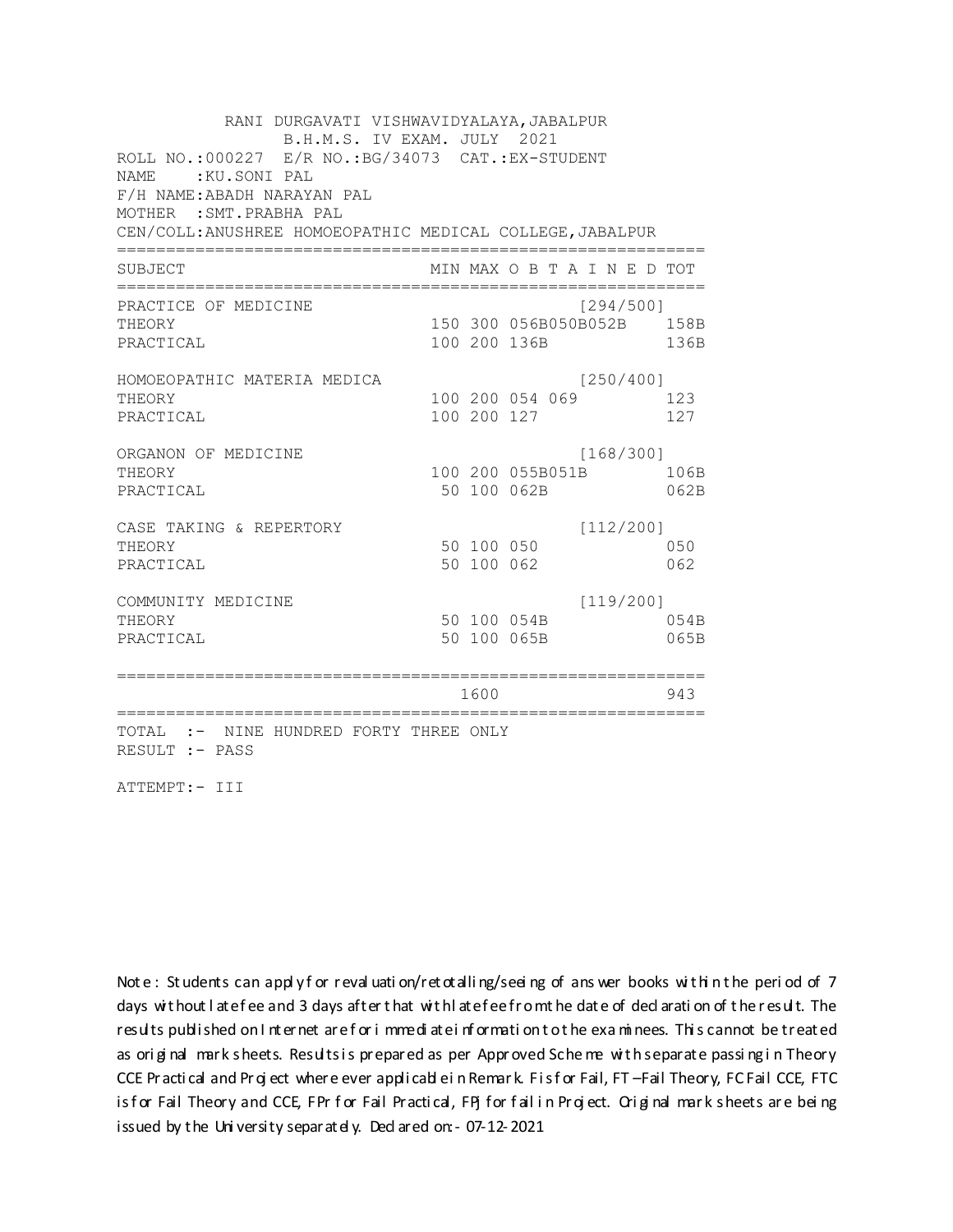RANI DURGAVATI VISHWAVIDYALAYA,JABALPUR
B.H.M.S. IV EXAM. JULY 2021

ROLL NO.:000227 E/R NO.:BG/34073 CAT.:EX-STUDENT
NAME :KU.SONI PAL
F/H NAME:ABADH NARAYAN PAL
MOTHER :SMT.PRABHA PAL
CEN/COLL:ANUSHREE HOMOEOPATHIC MEDICAL COLLEGE,JABALPUR

| SUBJECT | MIN | MAX | O B T A I N E D | TOT |
|---|---|---|---|---|
| PRACTICE OF MEDICINE | | | [294/500] | |
| THEORY | 150 | 300 | 056B050B052B | 158B |
| PRACTICAL | 100 | 200 | 136B | 136B |
| HOMOEOPATHIC MATERIA MEDICA | | | [250/400] | |
| THEORY | 100 | 200 | 054 069 | 123 |
| PRACTICAL | 100 | 200 | 127 | 127 |
| ORGANON OF MEDICINE | | | [168/300] | |
| THEORY | 100 | 200 | 055B051B | 106B |
| PRACTICAL | 50 | 100 | 062B | 062B |
| CASE TAKING & REPERTORY | | | [112/200] | |
| THEORY | 50 | 100 | 050 | 050 |
| PRACTICAL | 50 | 100 | 062 | 062 |
| COMMUNITY MEDICINE | | | [119/200] | |
| THEORY | 50 | 100 | 054B | 054B |
| PRACTICAL | 50 | 100 | 065B | 065B |
| | | 1600 | | 943 |

TOTAL :- NINE HUNDRED FORTY THREE ONLY
RESULT :- PASS

ATTEMPT:- III

Note : Students can apply for revaluation/retotalling/seeing of answer books within the period of 7 days without late fee and 3 days after that with late fee from the date of declaration of the result. The results published on Internet are for immediate information to the examinees. This cannot be treated as original mark sheets. Results is prepared as per Approved Scheme with separate passing in Theory CCE Practical and Project where ever applicable in Remark. F is for Fail, FT –Fail Theory, FC Fail CCE, FTC is for Fail Theory and CCE, FPr for Fail Practical, FPj for fail in Project. Original mark sheets are being issued by the University separately. Declared on:- 07-12-2021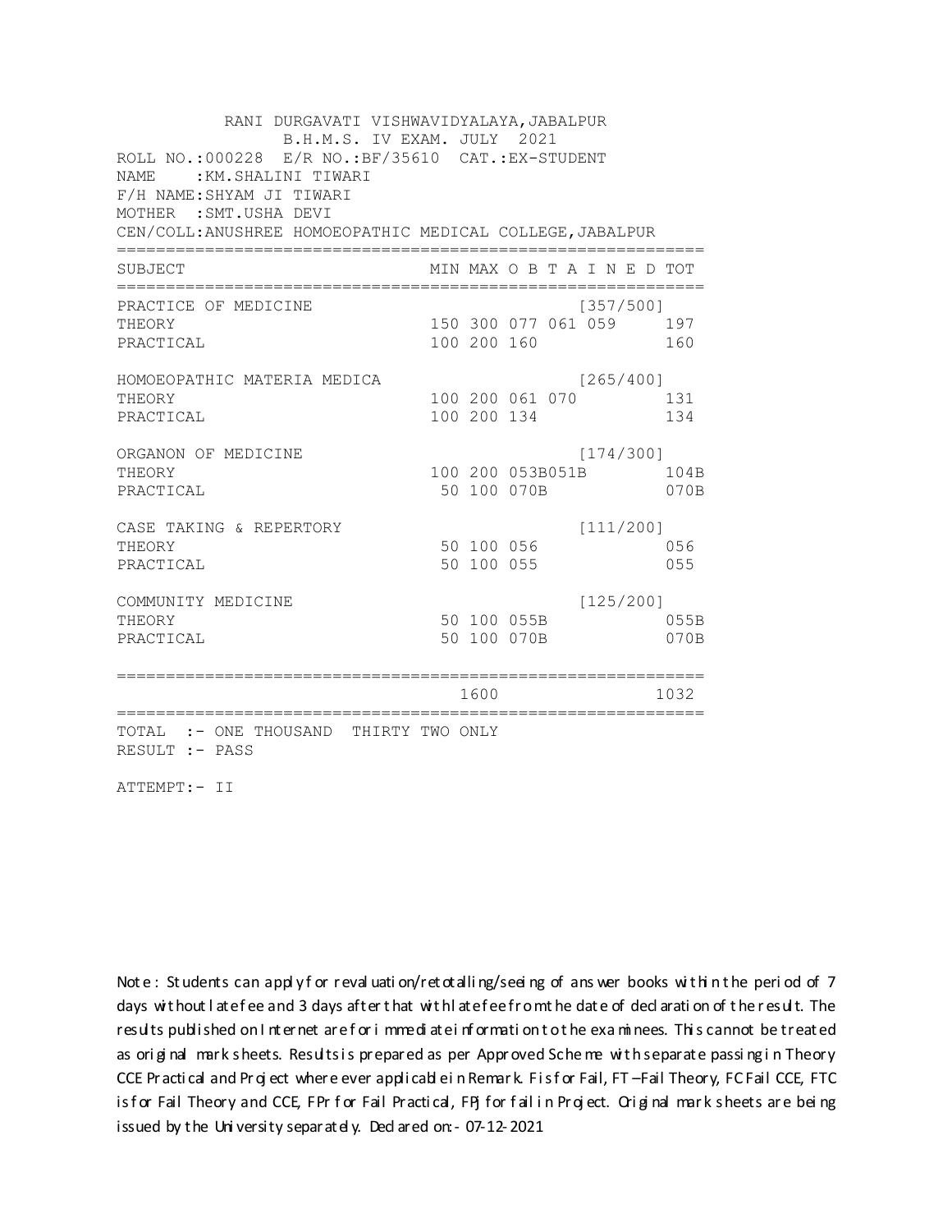RANI DURGAVATI VISHWAVIDYALAYA,JABALPUR
B.H.M.S. IV EXAM. JULY 2021

ROLL NO.:000228 E/R NO.:BF/35610 CAT.:EX-STUDENT
NAME :KM.SHALINI TIWARI
F/H NAME:SHYAM JI TIWARI
MOTHER :SMT.USHA DEVI
CEN/COLL:ANUSHREE HOMOEOPATHIC MEDICAL COLLEGE,JABALPUR

| SUBJECT | MIN | MAX | O B T A I N E D | TOT |
|---|---|---|---|---|
| PRACTICE OF MEDICINE | | | [357/500] | |
| THEORY | 150 | 300 | 077 061 059 | 197 |
| PRACTICAL | 100 | 200 | 160 | 160 |
| HOMOEOPATHIC MATERIA MEDICA | | | [265/400] | |
| THEORY | 100 | 200 | 061 070 | 131 |
| PRACTICAL | 100 | 200 | 134 | 134 |
| ORGANON OF MEDICINE | | | [174/300] | |
| THEORY | 100 | 200 | 053B051B | 104B |
| PRACTICAL | 50 | 100 | 070B | 070B |
| CASE TAKING & REPERTORY | | | [111/200] | |
| THEORY | 50 | 100 | 056 | 056 |
| PRACTICAL | 50 | 100 | 055 | 055 |
| COMMUNITY MEDICINE | | | [125/200] | |
| THEORY | 50 | 100 | 055B | 055B |
| PRACTICAL | 50 | 100 | 070B | 070B |
| | | 1600 | | 1032 |

TOTAL :- ONE THOUSAND THIRTY TWO ONLY
RESULT :- PASS

ATTEMPT:- II

Note : Students can apply for revaluation/retotalling/seeing of answer books within the period of 7 days without late fee and 3 days after that with late fee from the date of declaration of the result. The results published on Internet are for immediate information to the examinees. This cannot be treated as original mark sheets. Results is prepared as per Approved Scheme with separate passing in Theory CCE Practical and Project where ever applicable in Remark. F is for Fail, FT –Fail Theory, FC Fail CCE, FTC is for Fail Theory and CCE, FPr for Fail Practical, FPJ for fail in Project. Original mark sheets are being issued by the University separately. Declared on:- 07-12-2021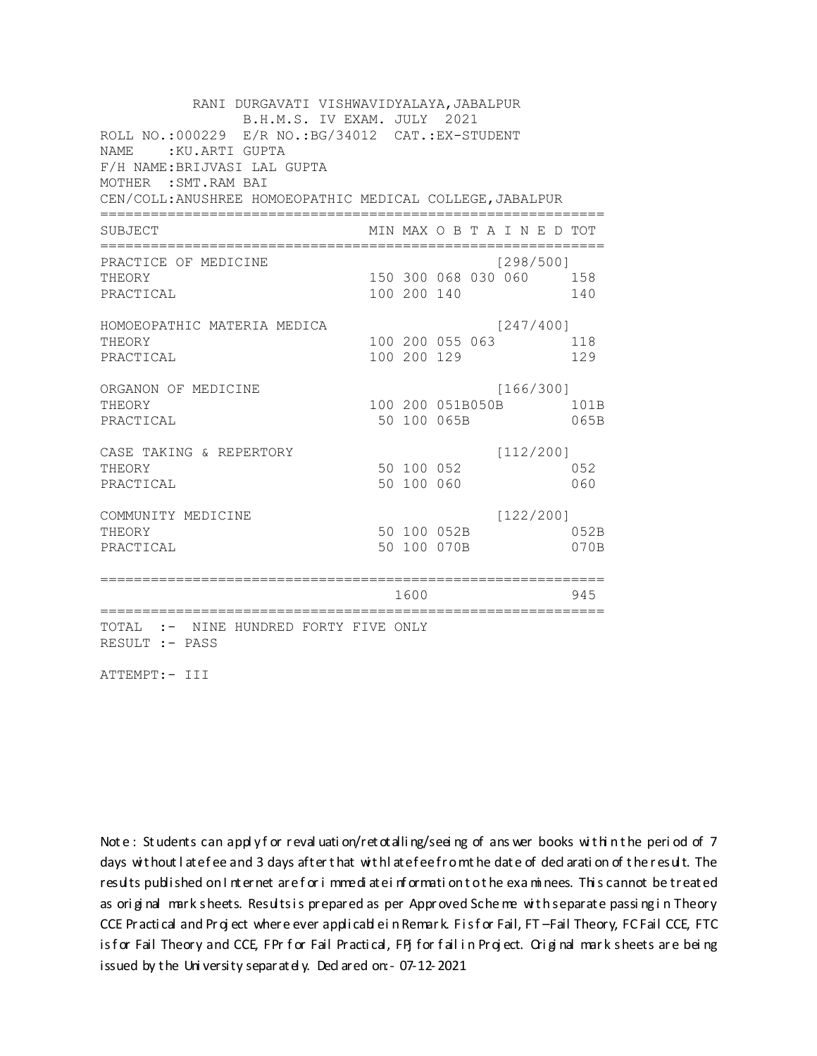RANI DURGAVATI VISHWAVIDYALAYA,JABALPUR
B.H.M.S. IV EXAM. JULY 2021

ROLL NO.:000229 E/R NO.:BG/34012 CAT.:EX-STUDENT
NAME :KU.ARTI GUPTA
F/H NAME:BRIJVASI LAL GUPTA
MOTHER :SMT.RAM BAI
CEN/COLL:ANUSHREE HOMOEOPATHIC MEDICAL COLLEGE,JABALPUR

| SUBJECT | MIN | MAX | O B T A I N E D | TOT |
|---|---|---|---|---|
| PRACTICE OF MEDICINE | | | [298/500] | |
| THEORY | 150 | 300 | 068 030 060 | 158 |
| PRACTICAL | 100 | 200 | 140 | 140 |
| HOMOEOPATHIC MATERIA MEDICA | | | [247/400] | |
| THEORY | 100 | 200 | 055 063 | 118 |
| PRACTICAL | 100 | 200 | 129 | 129 |
| ORGANON OF MEDICINE | | | [166/300] | |
| THEORY | 100 | 200 | 051B050B | 101B |
| PRACTICAL | 50 | 100 | 065B | 065B |
| CASE TAKING & REPERTORY | | | [112/200] | |
| THEORY | 50 | 100 | 052 | 052 |
| PRACTICAL | 50 | 100 | 060 | 060 |
| COMMUNITY MEDICINE | | | [122/200] | |
| THEORY | 50 | 100 | 052B | 052B |
| PRACTICAL | 50 | 100 | 070B | 070B |
| | | 1600 | | 945 |

TOTAL :- NINE HUNDRED FORTY FIVE ONLY
RESULT :- PASS

ATTEMPT:- III

Note : Students can apply for revaluation/retotalling/seeing of answer books within the period of 7 days without late fee and 3 days after that with late fee from the date of declaration of the result. The results published on Internet are for immediate information to the examinees. This cannot be treated as original mark sheets. Results is prepared as per Approved Scheme with separate passing in Theory CCE Practical and Project where ever applicable in Remark. F is for Fail, FT –Fail Theory, FC Fail CCE, FTC is for Fail Theory and CCE, FPr for Fail Practical, FPJ for fail in Project. Original mark sheets are being issued by the University separately. Declared on:- 07-12-2021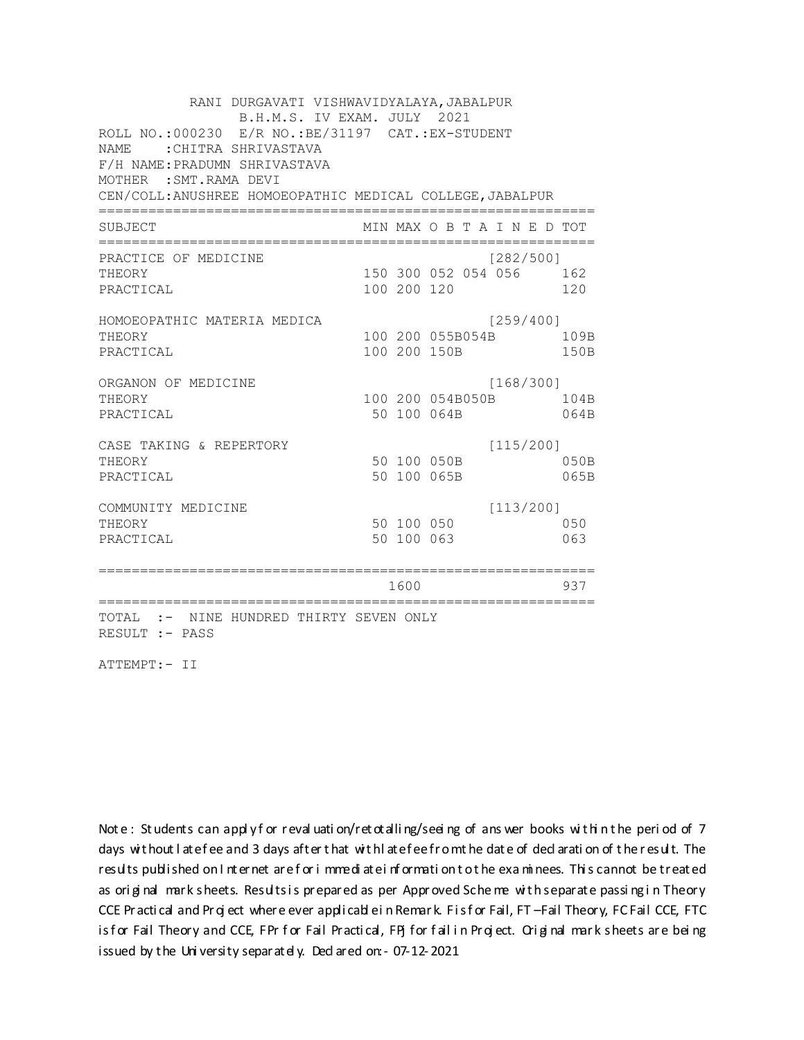RANI DURGAVATI VISHWAVIDYALAYA,JABALPUR
B.H.M.S. IV EXAM. JULY 2021

ROLL NO.:000230 E/R NO.:BE/31197 CAT.:EX-STUDENT
NAME :CHITRA SHRIVASTAVA
F/H NAME:PRADUMN SHRIVASTAVA
MOTHER :SMT.RAMA DEVI
CEN/COLL:ANUSHREE HOMOEOPATHIC MEDICAL COLLEGE,JABALPUR

| SUBJECT | MIN | MAX | O B T A I N E D | TOT |
|---|---|---|---|---|
| PRACTICE OF MEDICINE | | | [282/500] | |
| THEORY | 150 | 300 | 052 054 056 | 162 |
| PRACTICAL | 100 | 200 | 120 | 120 |
| HOMOEOPATHIC MATERIA MEDICA | | | [259/400] | |
| THEORY | 100 | 200 | 055B054B | 109B |
| PRACTICAL | 100 | 200 | 150B | 150B |
| ORGANON OF MEDICINE | | | [168/300] | |
| THEORY | 100 | 200 | 054B050B | 104B |
| PRACTICAL | 50 | 100 | 064B | 064B |
| CASE TAKING & REPERTORY | | | [115/200] | |
| THEORY | 50 | 100 | 050B | 050B |
| PRACTICAL | 50 | 100 | 065B | 065B |
| COMMUNITY MEDICINE | | | [113/200] | |
| THEORY | 50 | 100 | 050 | 050 |
| PRACTICAL | 50 | 100 | 063 | 063 |
| | | 1600 | | 937 |

TOTAL :- NINE HUNDRED THIRTY SEVEN ONLY
RESULT :- PASS

ATTEMPT:- II

Note : Students can apply for revaluation/retotalling/seeing of answer books within the period of 7 days without late fee and 3 days after that with late fee from the date of declaration of the result. The results published on Internet are for immediate information to the examinees. This cannot be treated as original mark sheets. Results is prepared as per Approved Scheme with separate passing in Theory CCE Practical and Project where ever applicable in Remark. F is for Fail, FT –Fail Theory, FC Fail CCE, FTC is for Fail Theory and CCE, FPr for Fail Practical, FPJ for fail in Project. Original mark sheets are being issued by the University separately. Declared on:- 07-12-2021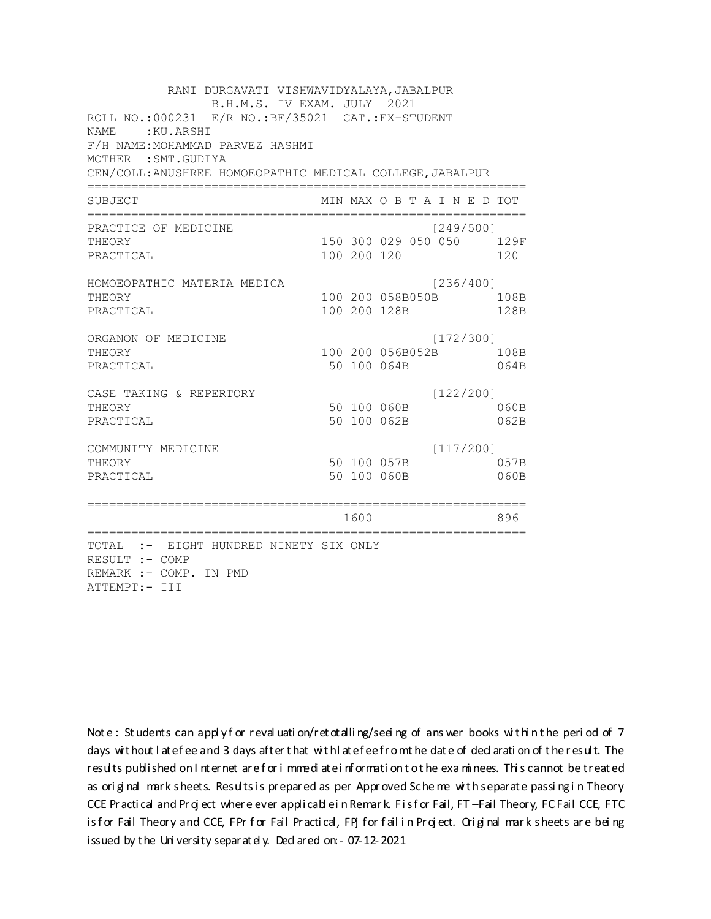RANI DURGAVATI VISHWAVIDYALAYA,JABALPUR
B.H.M.S. IV EXAM. JULY 2021

ROLL NO.:000231 E/R NO.:BF/35021 CAT.:EX-STUDENT
NAME :KU.ARSHI
F/H NAME:MOHAMMAD PARVEZ HASHMI
MOTHER :SMT.GUDIYA
CEN/COLL:ANUSHREE HOMOEOPATHIC MEDICAL COLLEGE,JABALPUR

| SUBJECT | MIN | MAX | O B T A I N E D | TOT |
|---|---|---|---|---|
| PRACTICE OF MEDICINE | | | [249/500] | |
| THEORY | 150 | 300 | 029 050 050 | 129F |
| PRACTICAL | 100 | 200 | 120 | 120 |
| HOMOEOPATHIC MATERIA MEDICA | | | [236/400] | |
| THEORY | 100 | 200 | 058B050B | 108B |
| PRACTICAL | 100 | 200 | 128B | 128B |
| ORGANON OF MEDICINE | | | [172/300] | |
| THEORY | 100 | 200 | 056B052B | 108B |
| PRACTICAL | 50 | 100 | 064B | 064B |
| CASE TAKING & REPERTORY | | | [122/200] | |
| THEORY | 50 | 100 | 060B | 060B |
| PRACTICAL | 50 | 100 | 062B | 062B |
| COMMUNITY MEDICINE | | | [117/200] | |
| THEORY | 50 | 100 | 057B | 057B |
| PRACTICAL | 50 | 100 | 060B | 060B |
| | | 1600 | | 896 |

TOTAL :- EIGHT HUNDRED NINETY SIX ONLY
RESULT :- COMP
REMARK :- COMP. IN PMD
ATTEMPT:- III

Note : Students can apply for revaluation/retotalling/seeing of answer books within the period of 7 days without late fee and 3 days after that with late fee from the date of declaration of the result. The results published on Internet are for immediate information to the examinees. This cannot be treated as original mark sheets. Results is prepared as per Approved Scheme with separate passing in Theory CCE Practical and Project where ever applicable in Remark. F is for Fail, FT –Fail Theory, FC Fail CCE, FTC is for Fail Theory and CCE, FPr for Fail Practical, FPJ for fail in Project. Original mark sheets are being issued by the University separately. Declared on:- 07-12-2021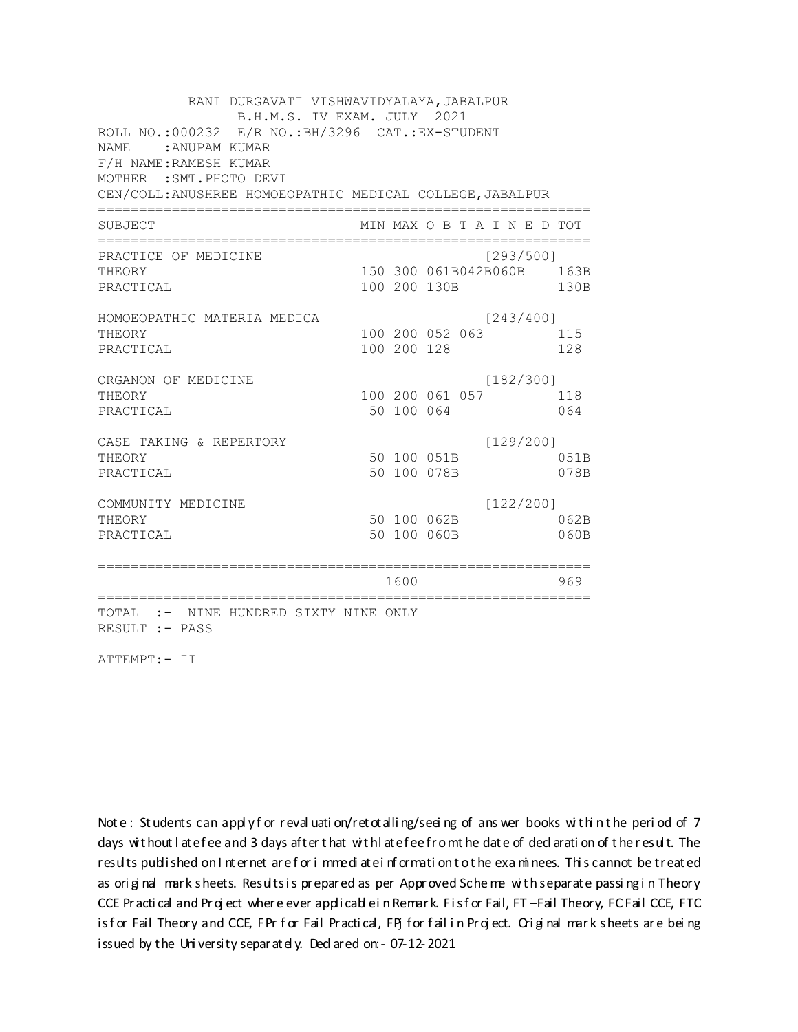RANI DURGAVATI VISHWAVIDYALAYA,JABALPUR
B.H.M.S. IV EXAM. JULY 2021

ROLL NO.:000232 E/R NO.:BH/3296 CAT.:EX-STUDENT
NAME :ANUPAM KUMAR
F/H NAME:RAMESH KUMAR
MOTHER :SMT.PHOTO DEVI
CEN/COLL:ANUSHREE HOMOEOPATHIC MEDICAL COLLEGE,JABALPUR

| SUBJECT | MIN | MAX | O B T A I N E D | TOT |
|---|---|---|---|---|
| PRACTICE OF MEDICINE | | | [293/500] | |
| THEORY | 150 | 300 | 061B042B060B | 163B |
| PRACTICAL | 100 | 200 | 130B | 130B |
| HOMOEOPATHIC MATERIA MEDICA | | | [243/400] | |
| THEORY | 100 | 200 | 052 063 | 115 |
| PRACTICAL | 100 | 200 | 128 | 128 |
| ORGANON OF MEDICINE | | | [182/300] | |
| THEORY | 100 | 200 | 061 057 | 118 |
| PRACTICAL | 50 | 100 | 064 | 064 |
| CASE TAKING & REPERTORY | | | [129/200] | |
| THEORY | 50 | 100 | 051B | 051B |
| PRACTICAL | 50 | 100 | 078B | 078B |
| COMMUNITY MEDICINE | | | [122/200] | |
| THEORY | 50 | 100 | 062B | 062B |
| PRACTICAL | 50 | 100 | 060B | 060B |
| | | 1600 | | 969 |

TOTAL :- NINE HUNDRED SIXTY NINE ONLY
RESULT :- PASS

ATTEMPT:- II

Note : Students can apply for revaluation/retotalling/seeing of answer books within the period of 7 days without late fee and 3 days after that with late fee from the date of declaration of the result. The results published on Internet are for immediate information to the examinees. This cannot be treated as original mark sheets. Results is prepared as per Approved Scheme with separate passing in Theory CCE Practical and Project where ever applicable in Remark. F is for Fail, FT –Fail Theory, FC Fail CCE, FTC is for Fail Theory and CCE, FPr for Fail Practical, FPj for fail in Project. Original mark sheets are being issued by the University separately. Declared on:- 07-12-2021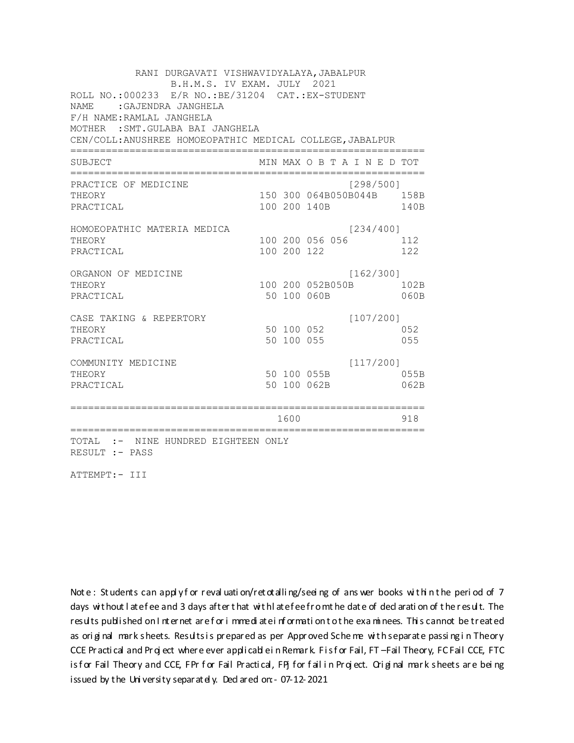RANI DURGAVATI VISHWAVIDYALAYA,JABALPUR
B.H.M.S. IV EXAM. JULY 2021

ROLL NO.:000233 E/R NO.:BE/31204 CAT.:EX-STUDENT
NAME :GAJENDRA JANGHELA
F/H NAME:RAMLAL JANGHELA
MOTHER :SMT.GULABA BAI JANGHELA
CEN/COLL:ANUSHREE HOMOEOPATHIC MEDICAL COLLEGE,JABALPUR

| SUBJECT | MIN | MAX | O B T A I N E D | TOT |
|---|---|---|---|---|
| PRACTICE OF MEDICINE | | | [298/500] | |
| THEORY | 150 | 300 | 064B050B044B | 158B |
| PRACTICAL | 100 | 200 | 140B | 140B |
| HOMOEOPATHIC MATERIA MEDICA | | | [234/400] | |
| THEORY | 100 | 200 | 056 056 | 112 |
| PRACTICAL | 100 | 200 | 122 | 122 |
| ORGANON OF MEDICINE | | | [162/300] | |
| THEORY | 100 | 200 | 052B050B | 102B |
| PRACTICAL | 50 | 100 | 060B | 060B |
| CASE TAKING & REPERTORY | | | [107/200] | |
| THEORY | 50 | 100 | 052 | 052 |
| PRACTICAL | 50 | 100 | 055 | 055 |
| COMMUNITY MEDICINE | | | [117/200] | |
| THEORY | 50 | 100 | 055B | 055B |
| PRACTICAL | 50 | 100 | 062B | 062B |
| | | 1600 | | 918 |

TOTAL :- NINE HUNDRED EIGHTEEN ONLY
RESULT :- PASS

ATTEMPT:- III

Note : Students can apply for revaluation/retotalling/seeing of answer books within the period of 7 days without late fee and 3 days after that with late fee from the date of declaration of the result. The results published on Internet are for immediate information to the examinees. This cannot be treated as original mark sheets. Results is prepared as per Approved Scheme with separate passing in Theory CCE Practical and Project where ever applicable in Remark. F is for Fail, FT –Fail Theory, FC Fail CCE, FTC is for Fail Theory and CCE, FPr for Fail Practical, FPj for fail in Project. Original mark sheets are being issued by the University separately. Declared on:- 07-12-2021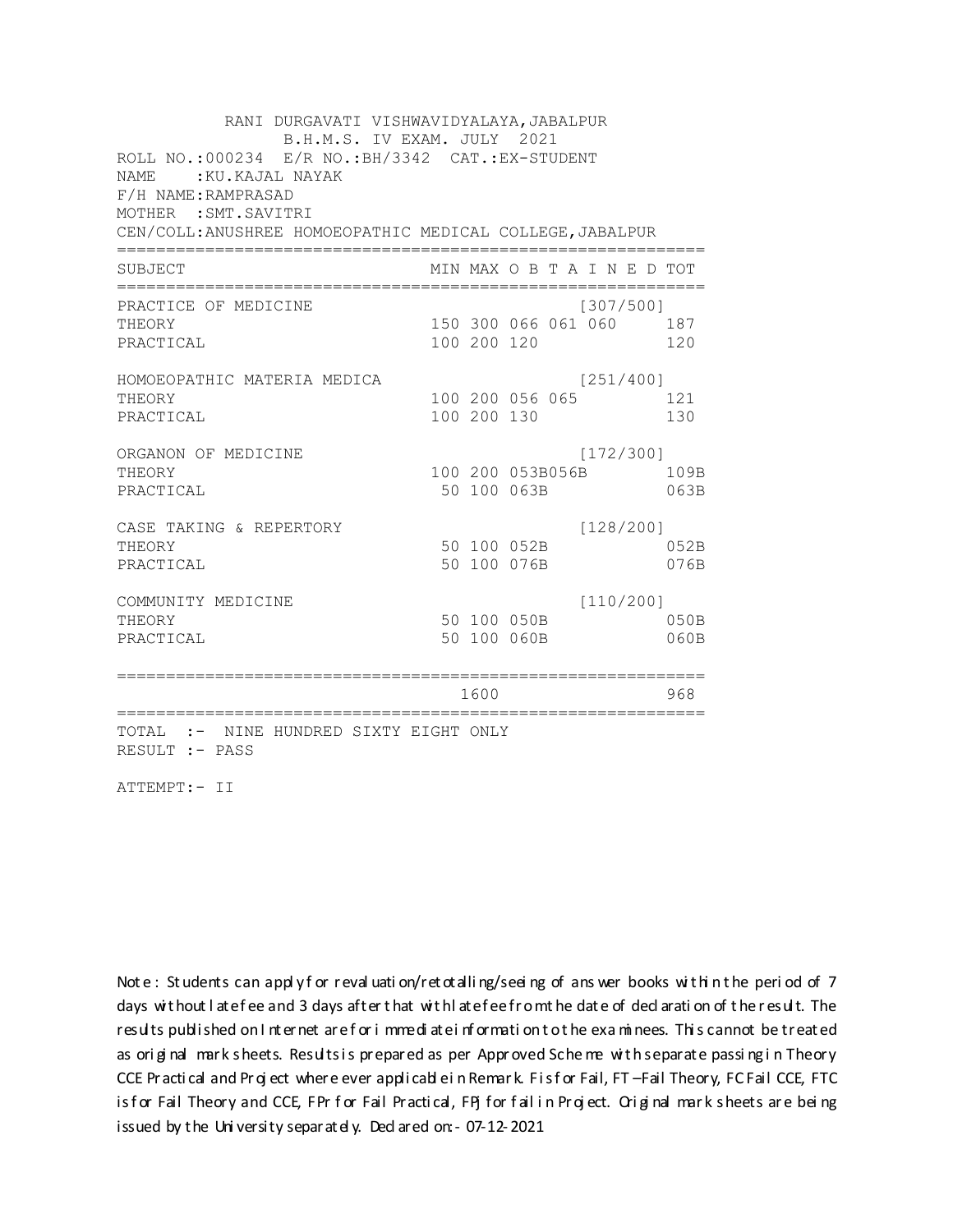RANI DURGAVATI VISHWAVIDYALAYA,JABALPUR
B.H.M.S. IV EXAM. JULY 2021

ROLL NO.:000234 E/R NO.:BH/3342 CAT.:EX-STUDENT
NAME :KU.KAJAL NAYAK
F/H NAME:RAMPRASAD
MOTHER :SMT.SAVITRI
CEN/COLL:ANUSHREE HOMOEOPATHIC MEDICAL COLLEGE,JABALPUR

| SUBJECT | MIN | MAX | O B T A I N E D | TOT |
|---|---|---|---|---|
| PRACTICE OF MEDICINE | | | [307/500] | |
| THEORY | 150 | 300 | 066 061 060 | 187 |
| PRACTICAL | 100 | 200 | 120 | 120 |
| HOMOEOPATHIC MATERIA MEDICA | | | [251/400] | |
| THEORY | 100 | 200 | 056 065 | 121 |
| PRACTICAL | 100 | 200 | 130 | 130 |
| ORGANON OF MEDICINE | | | [172/300] | |
| THEORY | 100 | 200 | 053B056B | 109B |
| PRACTICAL | 50 | 100 | 063B | 063B |
| CASE TAKING & REPERTORY | | | [128/200] | |
| THEORY | 50 | 100 | 052B | 052B |
| PRACTICAL | 50 | 100 | 076B | 076B |
| COMMUNITY MEDICINE | | | [110/200] | |
| THEORY | 50 | 100 | 050B | 050B |
| PRACTICAL | 50 | 100 | 060B | 060B |
| | | 1600 | | 968 |

TOTAL :- NINE HUNDRED SIXTY EIGHT ONLY
RESULT :- PASS

ATTEMPT:- II

Note : Students can apply for revaluation/retotalling/seeing of answer books within the period of 7 days without late fee and 3 days after that with late fee from the date of declaration of the result. The results published on Internet are for immediate information to the examinees. This cannot be treated as original mark sheets. Results is prepared as per Approved Scheme with separate passing in Theory CCE Practical and Project where ever applicable in Remark. F is for Fail, FT –Fail Theory, FC Fail CCE, FTC is for Fail Theory and CCE, FPr for Fail Practical, FPJ for fail in Project. Original mark sheets are being issued by the University separately. Declared on:- 07-12-2021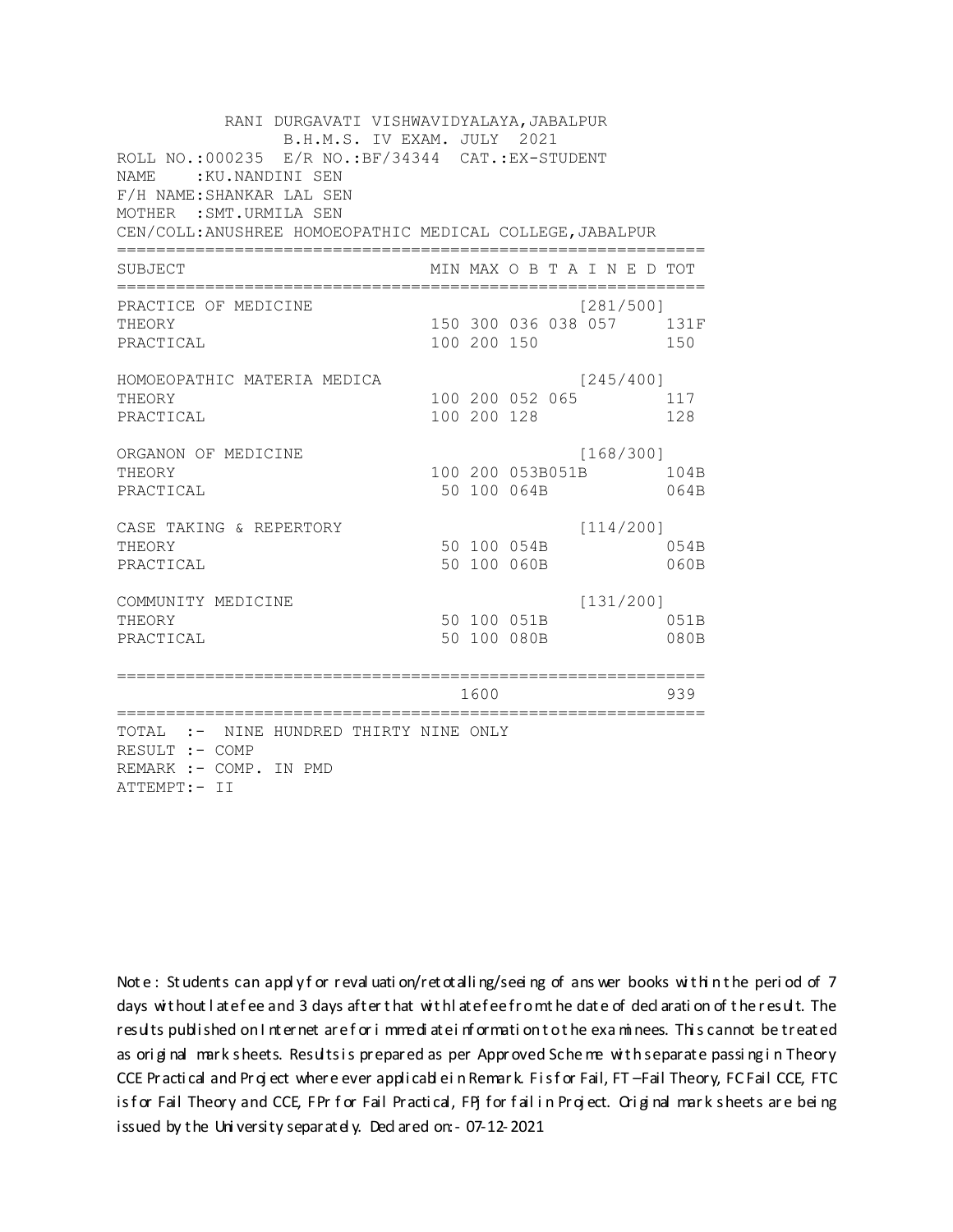RANI DURGAVATI VISHWAVIDYALAYA,JABALPUR
B.H.M.S. IV EXAM. JULY 2021

ROLL NO.:000235 E/R NO.:BF/34344 CAT.:EX-STUDENT
NAME :KU.NANDINI SEN
F/H NAME:SHANKAR LAL SEN
MOTHER :SMT.URMILA SEN
CEN/COLL:ANUSHREE HOMOEOPATHIC MEDICAL COLLEGE,JABALPUR

| SUBJECT | MIN | MAX | O B T A I N E D | | | TOT |
|---|---|---|---|---|---|---|
| PRACTICE OF MEDICINE | | | | | [281/500] | |
| THEORY | 150 | 300 | 036 | 038 | 057 | 131F |
| PRACTICAL | 100 | 200 | 150 | | | 150 |
| HOMOEOPATHIC MATERIA MEDICA | | | | | [245/400] | |
| THEORY | 100 | 200 | 052 | 065 | | 117 |
| PRACTICAL | 100 | 200 | 128 | | | 128 |
| ORGANON OF MEDICINE | | | | | [168/300] | |
| THEORY | 100 | 200 | 053B | 051B | | 104B |
| PRACTICAL | 50 | 100 | 064B | | | 064B |
| CASE TAKING & REPERTORY | | | | | [114/200] | |
| THEORY | 50 | 100 | 054B | | | 054B |
| PRACTICAL | 50 | 100 | 060B | | | 060B |
| COMMUNITY MEDICINE | | | | | [131/200] | |
| THEORY | 50 | 100 | 051B | | | 051B |
| PRACTICAL | 50 | 100 | 080B | | | 080B |
| | | 1600 | | | | 939 |

TOTAL :- NINE HUNDRED THIRTY NINE ONLY
RESULT :- COMP
REMARK :- COMP. IN PMD
ATTEMPT:- II

Note : Students can apply for revaluation/retotalling/seeing of answer books within the period of 7 days without late fee and 3 days after that with late fee from the date of declaration of the result. The results published on Internet are for immediate information to the examinees. This cannot be treated as original mark sheets. Results is prepared as per Approved Scheme with separate passing in Theory CCE Practical and Project where ever applicable in Remark. F is for Fail, FT –Fail Theory, FC Fail CCE, FTC is for Fail Theory and CCE, FPr for Fail Practical, FPj for fail in Project. Original mark sheets are being issued by the University separately. Declared on:- 07-12-2021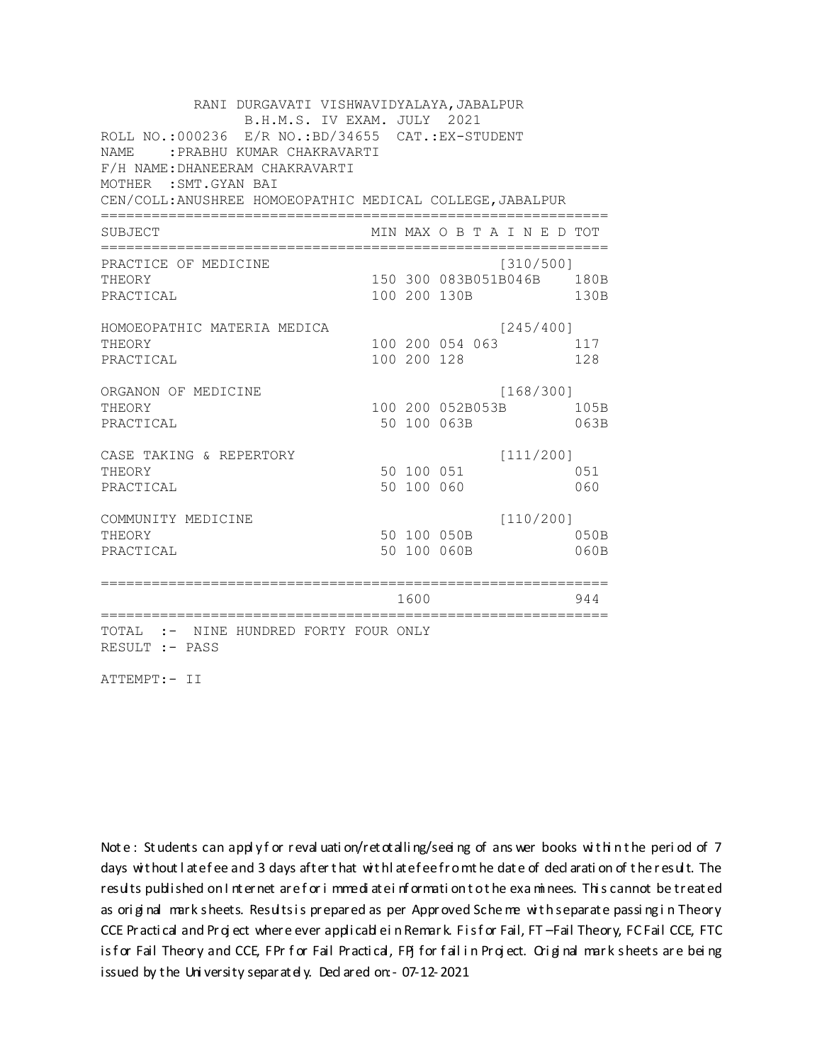RANI DURGAVATI VISHWAVIDYALAYA,JABALPUR
B.H.M.S. IV EXAM. JULY 2021

ROLL NO.:000236 E/R NO.:BD/34655 CAT.:EX-STUDENT
NAME :PRABHU KUMAR CHAKRAVARTI
F/H NAME:DHANEERAM CHAKRAVARTI
MOTHER :SMT.GYAN BAI
CEN/COLL:ANUSHREE HOMOEOPATHIC MEDICAL COLLEGE,JABALPUR

| SUBJECT | MIN | MAX | O B T A I N E D | TOT |
|---|---|---|---|---|
| PRACTICE OF MEDICINE | | | [310/500] | |
| THEORY | 150 | 300 | 083B051B046B | 180B |
| PRACTICAL | 100 | 200 | 130B | 130B |
| HOMOEOPATHIC MATERIA MEDICA | | | [245/400] | |
| THEORY | 100 | 200 | 054 063 | 117 |
| PRACTICAL | 100 | 200 | 128 | 128 |
| ORGANON OF MEDICINE | | | [168/300] | |
| THEORY | 100 | 200 | 052B053B | 105B |
| PRACTICAL | 50 | 100 | 063B | 063B |
| CASE TAKING & REPERTORY | | | [111/200] | |
| THEORY | 50 | 100 | 051 | 051 |
| PRACTICAL | 50 | 100 | 060 | 060 |
| COMMUNITY MEDICINE | | | [110/200] | |
| THEORY | 50 | 100 | 050B | 050B |
| PRACTICAL | 50 | 100 | 060B | 060B |
| | | 1600 | | 944 |

TOTAL :- NINE HUNDRED FORTY FOUR ONLY
RESULT :- PASS

ATTEMPT:- II

Note : Students can apply for revaluation/retotalling/seeing of answer books within the period of 7 days without late fee and 3 days after that with late fee from the date of declaration of the result. The results published on Internet are for immediate information to the examinees. This cannot be treated as original mark sheets. Results is prepared as per Approved Scheme with separate passing in Theory CCE Practical and Project where ever applicable in Remark. F is for Fail, FT –Fail Theory, FC Fail CCE, FTC is for Fail Theory and CCE, FPr for Fail Practical, FPj for fail in Project. Original mark sheets are being issued by the University separately. Declared on:- 07-12-2021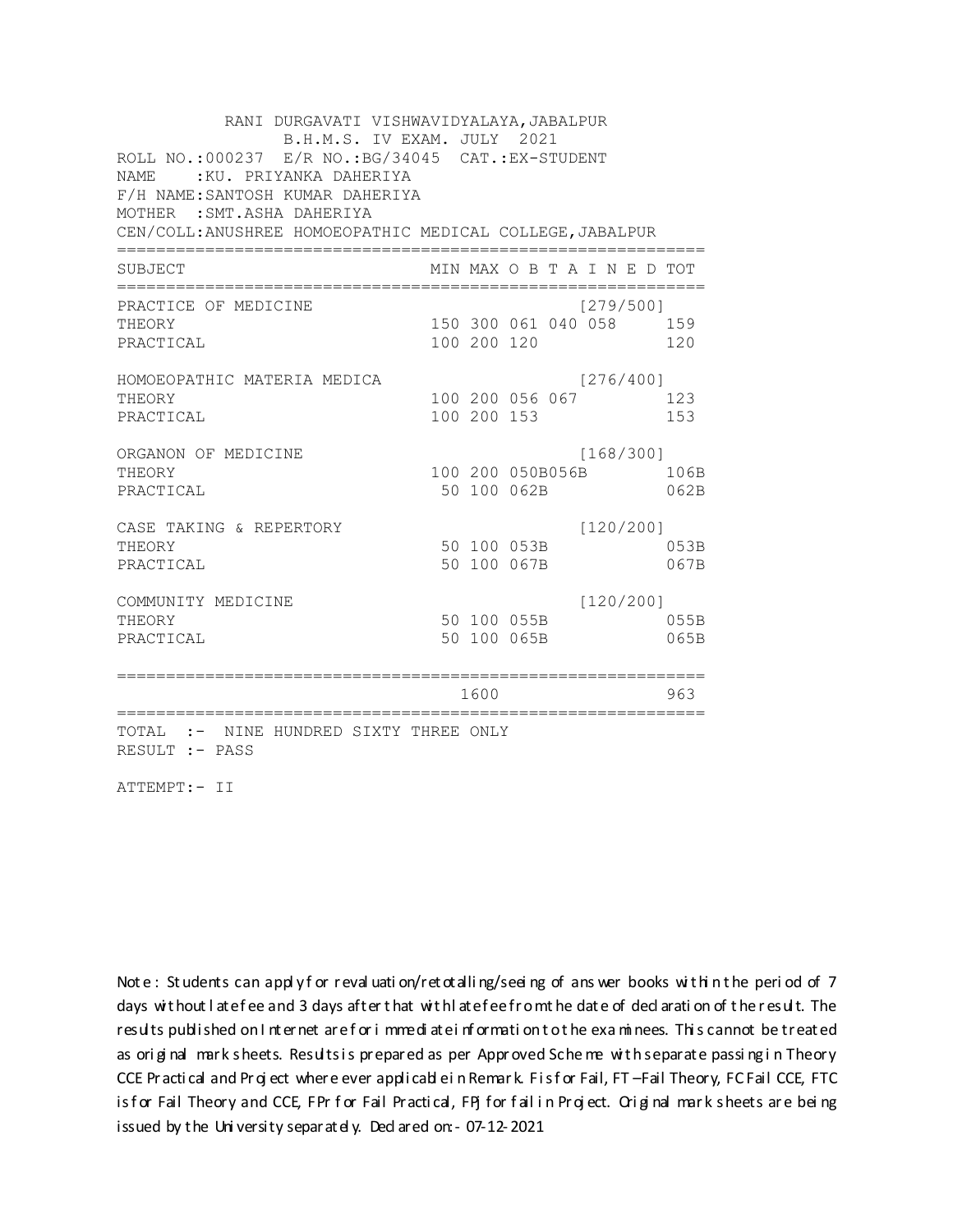RANI DURGAVATI VISHWAVIDYALAYA,JABALPUR
B.H.M.S. IV EXAM. JULY 2021

ROLL NO.:000237 E/R NO.:BG/34045 CAT.:EX-STUDENT
NAME :KU. PRIYANKA DAHERIYA
F/H NAME:SANTOSH KUMAR DAHERIYA
MOTHER :SMT.ASHA DAHERIYA
CEN/COLL:ANUSHREE HOMOEOPATHIC MEDICAL COLLEGE,JABALPUR

| SUBJECT | MIN | MAX | O B T A I N E D | TOT |
|---|---|---|---|---|
| PRACTICE OF MEDICINE | | | [279/500] | |
| THEORY | 150 | 300 | 061 040 058 | 159 |
| PRACTICAL | 100 | 200 | 120 | 120 |
| HOMOEOPATHIC MATERIA MEDICA | | | [276/400] | |
| THEORY | 100 | 200 | 056 067 | 123 |
| PRACTICAL | 100 | 200 | 153 | 153 |
| ORGANON OF MEDICINE | | | [168/300] | |
| THEORY | 100 | 200 | 050B056B | 106B |
| PRACTICAL | 50 | 100 | 062B | 062B |
| CASE TAKING & REPERTORY | | | [120/200] | |
| THEORY | 50 | 100 | 053B | 053B |
| PRACTICAL | 50 | 100 | 067B | 067B |
| COMMUNITY MEDICINE | | | [120/200] | |
| THEORY | 50 | 100 | 055B | 055B |
| PRACTICAL | 50 | 100 | 065B | 065B |
| | | 1600 | | 963 |

TOTAL :- NINE HUNDRED SIXTY THREE ONLY
RESULT :- PASS

ATTEMPT:- II

Note : Students can apply for revaluation/retotalling/seeing of answer books within the period of 7 days without late fee and 3 days after that with late fee from the date of declaration of the result. The results published on Internet are for immediate information to the examinees. This cannot be treated as original mark sheets. Results is prepared as per Approved Scheme with separate passing in Theory CCE Practical and Project where ever applicable in Remark. F is for Fail, FT –Fail Theory, FC Fail CCE, FTC is for Fail Theory and CCE, FPr for Fail Practical, FPj for fail in Project. Original mark sheets are being issued by the University separately. Declared on:- 07-12-2021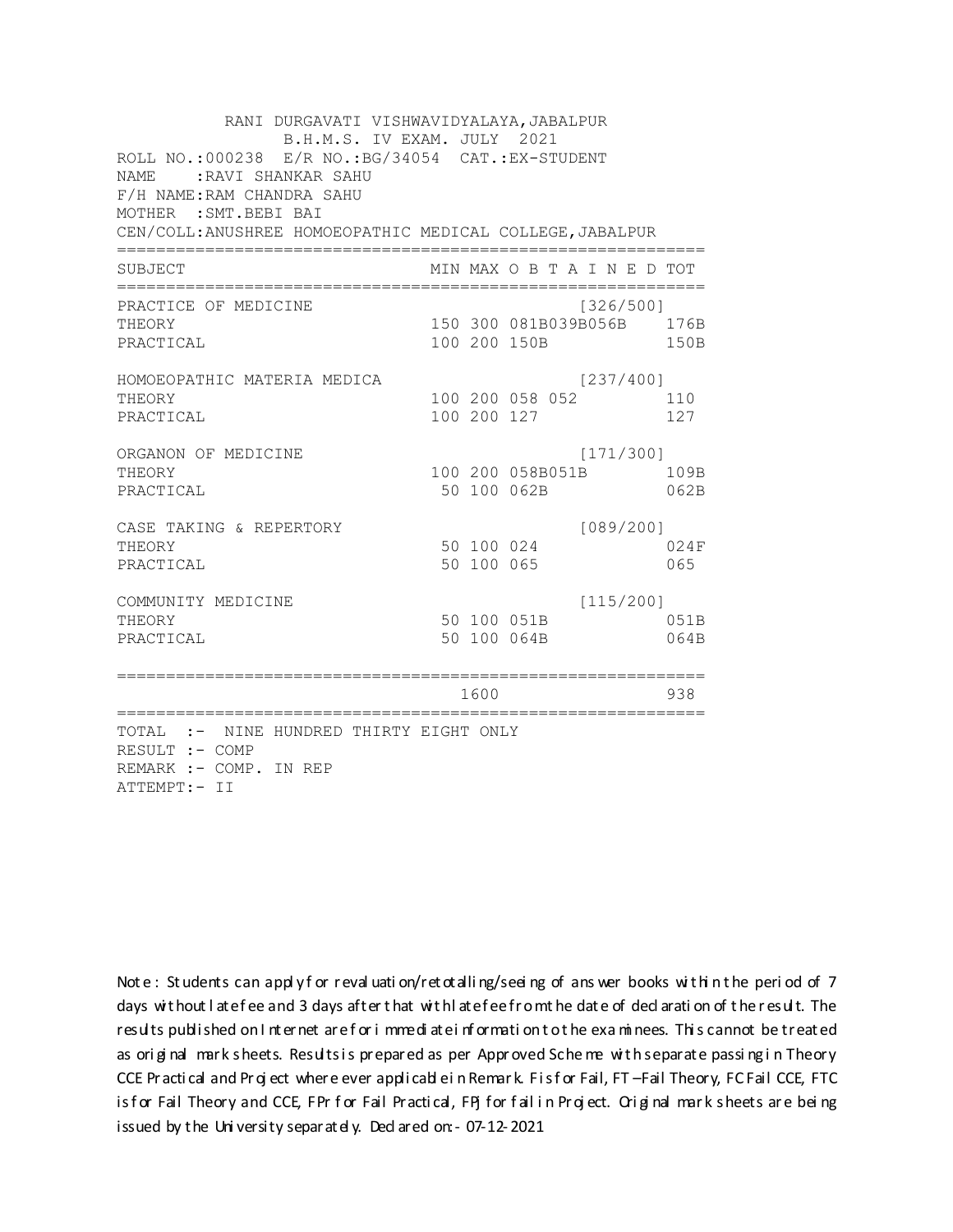RANI DURGAVATI VISHWAVIDYALAYA,JABALPUR
B.H.M.S. IV EXAM. JULY 2021

ROLL NO.:000238 E/R NO.:BG/34054 CAT.:EX-STUDENT
NAME :RAVI SHANKAR SAHU
F/H NAME:RAM CHANDRA SAHU
MOTHER :SMT.BEBI BAI
CEN/COLL:ANUSHREE HOMOEOPATHIC MEDICAL COLLEGE,JABALPUR

| SUBJECT | MIN | MAX | O B T A I N E D | TOT |
|---|---|---|---|---|
| PRACTICE OF MEDICINE | | | [326/500] | |
| THEORY | 150 | 300 | 081B039B056B | 176B |
| PRACTICAL | 100 | 200 | 150B | 150B |
| HOMOEOPATHIC MATERIA MEDICA | | | [237/400] | |
| THEORY | 100 | 200 | 058 052 | 110 |
| PRACTICAL | 100 | 200 | 127 | 127 |
| ORGANON OF MEDICINE | | | [171/300] | |
| THEORY | 100 | 200 | 058B051B | 109B |
| PRACTICAL | 50 | 100 | 062B | 062B |
| CASE TAKING & REPERTORY | | | [089/200] | |
| THEORY | 50 | 100 | 024 | 024F |
| PRACTICAL | 50 | 100 | 065 | 065 |
| COMMUNITY MEDICINE | | | [115/200] | |
| THEORY | 50 | 100 | 051B | 051B |
| PRACTICAL | 50 | 100 | 064B | 064B |
| | | 1600 | | 938 |

TOTAL :- NINE HUNDRED THIRTY EIGHT ONLY
RESULT :- COMP
REMARK :- COMP. IN REP
ATTEMPT:- II

Note : Students can apply for revaluation/retotalling/seeing of answer books within the period of 7 days without late fee and 3 days after that with late fee from the date of declaration of the result. The results published on Internet are for immediate information to the examinees. This cannot be treated as original mark sheets. Results is prepared as per Approved Scheme with separate passing in Theory CCE Practical and Project where ever applicable in Remark. F is for Fail, FT –Fail Theory, FC Fail CCE, FTC is for Fail Theory and CCE, FPr for Fail Practical, FPj for fail in Project. Original mark sheets are being issued by the University separately. Declared on:- 07-12-2021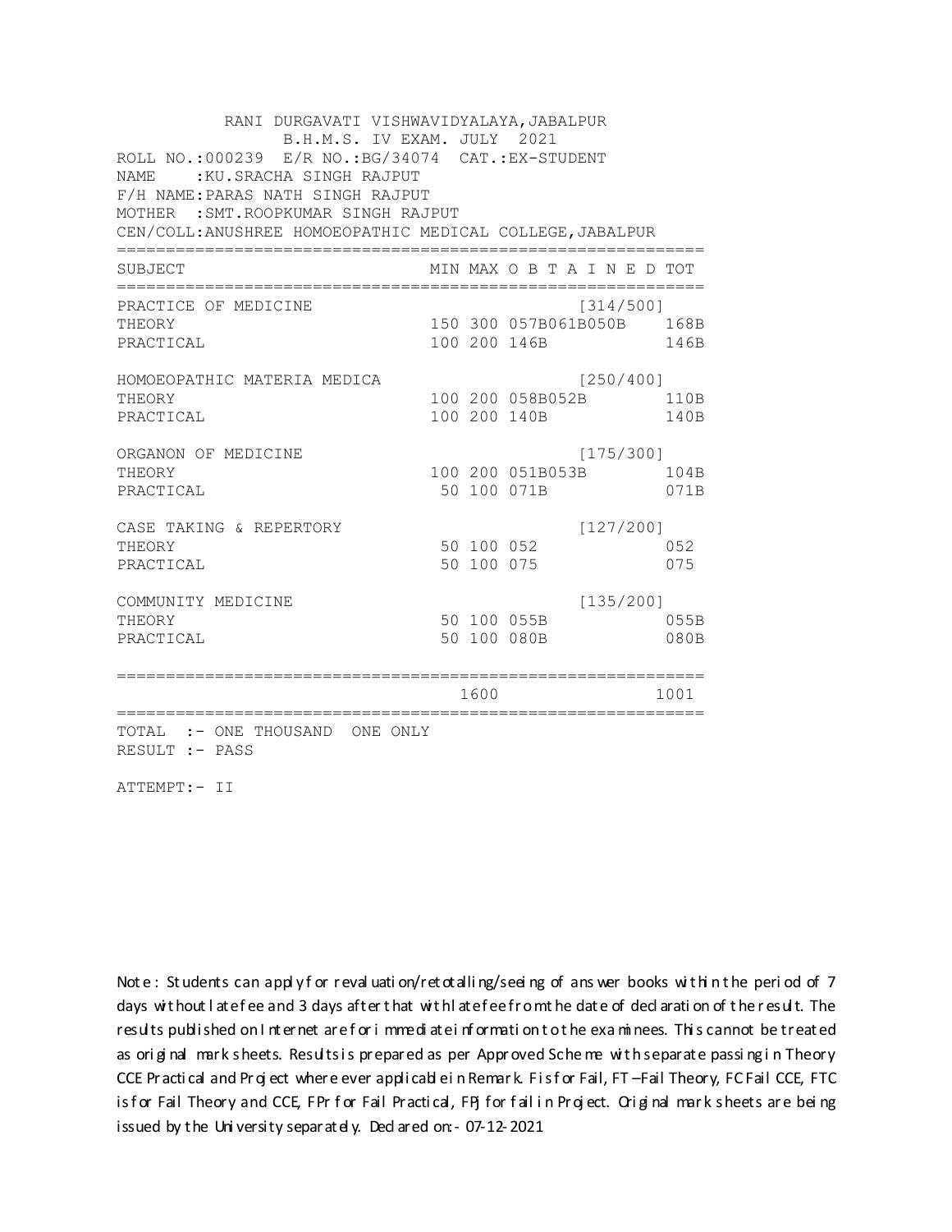RANI DURGAVATI VISHWAVIDYALAYA,JABALPUR
B.H.M.S. IV EXAM. JULY 2021

ROLL NO.:000239 E/R NO.:BG/34074 CAT.:EX-STUDENT
NAME :KU.SRACHA SINGH RAJPUT
F/H NAME:PARAS NATH SINGH RAJPUT
MOTHER :SMT.ROOPKUMAR SINGH RAJPUT
CEN/COLL:ANUSHREE HOMOEOPATHIC MEDICAL COLLEGE,JABALPUR

| SUBJECT | MIN | MAX | O B T A I N E D | TOT |
|---|---|---|---|---|
| PRACTICE OF MEDICINE | | | [314/500] | |
| THEORY | 150 | 300 | 057B061B050B | 168B |
| PRACTICAL | 100 | 200 | 146B | 146B |
| HOMOEOPATHIC MATERIA MEDICA | | | [250/400] | |
| THEORY | 100 | 200 | 058B052B | 110B |
| PRACTICAL | 100 | 200 | 140B | 140B |
| ORGANON OF MEDICINE | | | [175/300] | |
| THEORY | 100 | 200 | 051B053B | 104B |
| PRACTICAL | 50 | 100 | 071B | 071B |
| CASE TAKING & REPERTORY | | | [127/200] | |
| THEORY | 50 | 100 | 052 | 052 |
| PRACTICAL | 50 | 100 | 075 | 075 |
| COMMUNITY MEDICINE | | | [135/200] | |
| THEORY | 50 | 100 | 055B | 055B |
| PRACTICAL | 50 | 100 | 080B | 080B |
| | | 1600 | | 1001 |

TOTAL :- ONE THOUSAND ONE ONLY
RESULT :- PASS

ATTEMPT:- II

Note : Students can apply for revaluation/retotalling/seeing of answer books within the period of 7 days without late fee and 3 days after that with late fee from the date of declaration of the result. The results published on Internet are for immediate information to the examinees. This cannot be treated as original mark sheets. Results is prepared as per Approved Scheme with separate passing in Theory CCE Practical and Project where ever applicable in Remark. F is for Fail, FT –Fail Theory, FC Fail CCE, FTC is for Fail Theory and CCE, FPr for Fail Practical, FPJ for fail in Project. Original mark sheets are being issued by the University separately. Declared on:- 07-12-2021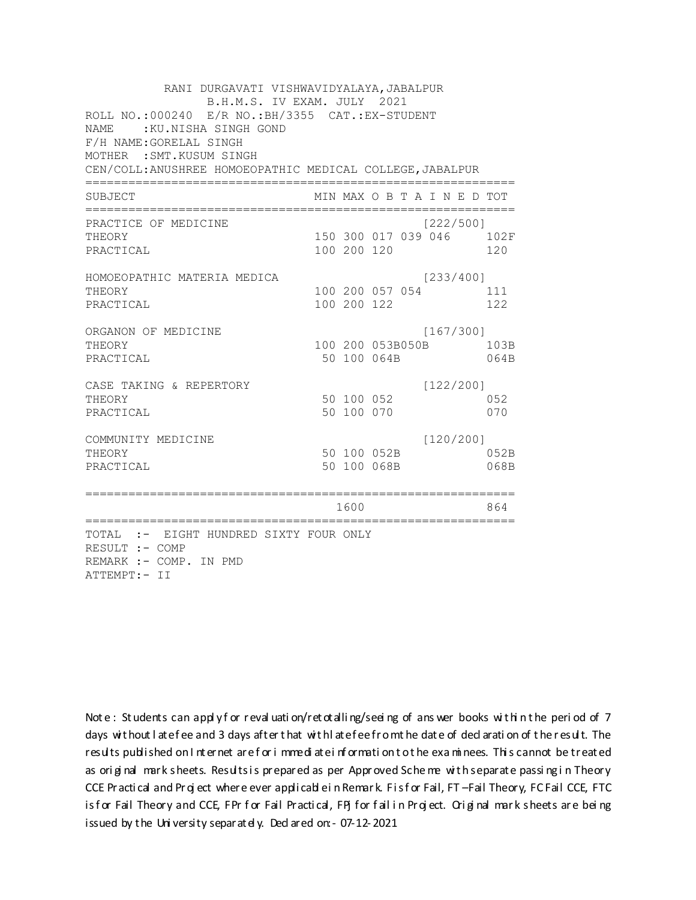RANI DURGAVATI VISHWAVIDYALAYA,JABALPUR
B.H.M.S. IV EXAM. JULY 2021

ROLL NO.:000240 E/R NO.:BH/3355 CAT.:EX-STUDENT
NAME :KU.NISHA SINGH GOND
F/H NAME:GORELAL SINGH
MOTHER :SMT.KUSUM SINGH
CEN/COLL:ANUSHREE HOMOEOPATHIC MEDICAL COLLEGE,JABALPUR

| SUBJECT | MIN | MAX | O B T A I N E D | | | TOT |
|---|---|---|---|---|---|---|
| PRACTICE OF MEDICINE | | | | | [222/500] | |
| THEORY | 150 | 300 | 017 | 039 | 046 | 102F |
| PRACTICAL | 100 | 200 | 120 | | | 120 |
| HOMOEOPATHIC MATERIA MEDICA | | | | | [233/400] | |
| THEORY | 100 | 200 | 057 | 054 | | 111 |
| PRACTICAL | 100 | 200 | 122 | | | 122 |
| ORGANON OF MEDICINE | | | | | [167/300] | |
| THEORY | 100 | 200 | 053B | 050B | | 103B |
| PRACTICAL | 50 | 100 | 064B | | | 064B |
| CASE TAKING & REPERTORY | | | | | [122/200] | |
| THEORY | 50 | 100 | 052 | | | 052 |
| PRACTICAL | 50 | 100 | 070 | | | 070 |
| COMMUNITY MEDICINE | | | | | [120/200] | |
| THEORY | 50 | 100 | 052B | | | 052B |
| PRACTICAL | 50 | 100 | 068B | | | 068B |
| | | 1600 | | | | 864 |

TOTAL :- EIGHT HUNDRED SIXTY FOUR ONLY
RESULT :- COMP
REMARK :- COMP. IN PMD
ATTEMPT:- II

Note : Students can apply for revaluation/retotalling/seeing of answer books within the period of 7 days without late fee and 3 days after that with late fee from the date of declaration of the result. The results published on Internet are for immediate information to the examinees. This cannot be treated as original mark sheets. Results is prepared as per Approved Scheme with separate passing in Theory CCE Practical and Project where ever applicable in Remark. F is for Fail, FT –Fail Theory, FC Fail CCE, FTC is for Fail Theory and CCE, FPr for Fail Practical, FPJ for fail in Project. Original mark sheets are being issued by the University separately. Declared on:- 07-12-2021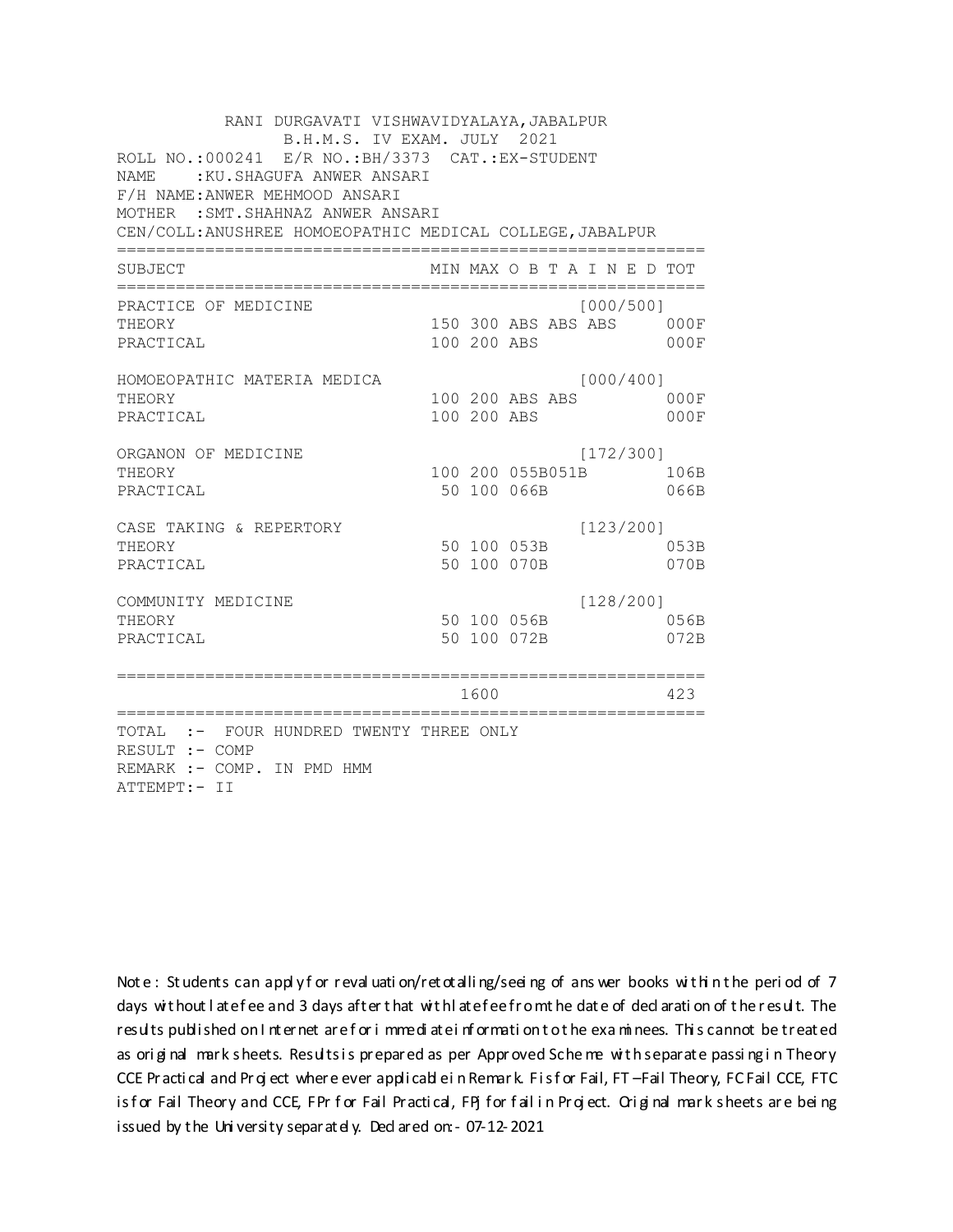RANI DURGAVATI VISHWAVIDYALAYA,JABALPUR
B.H.M.S. IV EXAM. JULY 2021

ROLL NO.:000241 E/R NO.:BH/3373 CAT.:EX-STUDENT
NAME :KU.SHAGUFA ANWER ANSARI
F/H NAME:ANWER MEHMOOD ANSARI
MOTHER :SMT.SHAHNAZ ANWER ANSARI
CEN/COLL:ANUSHREE HOMOEOPATHIC MEDICAL COLLEGE,JABALPUR

| SUBJECT | MIN | MAX | O B T A I N E D | TOT |
|---|---|---|---|---|
| PRACTICE OF MEDICINE | | | [000/500] | |
| THEORY | 150 | 300 | ABS ABS ABS | 000F |
| PRACTICAL | 100 | 200 | ABS | 000F |
| HOMOEOPATHIC MATERIA MEDICA | | | [000/400] | |
| THEORY | 100 | 200 | ABS ABS | 000F |
| PRACTICAL | 100 | 200 | ABS | 000F |
| ORGANON OF MEDICINE | | | [172/300] | |
| THEORY | 100 | 200 | 055B051B | 106B |
| PRACTICAL | 50 | 100 | 066B | 066B |
| CASE TAKING & REPERTORY | | | [123/200] | |
| THEORY | 50 | 100 | 053B | 053B |
| PRACTICAL | 50 | 100 | 070B | 070B |
| COMMUNITY MEDICINE | | | [128/200] | |
| THEORY | 50 | 100 | 056B | 056B |
| PRACTICAL | 50 | 100 | 072B | 072B |
| | | 1600 | | 423 |

TOTAL :- FOUR HUNDRED TWENTY THREE ONLY
RESULT :- COMP
REMARK :- COMP. IN PMD HMM
ATTEMPT:- II

Note : Students can apply for revaluation/retotalling/seeing of answer books within the period of 7 days without late fee and 3 days after that with late fee from the date of declaration of the result. The results published on Internet are for immediate information to the examinees. This cannot be treated as original mark sheets. Results is prepared as per Approved Scheme with separate passing in Theory CCE Practical and Project where ever applicable in Remark. F is for Fail, FT –Fail Theory, FC Fail CCE, FTC is for Fail Theory and CCE, FPr for Fail Practical, FPJ for fail in Project. Original mark sheets are being issued by the University separately. Declared on:- 07-12-2021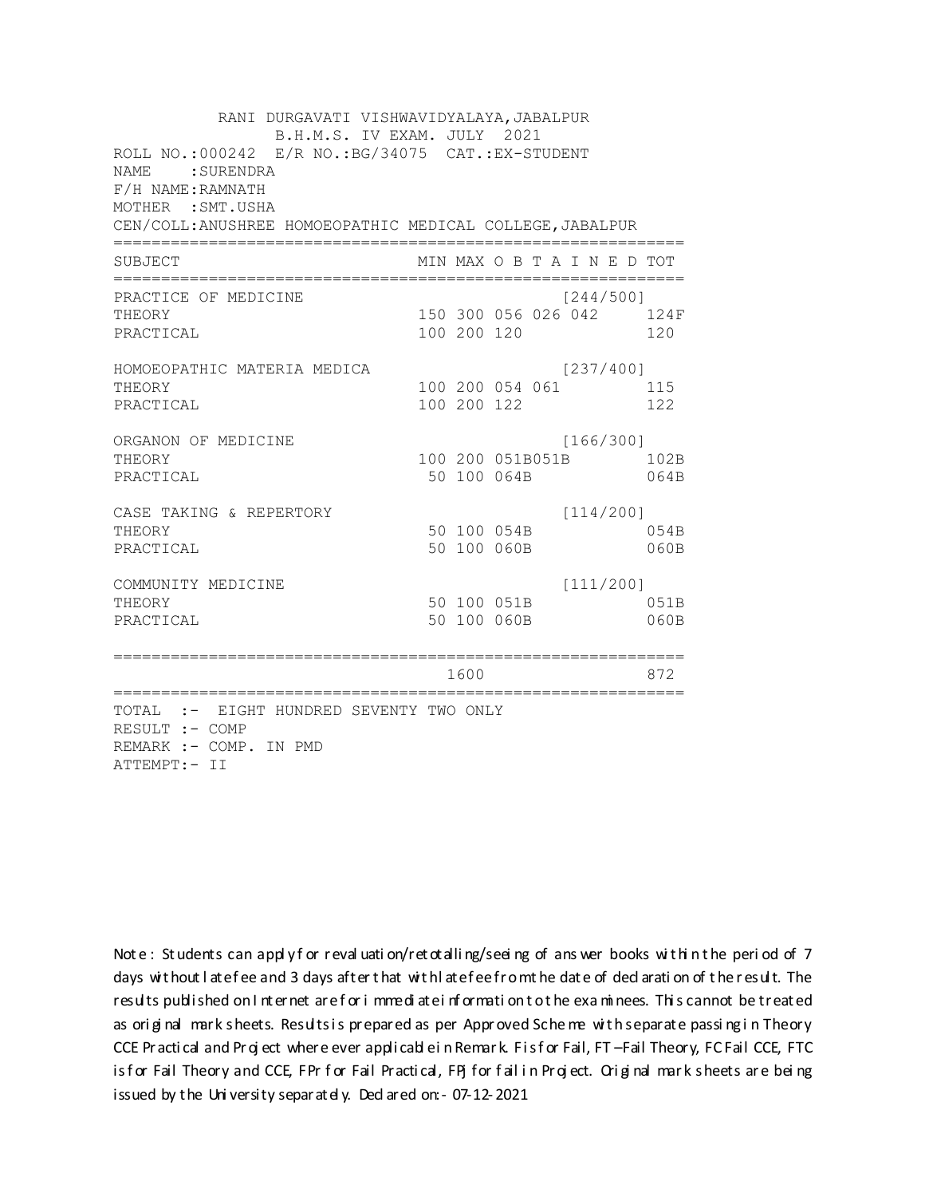RANI DURGAVATI VISHWAVIDYALAYA,JABALPUR
B.H.M.S. IV EXAM. JULY 2021

ROLL NO.:000242 E/R NO.:BG/34075 CAT.:EX-STUDENT
NAME :SURENDRA
F/H NAME:RAMNATH
MOTHER :SMT.USHA
CEN/COLL:ANUSHREE HOMOEOPATHIC MEDICAL COLLEGE,JABALPUR

| SUBJECT | MIN | MAX | O B T A I N E D | | | TOT |
|---|---|---|---|---|---|---|
| PRACTICE OF MEDICINE | | | | | [244/500] | |
| THEORY | 150 | 300 | 056 | 026 | 042 | 124F |
| PRACTICAL | 100 | 200 | 120 | | | 120 |
| HOMOEOPATHIC MATERIA MEDICA | | | | | [237/400] | |
| THEORY | 100 | 200 | 054 | 061 | | 115 |
| PRACTICAL | 100 | 200 | 122 | | | 122 |
| ORGANON OF MEDICINE | | | | | [166/300] | |
| THEORY | 100 | 200 | 051B | 051B | | 102B |
| PRACTICAL | 50 | 100 | 064B | | | 064B |
| CASE TAKING & REPERTORY | | | | | [114/200] | |
| THEORY | 50 | 100 | 054B | | | 054B |
| PRACTICAL | 50 | 100 | 060B | | | 060B |
| COMMUNITY MEDICINE | | | | | [111/200] | |
| THEORY | 50 | 100 | 051B | | | 051B |
| PRACTICAL | 50 | 100 | 060B | | | 060B |
| | | 1600 | | | | 872 |

TOTAL :- EIGHT HUNDRED SEVENTY TWO ONLY
RESULT :- COMP
REMARK :- COMP. IN PMD
ATTEMPT:- II

Note : Students can apply for revaluation/retotalling/seeing of answer books within the period of 7 days without late fee and 3 days after that with late fee from the date of declaration of the result. The results published on Internet are for immediate information to the examinees. This cannot be treated as original mark sheets. Results is prepared as per Approved Scheme with separate passing in Theory CCE Practical and Project where ever applicable in Remark. F is for Fail, FT –Fail Theory, FC Fail CCE, FTC is for Fail Theory and CCE, FPr for Fail Practical, FPJ for fail in Project. Original mark sheets are being issued by the University separately. Declared on:- 07-12-2021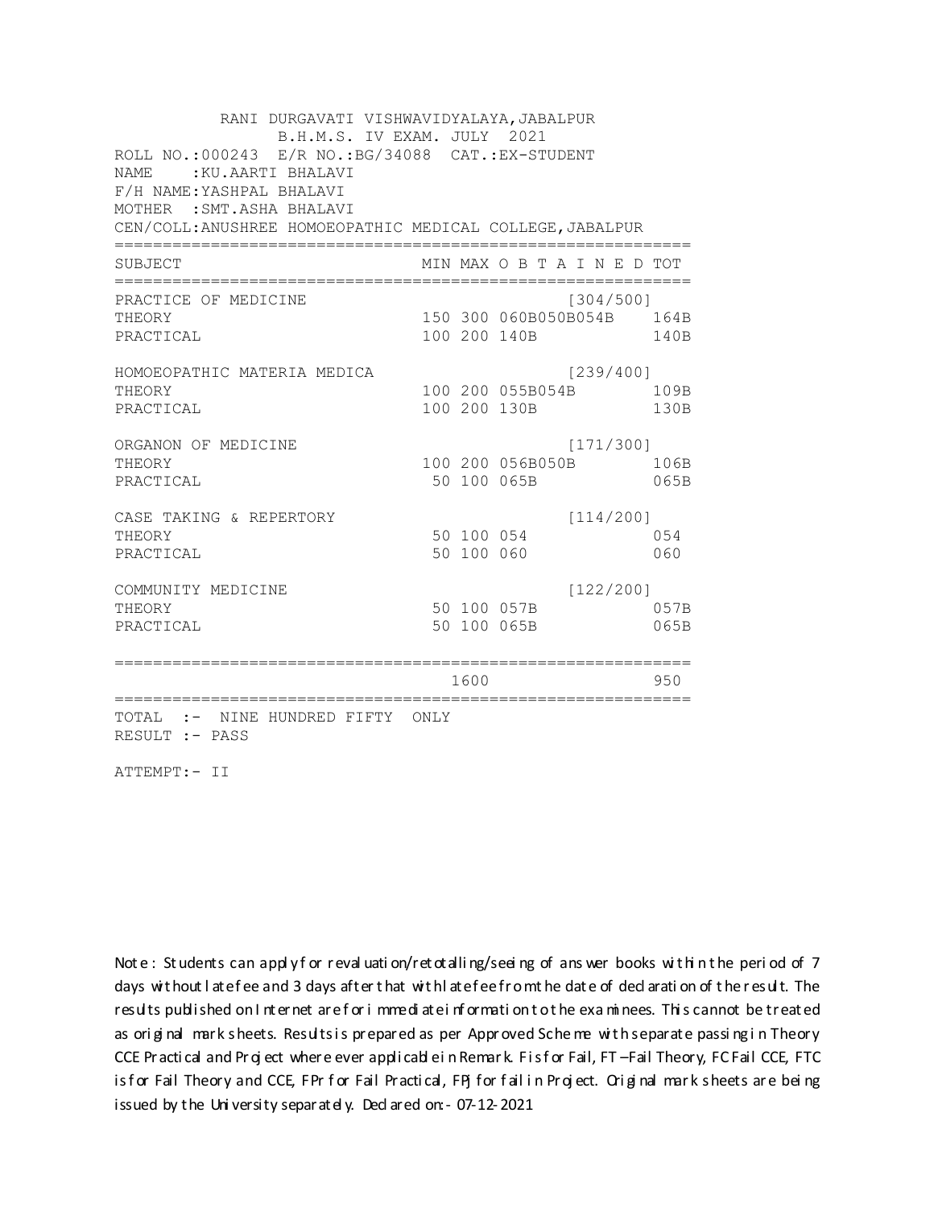RANI DURGAVATI VISHWAVIDYALAYA,JABALPUR
B.H.M.S. IV EXAM. JULY 2021

ROLL NO.:000243 E/R NO.:BG/34088 CAT.:EX-STUDENT
NAME :KU.AARTI BHALAVI
F/H NAME:YASHPAL BHALAVI
MOTHER :SMT.ASHA BHALAVI
CEN/COLL:ANUSHREE HOMOEOPATHIC MEDICAL COLLEGE,JABALPUR

| SUBJECT | MIN | MAX | O B T A I N E D | TOT |
|---|---|---|---|---|
| PRACTICE OF MEDICINE | | | [304/500] | |
| THEORY | 150 | 300 | 060B050B054B | 164B |
| PRACTICAL | 100 | 200 | 140B | 140B |
| HOMOEOPATHIC MATERIA MEDICA | | | [239/400] | |
| THEORY | 100 | 200 | 055B054B | 109B |
| PRACTICAL | 100 | 200 | 130B | 130B |
| ORGANON OF MEDICINE | | | [171/300] | |
| THEORY | 100 | 200 | 056B050B | 106B |
| PRACTICAL | 50 | 100 | 065B | 065B |
| CASE TAKING & REPERTORY | | | [114/200] | |
| THEORY | 50 | 100 | 054 | 054 |
| PRACTICAL | 50 | 100 | 060 | 060 |
| COMMUNITY MEDICINE | | | [122/200] | |
| THEORY | 50 | 100 | 057B | 057B |
| PRACTICAL | 50 | 100 | 065B | 065B |
| | | 1600 | | 950 |

TOTAL :- NINE HUNDRED FIFTY ONLY
RESULT :- PASS

ATTEMPT:- II

Note : Students can apply for revaluation/retotalling/seeing of answer books within the period of 7 days without late fee and 3 days after that with late fee from the date of declaration of the result. The results published on Internet are for immediate information to the examinees. This cannot be treated as original mark sheets. Results is prepared as per Approved Scheme with separate passing in Theory CCE Practical and Project where ever applicable in Remark. F is for Fail, FT –Fail Theory, FC Fail CCE, FTC is for Fail Theory and CCE, FPr for Fail Practical, FPJ for fail in Project. Original mark sheets are being issued by the University separately. Declared on:- 07-12-2021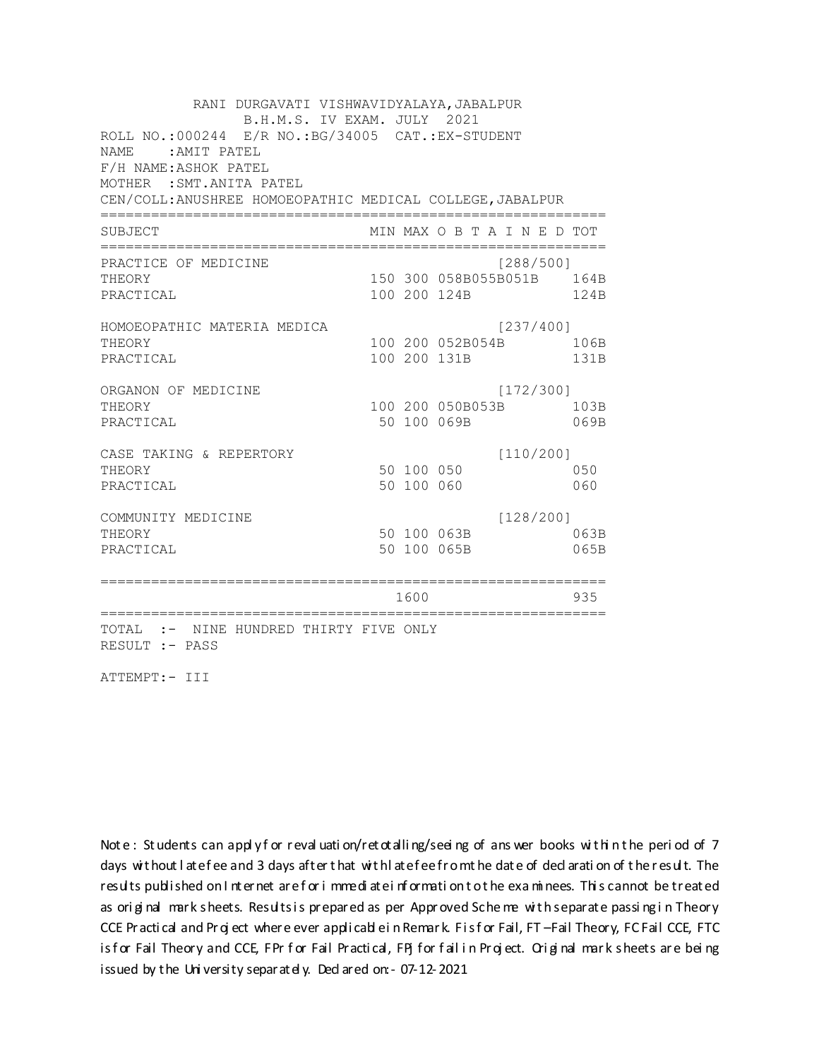RANI DURGAVATI VISHWAVIDYALAYA,JABALPUR
B.H.M.S. IV EXAM. JULY 2021

ROLL NO.:000244 E/R NO.:BG/34005 CAT.:EX-STUDENT
NAME :AMIT PATEL
F/H NAME:ASHOK PATEL
MOTHER :SMT.ANITA PATEL
CEN/COLL:ANUSHREE HOMOEOPATHIC MEDICAL COLLEGE,JABALPUR

| SUBJECT | MIN | MAX | O B T A I N E D | TOT |
|---|---|---|---|---|
| PRACTICE OF MEDICINE | | | [288/500] | |
| THEORY | 150 | 300 | 058B055B051B | 164B |
| PRACTICAL | 100 | 200 | 124B | 124B |
| HOMOEOPATHIC MATERIA MEDICA | | | [237/400] | |
| THEORY | 100 | 200 | 052B054B | 106B |
| PRACTICAL | 100 | 200 | 131B | 131B |
| ORGANON OF MEDICINE | | | [172/300] | |
| THEORY | 100 | 200 | 050B053B | 103B |
| PRACTICAL | 50 | 100 | 069B | 069B |
| CASE TAKING & REPERTORY | | | [110/200] | |
| THEORY | 50 | 100 | 050 | 050 |
| PRACTICAL | 50 | 100 | 060 | 060 |
| COMMUNITY MEDICINE | | | [128/200] | |
| THEORY | 50 | 100 | 063B | 063B |
| PRACTICAL | 50 | 100 | 065B | 065B |
| | | 1600 | | 935 |

TOTAL :- NINE HUNDRED THIRTY FIVE ONLY
RESULT :- PASS

ATTEMPT:- III

Note : Students can apply for revaluation/retotalling/seeing of answer books within the period of 7 days without late fee and 3 days after that with late fee from the date of declaration of the result. The results published on Internet are for immediate information to the examinees. This cannot be treated as original mark sheets. Results is prepared as per Approved Scheme with separate passing in Theory CCE Practical and Project where ever applicable in Remark. F is for Fail, FT –Fail Theory, FC Fail CCE, FTC is for Fail Theory and CCE, FPr for Fail Practical, FPj for fail in Project. Original mark sheets are being issued by the University separately. Declared on:- 07-12-2021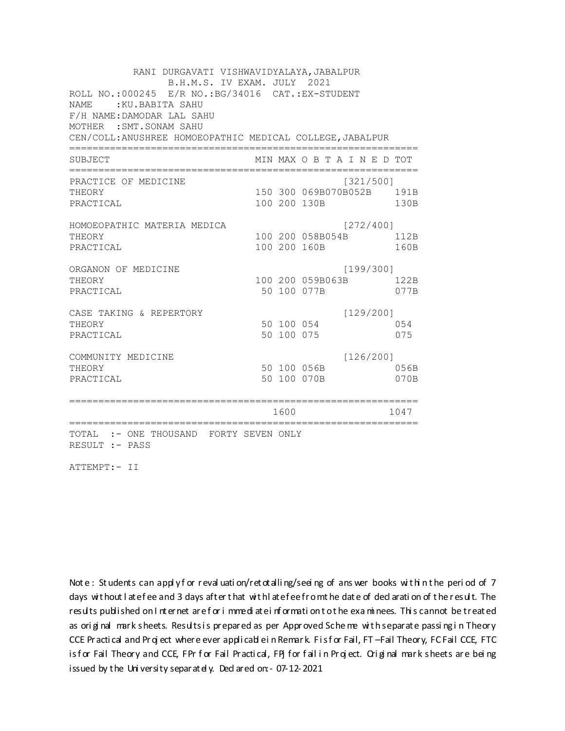RANI DURGAVATI VISHWAVIDYALAYA,JABALPUR
B.H.M.S. IV EXAM. JULY 2021

ROLL NO.:000245 E/R NO.:BG/34016 CAT.:EX-STUDENT
NAME :KU.BABITA SAHU
F/H NAME:DAMODAR LAL SAHU
MOTHER :SMT.SONAM SAHU
CEN/COLL:ANUSHREE HOMOEOPATHIC MEDICAL COLLEGE,JABALPUR

| SUBJECT | MIN | MAX | O B T A I N E D | TOT |
|---|---|---|---|---|
| PRACTICE OF MEDICINE | | | [321/500] | |
| THEORY | 150 | 300 | 069B070B052B | 191B |
| PRACTICAL | 100 | 200 | 130B | 130B |
| HOMOEOPATHIC MATERIA MEDICA | | | [272/400] | |
| THEORY | 100 | 200 | 058B054B | 112B |
| PRACTICAL | 100 | 200 | 160B | 160B |
| ORGANON OF MEDICINE | | | [199/300] | |
| THEORY | 100 | 200 | 059B063B | 122B |
| PRACTICAL | 50 | 100 | 077B | 077B |
| CASE TAKING & REPERTORY | | | [129/200] | |
| THEORY | 50 | 100 | 054 | 054 |
| PRACTICAL | 50 | 100 | 075 | 075 |
| COMMUNITY MEDICINE | | | [126/200] | |
| THEORY | 50 | 100 | 056B | 056B |
| PRACTICAL | 50 | 100 | 070B | 070B |
| | | 1600 | | 1047 |

TOTAL :- ONE THOUSAND FORTY SEVEN ONLY
RESULT :- PASS

ATTEMPT:- II

Note : Students can apply for revaluation/retotalling/seeing of answer books within the period of 7 days without late fee and 3 days after that with late fee from the date of declaration of the result. The results published on Internet are for immediate information to the examinees. This cannot be treated as original mark sheets. Results is prepared as per Approved Scheme with separate passing in Theory CCE Practical and Project where ever applicable in Remark. F is for Fail, FT –Fail Theory, FC Fail CCE, FTC is for Fail Theory and CCE, FPr for Fail Practical, FPj for fail in Project. Original mark sheets are being issued by the University separately. Declared on:- 07-12-2021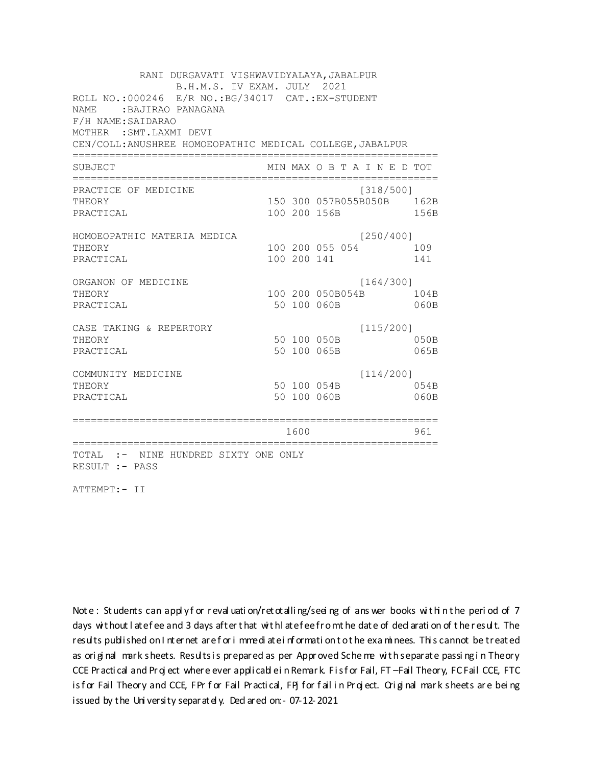RANI DURGAVATI VISHWAVIDYALAYA,JABALPUR
B.H.M.S. IV EXAM. JULY 2021

ROLL NO.:000246 E/R NO.:BG/34017 CAT.:EX-STUDENT
NAME :BAJIRAO PANAGANA
F/H NAME:SAIDARAO
MOTHER :SMT.LAXMI DEVI
CEN/COLL:ANUSHREE HOMOEOPATHIC MEDICAL COLLEGE,JABALPUR

| SUBJECT | MIN | MAX | O B T A I N E D | TOT |
|---|---|---|---|---|
| PRACTICE OF MEDICINE | | | [318/500] | |
| THEORY | 150 | 300 | 057B055B050B | 162B |
| PRACTICAL | 100 | 200 | 156B | 156B |
| HOMOEOPATHIC MATERIA MEDICA | | | [250/400] | |
| THEORY | 100 | 200 | 055 054 | 109 |
| PRACTICAL | 100 | 200 | 141 | 141 |
| ORGANON OF MEDICINE | | | [164/300] | |
| THEORY | 100 | 200 | 050B054B | 104B |
| PRACTICAL | 50 | 100 | 060B | 060B |
| CASE TAKING & REPERTORY | | | [115/200] | |
| THEORY | 50 | 100 | 050B | 050B |
| PRACTICAL | 50 | 100 | 065B | 065B |
| COMMUNITY MEDICINE | | | [114/200] | |
| THEORY | 50 | 100 | 054B | 054B |
| PRACTICAL | 50 | 100 | 060B | 060B |
| | | 1600 | | 961 |

TOTAL :- NINE HUNDRED SIXTY ONE ONLY
RESULT :- PASS

ATTEMPT:- II

Note : Students can apply for revaluation/retotalling/seeing of answer books within the period of 7 days without late fee and 3 days after that with late fee from the date of declaration of the result. The results published on Internet are for immediate information to the examinees. This cannot be treated as original mark sheets. Results is prepared as per Approved Scheme with separate passing in Theory CCE Practical and Project where ever applicable in Remark. F is for Fail, FT –Fail Theory, FC Fail CCE, FTC is for Fail Theory and CCE, FPr for Fail Practical, FPj for fail in Project. Original mark sheets are being issued by the University separately. Declared on:- 07-12-2021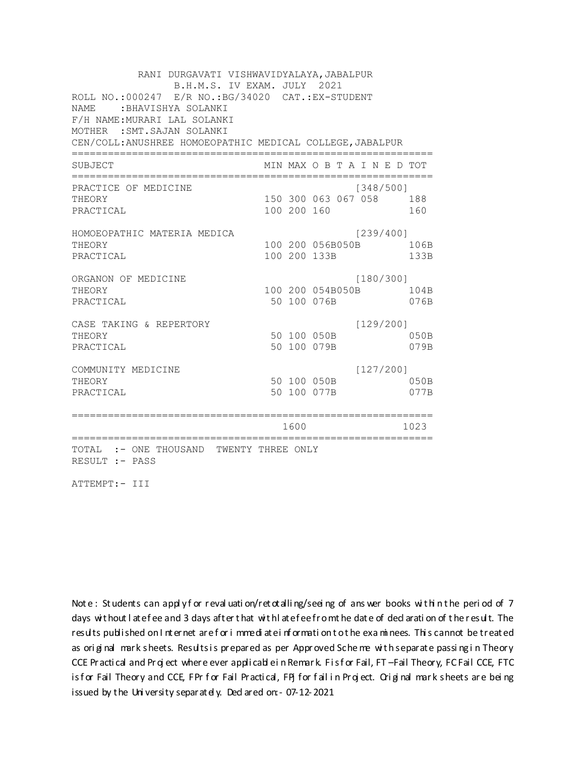RANI DURGAVATI VISHWAVIDYALAYA,JABALPUR
B.H.M.S. IV EXAM. JULY 2021

ROLL NO.:000247 E/R NO.:BG/34020 CAT.:EX-STUDENT
NAME :BHAVISHYA SOLANKI
F/H NAME:MURARI LAL SOLANKI
MOTHER :SMT.SAJAN SOLANKI
CEN/COLL:ANUSHREE HOMOEOPATHIC MEDICAL COLLEGE,JABALPUR

| SUBJECT | MIN | MAX | O B T A I N E D | TOT |
|---|---|---|---|---|
| PRACTICE OF MEDICINE | | | [348/500] | |
| THEORY | 150 | 300 | 063 067 058 | 188 |
| PRACTICAL | 100 | 200 | 160 | 160 |
| HOMOEOPATHIC MATERIA MEDICA | | | [239/400] | |
| THEORY | 100 | 200 | 056B050B | 106B |
| PRACTICAL | 100 | 200 | 133B | 133B |
| ORGANON OF MEDICINE | | | [180/300] | |
| THEORY | 100 | 200 | 054B050B | 104B |
| PRACTICAL | 50 | 100 | 076B | 076B |
| CASE TAKING & REPERTORY | | | [129/200] | |
| THEORY | 50 | 100 | 050B | 050B |
| PRACTICAL | 50 | 100 | 079B | 079B |
| COMMUNITY MEDICINE | | | [127/200] | |
| THEORY | 50 | 100 | 050B | 050B |
| PRACTICAL | 50 | 100 | 077B | 077B |
| | | 1600 | | 1023 |

TOTAL :- ONE THOUSAND TWENTY THREE ONLY
RESULT :- PASS

ATTEMPT:- III

Note : Students can apply for revaluation/retotalling/seeing of answer books within the period of 7 days without late fee and 3 days after that with late fee from the date of declaration of the result. The results published on Internet are for immediate information to the examinees. This cannot be treated as original mark sheets. Results is prepared as per Approved Scheme with separate passing in Theory CCE Practical and Project where ever applicable in Remark. F is for Fail, FT –Fail Theory, FC Fail CCE, FTC is for Fail Theory and CCE, FPr for Fail Practical, FPJ for fail in Project. Original mark sheets are being issued by the University separately. Declared on:- 07-12-2021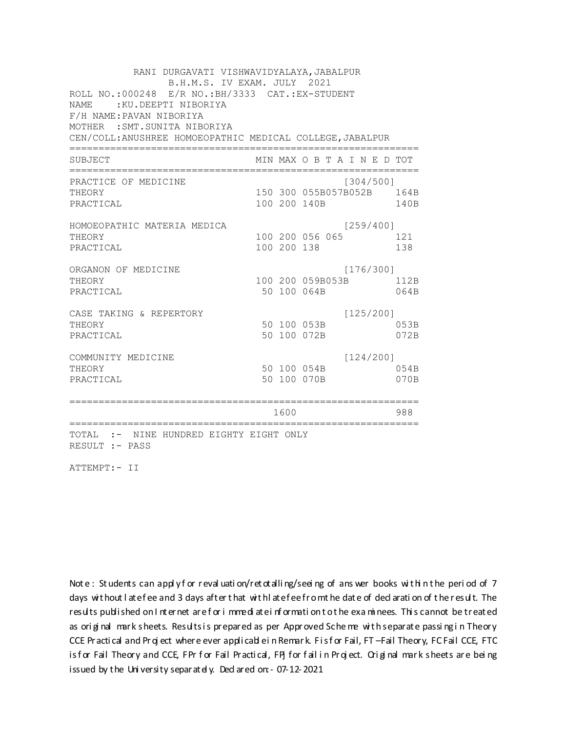RANI DURGAVATI VISHWAVIDYALAYA,JABALPUR
B.H.M.S. IV EXAM. JULY 2021

ROLL NO.:000248 E/R NO.:BH/3333 CAT.:EX-STUDENT
NAME :KU.DEEPTI NIBORIYA
F/H NAME:PAVAN NIBORIYA
MOTHER :SMT.SUNITA NIBORIYA
CEN/COLL:ANUSHREE HOMOEOPATHIC MEDICAL COLLEGE,JABALPUR

| SUBJECT | MIN | MAX | O B T A I N E D | TOT |
|---|---|---|---|---|
| PRACTICE OF MEDICINE | | | [304/500] | |
| THEORY | 150 | 300 | 055B057B052B | 164B |
| PRACTICAL | 100 | 200 | 140B | 140B |
| HOMOEOPATHIC MATERIA MEDICA | | | [259/400] | |
| THEORY | 100 | 200 | 056 065 | 121 |
| PRACTICAL | 100 | 200 | 138 | 138 |
| ORGANON OF MEDICINE | | | [176/300] | |
| THEORY | 100 | 200 | 059B053B | 112B |
| PRACTICAL | 50 | 100 | 064B | 064B |
| CASE TAKING & REPERTORY | | | [125/200] | |
| THEORY | 50 | 100 | 053B | 053B |
| PRACTICAL | 50 | 100 | 072B | 072B |
| COMMUNITY MEDICINE | | | [124/200] | |
| THEORY | 50 | 100 | 054B | 054B |
| PRACTICAL | 50 | 100 | 070B | 070B |
| | | 1600 | | 988 |

TOTAL :- NINE HUNDRED EIGHTY EIGHT ONLY
RESULT :- PASS

ATTEMPT:- II

Note : Students can apply for revaluation/retotalling/seeing of answer books within the period of 7 days without late fee and 3 days after that with late fee from the date of declaration of the result. The results published on Internet are for immediate information to the examinees. This cannot be treated as original mark sheets. Results is prepared as per Approved Scheme with separate passing in Theory CCE Practical and Project where ever applicable in Remark. F is for Fail, FT – Fail Theory, FC Fail CCE, FTC is for Fail Theory and CCE, FPr for Fail Practical, FPj for fail in Project. Original mark sheets are being issued by the University separately. Declared on:- 07-12-2021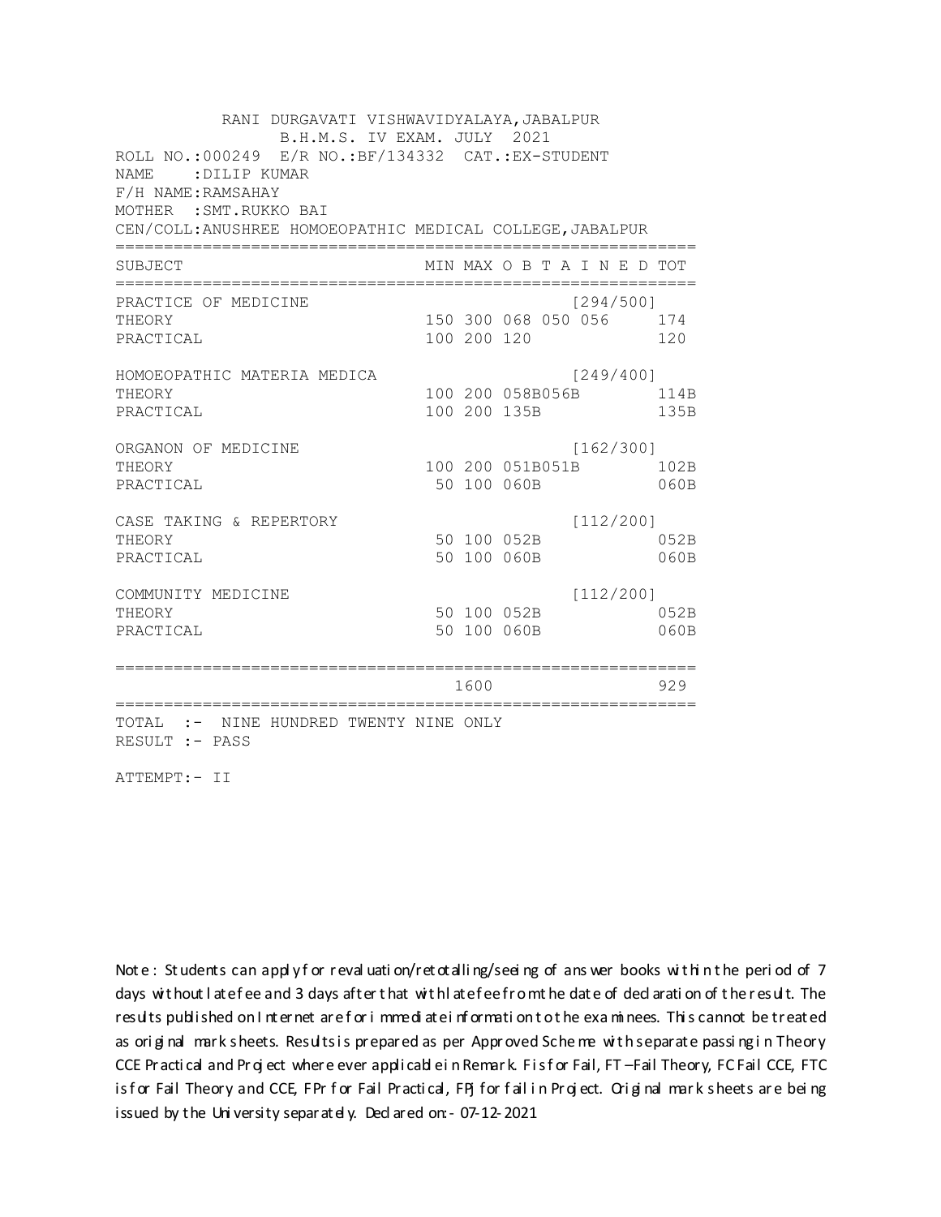RANI DURGAVATI VISHWAVIDYALAYA,JABALPUR
B.H.M.S. IV EXAM. JULY 2021

ROLL NO.:000249 E/R NO.:BF/134332 CAT.:EX-STUDENT
NAME :DILIP KUMAR
F/H NAME:RAMSAHAY
MOTHER :SMT.RUKKO BAI
CEN/COLL:ANUSHREE HOMOEOPATHIC MEDICAL COLLEGE,JABALPUR

| SUBJECT | MIN | MAX | O B T A I N E D | TOT |
|---|---|---|---|---|
| PRACTICE OF MEDICINE | | | [294/500] | |
| THEORY | 150 | 300 | 068 050 056 | 174 |
| PRACTICAL | 100 | 200 | 120 | 120 |
| HOMOEOPATHIC MATERIA MEDICA | | | [249/400] | |
| THEORY | 100 | 200 | 058B056B | 114B |
| PRACTICAL | 100 | 200 | 135B | 135B |
| ORGANON OF MEDICINE | | | [162/300] | |
| THEORY | 100 | 200 | 051B051B | 102B |
| PRACTICAL | 50 | 100 | 060B | 060B |
| CASE TAKING & REPERTORY | | | [112/200] | |
| THEORY | 50 | 100 | 052B | 052B |
| PRACTICAL | 50 | 100 | 060B | 060B |
| COMMUNITY MEDICINE | | | [112/200] | |
| THEORY | 50 | 100 | 052B | 052B |
| PRACTICAL | 50 | 100 | 060B | 060B |
| | | 1600 | | 929 |

TOTAL :- NINE HUNDRED TWENTY NINE ONLY
RESULT :- PASS

ATTEMPT:- II

Note : Students can apply for revaluation/retotalling/seeing of answer books within the period of 7 days without late fee and 3 days after that with late fee from the date of declaration of the result. The results published on Internet are for immediate information to the examinees. This cannot be treated as original mark sheets. Results is prepared as per Approved Scheme with separate passing in Theory CCE Practical and Project where ever applicable in Remark. F is for Fail, FT –Fail Theory, FC Fail CCE, FTC is for Fail Theory and CCE, FPr for Fail Practical, FPj for fail in Project. Original mark sheets are being issued by the University separately. Declared on:- 07-12-2021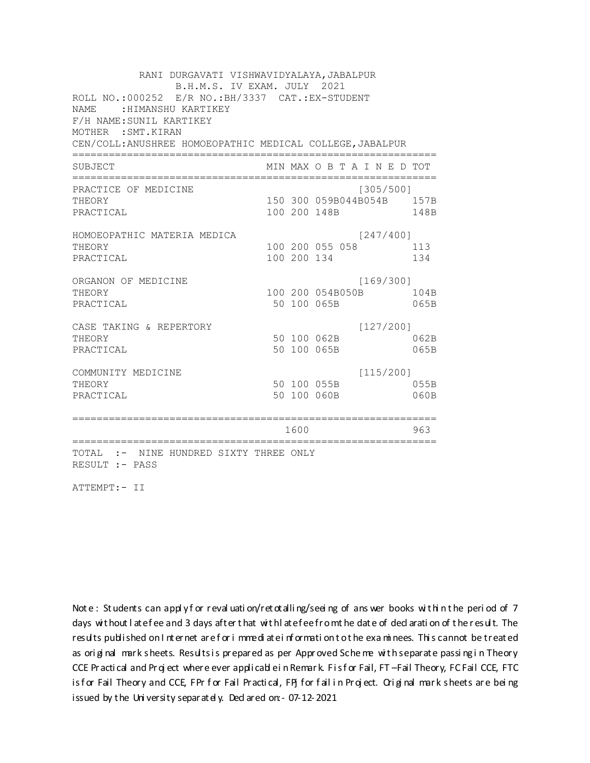RANI DURGAVATI VISHWAVIDYALAYA,JABALPUR
B.H.M.S. IV EXAM. JULY 2021

ROLL NO.:000252 E/R NO.:BH/3337 CAT.:EX-STUDENT
NAME :HIMANSHU KARTIKEY
F/H NAME:SUNIL KARTIKEY
MOTHER :SMT.KIRAN
CEN/COLL:ANUSHREE HOMOEOPATHIC MEDICAL COLLEGE,JABALPUR

| SUBJECT | MIN | MAX | O B T A I N E D | TOT |
|---|---|---|---|---|
| PRACTICE OF MEDICINE | | | [305/500] | |
| THEORY | 150 | 300 | 059B044B054B | 157B |
| PRACTICAL | 100 | 200 | 148B | 148B |
| HOMOEOPATHIC MATERIA MEDICA | | | [247/400] | |
| THEORY | 100 | 200 | 055 058 | 113 |
| PRACTICAL | 100 | 200 | 134 | 134 |
| ORGANON OF MEDICINE | | | [169/300] | |
| THEORY | 100 | 200 | 054B050B | 104B |
| PRACTICAL | 50 | 100 | 065B | 065B |
| CASE TAKING & REPERTORY | | | [127/200] | |
| THEORY | 50 | 100 | 062B | 062B |
| PRACTICAL | 50 | 100 | 065B | 065B |
| COMMUNITY MEDICINE | | | [115/200] | |
| THEORY | 50 | 100 | 055B | 055B |
| PRACTICAL | 50 | 100 | 060B | 060B |
| | | 1600 | | 963 |

TOTAL :- NINE HUNDRED SIXTY THREE ONLY
RESULT :- PASS

ATTEMPT:- II

Note : Students can apply for revaluation/retotalling/seeing of answer books within the period of 7 days without late fee and 3 days after that with late fee from the date of declaration of the result. The results published on Internet are for immediate information to the examinees. This cannot be treated as original mark sheets. Results is prepared as per Approved Scheme with separate passing in Theory CCE Practical and Project where ever applicable in Remark. F is for Fail, FT –Fail Theory, FC Fail CCE, FTC is for Fail Theory and CCE, FPr for Fail Practical, FPj for fail in Project. Original mark sheets are being issued by the University separately. Declared on:- 07-12-2021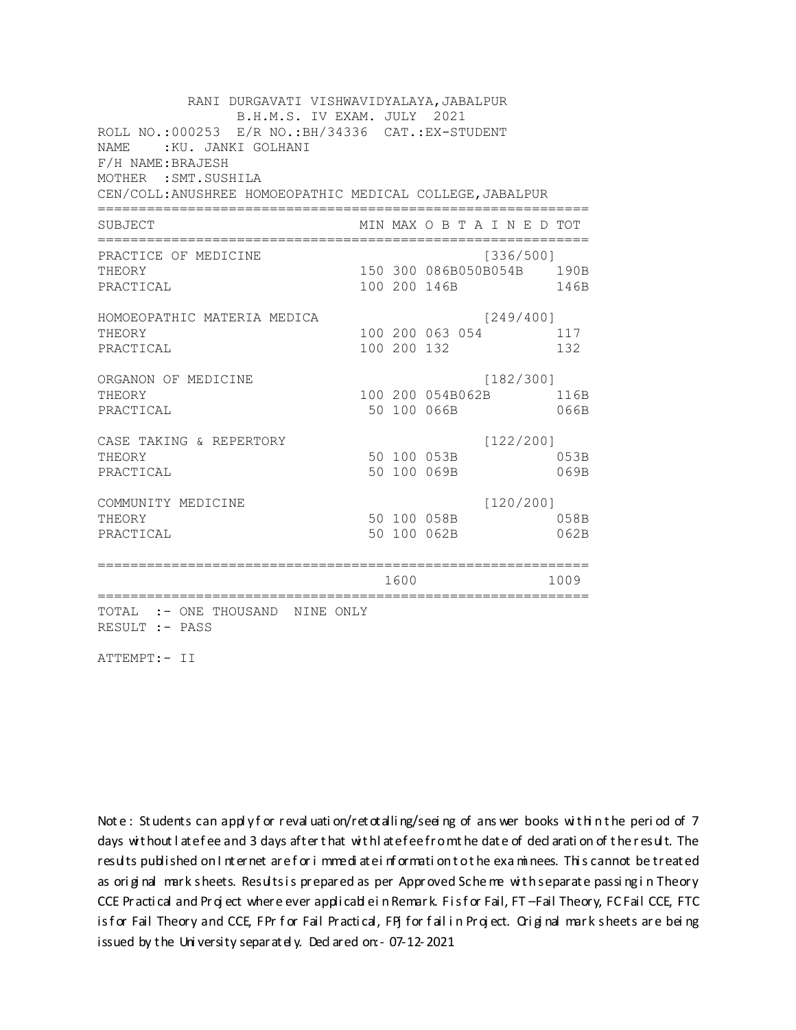RANI DURGAVATI VISHWAVIDYALAYA,JABALPUR
B.H.M.S. IV EXAM. JULY 2021

ROLL NO.:000253 E/R NO.:BH/34336 CAT.:EX-STUDENT
NAME :KU. JANKI GOLHANI
F/H NAME:BRAJESH
MOTHER :SMT.SUSHILA
CEN/COLL:ANUSHREE HOMOEOPATHIC MEDICAL COLLEGE,JABALPUR

| SUBJECT | MIN | MAX | O B T A I N E D | TOT |
|---|---|---|---|---|
| PRACTICE OF MEDICINE | | | [336/500] | |
| THEORY | 150 | 300 | 086B050B054B | 190B |
| PRACTICAL | 100 | 200 | 146B | 146B |
| HOMOEOPATHIC MATERIA MEDICA | | | [249/400] | |
| THEORY | 100 | 200 | 063 054 | 117 |
| PRACTICAL | 100 | 200 | 132 | 132 |
| ORGANON OF MEDICINE | | | [182/300] | |
| THEORY | 100 | 200 | 054B062B | 116B |
| PRACTICAL | 50 | 100 | 066B | 066B |
| CASE TAKING & REPERTORY | | | [122/200] | |
| THEORY | 50 | 100 | 053B | 053B |
| PRACTICAL | 50 | 100 | 069B | 069B |
| COMMUNITY MEDICINE | | | [120/200] | |
| THEORY | 50 | 100 | 058B | 058B |
| PRACTICAL | 50 | 100 | 062B | 062B |
| | | 1600 | | 1009 |

TOTAL :- ONE THOUSAND NINE ONLY
RESULT :- PASS

ATTEMPT:- II

Note : Students can apply for revaluation/retotalling/seeing of answer books within the period of 7 days without late fee and 3 days after that with late fee from the date of declaration of the result. The results published on Internet are for immediate information to the examinees. This cannot be treated as original mark sheets. Results is prepared as per Approved Scheme with separate passing in Theory CCE Practical and Project where ever applicable in Remark. F is for Fail, FT –Fail Theory, FC Fail CCE, FTC is for Fail Theory and CCE, FPr for Fail Practical, FPj for fail in Project. Original mark sheets are being issued by the University separately. Declared on:- 07-12-2021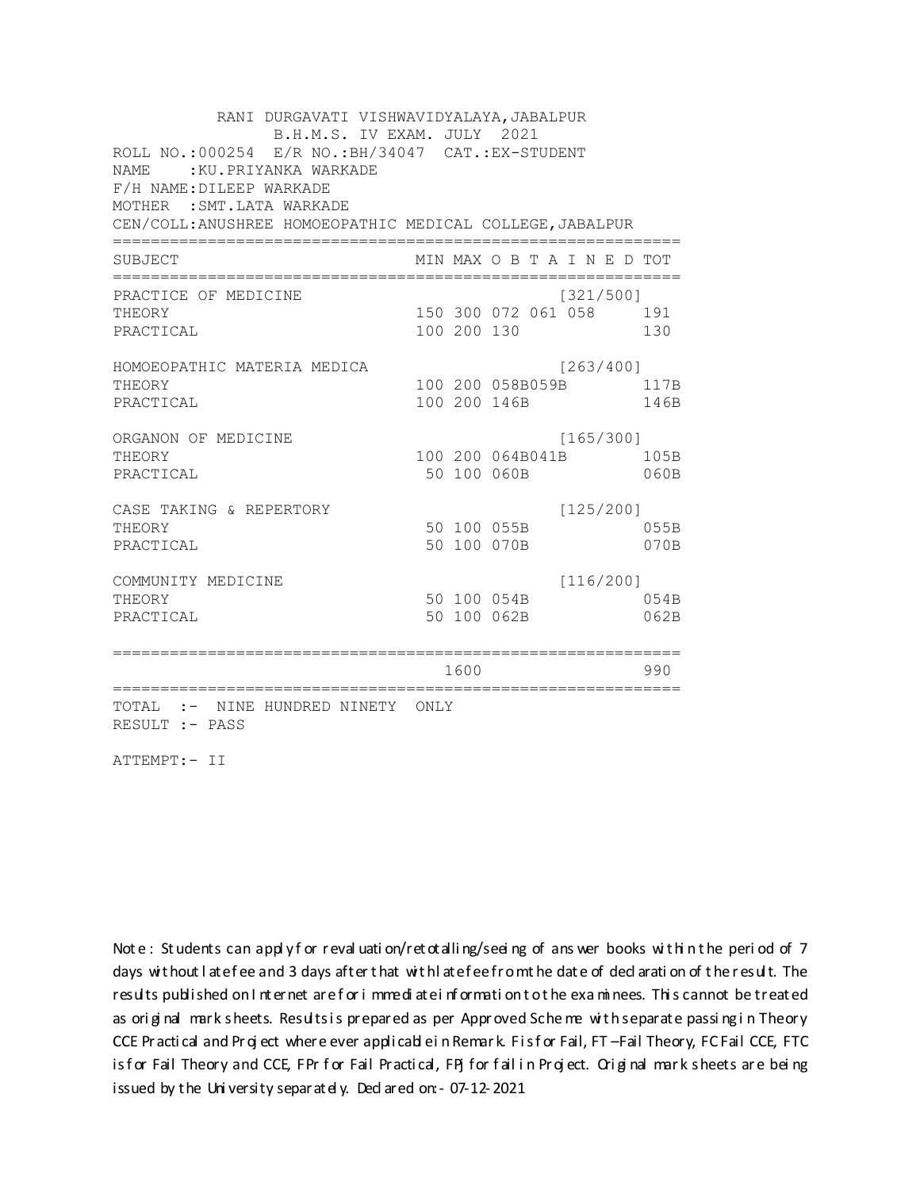RANI DURGAVATI VISHWAVIDYALAYA,JABALPUR
B.H.M.S. IV EXAM. JULY 2021

ROLL NO.:000254 E/R NO.:BH/34047 CAT.:EX-STUDENT
NAME :KU.PRIYANKA WARKADE
F/H NAME:DILEEP WARKADE
MOTHER :SMT.LATA WARKADE
CEN/COLL:ANUSHREE HOMOEOPATHIC MEDICAL COLLEGE,JABALPUR

| SUBJECT | MIN | MAX | O B T A I N E D | | | TOT |
|---|---|---|---|---|---|---|
| PRACTICE OF MEDICINE | | | | | [321/500] | |
| THEORY | 150 | 300 | 072 | 061 | 058 | 191 |
| PRACTICAL | 100 | 200 | 130 | | | 130 |
| HOMOEOPATHIC MATERIA MEDICA | | | | | [263/400] | |
| THEORY | 100 | 200 | 058B | 059B | | 117B |
| PRACTICAL | 100 | 200 | 146B | | | 146B |
| ORGANON OF MEDICINE | | | | | [165/300] | |
| THEORY | 100 | 200 | 064B | 041B | | 105B |
| PRACTICAL | 50 | 100 | 060B | | | 060B |
| CASE TAKING & REPERTORY | | | | | [125/200] | |
| THEORY | 50 | 100 | 055B | | | 055B |
| PRACTICAL | 50 | 100 | 070B | | | 070B |
| COMMUNITY MEDICINE | | | | | [116/200] | |
| THEORY | 50 | 100 | 054B | | | 054B |
| PRACTICAL | 50 | 100 | 062B | | | 062B |
| | | 1600 | | | | 990 |

TOTAL :- NINE HUNDRED NINETY ONLY
RESULT :- PASS

ATTEMPT:- II

Note : Students can apply for revaluation/retotalling/seeing of answer books within the period of 7 days without late fee and 3 days after that with late fee from the date of declaration of the result. The results published on Internet are for immediate information to the examinees. This cannot be treated as original mark sheets. Results is prepared as per Approved Scheme with separate passing in Theory CCE Practical and Project where ever applicable in Remark. F is for Fail, FT –Fail Theory, FC Fail CCE, FTC is for Fail Theory and CCE, FPr for Fail Practical, FPj for fail in Project. Original mark sheets are being issued by the University separately. Declared on:- 07-12-2021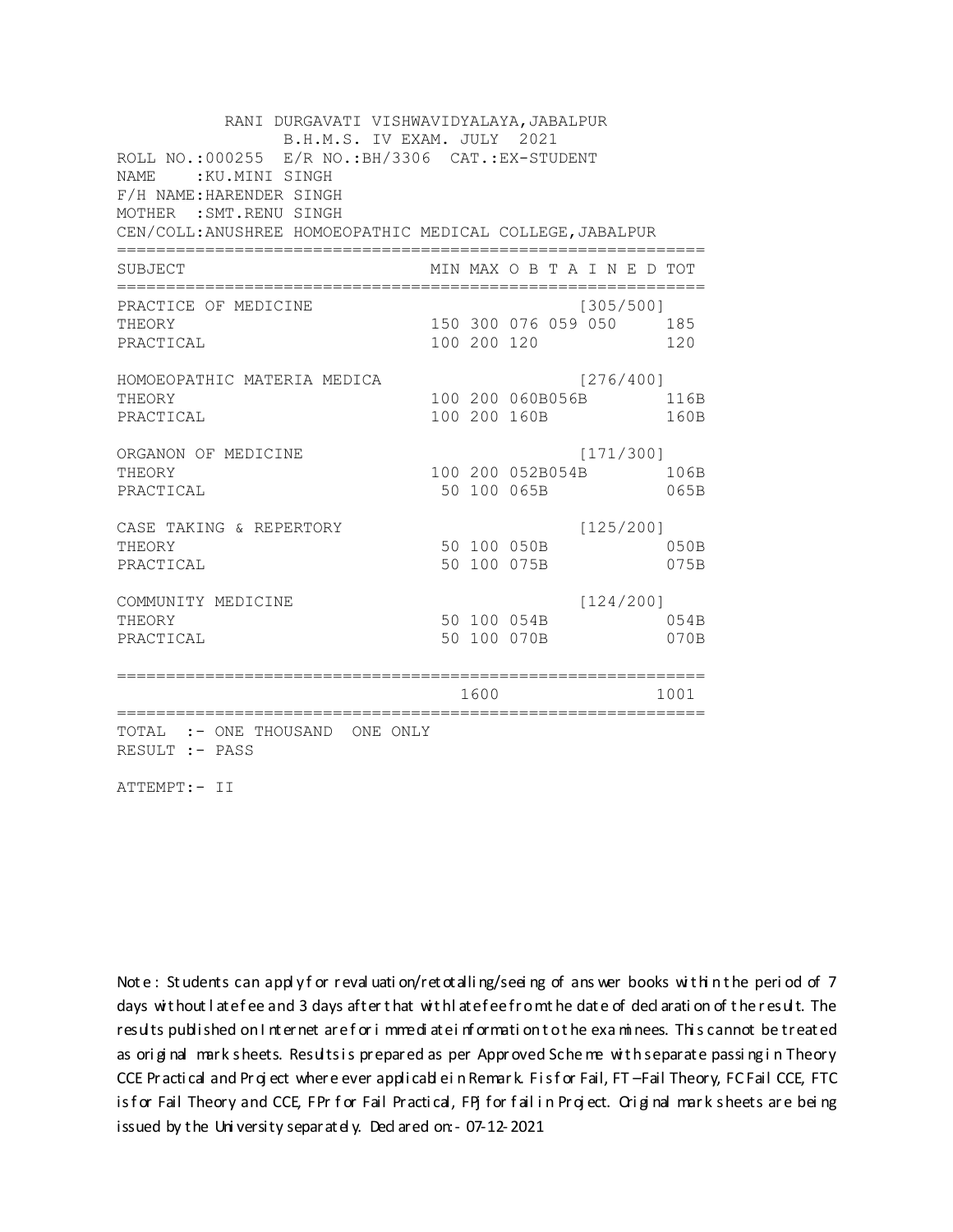RANI DURGAVATI VISHWAVIDYALAYA,JABALPUR
B.H.M.S. IV EXAM. JULY 2021

ROLL NO.:000255 E/R NO.:BH/3306 CAT.:EX-STUDENT
NAME :KU.MINI SINGH
F/H NAME:HARENDER SINGH
MOTHER :SMT.RENU SINGH
CEN/COLL:ANUSHREE HOMOEOPATHIC MEDICAL COLLEGE,JABALPUR

| SUBJECT | MIN | MAX | O B T A I N E D | TOT |
|---|---|---|---|---|
| PRACTICE OF MEDICINE | | | [305/500] | |
| THEORY | 150 | 300 | 076 059 050 | 185 |
| PRACTICAL | 100 | 200 | 120 | 120 |
| HOMOEOPATHIC MATERIA MEDICA | | | [276/400] | |
| THEORY | 100 | 200 | 060B056B | 116B |
| PRACTICAL | 100 | 200 | 160B | 160B |
| ORGANON OF MEDICINE | | | [171/300] | |
| THEORY | 100 | 200 | 052B054B | 106B |
| PRACTICAL | 50 | 100 | 065B | 065B |
| CASE TAKING & REPERTORY | | | [125/200] | |
| THEORY | 50 | 100 | 050B | 050B |
| PRACTICAL | 50 | 100 | 075B | 075B |
| COMMUNITY MEDICINE | | | [124/200] | |
| THEORY | 50 | 100 | 054B | 054B |
| PRACTICAL | 50 | 100 | 070B | 070B |
| | | 1600 | | 1001 |

TOTAL :- ONE THOUSAND ONE ONLY
RESULT :- PASS

ATTEMPT:- II

Note : Students can apply for revaluation/retotalling/seeing of answer books within the period of 7 days without late fee and 3 days after that with late fee from the date of declaration of the result. The results published on Internet are for immediate information to the examinees. This cannot be treated as original mark sheets. Results is prepared as per Approved Scheme with separate passing in Theory CCE Practical and Project where ever applicable in Remark. F is for Fail, FT –Fail Theory, FC Fail CCE, FTC is for Fail Theory and CCE, FPr for Fail Practical, FPj for fail in Project. Original mark sheets are being issued by the University separately. Declared on:- 07-12-2021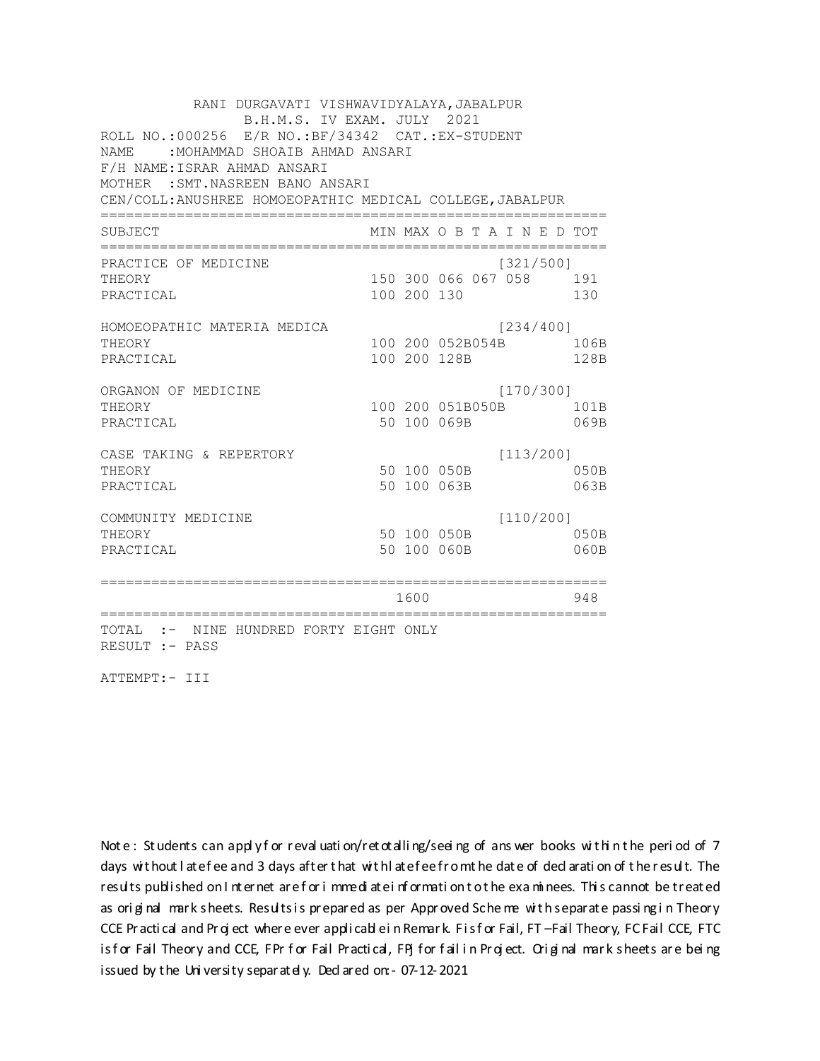RANI DURGAVATI VISHWAVIDYALAYA,JABALPUR
B.H.M.S. IV EXAM. JULY 2021

ROLL NO.:000256 E/R NO.:BF/34342 CAT.:EX-STUDENT
NAME :MOHAMMAD SHOAIB AHMAD ANSARI
F/H NAME:ISRAR AHMAD ANSARI
MOTHER :SMT.NASREEN BANO ANSARI
CEN/COLL:ANUSHREE HOMOEOPATHIC MEDICAL COLLEGE,JABALPUR

| SUBJECT | MIN | MAX | O B T A I N E D | TOT |
|---|---|---|---|---|
| PRACTICE OF MEDICINE | | | [321/500] | |
| THEORY | 150 | 300 | 066 067 058 | 191 |
| PRACTICAL | 100 | 200 | 130 | 130 |
| HOMOEOPATHIC MATERIA MEDICA | | | [234/400] | |
| THEORY | 100 | 200 | 052B054B | 106B |
| PRACTICAL | 100 | 200 | 128B | 128B |
| ORGANON OF MEDICINE | | | [170/300] | |
| THEORY | 100 | 200 | 051B050B | 101B |
| PRACTICAL | 50 | 100 | 069B | 069B |
| CASE TAKING & REPERTORY | | | [113/200] | |
| THEORY | 50 | 100 | 050B | 050B |
| PRACTICAL | 50 | 100 | 063B | 063B |
| COMMUNITY MEDICINE | | | [110/200] | |
| THEORY | 50 | 100 | 050B | 050B |
| PRACTICAL | 50 | 100 | 060B | 060B |
| | | 1600 | | 948 |

TOTAL :- NINE HUNDRED FORTY EIGHT ONLY
RESULT :- PASS

ATTEMPT:- III

Note : Students can apply for revaluation/retotalling/seeing of answer books within the period of 7 days without late fee and 3 days after that with late fee from the date of declaration of the result. The results published on Internet are for immediate information to the examinees. This cannot be treated as original mark sheets. Results is prepared as per Approved Scheme with separate passing in Theory CCE Practical and Project where ever applicable in Remark. F is for Fail, FT –Fail Theory, FC Fail CCE, FTC is for Fail Theory and CCE, FPr for Fail Practical, FPj for fail in Project. Original mark sheets are being issued by the University separately. Declared on:- 07-12-2021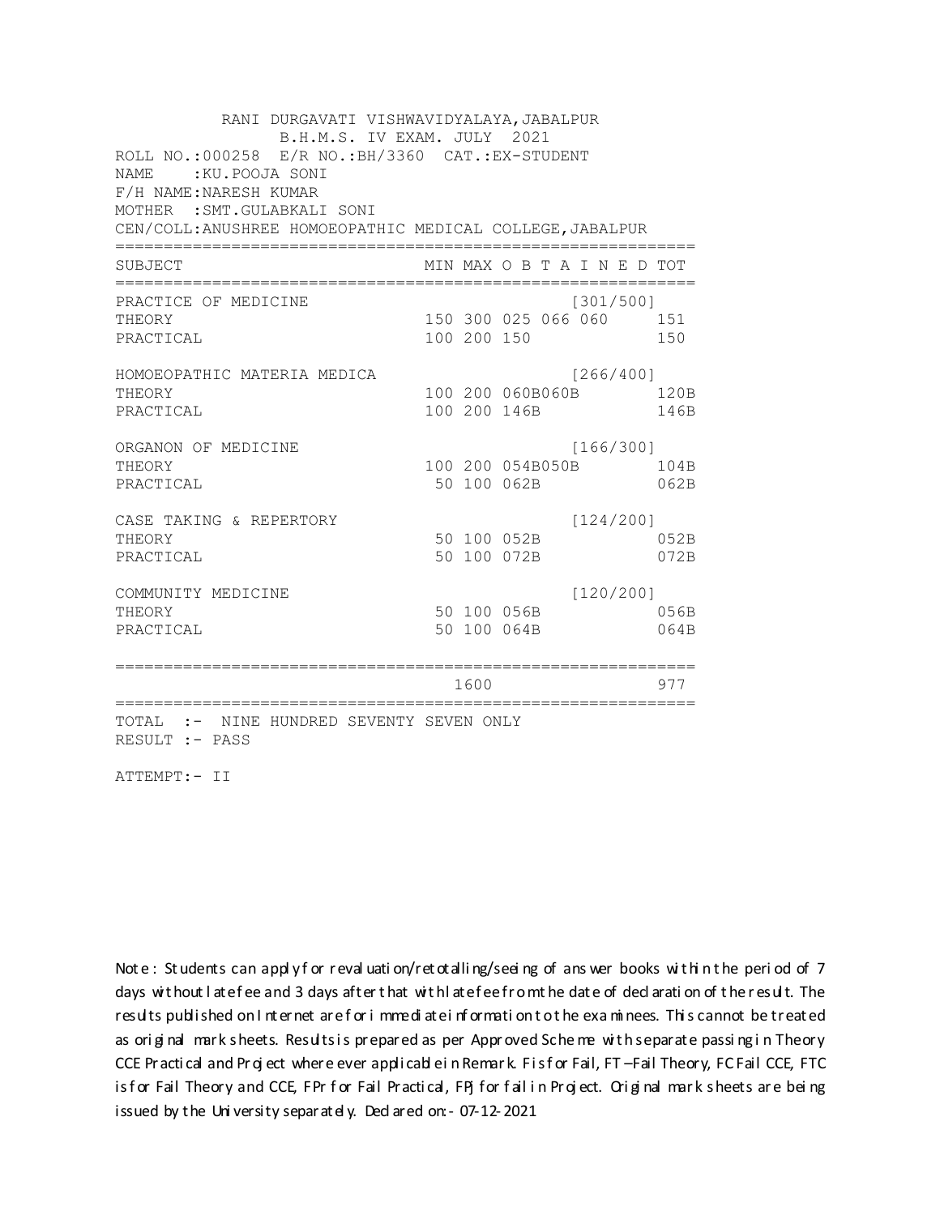RANI DURGAVATI VISHWAVIDYALAYA,JABALPUR
B.H.M.S. IV EXAM. JULY 2021

ROLL NO.:000258 E/R NO.:BH/3360 CAT.:EX-STUDENT
NAME :KU.POOJA SONI
F/H NAME:NARESH KUMAR
MOTHER :SMT.GULABKALI SONI
CEN/COLL:ANUSHREE HOMOEOPATHIC MEDICAL COLLEGE,JABALPUR

| SUBJECT | MIN | MAX | O B T A I N E D | | | TOT |
|---|---|---|---|---|---|---|
| PRACTICE OF MEDICINE | | | | | [301/500] | |
| THEORY | 150 | 300 | 025 | 066 | 060 | 151 |
| PRACTICAL | 100 | 200 | 150 | | | 150 |
| HOMOEOPATHIC MATERIA MEDICA | | | | | [266/400] | |
| THEORY | 100 | 200 | 060B | 060B | | 120B |
| PRACTICAL | 100 | 200 | 146B | | | 146B |
| ORGANON OF MEDICINE | | | | | [166/300] | |
| THEORY | 100 | 200 | 054B | 050B | | 104B |
| PRACTICAL | 50 | 100 | 062B | | | 062B |
| CASE TAKING & REPERTORY | | | | | [124/200] | |
| THEORY | 50 | 100 | 052B | | | 052B |
| PRACTICAL | 50 | 100 | 072B | | | 072B |
| COMMUNITY MEDICINE | | | | | [120/200] | |
| THEORY | 50 | 100 | 056B | | | 056B |
| PRACTICAL | 50 | 100 | 064B | | | 064B |
| | | 1600 | | | | 977 |

TOTAL :- NINE HUNDRED SEVENTY SEVEN ONLY
RESULT :- PASS

ATTEMPT:- II

Note : Students can apply for revaluation/retotalling/seeing of answer books within the period of 7 days without late fee and 3 days after that with late fee from the date of declaration of the result. The results published on Internet are for immediate information to the examinees. This cannot be treated as original mark sheets. Results is prepared as per Approved Scheme with separate passing in Theory CCE Practical and Project where ever applicable in Remark. F is for Fail, FT –Fail Theory, FC Fail CCE, FTC is for Fail Theory and CCE, FPr for Fail Practical, FPJ for fail in Project. Original mark sheets are being issued by the University separately. Declared on:- 07-12-2021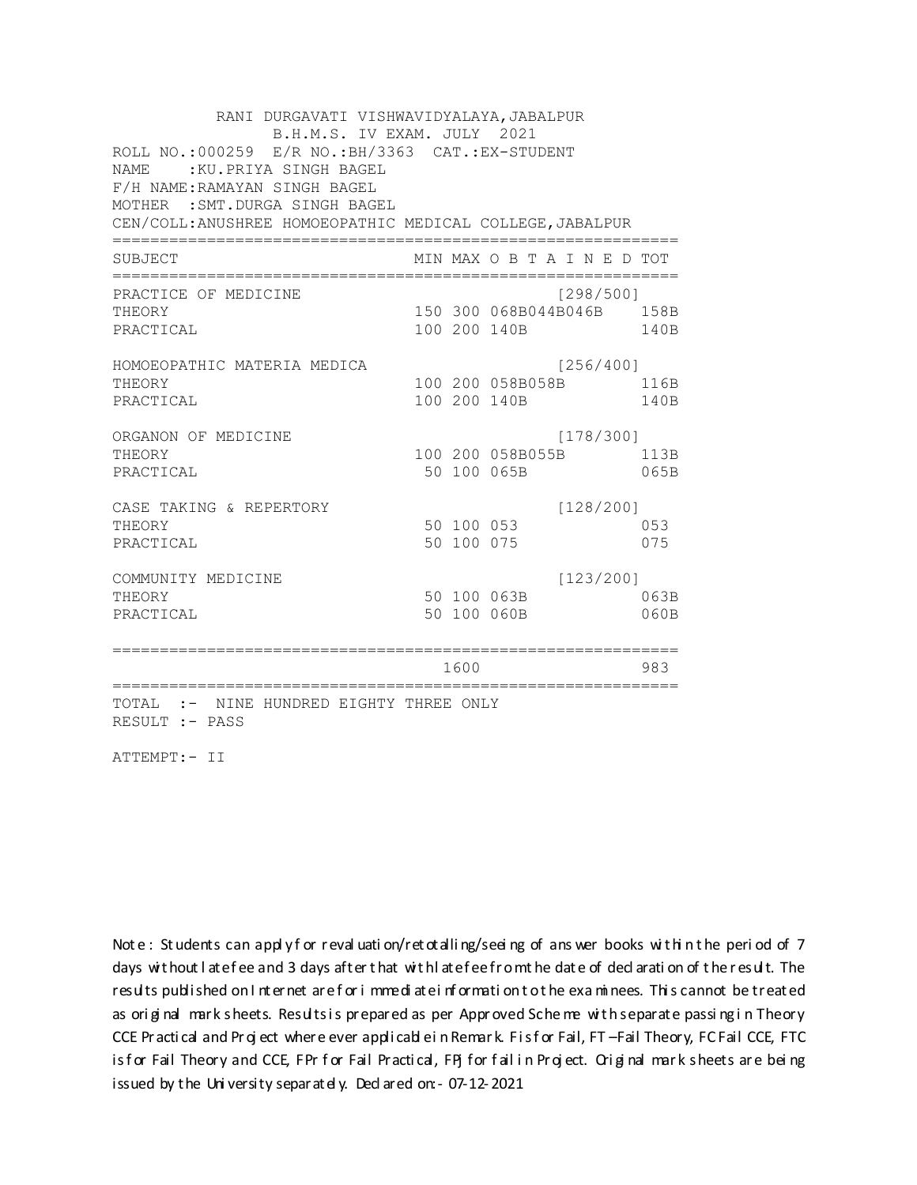RANI DURGAVATI VISHWAVIDYALAYA,JABALPUR
B.H.M.S. IV EXAM. JULY 2021

ROLL NO.:000259 E/R NO.:BH/3363 CAT.:EX-STUDENT
NAME :KU.PRIYA SINGH BAGEL
F/H NAME:RAMAYAN SINGH BAGEL
MOTHER :SMT.DURGA SINGH BAGEL
CEN/COLL:ANUSHREE HOMOEOPATHIC MEDICAL COLLEGE,JABALPUR

| SUBJECT | MIN | MAX | O B T A I N E D | TOT |
|---|---|---|---|---|
| PRACTICE OF MEDICINE | | | [298/500] | |
| THEORY | 150 | 300 | 068B044B046B | 158B |
| PRACTICAL | 100 | 200 | 140B | 140B |
| HOMOEOPATHIC MATERIA MEDICA | | | [256/400] | |
| THEORY | 100 | 200 | 058B058B | 116B |
| PRACTICAL | 100 | 200 | 140B | 140B |
| ORGANON OF MEDICINE | | | [178/300] | |
| THEORY | 100 | 200 | 058B055B | 113B |
| PRACTICAL | 50 | 100 | 065B | 065B |
| CASE TAKING & REPERTORY | | | [128/200] | |
| THEORY | 50 | 100 | 053 | 053 |
| PRACTICAL | 50 | 100 | 075 | 075 |
| COMMUNITY MEDICINE | | | [123/200] | |
| THEORY | 50 | 100 | 063B | 063B |
| PRACTICAL | 50 | 100 | 060B | 060B |
| | | 1600 | | 983 |

TOTAL :- NINE HUNDRED EIGHTY THREE ONLY
RESULT :- PASS

ATTEMPT:- II

Note : Students can apply for revaluation/retotalling/seeing of answer books within the period of 7 days without late fee and 3 days after that with late fee from the date of declaration of the result. The results published on Internet are for immediate information to the examinees. This cannot be treated as original mark sheets. Results is prepared as per Approved Scheme with separate passing in Theory CCE Practical and Project where ever applicable in Remark. F is for Fail, FT –Fail Theory, FC Fail CCE, FTC is for Fail Theory and CCE, FPr for Fail Practical, FPJ for fail in Project. Original mark sheets are being issued by the University separately. Declared on:- 07-12-2021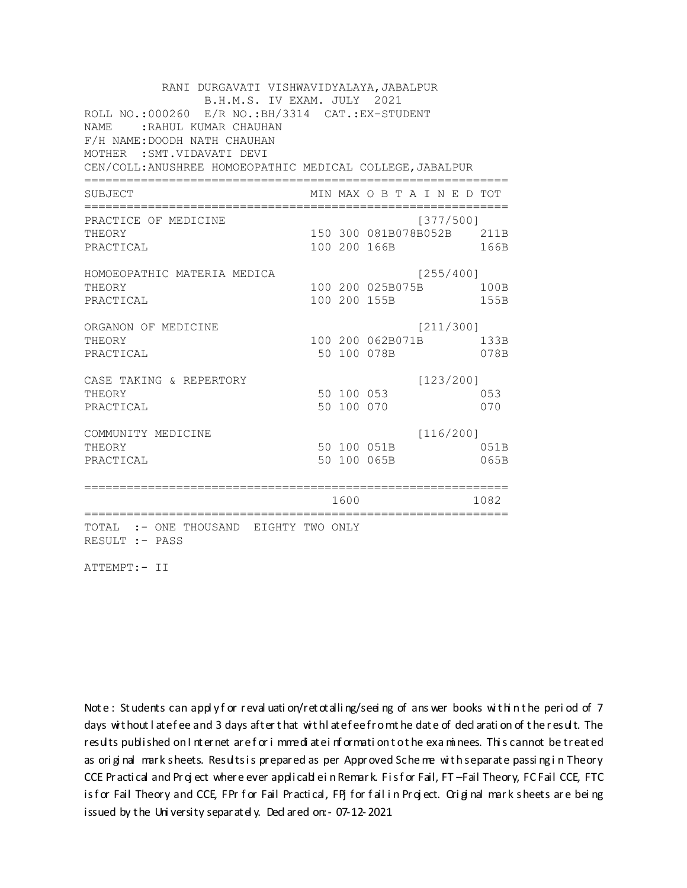RANI DURGAVATI VISHWAVIDYALAYA,JABALPUR
B.H.M.S. IV EXAM. JULY 2021

ROLL NO.:000260 E/R NO.:BH/3314 CAT.:EX-STUDENT
NAME :RAHUL KUMAR CHAUHAN
F/H NAME:DOODH NATH CHAUHAN
MOTHER :SMT.VIDAVATI DEVI
CEN/COLL:ANUSHREE HOMOEOPATHIC MEDICAL COLLEGE,JABALPUR

| SUBJECT | MIN | MAX | O B T A I N E D | TOT |
|---|---|---|---|---|
| PRACTICE OF MEDICINE | | | [377/500] | |
| THEORY | 150 | 300 | 081B078B052B | 211B |
| PRACTICAL | 100 | 200 | 166B | 166B |
| HOMOEOPATHIC MATERIA MEDICA | | | [255/400] | |
| THEORY | 100 | 200 | 025B075B | 100B |
| PRACTICAL | 100 | 200 | 155B | 155B |
| ORGANON OF MEDICINE | | | [211/300] | |
| THEORY | 100 | 200 | 062B071B | 133B |
| PRACTICAL | 50 | 100 | 078B | 078B |
| CASE TAKING & REPERTORY | | | [123/200] | |
| THEORY | 50 | 100 | 053 | 053 |
| PRACTICAL | 50 | 100 | 070 | 070 |
| COMMUNITY MEDICINE | | | [116/200] | |
| THEORY | 50 | 100 | 051B | 051B |
| PRACTICAL | 50 | 100 | 065B | 065B |
| | | 1600 | | 1082 |

TOTAL :- ONE THOUSAND EIGHTY TWO ONLY
RESULT :- PASS

ATTEMPT:- II

Note : Students can apply for revaluation/retotalling/seeing of answer books within the period of 7 days without late fee and 3 days after that with late fee from the date of declaration of the result. The results published on Internet are for immediate information to the examinees. This cannot be treated as original mark sheets. Results is prepared as per Approved Scheme with separate passing in Theory CCE Practical and Project where ever applicable in Remark. F is for Fail, FT –Fail Theory, FC Fail CCE, FTC is for Fail Theory and CCE, FPr for Fail Practical, FPj for fail in Project. Original mark sheets are being issued by the University separately. Declared on:- 07-12-2021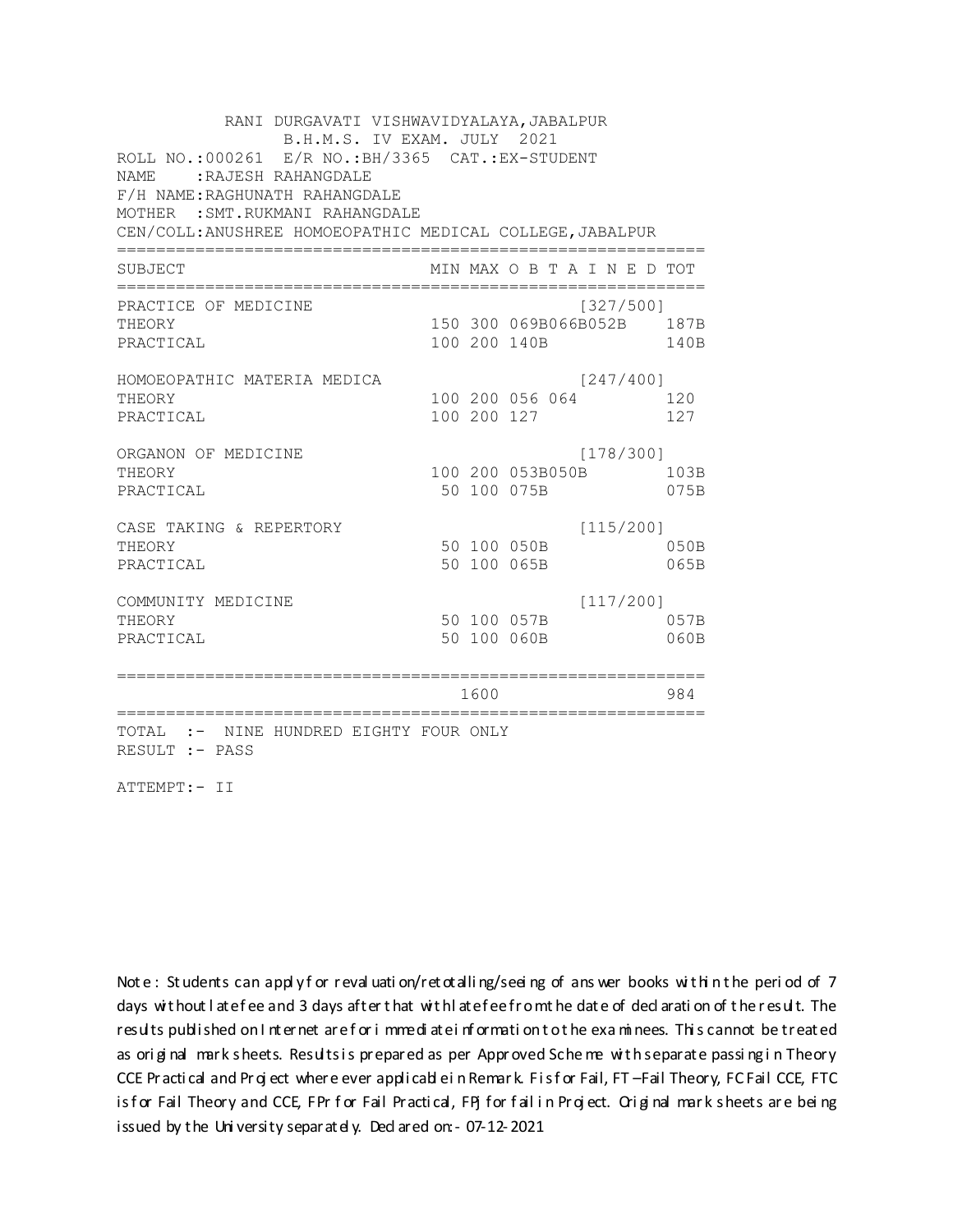RANI DURGAVATI VISHWAVIDYALAYA,JABALPUR
B.H.M.S. IV EXAM. JULY 2021

ROLL NO.:000261 E/R NO.:BH/3365 CAT.:EX-STUDENT
NAME :RAJESH RAHANGDALE
F/H NAME:RAGHUNATH RAHANGDALE
MOTHER :SMT.RUKMANI RAHANGDALE
CEN/COLL:ANUSHREE HOMOEOPATHIC MEDICAL COLLEGE,JABALPUR

| SUBJECT | MIN | MAX | O B T A I N E D | TOT |
|---|---|---|---|---|
| PRACTICE OF MEDICINE | | | [327/500] | |
| THEORY | 150 | 300 | 069B066B052B | 187B |
| PRACTICAL | 100 | 200 | 140B | 140B |
| HOMOEOPATHIC MATERIA MEDICA | | | [247/400] | |
| THEORY | 100 | 200 | 056 064 | 120 |
| PRACTICAL | 100 | 200 | 127 | 127 |
| ORGANON OF MEDICINE | | | [178/300] | |
| THEORY | 100 | 200 | 053B050B | 103B |
| PRACTICAL | 50 | 100 | 075B | 075B |
| CASE TAKING & REPERTORY | | | [115/200] | |
| THEORY | 50 | 100 | 050B | 050B |
| PRACTICAL | 50 | 100 | 065B | 065B |
| COMMUNITY MEDICINE | | | [117/200] | |
| THEORY | 50 | 100 | 057B | 057B |
| PRACTICAL | 50 | 100 | 060B | 060B |
| | | 1600 | | 984 |

TOTAL :- NINE HUNDRED EIGHTY FOUR ONLY
RESULT :- PASS

ATTEMPT:- II

Note : Students can apply for revaluation/retotalling/seeing of answer books within the period of 7 days without late fee and 3 days after that with late fee from the date of declaration of the result. The results published on Internet are for immediate information to the examinees. This cannot be treated as original mark sheets. Results is prepared as per Approved Scheme with separate passing in Theory CCE Practical and Project where ever applicable in Remark. F is for Fail, FT –Fail Theory, FC Fail CCE, FTC is for Fail Theory and CCE, FPr for Fail Practical, FPJ for fail in Project. Original mark sheets are being issued by the University separately. Declared on:- 07-12-2021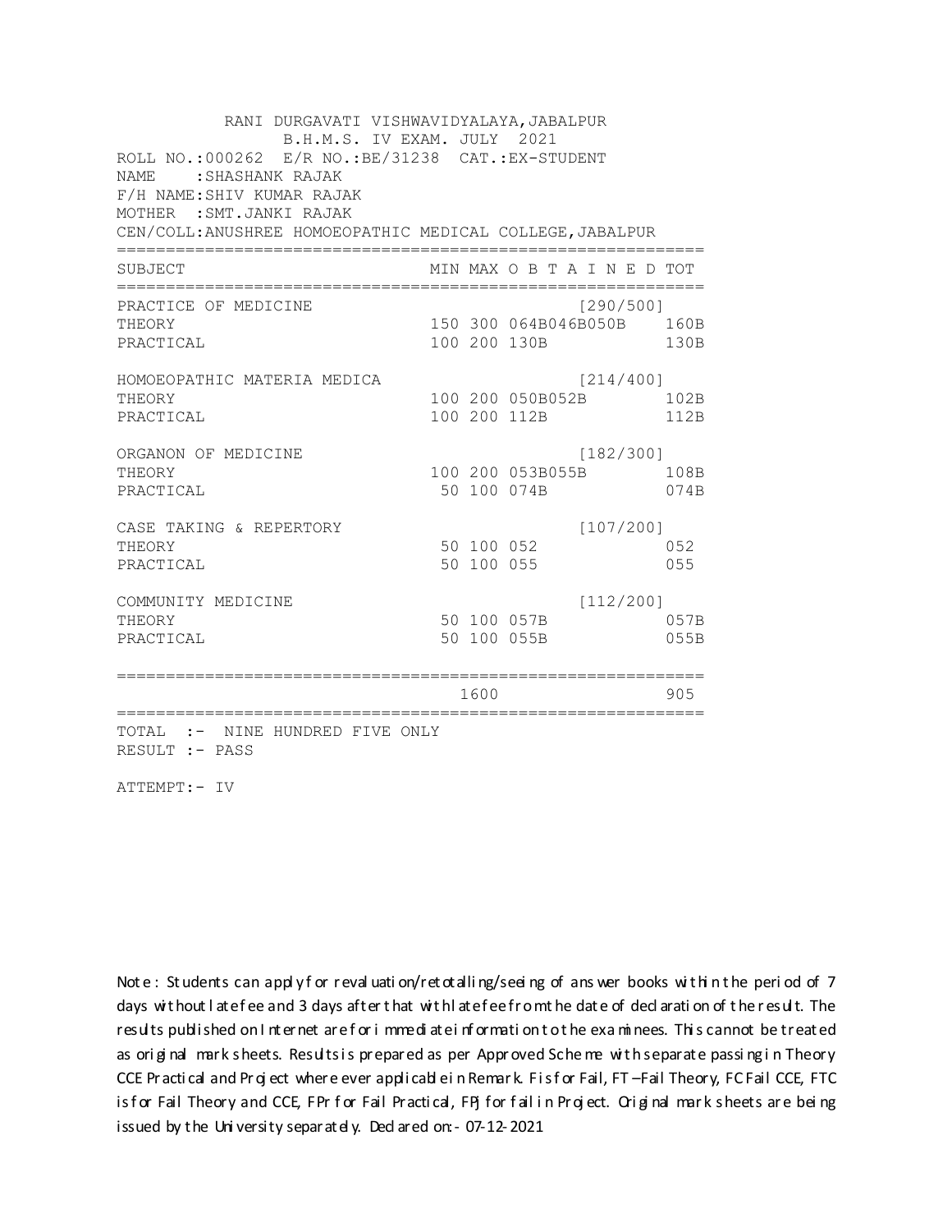RANI DURGAVATI VISHWAVIDYALAYA,JABALPUR
B.H.M.S. IV EXAM. JULY 2021

ROLL NO.:000262 E/R NO.:BE/31238 CAT.:EX-STUDENT
NAME :SHASHANK RAJAK
F/H NAME:SHIV KUMAR RAJAK
MOTHER :SMT.JANKI RAJAK
CEN/COLL:ANUSHREE HOMOEOPATHIC MEDICAL COLLEGE,JABALPUR

| SUBJECT | MIN | MAX | O B T A I N E D | TOT |
|---|---|---|---|---|
| PRACTICE OF MEDICINE | | | [290/500] | |
| THEORY | 150 | 300 | 064B046B050B | 160B |
| PRACTICAL | 100 | 200 | 130B | 130B |
| HOMOEOPATHIC MATERIA MEDICA | | | [214/400] | |
| THEORY | 100 | 200 | 050B052B | 102B |
| PRACTICAL | 100 | 200 | 112B | 112B |
| ORGANON OF MEDICINE | | | [182/300] | |
| THEORY | 100 | 200 | 053B055B | 108B |
| PRACTICAL | 50 | 100 | 074B | 074B |
| CASE TAKING & REPERTORY | | | [107/200] | |
| THEORY | 50 | 100 | 052 | 052 |
| PRACTICAL | 50 | 100 | 055 | 055 |
| COMMUNITY MEDICINE | | | [112/200] | |
| THEORY | 50 | 100 | 057B | 057B |
| PRACTICAL | 50 | 100 | 055B | 055B |
| | | 1600 | | 905 |

TOTAL :- NINE HUNDRED FIVE ONLY
RESULT :- PASS

ATTEMPT:- IV

Note : Students can apply for revaluation/retotalling/seeing of answer books within the period of 7 days without late fee and 3 days after that with late fee from the date of declaration of the result. The results published on Internet are for immediate information to the examinees. This cannot be treated as original mark sheets. Results is prepared as per Approved Scheme with separate passing in Theory CCE Practical and Project where ever applicable in Remark. F is for Fail, FT –Fail Theory, FC Fail CCE, FTC is for Fail Theory and CCE, FPr for Fail Practical, FPj for fail in Project. Original mark sheets are being issued by the University separately. Declared on:- 07-12-2021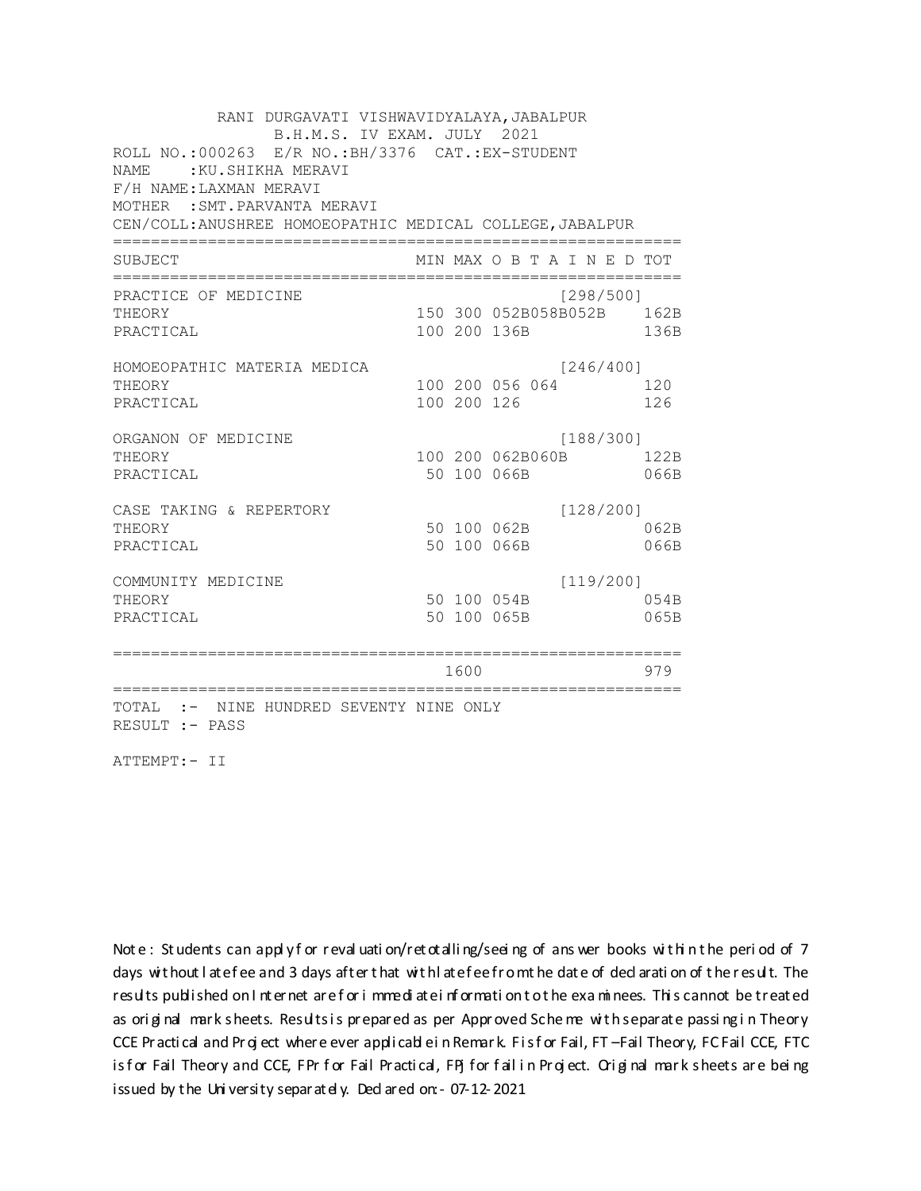RANI DURGAVATI VISHWAVIDYALAYA,JABALPUR
B.H.M.S. IV EXAM. JULY 2021

ROLL NO.:000263 E/R NO.:BH/3376 CAT.:EX-STUDENT
NAME :KU.SHIKHA MERAVI
F/H NAME:LAXMAN MERAVI
MOTHER :SMT.PARVANTA MERAVI
CEN/COLL:ANUSHREE HOMOEOPATHIC MEDICAL COLLEGE,JABALPUR

| SUBJECT | MIN | MAX | O B T A I N E D | TOT |
|---|---|---|---|---|
| PRACTICE OF MEDICINE | | | [298/500] | |
| THEORY | 150 | 300 | 052B058B052B | 162B |
| PRACTICAL | 100 | 200 | 136B | 136B |
| HOMOEOPATHIC MATERIA MEDICA | | | [246/400] | |
| THEORY | 100 | 200 | 056 064 | 120 |
| PRACTICAL | 100 | 200 | 126 | 126 |
| ORGANON OF MEDICINE | | | [188/300] | |
| THEORY | 100 | 200 | 062B060B | 122B |
| PRACTICAL | 50 | 100 | 066B | 066B |
| CASE TAKING & REPERTORY | | | [128/200] | |
| THEORY | 50 | 100 | 062B | 062B |
| PRACTICAL | 50 | 100 | 066B | 066B |
| COMMUNITY MEDICINE | | | [119/200] | |
| THEORY | 50 | 100 | 054B | 054B |
| PRACTICAL | 50 | 100 | 065B | 065B |
| | | 1600 | | 979 |

TOTAL :- NINE HUNDRED SEVENTY NINE ONLY
RESULT :- PASS

ATTEMPT:- II

Note : Students can apply for revaluation/retotalling/seeing of answer books within the period of 7 days without late fee and 3 days after that with late fee from the date of declaration of the result. The results published on Internet are for immediate information to the examinees. This cannot be treated as original mark sheets. Results is prepared as per Approved Scheme with separate passing in Theory CCE Practical and Project where ever applicable in Remark. F is for Fail, FT –Fail Theory, FC Fail CCE, FTC is for Fail Theory and CCE, FPr for Fail Practical, FPj for fail in Project. Original mark sheets are being issued by the University separately. Declared on:- 07-12-2021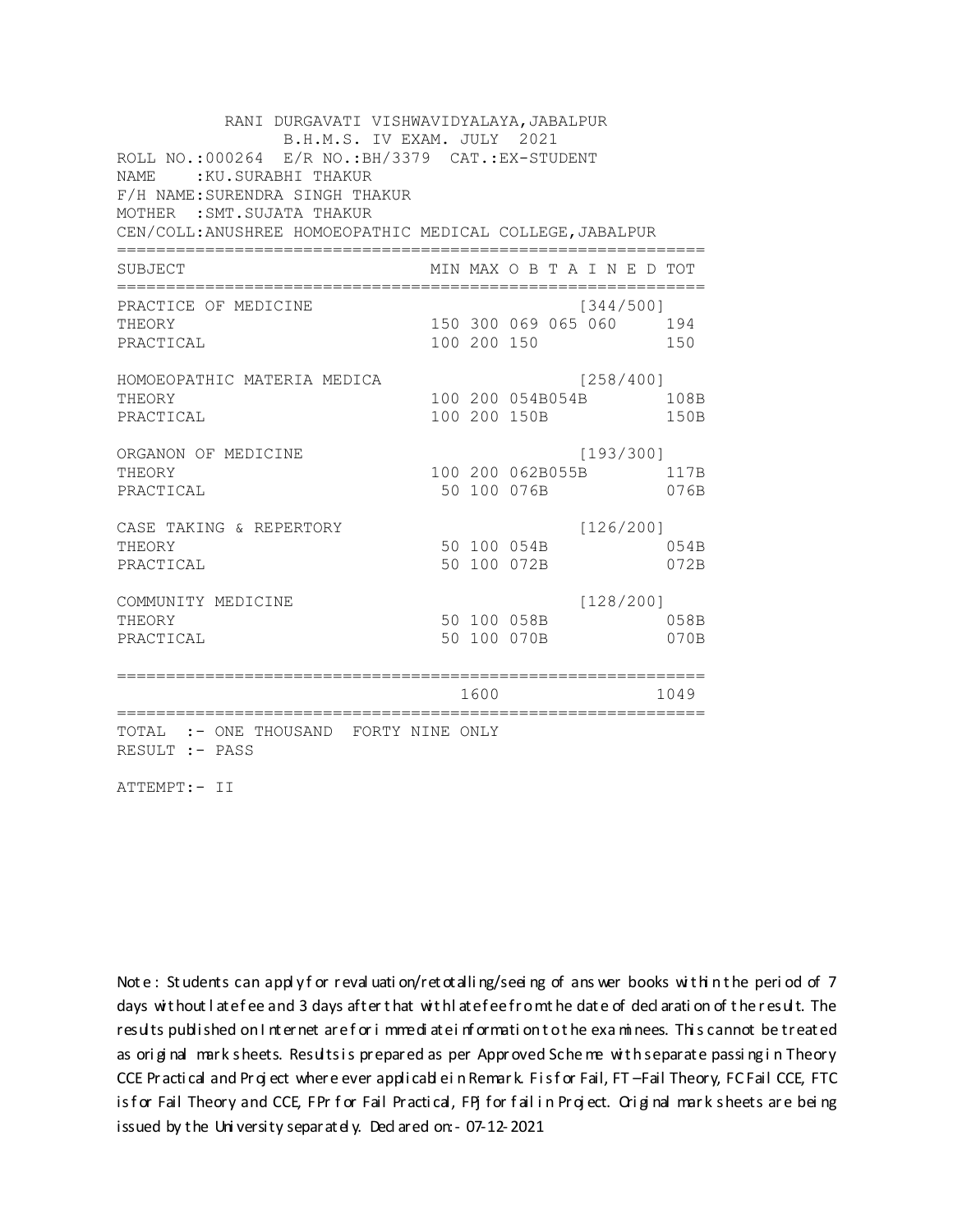RANI DURGAVATI VISHWAVIDYALAYA,JABALPUR
B.H.M.S. IV EXAM. JULY 2021

ROLL NO.:000264 E/R NO.:BH/3379 CAT.:EX-STUDENT
NAME :KU.SURABHI THAKUR
F/H NAME:SURENDRA SINGH THAKUR
MOTHER :SMT.SUJATA THAKUR
CEN/COLL:ANUSHREE HOMOEOPATHIC MEDICAL COLLEGE,JABALPUR

| SUBJECT | MIN | MAX | O B T A I N E D | TOT |
|---|---|---|---|---|
| PRACTICE OF MEDICINE | | | [344/500] | |
| THEORY | 150 | 300 | 069 065 060 | 194 |
| PRACTICAL | 100 | 200 | 150 | 150 |
| HOMOEOPATHIC MATERIA MEDICA | | | [258/400] | |
| THEORY | 100 | 200 | 054B054B | 108B |
| PRACTICAL | 100 | 200 | 150B | 150B |
| ORGANON OF MEDICINE | | | [193/300] | |
| THEORY | 100 | 200 | 062B055B | 117B |
| PRACTICAL | 50 | 100 | 076B | 076B |
| CASE TAKING & REPERTORY | | | [126/200] | |
| THEORY | 50 | 100 | 054B | 054B |
| PRACTICAL | 50 | 100 | 072B | 072B |
| COMMUNITY MEDICINE | | | [128/200] | |
| THEORY | 50 | 100 | 058B | 058B |
| PRACTICAL | 50 | 100 | 070B | 070B |
| | | 1600 | | 1049 |

TOTAL :- ONE THOUSAND FORTY NINE ONLY
RESULT :- PASS

ATTEMPT:- II

Note : Students can apply for revaluation/retotalling/seeing of answer books within the period of 7 days without late fee and 3 days after that with late fee from the date of declaration of the result. The results published on Internet are for immediate information to the examinees. This cannot be treated as original mark sheets. Results is prepared as per Approved Scheme with separate passing in Theory CCE Practical and Project where ever applicable in Remark. F is for Fail, FT –Fail Theory, FC Fail CCE, FTC is for Fail Theory and CCE, FPr for Fail Practical, FPj for fail in Project. Original mark sheets are being issued by the University separately. Declared on:- 07-12-2021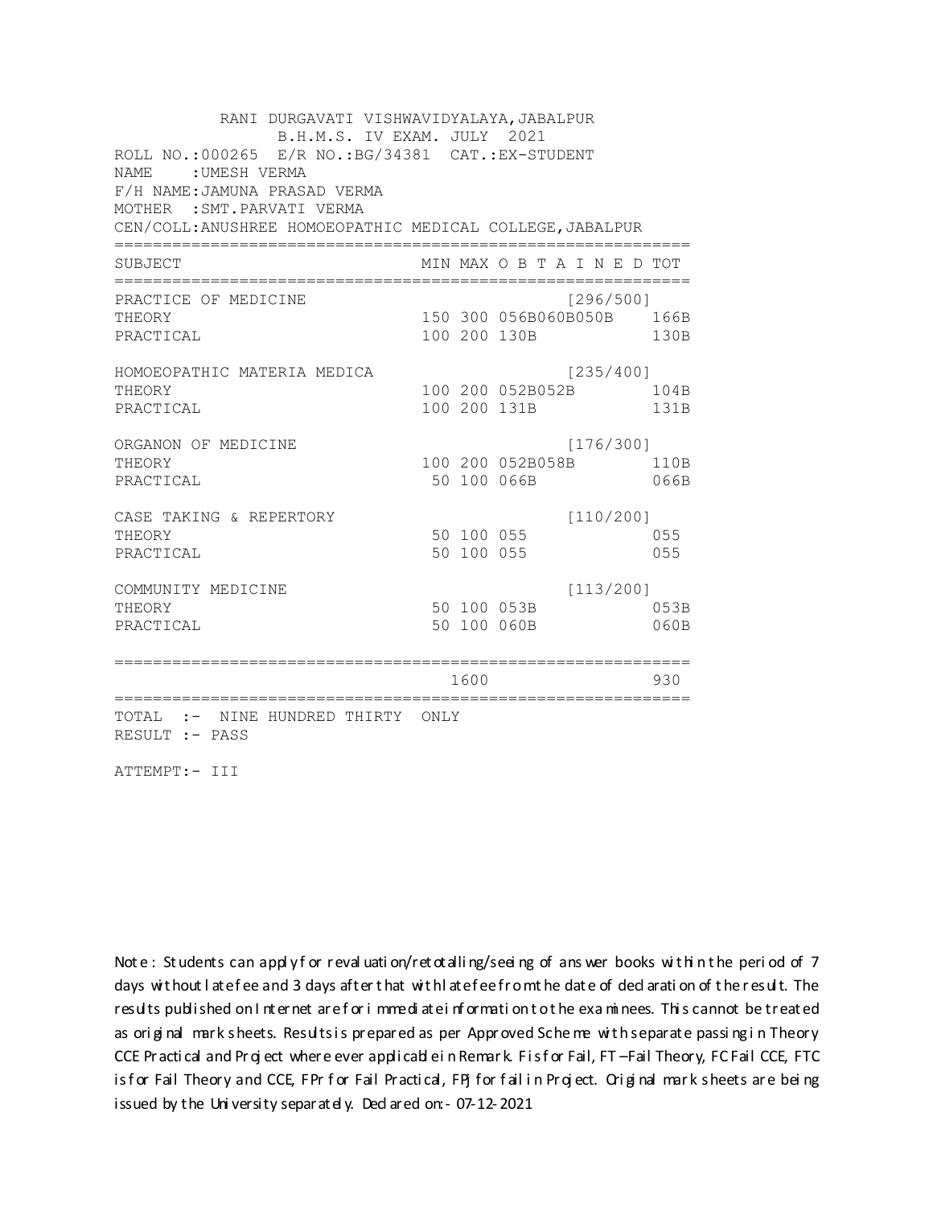RANI DURGAVATI VISHWAVIDYALAYA,JABALPUR
B.H.M.S. IV EXAM. JULY 2021

ROLL NO.:000265 E/R NO.:BG/34381 CAT.:EX-STUDENT
NAME :UMESH VERMA
F/H NAME:JAMUNA PRASAD VERMA
MOTHER :SMT.PARVATI VERMA
CEN/COLL:ANUSHREE HOMOEOPATHIC MEDICAL COLLEGE,JABALPUR

| SUBJECT | MIN | MAX | O B T A I N E D | TOT |
|---|---|---|---|---|
| PRACTICE OF MEDICINE | | | [296/500] | |
| THEORY | 150 | 300 | 056B060B050B | 166B |
| PRACTICAL | 100 | 200 | 130B | 130B |
| HOMOEOPATHIC MATERIA MEDICA | | | [235/400] | |
| THEORY | 100 | 200 | 052B052B | 104B |
| PRACTICAL | 100 | 200 | 131B | 131B |
| ORGANON OF MEDICINE | | | [176/300] | |
| THEORY | 100 | 200 | 052B058B | 110B |
| PRACTICAL | 50 | 100 | 066B | 066B |
| CASE TAKING & REPERTORY | | | [110/200] | |
| THEORY | 50 | 100 | 055 | 055 |
| PRACTICAL | 50 | 100 | 055 | 055 |
| COMMUNITY MEDICINE | | | [113/200] | |
| THEORY | 50 | 100 | 053B | 053B |
| PRACTICAL | 50 | 100 | 060B | 060B |
| | | 1600 | | 930 |

TOTAL :- NINE HUNDRED THIRTY ONLY
RESULT :- PASS

ATTEMPT:- III

Note : Students can apply for revaluation/retotalling/seeing of answer books within the period of 7 days without late fee and 3 days after that with late fee from the date of declaration of the result. The results published on Internet are for immediate information to the examinees. This cannot be treated as original mark sheets. Results is prepared as per Approved Scheme with separate passing in Theory CCE Practical and Project where ever applicable in Remark. F is for Fail, FT –Fail Theory, FC Fail CCE, FTC is for Fail Theory and CCE, FPr for Fail Practical, FPJ for fail in Project. Original mark sheets are being issued by the University separately. Declared on:- 07-12-2021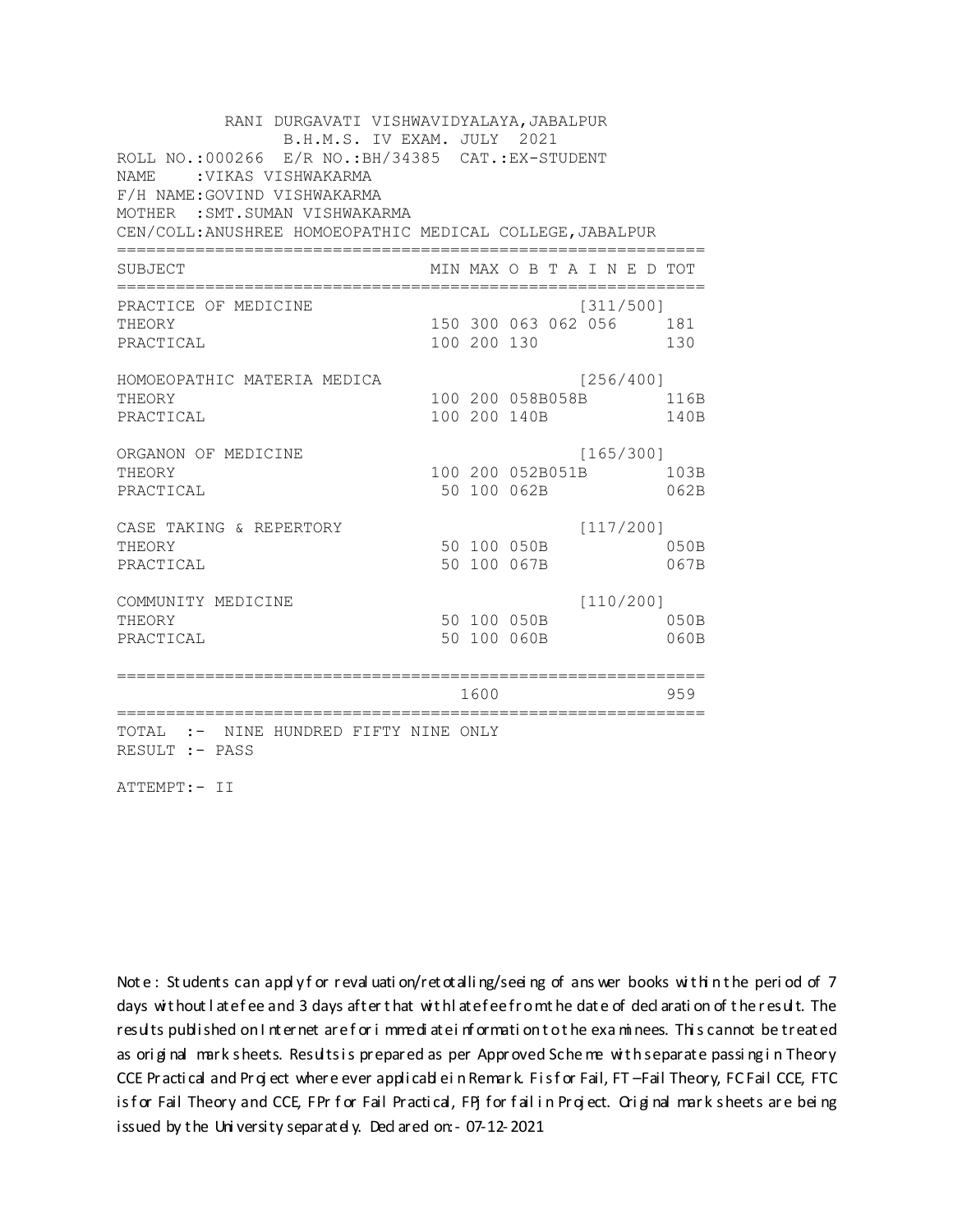RANI DURGAVATI VISHWAVIDYALAYA,JABALPUR
B.H.M.S. IV EXAM. JULY 2021

ROLL NO.:000266 E/R NO.:BH/34385 CAT.:EX-STUDENT
NAME :VIKAS VISHWAKARMA
F/H NAME:GOVIND VISHWAKARMA
MOTHER :SMT.SUMAN VISHWAKARMA
CEN/COLL:ANUSHREE HOMOEOPATHIC MEDICAL COLLEGE,JABALPUR

| SUBJECT | MIN | MAX | O B T A I N E D | | | TOT |
|---|---|---|---|---|---|---|
| PRACTICE OF MEDICINE | | | [311/500] | | | |
| THEORY | 150 | 300 | 063 | 062 | 056 | 181 |
| PRACTICAL | 100 | 200 | 130 | | | 130 |
| HOMOEOPATHIC MATERIA MEDICA | | | [256/400] | | | |
| THEORY | 100 | 200 | 058B | 058B | | 116B |
| PRACTICAL | 100 | 200 | 140B | | | 140B |
| ORGANON OF MEDICINE | | | [165/300] | | | |
| THEORY | 100 | 200 | 052B | 051B | | 103B |
| PRACTICAL | 50 | 100 | 062B | | | 062B |
| CASE TAKING & REPERTORY | | | [117/200] | | | |
| THEORY | 50 | 100 | 050B | | | 050B |
| PRACTICAL | 50 | 100 | 067B | | | 067B |
| COMMUNITY MEDICINE | | | [110/200] | | | |
| THEORY | 50 | 100 | 050B | | | 050B |
| PRACTICAL | 50 | 100 | 060B | | | 060B |
| | | 1600 | | | | 959 |

TOTAL :- NINE HUNDRED FIFTY NINE ONLY
RESULT :- PASS

ATTEMPT:- II

Note : Students can apply for revaluation/retotalling/seeing of answer books within the period of 7 days without late fee and 3 days after that with late fee from the date of declaration of the result. The results published on Internet are for immediate information to the examinees. This cannot be treated as original mark sheets. Results is prepared as per Approved Scheme with separate passing in Theory CCE Practical and Project where ever applicable in Remark. F is for Fail, FT –Fail Theory, FC Fail CCE, FTC is for Fail Theory and CCE, FPr for Fail Practical, FPj for fail in Project. Original mark sheets are being issued by the University separately. Declared on:- 07-12-2021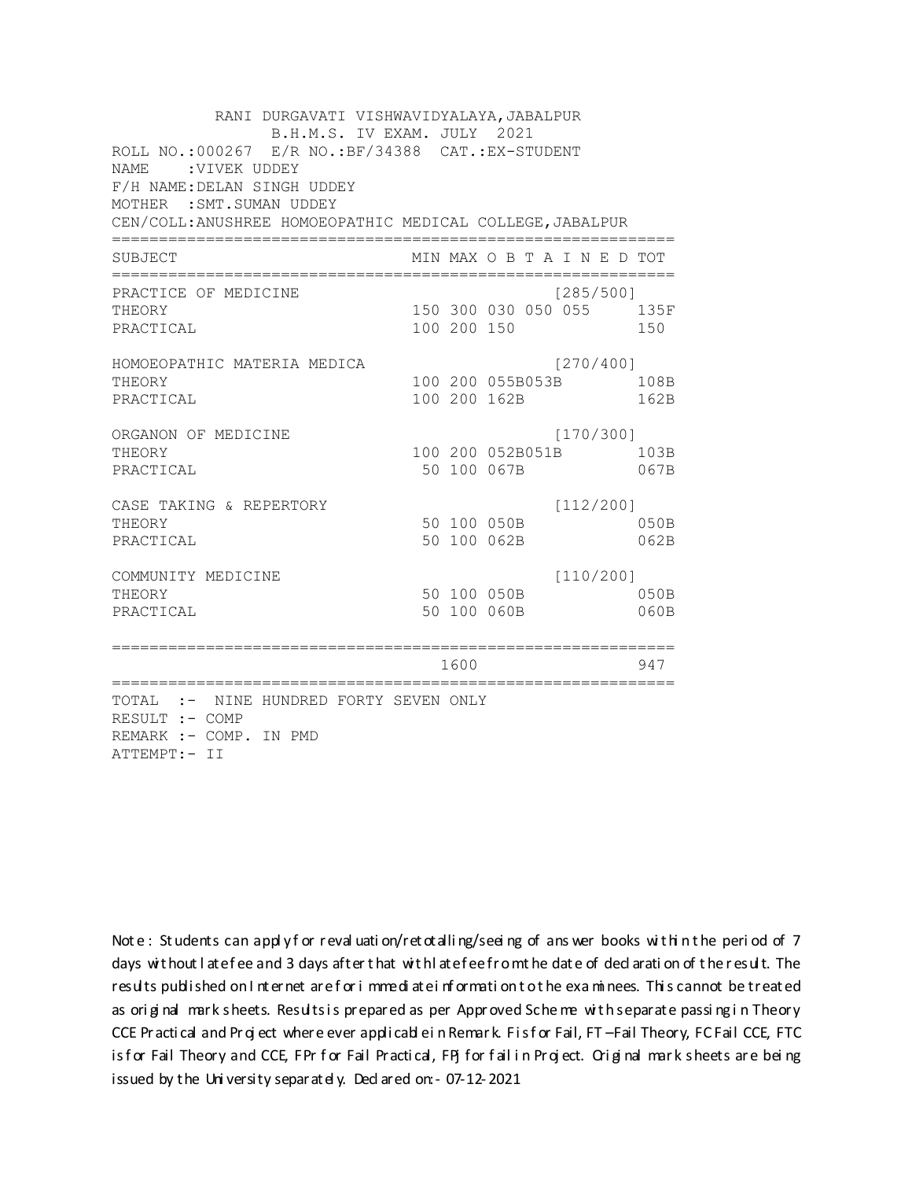RANI DURGAVATI VISHWAVIDYALAYA,JABALPUR
B.H.M.S. IV EXAM. JULY 2021

ROLL NO.:000267 E/R NO.:BF/34388 CAT.:EX-STUDENT
NAME :VIVEK UDDEY
F/H NAME:DELAN SINGH UDDEY
MOTHER :SMT.SUMAN UDDEY
CEN/COLL:ANUSHREE HOMOEOPATHIC MEDICAL COLLEGE,JABALPUR

| SUBJECT | MIN | MAX | O B T A I N E D | | | TOT |
|---|---|---|---|---|---|---|
| PRACTICE OF MEDICINE | | | | | [285/500] | |
| THEORY | 150 | 300 | 030 | 050 | 055 | 135F |
| PRACTICAL | 100 | 200 | 150 | | | 150 |
| HOMOEOPATHIC MATERIA MEDICA | | | | | [270/400] | |
| THEORY | 100 | 200 | 055B | 053B | | 108B |
| PRACTICAL | 100 | 200 | 162B | | | 162B |
| ORGANON OF MEDICINE | | | | | [170/300] | |
| THEORY | 100 | 200 | 052B | 051B | | 103B |
| PRACTICAL | 50 | 100 | 067B | | | 067B |
| CASE TAKING & REPERTORY | | | | | [112/200] | |
| THEORY | 50 | 100 | 050B | | | 050B |
| PRACTICAL | 50 | 100 | 062B | | | 062B |
| COMMUNITY MEDICINE | | | | | [110/200] | |
| THEORY | 50 | 100 | 050B | | | 050B |
| PRACTICAL | 50 | 100 | 060B | | | 060B |
| | | 1600 | | | | 947 |

TOTAL :- NINE HUNDRED FORTY SEVEN ONLY
RESULT :- COMP
REMARK :- COMP. IN PMD
ATTEMPT:- II

Note : Students can apply for revaluation/retotalling/seeing of answer books within the period of 7 days without late fee and 3 days after that with late fee from the date of declaration of the result. The results published on Internet are for immediate information to the examinees. This cannot be treated as original mark sheets. Results is prepared as per Approved Scheme with separate passing in Theory CCE Practical and Project where ever applicable in Remark. F is for Fail, FT –Fail Theory, FC Fail CCE, FTC is for Fail Theory and CCE, FPr for Fail Practical, FPj for fail in Project. Original mark sheets are being issued by the University separately. Declared on:- 07-12-2021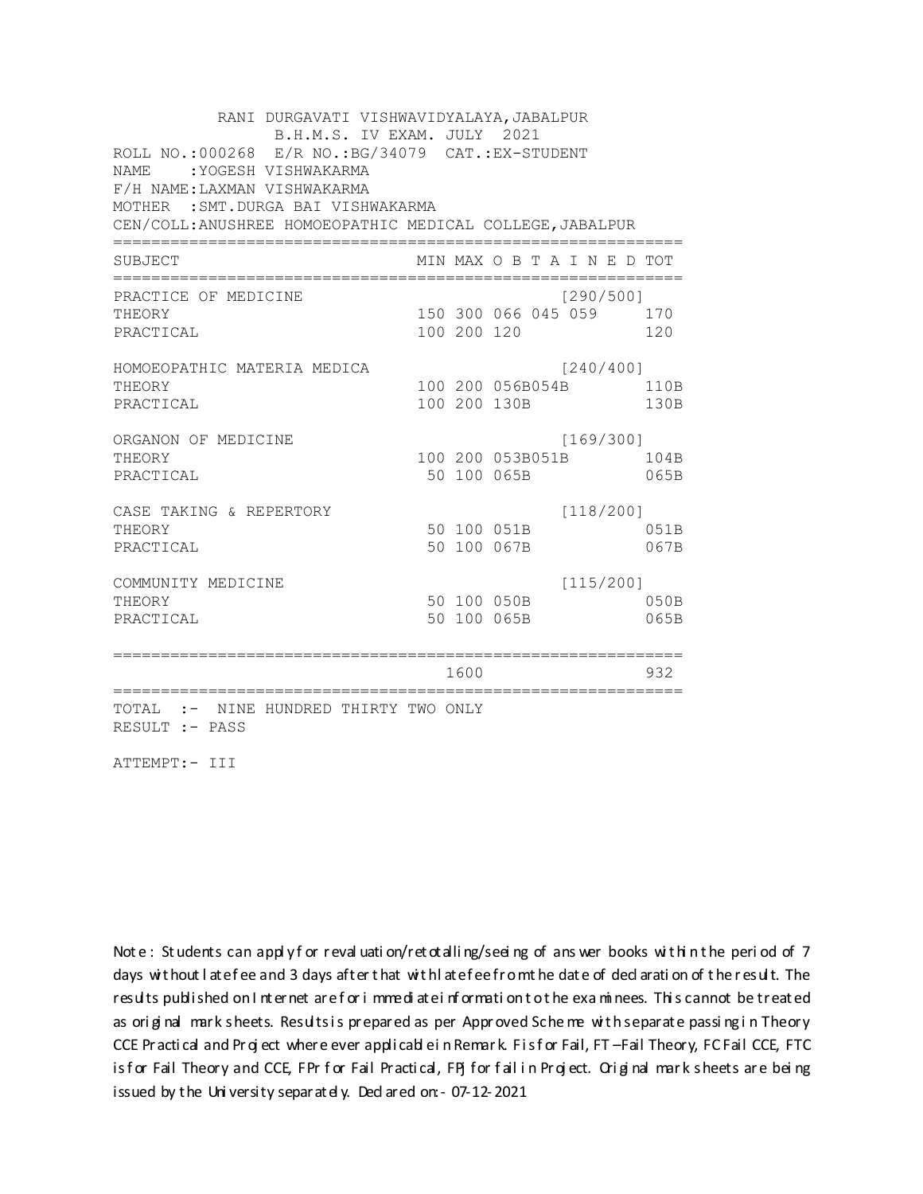RANI DURGAVATI VISHWAVIDYALAYA,JABALPUR
B.H.M.S. IV EXAM. JULY 2021

ROLL NO.:000268 E/R NO.:BG/34079 CAT.:EX-STUDENT
NAME :YOGESH VISHWAKARMA
F/H NAME:LAXMAN VISHWAKARMA
MOTHER :SMT.DURGA BAI VISHWAKARMA
CEN/COLL:ANUSHREE HOMOEOPATHIC MEDICAL COLLEGE,JABALPUR

| SUBJECT | MIN | MAX | O B T A I N E D | TOT |
|---|---|---|---|---|
| PRACTICE OF MEDICINE | | | [290/500] | |
| THEORY | 150 | 300 | 066 045 059 | 170 |
| PRACTICAL | 100 | 200 | 120 | 120 |
| HOMOEOPATHIC MATERIA MEDICA | | | [240/400] | |
| THEORY | 100 | 200 | 056B054B | 110B |
| PRACTICAL | 100 | 200 | 130B | 130B |
| ORGANON OF MEDICINE | | | [169/300] | |
| THEORY | 100 | 200 | 053B051B | 104B |
| PRACTICAL | 50 | 100 | 065B | 065B |
| CASE TAKING & REPERTORY | | | [118/200] | |
| THEORY | 50 | 100 | 051B | 051B |
| PRACTICAL | 50 | 100 | 067B | 067B |
| COMMUNITY MEDICINE | | | [115/200] | |
| THEORY | 50 | 100 | 050B | 050B |
| PRACTICAL | 50 | 100 | 065B | 065B |
| | | 1600 | | 932 |

TOTAL :- NINE HUNDRED THIRTY TWO ONLY
RESULT :- PASS

ATTEMPT:- III

Note : Students can apply for revaluation/retotalling/seeing of answer books within the period of 7 days without late fee and 3 days after that with late fee from the date of declaration of the result. The results published on Internet are for immediate information to the examinees. This cannot be treated as original mark sheets. Results is prepared as per Approved Scheme with separate passing in Theory CCE Practical and Project where ever applicable in Remark. F is for Fail, FT –Fail Theory, FC Fail CCE, FTC is for Fail Theory and CCE, FPr for Fail Practical, FPJ for fail in Project. Original mark sheets are being issued by the University separately. Declared on:- 07-12-2021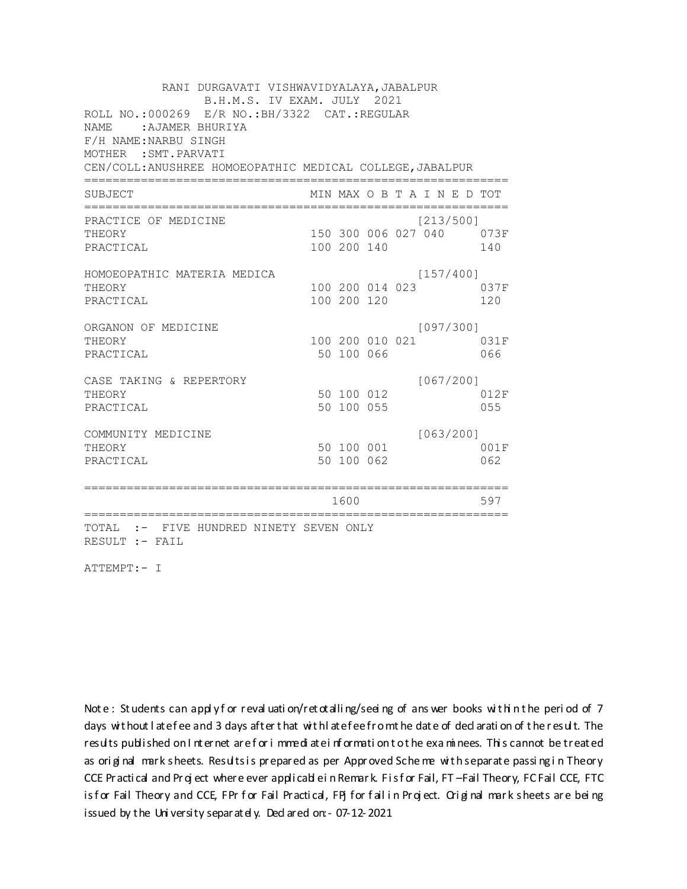RANI DURGAVATI VISHWAVIDYALAYA,JABALPUR
B.H.M.S. IV EXAM. JULY 2021

ROLL NO.:000269 E/R NO.:BH/3322 CAT.:REGULAR
NAME :AJAMER BHURIYA
F/H NAME:NARBU SINGH
MOTHER :SMT.PARVATI
CEN/COLL:ANUSHREE HOMOEOPATHIC MEDICAL COLLEGE,JABALPUR

| SUBJECT | MIN | MAX | O B T A I N E D | | | TOT |
|---|---|---|---|---|---|---|
| PRACTICE OF MEDICINE | | | | | [213/500] | |
| THEORY | 150 | 300 | 006 | 027 | 040 | 073F |
| PRACTICAL | 100 | 200 | 140 | | | 140 |
| HOMOEOPATHIC MATERIA MEDICA | | | | | [157/400] | |
| THEORY | 100 | 200 | 014 | 023 | | 037F |
| PRACTICAL | 100 | 200 | 120 | | | 120 |
| ORGANON OF MEDICINE | | | | | [097/300] | |
| THEORY | 100 | 200 | 010 | 021 | | 031F |
| PRACTICAL | 50 | 100 | 066 | | | 066 |
| CASE TAKING & REPERTORY | | | | | [067/200] | |
| THEORY | 50 | 100 | 012 | | | 012F |
| PRACTICAL | 50 | 100 | 055 | | | 055 |
| COMMUNITY MEDICINE | | | | | [063/200] | |
| THEORY | 50 | 100 | 001 | | | 001F |
| PRACTICAL | 50 | 100 | 062 | | | 062 |
| | | 1600 | | | | 597 |

TOTAL :- FIVE HUNDRED NINETY SEVEN ONLY
RESULT :- FAIL

ATTEMPT:- I

Note : Students can apply for revaluation/retotalling/seeing of answer books within the period of 7 days without late fee and 3 days after that with late fee from the date of declaration of the result. The results published on Internet are for immediate information to the examinees. This cannot be treated as original mark sheets. Results is prepared as per Approved Scheme with separate passing in Theory CCE Practical and Project where ever applicable in Remark. F is for Fail, FT –Fail Theory, FC Fail CCE, FTC is for Fail Theory and CCE, FPr for Fail Practical, FPj for fail in Project. Original mark sheets are being issued by the University separately. Declared on:- 07-12-2021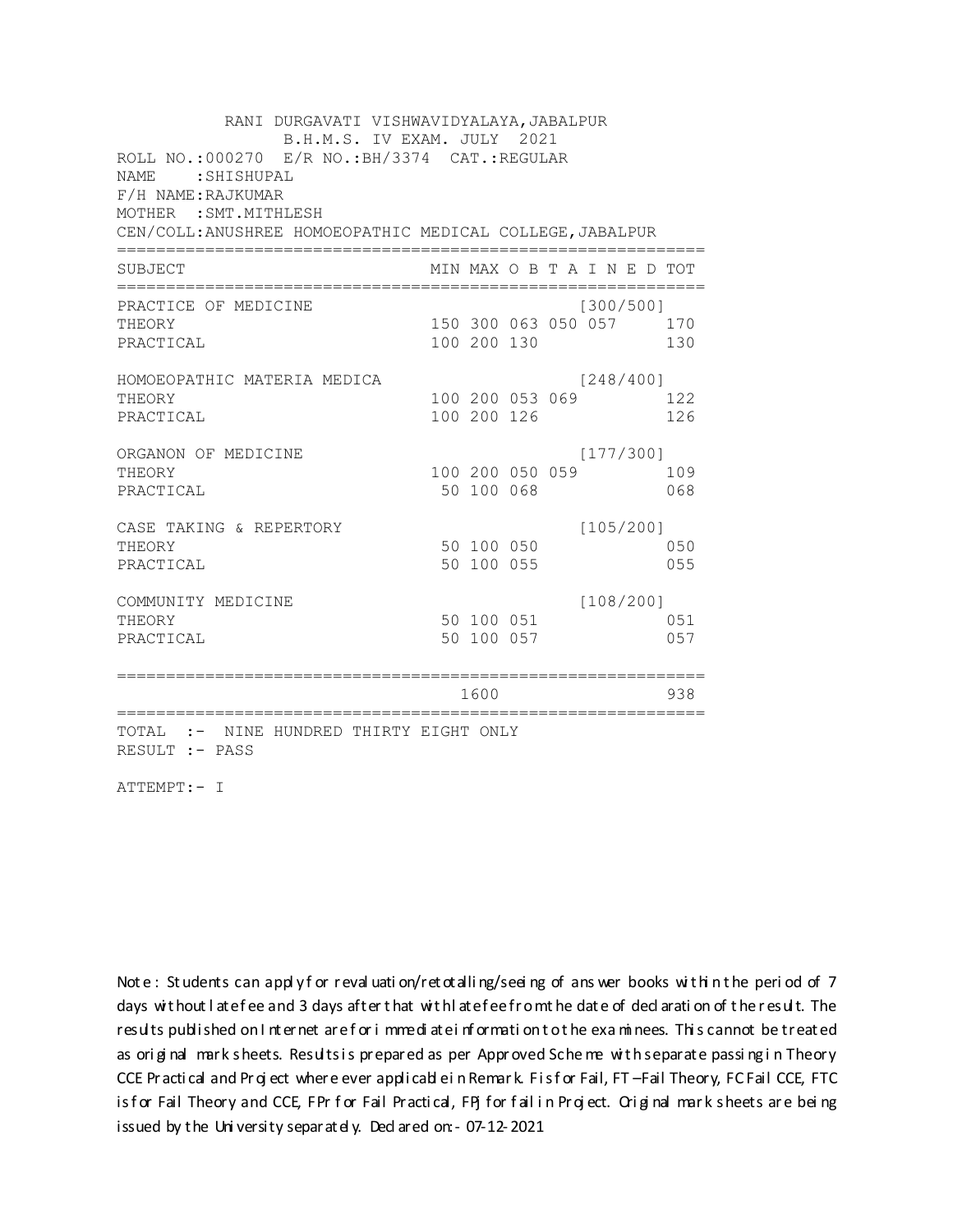RANI DURGAVATI VISHWAVIDYALAYA,JABALPUR

B.H.M.S. IV EXAM. JULY 2021

ROLL NO.:000270 E/R NO.:BH/3374 CAT.:REGULAR

NAME :SHISHUPAL

F/H NAME:RAJKUMAR

MOTHER :SMT.MITHLESH

CEN/COLL:ANUSHREE HOMOEOPATHIC MEDICAL COLLEGE,JABALPUR

| SUBJECT | MIN | MAX | O B T A I N E D | | | | TOT |
|---|---|---|---|---|---|---|---|
| PRACTICE OF MEDICINE | | | | | | [300/500] | |
| THEORY | 150 | 300 | 063 | 050 | 057 | | 170 |
| PRACTICAL | 100 | 200 | 130 | | | | 130 |
| HOMOEOPATHIC MATERIA MEDICA | | | | | | [248/400] | |
| THEORY | 100 | 200 | 053 | 069 | | | 122 |
| PRACTICAL | 100 | 200 | 126 | | | | 126 |
| ORGANON OF MEDICINE | | | | | | [177/300] | |
| THEORY | 100 | 200 | 050 | 059 | | | 109 |
| PRACTICAL | 50 | 100 | 068 | | | | 068 |
| CASE TAKING & REPERTORY | | | | | | [105/200] | |
| THEORY | 50 | 100 | 050 | | | | 050 |
| PRACTICAL | 50 | 100 | 055 | | | | 055 |
| COMMUNITY MEDICINE | | | | | | [108/200] | |
| THEORY | 50 | 100 | 051 | | | | 051 |
| PRACTICAL | 50 | 100 | 057 | | | | 057 |
| | | 1600 | | | | | 938 |

TOTAL :- NINE HUNDRED THIRTY EIGHT ONLY

RESULT :- PASS

ATTEMPT:- I

Note : Students can apply for revaluation/retotalling/seeing of answer books within the period of 7 days without late fee and 3 days after that with late fee from the date of declaration of the result. The results published on Internet are for immediate information to the examinees. This cannot be treated as original mark sheets. Results is prepared as per Approved Scheme with separate passing in Theory CCE Practical and Project where ever applicable in Remark. F is for Fail, FT –Fail Theory, FC Fail CCE, FTC is for Fail Theory and CCE, FPr for Fail Practical, FPj for fail in Project. Original mark sheets are being issued by the University separately. Declared on:- 07-12-2021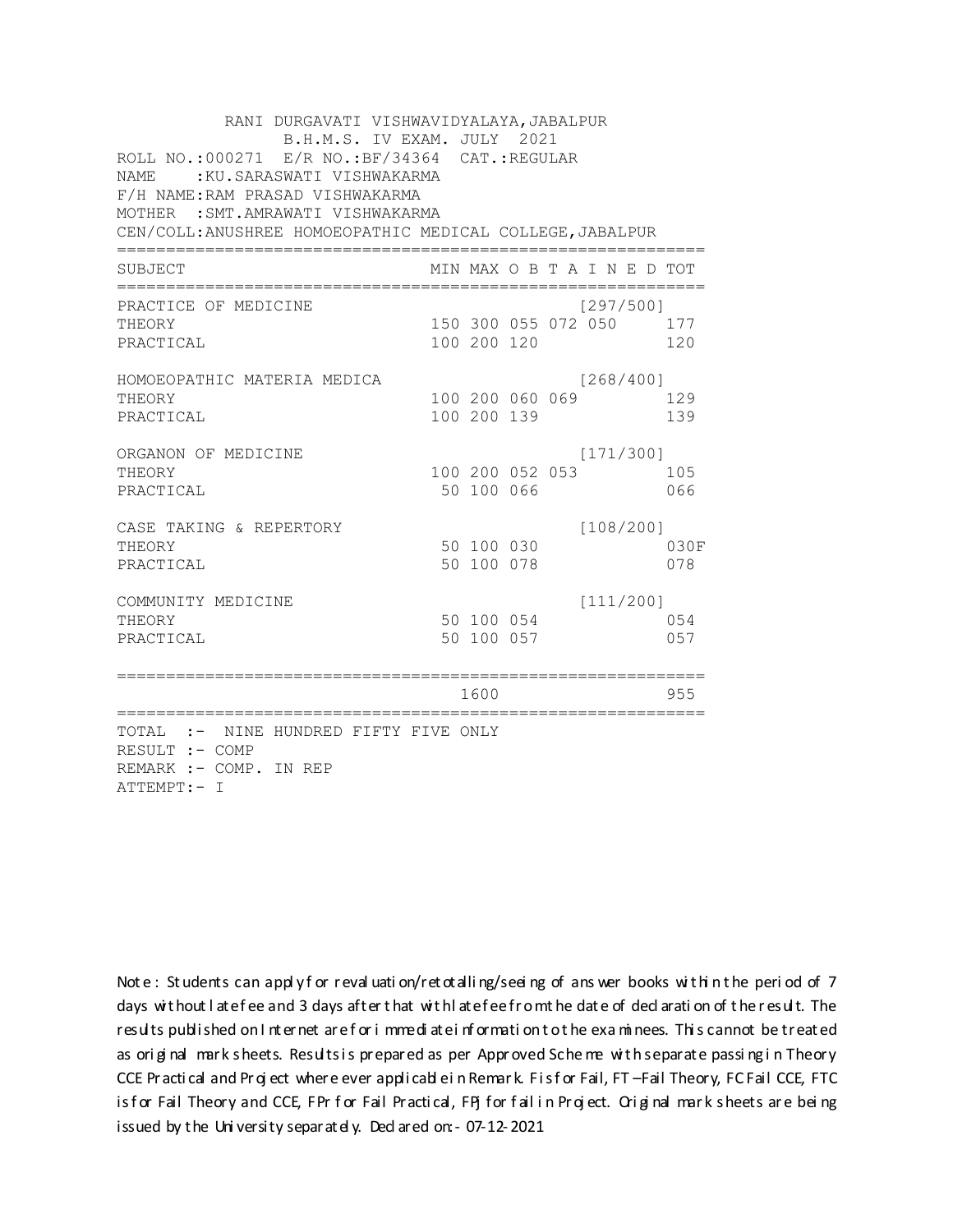RANI DURGAVATI VISHWAVIDYALAYA,JABALPUR
B.H.M.S. IV EXAM. JULY 2021

ROLL NO.:000271 E/R NO.:BF/34364 CAT.:REGULAR
NAME :KU.SARASWATI VISHWAKARMA
F/H NAME:RAM PRASAD VISHWAKARMA
MOTHER :SMT.AMRAWATI VISHWAKARMA
CEN/COLL:ANUSHREE HOMOEOPATHIC MEDICAL COLLEGE,JABALPUR

| SUBJECT | MIN | MAX | O B T A I N E D | | | TOT |
|---|---|---|---|---|---|---|
| PRACTICE OF MEDICINE | | | | | | [297/500] |
| THEORY | 150 | 300 | 055 | 072 | 050 | 177 |
| PRACTICAL | 100 | 200 | 120 | | | 120 |
| HOMOEOPATHIC MATERIA MEDICA | | | | | | [268/400] |
| THEORY | 100 | 200 | 060 | 069 | | 129 |
| PRACTICAL | 100 | 200 | 139 | | | 139 |
| ORGANON OF MEDICINE | | | | | | [171/300] |
| THEORY | 100 | 200 | 052 | 053 | | 105 |
| PRACTICAL | 50 | 100 | 066 | | | 066 |
| CASE TAKING & REPERTORY | | | | | | [108/200] |
| THEORY | 50 | 100 | 030 | | | 030F |
| PRACTICAL | 50 | 100 | 078 | | | 078 |
| COMMUNITY MEDICINE | | | | | | [111/200] |
| THEORY | 50 | 100 | 054 | | | 054 |
| PRACTICAL | 50 | 100 | 057 | | | 057 |
| | | 1600 | | | | 955 |

TOTAL :- NINE HUNDRED FIFTY FIVE ONLY
RESULT :- COMP
REMARK :- COMP. IN REP
ATTEMPT:- I

Note : Students can apply for revaluation/retotalling/seeing of answer books within the period of 7 days without late fee and 3 days after that with late fee from the date of declaration of the result. The results published on Internet are for immediate information to the examinees. This cannot be treated as original mark sheets. Results is prepared as per Approved Scheme with separate passing in Theory CCE Practical and Project where ever applicable in Remark. F is for Fail, FT –Fail Theory, FC Fail CCE, FTC is for Fail Theory and CCE, FPr for Fail Practical, FPJ for fail in Project. Original mark sheets are being issued by the University separately. Declared on:- 07-12-2021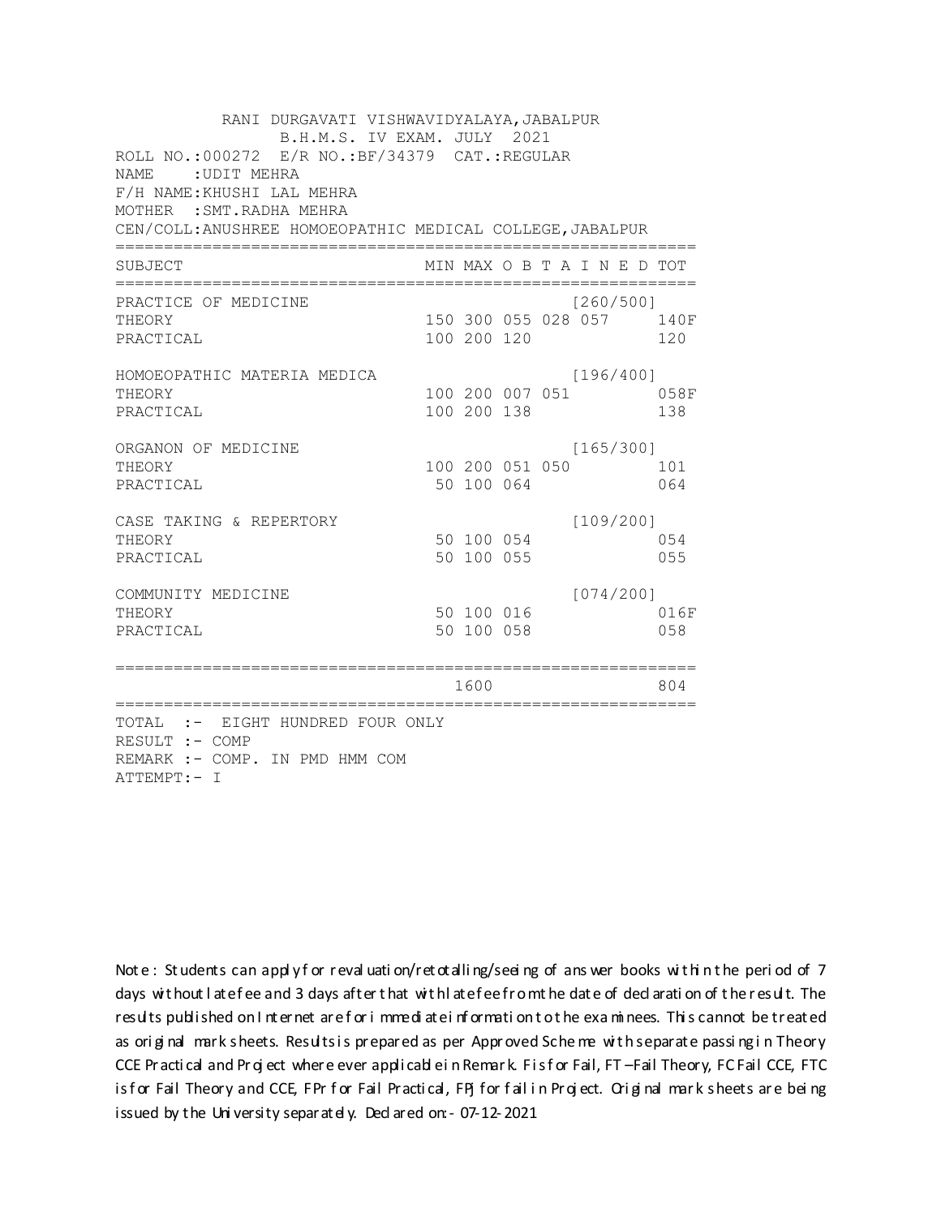RANI DURGAVATI VISHWAVIDYALAYA,JABALPUR
B.H.M.S. IV EXAM. JULY 2021

ROLL NO.:000272 E/R NO.:BF/34379 CAT.:REGULAR
NAME :UDIT MEHRA
F/H NAME:KHUSHI LAL MEHRA
MOTHER :SMT.RADHA MEHRA
CEN/COLL:ANUSHREE HOMOEOPATHIC MEDICAL COLLEGE,JABALPUR

| SUBJECT | MIN | MAX | O | B | T | A | I | N | E | D | TOT |
|---|---|---|---|---|---|---|---|---|---|---|---|
| PRACTICE OF MEDICINE | | | | | | [260/500] | | | | | |
| THEORY | 150 | 300 | 055 | 028 | 057 | | | | | | 140F |
| PRACTICAL | 100 | 200 | 120 | | | | | | | | 120 |
| HOMOEOPATHIC MATERIA MEDICA | | | | | | [196/400] | | | | | |
| THEORY | 100 | 200 | 007 | 051 | | | | | | | 058F |
| PRACTICAL | 100 | 200 | 138 | | | | | | | | 138 |
| ORGANON OF MEDICINE | | | | | | [165/300] | | | | | |
| THEORY | 100 | 200 | 051 | 050 | | | | | | | 101 |
| PRACTICAL | 50 | 100 | 064 | | | | | | | | 064 |
| CASE TAKING & REPERTORY | | | | | | [109/200] | | | | | |
| THEORY | 50 | 100 | 054 | | | | | | | | 054 |
| PRACTICAL | 50 | 100 | 055 | | | | | | | | 055 |
| COMMUNITY MEDICINE | | | | | | [074/200] | | | | | |
| THEORY | 50 | 100 | 016 | | | | | | | | 016F |
| PRACTICAL | 50 | 100 | 058 | | | | | | | | 058 |
| | | 1600 | | | | | | | | | 804 |

TOTAL :- EIGHT HUNDRED FOUR ONLY
RESULT :- COMP
REMARK :- COMP. IN PMD HMM COM
ATTEMPT:- I

Note : Students can apply for revaluation/retotalling/seeing of answer books within the period of 7 days without late fee and 3 days after that with late fee from the date of declaration of the result. The results published on Internet are for immediate information to the examinees. This cannot be treated as original mark sheets. Results is prepared as per Approved Scheme with separate passing in Theory CCE Practical and Project where ever applicable in Remark. F is for Fail, FT –Fail Theory, FC Fail CCE, FTC is for Fail Theory and CCE, FPr for Fail Practical, FPJ for fail in Project. Original mark sheets are being issued by the University separately. Declared on:- 07-12-2021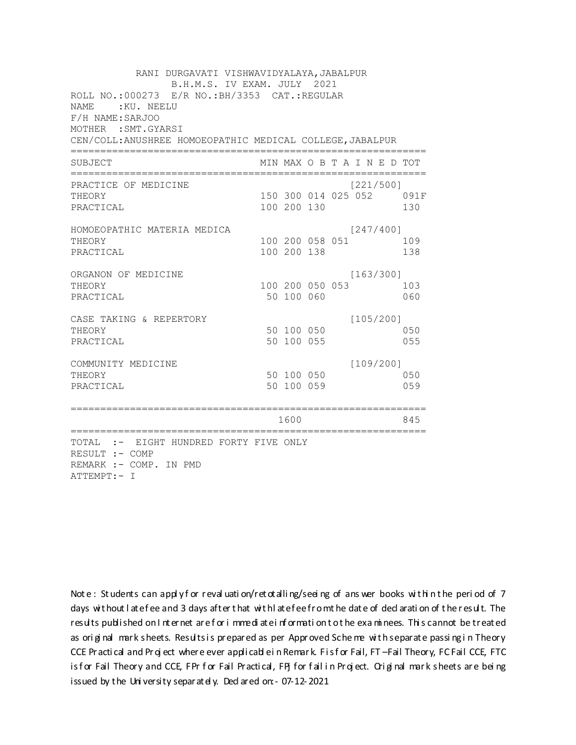RANI DURGAVATI VISHWAVIDYALAYA,JABALPUR
B.H.M.S. IV EXAM. JULY 2021

ROLL NO.:000273 E/R NO.:BH/3353 CAT.:REGULAR
NAME :KU. NEELU
F/H NAME:SARJOO
MOTHER :SMT.GYARSI
CEN/COLL:ANUSHREE HOMOEOPATHIC MEDICAL COLLEGE,JABALPUR

| SUBJECT | MIN | MAX | O | B | T | A I N E D | TOT |
|---|---|---|---|---|---|---|---|
| PRACTICE OF MEDICINE | | | | | | [221/500] | |
| THEORY | 150 | 300 | 014 | 025 | 052 | | 091F |
| PRACTICAL | 100 | 200 | 130 | | | | 130 |
| HOMOEOPATHIC MATERIA MEDICA | | | | | | [247/400] | |
| THEORY | 100 | 200 | 058 | 051 | | | 109 |
| PRACTICAL | 100 | 200 | 138 | | | | 138 |
| ORGANON OF MEDICINE | | | | | | [163/300] | |
| THEORY | 100 | 200 | 050 | 053 | | | 103 |
| PRACTICAL | 50 | 100 | 060 | | | | 060 |
| CASE TAKING & REPERTORY | | | | | | [105/200] | |
| THEORY | 50 | 100 | 050 | | | | 050 |
| PRACTICAL | 50 | 100 | 055 | | | | 055 |
| COMMUNITY MEDICINE | | | | | | [109/200] | |
| THEORY | 50 | 100 | 050 | | | | 050 |
| PRACTICAL | 50 | 100 | 059 | | | | 059 |
| | | 1600 | | | | | 845 |

TOTAL :- EIGHT HUNDRED FORTY FIVE ONLY
RESULT :- COMP
REMARK :- COMP. IN PMD
ATTEMPT:- I

Note : Students can apply for revaluation/retotalling/seeing of answer books within the period of 7 days without late fee and 3 days after that with late fee from the date of declaration of the result. The results published on Internet are for immediate information to the examinees. This cannot be treated as original mark sheets. Results is prepared as per Approved Scheme with separate passing in Theory CCE Practical and Project where ever applicable in Remark. F is for Fail, FT –Fail Theory, FC Fail CCE, FTC is for Fail Theory and CCE, FPr for Fail Practical, FPj for fail in Project. Original mark sheets are being issued by the University separately. Declared on:- 07-12-2021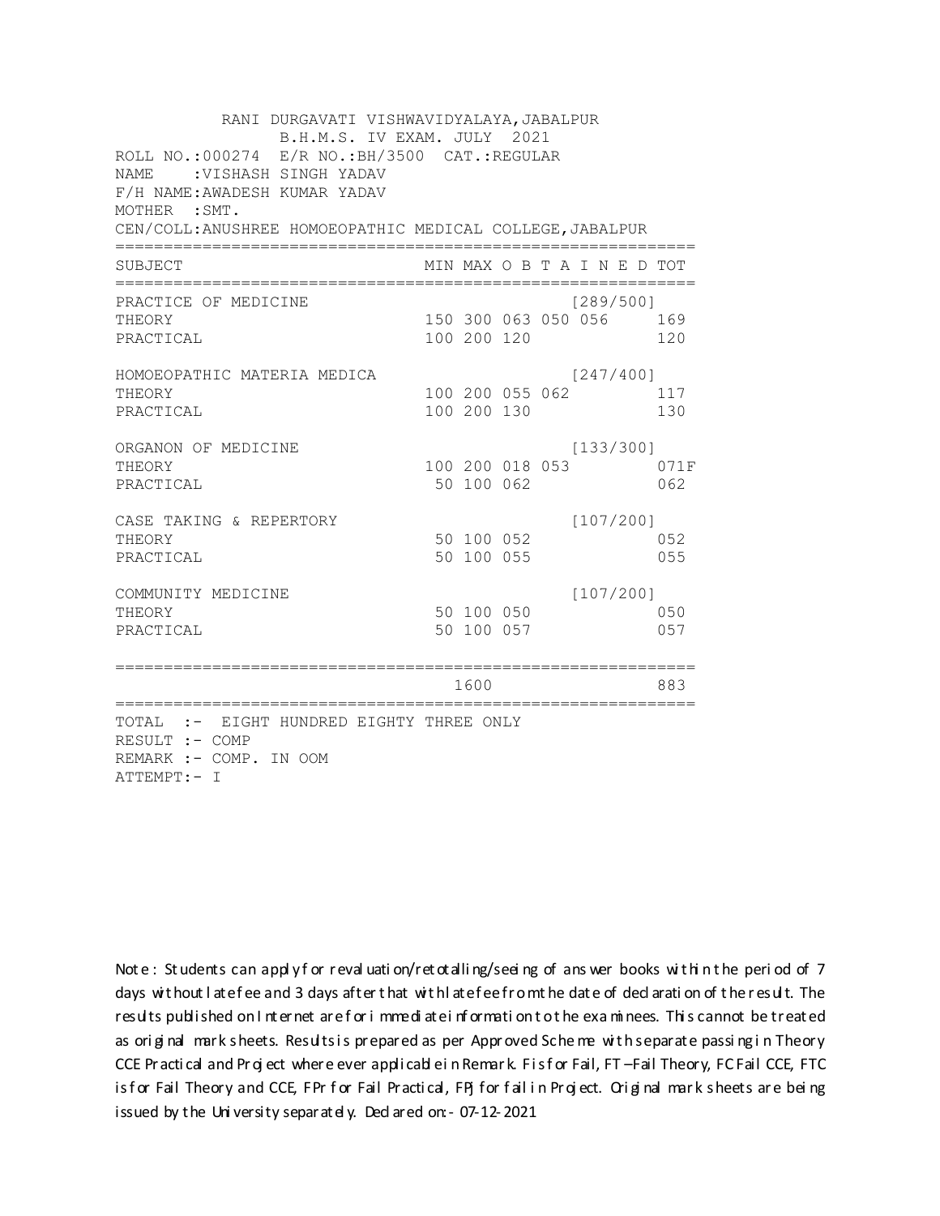RANI DURGAVATI VISHWAVIDYALAYA,JABALPUR

B.H.M.S. IV EXAM. JULY 2021

ROLL NO.:000274 E/R NO.:BH/3500 CAT.:REGULAR

NAME :VISHASH SINGH YADAV

F/H NAME:AWADESH KUMAR YADAV

MOTHER :SMT.

CEN/COLL:ANUSHREE HOMOEOPATHIC MEDICAL COLLEGE,JABALPUR

| SUBJECT | MIN | MAX | O | B | T | A | I N E D | TOT |
|---|---|---|---|---|---|---|---|---|
| PRACTICE OF MEDICINE | | | | | | | [289/500] | |
| THEORY | 150 | 300 | 063 | 050 | 056 | | | 169 |
| PRACTICAL | 100 | 200 | 120 | | | | | 120 |
| HOMOEOPATHIC MATERIA MEDICA | | | | | | | [247/400] | |
| THEORY | 100 | 200 | 055 | 062 | | | | 117 |
| PRACTICAL | 100 | 200 | 130 | | | | | 130 |
| ORGANON OF MEDICINE | | | | | | | [133/300] | |
| THEORY | 100 | 200 | 018 | 053 | | | | 071F |
| PRACTICAL | 50 | 100 | 062 | | | | | 062 |
| CASE TAKING & REPERTORY | | | | | | | [107/200] | |
| THEORY | 50 | 100 | 052 | | | | | 052 |
| PRACTICAL | 50 | 100 | 055 | | | | | 055 |
| COMMUNITY MEDICINE | | | | | | | [107/200] | |
| THEORY | 50 | 100 | 050 | | | | | 050 |
| PRACTICAL | 50 | 100 | 057 | | | | | 057 |
| | | 1600 | | | | | | 883 |

TOTAL :- EIGHT HUNDRED EIGHTY THREE ONLY

RESULT :- COMP

REMARK :- COMP. IN OOM

ATTEMPT:- I

Note : Students can apply for revaluation/retotalling/seeing of answer books within the period of 7 days without late fee and 3 days after that with late fee from the date of declaration of the result. The results published on Internet are for immediate information to the examinees. This cannot be treated as original mark sheets. Results is prepared as per Approved Scheme with separate passing in Theory CCE Practical and Project where ever applicable in Remark. F is for Fail, FT –Fail Theory, FC Fail CCE, FTC is for Fail Theory and CCE, FPr for Fail Practical, FPJ for fail in Project. Original mark sheets are being issued by the University separately. Declared on:- 07-12-2021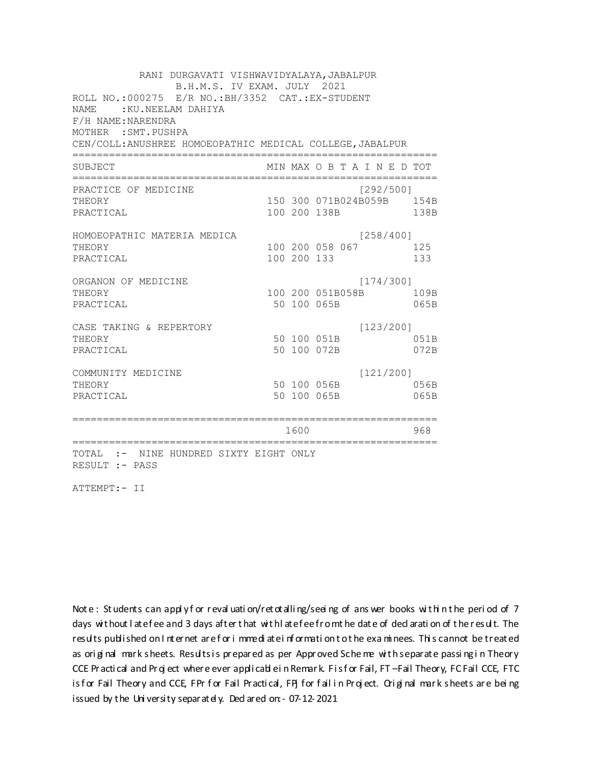RANI DURGAVATI VISHWAVIDYALAYA,JABALPUR
B.H.M.S. IV EXAM. JULY 2021

ROLL NO.:000275 E/R NO.:BH/3352 CAT.:EX-STUDENT
NAME :KU.NEELAM DAHIYA
F/H NAME:NARENDRA
MOTHER :SMT.PUSHPA
CEN/COLL:ANUSHREE HOMOEOPATHIC MEDICAL COLLEGE,JABALPUR

| SUBJECT | MIN | MAX | O B T A I N E D | TOT |
|---|---|---|---|---|
| PRACTICE OF MEDICINE | | | [292/500] | |
| THEORY | 150 | 300 | 071B024B059B | 154B |
| PRACTICAL | 100 | 200 | 138B | 138B |
| HOMOEOPATHIC MATERIA MEDICA | | | [258/400] | |
| THEORY | 100 | 200 | 058 067 | 125 |
| PRACTICAL | 100 | 200 | 133 | 133 |
| ORGANON OF MEDICINE | | | [174/300] | |
| THEORY | 100 | 200 | 051B058B | 109B |
| PRACTICAL | 50 | 100 | 065B | 065B |
| CASE TAKING & REPERTORY | | | [123/200] | |
| THEORY | 50 | 100 | 051B | 051B |
| PRACTICAL | 50 | 100 | 072B | 072B |
| COMMUNITY MEDICINE | | | [121/200] | |
| THEORY | 50 | 100 | 056B | 056B |
| PRACTICAL | 50 | 100 | 065B | 065B |
| | | 1600 | | 968 |

TOTAL :- NINE HUNDRED SIXTY EIGHT ONLY
RESULT :- PASS

ATTEMPT:- II

Note : Students can apply for revaluation/retotalling/seeing of answer books within the period of 7 days without late fee and 3 days after that with late fee from the date of declaration of the result. The results published on Internet are for immediate information to the examinees. This cannot be treated as original mark sheets. Results is prepared as per Approved Scheme with separate passing in Theory CCE Practical and Project where ever applicable in Remark. F is for Fail, FT –Fail Theory, FC Fail CCE, FTC is for Fail Theory and CCE, FPr for Fail Practical, FPj for fail in Project. Original mark sheets are being issued by the University separately. Declared on:- 07-12-2021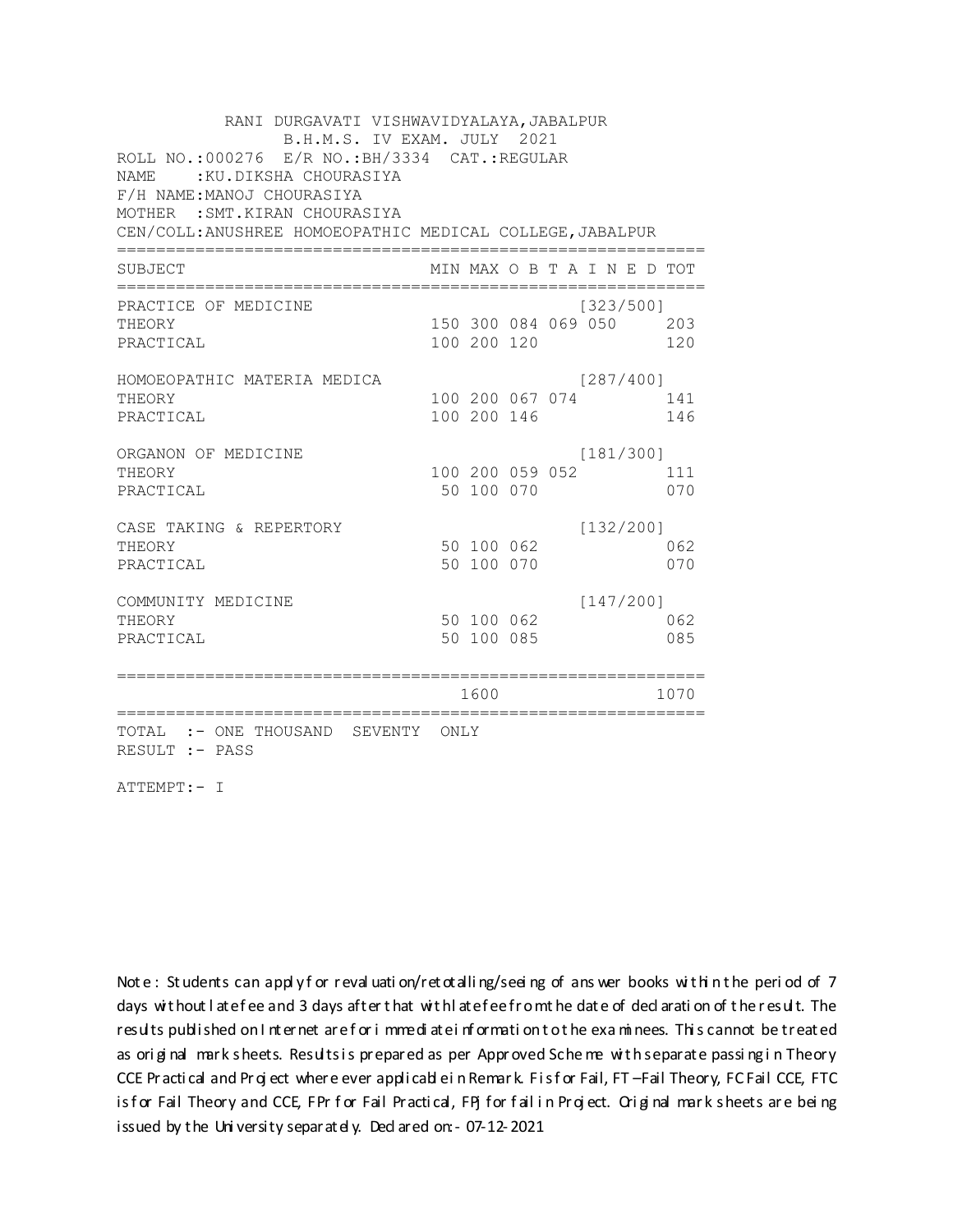RANI DURGAVATI VISHWAVIDYALAYA,JABALPUR
B.H.M.S. IV EXAM. JULY 2021

ROLL NO.:000276 E/R NO.:BH/3334 CAT.:REGULAR
NAME :KU.DIKSHA CHOURASIYA
F/H NAME:MANOJ CHOURASIYA
MOTHER :SMT.KIRAN CHOURASIYA
CEN/COLL:ANUSHREE HOMOEOPATHIC MEDICAL COLLEGE,JABALPUR

| SUBJECT | MIN | MAX | O B T A I N E D | | | TOT |
|---|---|---|---|---|---|---|
| PRACTICE OF MEDICINE | | | | | [323/500] | |
| THEORY | 150 | 300 | 084 | 069 | 050 | 203 |
| PRACTICAL | 100 | 200 | 120 | | | 120 |
| HOMOEOPATHIC MATERIA MEDICA | | | | | [287/400] | |
| THEORY | 100 | 200 | 067 | 074 | | 141 |
| PRACTICAL | 100 | 200 | 146 | | | 146 |
| ORGANON OF MEDICINE | | | | | [181/300] | |
| THEORY | 100 | 200 | 059 | 052 | | 111 |
| PRACTICAL | 50 | 100 | 070 | | | 070 |
| CASE TAKING & REPERTORY | | | | | [132/200] | |
| THEORY | 50 | 100 | 062 | | | 062 |
| PRACTICAL | 50 | 100 | 070 | | | 070 |
| COMMUNITY MEDICINE | | | | | [147/200] | |
| THEORY | 50 | 100 | 062 | | | 062 |
| PRACTICAL | 50 | 100 | 085 | | | 085 |
| | | 1600 | | | | 1070 |

TOTAL :- ONE THOUSAND SEVENTY ONLY
RESULT :- PASS

ATTEMPT:- I

Note : Students can apply for revaluation/retotalling/seeing of answer books within the period of 7 days without late fee and 3 days after that with late fee from the date of declaration of the result. The results published on Internet are for immediate information to the examinees. This cannot be treated as original mark sheets. Results is prepared as per Approved Scheme with separate passing in Theory CCE Practical and Project where ever applicable in Remark. F is for Fail, FT –Fail Theory, FC Fail CCE, FTC is for Fail Theory and CCE, FPr for Fail Practical, FPj for fail in Project. Original mark sheets are being issued by the University separately. Declared on:- 07-12-2021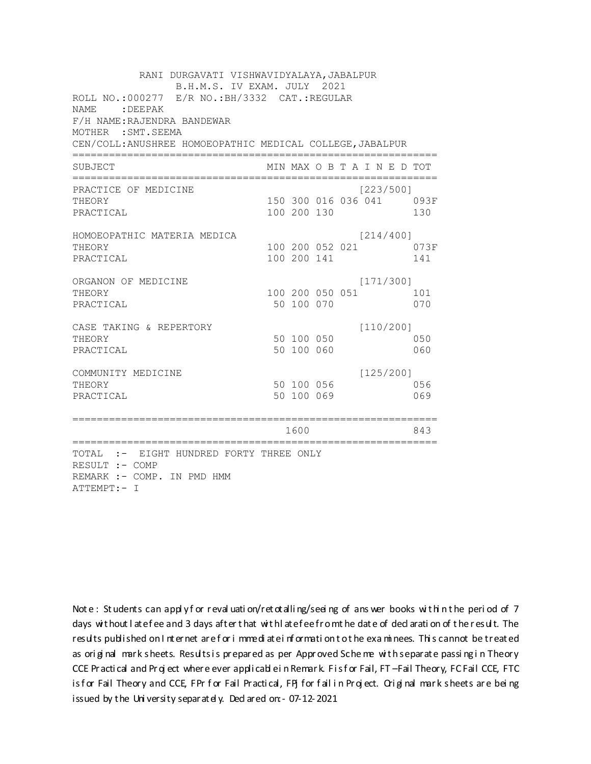RANI DURGAVATI VISHWAVIDYALAYA,JABALPUR
B.H.M.S. IV EXAM. JULY 2021

ROLL NO.:000277 E/R NO.:BH/3332 CAT.:REGULAR
NAME :DEEPAK
F/H NAME:RAJENDRA BANDEWAR
MOTHER :SMT.SEEMA
CEN/COLL:ANUSHREE HOMOEOPATHIC MEDICAL COLLEGE,JABALPUR

| SUBJECT | MIN | MAX | O B T A I N E D | | | | TOT |
|---|---|---|---|---|---|---|---|
| PRACTICE OF MEDICINE | | | | | | [223/500] | |
| THEORY | 150 | 300 | 016 | 036 | 041 | | 093F |
| PRACTICAL | 100 | 200 | 130 | | | | 130 |
| HOMOEOPATHIC MATERIA MEDICA | | | | | | [214/400] | |
| THEORY | 100 | 200 | 052 | 021 | | | 073F |
| PRACTICAL | 100 | 200 | 141 | | | | 141 |
| ORGANON OF MEDICINE | | | | | | [171/300] | |
| THEORY | 100 | 200 | 050 | 051 | | | 101 |
| PRACTICAL | 50 | 100 | 070 | | | | 070 |
| CASE TAKING & REPERTORY | | | | | | [110/200] | |
| THEORY | 50 | 100 | 050 | | | | 050 |
| PRACTICAL | 50 | 100 | 060 | | | | 060 |
| COMMUNITY MEDICINE | | | | | | [125/200] | |
| THEORY | 50 | 100 | 056 | | | | 056 |
| PRACTICAL | 50 | 100 | 069 | | | | 069 |
| | | 1600 | | | | | 843 |

TOTAL :- EIGHT HUNDRED FORTY THREE ONLY
RESULT :- COMP
REMARK :- COMP. IN PMD HMM
ATTEMPT:- I

Note : Students can apply for revaluation/retotalling/seeing of answer books within the period of 7 days without late fee and 3 days after that with late fee from the date of declaration of the result. The results published on Internet are for immediate information to the examinees. This cannot be treated as original mark sheets. Results is prepared as per Approved Scheme with separate passing in Theory CCE Practical and Project where ever applicable in Remark. F is for Fail, FT –Fail Theory, FC Fail CCE, FTC is for Fail Theory and CCE, FPr for Fail Practical, FPJ for fail in Project. Original mark sheets are being issued by the University separately. Declared on:- 07-12-2021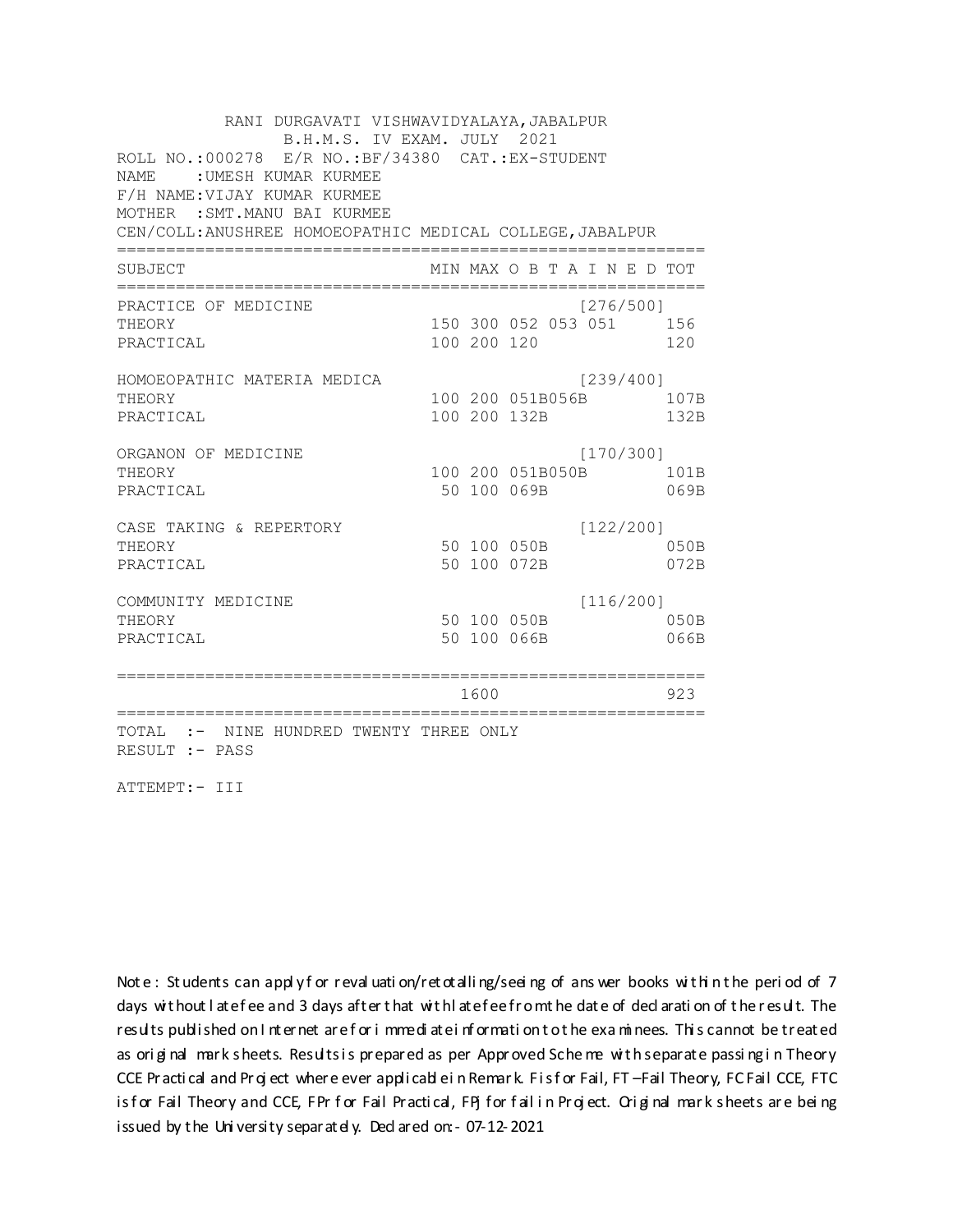RANI DURGAVATI VISHWAVIDYALAYA,JABALPUR
B.H.M.S. IV EXAM. JULY 2021

ROLL NO.:000278 E/R NO.:BF/34380 CAT.:EX-STUDENT
NAME :UMESH KUMAR KURMEE
F/H NAME:VIJAY KUMAR KURMEE
MOTHER :SMT.MANU BAI KURMEE
CEN/COLL:ANUSHREE HOMOEOPATHIC MEDICAL COLLEGE,JABALPUR

| SUBJECT | MIN | MAX | O B T A I N E D | TOT |
|---|---|---|---|---|
| PRACTICE OF MEDICINE | | | [276/500] | |
| THEORY | 150 | 300 | 052 053 051 | 156 |
| PRACTICAL | 100 | 200 | 120 | 120 |
| HOMOEOPATHIC MATERIA MEDICA | | | [239/400] | |
| THEORY | 100 | 200 | 051B056B | 107B |
| PRACTICAL | 100 | 200 | 132B | 132B |
| ORGANON OF MEDICINE | | | [170/300] | |
| THEORY | 100 | 200 | 051B050B | 101B |
| PRACTICAL | 50 | 100 | 069B | 069B |
| CASE TAKING & REPERTORY | | | [122/200] | |
| THEORY | 50 | 100 | 050B | 050B |
| PRACTICAL | 50 | 100 | 072B | 072B |
| COMMUNITY MEDICINE | | | [116/200] | |
| THEORY | 50 | 100 | 050B | 050B |
| PRACTICAL | 50 | 100 | 066B | 066B |
| | | 1600 | | 923 |

TOTAL :- NINE HUNDRED TWENTY THREE ONLY
RESULT :- PASS

ATTEMPT:- III

Note : Students can apply for revaluation/retotalling/seeing of answer books within the period of 7 days without late fee and 3 days after that with late fee from the date of declaration of the result. The results published on Internet are for immediate information to the examinees. This cannot be treated as original mark sheets. Results is prepared as per Approved Scheme with separate passing in Theory CCE Practical and Project where ever applicable in Remark. F is for Fail, FT –Fail Theory, FC Fail CCE, FTC is for Fail Theory and CCE, FPr for Fail Practical, FPj for fail in Project. Original mark sheets are being issued by the University separately. Declared on:- 07-12-2021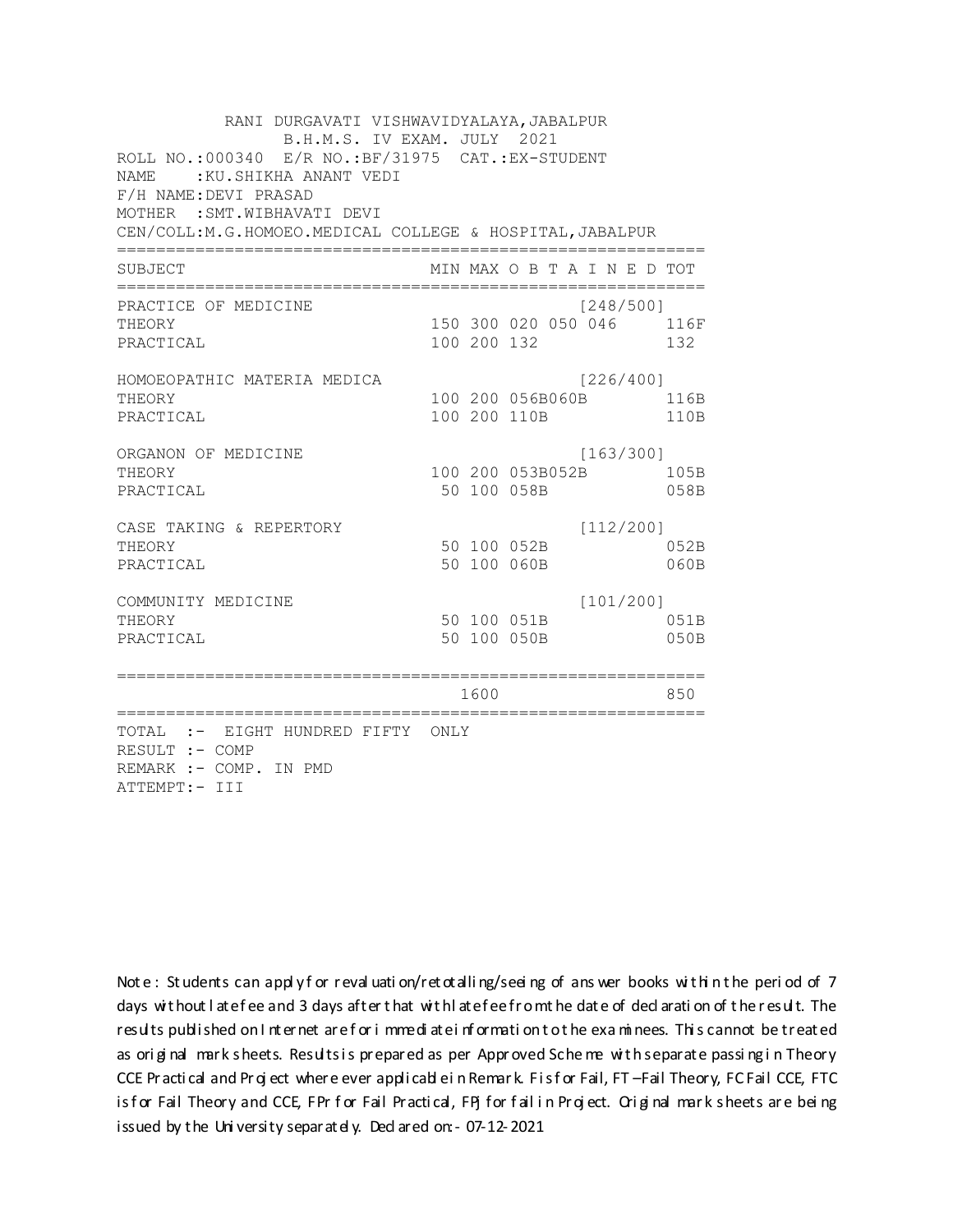RANI DURGAVATI VISHWAVIDYALAYA,JABALPUR
B.H.M.S. IV EXAM. JULY 2021

ROLL NO.:000340 E/R NO.:BF/31975 CAT.:EX-STUDENT
NAME :KU.SHIKHA ANANT VEDI
F/H NAME:DEVI PRASAD
MOTHER :SMT.WIBHAVATI DEVI
CEN/COLL:M.G.HOMOEO.MEDICAL COLLEGE & HOSPITAL,JABALPUR

| SUBJECT | MIN | MAX | O B T A I N E D | | | TOT |
|---|---|---|---|---|---|---|
| PRACTICE OF MEDICINE | | | | | [248/500] | |
| THEORY | 150 | 300 | 020 | 050 | 046 | 116F |
| PRACTICAL | 100 | 200 | 132 | | | 132 |
| HOMOEOPATHIC MATERIA MEDICA | | | | | [226/400] | |
| THEORY | 100 | 200 | 056B | 060B | | 116B |
| PRACTICAL | 100 | 200 | 110B | | | 110B |
| ORGANON OF MEDICINE | | | | | [163/300] | |
| THEORY | 100 | 200 | 053B | 052B | | 105B |
| PRACTICAL | 50 | 100 | 058B | | | 058B |
| CASE TAKING & REPERTORY | | | | | [112/200] | |
| THEORY | 50 | 100 | 052B | | | 052B |
| PRACTICAL | 50 | 100 | 060B | | | 060B |
| COMMUNITY MEDICINE | | | | | [101/200] | |
| THEORY | 50 | 100 | 051B | | | 051B |
| PRACTICAL | 50 | 100 | 050B | | | 050B |
| | | 1600 | | | | 850 |

TOTAL :- EIGHT HUNDRED FIFTY ONLY
RESULT :- COMP
REMARK :- COMP. IN PMD
ATTEMPT:- III

Note : Students can apply for revaluation/retotalling/seeing of answer books within the period of 7 days without late fee and 3 days after that with late fee from the date of declaration of the result. The results published on Internet are for immediate information to the examinees. This cannot be treated as original mark sheets. Results is prepared as per Approved Scheme with separate passing in Theory CCE Practical and Project where ever applicable in Remark. F is for Fail, FT –Fail Theory, FC Fail CCE, FTC is for Fail Theory and CCE, FPr for Fail Practical, FPJ for fail in Project. Original mark sheets are being issued by the University separately. Declared on:- 07-12-2021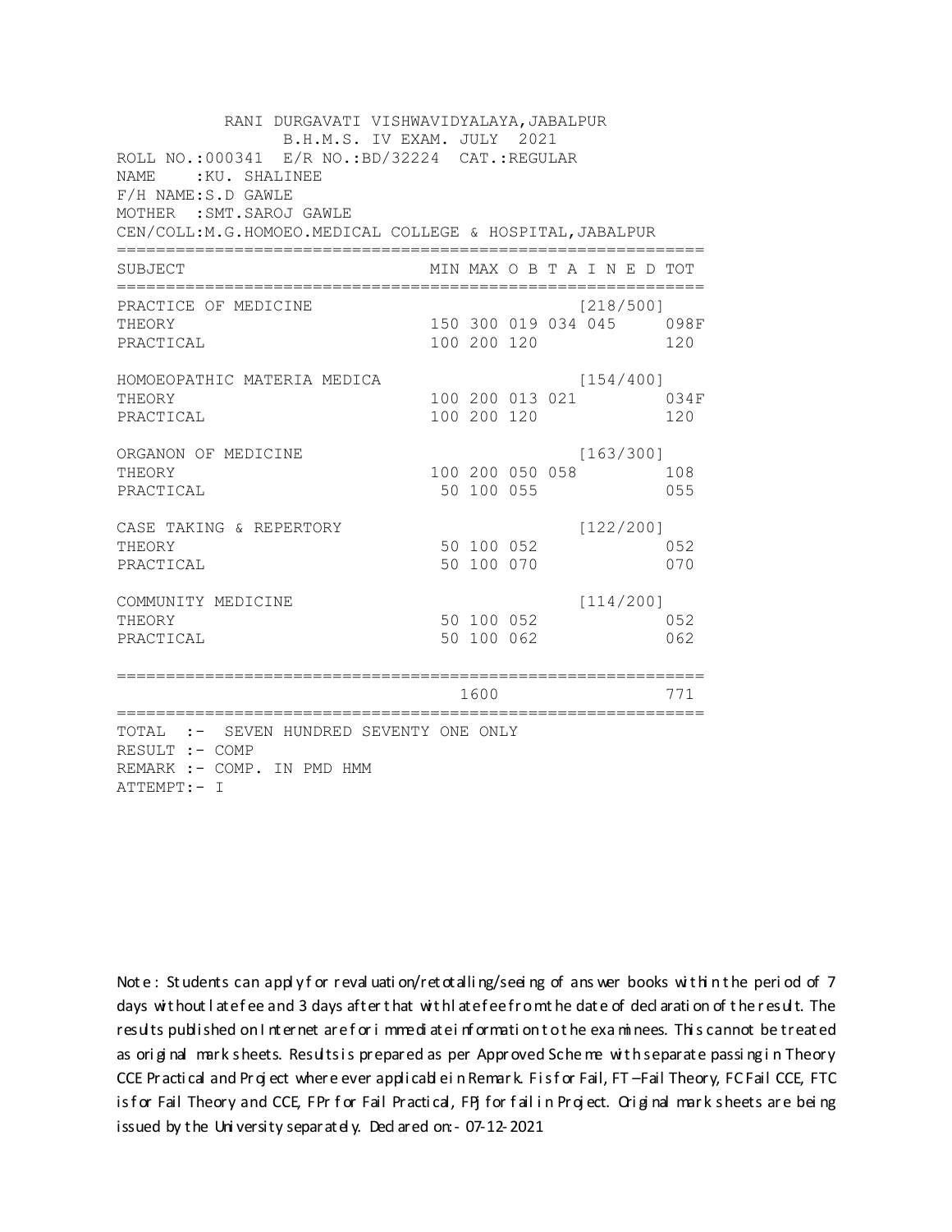RANI DURGAVATI VISHWAVIDYALAYA,JABALPUR
B.H.M.S. IV EXAM. JULY 2021

ROLL NO.:000341 E/R NO.:BD/32224 CAT.:REGULAR
NAME :KU. SHALINEE
F/H NAME:S.D GAWLE
MOTHER :SMT.SAROJ GAWLE
CEN/COLL:M.G.HOMOEO.MEDICAL COLLEGE & HOSPITAL,JABALPUR

| SUBJECT | MIN | MAX | O B T A I N E D | | | | TOT |
|---|---|---|---|---|---|---|---|
| PRACTICE OF MEDICINE | | | | | | [218/500] | |
| THEORY | 150 | 300 | 019 | 034 | 045 | | 098F |
| PRACTICAL | 100 | 200 | 120 | | | | 120 |
| HOMOEOPATHIC MATERIA MEDICA | | | | | | [154/400] | |
| THEORY | 100 | 200 | 013 | 021 | | | 034F |
| PRACTICAL | 100 | 200 | 120 | | | | 120 |
| ORGANON OF MEDICINE | | | | | | [163/300] | |
| THEORY | 100 | 200 | 050 | 058 | | | 108 |
| PRACTICAL | 50 | 100 | 055 | | | | 055 |
| CASE TAKING & REPERTORY | | | | | | [122/200] | |
| THEORY | 50 | 100 | 052 | | | | 052 |
| PRACTICAL | 50 | 100 | 070 | | | | 070 |
| COMMUNITY MEDICINE | | | | | | [114/200] | |
| THEORY | 50 | 100 | 052 | | | | 052 |
| PRACTICAL | 50 | 100 | 062 | | | | 062 |
| | | 1600 | | | | | 771 |

TOTAL :- SEVEN HUNDRED SEVENTY ONE ONLY
RESULT :- COMP
REMARK :- COMP. IN PMD HMM
ATTEMPT:- I

Note : Students can apply for revaluation/retotalling/seeing of answer books within the period of 7 days without late fee and 3 days after that with late fee from the date of declaration of the result. The results published on Internet are for immediate information to the examinees. This cannot be treated as original mark sheets. Results is prepared as per Approved Scheme with separate passing in Theory CCE Practical and Project where ever applicable in Remark. F is for Fail, FT –Fail Theory, FC Fail CCE, FTC is for Fail Theory and CCE, FPr for Fail Practical, FPj for fail in Project. Original mark sheets are being issued by the University separately. Declared on:- 07-12-2021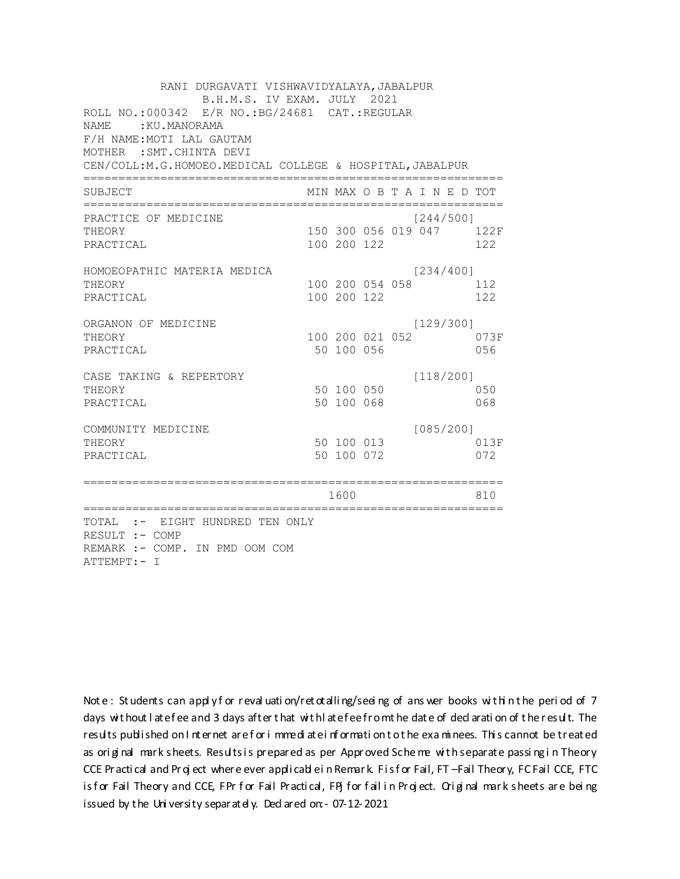RANI DURGAVATI VISHWAVIDYALAYA,JABALPUR
B.H.M.S. IV EXAM. JULY 2021

ROLL NO.:000342 E/R NO.:BG/24681 CAT.:REGULAR
NAME : KU.MANORAMA
F/H NAME:MOTI LAL GAUTAM
MOTHER : SMT.CHINTA DEVI
CEN/COLL:M.G.HOMOEO.MEDICAL COLLEGE & HOSPITAL,JABALPUR

| SUBJECT | MIN | MAX | O B T A I N E D | | | TOT |
|---|---|---|---|---|---|---|
| PRACTICE OF MEDICINE | | | | | [244/500] | |
| THEORY | 150 | 300 | 056 | 019 | 047 | 122F |
| PRACTICAL | 100 | 200 | 122 | | | 122 |
| HOMOEOPATHIC MATERIA MEDICA | | | | | [234/400] | |
| THEORY | 100 | 200 | 054 | 058 | | 112 |
| PRACTICAL | 100 | 200 | 122 | | | 122 |
| ORGANON OF MEDICINE | | | | | [129/300] | |
| THEORY | 100 | 200 | 021 | 052 | | 073F |
| PRACTICAL | 50 | 100 | 056 | | | 056 |
| CASE TAKING & REPERTORY | | | | | [118/200] | |
| THEORY | 50 | 100 | 050 | | | 050 |
| PRACTICAL | 50 | 100 | 068 | | | 068 |
| COMMUNITY MEDICINE | | | | | [085/200] | |
| THEORY | 50 | 100 | 013 | | | 013F |
| PRACTICAL | 50 | 100 | 072 | | | 072 |
| | | 1600 | | | | 810 |

TOTAL :- EIGHT HUNDRED TEN ONLY
RESULT :- COMP
REMARK :- COMP. IN PMD OOM COM
ATTEMPT:- I

Note : Students can apply for revaluation/retotalling/seeing of answer books within the period of 7 days without late fee and 3 days after that with late fee from the date of declaration of the result. The results published on Internet are for immediate information to the examinees. This cannot be treated as original mark sheets. Results is prepared as per Approved Scheme with separate passing in Theory CCE Practical and Project where ever applicable in Remark. F is for Fail, FT –Fail Theory, FC Fail CCE, FTC is for Fail Theory and CCE, FPr for Fail Practical, FPJ for fail in Project. Original mark sheets are being issued by the University separately. Declared on:- 07-12-2021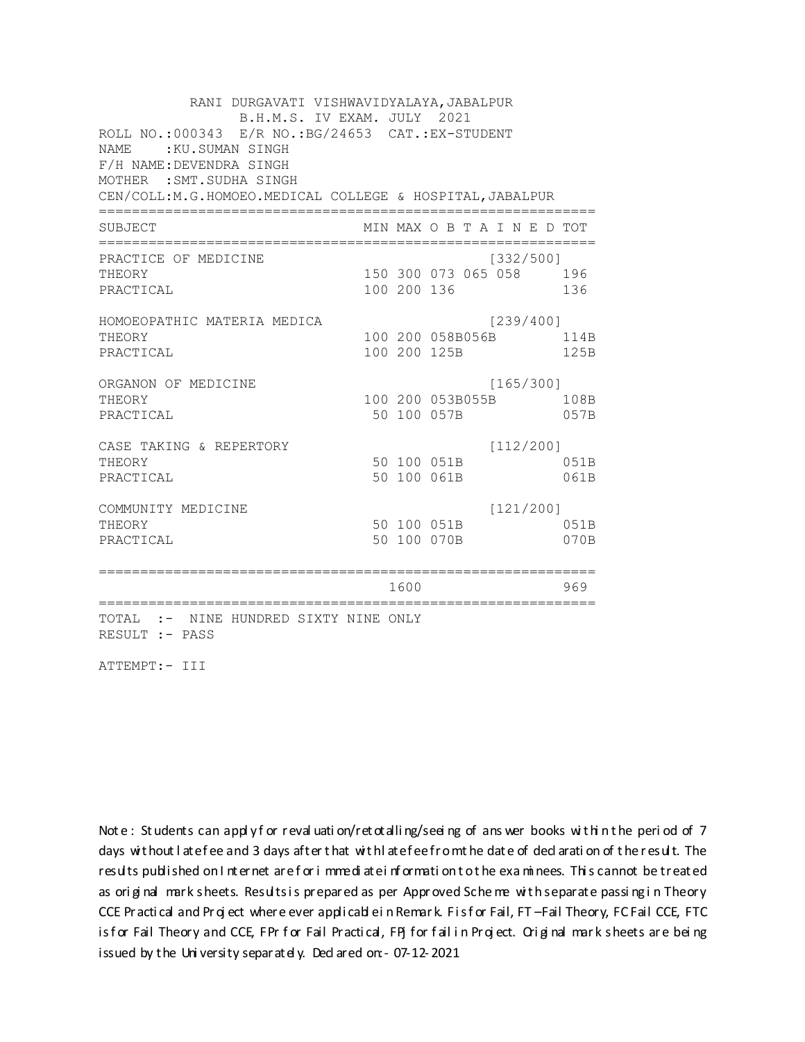RANI DURGAVATI VISHWAVIDYALAYA,JABALPUR
B.H.M.S. IV EXAM. JULY 2021

ROLL NO.:000343 E/R NO.:BG/24653 CAT.:EX-STUDENT
NAME :KU.SUMAN SINGH
F/H NAME:DEVENDRA SINGH
MOTHER :SMT.SUDHA SINGH
CEN/COLL:M.G.HOMOEO.MEDICAL COLLEGE & HOSPITAL,JABALPUR

| SUBJECT | MIN | MAX | O B T A I N E D | TOT |
|---|---|---|---|---|
| PRACTICE OF MEDICINE | | | [332/500] | |
| THEORY | 150 | 300 | 073 065 058 | 196 |
| PRACTICAL | 100 | 200 | 136 | 136 |
| HOMOEOPATHIC MATERIA MEDICA | | | [239/400] | |
| THEORY | 100 | 200 | 058B056B | 114B |
| PRACTICAL | 100 | 200 | 125B | 125B |
| ORGANON OF MEDICINE | | | [165/300] | |
| THEORY | 100 | 200 | 053B055B | 108B |
| PRACTICAL | 50 | 100 | 057B | 057B |
| CASE TAKING & REPERTORY | | | [112/200] | |
| THEORY | 50 | 100 | 051B | 051B |
| PRACTICAL | 50 | 100 | 061B | 061B |
| COMMUNITY MEDICINE | | | [121/200] | |
| THEORY | 50 | 100 | 051B | 051B |
| PRACTICAL | 50 | 100 | 070B | 070B |
| | | 1600 | | 969 |

TOTAL :- NINE HUNDRED SIXTY NINE ONLY
RESULT :- PASS

ATTEMPT:- III

Note : Students can apply for revaluation/retotalling/seeing of answer books within the period of 7 days without late fee and 3 days after that with late fee from the date of declaration of the result. The results published on Internet are for immediate information to the examinees. This cannot be treated as original mark sheets. Results is prepared as per Approved Scheme with separate passing in Theory CCE Practical and Project where ever applicable in Remark. F is for Fail, FT –Fail Theory, FC Fail CCE, FTC is for Fail Theory and CCE, FPr for Fail Practical, FPj for fail in Project. Original mark sheets are being issued by the University separately. Declared on:- 07-12-2021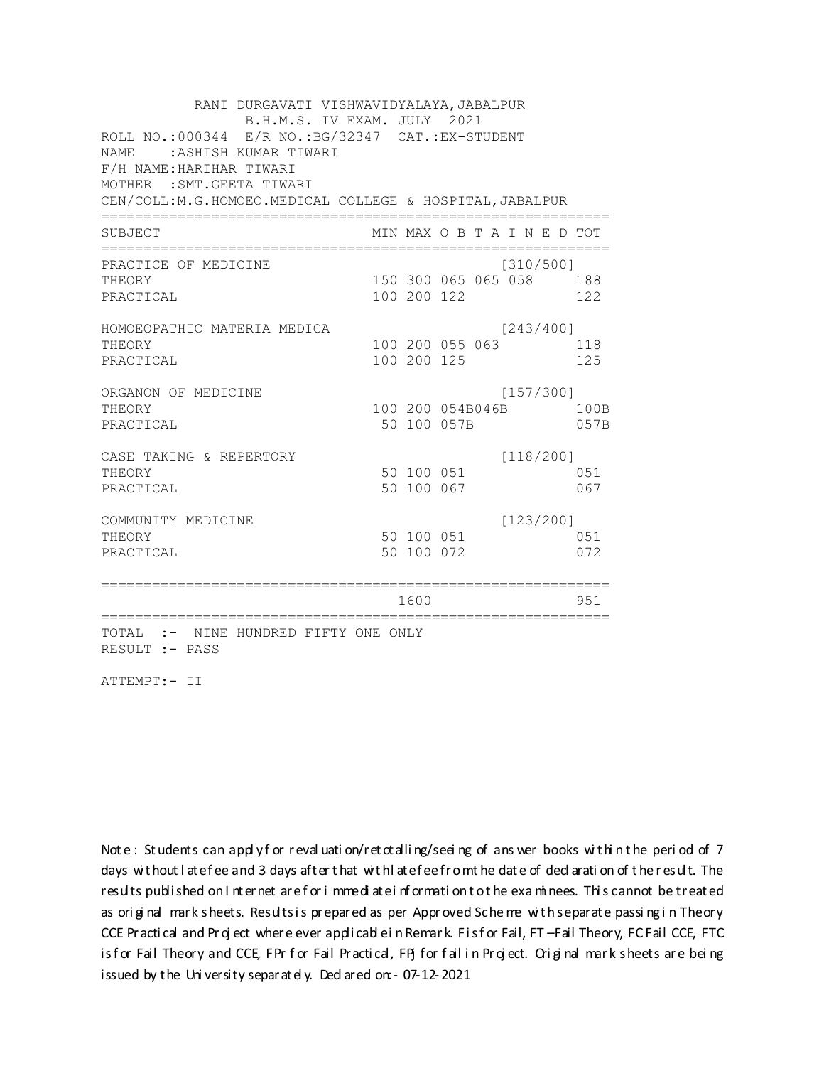RANI DURGAVATI VISHWAVIDYALAYA,JABALPUR
B.H.M.S. IV EXAM. JULY 2021

ROLL NO.:000344 E/R NO.:BG/32347 CAT.:EX-STUDENT
NAME :ASHISH KUMAR TIWARI
F/H NAME:HARIHAR TIWARI
MOTHER :SMT.GEETA TIWARI
CEN/COLL:M.G.HOMOEO.MEDICAL COLLEGE & HOSPITAL,JABALPUR

| SUBJECT | MIN | MAX | O B T A I N E D | | | TOT |
|---|---|---|---|---|---|---|
| PRACTICE OF MEDICINE | | | | | [310/500] | |
| THEORY | 150 | 300 | 065 | 065 | 058 | 188 |
| PRACTICAL | 100 | 200 | 122 | | | 122 |
| HOMOEOPATHIC MATERIA MEDICA | | | | | [243/400] | |
| THEORY | 100 | 200 | 055 | 063 | | 118 |
| PRACTICAL | 100 | 200 | 125 | | | 125 |
| ORGANON OF MEDICINE | | | | | [157/300] | |
| THEORY | 100 | 200 | 054B | 046B | | 100B |
| PRACTICAL | 50 | 100 | 057B | | | 057B |
| CASE TAKING & REPERTORY | | | | | [118/200] | |
| THEORY | 50 | 100 | 051 | | | 051 |
| PRACTICAL | 50 | 100 | 067 | | | 067 |
| COMMUNITY MEDICINE | | | | | [123/200] | |
| THEORY | 50 | 100 | 051 | | | 051 |
| PRACTICAL | 50 | 100 | 072 | | | 072 |
| | | 1600 | | | | 951 |

TOTAL :- NINE HUNDRED FIFTY ONE ONLY
RESULT :- PASS

ATTEMPT:- II

Note : Students can apply for revaluation/retotalling/seeing of answer books within the period of 7 days without late fee and 3 days after that with late fee from the date of declaration of the result. The results published on Internet are for immediate information to the examinees. This cannot be treated as original mark sheets. Results is prepared as per Approved Scheme with separate passing in Theory CCE Practical and Project where ever applicable in Remark. F is for Fail, FT –Fail Theory, FC Fail CCE, FTC is for Fail Theory and CCE, FPr for Fail Practical, FPj for fail in Project. Original mark sheets are being issued by the University separately. Declared on:- 07-12-2021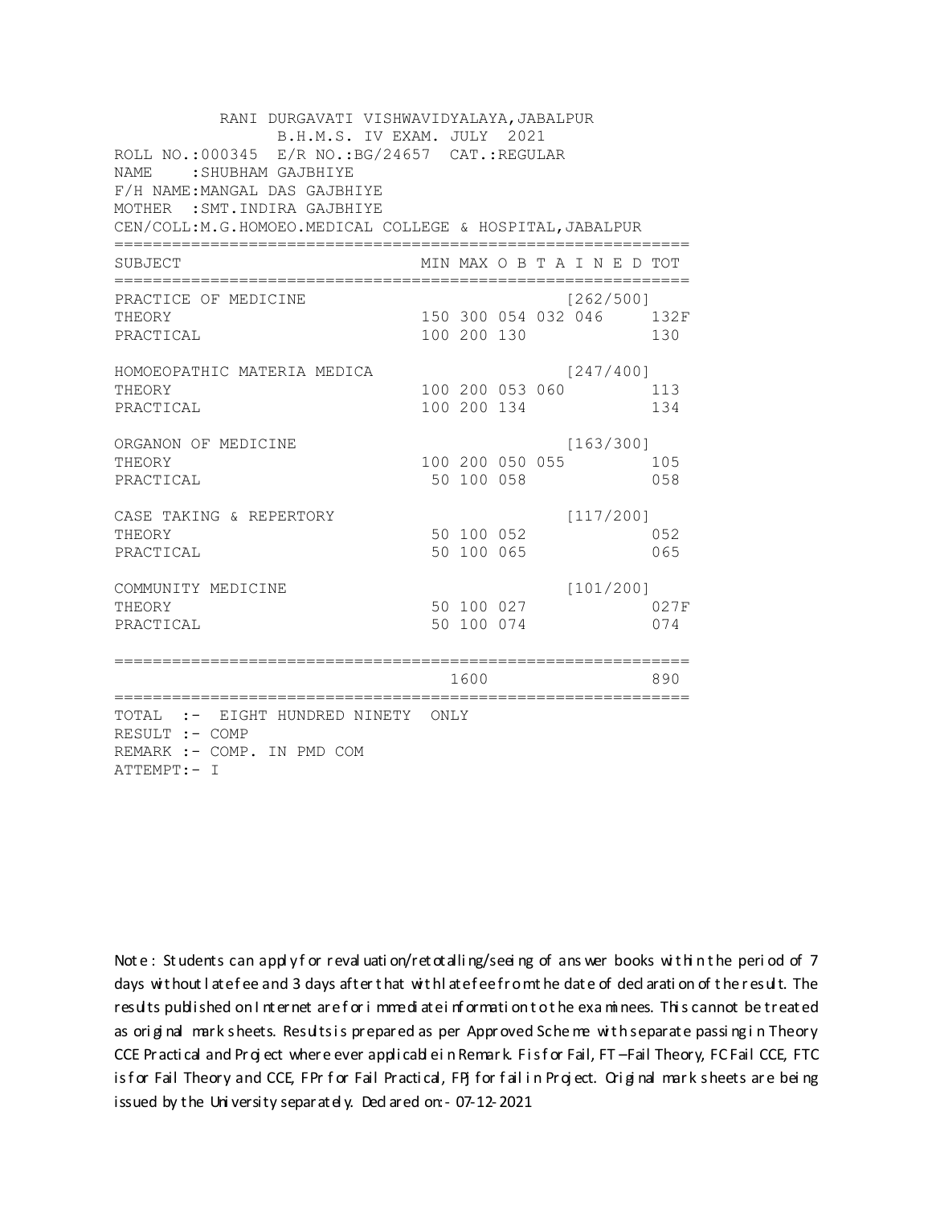RANI DURGAVATI VISHWAVIDYALAYA,JABALPUR
B.H.M.S. IV EXAM. JULY 2021

ROLL NO.:000345 E/R NO.:BG/24657 CAT.:REGULAR
NAME :SHUBHAM GAJBHIYE
F/H NAME:MANGAL DAS GAJBHIYE
MOTHER :SMT.INDIRA GAJBHIYE
CEN/COLL:M.G.HOMOEO.MEDICAL COLLEGE & HOSPITAL,JABALPUR

| SUBJECT | MIN | MAX | O | B | T | A | I | N | E | D | TOT |
|---|---|---|---|---|---|---|---|---|---|---|---|
| PRACTICE OF MEDICINE | | | | | | [262/500] | | | | | |
| THEORY | 150 | 300 | 054 | 032 | 046 | | | | | | 132F |
| PRACTICAL | 100 | 200 | 130 | | | | | | | | 130 |
| HOMOEOPATHIC MATERIA MEDICA | | | | | | [247/400] | | | | | |
| THEORY | 100 | 200 | 053 | 060 | | | | | | | 113 |
| PRACTICAL | 100 | 200 | 134 | | | | | | | | 134 |
| ORGANON OF MEDICINE | | | | | | [163/300] | | | | | |
| THEORY | 100 | 200 | 050 | 055 | | | | | | | 105 |
| PRACTICAL | 50 | 100 | 058 | | | | | | | | 058 |
| CASE TAKING & REPERTORY | | | | | | [117/200] | | | | | |
| THEORY | 50 | 100 | 052 | | | | | | | | 052 |
| PRACTICAL | 50 | 100 | 065 | | | | | | | | 065 |
| COMMUNITY MEDICINE | | | | | | [101/200] | | | | | |
| THEORY | 50 | 100 | 027 | | | | | | | | 027F |
| PRACTICAL | 50 | 100 | 074 | | | | | | | | 074 |
| | | 1600 | | | | | | | | | 890 |

TOTAL :- EIGHT HUNDRED NINETY ONLY
RESULT :- COMP
REMARK :- COMP. IN PMD COM
ATTEMPT:- I

Note : Students can apply for revaluation/retotalling/seeing of answer books within the period of 7 days without late fee and 3 days after that with late fee from the date of declaration of the result. The results published on Internet are for immediate information to the examinees. This cannot be treated as original mark sheets. Results is prepared as per Approved Scheme with separate passing in Theory CCE Practical and Project where ever applicable in Remark. F is for Fail, FT –Fail Theory, FC Fail CCE, FTC is for Fail Theory and CCE, FPr for Fail Practical, FPJ for fail in Project. Original mark sheets are being issued by the University separately. Declared on:- 07-12-2021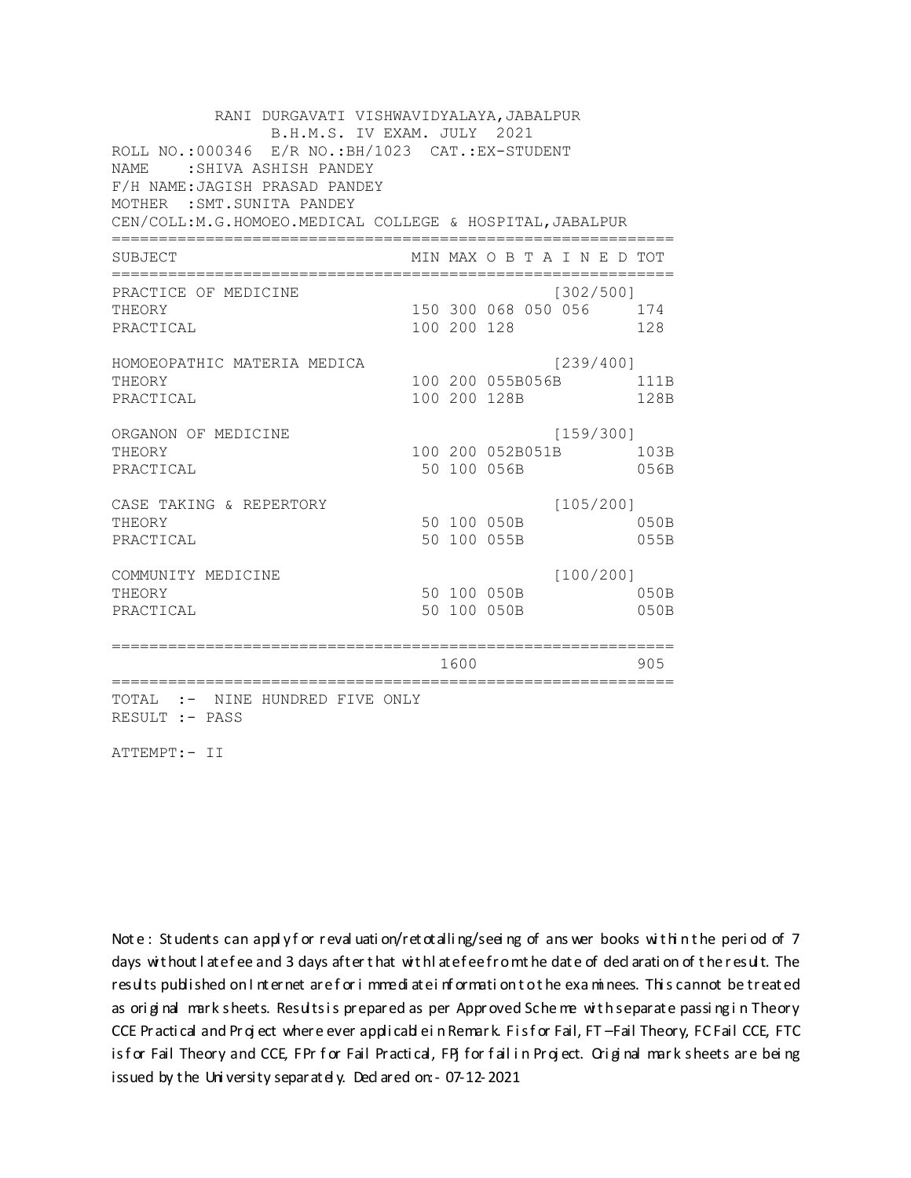RANI DURGAVATI VISHWAVIDYALAYA,JABALPUR
B.H.M.S. IV EXAM. JULY 2021

ROLL NO.:000346 E/R NO.:BH/1023 CAT.:EX-STUDENT
NAME :SHIVA ASHISH PANDEY
F/H NAME:JAGISH PRASAD PANDEY
MOTHER :SMT.SUNITA PANDEY
CEN/COLL:M.G.HOMOEO.MEDICAL COLLEGE & HOSPITAL,JABALPUR

| SUBJECT | MIN | MAX | O B T A I N E D | | | TOT |
|---|---|---|---|---|---|---|
| PRACTICE OF MEDICINE | | | [302/500] | | | |
| THEORY | 150 | 300 | 068 | 050 | 056 | 174 |
| PRACTICAL | 100 | 200 | 128 | | | 128 |
| HOMOEOPATHIC MATERIA MEDICA | | | [239/400] | | | |
| THEORY | 100 | 200 | 055B | 056B | | 111B |
| PRACTICAL | 100 | 200 | 128B | | | 128B |
| ORGANON OF MEDICINE | | | [159/300] | | | |
| THEORY | 100 | 200 | 052B | 051B | | 103B |
| PRACTICAL | 50 | 100 | 056B | | | 056B |
| CASE TAKING & REPERTORY | | | [105/200] | | | |
| THEORY | 50 | 100 | 050B | | | 050B |
| PRACTICAL | 50 | 100 | 055B | | | 055B |
| COMMUNITY MEDICINE | | | [100/200] | | | |
| THEORY | 50 | 100 | 050B | | | 050B |
| PRACTICAL | 50 | 100 | 050B | | | 050B |
| | | 1600 | | | | 905 |

TOTAL :- NINE HUNDRED FIVE ONLY
RESULT :- PASS

ATTEMPT:- II

Note : Students can apply for revaluation/retotalling/seeing of answer books within the period of 7 days without late fee and 3 days after that with late fee from the date of declaration of the result. The results published on Internet are for immediate information to the examinees. This cannot be treated as original mark sheets. Results is prepared as per Approved Scheme with separate passing in Theory CCE Practical and Project where ever applicable in Remark. F is for Fail, FT –Fail Theory, FC Fail CCE, FTC is for Fail Theory and CCE, FPr for Fail Practical, FPj for fail in Project. Original mark sheets are being issued by the University separately. Declared on:- 07-12-2021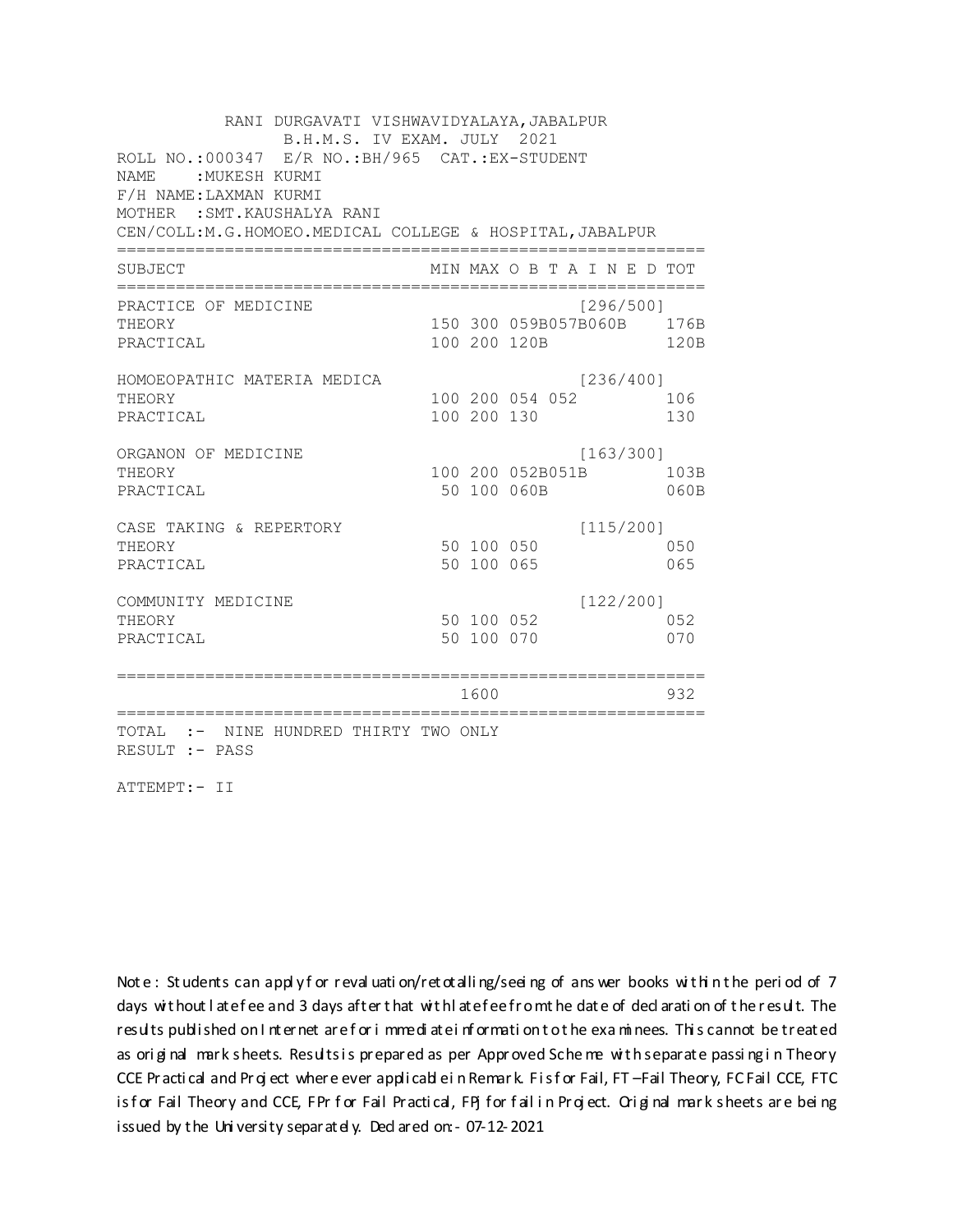RANI DURGAVATI VISHWAVIDYALAYA,JABALPUR
B.H.M.S. IV EXAM. JULY 2021

ROLL NO.:000347 E/R NO.:BH/965 CAT.:EX-STUDENT
NAME :MUKESH KURMI
F/H NAME:LAXMAN KURMI
MOTHER :SMT.KAUSHALYA RANI
CEN/COLL:M.G.HOMOEO.MEDICAL COLLEGE & HOSPITAL,JABALPUR

| SUBJECT | MIN | MAX | O B T A I N E D | TOT |
|---|---|---|---|---|
| PRACTICE OF MEDICINE | | | [296/500] | |
| THEORY | 150 | 300 | 059B057B060B | 176B |
| PRACTICAL | 100 | 200 | 120B | 120B |
| HOMOEOPATHIC MATERIA MEDICA | | | [236/400] | |
| THEORY | 100 | 200 | 054 052 | 106 |
| PRACTICAL | 100 | 200 | 130 | 130 |
| ORGANON OF MEDICINE | | | [163/300] | |
| THEORY | 100 | 200 | 052B051B | 103B |
| PRACTICAL | 50 | 100 | 060B | 060B |
| CASE TAKING & REPERTORY | | | [115/200] | |
| THEORY | 50 | 100 | 050 | 050 |
| PRACTICAL | 50 | 100 | 065 | 065 |
| COMMUNITY MEDICINE | | | [122/200] | |
| THEORY | 50 | 100 | 052 | 052 |
| PRACTICAL | 50 | 100 | 070 | 070 |
| | | 1600 | | 932 |

TOTAL :- NINE HUNDRED THIRTY TWO ONLY
RESULT :- PASS

ATTEMPT:- II

Note : Students can apply for revaluation/retotalling/seeing of answer books within the period of 7 days without late fee and 3 days after that with late fee from the date of declaration of the result. The results published on Internet are for immediate information to the examinees. This cannot be treated as original mark sheets. Results is prepared as per Approved Scheme with separate passing in Theory CCE Practical and Project where ever applicable in Remark. F is for Fail, FT –Fail Theory, FC Fail CCE, FTC is for Fail Theory and CCE, FPr for Fail Practical, FPj for fail in Project. Original mark sheets are being issued by the University separately. Declared on:- 07-12-2021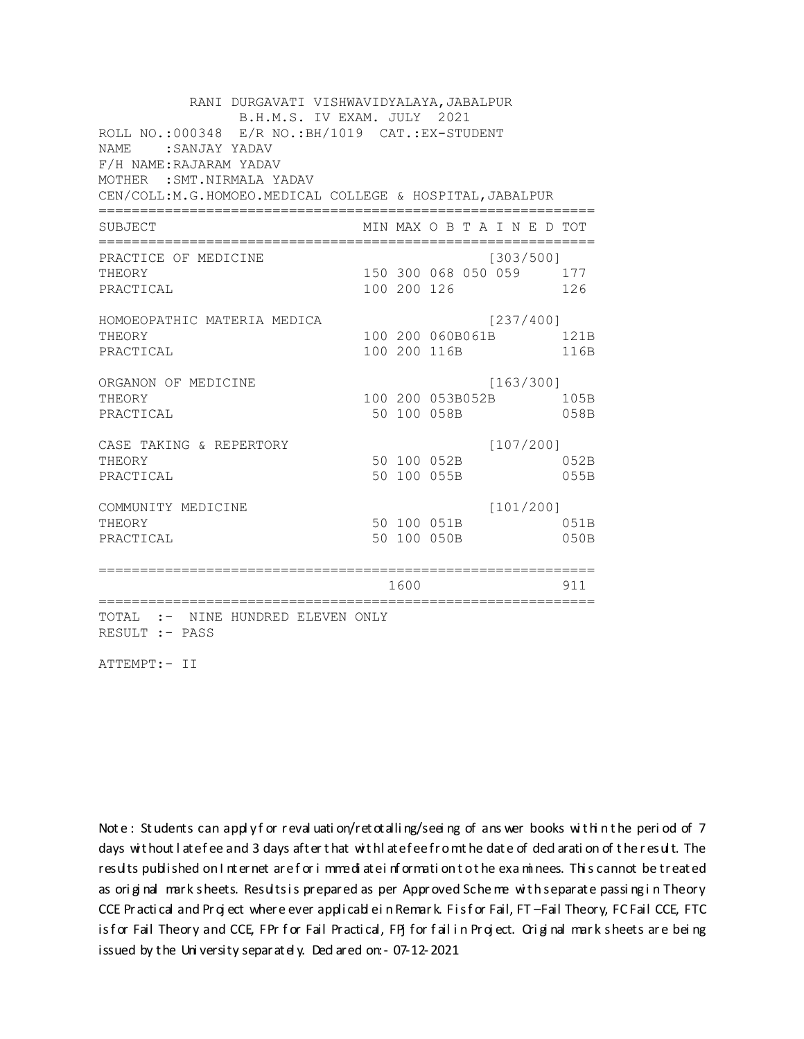RANI DURGAVATI VISHWAVIDYALAYA,JABALPUR
B.H.M.S. IV EXAM. JULY 2021

ROLL NO.:000348 E/R NO.:BH/1019 CAT.:EX-STUDENT
NAME :SANJAY YADAV
F/H NAME:RAJARAM YADAV
MOTHER :SMT.NIRMALA YADAV
CEN/COLL:M.G.HOMOEO.MEDICAL COLLEGE & HOSPITAL,JABALPUR

| SUBJECT | MIN | MAX | O B T A I N E D | | | TOT |
|---|---|---|---|---|---|---|
| PRACTICE OF MEDICINE | | | | | [303/500] | |
| THEORY | 150 | 300 | 068 | 050 | 059 | 177 |
| PRACTICAL | 100 | 200 | 126 | | | 126 |
| HOMOEOPATHIC MATERIA MEDICA | | | | | [237/400] | |
| THEORY | 100 | 200 | 060B | 061B | | 121B |
| PRACTICAL | 100 | 200 | 116B | | | 116B |
| ORGANON OF MEDICINE | | | | | [163/300] | |
| THEORY | 100 | 200 | 053B | 052B | | 105B |
| PRACTICAL | 50 | 100 | 058B | | | 058B |
| CASE TAKING & REPERTORY | | | | | [107/200] | |
| THEORY | 50 | 100 | 052B | | | 052B |
| PRACTICAL | 50 | 100 | 055B | | | 055B |
| COMMUNITY MEDICINE | | | | | [101/200] | |
| THEORY | 50 | 100 | 051B | | | 051B |
| PRACTICAL | 50 | 100 | 050B | | | 050B |
| | | 1600 | | | | 911 |

TOTAL :- NINE HUNDRED ELEVEN ONLY
RESULT :- PASS

ATTEMPT:- II

Note : Students can apply for revaluation/retotalling/seeing of answer books within the period of 7 days without late fee and 3 days after that with late fee from the date of declaration of the result. The results published on Internet are for immediate information to the examinees. This cannot be treated as original mark sheets. Results is prepared as per Approved Scheme with separate passing in Theory CCE Practical and Project where ever applicable in Remark. F is for Fail, FT –Fail Theory, FC Fail CCE, FTC is for Fail Theory and CCE, FPr for Fail Practical, FPj for fail in Project. Original mark sheets are being issued by the University separately. Declared on:- 07-12-2021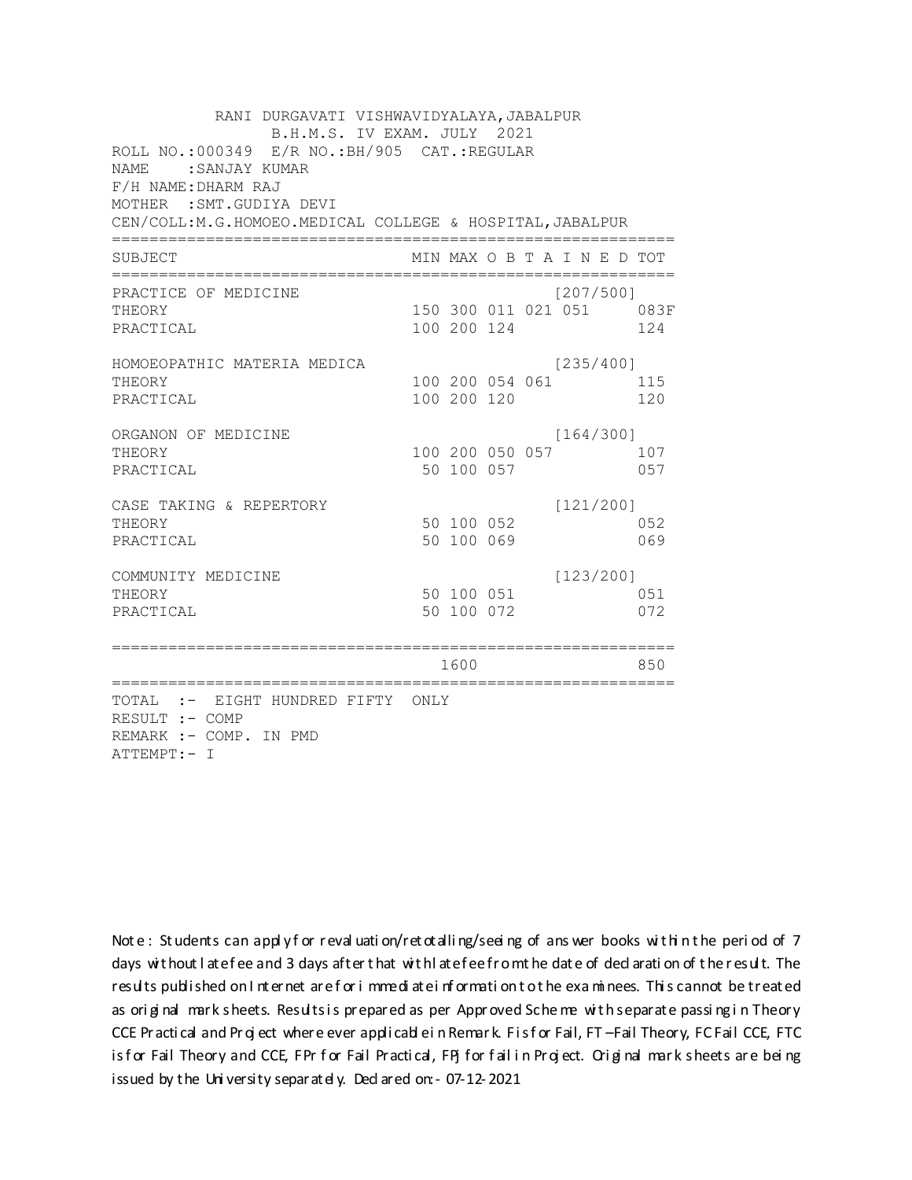RANI DURGAVATI VISHWAVIDYALAYA,JABALPUR
B.H.M.S. IV EXAM. JULY 2021

ROLL NO.:000349 E/R NO.:BH/905 CAT.:REGULAR
NAME :SANJAY KUMAR
F/H NAME:DHARM RAJ
MOTHER :SMT.GUDIYA DEVI
CEN/COLL:M.G.HOMOEO.MEDICAL COLLEGE & HOSPITAL,JABALPUR

| SUBJECT | MIN | MAX | O B T A I N E D | | | TOT |
|---|---|---|---|---|---|---|
| PRACTICE OF MEDICINE | | | | | [207/500] | |
| THEORY | 150 | 300 | 011 | 021 | 051 | 083F |
| PRACTICAL | 100 | 200 | 124 | | | 124 |
| HOMOEOPATHIC MATERIA MEDICA | | | | | [235/400] | |
| THEORY | 100 | 200 | 054 | 061 | | 115 |
| PRACTICAL | 100 | 200 | 120 | | | 120 |
| ORGANON OF MEDICINE | | | | | [164/300] | |
| THEORY | 100 | 200 | 050 | 057 | | 107 |
| PRACTICAL | 50 | 100 | 057 | | | 057 |
| CASE TAKING & REPERTORY | | | | | [121/200] | |
| THEORY | 50 | 100 | 052 | | | 052 |
| PRACTICAL | 50 | 100 | 069 | | | 069 |
| COMMUNITY MEDICINE | | | | | [123/200] | |
| THEORY | 50 | 100 | 051 | | | 051 |
| PRACTICAL | 50 | 100 | 072 | | | 072 |
| | | 1600 | | | | 850 |

TOTAL :- EIGHT HUNDRED FIFTY ONLY
RESULT :- COMP
REMARK :- COMP. IN PMD
ATTEMPT:- I

Note : Students can apply for revaluation/retotalling/seeing of answer books within the period of 7 days without late fee and 3 days after that with late fee from the date of declaration of the result. The results published on Internet are for immediate information to the examinees. This cannot be treated as original mark sheets. Results is prepared as per Approved Scheme with separate passing in Theory CCE Practical and Project where ever applicable in Remark. F is for Fail, FT –Fail Theory, FC Fail CCE, FTC is for Fail Theory and CCE, FPr for Fail Practical, FPJ for fail in Project. Original mark sheets are being issued by the University separately. Declared on:- 07-12-2021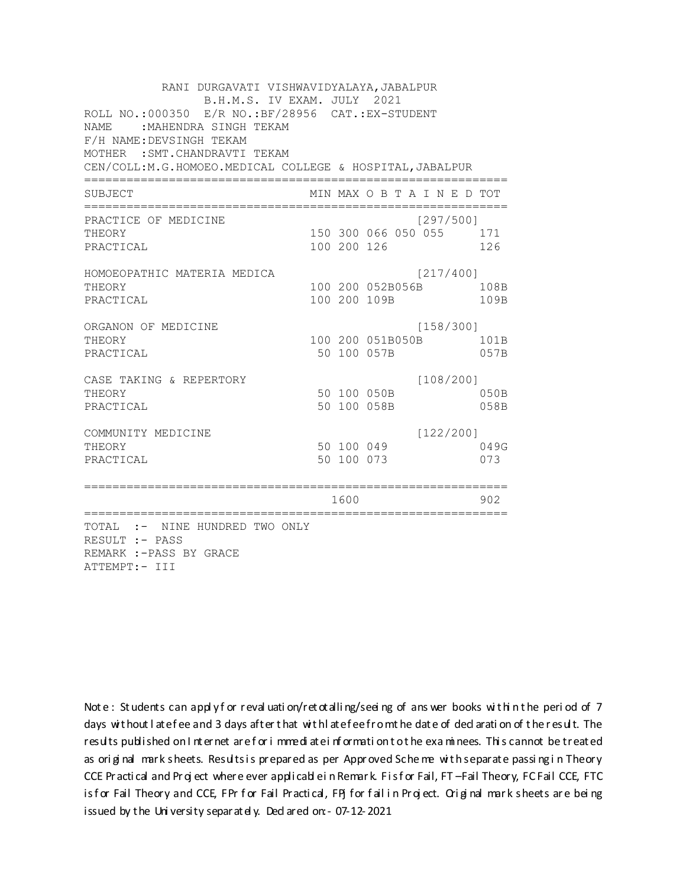RANI DURGAVATI VISHWAVIDYALAYA,JABALPUR
B.H.M.S. IV EXAM. JULY 2021

ROLL NO.:000350 E/R NO.:BF/28956 CAT.:EX-STUDENT
NAME :MAHENDRA SINGH TEKAM
F/H NAME:DEVSINGH TEKAM
MOTHER :SMT.CHANDRAVTI TEKAM
CEN/COLL:M.G.HOMOEO.MEDICAL COLLEGE & HOSPITAL,JABALPUR

| SUBJECT | MIN | MAX | O B T A I N E D | TOT |
|---|---|---|---|---|
| PRACTICE OF MEDICINE | | | [297/500] | |
| THEORY | 150 | 300 | 066 050 055 | 171 |
| PRACTICAL | 100 | 200 | 126 | 126 |
| HOMOEOPATHIC MATERIA MEDICA | | | [217/400] | |
| THEORY | 100 | 200 | 052B056B | 108B |
| PRACTICAL | 100 | 200 | 109B | 109B |
| ORGANON OF MEDICINE | | | [158/300] | |
| THEORY | 100 | 200 | 051B050B | 101B |
| PRACTICAL | 50 | 100 | 057B | 057B |
| CASE TAKING & REPERTORY | | | [108/200] | |
| THEORY | 50 | 100 | 050B | 050B |
| PRACTICAL | 50 | 100 | 058B | 058B |
| COMMUNITY MEDICINE | | | [122/200] | |
| THEORY | 50 | 100 | 049 | 049G |
| PRACTICAL | 50 | 100 | 073 | 073 |
| | | 1600 | | 902 |

TOTAL :- NINE HUNDRED TWO ONLY
RESULT :- PASS
REMARK :-PASS BY GRACE
ATTEMPT:- III

Note : Students can apply for revaluation/retotalling/seeing of answer books within the period of 7 days without late fee and 3 days after that with late fee from the date of declaration of the result. The results published on Internet are for immediate information to the examinees. This cannot be treated as original mark sheets. Results is prepared as per Approved Scheme with separate passing in Theory CCE Practical and Project where ever applicable in Remark. F is for Fail, FT –Fail Theory, FC Fail CCE, FTC is for Fail Theory and CCE, FPr for Fail Practical, FPj for fail in Project. Original mark sheets are being issued by the University separately. Declared on:- 07-12-2021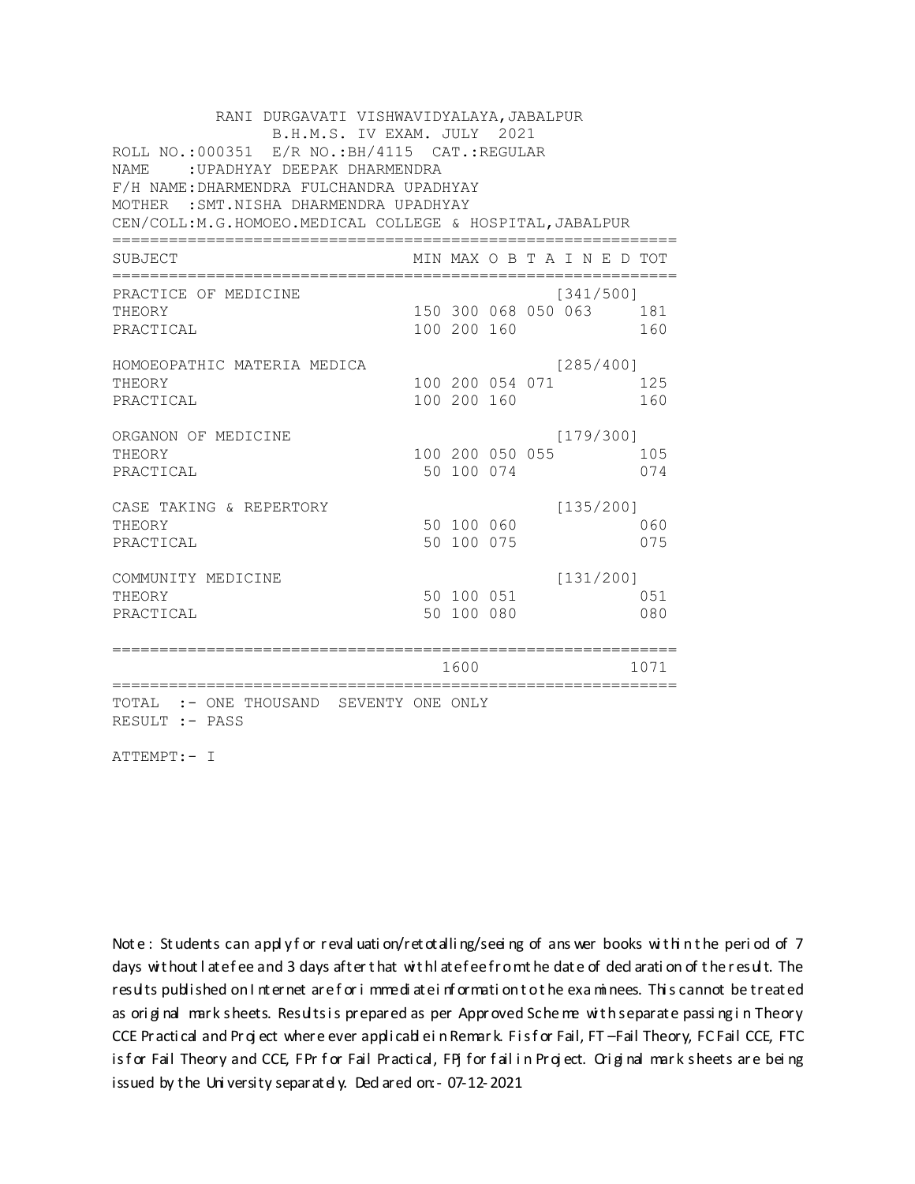RANI DURGAVATI VISHWAVIDYALAYA,JABALPUR
B.H.M.S. IV EXAM. JULY 2021

ROLL NO.:000351 E/R NO.:BH/4115 CAT.:REGULAR
NAME :UPADHYAY DEEPAK DHARMENDRA
F/H NAME:DHARMENDRA FULCHANDRA UPADHYAY
MOTHER :SMT.NISHA DHARMENDRA UPADHYAY
CEN/COLL:M.G.HOMOEO.MEDICAL COLLEGE & HOSPITAL,JABALPUR

| SUBJECT | MIN | MAX | O B T A I N E D | | | TOT |
|---|---|---|---|---|---|---|
| PRACTICE OF MEDICINE | | | | | [341/500] | |
| THEORY | 150 | 300 | 068 | 050 | 063 | 181 |
| PRACTICAL | 100 | 200 | 160 | | | 160 |
| HOMOEOPATHIC MATERIA MEDICA | | | | | [285/400] | |
| THEORY | 100 | 200 | 054 | 071 | | 125 |
| PRACTICAL | 100 | 200 | 160 | | | 160 |
| ORGANON OF MEDICINE | | | | | [179/300] | |
| THEORY | 100 | 200 | 050 | 055 | | 105 |
| PRACTICAL | 50 | 100 | 074 | | | 074 |
| CASE TAKING & REPERTORY | | | | | [135/200] | |
| THEORY | 50 | 100 | 060 | | | 060 |
| PRACTICAL | 50 | 100 | 075 | | | 075 |
| COMMUNITY MEDICINE | | | | | [131/200] | |
| THEORY | 50 | 100 | 051 | | | 051 |
| PRACTICAL | 50 | 100 | 080 | | | 080 |
| | | 1600 | | | | 1071 |

TOTAL :- ONE THOUSAND SEVENTY ONE ONLY
RESULT :- PASS

ATTEMPT:- I

Note : Students can apply for revaluation/retotalling/seeing of answer books within the period of 7 days without late fee and 3 days after that with late fee from the date of declaration of the result. The results published on Internet are for immediate information to the examinees. This cannot be treated as original mark sheets. Results is prepared as per Approved Scheme with separate passing in Theory CCE Practical and Project where ever applicable in Remark. F is for Fail, FT –Fail Theory, FC Fail CCE, FTC is for Fail Theory and CCE, FPr for Fail Practical, FPJ for fail in Project. Original mark sheets are being issued by the University separately. Declared on:- 07-12-2021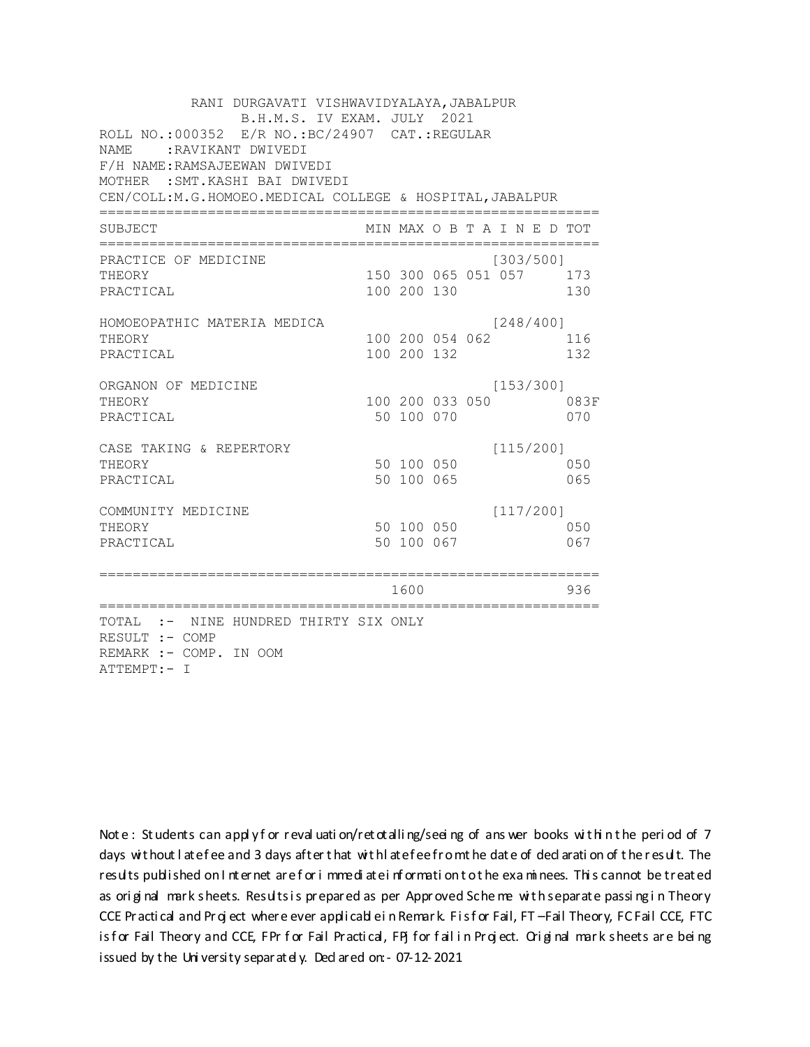RANI DURGAVATI VISHWAVIDYALAYA,JABALPUR
B.H.M.S. IV EXAM. JULY 2021

ROLL NO.:000352 E/R NO.:BC/24907 CAT.:REGULAR
NAME :RAVIKANT DWIVEDI
F/H NAME:RAMSAJEEWAN DWIVEDI
MOTHER :SMT.KASHI BAI DWIVEDI
CEN/COLL:M.G.HOMOEO.MEDICAL COLLEGE & HOSPITAL,JABALPUR

| SUBJECT | MIN | MAX | O | B | T | A I N E D | TOT |
|---|---|---|---|---|---|---|---|
| PRACTICE OF MEDICINE | | | | | | [303/500] | |
| THEORY | 150 | 300 | 065 | 051 | 057 | | 173 |
| PRACTICAL | 100 | 200 | 130 | | | | 130 |
| HOMOEOPATHIC MATERIA MEDICA | | | | | | [248/400] | |
| THEORY | 100 | 200 | 054 | 062 | | | 116 |
| PRACTICAL | 100 | 200 | 132 | | | | 132 |
| ORGANON OF MEDICINE | | | | | | [153/300] | |
| THEORY | 100 | 200 | 033 | 050 | | | 083F |
| PRACTICAL | 50 | 100 | 070 | | | | 070 |
| CASE TAKING & REPERTORY | | | | | | [115/200] | |
| THEORY | 50 | 100 | 050 | | | | 050 |
| PRACTICAL | 50 | 100 | 065 | | | | 065 |
| COMMUNITY MEDICINE | | | | | | [117/200] | |
| THEORY | 50 | 100 | 050 | | | | 050 |
| PRACTICAL | 50 | 100 | 067 | | | | 067 |
| | | 1600 | | | | | 936 |

TOTAL :- NINE HUNDRED THIRTY SIX ONLY
RESULT :- COMP
REMARK :- COMP. IN OOM
ATTEMPT:- I

Note : Students can apply for revaluation/retotalling/seeing of answer books within the period of 7 days without late fee and 3 days after that with late fee from the date of declaration of the result. The results published on Internet are for immediate information to the examinees. This cannot be treated as original mark sheets. Results is prepared as per Approved Scheme with separate passing in Theory CCE Practical and Project where ever applicable in Remark. F is for Fail, FT – Fail Theory, FC Fail CCE, FTC is for Fail Theory and CCE, FPr for Fail Practical, FPJ for fail in Project. Original mark sheets are being issued by the University separately. Declared on:- 07-12-2021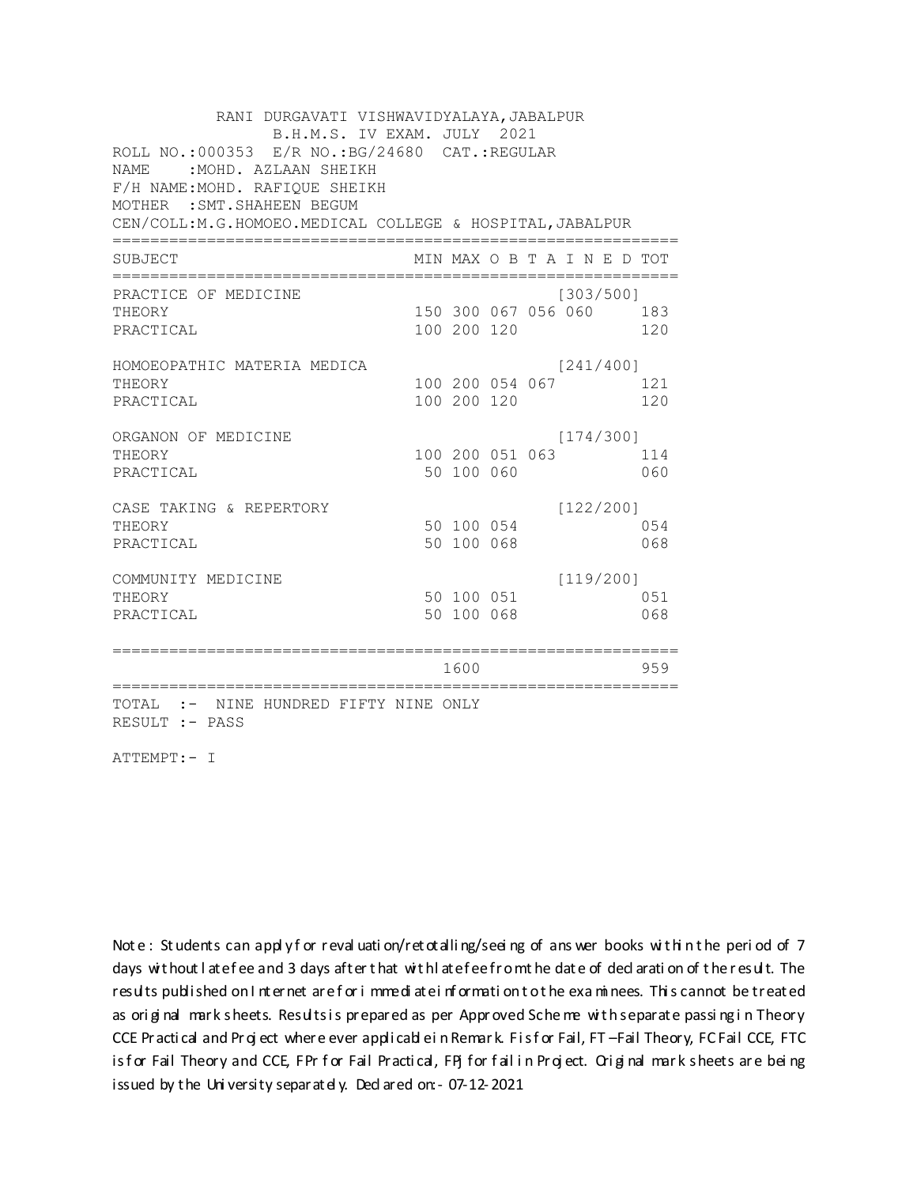RANI DURGAVATI VISHWAVIDYALAYA,JABALPUR
B.H.M.S. IV EXAM. JULY 2021

ROLL NO.:000353 E/R NO.:BG/24680 CAT.:REGULAR
NAME :MOHD. AZLAAN SHEIKH
F/H NAME:MOHD. RAFIQUE SHEIKH
MOTHER :SMT.SHAHEEN BEGUM
CEN/COLL:M.G.HOMOEO.MEDICAL COLLEGE & HOSPITAL,JABALPUR

| SUBJECT | MIN | MAX | O | B | T | A I N E D | TOT |
|---|---|---|---|---|---|---|---|
| PRACTICE OF MEDICINE | | | | | | [303/500] | |
| THEORY | 150 | 300 | 067 | 056 | 060 | | 183 |
| PRACTICAL | 100 | 200 | 120 | | | | 120 |
| HOMOEOPATHIC MATERIA MEDICA | | | | | | [241/400] | |
| THEORY | 100 | 200 | 054 | 067 | | | 121 |
| PRACTICAL | 100 | 200 | 120 | | | | 120 |
| ORGANON OF MEDICINE | | | | | | [174/300] | |
| THEORY | 100 | 200 | 051 | 063 | | | 114 |
| PRACTICAL | 50 | 100 | 060 | | | | 060 |
| CASE TAKING & REPERTORY | | | | | | [122/200] | |
| THEORY | 50 | 100 | 054 | | | | 054 |
| PRACTICAL | 50 | 100 | 068 | | | | 068 |
| COMMUNITY MEDICINE | | | | | | [119/200] | |
| THEORY | 50 | 100 | 051 | | | | 051 |
| PRACTICAL | 50 | 100 | 068 | | | | 068 |
| | | 1600 | | | | | 959 |

TOTAL :- NINE HUNDRED FIFTY NINE ONLY
RESULT :- PASS

ATTEMPT:- I

Note : Students can apply for revaluation/retotalling/seeing of answer books within the period of 7 days without late fee and 3 days after that with late fee from the date of declaration of the result. The results published on Internet are for immediate information to the examinees. This cannot be treated as original mark sheets. Results is prepared as per Approved Scheme with separate passing in Theory CCE Practical and Project where ever applicable in Remark. F is for Fail, FT –Fail Theory, FC Fail CCE, FTC is for Fail Theory and CCE, FPr for Fail Practical, FPj for fail in Project. Original mark sheets are being issued by the University separately. Declared on:- 07-12-2021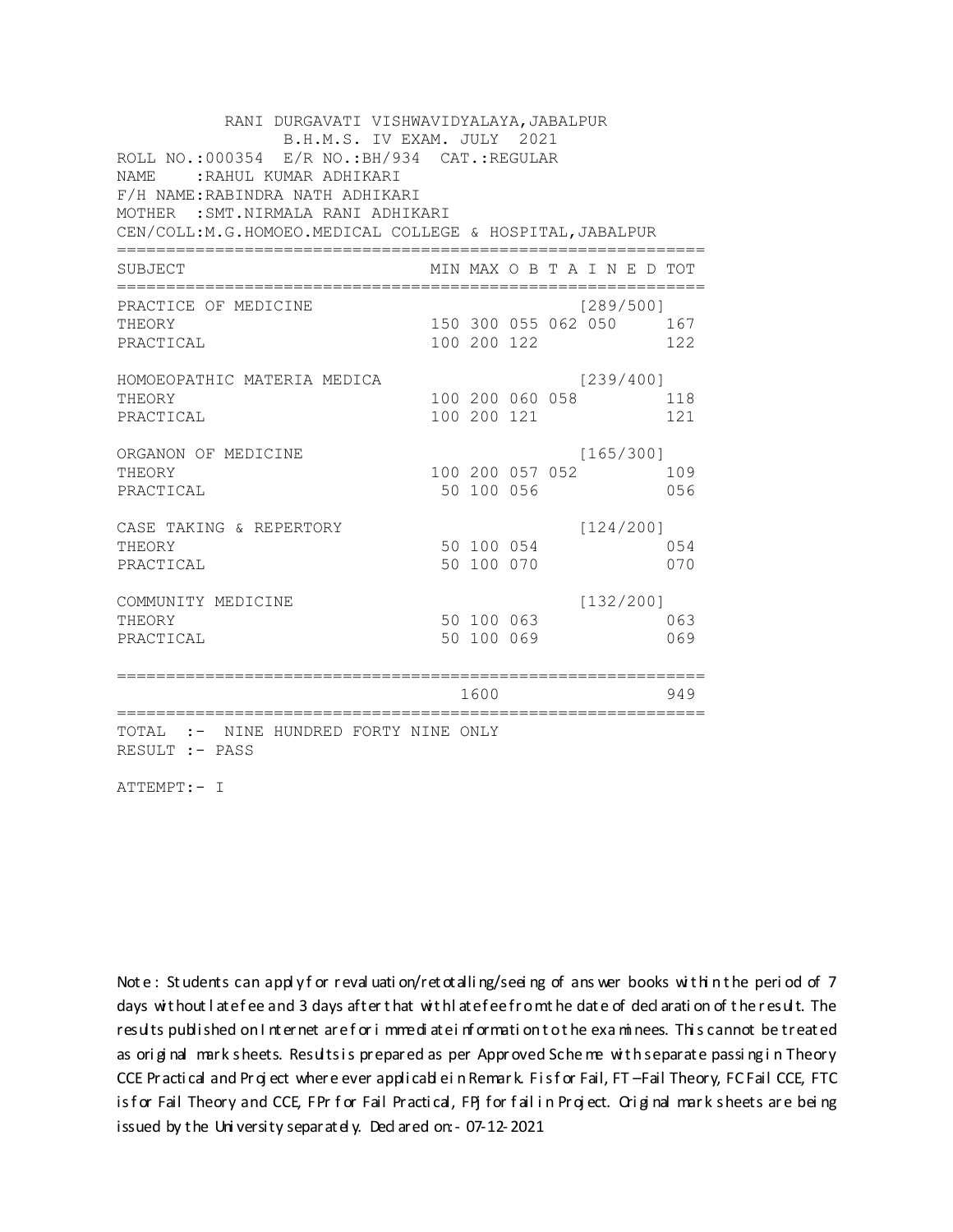RANI DURGAVATI VISHWAVIDYALAYA,JABALPUR
B.H.M.S. IV EXAM. JULY 2021

ROLL NO.:000354 E/R NO.:BH/934 CAT.:REGULAR
NAME :RAHUL KUMAR ADHIKARI
F/H NAME:RABINDRA NATH ADHIKARI
MOTHER :SMT.NIRMALA RANI ADHIKARI
CEN/COLL:M.G.HOMOEO.MEDICAL COLLEGE & HOSPITAL,JABALPUR

| SUBJECT | MIN | MAX | O | B | T | A I N E D | TOT |
|---|---|---|---|---|---|---|---|
| PRACTICE OF MEDICINE | | | | | | [289/500] | |
| THEORY | 150 | 300 | 055 | 062 | 050 | | 167 |
| PRACTICAL | 100 | 200 | 122 | | | | 122 |
| HOMOEOPATHIC MATERIA MEDICA | | | | | | [239/400] | |
| THEORY | 100 | 200 | 060 | 058 | | | 118 |
| PRACTICAL | 100 | 200 | 121 | | | | 121 |
| ORGANON OF MEDICINE | | | | | | [165/300] | |
| THEORY | 100 | 200 | 057 | 052 | | | 109 |
| PRACTICAL | 50 | 100 | 056 | | | | 056 |
| CASE TAKING & REPERTORY | | | | | | [124/200] | |
| THEORY | 50 | 100 | 054 | | | | 054 |
| PRACTICAL | 50 | 100 | 070 | | | | 070 |
| COMMUNITY MEDICINE | | | | | | [132/200] | |
| THEORY | 50 | 100 | 063 | | | | 063 |
| PRACTICAL | 50 | 100 | 069 | | | | 069 |
| | | 1600 | | | | | 949 |

TOTAL :- NINE HUNDRED FORTY NINE ONLY
RESULT :- PASS

ATTEMPT:- I

Note : Students can apply for revaluation/retotalling/seeing of answer books within the period of 7 days without late fee and 3 days after that with late fee from the date of declaration of the result. The results published on Internet are for immediate information to the examinees. This cannot be treated as original mark sheets. Results is prepared as per Approved Scheme with separate passing in Theory CCE Practical and Project where ever applicable in Remark. F is for Fail, FT –Fail Theory, FC Fail CCE, FTC is for Fail Theory and CCE, FPr for Fail Practical, FPj for fail in Project. Original mark sheets are being issued by the University separately. Declared on:- 07-12-2021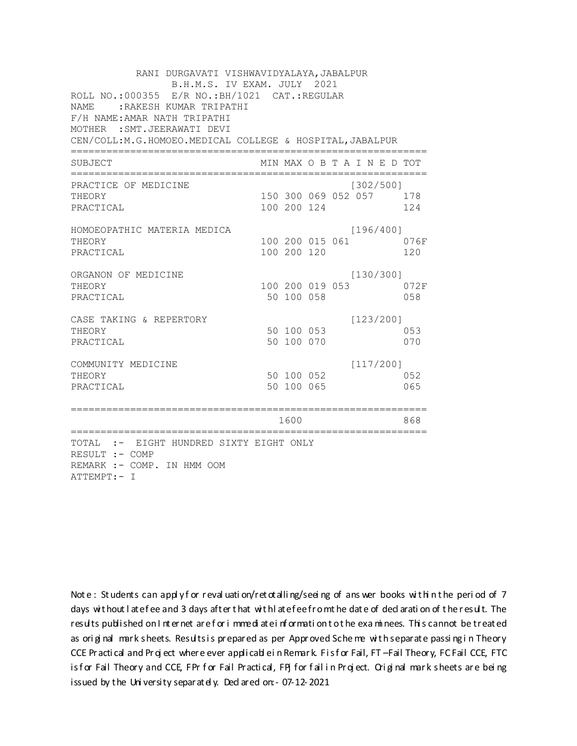RANI DURGAVATI VISHWAVIDYALAYA,JABALPUR
B.H.M.S. IV EXAM. JULY 2021

ROLL NO.:000355 E/R NO.:BH/1021 CAT.:REGULAR
NAME :RAKESH KUMAR TRIPATHI
F/H NAME:AMAR NATH TRIPATHI
MOTHER :SMT.JEERAWATI DEVI
CEN/COLL:M.G.HOMOEO.MEDICAL COLLEGE & HOSPITAL,JABALPUR

| SUBJECT | MIN | MAX | O B T A I N E D | | | TOT |
|---|---|---|---|---|---|---|
| PRACTICE OF MEDICINE | | | | | [302/500] | |
| THEORY | 150 | 300 | 069 | 052 | 057 | 178 |
| PRACTICAL | 100 | 200 | 124 | | | 124 |
| HOMOEOPATHIC MATERIA MEDICA | | | | | [196/400] | |
| THEORY | 100 | 200 | 015 | 061 | | 076F |
| PRACTICAL | 100 | 200 | 120 | | | 120 |
| ORGANON OF MEDICINE | | | | | [130/300] | |
| THEORY | 100 | 200 | 019 | 053 | | 072F |
| PRACTICAL | 50 | 100 | 058 | | | 058 |
| CASE TAKING & REPERTORY | | | | | [123/200] | |
| THEORY | 50 | 100 | 053 | | | 053 |
| PRACTICAL | 50 | 100 | 070 | | | 070 |
| COMMUNITY MEDICINE | | | | | [117/200] | |
| THEORY | 50 | 100 | 052 | | | 052 |
| PRACTICAL | 50 | 100 | 065 | | | 065 |
| | | 1600 | | | | 868 |

TOTAL :- EIGHT HUNDRED SIXTY EIGHT ONLY
RESULT :- COMP
REMARK :- COMP. IN HMM OOM
ATTEMPT:- I

Note : Students can apply for revaluation/retotalling/seeing of answer books within the period of 7 days without late fee and 3 days after that with late fee from the date of declaration of the result. The results published on Internet are for immediate information to the examinees. This cannot be treated as original mark sheets. Results is prepared as per Approved Scheme with separate passing in Theory CCE Practical and Project where ever applicable in Remark. F is for Fail, FT –Fail Theory, FC Fail CCE, FTC is for Fail Theory and CCE, FPr for Fail Practical, FPJ for fail in Project. Original mark sheets are being issued by the University separately. Declared on:- 07-12-2021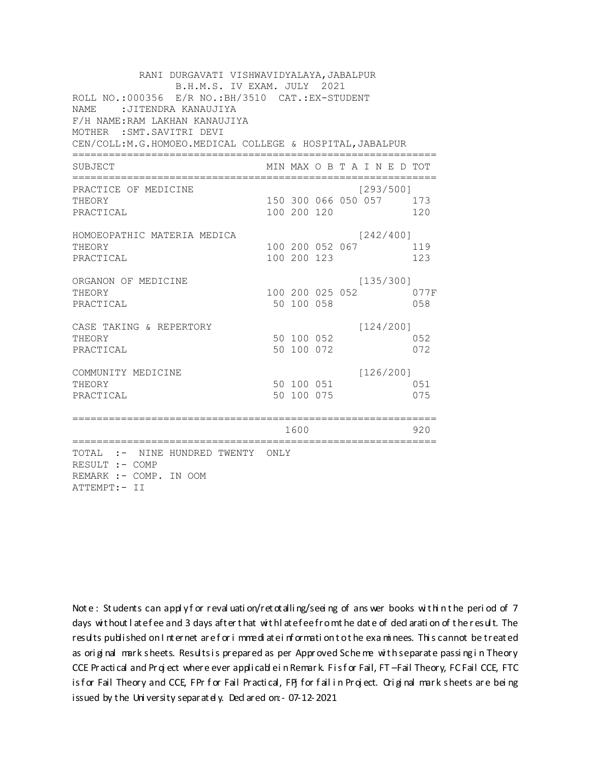RANI DURGAVATI VISHWAVIDYALAYA,JABALPUR
B.H.M.S. IV EXAM. JULY 2021

ROLL NO.:000356 E/R NO.:BH/3510 CAT.:EX-STUDENT
NAME :JITENDRA KANAUJIYA
F/H NAME:RAM LAKHAN KANAUJIYA
MOTHER :SMT.SAVITRI DEVI
CEN/COLL:M.G.HOMOEO.MEDICAL COLLEGE & HOSPITAL,JABALPUR

| SUBJECT | MIN | MAX | O B T A I N E D | | | TOT |
|---|---|---|---|---|---|---|
| PRACTICE OF MEDICINE | | | | | [293/500] | |
| THEORY | 150 | 300 | 066 | 050 | 057 | 173 |
| PRACTICAL | 100 | 200 | 120 | | | 120 |
| HOMOEOPATHIC MATERIA MEDICA | | | | | [242/400] | |
| THEORY | 100 | 200 | 052 | 067 | | 119 |
| PRACTICAL | 100 | 200 | 123 | | | 123 |
| ORGANON OF MEDICINE | | | | | [135/300] | |
| THEORY | 100 | 200 | 025 | 052 | | 077F |
| PRACTICAL | 50 | 100 | 058 | | | 058 |
| CASE TAKING & REPERTORY | | | | | [124/200] | |
| THEORY | 50 | 100 | 052 | | | 052 |
| PRACTICAL | 50 | 100 | 072 | | | 072 |
| COMMUNITY MEDICINE | | | | | [126/200] | |
| THEORY | 50 | 100 | 051 | | | 051 |
| PRACTICAL | 50 | 100 | 075 | | | 075 |
| | | 1600 | | | | 920 |

TOTAL :- NINE HUNDRED TWENTY ONLY
RESULT :- COMP
REMARK :- COMP. IN OOM
ATTEMPT:- II

Note : Students can apply for revaluation/retotalling/seeing of answer books within the period of 7 days without late fee and 3 days after that with late fee from the date of declaration of the result. The results published on Internet are for immediate information to the examinees. This cannot be treated as original mark sheets. Results is prepared as per Approved Scheme with separate passing in Theory CCE Practical and Project where ever applicable in Remark. F is for Fail, FT –Fail Theory, FC Fail CCE, FTC is for Fail Theory and CCE, FPr for Fail Practical, FPj for fail in Project. Original mark sheets are being issued by the University separately. Declared on:- 07-12-2021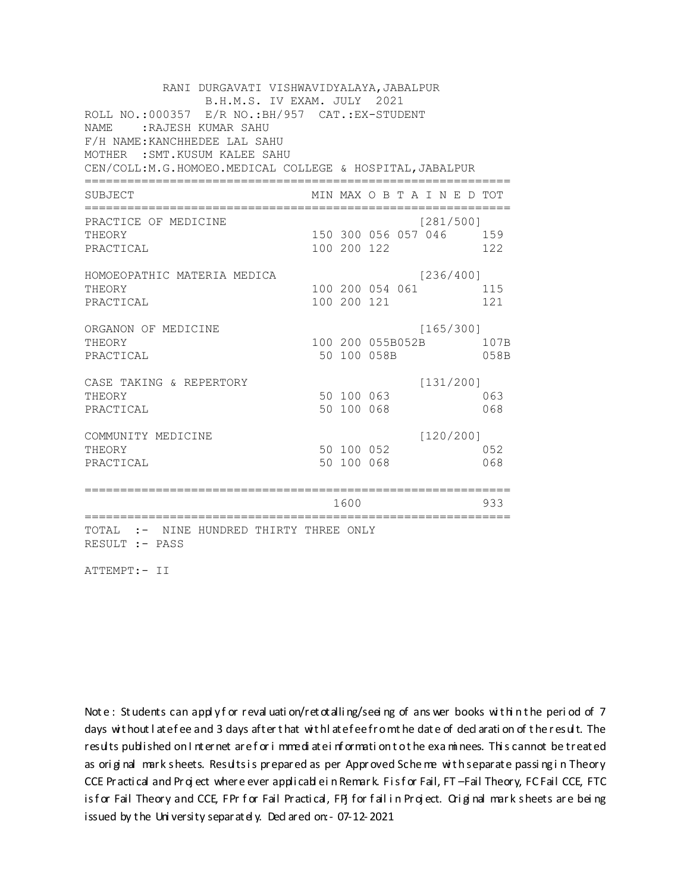RANI DURGAVATI VISHWAVIDYALAYA,JABALPUR
B.H.M.S. IV EXAM. JULY 2021

ROLL NO.:000357 E/R NO.:BH/957 CAT.:EX-STUDENT
NAME :RAJESH KUMAR SAHU
F/H NAME:KANCHHEDEE LAL SAHU
MOTHER :SMT.KUSUM KALEE SAHU
CEN/COLL:M.G.HOMOEO.MEDICAL COLLEGE & HOSPITAL,JABALPUR

| SUBJECT | MIN | MAX | O B T A I N E D | | | TOT |
|---|---|---|---|---|---|---|
| PRACTICE OF MEDICINE | | | | | [281/500] | |
| THEORY | 150 | 300 | 056 | 057 | 046 | 159 |
| PRACTICAL | 100 | 200 | 122 | | | 122 |
| HOMOEOPATHIC MATERIA MEDICA | | | | | [236/400] | |
| THEORY | 100 | 200 | 054 | 061 | | 115 |
| PRACTICAL | 100 | 200 | 121 | | | 121 |
| ORGANON OF MEDICINE | | | | | [165/300] | |
| THEORY | 100 | 200 | 055B | 052B | | 107B |
| PRACTICAL | 50 | 100 | 058B | | | 058B |
| CASE TAKING & REPERTORY | | | | | [131/200] | |
| THEORY | 50 | 100 | 063 | | | 063 |
| PRACTICAL | 50 | 100 | 068 | | | 068 |
| COMMUNITY MEDICINE | | | | | [120/200] | |
| THEORY | 50 | 100 | 052 | | | 052 |
| PRACTICAL | 50 | 100 | 068 | | | 068 |
| | | 1600 | | | | 933 |

TOTAL :- NINE HUNDRED THIRTY THREE ONLY
RESULT :- PASS

ATTEMPT:- II

Note : Students can apply for revaluation/retotalling/seeing of answer books within the period of 7 days without late fee and 3 days after that with late fee from the date of declaration of the result. The results published on Internet are for immediate information to the examinees. This cannot be treated as original mark sheets. Results is prepared as per Approved Scheme with separate passing in Theory CCE Practical and Project where ever applicable in Remark. F is for Fail, FT –Fail Theory, FC Fail CCE, FTC is for Fail Theory and CCE, FPr for Fail Practical, FPj for fail in Project. Original mark sheets are being issued by the University separately. Declared on:- 07-12-2021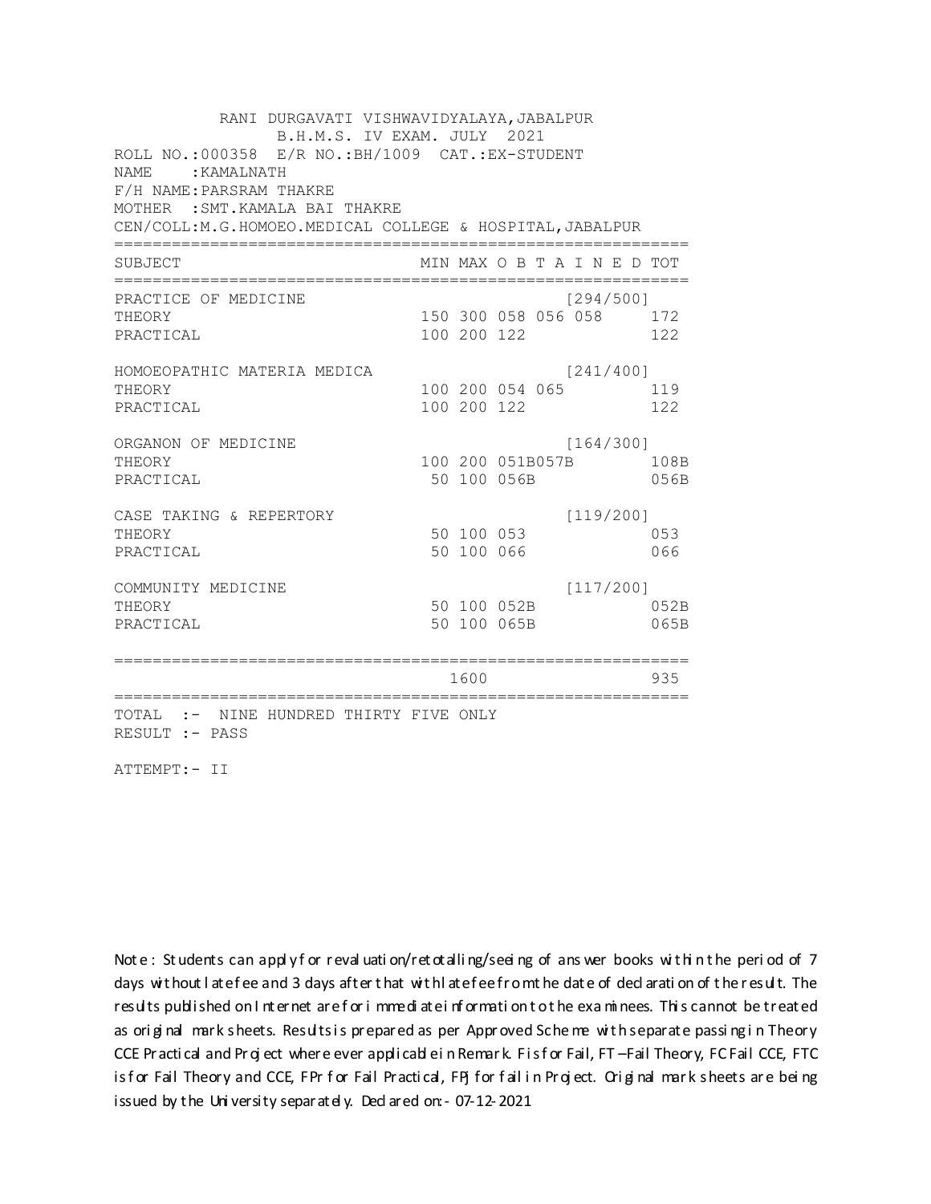RANI DURGAVATI VISHWAVIDYALAYA,JABALPUR
B.H.M.S. IV EXAM. JULY 2021

ROLL NO.:000358 E/R NO.:BH/1009 CAT.:EX-STUDENT
NAME :KAMALNATH
F/H NAME:PARSRAM THAKRE
MOTHER :SMT.KAMALA BAI THAKRE
CEN/COLL:M.G.HOMOEO.MEDICAL COLLEGE & HOSPITAL,JABALPUR

| SUBJECT | MIN | MAX | O B T A I N E D | | | TOT |
|---|---|---|---|---|---|---|
| PRACTICE OF MEDICINE | | | | | [294/500] | |
| THEORY | 150 | 300 | 058 | 056 | 058 | 172 |
| PRACTICAL | 100 | 200 | 122 | | | 122 |
| HOMOEOPATHIC MATERIA MEDICA | | | | | [241/400] | |
| THEORY | 100 | 200 | 054 | 065 | | 119 |
| PRACTICAL | 100 | 200 | 122 | | | 122 |
| ORGANON OF MEDICINE | | | | | [164/300] | |
| THEORY | 100 | 200 | 051B | 057B | | 108B |
| PRACTICAL | 50 | 100 | 056B | | | 056B |
| CASE TAKING & REPERTORY | | | | | [119/200] | |
| THEORY | 50 | 100 | 053 | | | 053 |
| PRACTICAL | 50 | 100 | 066 | | | 066 |
| COMMUNITY MEDICINE | | | | | [117/200] | |
| THEORY | 50 | 100 | 052B | | | 052B |
| PRACTICAL | 50 | 100 | 065B | | | 065B |
| | | 1600 | | | | 935 |

TOTAL :- NINE HUNDRED THIRTY FIVE ONLY
RESULT :- PASS

ATTEMPT:- II

Note : Students can apply for revaluation/retotalling/seeing of answer books within the period of 7 days without late fee and 3 days after that with late fee from the date of declaration of the result. The results published on Internet are for immediate information to the examinees. This cannot be treated as original mark sheets. Results is prepared as per Approved Scheme with separate passing in Theory CCE Practical and Project where ever applicable in Remark. F is for Fail, FT –Fail Theory, FC Fail CCE, FTC is for Fail Theory and CCE, FPr for Fail Practical, FPj for fail in Project. Original mark sheets are being issued by the University separately. Declared on:- 07-12-2021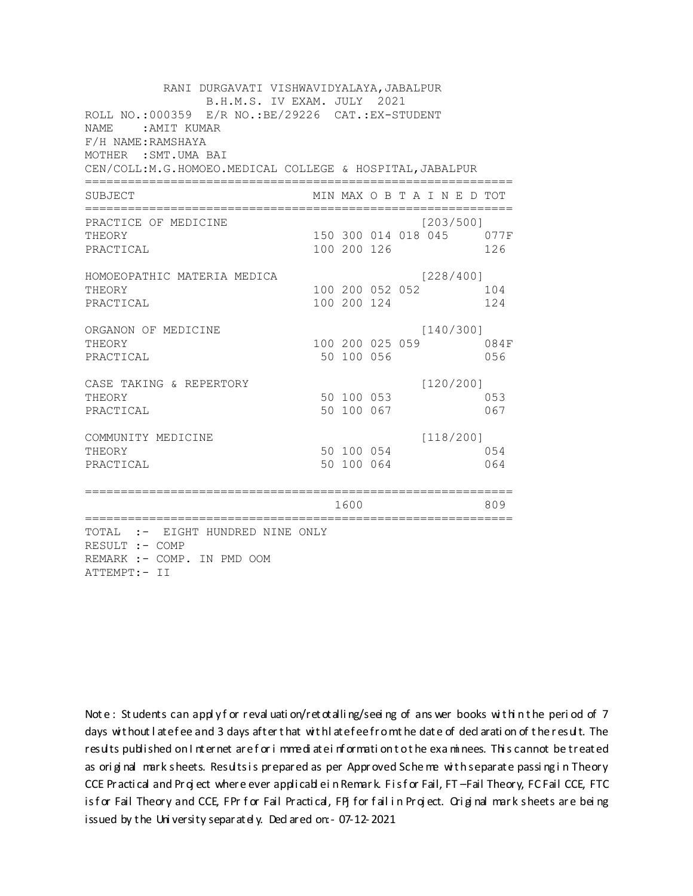RANI DURGAVATI VISHWAVIDYALAYA,JABALPUR
B.H.M.S. IV EXAM. JULY 2021

ROLL NO.:000359 E/R NO.:BE/29226 CAT.:EX-STUDENT
NAME :AMIT KUMAR
F/H NAME:RAMSHAYA
MOTHER :SMT.UMA BAI
CEN/COLL:M.G.HOMOEO.MEDICAL COLLEGE & HOSPITAL,JABALPUR

| SUBJECT | MIN | MAX | O | B | T | A | I N E D | TOT |
|---|---|---|---|---|---|---|---|---|
| PRACTICE OF MEDICINE | | | | | | | [203/500] | |
| THEORY | 150 | 300 | 014 | 018 | 045 | | | 077F |
| PRACTICAL | 100 | 200 | 126 | | | | | 126 |
| HOMOEOPATHIC MATERIA MEDICA | | | | | | | [228/400] | |
| THEORY | 100 | 200 | 052 | 052 | | | | 104 |
| PRACTICAL | 100 | 200 | 124 | | | | | 124 |
| ORGANON OF MEDICINE | | | | | | | [140/300] | |
| THEORY | 100 | 200 | 025 | 059 | | | | 084F |
| PRACTICAL | 50 | 100 | 056 | | | | | 056 |
| CASE TAKING & REPERTORY | | | | | | | [120/200] | |
| THEORY | 50 | 100 | 053 | | | | | 053 |
| PRACTICAL | 50 | 100 | 067 | | | | | 067 |
| COMMUNITY MEDICINE | | | | | | | [118/200] | |
| THEORY | 50 | 100 | 054 | | | | | 054 |
| PRACTICAL | 50 | 100 | 064 | | | | | 064 |
| | | 1600 | | | | | | 809 |

TOTAL :- EIGHT HUNDRED NINE ONLY
RESULT :- COMP
REMARK :- COMP. IN PMD OOM
ATTEMPT:- II

Note : Students can apply for revaluation/retotalling/seeing of answer books within the period of 7 days without late fee and 3 days after that with late fee from the date of declaration of the result. The results published on Internet are for immediate information to the examinees. This cannot be treated as original mark sheets. Results is prepared as per Approved Scheme with separate passing in Theory CCE Practical and Project where ever applicable in Remark. F is for Fail, FT –Fail Theory, FC Fail CCE, FTC is for Fail Theory and CCE, FPr for Fail Practical, FPJ for fail in Project. Original mark sheets are being issued by the University separately. Declared on:- 07-12-2021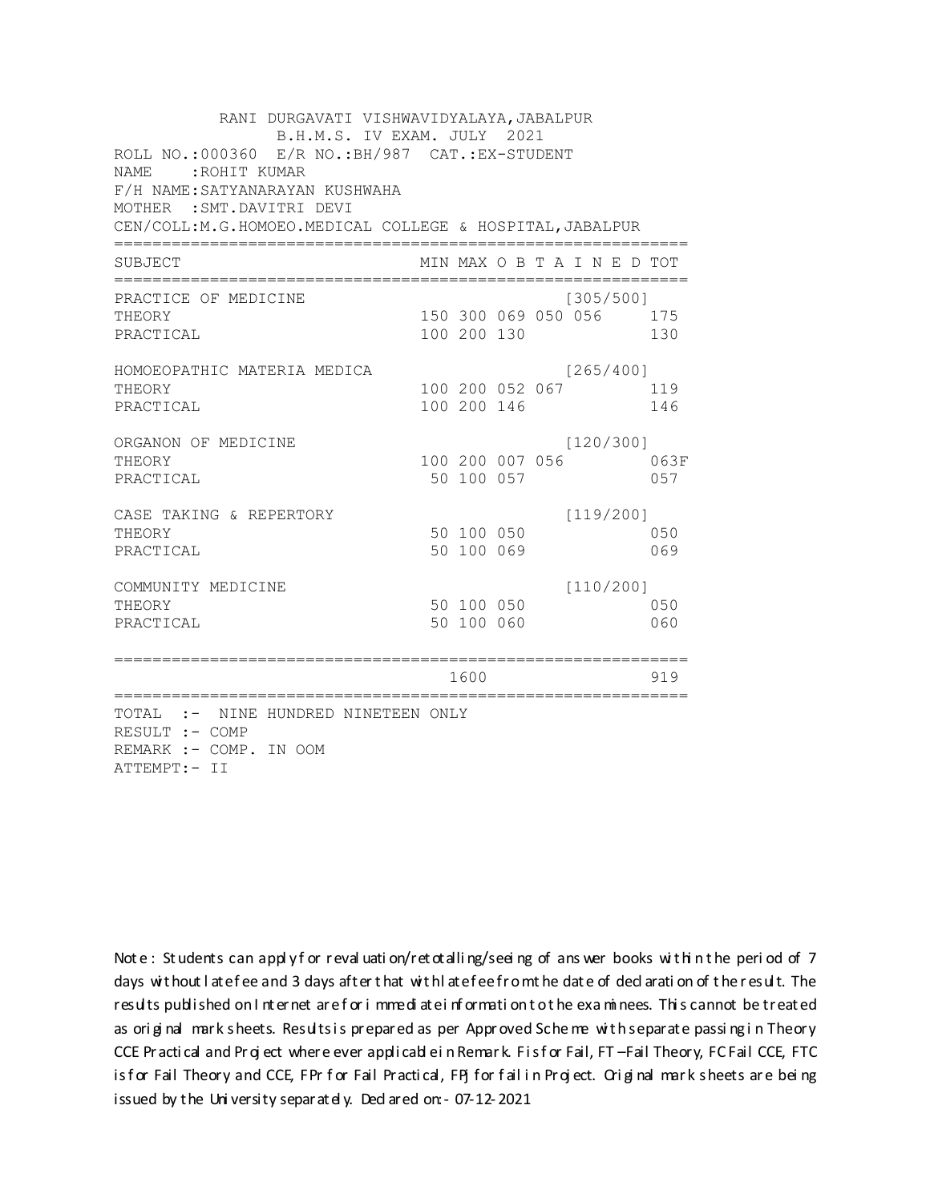RANI DURGAVATI VISHWAVIDYALAYA,JABALPUR
B.H.M.S. IV EXAM. JULY 2021

ROLL NO.:000360 E/R NO.:BH/987 CAT.:EX-STUDENT
NAME :ROHIT KUMAR
F/H NAME:SATYANARAYAN KUSHWAHA
MOTHER :SMT.DAVITRI DEVI
CEN/COLL:M.G.HOMOEO.MEDICAL COLLEGE & HOSPITAL,JABALPUR

| SUBJECT | MIN | MAX | O B T A I N E D | | | TOT |
|---|---|---|---|---|---|---|
| PRACTICE OF MEDICINE | | | | | [305/500] | |
| THEORY | 150 | 300 | 069 | 050 | 056 | 175 |
| PRACTICAL | 100 | 200 | 130 | | | 130 |
| HOMOEOPATHIC MATERIA MEDICA | | | | | [265/400] | |
| THEORY | 100 | 200 | 052 | 067 | | 119 |
| PRACTICAL | 100 | 200 | 146 | | | 146 |
| ORGANON OF MEDICINE | | | | | [120/300] | |
| THEORY | 100 | 200 | 007 | 056 | | 063F |
| PRACTICAL | 50 | 100 | 057 | | | 057 |
| CASE TAKING & REPERTORY | | | | | [119/200] | |
| THEORY | 50 | 100 | 050 | | | 050 |
| PRACTICAL | 50 | 100 | 069 | | | 069 |
| COMMUNITY MEDICINE | | | | | [110/200] | |
| THEORY | 50 | 100 | 050 | | | 050 |
| PRACTICAL | 50 | 100 | 060 | | | 060 |
| | | 1600 | | | | 919 |

TOTAL :- NINE HUNDRED NINETEEN ONLY
RESULT :- COMP
REMARK :- COMP. IN OOM
ATTEMPT:- II

Note : Students can apply for revaluation/retotalling/seeing of answer books within the period of 7 days without late fee and 3 days after that with late fee from the date of declaration of the result. The results published on Internet are for immediate information to the examinees. This cannot be treated as original mark sheets. Results is prepared as per Approved Scheme with separate passing in Theory CCE Practical and Project where ever applicable in Remark. F is for Fail, FT –Fail Theory, FC Fail CCE, FTC is for Fail Theory and CCE, FPr for Fail Practical, FPj for fail in Project. Original mark sheets are being issued by the University separately. Declared on:- 07-12-2021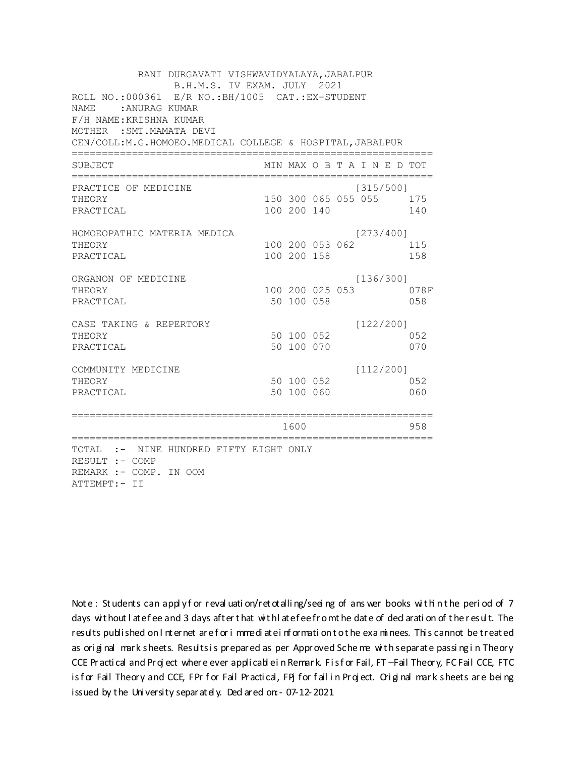RANI DURGAVATI VISHWAVIDYALAYA,JABALPUR
B.H.M.S. IV EXAM. JULY 2021

ROLL NO.:000361 E/R NO.:BH/1005 CAT.:EX-STUDENT
NAME :ANURAG KUMAR
F/H NAME:KRISHNA KUMAR
MOTHER :SMT.MAMATA DEVI
CEN/COLL:M.G.HOMOEO.MEDICAL COLLEGE & HOSPITAL,JABALPUR

| SUBJECT | MIN | MAX | O B T A I N E D | | | TOT |
|---|---|---|---|---|---|---|
| PRACTICE OF MEDICINE | | | | | [315/500] | |
| THEORY | 150 | 300 | 065 | 055 | 055 | 175 |
| PRACTICAL | 100 | 200 | 140 | | | 140 |
| HOMOEOPATHIC MATERIA MEDICA | | | | | [273/400] | |
| THEORY | 100 | 200 | 053 | 062 | | 115 |
| PRACTICAL | 100 | 200 | 158 | | | 158 |
| ORGANON OF MEDICINE | | | | | [136/300] | |
| THEORY | 100 | 200 | 025 | 053 | | 078F |
| PRACTICAL | 50 | 100 | 058 | | | 058 |
| CASE TAKING & REPERTORY | | | | | [122/200] | |
| THEORY | 50 | 100 | 052 | | | 052 |
| PRACTICAL | 50 | 100 | 070 | | | 070 |
| COMMUNITY MEDICINE | | | | | [112/200] | |
| THEORY | 50 | 100 | 052 | | | 052 |
| PRACTICAL | 50 | 100 | 060 | | | 060 |
| | | 1600 | | | | 958 |

TOTAL :- NINE HUNDRED FIFTY EIGHT ONLY
RESULT :- COMP
REMARK :- COMP. IN OOM
ATTEMPT:- II

Note : Students can apply for revaluation/retotalling/seeing of answer books within the period of 7 days without late fee and 3 days after that with late fee from the date of declaration of the result. The results published on Internet are for immediate information to the examinees. This cannot be treated as original mark sheets. Results is prepared as per Approved Scheme with separate passing in Theory CCE Practical and Project where ever applicable in Remark. F is for Fail, FT – Fail Theory, FC Fail CCE, FTC is for Fail Theory and CCE, FPr for Fail Practical, FPJ for fail in Project. Original mark sheets are being issued by the University separately. Declared on:- 07-12-2021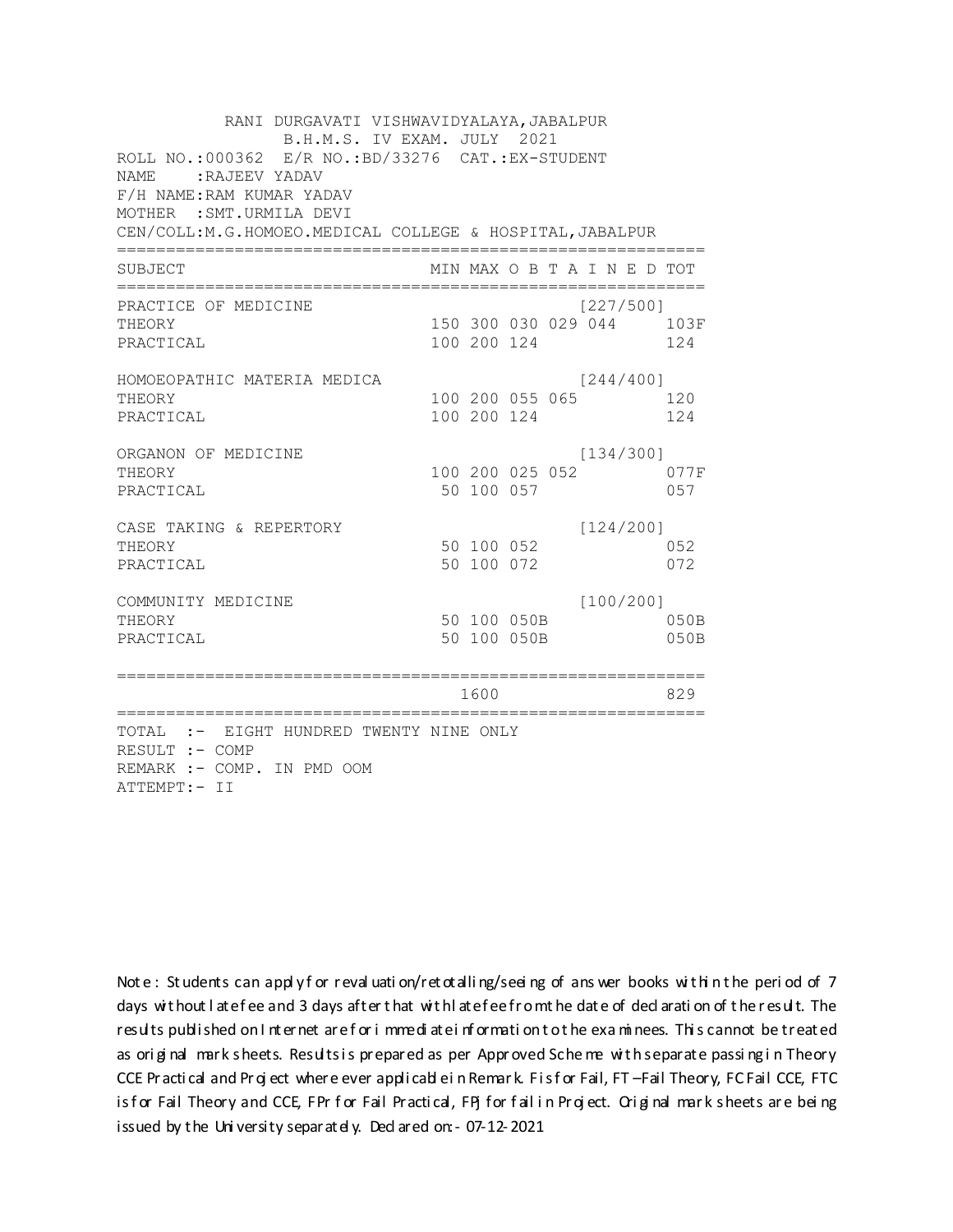RANI DURGAVATI VISHWAVIDYALAYA,JABALPUR
B.H.M.S. IV EXAM. JULY 2021

ROLL NO.:000362 E/R NO.:BD/33276 CAT.:EX-STUDENT
NAME :RAJEEV YADAV
F/H NAME:RAM KUMAR YADAV
MOTHER :SMT.URMILA DEVI
CEN/COLL:M.G.HOMOEO.MEDICAL COLLEGE & HOSPITAL,JABALPUR

| SUBJECT | MIN | MAX | O B T A I N E D | | | TOT |
|---|---|---|---|---|---|---|
| PRACTICE OF MEDICINE | | | | | [227/500] | |
| THEORY | 150 | 300 | 030 | 029 | 044 | 103F |
| PRACTICAL | 100 | 200 | 124 | | | 124 |
| HOMOEOPATHIC MATERIA MEDICA | | | | | [244/400] | |
| THEORY | 100 | 200 | 055 | 065 | | 120 |
| PRACTICAL | 100 | 200 | 124 | | | 124 |
| ORGANON OF MEDICINE | | | | | [134/300] | |
| THEORY | 100 | 200 | 025 | 052 | | 077F |
| PRACTICAL | 50 | 100 | 057 | | | 057 |
| CASE TAKING & REPERTORY | | | | | [124/200] | |
| THEORY | 50 | 100 | 052 | | | 052 |
| PRACTICAL | 50 | 100 | 072 | | | 072 |
| COMMUNITY MEDICINE | | | | | [100/200] | |
| THEORY | 50 | 100 | 050B | | | 050B |
| PRACTICAL | 50 | 100 | 050B | | | 050B |
| | | 1600 | | | | 829 |

TOTAL :- EIGHT HUNDRED TWENTY NINE ONLY
RESULT :- COMP
REMARK :- COMP. IN PMD OOM
ATTEMPT:- II

Note : Students can apply for revaluation/retotalling/seeing of answer books within the period of 7 days without late fee and 3 days after that with late fee from the date of declaration of the result. The results published on Internet are for immediate information to the examinees. This cannot be treated as original mark sheets. Results is prepared as per Approved Scheme with separate passing in Theory CCE Practical and Project where ever applicable in Remark. F is for Fail, FT –Fail Theory, FC Fail CCE, FTC is for Fail Theory and CCE, FPr for Fail Practical, FPJ for fail in Project. Original mark sheets are being issued by the University separately. Declared on:- 07-12-2021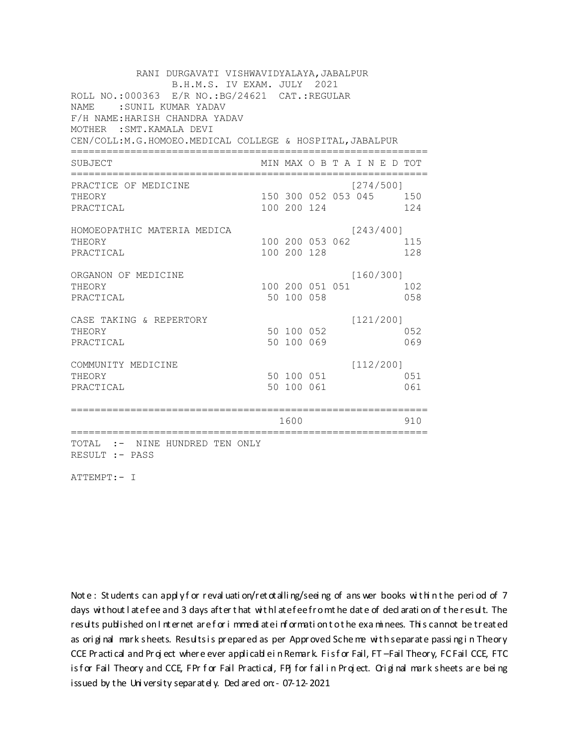RANI DURGAVATI VISHWAVIDYALAYA,JABALPUR
B.H.M.S. IV EXAM. JULY 2021

ROLL NO.:000363 E/R NO.:BG/24621 CAT.:REGULAR
NAME : SUNIL KUMAR YADAV
F/H NAME: HARISH CHANDRA YADAV
MOTHER : SMT.KAMALA DEVI
CEN/COLL:M.G.HOMOEO.MEDICAL COLLEGE & HOSPITAL,JABALPUR

| SUBJECT | MIN | MAX | O B T A I N E D | | | TOT |
|---|---|---|---|---|---|---|
| PRACTICE OF MEDICINE | | | | | [274/500] | |
| THEORY | 150 | 300 | 052 | 053 | 045 | 150 |
| PRACTICAL | 100 | 200 | 124 | | | 124 |
| HOMOEOPATHIC MATERIA MEDICA | | | | | [243/400] | |
| THEORY | 100 | 200 | 053 | 062 | | 115 |
| PRACTICAL | 100 | 200 | 128 | | | 128 |
| ORGANON OF MEDICINE | | | | | [160/300] | |
| THEORY | 100 | 200 | 051 | 051 | | 102 |
| PRACTICAL | 50 | 100 | 058 | | | 058 |
| CASE TAKING & REPERTORY | | | | | [121/200] | |
| THEORY | 50 | 100 | 052 | | | 052 |
| PRACTICAL | 50 | 100 | 069 | | | 069 |
| COMMUNITY MEDICINE | | | | | [112/200] | |
| THEORY | 50 | 100 | 051 | | | 051 |
| PRACTICAL | 50 | 100 | 061 | | | 061 |
| | | 1600 | | | | 910 |

TOTAL :- NINE HUNDRED TEN ONLY
RESULT :- PASS

ATTEMPT:- I

Note : Students can apply for revaluation/retotalling/seeing of answer books within the period of 7 days without late fee and 3 days after that with late fee from the date of declaration of the result. The results published on Internet are for immediate information to the examinees. This cannot be treated as original mark sheets. Results is prepared as per Approved Scheme with separate passing in Theory CCE Practical and Project where ever applicable in Remark. F is for Fail, FT –Fail Theory, FC Fail CCE, FTC is for Fail Theory and CCE, FPr for Fail Practical, FPJ for fail in Project. Original mark sheets are being issued by the University separately. Declared on:- 07-12-2021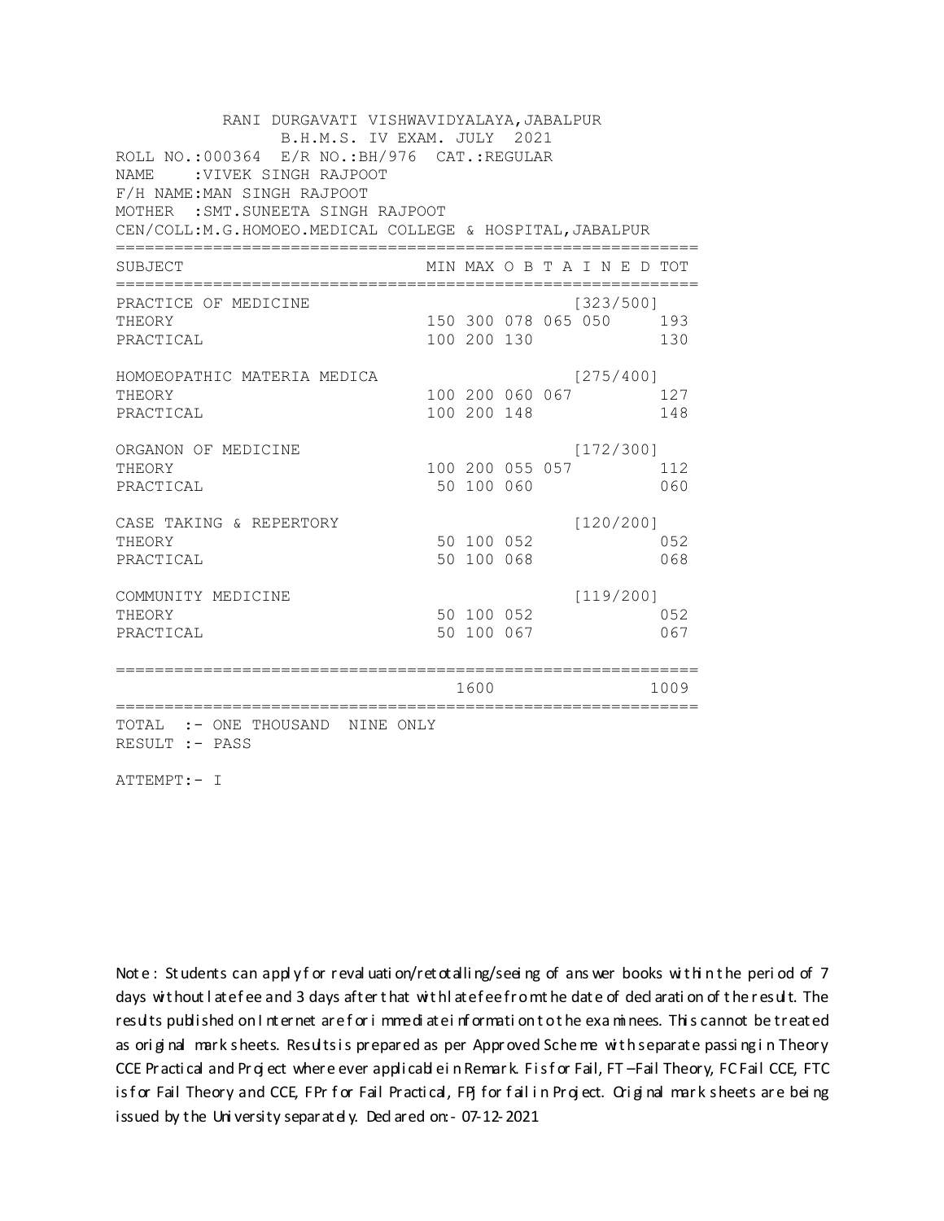RANI DURGAVATI VISHWAVIDYALAYA,JABALPUR
B.H.M.S. IV EXAM. JULY 2021

ROLL NO.:000364 E/R NO.:BH/976 CAT.:REGULAR
NAME :VIVEK SINGH RAJPOOT
F/H NAME:MAN SINGH RAJPOOT
MOTHER :SMT.SUNEETA SINGH RAJPOOT
CEN/COLL:M.G.HOMOEO.MEDICAL COLLEGE & HOSPITAL,JABALPUR

| SUBJECT | MIN | MAX | O | B | T | A | I | N | E | D | TOT |
|---|---|---|---|---|---|---|---|---|---|---|---|
| PRACTICE OF MEDICINE | | | | | | [323/500] | | | | | |
| THEORY | 150 | 300 | 078 | 065 | 050 | | | | | | 193 |
| PRACTICAL | 100 | 200 | 130 | | | | | | | | 130 |
| HOMOEOPATHIC MATERIA MEDICA | | | | | | [275/400] | | | | | |
| THEORY | 100 | 200 | 060 | 067 | | | | | | | 127 |
| PRACTICAL | 100 | 200 | 148 | | | | | | | | 148 |
| ORGANON OF MEDICINE | | | | | | [172/300] | | | | | |
| THEORY | 100 | 200 | 055 | 057 | | | | | | | 112 |
| PRACTICAL | 50 | 100 | 060 | | | | | | | | 060 |
| CASE TAKING & REPERTORY | | | | | | [120/200] | | | | | |
| THEORY | 50 | 100 | 052 | | | | | | | | 052 |
| PRACTICAL | 50 | 100 | 068 | | | | | | | | 068 |
| COMMUNITY MEDICINE | | | | | | [119/200] | | | | | |
| THEORY | 50 | 100 | 052 | | | | | | | | 052 |
| PRACTICAL | 50 | 100 | 067 | | | | | | | | 067 |
| | | 1600 | | | | | | | | | 1009 |

TOTAL :- ONE THOUSAND NINE ONLY
RESULT :- PASS

ATTEMPT:- I

Note : Students can apply for revaluation/retotalling/seeing of answer books within the period of 7 days without late fee and 3 days after that with late fee from the date of declaration of the result. The results published on Internet are for immediate information to the examinees. This cannot be treated as original mark sheets. Results is prepared as per Approved Scheme with separate passing in Theory CCE Practical and Project where ever applicable in Remark. F is for Fail, FT –Fail Theory, FC Fail CCE, FTC is for Fail Theory and CCE, FPr for Fail Practical, FPJ for fail in Project. Original mark sheets are being issued by the University separately. Declared on:- 07-12-2021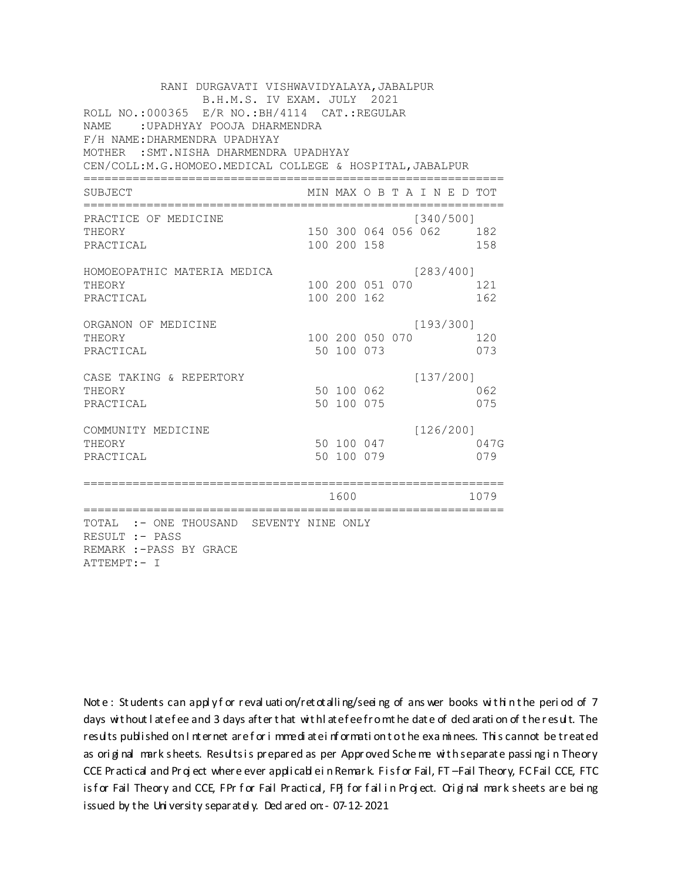RANI DURGAVATI VISHWAVIDYALAYA,JABALPUR
B.H.M.S. IV EXAM. JULY 2021

ROLL NO.:000365 E/R NO.:BH/4114 CAT.:REGULAR
NAME :UPADHYAY POOJA DHARMENDRA
F/H NAME:DHARMENDRA UPADHYAY
MOTHER :SMT.NISHA DHARMENDRA UPADHYAY
CEN/COLL:M.G.HOMOEO.MEDICAL COLLEGE & HOSPITAL,JABALPUR

| SUBJECT | MIN | MAX | O B T A I N E D | | | TOT |
|---|---|---|---|---|---|---|
| PRACTICE OF MEDICINE | | | | | [340/500] | |
| THEORY | 150 | 300 | 064 | 056 | 062 | 182 |
| PRACTICAL | 100 | 200 | 158 | | | 158 |
| HOMOEOPATHIC MATERIA MEDICA | | | | | [283/400] | |
| THEORY | 100 | 200 | 051 | 070 | | 121 |
| PRACTICAL | 100 | 200 | 162 | | | 162 |
| ORGANON OF MEDICINE | | | | | [193/300] | |
| THEORY | 100 | 200 | 050 | 070 | | 120 |
| PRACTICAL | 50 | 100 | 073 | | | 073 |
| CASE TAKING & REPERTORY | | | | | [137/200] | |
| THEORY | 50 | 100 | 062 | | | 062 |
| PRACTICAL | 50 | 100 | 075 | | | 075 |
| COMMUNITY MEDICINE | | | | | [126/200] | |
| THEORY | 50 | 100 | 047 | | | 047G |
| PRACTICAL | 50 | 100 | 079 | | | 079 |
| | | 1600 | | | | 1079 |

TOTAL :- ONE THOUSAND SEVENTY NINE ONLY
RESULT :- PASS
REMARK :-PASS BY GRACE
ATTEMPT:- I

Note : Students can apply for revaluation/retotalling/seeing of answer books within the period of 7 days without late fee and 3 days after that with late fee from the date of declaration of the result. The results published on Internet are for immediate information to the examinees. This cannot be treated as original mark sheets. Results is prepared as per Approved Scheme with separate passing in Theory CCE Practical and Project where ever applicable in Remark. F is for Fail, FT –Fail Theory, FC Fail CCE, FTC is for Fail Theory and CCE, FPr for Fail Practical, FPj for fail in Project. Original mark sheets are being issued by the University separately. Declared on:- 07-12-2021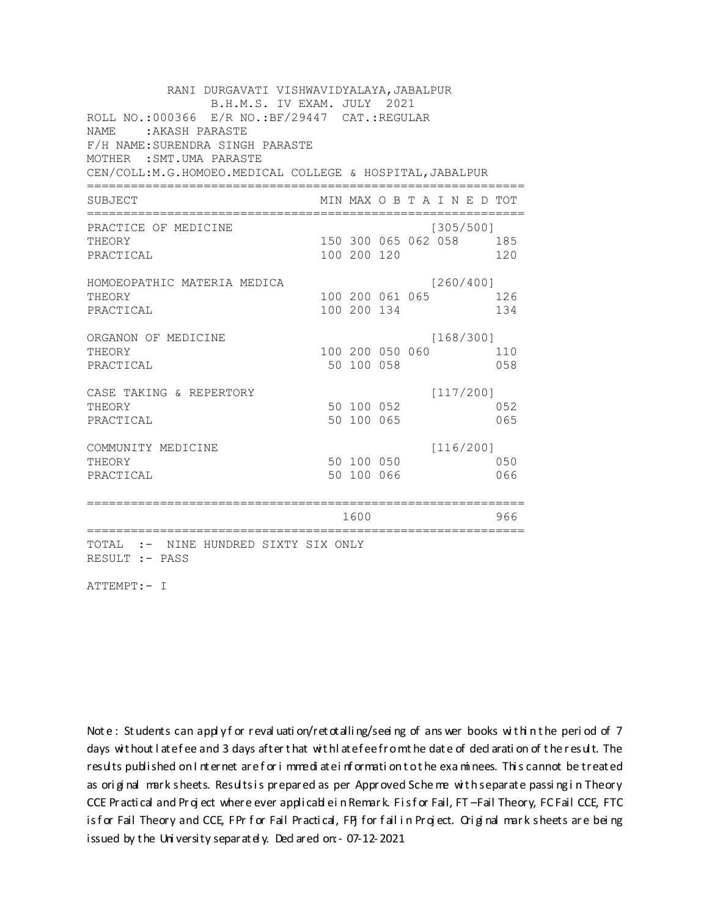RANI DURGAVATI VISHWAVIDYALAYA,JABALPUR
B.H.M.S. IV EXAM. JULY 2021

ROLL NO.:000366 E/R NO.:BF/29447 CAT.:REGULAR
NAME :AKASH PARASTE
F/H NAME:SURENDRA SINGH PARASTE
MOTHER :SMT.UMA PARASTE
CEN/COLL:M.G.HOMOEO.MEDICAL COLLEGE & HOSPITAL,JABALPUR

| SUBJECT | MIN | MAX | O | B | T | A I N E D | TOT |
|---|---|---|---|---|---|---|---|
| PRACTICE OF MEDICINE | | | | | | [305/500] | |
| THEORY | 150 | 300 | 065 | 062 | 058 | | 185 |
| PRACTICAL | 100 | 200 | 120 | | | | 120 |
| HOMOEOPATHIC MATERIA MEDICA | | | | | | [260/400] | |
| THEORY | 100 | 200 | 061 | 065 | | | 126 |
| PRACTICAL | 100 | 200 | 134 | | | | 134 |
| ORGANON OF MEDICINE | | | | | | [168/300] | |
| THEORY | 100 | 200 | 050 | 060 | | | 110 |
| PRACTICAL | 50 | 100 | 058 | | | | 058 |
| CASE TAKING & REPERTORY | | | | | | [117/200] | |
| THEORY | 50 | 100 | 052 | | | | 052 |
| PRACTICAL | 50 | 100 | 065 | | | | 065 |
| COMMUNITY MEDICINE | | | | | | [116/200] | |
| THEORY | 50 | 100 | 050 | | | | 050 |
| PRACTICAL | 50 | 100 | 066 | | | | 066 |
| | | 1600 | | | | | 966 |

TOTAL :- NINE HUNDRED SIXTY SIX ONLY
RESULT :- PASS

ATTEMPT:- I

Note : Students can apply for revaluation/retotalling/seeing of answer books within the period of 7 days without late fee and 3 days after that with late fee from the date of declaration of the result. The results published on Internet are for immediate information to the examinees. This cannot be treated as original mark sheets. Results is prepared as per Approved Scheme with separate passing in Theory CCE Practical and Project where ever applicable in Remark. F is for Fail, FT –Fail Theory, FC Fail CCE, FTC is for Fail Theory and CCE, FPr for Fail Practical, FPJ for fail in Project. Original mark sheets are being issued by the University separately. Declared on:- 07-12-2021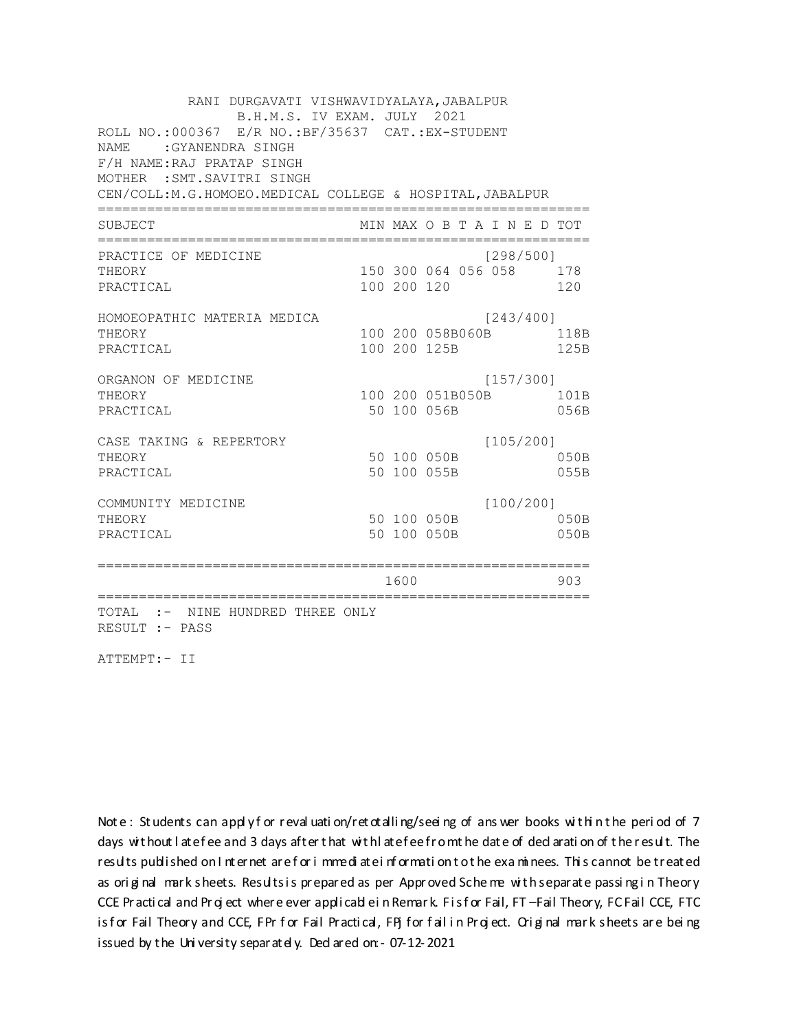RANI DURGAVATI VISHWAVIDYALAYA,JABALPUR
B.H.M.S. IV EXAM. JULY 2021

ROLL NO.:000367 E/R NO.:BF/35637 CAT.:EX-STUDENT
NAME :GYANENDRA SINGH
F/H NAME:RAJ PRATAP SINGH
MOTHER :SMT.SAVITRI SINGH
CEN/COLL:M.G.HOMOEO.MEDICAL COLLEGE & HOSPITAL,JABALPUR

| SUBJECT | MIN | MAX | O B T A I N E D | | | TOT |
|---|---|---|---|---|---|---|
| PRACTICE OF MEDICINE | | | | [298/500] | | |
| THEORY | 150 | 300 | 064 | 056 | 058 | 178 |
| PRACTICAL | 100 | 200 | 120 | | | 120 |
| HOMOEOPATHIC MATERIA MEDICA | | | | [243/400] | | |
| THEORY | 100 | 200 | 058B | 060B | | 118B |
| PRACTICAL | 100 | 200 | 125B | | | 125B |
| ORGANON OF MEDICINE | | | | [157/300] | | |
| THEORY | 100 | 200 | 051B | 050B | | 101B |
| PRACTICAL | 50 | 100 | 056B | | | 056B |
| CASE TAKING & REPERTORY | | | | [105/200] | | |
| THEORY | 50 | 100 | 050B | | | 050B |
| PRACTICAL | 50 | 100 | 055B | | | 055B |
| COMMUNITY MEDICINE | | | | [100/200] | | |
| THEORY | 50 | 100 | 050B | | | 050B |
| PRACTICAL | 50 | 100 | 050B | | | 050B |
| | | 1600 | | | | 903 |

TOTAL :- NINE HUNDRED THREE ONLY
RESULT :- PASS

ATTEMPT:- II

Note : Students can apply for revaluation/retotalling/seeing of answer books within the period of 7 days without late fee and 3 days after that with late fee from the date of declaration of the result. The results published on Internet are for immediate information to the examinees. This cannot be treated as original mark sheets. Results is prepared as per Approved Scheme with separate passing in Theory CCE Practical and Project where ever applicable in Remark. F is for Fail, FT –Fail Theory, FC Fail CCE, FTC is for Fail Theory and CCE, FPr for Fail Practical, FPJ for fail in Project. Original mark sheets are being issued by the University separately. Declared on:- 07-12-2021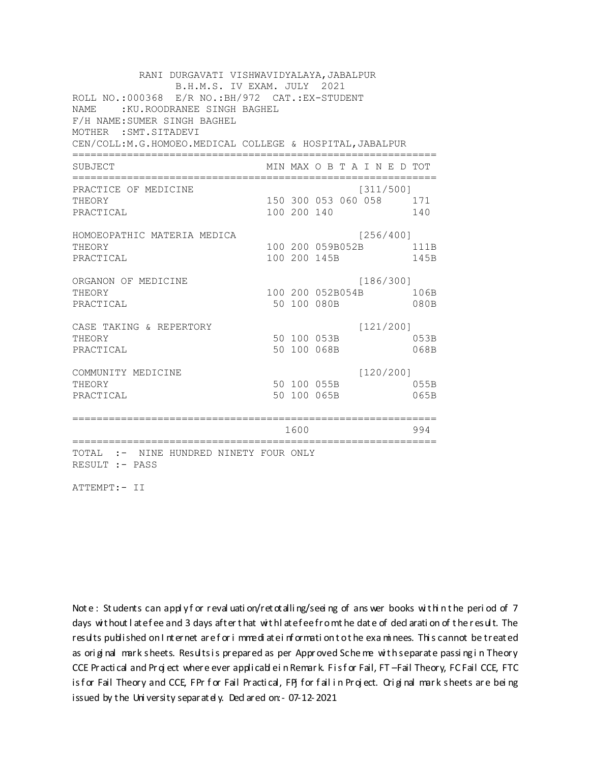RANI DURGAVATI VISHWAVIDYALAYA,JABALPUR
B.H.M.S. IV EXAM. JULY 2021

ROLL NO.:000368 E/R NO.:BH/972 CAT.:EX-STUDENT
NAME :KU.ROODRANEE SINGH BAGHEL
F/H NAME:SUMER SINGH BAGHEL
MOTHER :SMT.SITADEVI
CEN/COLL:M.G.HOMOEO.MEDICAL COLLEGE & HOSPITAL,JABALPUR

| SUBJECT | MIN | MAX | O B T A I N E D | TOT |
|---|---|---|---|---|
| PRACTICE OF MEDICINE | | | [311/500] | |
| THEORY | 150 | 300 | 053 060 058 | 171 |
| PRACTICAL | 100 | 200 | 140 | 140 |
| HOMOEOPATHIC MATERIA MEDICA | | | [256/400] | |
| THEORY | 100 | 200 | 059B052B | 111B |
| PRACTICAL | 100 | 200 | 145B | 145B |
| ORGANON OF MEDICINE | | | [186/300] | |
| THEORY | 100 | 200 | 052B054B | 106B |
| PRACTICAL | 50 | 100 | 080B | 080B |
| CASE TAKING & REPERTORY | | | [121/200] | |
| THEORY | 50 | 100 | 053B | 053B |
| PRACTICAL | 50 | 100 | 068B | 068B |
| COMMUNITY MEDICINE | | | [120/200] | |
| THEORY | 50 | 100 | 055B | 055B |
| PRACTICAL | 50 | 100 | 065B | 065B |
| | | 1600 | | 994 |

TOTAL :- NINE HUNDRED NINETY FOUR ONLY
RESULT :- PASS

ATTEMPT:- II

Note : Students can apply for revaluation/retotalling/seeing of answer books within the period of 7 days without late fee and 3 days after that with late fee from the date of declaration of the result. The results published on Internet are for immediate information to the examinees. This cannot be treated as original mark sheets. Results is prepared as per Approved Scheme with separate passing in Theory CCE Practical and Project where ever applicable in Remark. F is for Fail, FT –Fail Theory, FC Fail CCE, FTC is for Fail Theory and CCE, FPr for Fail Practical, FPj for fail in Project. Original mark sheets are being issued by the University separately. Declared on:- 07-12-2021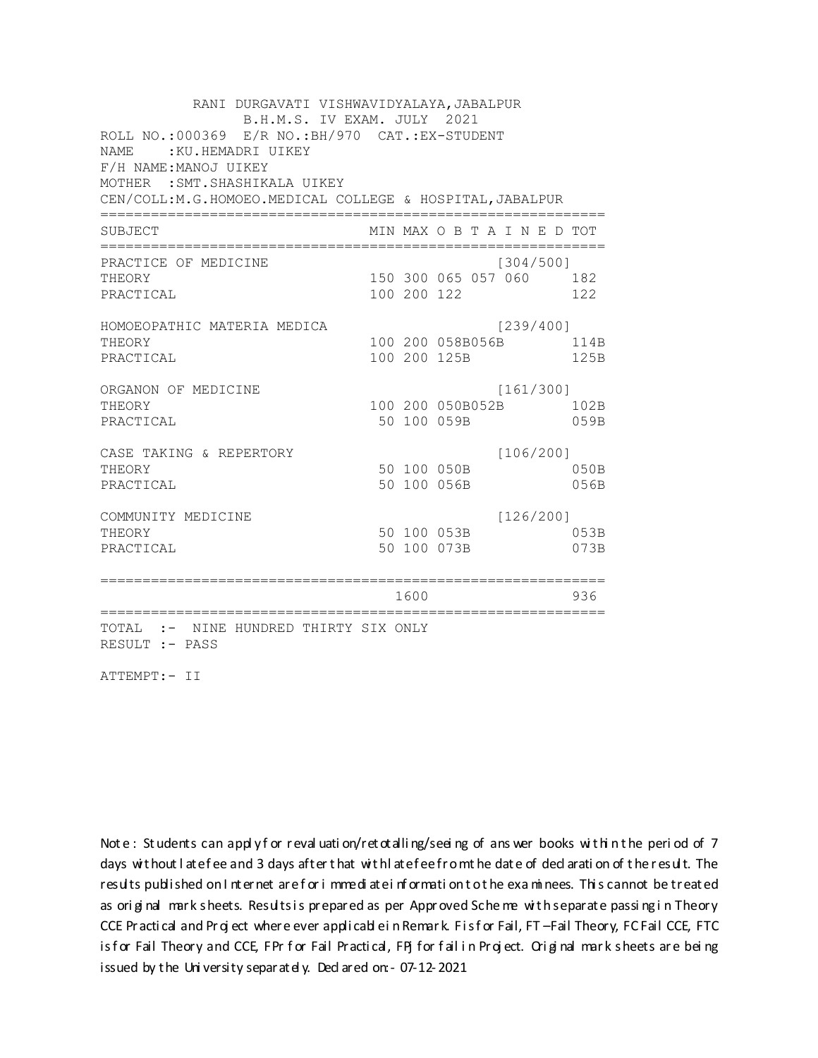RANI DURGAVATI VISHWAVIDYALAYA,JABALPUR
B.H.M.S. IV EXAM. JULY 2021

ROLL NO.:000369 E/R NO.:BH/970 CAT.:EX-STUDENT
NAME :KU.HEMADRI UIKEY
F/H NAME:MANOJ UIKEY
MOTHER :SMT.SHASHIKALA UIKEY
CEN/COLL:M.G.HOMOEO.MEDICAL COLLEGE & HOSPITAL,JABALPUR

| SUBJECT | MIN | MAX | O B T A I N E D | | | TOT |
|---|---|---|---|---|---|---|
| PRACTICE OF MEDICINE | | | | | [304/500] | |
| THEORY | 150 | 300 | 065 | 057 | 060 | 182 |
| PRACTICAL | 100 | 200 | 122 | | | 122 |
| HOMOEOPATHIC MATERIA MEDICA | | | | | [239/400] | |
| THEORY | 100 | 200 | 058B | 056B | | 114B |
| PRACTICAL | 100 | 200 | 125B | | | 125B |
| ORGANON OF MEDICINE | | | | | [161/300] | |
| THEORY | 100 | 200 | 050B | 052B | | 102B |
| PRACTICAL | 50 | 100 | 059B | | | 059B |
| CASE TAKING & REPERTORY | | | | | [106/200] | |
| THEORY | 50 | 100 | 050B | | | 050B |
| PRACTICAL | 50 | 100 | 056B | | | 056B |
| COMMUNITY MEDICINE | | | | | [126/200] | |
| THEORY | 50 | 100 | 053B | | | 053B |
| PRACTICAL | 50 | 100 | 073B | | | 073B |
| | | 1600 | | | | 936 |

TOTAL :- NINE HUNDRED THIRTY SIX ONLY
RESULT :- PASS

ATTEMPT:- II

Note : Students can apply for revaluation/retotalling/seeing of answer books within the period of 7 days without late fee and 3 days after that with late fee from the date of declaration of the result. The results published on Internet are for immediate information to the examinees. This cannot be treated as original mark sheets. Results is prepared as per Approved Scheme with separate passing in Theory CCE Practical and Project where ever applicable in Remark. F is for Fail, FT –Fail Theory, FC Fail CCE, FTC is for Fail Theory and CCE, FPr for Fail Practical, FPj for fail in Project. Original mark sheets are being issued by the University separately. Declared on:- 07-12-2021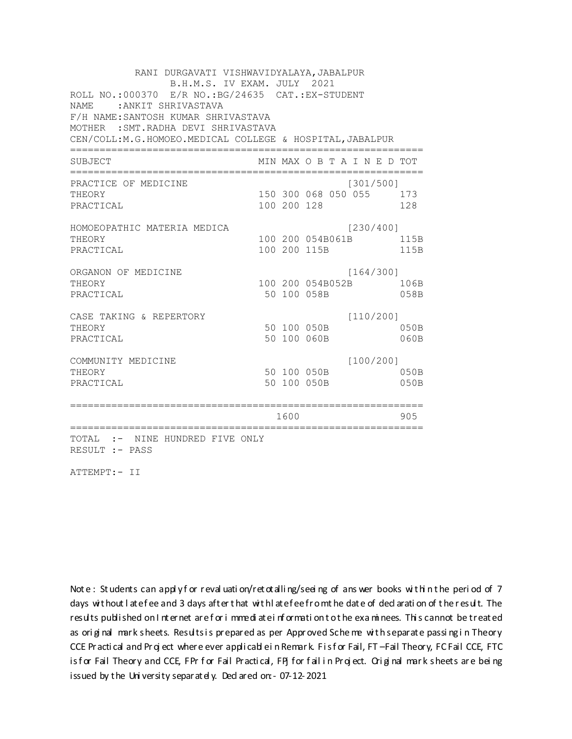RANI DURGAVATI VISHWAVIDYALAYA,JABALPUR
B.H.M.S. IV EXAM. JULY 2021

ROLL NO.:000370 E/R NO.:BG/24635 CAT.:EX-STUDENT
NAME :ANKIT SHRIVASTAVA
F/H NAME:SANTOSH KUMAR SHRIVASTAVA
MOTHER :SMT.RADHA DEVI SHRIVASTAVA
CEN/COLL:M.G.HOMOEO.MEDICAL COLLEGE & HOSPITAL,JABALPUR

| SUBJECT | MIN | MAX | O B T A I N E D | TOT |
|---|---|---|---|---|
| PRACTICE OF MEDICINE | | | [301/500] | |
| THEORY | 150 | 300 | 068 050 055 | 173 |
| PRACTICAL | 100 | 200 | 128 | 128 |
| HOMOEOPATHIC MATERIA MEDICA | | | [230/400] | |
| THEORY | 100 | 200 | 054B061B | 115B |
| PRACTICAL | 100 | 200 | 115B | 115B |
| ORGANON OF MEDICINE | | | [164/300] | |
| THEORY | 100 | 200 | 054B052B | 106B |
| PRACTICAL | 50 | 100 | 058B | 058B |
| CASE TAKING & REPERTORY | | | [110/200] | |
| THEORY | 50 | 100 | 050B | 050B |
| PRACTICAL | 50 | 100 | 060B | 060B |
| COMMUNITY MEDICINE | | | [100/200] | |
| THEORY | 50 | 100 | 050B | 050B |
| PRACTICAL | 50 | 100 | 050B | 050B |
| | | 1600 | | 905 |

TOTAL :- NINE HUNDRED FIVE ONLY
RESULT :- PASS

ATTEMPT:- II

Note : Students can apply for revaluation/retotalling/seeing of answer books within the period of 7 days without late fee and 3 days after that with late fee from the date of declaration of the result. The results published on Internet are for immediate information to the examinees. This cannot be treated as original mark sheets. Results is prepared as per Approved Scheme with separate passing in Theory CCE Practical and Project where ever applicable in Remark. F is for Fail, FT –Fail Theory, FC Fail CCE, FTC is for Fail Theory and CCE, FPr for Fail Practical, FPJ for fail in Project. Original mark sheets are being issued by the University separately. Declared on:- 07-12-2021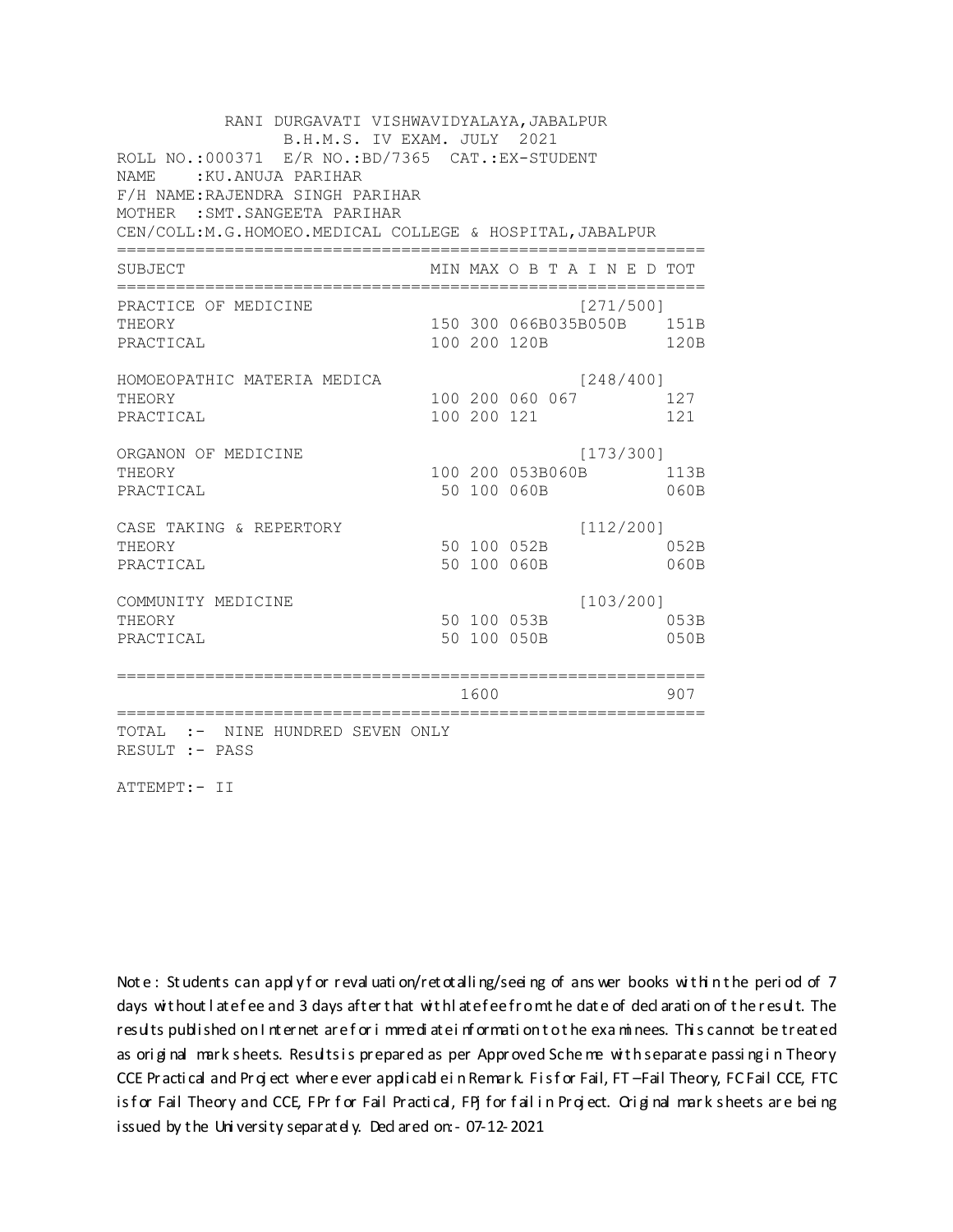RANI DURGAVATI VISHWAVIDYALAYA,JABALPUR
B.H.M.S. IV EXAM. JULY 2021

ROLL NO.:000371 E/R NO.:BD/7365 CAT.:EX-STUDENT
NAME :KU.ANUJA PARIHAR
F/H NAME:RAJENDRA SINGH PARIHAR
MOTHER :SMT.SANGEETA PARIHAR
CEN/COLL:M.G.HOMOEO.MEDICAL COLLEGE & HOSPITAL,JABALPUR

| SUBJECT | MIN | MAX | O B T A I N E D | TOT |
|---|---|---|---|---|
| PRACTICE OF MEDICINE | | | [271/500] | |
| THEORY | 150 | 300 | 066B035B050B | 151B |
| PRACTICAL | 100 | 200 | 120B | 120B |
| HOMOEOPATHIC MATERIA MEDICA | | | [248/400] | |
| THEORY | 100 | 200 | 060 067 | 127 |
| PRACTICAL | 100 | 200 | 121 | 121 |
| ORGANON OF MEDICINE | | | [173/300] | |
| THEORY | 100 | 200 | 053B060B | 113B |
| PRACTICAL | 50 | 100 | 060B | 060B |
| CASE TAKING & REPERTORY | | | [112/200] | |
| THEORY | 50 | 100 | 052B | 052B |
| PRACTICAL | 50 | 100 | 060B | 060B |
| COMMUNITY MEDICINE | | | [103/200] | |
| THEORY | 50 | 100 | 053B | 053B |
| PRACTICAL | 50 | 100 | 050B | 050B |
| | | 1600 | | 907 |

TOTAL :- NINE HUNDRED SEVEN ONLY
RESULT :- PASS

ATTEMPT:- II

Note : Students can apply for revaluation/retotalling/seeing of answer books within the period of 7 days without late fee and 3 days after that with late fee from the date of declaration of the result. The results published on Internet are for immediate information to the examinees. This cannot be treated as original mark sheets. Results is prepared as per Approved Scheme with separate passing in Theory CCE Practical and Project where ever applicable in Remark. F is for Fail, FT –Fail Theory, FC Fail CCE, FTC is for Fail Theory and CCE, FPr for Fail Practical, FPJ for fail in Project. Original mark sheets are being issued by the University separately. Declared on:- 07-12-2021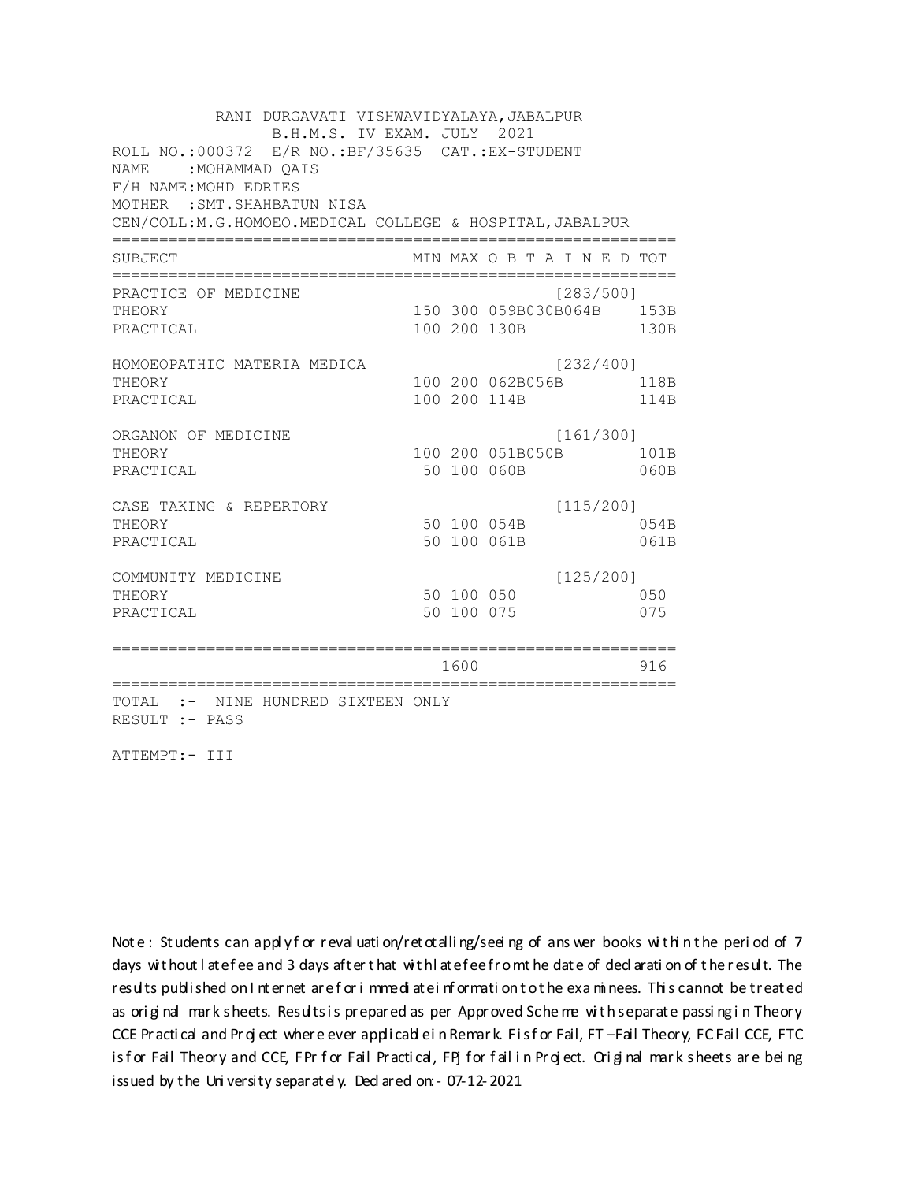RANI DURGAVATI VISHWAVIDYALAYA,JABALPUR
B.H.M.S. IV EXAM. JULY 2021

ROLL NO.:000372 E/R NO.:BF/35635 CAT.:EX-STUDENT
NAME :MOHAMMAD QAIS
F/H NAME:MOHD EDRIES
MOTHER :SMT.SHAHBATUN NISA
CEN/COLL:M.G.HOMOEO.MEDICAL COLLEGE & HOSPITAL,JABALPUR

| SUBJECT | MIN | MAX | O B T A I N E D | TOT |
|---|---|---|---|---|
| PRACTICE OF MEDICINE | | | [283/500] | |
| THEORY | 150 | 300 | 059B030B064B | 153B |
| PRACTICAL | 100 | 200 | 130B | 130B |
| HOMOEOPATHIC MATERIA MEDICA | | | [232/400] | |
| THEORY | 100 | 200 | 062B056B | 118B |
| PRACTICAL | 100 | 200 | 114B | 114B |
| ORGANON OF MEDICINE | | | [161/300] | |
| THEORY | 100 | 200 | 051B050B | 101B |
| PRACTICAL | 50 | 100 | 060B | 060B |
| CASE TAKING & REPERTORY | | | [115/200] | |
| THEORY | 50 | 100 | 054B | 054B |
| PRACTICAL | 50 | 100 | 061B | 061B |
| COMMUNITY MEDICINE | | | [125/200] | |
| THEORY | 50 | 100 | 050 | 050 |
| PRACTICAL | 50 | 100 | 075 | 075 |
| | | 1600 | | 916 |

TOTAL :- NINE HUNDRED SIXTEEN ONLY
RESULT :- PASS

ATTEMPT:- III

Note : Students can apply for revaluation/retotalling/seeing of answer books within the period of 7 days without late fee and 3 days after that with late fee from the date of declaration of the result. The results published on Internet are for immediate information to the examinees. This cannot be treated as original mark sheets. Results is prepared as per Approved Scheme with separate passing in Theory CCE Practical and Project where ever applicable in Remark. F is for Fail, FT –Fail Theory, FC Fail CCE, FTC is for Fail Theory and CCE, FPr for Fail Practical, FPJ for fail in Project. Original mark sheets are being issued by the University separately. Declared on:- 07-12-2021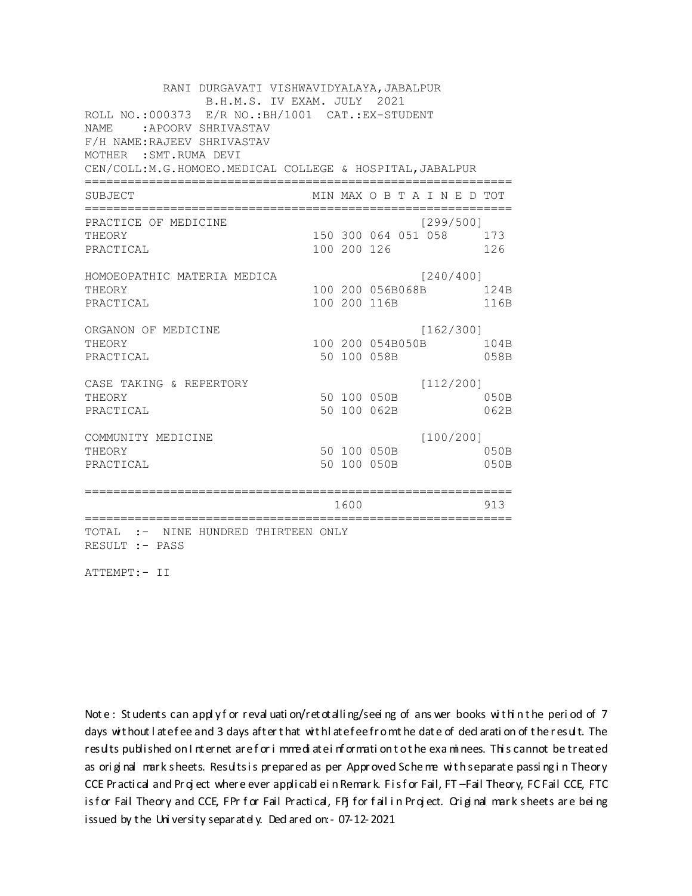RANI DURGAVATI VISHWAVIDYALAYA,JABALPUR
B.H.M.S. IV EXAM. JULY 2021

ROLL NO.:000373 E/R NO.:BH/1001 CAT.:EX-STUDENT
NAME :APOORV SHRIVASTAV
F/H NAME:RAJEEV SHRIVASTAV
MOTHER :SMT.RUMA DEVI
CEN/COLL:M.G.HOMOEO.MEDICAL COLLEGE & HOSPITAL,JABALPUR

| SUBJECT | MIN | MAX | O B T A I N E D | TOT |
|---|---|---|---|---|
| PRACTICE OF MEDICINE | | | [299/500] | |
| THEORY | 150 | 300 | 064 051 058 | 173 |
| PRACTICAL | 100 | 200 | 126 | 126 |
| HOMOEOPATHIC MATERIA MEDICA | | | [240/400] | |
| THEORY | 100 | 200 | 056B068B | 124B |
| PRACTICAL | 100 | 200 | 116B | 116B |
| ORGANON OF MEDICINE | | | [162/300] | |
| THEORY | 100 | 200 | 054B050B | 104B |
| PRACTICAL | 50 | 100 | 058B | 058B |
| CASE TAKING & REPERTORY | | | [112/200] | |
| THEORY | 50 | 100 | 050B | 050B |
| PRACTICAL | 50 | 100 | 062B | 062B |
| COMMUNITY MEDICINE | | | [100/200] | |
| THEORY | 50 | 100 | 050B | 050B |
| PRACTICAL | 50 | 100 | 050B | 050B |
| | | 1600 | | 913 |

TOTAL :- NINE HUNDRED THIRTEEN ONLY
RESULT :- PASS

ATTEMPT:- II

Note : Students can apply for revaluation/retotalling/seeing of answer books within the period of 7 days without late fee and 3 days after that with late fee from the date of declaration of the result. The results published on Internet are for immediate information to the examinees. This cannot be treated as original mark sheets. Results is prepared as per Approved Scheme with separate passing in Theory CCE Practical and Project where ever applicable in Remark. F is for Fail, FT –Fail Theory, FC Fail CCE, FTC is for Fail Theory and CCE, FPr for Fail Practical, FPj for fail in Project. Original mark sheets are being issued by the University separately. Declared on:- 07-12-2021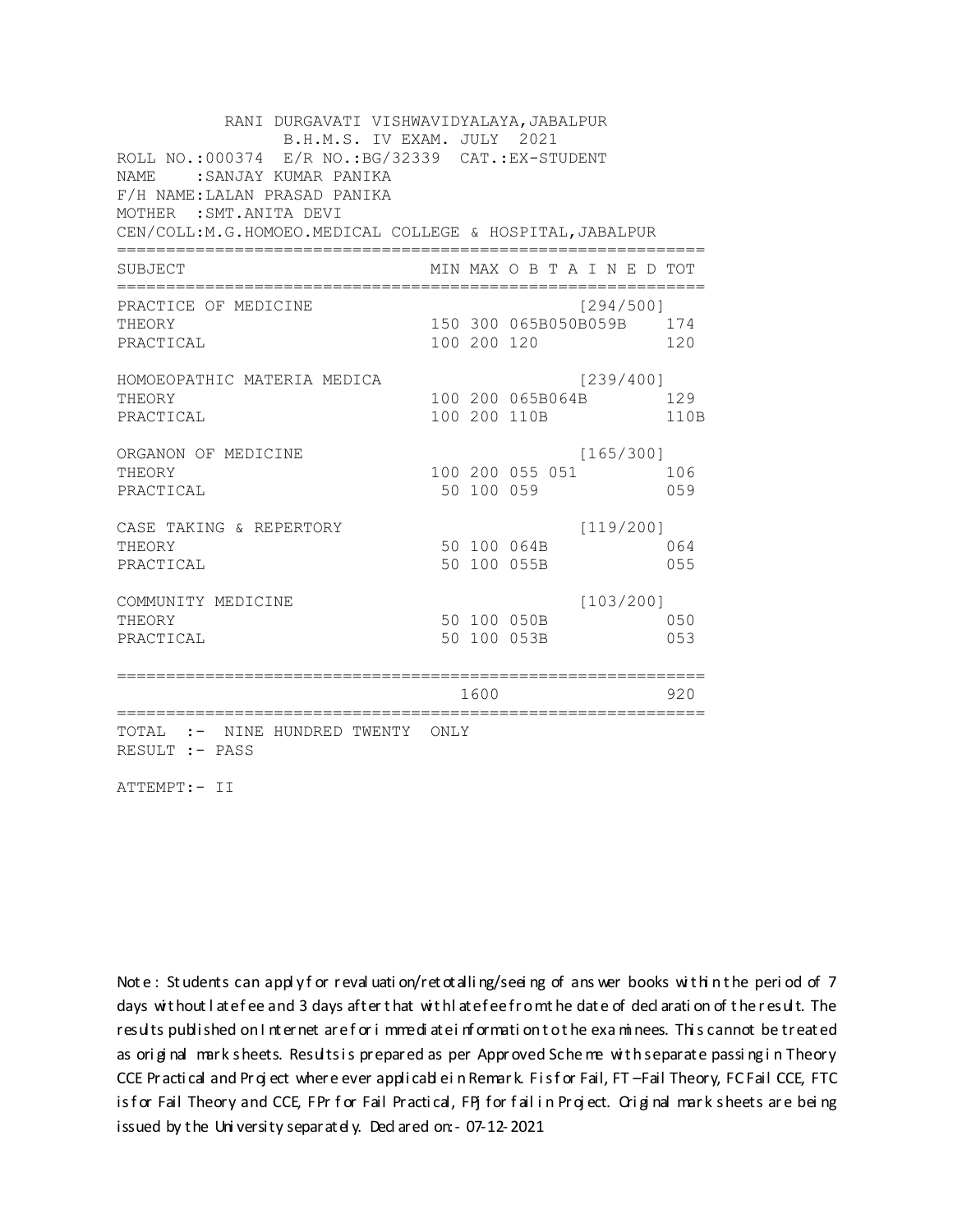RANI DURGAVATI VISHWAVIDYALAYA,JABALPUR
B.H.M.S. IV EXAM. JULY 2021

ROLL NO.:000374 E/R NO.:BG/32339 CAT.:EX-STUDENT
NAME :SANJAY KUMAR PANIKA
F/H NAME:LALAN PRASAD PANIKA
MOTHER :SMT.ANITA DEVI
CEN/COLL:M.G.HOMOEO.MEDICAL COLLEGE & HOSPITAL,JABALPUR

| SUBJECT | MIN | MAX | O B T A I N E D | TOT |
|---|---|---|---|---|
| PRACTICE OF MEDICINE | | | [294/500] | |
| THEORY | 150 | 300 | 065B050B059B | 174 |
| PRACTICAL | 100 | 200 | 120 | 120 |
| HOMOEOPATHIC MATERIA MEDICA | | | [239/400] | |
| THEORY | 100 | 200 | 065B064B | 129 |
| PRACTICAL | 100 | 200 | 110B | 110B |
| ORGANON OF MEDICINE | | | [165/300] | |
| THEORY | 100 | 200 | 055 051 | 106 |
| PRACTICAL | 50 | 100 | 059 | 059 |
| CASE TAKING & REPERTORY | | | [119/200] | |
| THEORY | 50 | 100 | 064B | 064 |
| PRACTICAL | 50 | 100 | 055B | 055 |
| COMMUNITY MEDICINE | | | [103/200] | |
| THEORY | 50 | 100 | 050B | 050 |
| PRACTICAL | 50 | 100 | 053B | 053 |
| | | 1600 | | 920 |

TOTAL :- NINE HUNDRED TWENTY ONLY
RESULT :- PASS

ATTEMPT:- II

Note : Students can apply for revaluation/retotalling/seeing of answer books within the period of 7 days without late fee and 3 days after that with late fee from the date of declaration of the result. The results published on Internet are for immediate information to the examinees. This cannot be treated as original mark sheets. Results is prepared as per Approved Scheme with separate passing in Theory CCE Practical and Project where ever applicable in Remark. F is for Fail, FT –Fail Theory, FC Fail CCE, FTC is for Fail Theory and CCE, FPr for Fail Practical, FPJ for fail in Project. Original mark sheets are being issued by the University separately. Declared on:- 07-12-2021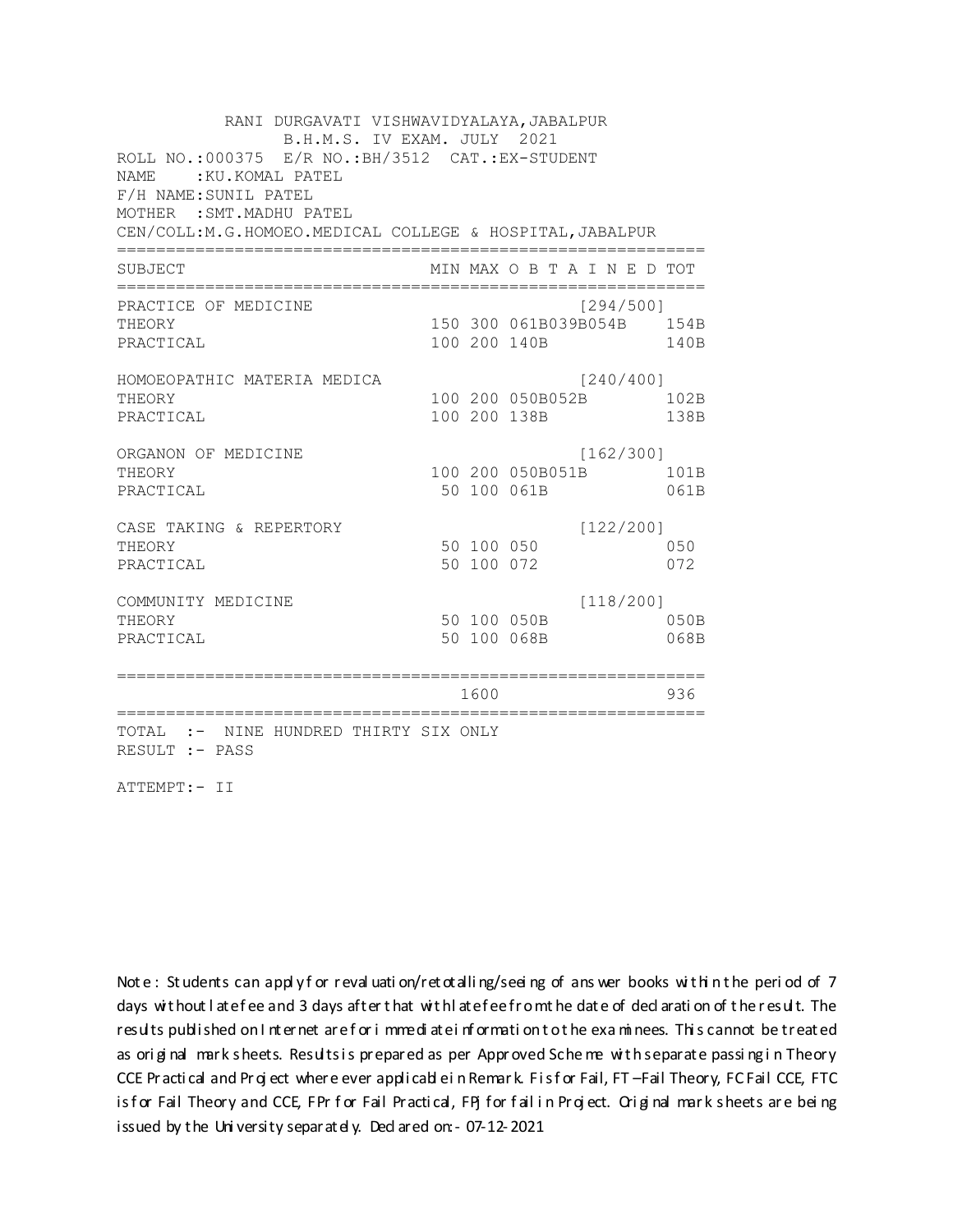RANI DURGAVATI VISHWAVIDYALAYA,JABALPUR
B.H.M.S. IV EXAM. JULY 2021

ROLL NO.:000375 E/R NO.:BH/3512 CAT.:EX-STUDENT
NAME :KU.KOMAL PATEL
F/H NAME:SUNIL PATEL
MOTHER :SMT.MADHU PATEL
CEN/COLL:M.G.HOMOEO.MEDICAL COLLEGE & HOSPITAL,JABALPUR

| SUBJECT | MIN | MAX | O B T A I N E D | TOT |
|---|---|---|---|---|
| PRACTICE OF MEDICINE | | | [294/500] | |
| THEORY | 150 | 300 | 061B039B054B | 154B |
| PRACTICAL | 100 | 200 | 140B | 140B |
| HOMOEOPATHIC MATERIA MEDICA | | | [240/400] | |
| THEORY | 100 | 200 | 050B052B | 102B |
| PRACTICAL | 100 | 200 | 138B | 138B |
| ORGANON OF MEDICINE | | | [162/300] | |
| THEORY | 100 | 200 | 050B051B | 101B |
| PRACTICAL | 50 | 100 | 061B | 061B |
| CASE TAKING & REPERTORY | | | [122/200] | |
| THEORY | 50 | 100 | 050 | 050 |
| PRACTICAL | 50 | 100 | 072 | 072 |
| COMMUNITY MEDICINE | | | [118/200] | |
| THEORY | 50 | 100 | 050B | 050B |
| PRACTICAL | 50 | 100 | 068B | 068B |
| | | 1600 | | 936 |

TOTAL :- NINE HUNDRED THIRTY SIX ONLY
RESULT :- PASS

ATTEMPT:- II

Note : Students can apply for revaluation/retotalling/seeing of answer books within the period of 7 days without late fee and 3 days after that with late fee from the date of declaration of the result. The results published on Internet are for immediate information to the examinees. This cannot be treated as original mark sheets. Results is prepared as per Approved Scheme with separate passing in Theory CCE Practical and Project where ever applicable in Remark. F is for Fail, FT –Fail Theory, FC Fail CCE, FTC is for Fail Theory and CCE, FPr for Fail Practical, FPJ for fail in Project. Original mark sheets are being issued by the University separately. Declared on:- 07-12-2021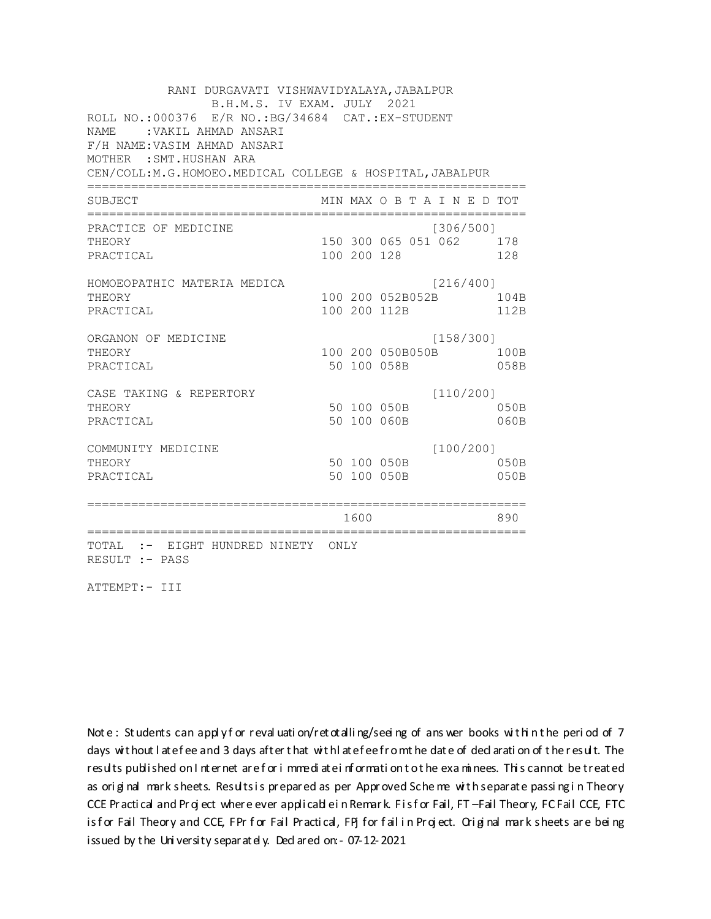RANI DURGAVATI VISHWAVIDYALAYA,JABALPUR
B.H.M.S. IV EXAM. JULY 2021

ROLL NO.:000376 E/R NO.:BG/34684 CAT.:EX-STUDENT
NAME :VAKIL AHMAD ANSARI
F/H NAME:VASIM AHMAD ANSARI
MOTHER :SMT.HUSHAN ARA
CEN/COLL:M.G.HOMOEO.MEDICAL COLLEGE & HOSPITAL,JABALPUR

| SUBJECT | MIN | MAX | O B T A I N E D | | | TOT |
|---|---|---|---|---|---|---|
| PRACTICE OF MEDICINE | | | | | [306/500] | |
| THEORY | 150 | 300 | 065 | 051 | 062 | 178 |
| PRACTICAL | 100 | 200 | 128 | | | 128 |
| HOMOEOPATHIC MATERIA MEDICA | | | | | [216/400] | |
| THEORY | 100 | 200 | 052B | 052B | | 104B |
| PRACTICAL | 100 | 200 | 112B | | | 112B |
| ORGANON OF MEDICINE | | | | | [158/300] | |
| THEORY | 100 | 200 | 050B | 050B | | 100B |
| PRACTICAL | 50 | 100 | 058B | | | 058B |
| CASE TAKING & REPERTORY | | | | | [110/200] | |
| THEORY | 50 | 100 | 050B | | | 050B |
| PRACTICAL | 50 | 100 | 060B | | | 060B |
| COMMUNITY MEDICINE | | | | | [100/200] | |
| THEORY | 50 | 100 | 050B | | | 050B |
| PRACTICAL | 50 | 100 | 050B | | | 050B |
| | | 1600 | | | | 890 |

TOTAL :- EIGHT HUNDRED NINETY ONLY
RESULT :- PASS

ATTEMPT:- III

Note : Students can apply for revaluation/retotalling/seeing of answer books within the period of 7 days without late fee and 3 days after that with late fee from the date of declaration of the result. The results published on Internet are for immediate information to the examinees. This cannot be treated as original mark sheets. Results is prepared as per Approved Scheme with separate passing in Theory CCE Practical and Project where ever applicable in Remark. F is for Fail, FT –Fail Theory, FC Fail CCE, FTC is for Fail Theory and CCE, FPr for Fail Practical, FPj for fail in Project. Original mark sheets are being issued by the University separately. Declared on:- 07-12-2021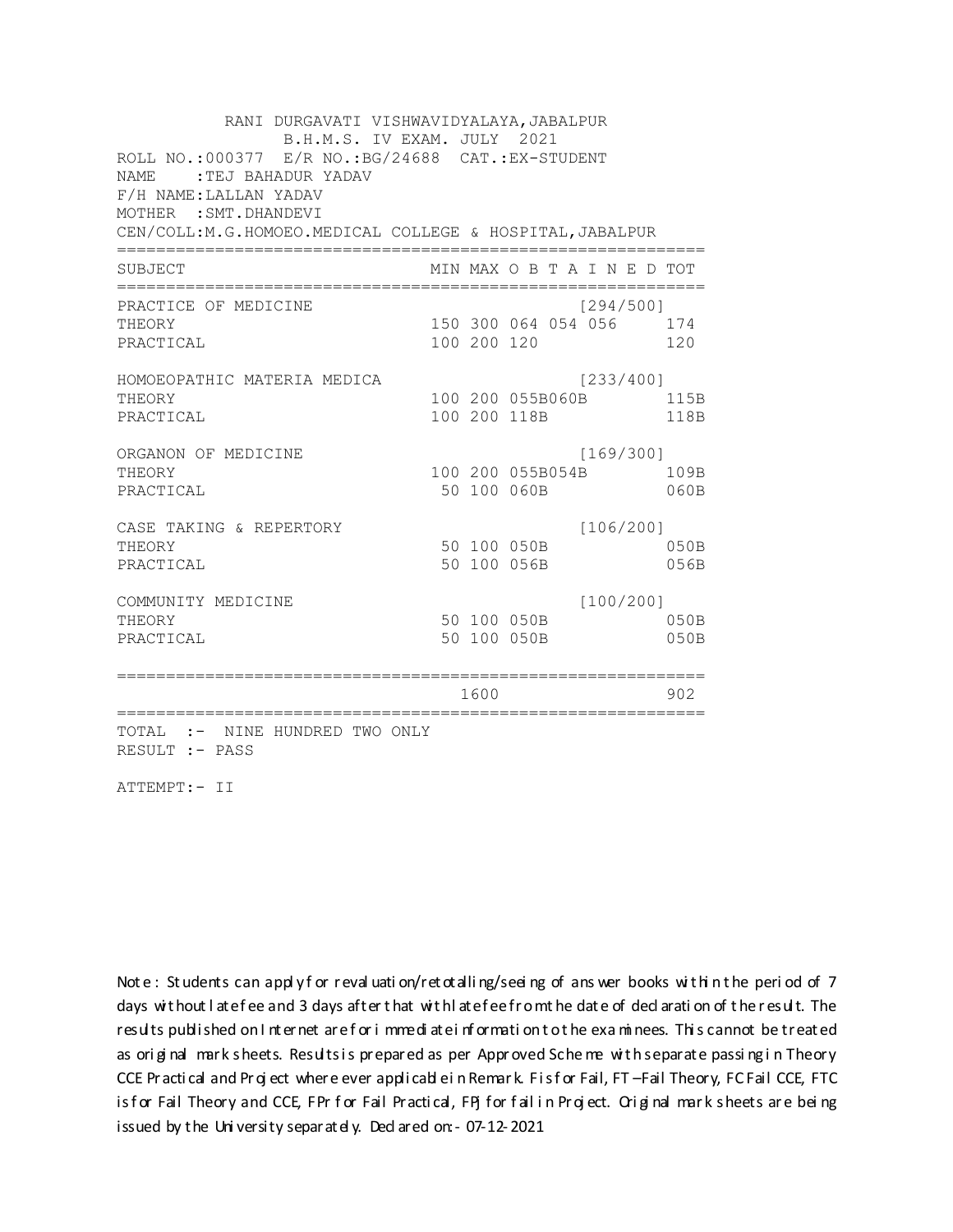RANI DURGAVATI VISHWAVIDYALAYA,JABALPUR
B.H.M.S. IV EXAM. JULY 2021

ROLL NO.:000377 E/R NO.:BG/24688 CAT.:EX-STUDENT
NAME :TEJ BAHADUR YADAV
F/H NAME:LALLAN YADAV
MOTHER :SMT.DHANDEVI
CEN/COLL:M.G.HOMOEO.MEDICAL COLLEGE & HOSPITAL,JABALPUR

| SUBJECT | MIN | MAX | O B T A I N E D | | | TOT |
|---|---|---|---|---|---|---|
| PRACTICE OF MEDICINE | | | [294/500] | | | |
| THEORY | 150 | 300 | 064 | 054 | 056 | 174 |
| PRACTICAL | 100 | 200 | 120 | | | 120 |
| HOMOEOPATHIC MATERIA MEDICA | | | [233/400] | | | |
| THEORY | 100 | 200 | 055B | 060B | | 115B |
| PRACTICAL | 100 | 200 | 118B | | | 118B |
| ORGANON OF MEDICINE | | | [169/300] | | | |
| THEORY | 100 | 200 | 055B | 054B | | 109B |
| PRACTICAL | 50 | 100 | 060B | | | 060B |
| CASE TAKING & REPERTORY | | | [106/200] | | | |
| THEORY | 50 | 100 | 050B | | | 050B |
| PRACTICAL | 50 | 100 | 056B | | | 056B |
| COMMUNITY MEDICINE | | | [100/200] | | | |
| THEORY | 50 | 100 | 050B | | | 050B |
| PRACTICAL | 50 | 100 | 050B | | | 050B |
| | | 1600 | | | | 902 |

TOTAL :- NINE HUNDRED TWO ONLY
RESULT :- PASS

ATTEMPT:- II

Note : Students can apply for revaluation/retotalling/seeing of answer books within the period of 7 days without late fee and 3 days after that with late fee from the date of declaration of the result. The results published on Internet are for immediate information to the examinees. This cannot be treated as original mark sheets. Results is prepared as per Approved Scheme with separate passing in Theory CCE Practical and Project where ever applicable in Remark. F is for Fail, FT –Fail Theory, FC Fail CCE, FTC is for Fail Theory and CCE, FPr for Fail Practical, FPJ for fail in Project. Original mark sheets are being issued by the University separately. Declared on:- 07-12-2021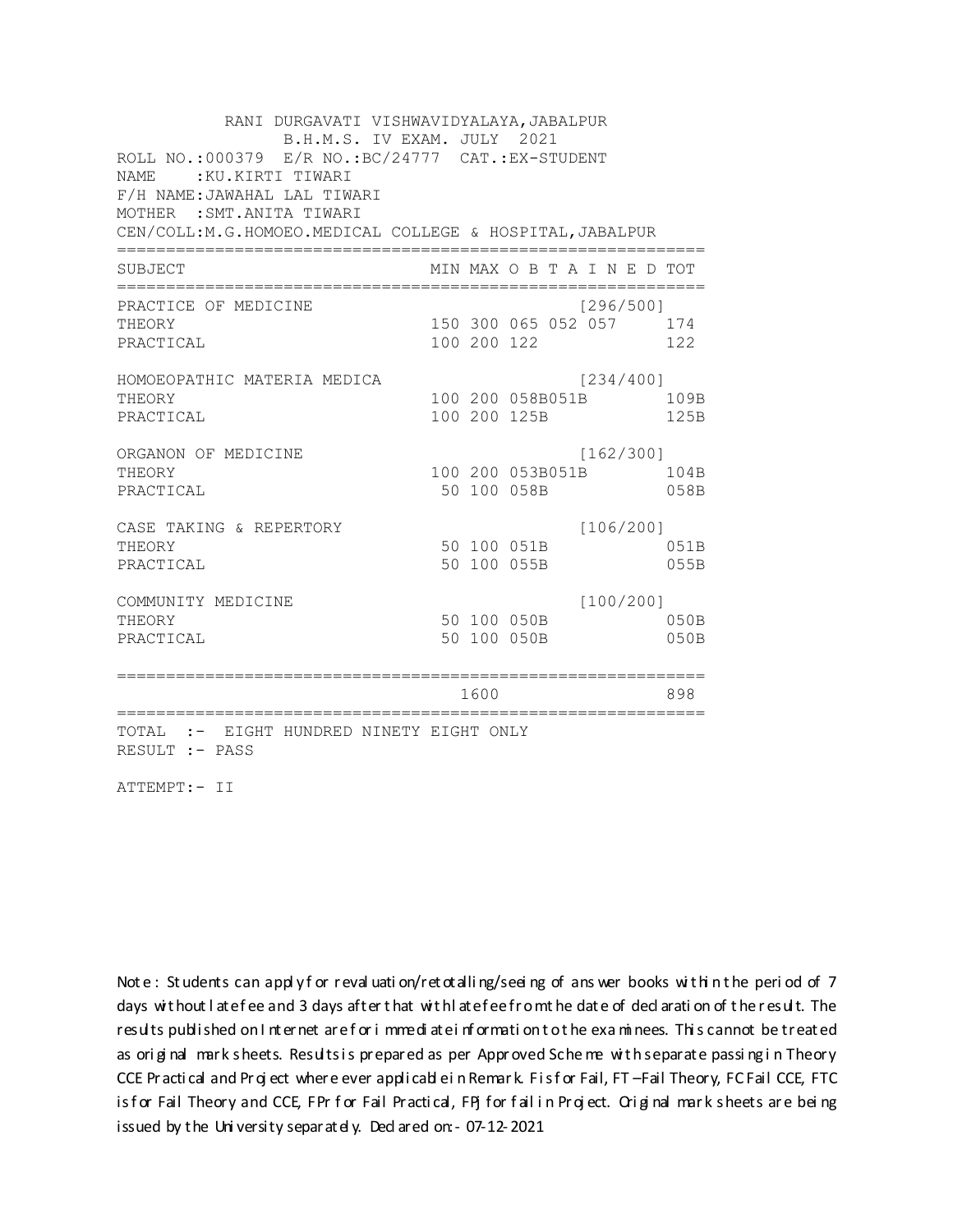RANI DURGAVATI VISHWAVIDYALAYA,JABALPUR
B.H.M.S. IV EXAM. JULY 2021

ROLL NO.:000379 E/R NO.:BC/24777 CAT.:EX-STUDENT
NAME :KU.KIRTI TIWARI
F/H NAME:JAWAHAL LAL TIWARI
MOTHER :SMT.ANITA TIWARI
CEN/COLL:M.G.HOMOEO.MEDICAL COLLEGE & HOSPITAL,JABALPUR

| SUBJECT | MIN | MAX | O B T A I N E D | | | TOT |
|---|---|---|---|---|---|---|
| PRACTICE OF MEDICINE | | | | | [296/500] | |
| THEORY | 150 | 300 | 065 | 052 | 057 | 174 |
| PRACTICAL | 100 | 200 | 122 | | | 122 |
| HOMOEOPATHIC MATERIA MEDICA | | | | | [234/400] | |
| THEORY | 100 | 200 | 058B | 051B | | 109B |
| PRACTICAL | 100 | 200 | 125B | | | 125B |
| ORGANON OF MEDICINE | | | | | [162/300] | |
| THEORY | 100 | 200 | 053B | 051B | | 104B |
| PRACTICAL | 50 | 100 | 058B | | | 058B |
| CASE TAKING & REPERTORY | | | | | [106/200] | |
| THEORY | 50 | 100 | 051B | | | 051B |
| PRACTICAL | 50 | 100 | 055B | | | 055B |
| COMMUNITY MEDICINE | | | | | [100/200] | |
| THEORY | 50 | 100 | 050B | | | 050B |
| PRACTICAL | 50 | 100 | 050B | | | 050B |
| | | 1600 | | | | 898 |

TOTAL :- EIGHT HUNDRED NINETY EIGHT ONLY
RESULT :- PASS

ATTEMPT:- II

Note : Students can apply for revaluation/retotalling/seeing of answer books within the period of 7 days without late fee and 3 days after that with late fee from the date of declaration of the result. The results published on Internet are for immediate information to the examinees. This cannot be treated as original mark sheets. Results is prepared as per Approved Scheme with separate passing in Theory CCE Practical and Project where ever applicable in Remark. F is for Fail, FT –Fail Theory, FC Fail CCE, FTC is for Fail Theory and CCE, FPr for Fail Practical, FPj for fail in Project. Original mark sheets are being issued by the University separately. Declared on:- 07-12-2021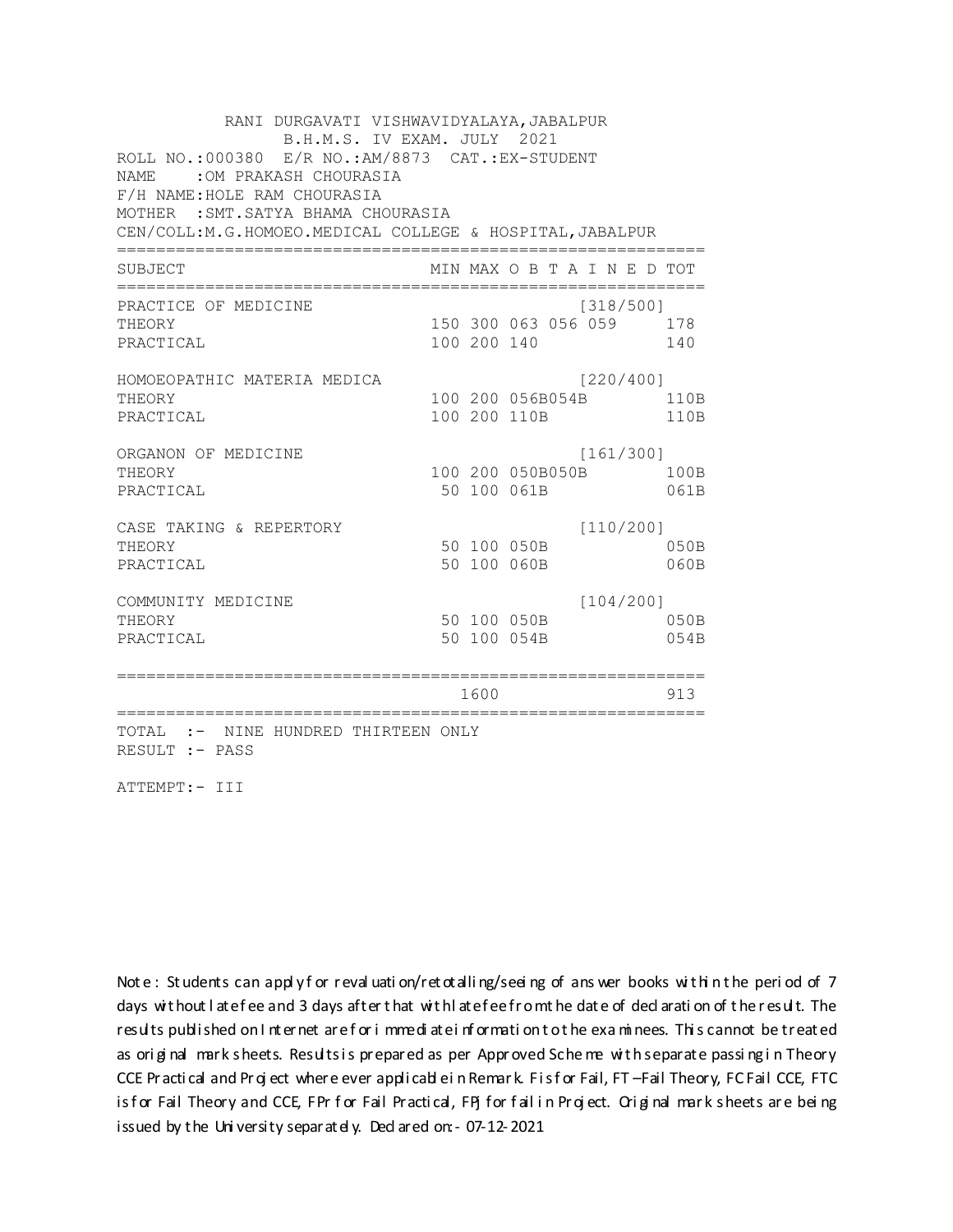RANI DURGAVATI VISHWAVIDYALAYA,JABALPUR
B.H.M.S. IV EXAM. JULY 2021

ROLL NO.:000380 E/R NO.:AM/8873 CAT.:EX-STUDENT
NAME :OM PRAKASH CHOURASIA
F/H NAME:HOLE RAM CHOURASIA
MOTHER :SMT.SATYA BHAMA CHOURASIA
CEN/COLL:M.G.HOMOEO.MEDICAL COLLEGE & HOSPITAL,JABALPUR

| SUBJECT | MIN | MAX | O B T A I N E D | | | TOT |
|---|---|---|---|---|---|---|
| PRACTICE OF MEDICINE | | | [318/500] | | | |
| THEORY | 150 | 300 | 063 | 056 | 059 | 178 |
| PRACTICAL | 100 | 200 | 140 | | | 140 |
| HOMOEOPATHIC MATERIA MEDICA | | | [220/400] | | | |
| THEORY | 100 | 200 | 056B | 054B | | 110B |
| PRACTICAL | 100 | 200 | 110B | | | 110B |
| ORGANON OF MEDICINE | | | [161/300] | | | |
| THEORY | 100 | 200 | 050B | 050B | | 100B |
| PRACTICAL | 50 | 100 | 061B | | | 061B |
| CASE TAKING & REPERTORY | | | [110/200] | | | |
| THEORY | 50 | 100 | 050B | | | 050B |
| PRACTICAL | 50 | 100 | 060B | | | 060B |
| COMMUNITY MEDICINE | | | [104/200] | | | |
| THEORY | 50 | 100 | 050B | | | 050B |
| PRACTICAL | 50 | 100 | 054B | | | 054B |
| | | 1600 | | | | 913 |

TOTAL :- NINE HUNDRED THIRTEEN ONLY
RESULT :- PASS

ATTEMPT:- III

Note : Students can apply for revaluation/retotalling/seeing of answer books within the period of 7 days without late fee and 3 days after that with late fee from the date of declaration of the result. The results published on Internet are for immediate information to the examinees. This cannot be treated as original mark sheets. Results is prepared as per Approved Scheme with separate passing in Theory CCE Practical and Project where ever applicable in Remark. F is for Fail, FT –Fail Theory, FC Fail CCE, FTC is for Fail Theory and CCE, FPr for Fail Practical, FPJ for fail in Project. Original mark sheets are being issued by the University separately. Declared on:- 07-12-2021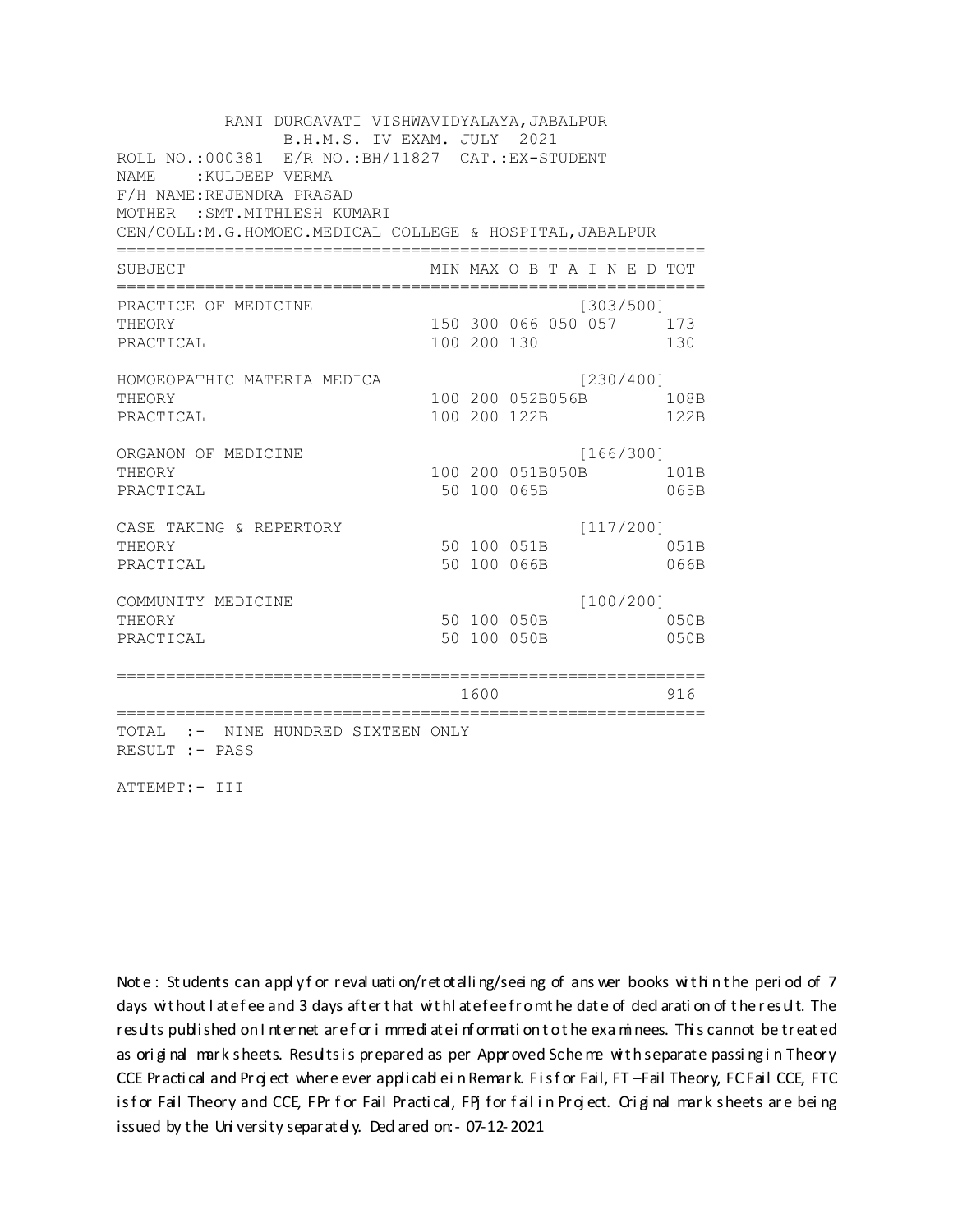RANI DURGAVATI VISHWAVIDYALAYA,JABALPUR
B.H.M.S. IV EXAM. JULY 2021

ROLL NO.:000381 E/R NO.:BH/11827 CAT.:EX-STUDENT
NAME :KULDEEP VERMA
F/H NAME:REJENDRA PRASAD
MOTHER :SMT.MITHLESH KUMARI
CEN/COLL:M.G.HOMOEO.MEDICAL COLLEGE & HOSPITAL,JABALPUR

| SUBJECT | MIN | MAX | O B T A I N E D | | | TOT |
|---|---|---|---|---|---|---|
| PRACTICE OF MEDICINE | | | | | [303/500] | |
| THEORY | 150 | 300 | 066 | 050 | 057 | 173 |
| PRACTICAL | 100 | 200 | 130 | | | 130 |
| HOMOEOPATHIC MATERIA MEDICA | | | | | [230/400] | |
| THEORY | 100 | 200 | 052B | 056B | | 108B |
| PRACTICAL | 100 | 200 | 122B | | | 122B |
| ORGANON OF MEDICINE | | | | | [166/300] | |
| THEORY | 100 | 200 | 051B | 050B | | 101B |
| PRACTICAL | 50 | 100 | 065B | | | 065B |
| CASE TAKING & REPERTORY | | | | | [117/200] | |
| THEORY | 50 | 100 | 051B | | | 051B |
| PRACTICAL | 50 | 100 | 066B | | | 066B |
| COMMUNITY MEDICINE | | | | | [100/200] | |
| THEORY | 50 | 100 | 050B | | | 050B |
| PRACTICAL | 50 | 100 | 050B | | | 050B |
| | | 1600 | | | | 916 |

TOTAL :- NINE HUNDRED SIXTEEN ONLY
RESULT :- PASS

ATTEMPT:- III

Note : Students can apply for revaluation/retotalling/seeing of answer books within the period of 7 days without late fee and 3 days after that with late fee from the date of declaration of the result. The results published on Internet are for immediate information to the examinees. This cannot be treated as original mark sheets. Results is prepared as per Approved Scheme with separate passing in Theory CCE Practical and Project where ever applicable in Remark. F is for Fail, FT –Fail Theory, FC Fail CCE, FTC is for Fail Theory and CCE, FPr for Fail Practical, FPj for fail in Project. Original mark sheets are being issued by the University separately. Declared on:- 07-12-2021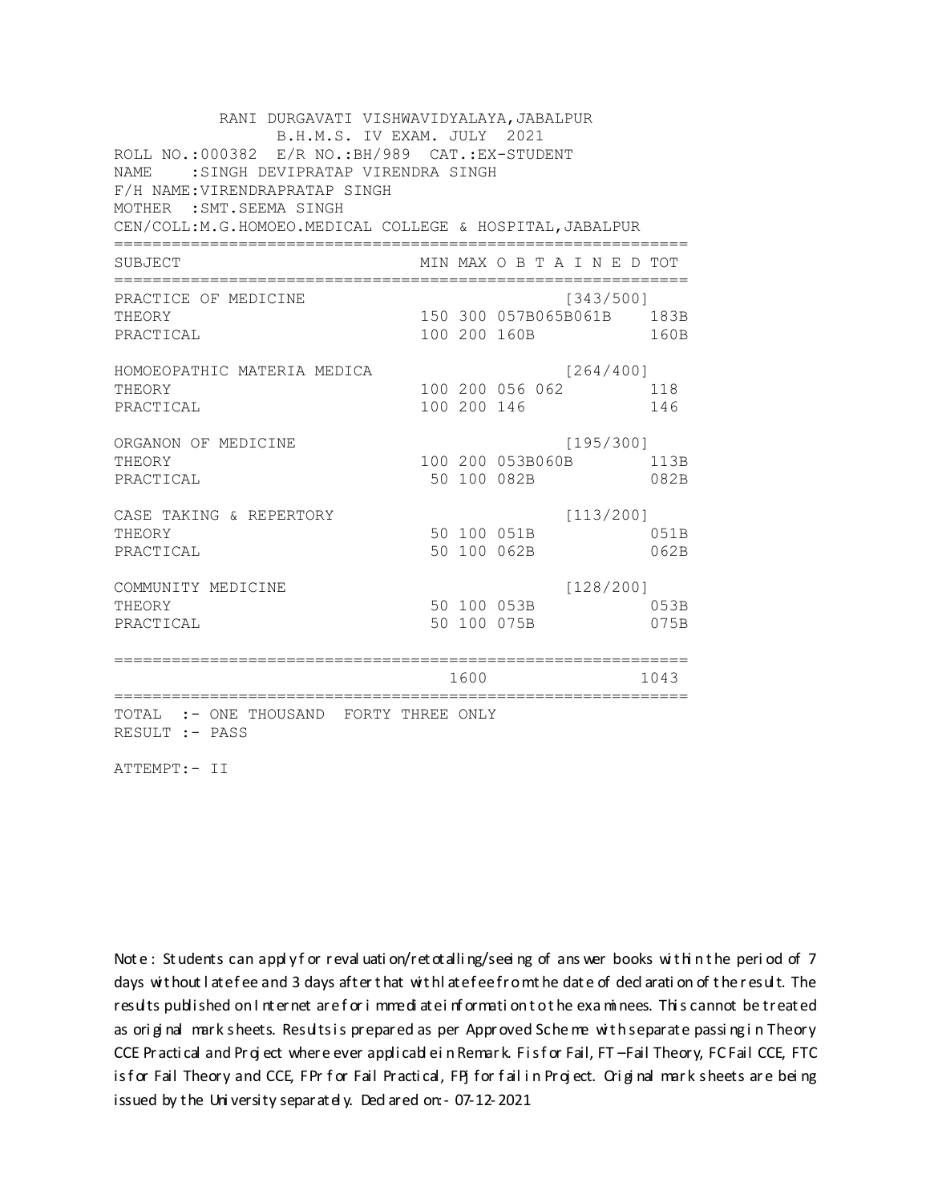RANI DURGAVATI VISHWAVIDYALAYA,JABALPUR
B.H.M.S. IV EXAM. JULY 2021

ROLL NO.:000382 E/R NO.:BH/989 CAT.:EX-STUDENT
NAME :SINGH DEVIPRATAP VIRENDRA SINGH
F/H NAME:VIRENDRAPRATAP SINGH
MOTHER :SMT.SEEMA SINGH
CEN/COLL:M.G.HOMOEO.MEDICAL COLLEGE & HOSPITAL,JABALPUR

| SUBJECT | MIN | MAX | O B T A I N E D | TOT |
|---|---|---|---|---|
| PRACTICE OF MEDICINE | | | [343/500] | |
| THEORY | 150 | 300 | 057B065B061B | 183B |
| PRACTICAL | 100 | 200 | 160B | 160B |
| HOMOEOPATHIC MATERIA MEDICA | | | [264/400] | |
| THEORY | 100 | 200 | 056 062 | 118 |
| PRACTICAL | 100 | 200 | 146 | 146 |
| ORGANON OF MEDICINE | | | [195/300] | |
| THEORY | 100 | 200 | 053B060B | 113B |
| PRACTICAL | 50 | 100 | 082B | 082B |
| CASE TAKING & REPERTORY | | | [113/200] | |
| THEORY | 50 | 100 | 051B | 051B |
| PRACTICAL | 50 | 100 | 062B | 062B |
| COMMUNITY MEDICINE | | | [128/200] | |
| THEORY | 50 | 100 | 053B | 053B |
| PRACTICAL | 50 | 100 | 075B | 075B |
| | | 1600 | | 1043 |

TOTAL :- ONE THOUSAND FORTY THREE ONLY
RESULT :- PASS

ATTEMPT:- II

Note : Students can apply for revaluation/retotalling/seeing of answer books within the period of 7 days without late fee and 3 days after that with late fee from the date of declaration of the result. The results published on Internet are for immediate information to the examinees. This cannot be treated as original mark sheets. Results is prepared as per Approved Scheme with separate passing in Theory CCE Practical and Project where ever applicable in Remark. F is for Fail, FT –Fail Theory, FC Fail CCE, FTC is for Fail Theory and CCE, FPr for Fail Practical, FPj for fail in Project. Original mark sheets are being issued by the University separately. Declared on:- 07-12-2021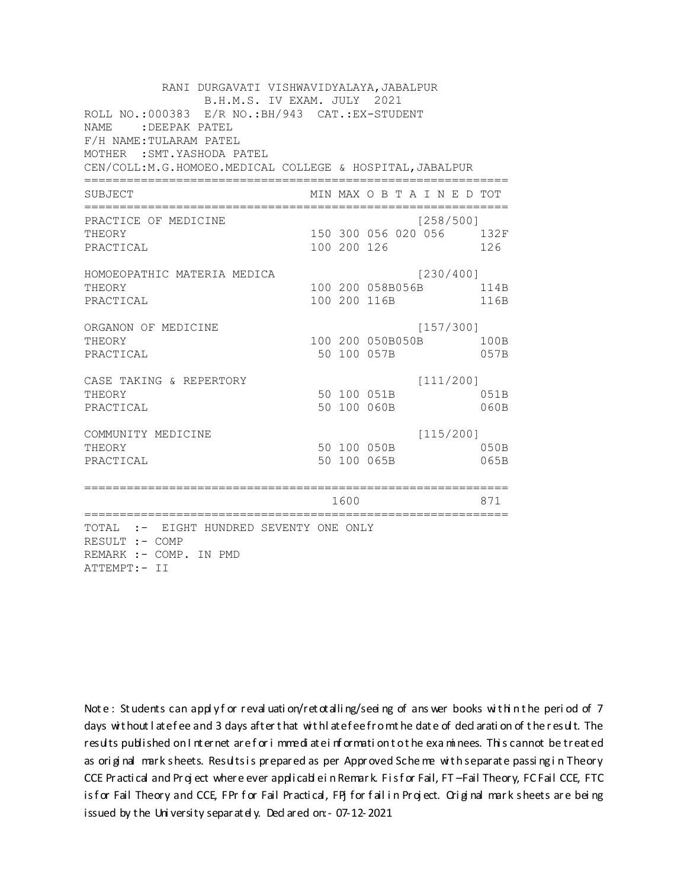RANI DURGAVATI VISHWAVIDYALAYA,JABALPUR
B.H.M.S. IV EXAM. JULY 2021

ROLL NO.:000383 E/R NO.:BH/943 CAT.:EX-STUDENT
NAME :DEEPAK PATEL
F/H NAME:TULARAM PATEL
MOTHER :SMT.YASHODA PATEL
CEN/COLL:M.G.HOMOEO.MEDICAL COLLEGE & HOSPITAL,JABALPUR

| SUBJECT | MIN | MAX | O B T A I N E D | | | TOT |
|---|---|---|---|---|---|---|
| PRACTICE OF MEDICINE | | | | | [258/500] | |
| THEORY | 150 | 300 | 056 | 020 | 056 | 132F |
| PRACTICAL | 100 | 200 | 126 | | | 126 |
| HOMOEOPATHIC MATERIA MEDICA | | | | | [230/400] | |
| THEORY | 100 | 200 | 058B | 056B | | 114B |
| PRACTICAL | 100 | 200 | 116B | | | 116B |
| ORGANON OF MEDICINE | | | | | [157/300] | |
| THEORY | 100 | 200 | 050B | 050B | | 100B |
| PRACTICAL | 50 | 100 | 057B | | | 057B |
| CASE TAKING & REPERTORY | | | | | [111/200] | |
| THEORY | 50 | 100 | 051B | | | 051B |
| PRACTICAL | 50 | 100 | 060B | | | 060B |
| COMMUNITY MEDICINE | | | | | [115/200] | |
| THEORY | 50 | 100 | 050B | | | 050B |
| PRACTICAL | 50 | 100 | 065B | | | 065B |
| | | 1600 | | | | 871 |

TOTAL :- EIGHT HUNDRED SEVENTY ONE ONLY
RESULT :- COMP
REMARK :- COMP. IN PMD
ATTEMPT:- II

Note : Students can apply for revaluation/retotalling/seeing of answer books within the period of 7 days without late fee and 3 days after that with late fee from the date of declaration of the result. The results published on Internet are for immediate information to the examinees. This cannot be treated as original mark sheets. Results is prepared as per Approved Scheme with separate passing in Theory CCE Practical and Project where ever applicable in Remark. F is for Fail, FT –Fail Theory, FC Fail CCE, FTC is for Fail Theory and CCE, FPr for Fail Practical, FPJ for fail in Project. Original mark sheets are being issued by the University separately. Declared on:- 07-12-2021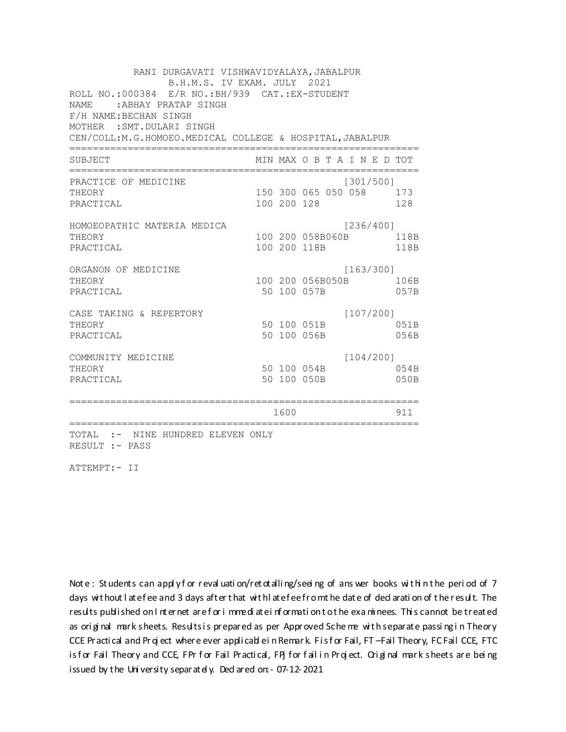RANI DURGAVATI VISHWAVIDYALAYA,JABALPUR
B.H.M.S. IV EXAM. JULY 2021

ROLL NO.:000384 E/R NO.:BH/939 CAT.:EX-STUDENT
NAME :ABHAY PRATAP SINGH
F/H NAME:BECHAN SINGH
MOTHER :SMT.DULARI SINGH
CEN/COLL:M.G.HOMOEO.MEDICAL COLLEGE & HOSPITAL,JABALPUR

| SUBJECT | MIN | MAX | O B T A I N E D | TOT |
|---|---|---|---|---|
| PRACTICE OF MEDICINE | | | [301/500] | |
| THEORY | 150 | 300 | 065 050 058 | 173 |
| PRACTICAL | 100 | 200 | 128 | 128 |
| HOMOEOPATHIC MATERIA MEDICA | | | [236/400] | |
| THEORY | 100 | 200 | 058B060B | 118B |
| PRACTICAL | 100 | 200 | 118B | 118B |
| ORGANON OF MEDICINE | | | [163/300] | |
| THEORY | 100 | 200 | 056B050B | 106B |
| PRACTICAL | 50 | 100 | 057B | 057B |
| CASE TAKING & REPERTORY | | | [107/200] | |
| THEORY | 50 | 100 | 051B | 051B |
| PRACTICAL | 50 | 100 | 056B | 056B |
| COMMUNITY MEDICINE | | | [104/200] | |
| THEORY | 50 | 100 | 054B | 054B |
| PRACTICAL | 50 | 100 | 050B | 050B |
| | | 1600 | | 911 |

TOTAL :- NINE HUNDRED ELEVEN ONLY
RESULT :- PASS

ATTEMPT:- II

Note : Students can apply for revaluation/retotalling/seeing of answer books within the period of 7 days without late fee and 3 days after that with late fee from the date of declaration of the result. The results published on Internet are for immediate information to the examinees. This cannot be treated as original mark sheets. Results is prepared as per Approved Scheme with separate passing in Theory CCE Practical and Project where ever applicable in Remark. F is for Fail, FT –Fail Theory, FC Fail CCE, FTC is for Fail Theory and CCE, FPr for Fail Practical, FPj for fail in Project. Original mark sheets are being issued by the University separately. Declared on:- 07-12-2021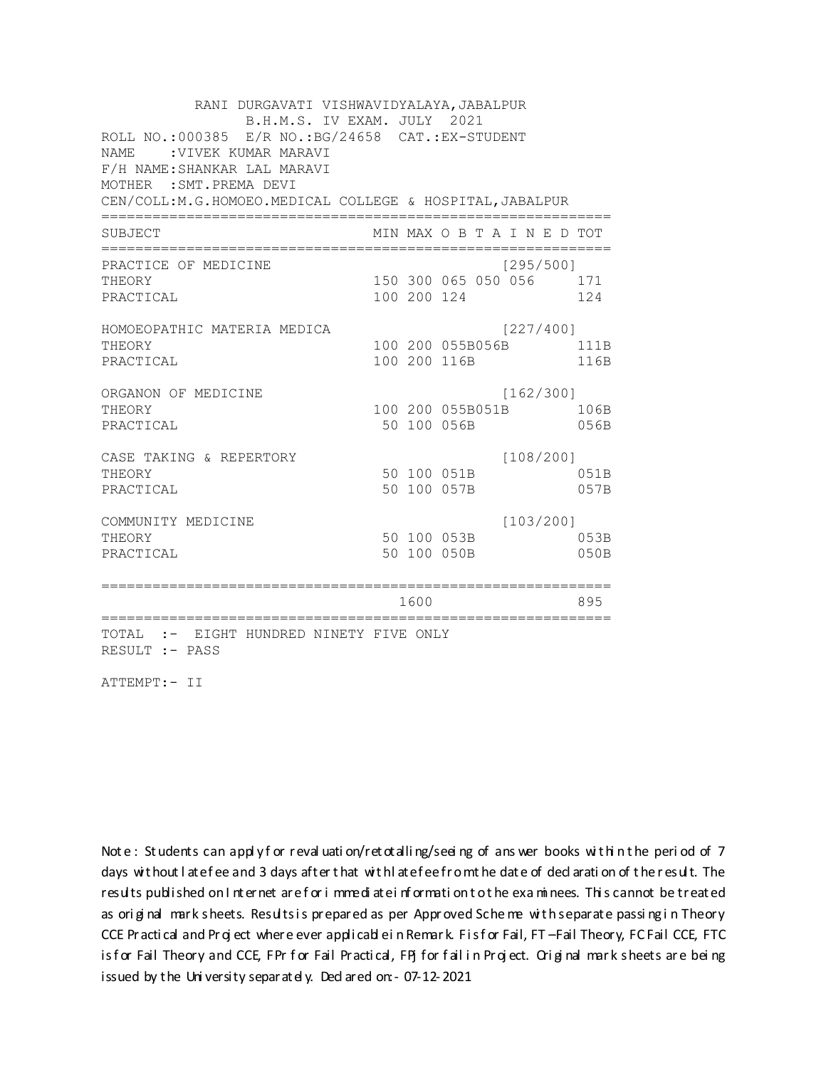RANI DURGAVATI VISHWAVIDYALAYA,JABALPUR
B.H.M.S. IV EXAM. JULY 2021

ROLL NO.:000385 E/R NO.:BG/24658 CAT.:EX-STUDENT
NAME :VIVEK KUMAR MARAVI
F/H NAME:SHANKAR LAL MARAVI
MOTHER :SMT.PREMA DEVI
CEN/COLL:M.G.HOMOEO.MEDICAL COLLEGE & HOSPITAL,JABALPUR

| SUBJECT | MIN | MAX | O B T A I N E D | | | TOT |
|---|---|---|---|---|---|---|
| PRACTICE OF MEDICINE | | | | | [295/500] | |
| THEORY | 150 | 300 | 065 | 050 | 056 | 171 |
| PRACTICAL | 100 | 200 | 124 | | | 124 |
| HOMOEOPATHIC MATERIA MEDICA | | | | | [227/400] | |
| THEORY | 100 | 200 | 055B | 056B | | 111B |
| PRACTICAL | 100 | 200 | 116B | | | 116B |
| ORGANON OF MEDICINE | | | | | [162/300] | |
| THEORY | 100 | 200 | 055B | 051B | | 106B |
| PRACTICAL | 50 | 100 | 056B | | | 056B |
| CASE TAKING & REPERTORY | | | | | [108/200] | |
| THEORY | 50 | 100 | 051B | | | 051B |
| PRACTICAL | 50 | 100 | 057B | | | 057B |
| COMMUNITY MEDICINE | | | | | [103/200] | |
| THEORY | 50 | 100 | 053B | | | 053B |
| PRACTICAL | 50 | 100 | 050B | | | 050B |
| | | 1600 | | | | 895 |

TOTAL :- EIGHT HUNDRED NINETY FIVE ONLY
RESULT :- PASS

ATTEMPT:- II

Note : Students can apply for revaluation/retotalling/seeing of answer books within the period of 7 days without late fee and 3 days after that with late fee from the date of declaration of the result. The results published on Internet are for immediate information to the examinees. This cannot be treated as original mark sheets. Results is prepared as per Approved Scheme with separate passing in Theory CCE Practical and Project where ever applicable in Remark. F is for Fail, FT –Fail Theory, FC Fail CCE, FTC is for Fail Theory and CCE, FPr for Fail Practical, FPJ for fail in Project. Original mark sheets are being issued by the University separately. Declared on:- 07-12-2021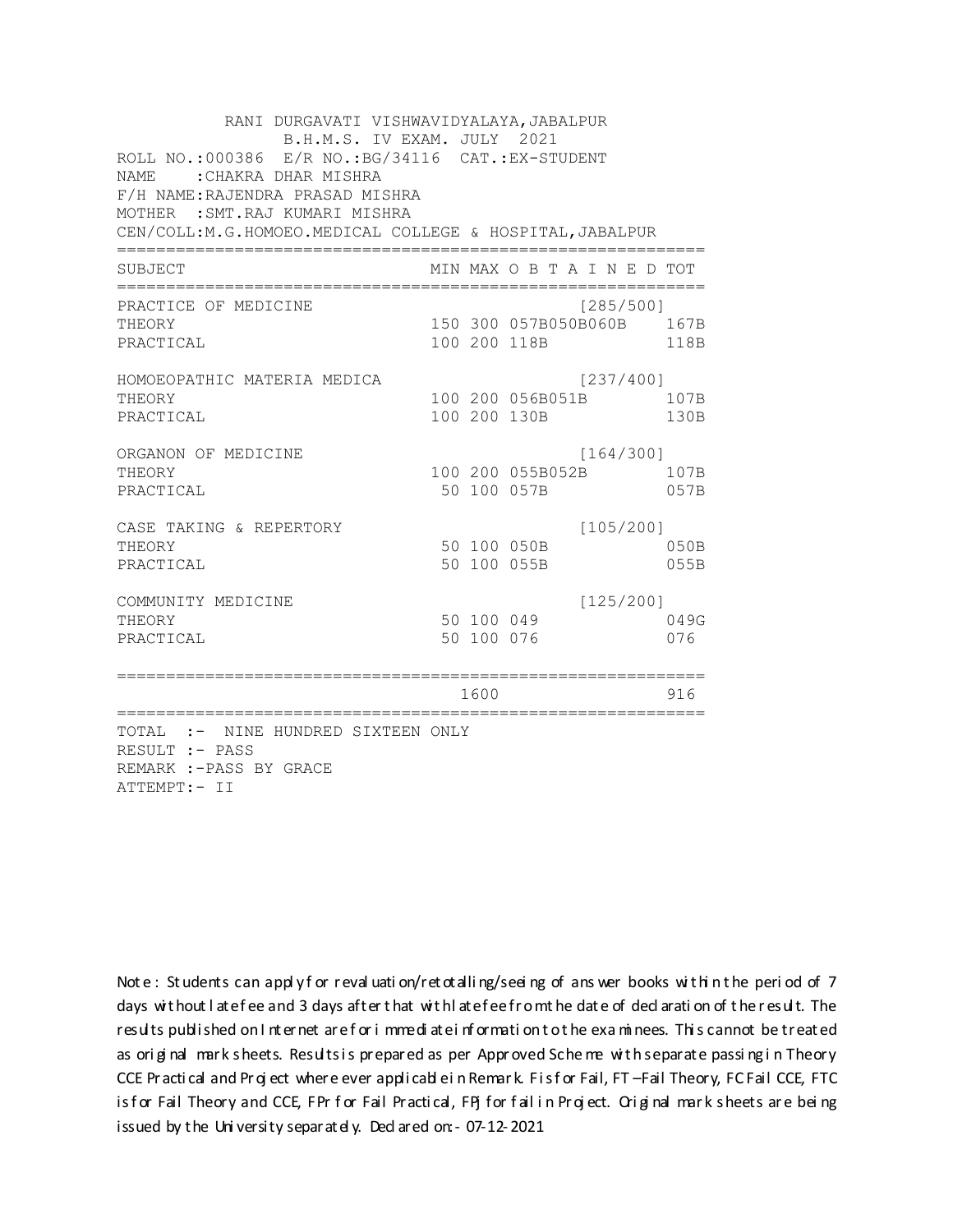RANI DURGAVATI VISHWAVIDYALAYA,JABALPUR
B.H.M.S. IV EXAM. JULY 2021

ROLL NO.:000386 E/R NO.:BG/34116 CAT.:EX-STUDENT
NAME :CHAKRA DHAR MISHRA
F/H NAME:RAJENDRA PRASAD MISHRA
MOTHER :SMT.RAJ KUMARI MISHRA
CEN/COLL:M.G.HOMOEO.MEDICAL COLLEGE & HOSPITAL,JABALPUR

| SUBJECT | MIN | MAX | O B T A I N E D | TOT |
|---|---|---|---|---|
| PRACTICE OF MEDICINE | | | [285/500] | |
| THEORY | 150 | 300 | 057B050B060B | 167B |
| PRACTICAL | 100 | 200 | 118B | 118B |
| HOMOEOPATHIC MATERIA MEDICA | | | [237/400] | |
| THEORY | 100 | 200 | 056B051B | 107B |
| PRACTICAL | 100 | 200 | 130B | 130B |
| ORGANON OF MEDICINE | | | [164/300] | |
| THEORY | 100 | 200 | 055B052B | 107B |
| PRACTICAL | 50 | 100 | 057B | 057B |
| CASE TAKING & REPERTORY | | | [105/200] | |
| THEORY | 50 | 100 | 050B | 050B |
| PRACTICAL | 50 | 100 | 055B | 055B |
| COMMUNITY MEDICINE | | | [125/200] | |
| THEORY | 50 | 100 | 049 | 049G |
| PRACTICAL | 50 | 100 | 076 | 076 |
| | | 1600 | | 916 |

TOTAL :- NINE HUNDRED SIXTEEN ONLY
RESULT :- PASS
REMARK :-PASS BY GRACE
ATTEMPT:- II

Note : Students can apply for revaluation/retotalling/seeing of answer books within the period of 7 days without late fee and 3 days after that with late fee from the date of declaration of the result. The results published on Internet are for immediate information to the examinees. This cannot be treated as original mark sheets. Results is prepared as per Approved Scheme with separate passing in Theory CCE Practical and Project where ever applicable in Remark. F is for Fail, FT –Fail Theory, FC Fail CCE, FTC is for Fail Theory and CCE, FPr for Fail Practical, FPJ for fail in Project. Original mark sheets are being issued by the University separately. Declared on:- 07-12-2021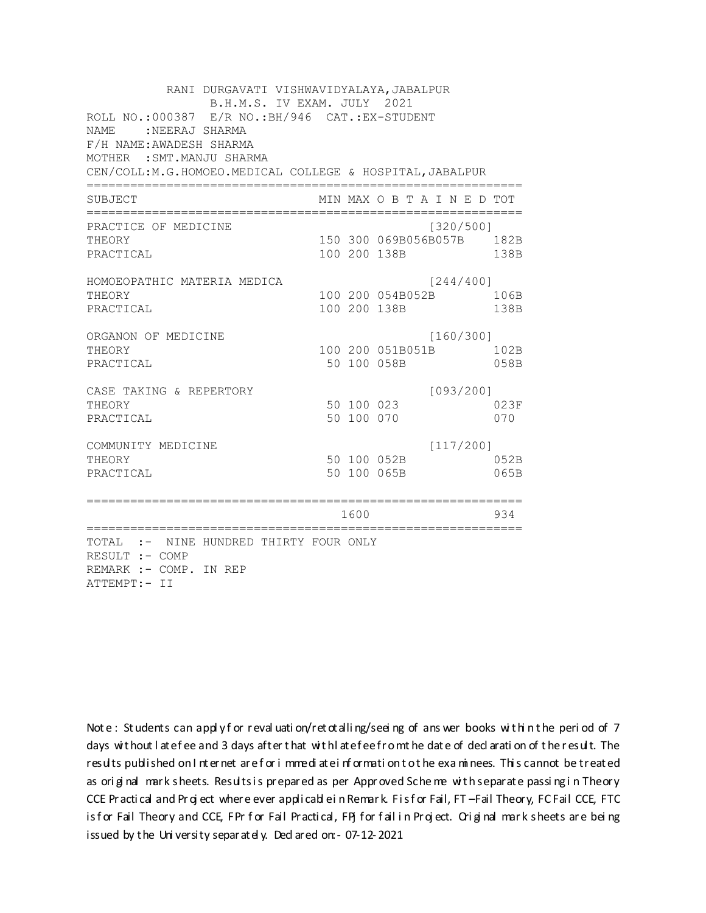RANI DURGAVATI VISHWAVIDYALAYA,JABALPUR
B.H.M.S. IV EXAM. JULY 2021

ROLL NO.:000387 E/R NO.:BH/946 CAT.:EX-STUDENT
NAME :NEERAJ SHARMA
F/H NAME:AWADESH SHARMA
MOTHER :SMT.MANJU SHARMA
CEN/COLL:M.G.HOMOEO.MEDICAL COLLEGE & HOSPITAL,JABALPUR

| SUBJECT | MIN | MAX | O B T A I N E D | TOT |
|---|---|---|---|---|
| PRACTICE OF MEDICINE | | | [320/500] | |
| THEORY | 150 | 300 | 069B056B057B | 182B |
| PRACTICAL | 100 | 200 | 138B | 138B |
| HOMOEOPATHIC MATERIA MEDICA | | | [244/400] | |
| THEORY | 100 | 200 | 054B052B | 106B |
| PRACTICAL | 100 | 200 | 138B | 138B |
| ORGANON OF MEDICINE | | | [160/300] | |
| THEORY | 100 | 200 | 051B051B | 102B |
| PRACTICAL | 50 | 100 | 058B | 058B |
| CASE TAKING & REPERTORY | | | [093/200] | |
| THEORY | 50 | 100 | 023 | 023F |
| PRACTICAL | 50 | 100 | 070 | 070 |
| COMMUNITY MEDICINE | | | [117/200] | |
| THEORY | 50 | 100 | 052B | 052B |
| PRACTICAL | 50 | 100 | 065B | 065B |
| | | 1600 | | 934 |

TOTAL :- NINE HUNDRED THIRTY FOUR ONLY
RESULT :- COMP
REMARK :- COMP. IN REP
ATTEMPT:- II

Note : Students can apply for revaluation/retotalling/seeing of answer books within the period of 7 days without late fee and 3 days after that with late fee from the date of declaration of the result. The results published on Internet are for immediate information to the examinees. This cannot be treated as original mark sheets. Results is prepared as per Approved Scheme with separate passing in Theory CCE Practical and Project where ever applicable in Remark. F is for Fail, FT –Fail Theory, FC Fail CCE, FTC is for Fail Theory and CCE, FPr for Fail Practical, FPj for fail in Project. Original mark sheets are being issued by the University separately. Declared on:- 07-12-2021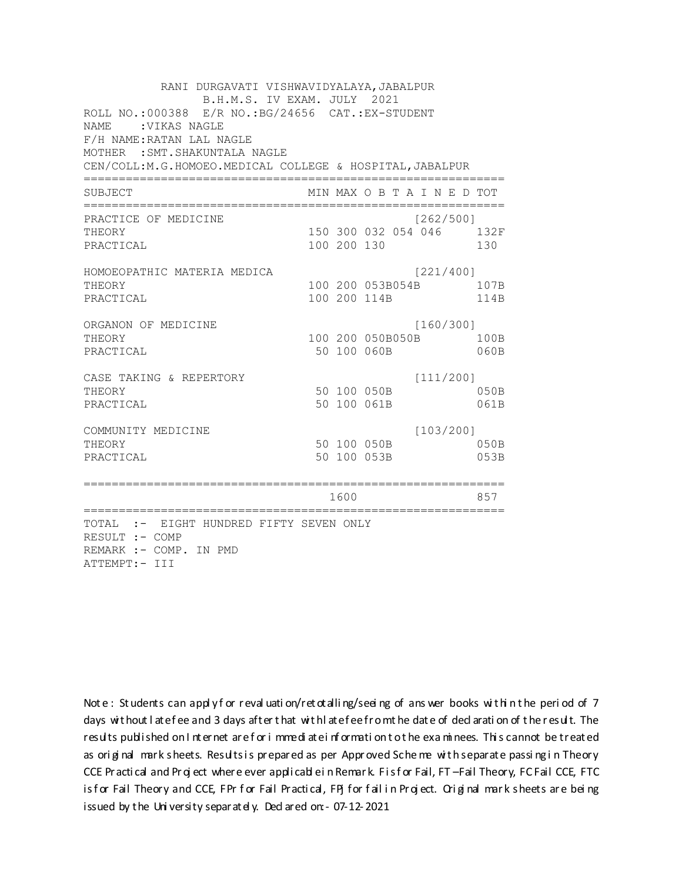RANI DURGAVATI VISHWAVIDYALAYA,JABALPUR
B.H.M.S. IV EXAM. JULY 2021

ROLL NO.:000388 E/R NO.:BG/24656 CAT.:EX-STUDENT
NAME :VIKAS NAGLE
F/H NAME:RATAN LAL NAGLE
MOTHER :SMT.SHAKUNTALA NAGLE
CEN/COLL:M.G.HOMOEO.MEDICAL COLLEGE & HOSPITAL,JABALPUR

| SUBJECT | MIN | MAX | O B T A I N E D | TOT |
|---|---|---|---|---|
| PRACTICE OF MEDICINE | | | [262/500] | |
| THEORY | 150 | 300 | 032 054 046 | 132F |
| PRACTICAL | 100 | 200 | 130 | 130 |
| HOMOEOPATHIC MATERIA MEDICA | | | [221/400] | |
| THEORY | 100 | 200 | 053B054B | 107B |
| PRACTICAL | 100 | 200 | 114B | 114B |
| ORGANON OF MEDICINE | | | [160/300] | |
| THEORY | 100 | 200 | 050B050B | 100B |
| PRACTICAL | 50 | 100 | 060B | 060B |
| CASE TAKING & REPERTORY | | | [111/200] | |
| THEORY | 50 | 100 | 050B | 050B |
| PRACTICAL | 50 | 100 | 061B | 061B |
| COMMUNITY MEDICINE | | | [103/200] | |
| THEORY | 50 | 100 | 050B | 050B |
| PRACTICAL | 50 | 100 | 053B | 053B |
| | | 1600 | | 857 |

TOTAL :- EIGHT HUNDRED FIFTY SEVEN ONLY
RESULT :- COMP
REMARK :- COMP. IN PMD
ATTEMPT:- III

Note : Students can apply for revaluation/retotalling/seeing of answer books within the period of 7 days without late fee and 3 days after that with late fee from the date of declaration of the result. The results published on Internet are for immediate information to the examinees. This cannot be treated as original mark sheets. Results is prepared as per Approved Scheme with separate passing in Theory CCE Practical and Project where ever applicable in Remark. F is for Fail, FT –Fail Theory, FC Fail CCE, FTC is for Fail Theory and CCE, FPr for Fail Practical, FPj for fail in Project. Original mark sheets are being issued by the University separately. Declared on:- 07-12-2021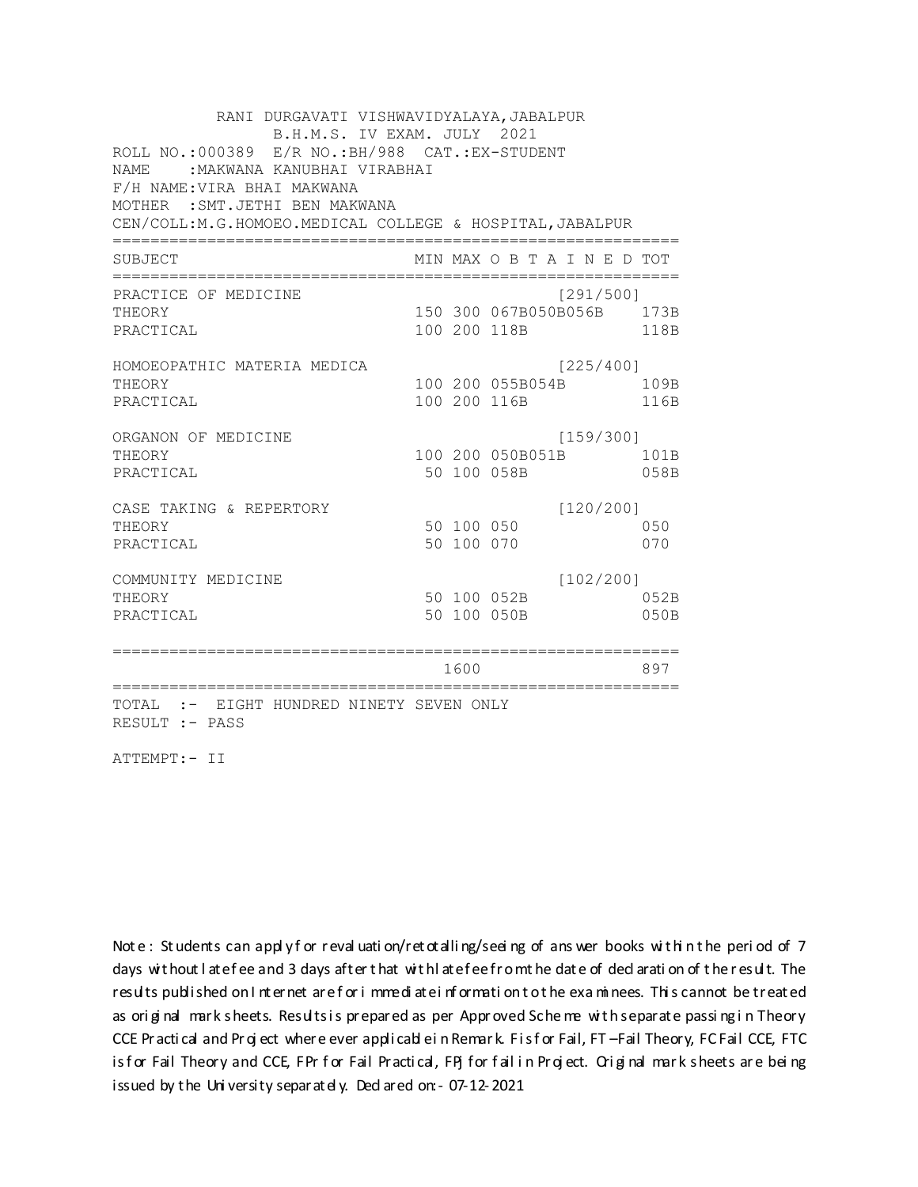RANI DURGAVATI VISHWAVIDYALAYA,JABALPUR
B.H.M.S. IV EXAM. JULY 2021

ROLL NO.:000389 E/R NO.:BH/988 CAT.:EX-STUDENT
NAME :MAKWANA KANUBHAI VIRABHAI
F/H NAME:VIRA BHAI MAKWANA
MOTHER :SMT.JETHI BEN MAKWANA
CEN/COLL:M.G.HOMOEO.MEDICAL COLLEGE & HOSPITAL,JABALPUR

| SUBJECT | MIN | MAX | O B T A I N E D | TOT |
|---|---|---|---|---|
| PRACTICE OF MEDICINE | | | [291/500] | |
| THEORY | 150 | 300 | 067B050B056B | 173B |
| PRACTICAL | 100 | 200 | 118B | 118B |
| HOMOEOPATHIC MATERIA MEDICA | | | [225/400] | |
| THEORY | 100 | 200 | 055B054B | 109B |
| PRACTICAL | 100 | 200 | 116B | 116B |
| ORGANON OF MEDICINE | | | [159/300] | |
| THEORY | 100 | 200 | 050B051B | 101B |
| PRACTICAL | 50 | 100 | 058B | 058B |
| CASE TAKING & REPERTORY | | | [120/200] | |
| THEORY | 50 | 100 | 050 | 050 |
| PRACTICAL | 50 | 100 | 070 | 070 |
| COMMUNITY MEDICINE | | | [102/200] | |
| THEORY | 50 | 100 | 052B | 052B |
| PRACTICAL | 50 | 100 | 050B | 050B |
| | | 1600 | | 897 |

TOTAL :- EIGHT HUNDRED NINETY SEVEN ONLY
RESULT :- PASS

ATTEMPT:- II

Note : Students can apply for revaluation/retotalling/seeing of answer books within the period of 7 days without late fee and 3 days after that with late fee from the date of declaration of the result. The results published on Internet are for immediate information to the examinees. This cannot be treated as original mark sheets. Results is prepared as per Approved Scheme with separate passing in Theory CCE Practical and Project where ever applicable in Remark. F is for Fail, FT –Fail Theory, FC Fail CCE, FTC is for Fail Theory and CCE, FPr for Fail Practical, FPj for fail in Project. Original mark sheets are being issued by the University separately. Declared on:- 07-12-2021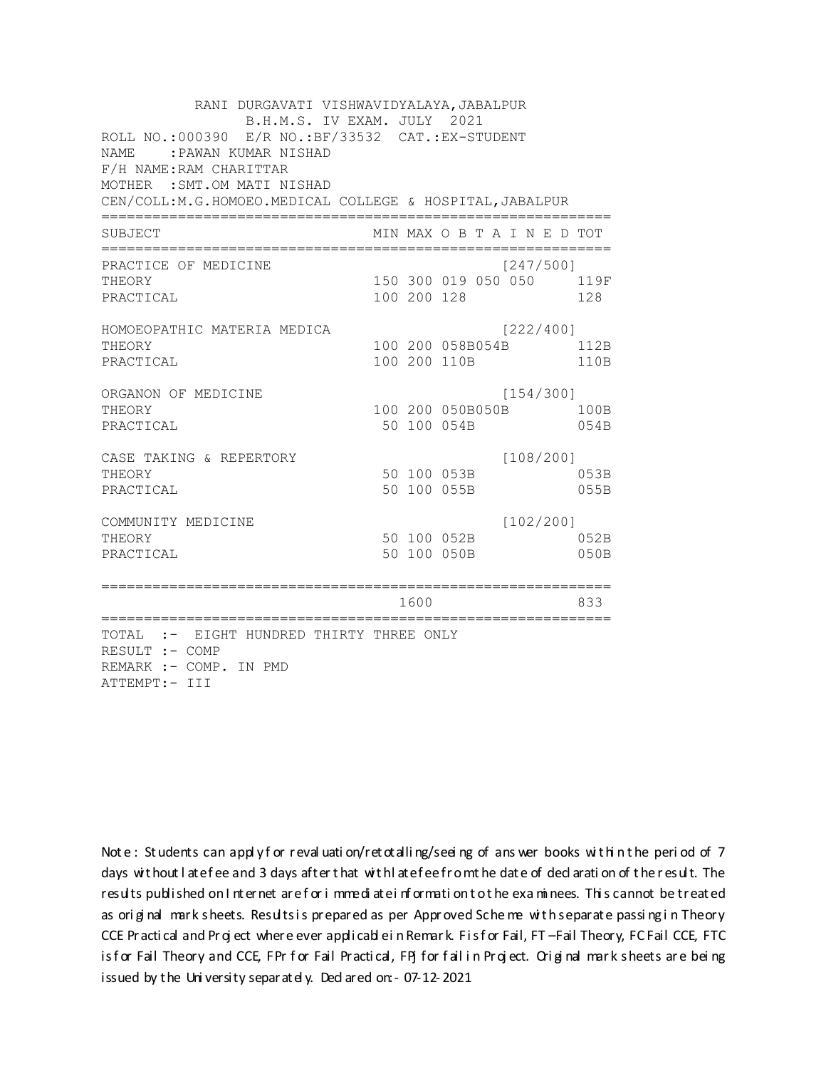RANI DURGAVATI VISHWAVIDYALAYA,JABALPUR
B.H.M.S. IV EXAM. JULY 2021

ROLL NO.:000390 E/R NO.:BF/33532 CAT.:EX-STUDENT
NAME :PAWAN KUMAR NISHAD
F/H NAME:RAM CHARITTAR
MOTHER :SMT.OM MATI NISHAD
CEN/COLL:M.G.HOMOEO.MEDICAL COLLEGE & HOSPITAL,JABALPUR

| SUBJECT | MIN | MAX | O B T A I N E D | | | TOT |
|---|---|---|---|---|---|---|
| PRACTICE OF MEDICINE | | | | | [247/500] | |
| THEORY | 150 | 300 | 019 | 050 | 050 | 119F |
| PRACTICAL | 100 | 200 | 128 | | | 128 |
| HOMOEOPATHIC MATERIA MEDICA | | | | | [222/400] | |
| THEORY | 100 | 200 | 058B | 054B | | 112B |
| PRACTICAL | 100 | 200 | 110B | | | 110B |
| ORGANON OF MEDICINE | | | | | [154/300] | |
| THEORY | 100 | 200 | 050B | 050B | | 100B |
| PRACTICAL | 50 | 100 | 054B | | | 054B |
| CASE TAKING & REPERTORY | | | | | [108/200] | |
| THEORY | 50 | 100 | 053B | | | 053B |
| PRACTICAL | 50 | 100 | 055B | | | 055B |
| COMMUNITY MEDICINE | | | | | [102/200] | |
| THEORY | 50 | 100 | 052B | | | 052B |
| PRACTICAL | 50 | 100 | 050B | | | 050B |
| | | 1600 | | | | 833 |

TOTAL :- EIGHT HUNDRED THIRTY THREE ONLY
RESULT :- COMP
REMARK :- COMP. IN PMD
ATTEMPT:- III

Note : Students can apply for revaluation/retotalling/seeing of answer books within the period of 7 days without late fee and 3 days after that with late fee from the date of declaration of the result. The results published on Internet are for immediate information to the examinees. This cannot be treated as original mark sheets. Results is prepared as per Approved Scheme with separate passing in Theory CCE Practical and Project where ever applicable in Remark. F is for Fail, FT –Fail Theory, FC Fail CCE, FTC is for Fail Theory and CCE, FPr for Fail Practical, FPj for fail in Project. Original mark sheets are being issued by the University separately. Declared on:- 07-12-2021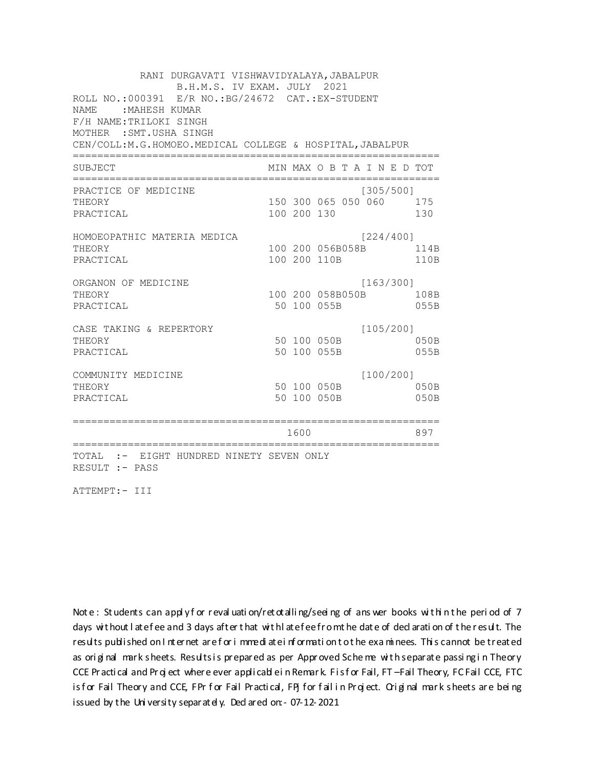RANI DURGAVATI VISHWAVIDYALAYA,JABALPUR
B.H.M.S. IV EXAM. JULY 2021

ROLL NO.:000391 E/R NO.:BG/24672 CAT.:EX-STUDENT
NAME :MAHESH KUMAR
F/H NAME:TRILOKI SINGH
MOTHER :SMT.USHA SINGH
CEN/COLL:M.G.HOMOEO.MEDICAL COLLEGE & HOSPITAL,JABALPUR

| SUBJECT | MIN | MAX | O B T A I N E D | | | TOT |
|---|---|---|---|---|---|---|
| PRACTICE OF MEDICINE | | | | | [305/500] | |
| THEORY | 150 | 300 | 065 | 050 | 060 | 175 |
| PRACTICAL | 100 | 200 | 130 | | | 130 |
| HOMOEOPATHIC MATERIA MEDICA | | | | | [224/400] | |
| THEORY | 100 | 200 | 056B | 058B | | 114B |
| PRACTICAL | 100 | 200 | 110B | | | 110B |
| ORGANON OF MEDICINE | | | | | [163/300] | |
| THEORY | 100 | 200 | 058B | 050B | | 108B |
| PRACTICAL | 50 | 100 | 055B | | | 055B |
| CASE TAKING & REPERTORY | | | | | [105/200] | |
| THEORY | 50 | 100 | 050B | | | 050B |
| PRACTICAL | 50 | 100 | 055B | | | 055B |
| COMMUNITY MEDICINE | | | | | [100/200] | |
| THEORY | 50 | 100 | 050B | | | 050B |
| PRACTICAL | 50 | 100 | 050B | | | 050B |
| | | 1600 | | | | 897 |

TOTAL :- EIGHT HUNDRED NINETY SEVEN ONLY
RESULT :- PASS

ATTEMPT:- III

Note : Students can apply for revaluation/retotalling/seeing of answer books within the period of 7 days without late fee and 3 days after that with late fee from the date of declaration of the result. The results published on Internet are for immediate information to the examinees. This cannot be treated as original mark sheets. Results is prepared as per Approved Scheme with separate passing in Theory CCE Practical and Project where ever applicable in Remark. F is for Fail, FT –Fail Theory, FC Fail CCE, FTC is for Fail Theory and CCE, FPr for Fail Practical, FPJ for fail in Project. Original mark sheets are being issued by the University separately. Declared on:- 07-12-2021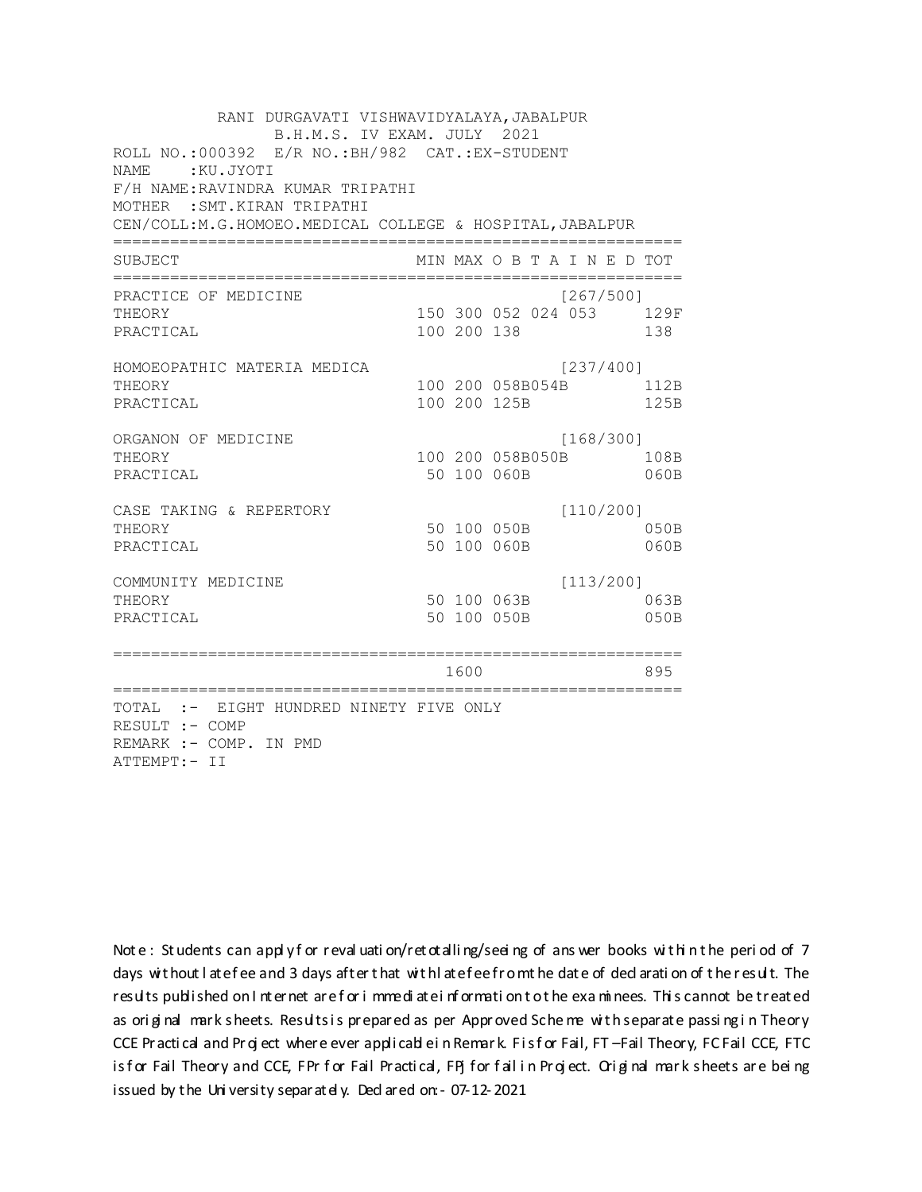RANI DURGAVATI VISHWAVIDYALAYA,JABALPUR
B.H.M.S. IV EXAM. JULY 2021

ROLL NO.:000392 E/R NO.:BH/982 CAT.:EX-STUDENT
NAME :KU.JYOTI
F/H NAME:RAVINDRA KUMAR TRIPATHI
MOTHER :SMT.KIRAN TRIPATHI
CEN/COLL:M.G.HOMOEO.MEDICAL COLLEGE & HOSPITAL,JABALPUR

| SUBJECT | MIN | MAX | O B T A I N E D | TOT |
|---|---|---|---|---|
| PRACTICE OF MEDICINE | | | [267/500] | |
| THEORY | 150 | 300 | 052 024 053 | 129F |
| PRACTICAL | 100 | 200 | 138 | 138 |
| HOMOEOPATHIC MATERIA MEDICA | | | [237/400] | |
| THEORY | 100 | 200 | 058B054B | 112B |
| PRACTICAL | 100 | 200 | 125B | 125B |
| ORGANON OF MEDICINE | | | [168/300] | |
| THEORY | 100 | 200 | 058B050B | 108B |
| PRACTICAL | 50 | 100 | 060B | 060B |
| CASE TAKING & REPERTORY | | | [110/200] | |
| THEORY | 50 | 100 | 050B | 050B |
| PRACTICAL | 50 | 100 | 060B | 060B |
| COMMUNITY MEDICINE | | | [113/200] | |
| THEORY | 50 | 100 | 063B | 063B |
| PRACTICAL | 50 | 100 | 050B | 050B |
| | | 1600 | | 895 |

TOTAL :- EIGHT HUNDRED NINETY FIVE ONLY
RESULT :- COMP
REMARK :- COMP. IN PMD
ATTEMPT:- II

Note : Students can apply for revaluation/retotalling/seeing of answer books within the period of 7 days without late fee and 3 days after that with late fee from the date of declaration of the result. The results published on Internet are for immediate information to the examinees. This cannot be treated as original mark sheets. Results is prepared as per Approved Scheme with separate passing in Theory CCE Practical and Project where ever applicable in Remark. F is for Fail, FT –Fail Theory, FC Fail CCE, FTC is for Fail Theory and CCE, FPr for Fail Practical, FPJ for fail in Project. Original mark sheets are being issued by the University separately. Declared on:- 07-12-2021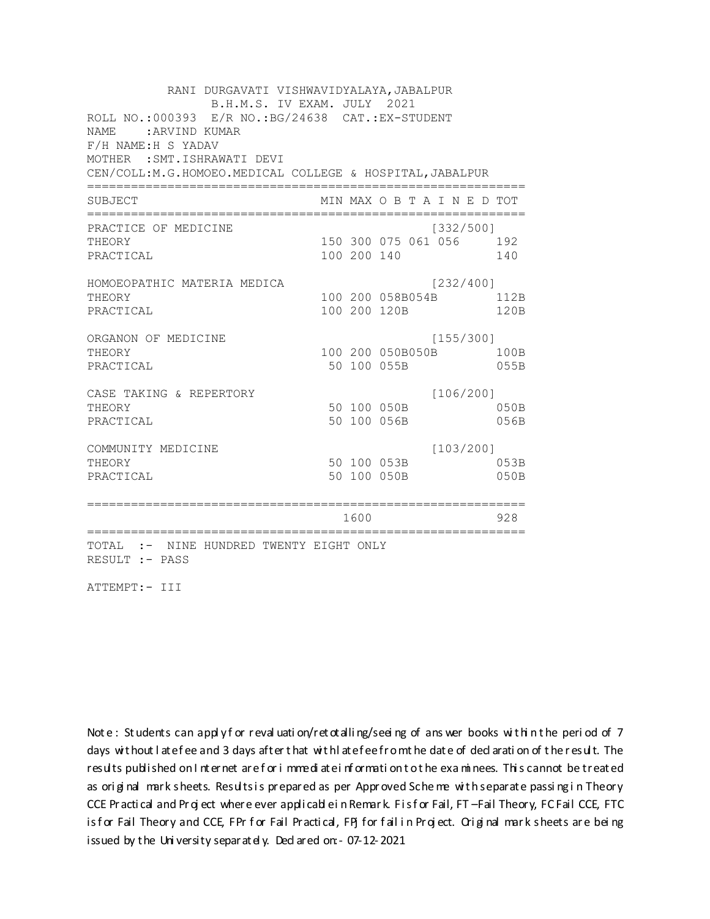RANI DURGAVATI VISHWAVIDYALAYA,JABALPUR
B.H.M.S. IV EXAM. JULY 2021

ROLL NO.:000393 E/R NO.:BG/24638 CAT.:EX-STUDENT
NAME :ARVIND KUMAR
F/H NAME:H S YADAV
MOTHER :SMT.ISHRAWATI DEVI
CEN/COLL:M.G.HOMOEO.MEDICAL COLLEGE & HOSPITAL,JABALPUR

| SUBJECT | MIN | MAX | O B T A I N E D | TOT |
|---|---|---|---|---|
| PRACTICE OF MEDICINE | | | [332/500] | |
| THEORY | 150 | 300 | 075 061 056 | 192 |
| PRACTICAL | 100 | 200 | 140 | 140 |
| HOMOEOPATHIC MATERIA MEDICA | | | [232/400] | |
| THEORY | 100 | 200 | 058B054B | 112B |
| PRACTICAL | 100 | 200 | 120B | 120B |
| ORGANON OF MEDICINE | | | [155/300] | |
| THEORY | 100 | 200 | 050B050B | 100B |
| PRACTICAL | 50 | 100 | 055B | 055B |
| CASE TAKING & REPERTORY | | | [106/200] | |
| THEORY | 50 | 100 | 050B | 050B |
| PRACTICAL | 50 | 100 | 056B | 056B |
| COMMUNITY MEDICINE | | | [103/200] | |
| THEORY | 50 | 100 | 053B | 053B |
| PRACTICAL | 50 | 100 | 050B | 050B |
| | | 1600 | | 928 |

TOTAL :- NINE HUNDRED TWENTY EIGHT ONLY
RESULT :- PASS

ATTEMPT:- III

Note : Students can apply for revaluation/retotalling/seeing of answer books within the period of 7 days without late fee and 3 days after that with late fee from the date of declaration of the result. The results published on Internet are for immediate information to the examinees. This cannot be treated as original mark sheets. Results is prepared as per Approved Scheme with separate passing in Theory CCE Practical and Project where ever applicable in Remark. F is for Fail, FT –Fail Theory, FC Fail CCE, FTC is for Fail Theory and CCE, FPr for Fail Practical, FPJ for fail in Project. Original mark sheets are being issued by the University separately. Declared on:- 07-12-2021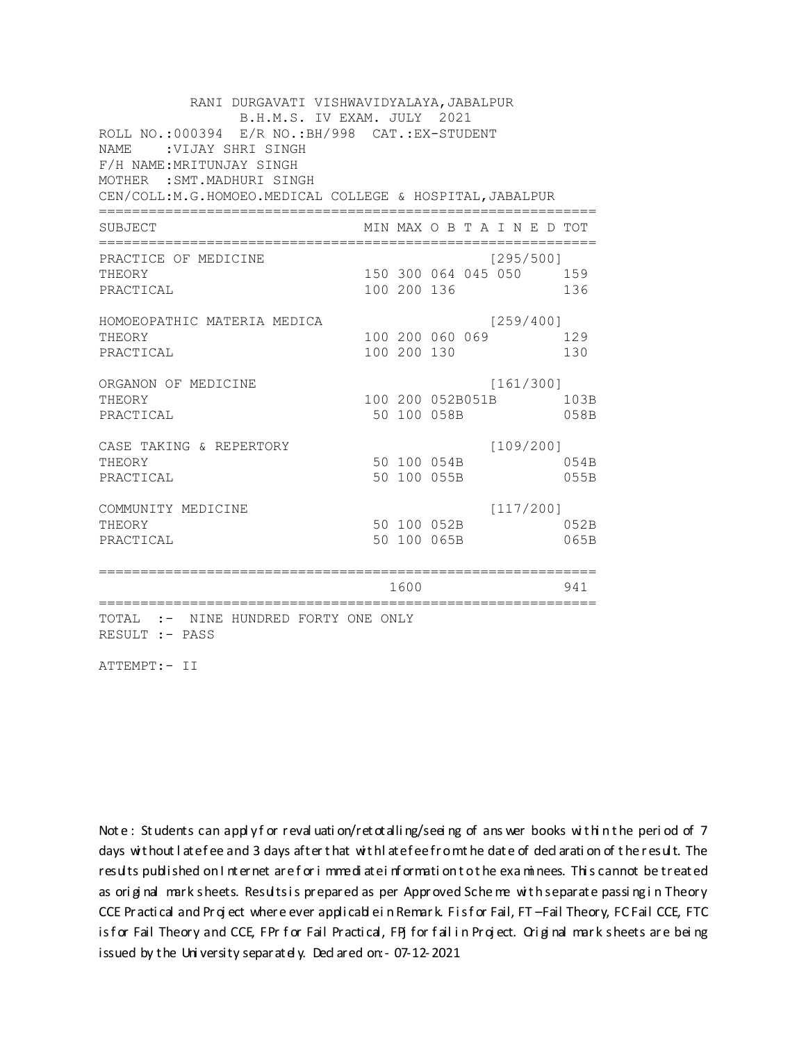RANI DURGAVATI VISHWAVIDYALAYA,JABALPUR
B.H.M.S. IV EXAM. JULY 2021

ROLL NO.:000394 E/R NO.:BH/998 CAT.:EX-STUDENT
NAME :VIJAY SHRI SINGH
F/H NAME:MRITUNJAY SINGH
MOTHER :SMT.MADHURI SINGH
CEN/COLL:M.G.HOMOEO.MEDICAL COLLEGE & HOSPITAL,JABALPUR

| SUBJECT | MIN | MAX | O B T A I N E D | TOT |
|---|---|---|---|---|
| PRACTICE OF MEDICINE | | | [295/500] | |
| THEORY | 150 | 300 | 064 045 050 | 159 |
| PRACTICAL | 100 | 200 | 136 | 136 |
| HOMOEOPATHIC MATERIA MEDICA | | | [259/400] | |
| THEORY | 100 | 200 | 060 069 | 129 |
| PRACTICAL | 100 | 200 | 130 | 130 |
| ORGANON OF MEDICINE | | | [161/300] | |
| THEORY | 100 | 200 | 052B051B | 103B |
| PRACTICAL | 50 | 100 | 058B | 058B |
| CASE TAKING & REPERTORY | | | [109/200] | |
| THEORY | 50 | 100 | 054B | 054B |
| PRACTICAL | 50 | 100 | 055B | 055B |
| COMMUNITY MEDICINE | | | [117/200] | |
| THEORY | 50 | 100 | 052B | 052B |
| PRACTICAL | 50 | 100 | 065B | 065B |
| | | 1600 | | 941 |

TOTAL :- NINE HUNDRED FORTY ONE ONLY
RESULT :- PASS

ATTEMPT:- II

Note : Students can apply for revaluation/retotalling/seeing of answer books within the period of 7 days without late fee and 3 days after that with late fee from the date of declaration of the result. The results published on Internet are for immediate information to the examinees. This cannot be treated as original mark sheets. Results is prepared as per Approved Scheme with separate passing in Theory CCE Practical and Project where ever applicable in Remark. F is for Fail, FT –Fail Theory, FC Fail CCE, FTC is for Fail Theory and CCE, FPr for Fail Practical, FPJ for fail in Project. Original mark sheets are being issued by the University separately. Declared on:- 07-12-2021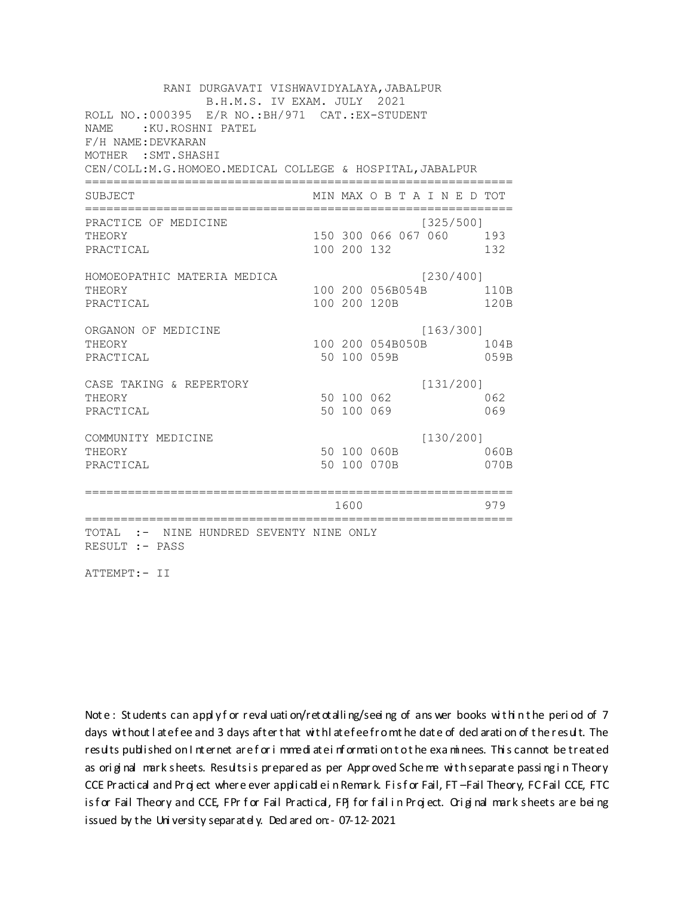RANI DURGAVATI VISHWAVIDYALAYA,JABALPUR
B.H.M.S. IV EXAM. JULY 2021

ROLL NO.:000395 E/R NO.:BH/971 CAT.:EX-STUDENT
NAME :KU.ROSHNI PATEL
F/H NAME:DEVKARAN
MOTHER :SMT.SHASHI
CEN/COLL:M.G.HOMOEO.MEDICAL COLLEGE & HOSPITAL,JABALPUR

| SUBJECT | MIN | MAX | O B T A I N E D | | | TOT |
|---|---|---|---|---|---|---|
| PRACTICE OF MEDICINE | | | | | [325/500] | |
| THEORY | 150 | 300 | 066 | 067 | 060 | 193 |
| PRACTICAL | 100 | 200 | 132 | | | 132 |
| HOMOEOPATHIC MATERIA MEDICA | | | | | [230/400] | |
| THEORY | 100 | 200 | 056B | 054B | | 110B |
| PRACTICAL | 100 | 200 | 120B | | | 120B |
| ORGANON OF MEDICINE | | | | | [163/300] | |
| THEORY | 100 | 200 | 054B | 050B | | 104B |
| PRACTICAL | 50 | 100 | 059B | | | 059B |
| CASE TAKING & REPERTORY | | | | | [131/200] | |
| THEORY | 50 | 100 | 062 | | | 062 |
| PRACTICAL | 50 | 100 | 069 | | | 069 |
| COMMUNITY MEDICINE | | | | | [130/200] | |
| THEORY | 50 | 100 | 060B | | | 060B |
| PRACTICAL | 50 | 100 | 070B | | | 070B |
| | | 1600 | | | | 979 |

TOTAL :- NINE HUNDRED SEVENTY NINE ONLY
RESULT :- PASS

ATTEMPT:- II

Note : Students can apply for revaluation/retotalling/seeing of answer books within the period of 7 days without late fee and 3 days after that with late fee from the date of declaration of the result. The results published on Internet are for immediate information to the examinees. This cannot be treated as original mark sheets. Results is prepared as per Approved Scheme with separate passing in Theory CCE Practical and Project where ever applicable in Remark. F is for Fail, FT –Fail Theory, FC Fail CCE, FTC is for Fail Theory and CCE, FPr for Fail Practical, FPJ for fail in Project. Original mark sheets are being issued by the University separately. Declared on:- 07-12-2021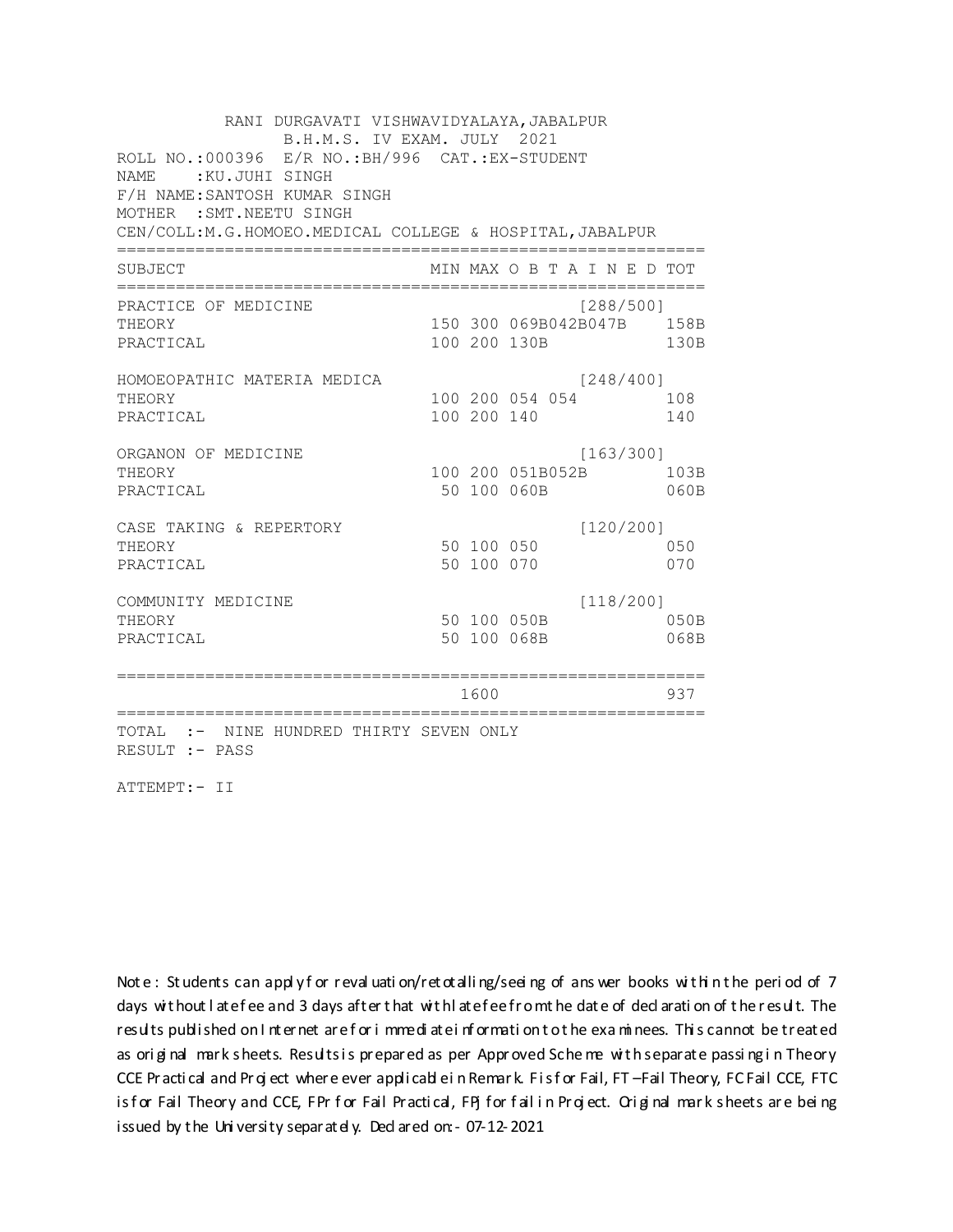RANI DURGAVATI VISHWAVIDYALAYA,JABALPUR
B.H.M.S. IV EXAM. JULY 2021

ROLL NO.:000396 E/R NO.:BH/996 CAT.:EX-STUDENT
NAME :KU.JUHI SINGH
F/H NAME:SANTOSH KUMAR SINGH
MOTHER :SMT.NEETU SINGH
CEN/COLL:M.G.HOMOEO.MEDICAL COLLEGE & HOSPITAL,JABALPUR

| SUBJECT | MIN | MAX | O B T A I N E D | TOT |
|---|---|---|---|---|
| PRACTICE OF MEDICINE | | | [288/500] | |
| THEORY | 150 | 300 | 069B042B047B | 158B |
| PRACTICAL | 100 | 200 | 130B | 130B |
| HOMOEOPATHIC MATERIA MEDICA | | | [248/400] | |
| THEORY | 100 | 200 | 054 054 | 108 |
| PRACTICAL | 100 | 200 | 140 | 140 |
| ORGANON OF MEDICINE | | | [163/300] | |
| THEORY | 100 | 200 | 051B052B | 103B |
| PRACTICAL | 50 | 100 | 060B | 060B |
| CASE TAKING & REPERTORY | | | [120/200] | |
| THEORY | 50 | 100 | 050 | 050 |
| PRACTICAL | 50 | 100 | 070 | 070 |
| COMMUNITY MEDICINE | | | [118/200] | |
| THEORY | 50 | 100 | 050B | 050B |
| PRACTICAL | 50 | 100 | 068B | 068B |
| | | 1600 | | 937 |

TOTAL :- NINE HUNDRED THIRTY SEVEN ONLY
RESULT :- PASS

ATTEMPT:- II

Note : Students can apply for revaluation/retotalling/seeing of answer books within the period of 7 days without late fee and 3 days after that with late fee from the date of declaration of the result. The results published on Internet are for immediate information to the examinees. This cannot be treated as original mark sheets. Results is prepared as per Approved Scheme with separate passing in Theory CCE Practical and Project where ever applicable in Remark. F is for Fail, FT –Fail Theory, FC Fail CCE, FTC is for Fail Theory and CCE, FPr for Fail Practical, FPj for fail in Project. Original mark sheets are being issued by the University separately. Declared on:- 07-12-2021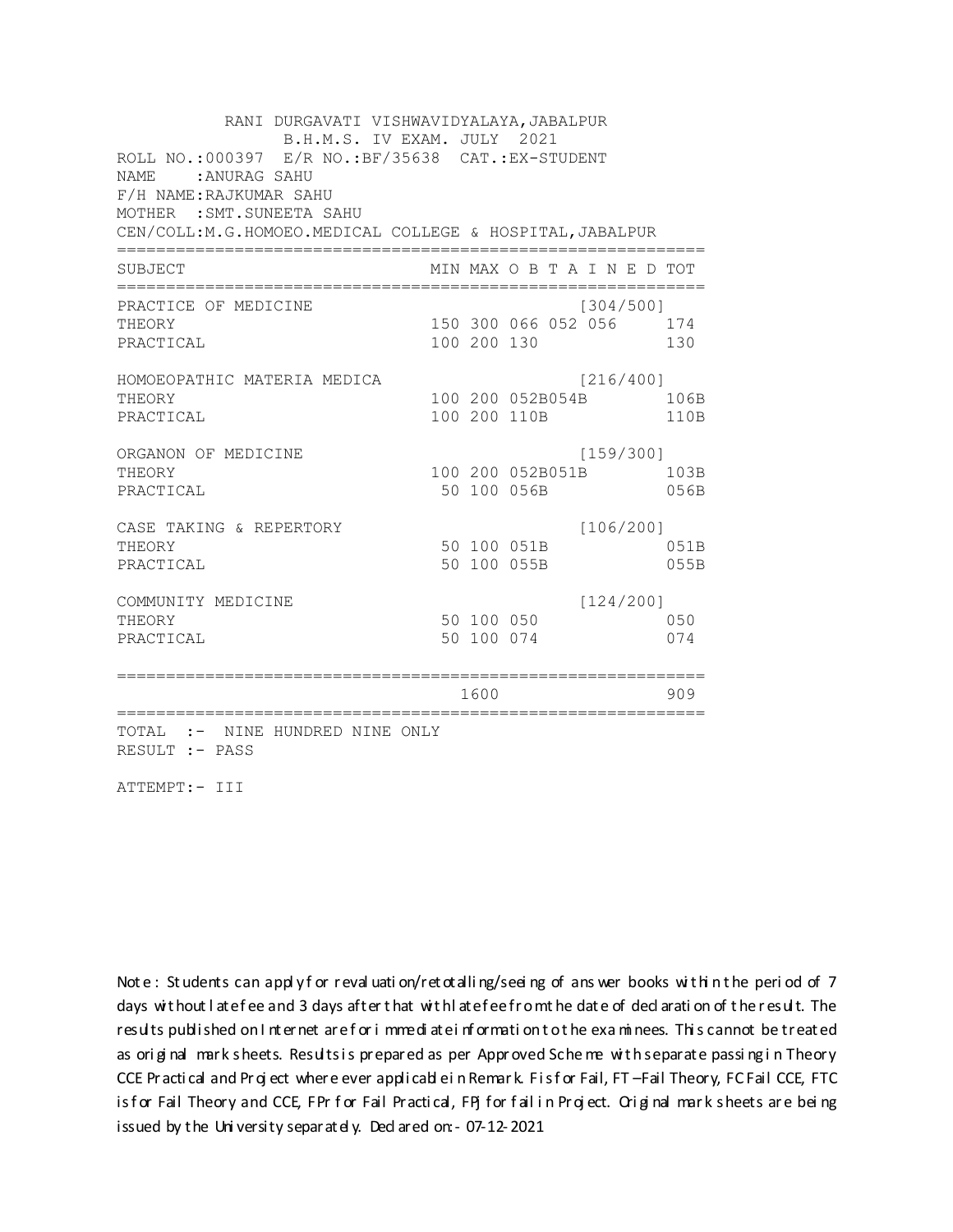RANI DURGAVATI VISHWAVIDYALAYA,JABALPUR
B.H.M.S. IV EXAM. JULY 2021

ROLL NO.:000397 E/R NO.:BF/35638 CAT.:EX-STUDENT
NAME :ANURAG SAHU
F/H NAME:RAJKUMAR SAHU
MOTHER :SMT.SUNEETA SAHU
CEN/COLL:M.G.HOMOEO.MEDICAL COLLEGE & HOSPITAL,JABALPUR

| SUBJECT | MIN | MAX | O B T A I N E D | | | TOT |
|---|---|---|---|---|---|---|
| PRACTICE OF MEDICINE | | | | | [304/500] | |
| THEORY | 150 | 300 | 066 | 052 | 056 | 174 |
| PRACTICAL | 100 | 200 | 130 | | | 130 |
| HOMOEOPATHIC MATERIA MEDICA | | | | | [216/400] | |
| THEORY | 100 | 200 | 052B | 054B | | 106B |
| PRACTICAL | 100 | 200 | 110B | | | 110B |
| ORGANON OF MEDICINE | | | | | [159/300] | |
| THEORY | 100 | 200 | 052B | 051B | | 103B |
| PRACTICAL | 50 | 100 | 056B | | | 056B |
| CASE TAKING & REPERTORY | | | | | [106/200] | |
| THEORY | 50 | 100 | 051B | | | 051B |
| PRACTICAL | 50 | 100 | 055B | | | 055B |
| COMMUNITY MEDICINE | | | | | [124/200] | |
| THEORY | 50 | 100 | 050 | | | 050 |
| PRACTICAL | 50 | 100 | 074 | | | 074 |
| | | 1600 | | | | 909 |

TOTAL :- NINE HUNDRED NINE ONLY
RESULT :- PASS

ATTEMPT:- III

Note : Students can apply for revaluation/retotalling/seeing of answer books within the period of 7 days without late fee and 3 days after that with late fee from the date of declaration of the result. The results published on Internet are for immediate information to the examinees. This cannot be treated as original mark sheets. Results is prepared as per Approved Scheme with separate passing in Theory CCE Practical and Project where ever applicable in Remark. F is for Fail, FT –Fail Theory, FC Fail CCE, FTC is for Fail Theory and CCE, FPr for Fail Practical, FPj for fail in Project. Original mark sheets are being issued by the University separately. Declared on:- 07-12-2021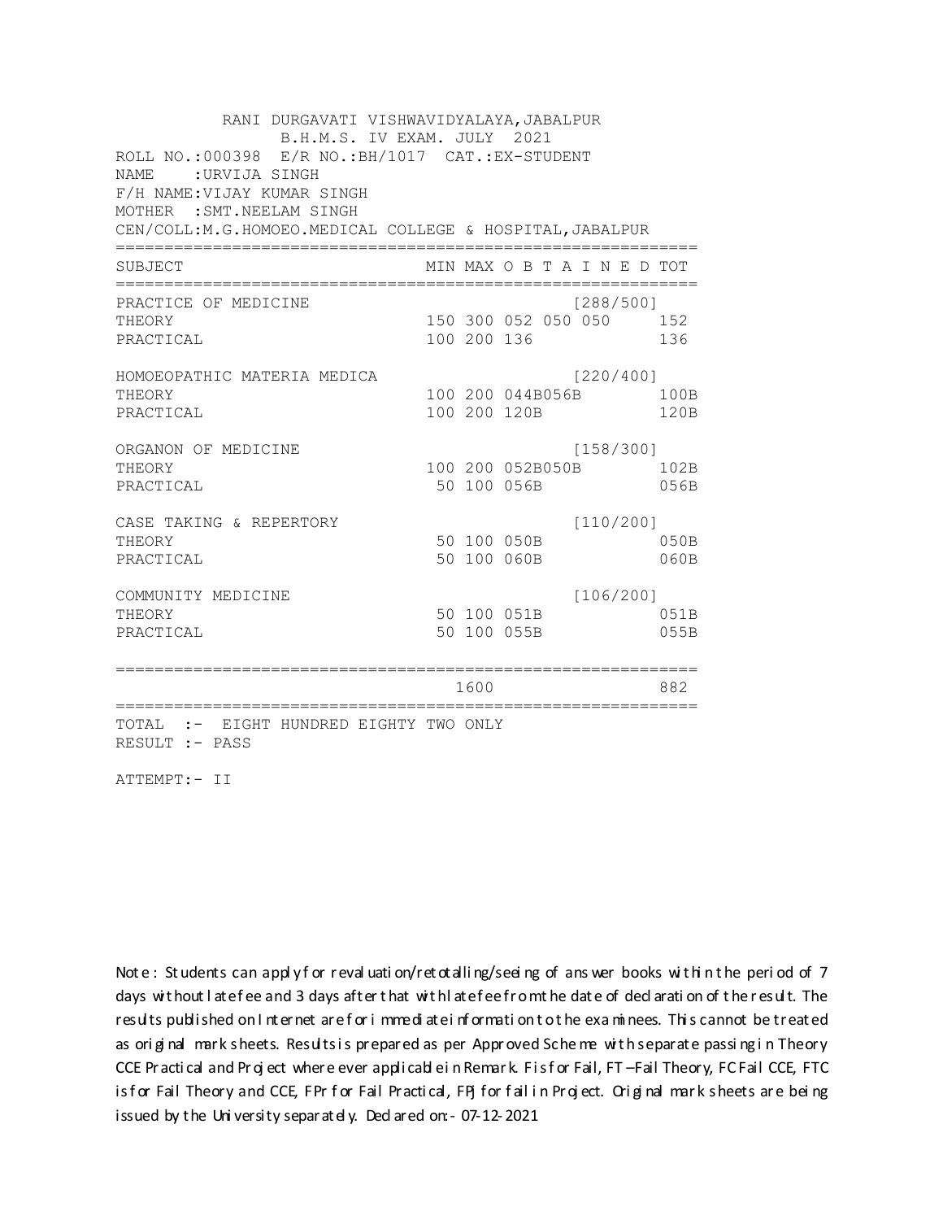RANI DURGAVATI VISHWAVIDYALAYA,JABALPUR
B.H.M.S. IV EXAM. JULY 2021

ROLL NO.:000398 E/R NO.:BH/1017 CAT.:EX-STUDENT
NAME :URVIJA SINGH
F/H NAME:VIJAY KUMAR SINGH
MOTHER :SMT.NEELAM SINGH
CEN/COLL:M.G.HOMOEO.MEDICAL COLLEGE & HOSPITAL,JABALPUR

| SUBJECT | MIN | MAX | O B T A I N E D | TOT |
|---|---|---|---|---|
| PRACTICE OF MEDICINE | | | [288/500] | |
| THEORY | 150 | 300 | 052 050 050 | 152 |
| PRACTICAL | 100 | 200 | 136 | 136 |
| HOMOEOPATHIC MATERIA MEDICA | | | [220/400] | |
| THEORY | 100 | 200 | 044B056B | 100B |
| PRACTICAL | 100 | 200 | 120B | 120B |
| ORGANON OF MEDICINE | | | [158/300] | |
| THEORY | 100 | 200 | 052B050B | 102B |
| PRACTICAL | 50 | 100 | 056B | 056B |
| CASE TAKING & REPERTORY | | | [110/200] | |
| THEORY | 50 | 100 | 050B | 050B |
| PRACTICAL | 50 | 100 | 060B | 060B |
| COMMUNITY MEDICINE | | | [106/200] | |
| THEORY | 50 | 100 | 051B | 051B |
| PRACTICAL | 50 | 100 | 055B | 055B |
| | | 1600 | | 882 |

TOTAL :- EIGHT HUNDRED EIGHTY TWO ONLY
RESULT :- PASS

ATTEMPT:- II

Note : Students can apply for revaluation/retotalling/seeing of answer books within the period of 7 days without late fee and 3 days after that with late fee from the date of declaration of the result. The results published on Internet are for immediate information to the examinees. This cannot be treated as original mark sheets. Results is prepared as per Approved Scheme with separate passing in Theory CCE Practical and Project where ever applicable in Remark. F is for Fail, FT –Fail Theory, FC Fail CCE, FTC is for Fail Theory and CCE, FPr for Fail Practical, FPJ for fail in Project. Original mark sheets are being issued by the University separately. Declared on:- 07-12-2021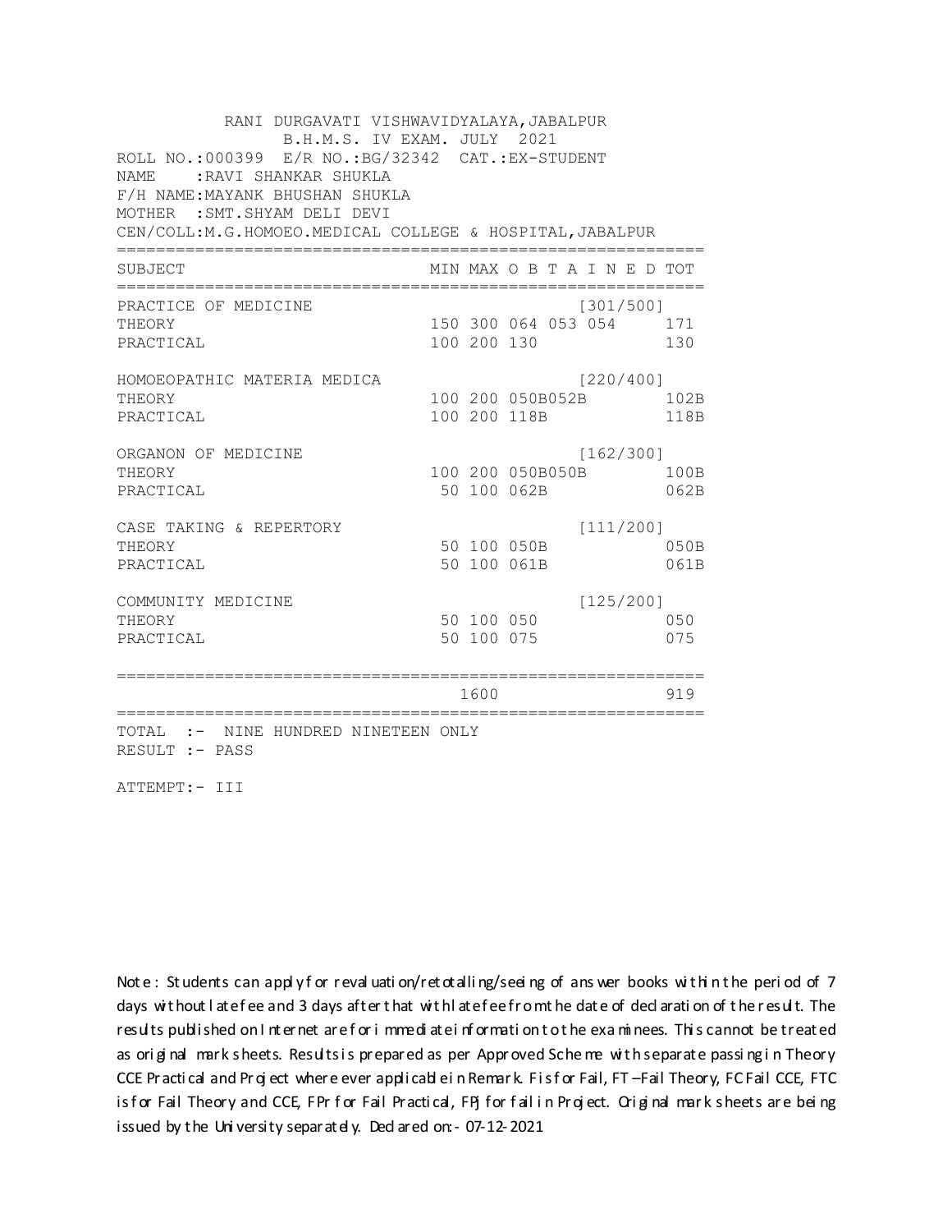RANI DURGAVATI VISHWAVIDYALAYA,JABALPUR
B.H.M.S. IV EXAM. JULY 2021

ROLL NO.:000399 E/R NO.:BG/32342 CAT.:EX-STUDENT
NAME :RAVI SHANKAR SHUKLA
F/H NAME:MAYANK BHUSHAN SHUKLA
MOTHER :SMT.SHYAM DELI DEVI
CEN/COLL:M.G.HOMOEO.MEDICAL COLLEGE & HOSPITAL,JABALPUR

| SUBJECT | MIN | MAX | O B T A I N E D | | | TOT |
|---|---|---|---|---|---|---|
| PRACTICE OF MEDICINE | | | | | [301/500] | |
| THEORY | 150 | 300 | 064 | 053 | 054 | 171 |
| PRACTICAL | 100 | 200 | 130 | | | 130 |
| HOMOEOPATHIC MATERIA MEDICA | | | | | [220/400] | |
| THEORY | 100 | 200 | 050B | 052B | | 102B |
| PRACTICAL | 100 | 200 | 118B | | | 118B |
| ORGANON OF MEDICINE | | | | | [162/300] | |
| THEORY | 100 | 200 | 050B | 050B | | 100B |
| PRACTICAL | 50 | 100 | 062B | | | 062B |
| CASE TAKING & REPERTORY | | | | | [111/200] | |
| THEORY | 50 | 100 | 050B | | | 050B |
| PRACTICAL | 50 | 100 | 061B | | | 061B |
| COMMUNITY MEDICINE | | | | | [125/200] | |
| THEORY | 50 | 100 | 050 | | | 050 |
| PRACTICAL | 50 | 100 | 075 | | | 075 |
| | | 1600 | | | | 919 |

TOTAL :- NINE HUNDRED NINETEEN ONLY
RESULT :- PASS

ATTEMPT:- III

Note : Students can apply for revaluation/retotalling/seeing of answer books within the period of 7 days without late fee and 3 days after that with late fee from the date of declaration of the result. The results published on Internet are for immediate information to the examinees. This cannot be treated as original mark sheets. Results is prepared as per Approved Scheme with separate passing in Theory CCE Practical and Project where ever applicable in Remark. F is for Fail, FT –Fail Theory, FC Fail CCE, FTC is for Fail Theory and CCE, FPr for Fail Practical, FPJ for fail in Project. Original mark sheets are being issued by the University separately. Declared on:- 07-12-2021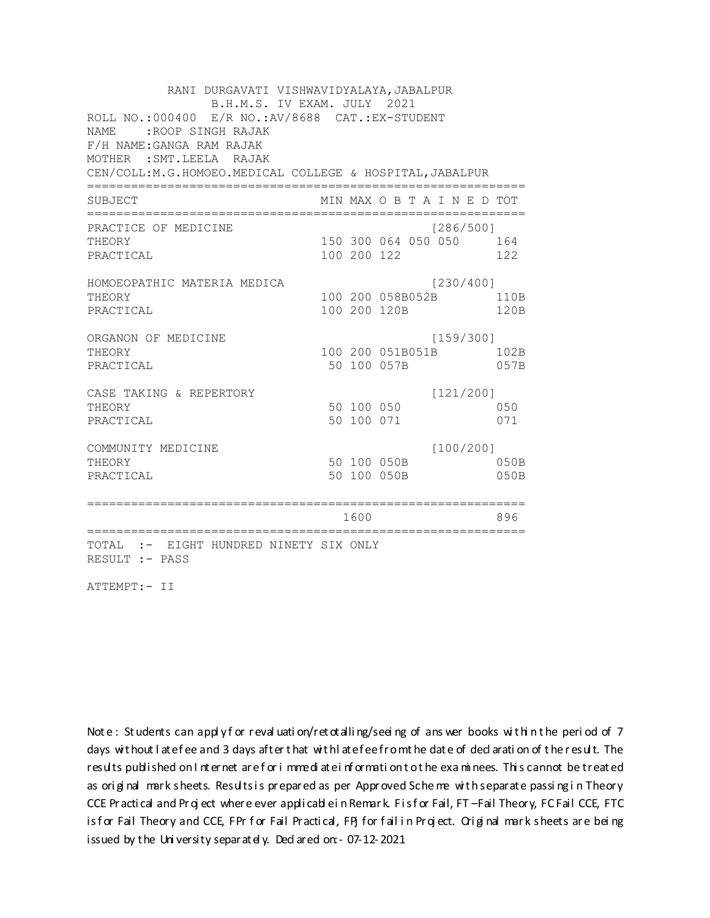RANI DURGAVATI VISHWAVIDYALAYA,JABALPUR
B.H.M.S. IV EXAM. JULY 2021

ROLL NO.:000400 E/R NO.:AV/8688 CAT.:EX-STUDENT
NAME :ROOP SINGH RAJAK
F/H NAME:GANGA RAM RAJAK
MOTHER :SMT.LEELA RAJAK
CEN/COLL:M.G.HOMOEO.MEDICAL COLLEGE & HOSPITAL,JABALPUR

| SUBJECT | MIN | MAX | O B T A I N E D | TOT |
|---|---|---|---|---|
| PRACTICE OF MEDICINE | | | [286/500] | |
| THEORY | 150 | 300 | 064 050 050 | 164 |
| PRACTICAL | 100 | 200 | 122 | 122 |
| HOMOEOPATHIC MATERIA MEDICA | | | [230/400] | |
| THEORY | 100 | 200 | 058B052B | 110B |
| PRACTICAL | 100 | 200 | 120B | 120B |
| ORGANON OF MEDICINE | | | [159/300] | |
| THEORY | 100 | 200 | 051B051B | 102B |
| PRACTICAL | 50 | 100 | 057B | 057B |
| CASE TAKING & REPERTORY | | | [121/200] | |
| THEORY | 50 | 100 | 050 | 050 |
| PRACTICAL | 50 | 100 | 071 | 071 |
| COMMUNITY MEDICINE | | | [100/200] | |
| THEORY | 50 | 100 | 050B | 050B |
| PRACTICAL | 50 | 100 | 050B | 050B |
| | | 1600 | | 896 |

TOTAL :- EIGHT HUNDRED NINETY SIX ONLY
RESULT :- PASS

ATTEMPT:- II

Note : Students can apply for revaluation/retotalling/seeing of answer books within the period of 7 days without late fee and 3 days after that with late fee from the date of declaration of the result. The results published on Internet are for immediate information to the examinees. This cannot be treated as original mark sheets. Results is prepared as per Approved Scheme with separate passing in Theory CCE Practical and Project where ever applicable in Remark. F is for Fail, FT –Fail Theory, FC Fail CCE, FTC is for Fail Theory and CCE, FPr for Fail Practical, FPj for fail in Project. Original mark sheets are being issued by the University separately. Declared on:- 07-12-2021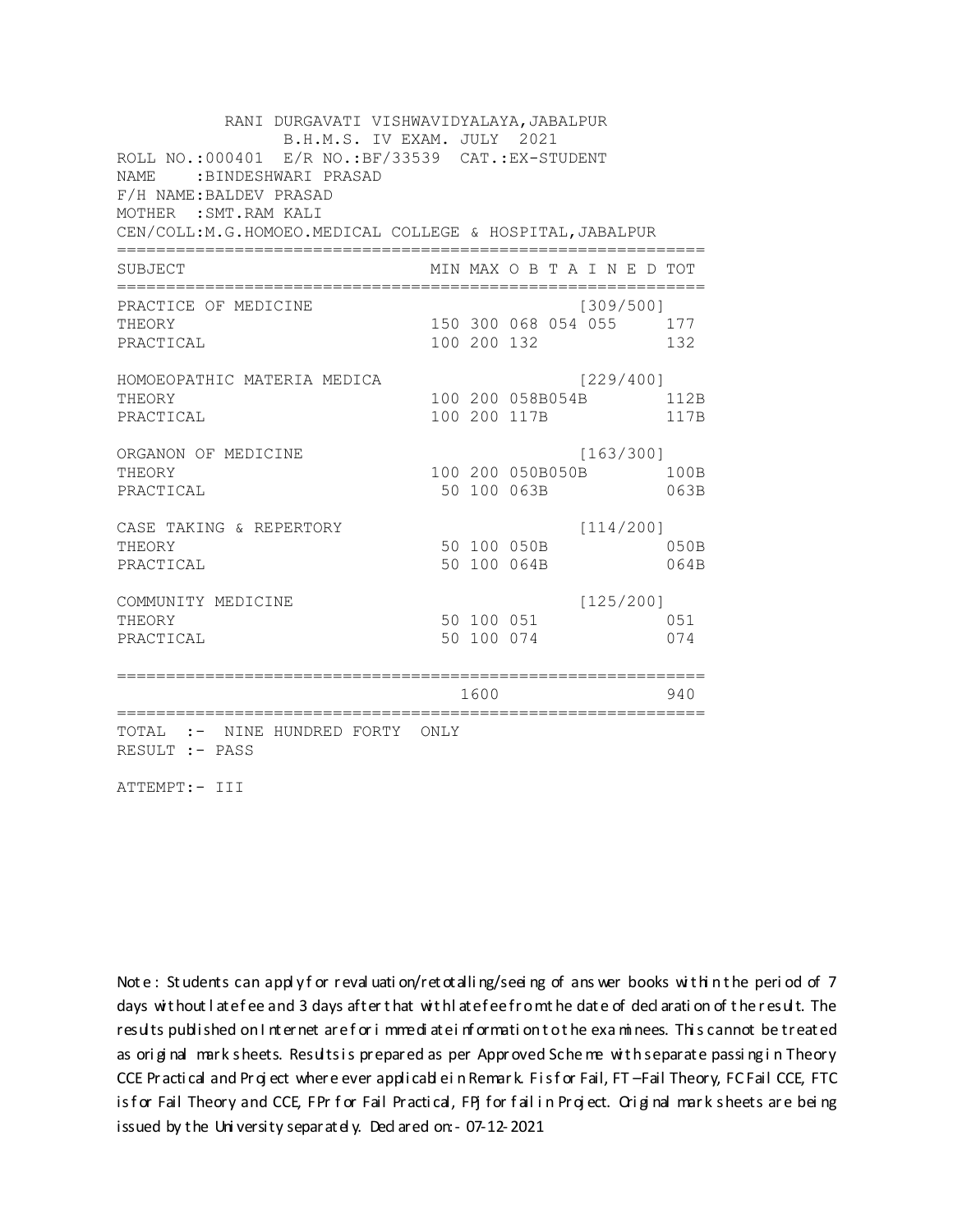RANI DURGAVATI VISHWAVIDYALAYA,JABALPUR
B.H.M.S. IV EXAM. JULY 2021

ROLL NO.:000401 E/R NO.:BF/33539 CAT.:EX-STUDENT
NAME :BINDESHWARI PRASAD
F/H NAME:BALDEV PRASAD
MOTHER :SMT.RAM KALI
CEN/COLL:M.G.HOMOEO.MEDICAL COLLEGE & HOSPITAL,JABALPUR

| SUBJECT | MIN | MAX | O B T A I N E D | TOT |
|---|---|---|---|---|
| PRACTICE OF MEDICINE | | | [309/500] | |
| THEORY | 150 | 300 | 068 054 055 | 177 |
| PRACTICAL | 100 | 200 | 132 | 132 |
| HOMOEOPATHIC MATERIA MEDICA | | | [229/400] | |
| THEORY | 100 | 200 | 058B054B | 112B |
| PRACTICAL | 100 | 200 | 117B | 117B |
| ORGANON OF MEDICINE | | | [163/300] | |
| THEORY | 100 | 200 | 050B050B | 100B |
| PRACTICAL | 50 | 100 | 063B | 063B |
| CASE TAKING & REPERTORY | | | [114/200] | |
| THEORY | 50 | 100 | 050B | 050B |
| PRACTICAL | 50 | 100 | 064B | 064B |
| COMMUNITY MEDICINE | | | [125/200] | |
| THEORY | 50 | 100 | 051 | 051 |
| PRACTICAL | 50 | 100 | 074 | 074 |
| | | 1600 | | 940 |

TOTAL :- NINE HUNDRED FORTY ONLY
RESULT :- PASS

ATTEMPT:- III

Note : Students can apply for revaluation/retotalling/seeing of answer books within the period of 7 days without late fee and 3 days after that with late fee from the date of declaration of the result. The results published on Internet are for immediate information to the examinees. This cannot be treated as original mark sheets. Results is prepared as per Approved Scheme with separate passing in Theory CCE Practical and Project where ever applicable in Remark. F is for Fail, FT –Fail Theory, FC Fail CCE, FTC is for Fail Theory and CCE, FPr for Fail Practical, FPj for fail in Project. Original mark sheets are being issued by the University separately. Declared on:- 07-12-2021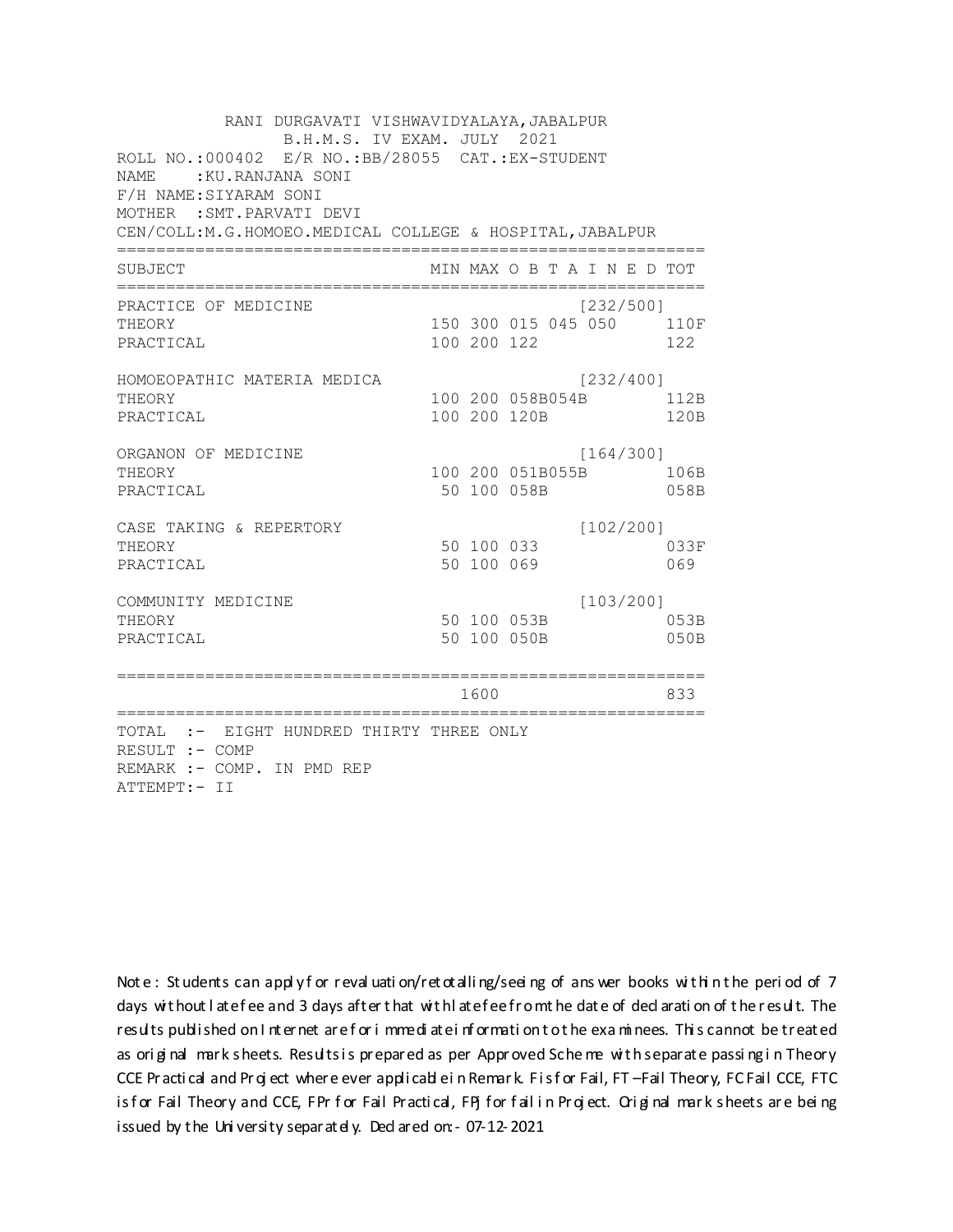RANI DURGAVATI VISHWAVIDYALAYA,JABALPUR
B.H.M.S. IV EXAM. JULY 2021

ROLL NO.:000402 E/R NO.:BB/28055 CAT.:EX-STUDENT
NAME :KU.RANJANA SONI
F/H NAME:SIYARAM SONI
MOTHER :SMT.PARVATI DEVI
CEN/COLL:M.G.HOMOEO.MEDICAL COLLEGE & HOSPITAL,JABALPUR

| SUBJECT | MIN | MAX | O B T A I N E D | | | TOT |
|---|---|---|---|---|---|---|
| PRACTICE OF MEDICINE | | | | | [232/500] | |
| THEORY | 150 | 300 | 015 | 045 | 050 | 110F |
| PRACTICAL | 100 | 200 | 122 | | | 122 |
| HOMOEOPATHIC MATERIA MEDICA | | | | | [232/400] | |
| THEORY | 100 | 200 | 058B | 054B | | 112B |
| PRACTICAL | 100 | 200 | 120B | | | 120B |
| ORGANON OF MEDICINE | | | | | [164/300] | |
| THEORY | 100 | 200 | 051B | 055B | | 106B |
| PRACTICAL | 50 | 100 | 058B | | | 058B |
| CASE TAKING & REPERTORY | | | | | [102/200] | |
| THEORY | 50 | 100 | 033 | | | 033F |
| PRACTICAL | 50 | 100 | 069 | | | 069 |
| COMMUNITY MEDICINE | | | | | [103/200] | |
| THEORY | 50 | 100 | 053B | | | 053B |
| PRACTICAL | 50 | 100 | 050B | | | 050B |
| | | 1600 | | | | 833 |

TOTAL :- EIGHT HUNDRED THIRTY THREE ONLY
RESULT :- COMP
REMARK :- COMP. IN PMD REP
ATTEMPT:- II

Note : Students can apply for revaluation/retotalling/seeing of answer books within the period of 7 days without late fee and 3 days after that with late fee from the date of declaration of the result. The results published on Internet are for immediate information to the examinees. This cannot be treated as original mark sheets. Results is prepared as per Approved Scheme with separate passing in Theory CCE Practical and Project where ever applicable in Remark. F is for Fail, FT –Fail Theory, FC Fail CCE, FTC is for Fail Theory and CCE, FPr for Fail Practical, FPJ for fail in Project. Original mark sheets are being issued by the University separately. Declared on:- 07-12-2021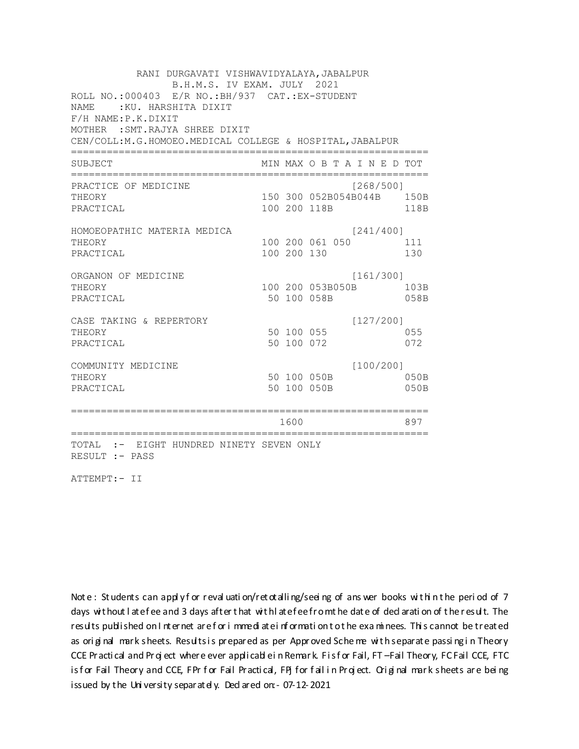RANI DURGAVATI VISHWAVIDYALAYA,JABALPUR
B.H.M.S. IV EXAM. JULY 2021

ROLL NO.:000403 E/R NO.:BH/937 CAT.:EX-STUDENT
NAME :KU. HARSHITA DIXIT
F/H NAME:P.K.DIXIT
MOTHER :SMT.RAJYA SHREE DIXIT
CEN/COLL:M.G.HOMOEO.MEDICAL COLLEGE & HOSPITAL,JABALPUR

| SUBJECT | MIN | MAX | O B T A I N E D | TOT |
|---|---|---|---|---|
| PRACTICE OF MEDICINE | | | [268/500] | |
| THEORY | 150 | 300 | 052B054B044B | 150B |
| PRACTICAL | 100 | 200 | 118B | 118B |
| HOMOEOPATHIC MATERIA MEDICA | | | [241/400] | |
| THEORY | 100 | 200 | 061 050 | 111 |
| PRACTICAL | 100 | 200 | 130 | 130 |
| ORGANON OF MEDICINE | | | [161/300] | |
| THEORY | 100 | 200 | 053B050B | 103B |
| PRACTICAL | 50 | 100 | 058B | 058B |
| CASE TAKING & REPERTORY | | | [127/200] | |
| THEORY | 50 | 100 | 055 | 055 |
| PRACTICAL | 50 | 100 | 072 | 072 |
| COMMUNITY MEDICINE | | | [100/200] | |
| THEORY | 50 | 100 | 050B | 050B |
| PRACTICAL | 50 | 100 | 050B | 050B |
| | | 1600 | | 897 |

TOTAL :- EIGHT HUNDRED NINETY SEVEN ONLY
RESULT :- PASS

ATTEMPT:- II

Note : Students can apply for revaluation/retotalling/seeing of answer books within the period of 7 days without late fee and 3 days after that with late fee from the date of declaration of the result. The results published on Internet are for immediate information to the examinees. This cannot be treated as original mark sheets. Results is prepared as per Approved Scheme with separate passing in Theory CCE Practical and Project where ever applicable in Remark. F is for Fail, FT –Fail Theory, FC Fail CCE, FTC is for Fail Theory and CCE, FPr for Fail Practical, FPJ for fail in Project. Original mark sheets are being issued by the University separately. Declared on:- 07-12-2021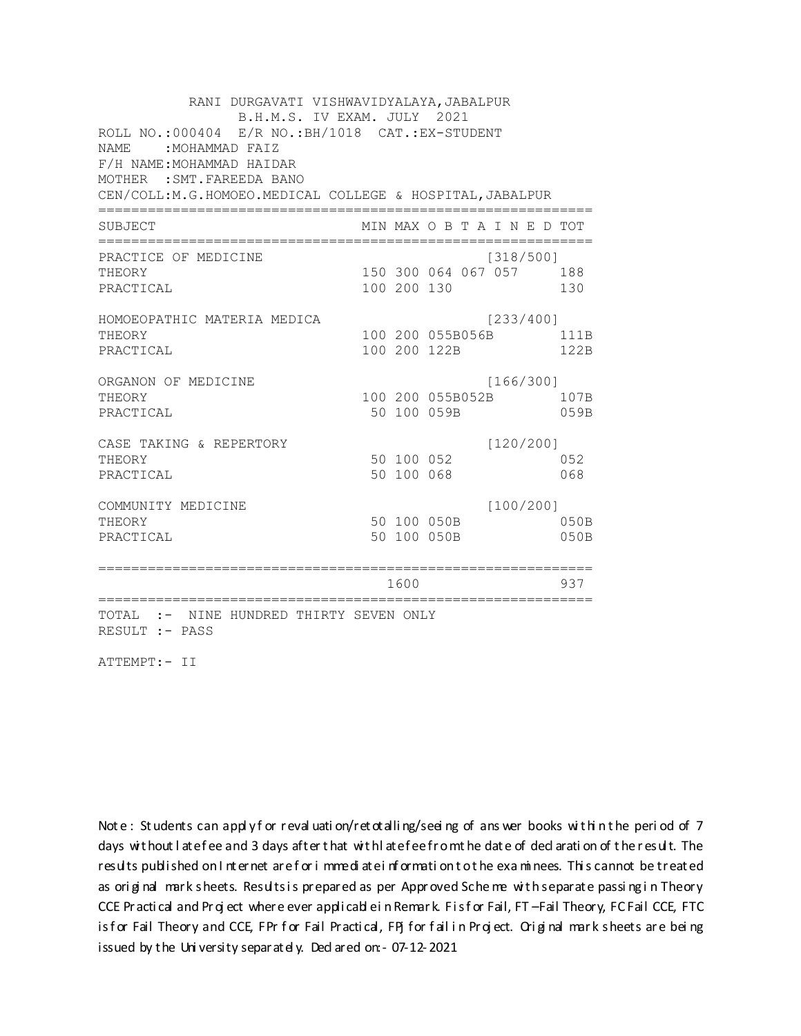RANI DURGAVATI VISHWAVIDYALAYA,JABALPUR
B.H.M.S. IV EXAM. JULY 2021

ROLL NO.:000404 E/R NO.:BH/1018 CAT.:EX-STUDENT
NAME :MOHAMMAD FAIZ
F/H NAME:MOHAMMAD HAIDAR
MOTHER :SMT.FAREEDA BANO
CEN/COLL:M.G.HOMOEO.MEDICAL COLLEGE & HOSPITAL,JABALPUR

| SUBJECT | MIN | MAX | O B T A I N E D | | | TOT |
|---|---|---|---|---|---|---|
| PRACTICE OF MEDICINE | | | | | [318/500] | |
| THEORY | 150 | 300 | 064 | 067 | 057 | 188 |
| PRACTICAL | 100 | 200 | 130 | | | 130 |
| HOMOEOPATHIC MATERIA MEDICA | | | | | [233/400] | |
| THEORY | 100 | 200 | 055B | 056B | | 111B |
| PRACTICAL | 100 | 200 | 122B | | | 122B |
| ORGANON OF MEDICINE | | | | | [166/300] | |
| THEORY | 100 | 200 | 055B | 052B | | 107B |
| PRACTICAL | 50 | 100 | 059B | | | 059B |
| CASE TAKING & REPERTORY | | | | | [120/200] | |
| THEORY | 50 | 100 | 052 | | | 052 |
| PRACTICAL | 50 | 100 | 068 | | | 068 |
| COMMUNITY MEDICINE | | | | | [100/200] | |
| THEORY | 50 | 100 | 050B | | | 050B |
| PRACTICAL | 50 | 100 | 050B | | | 050B |
| | | 1600 | | | | 937 |

TOTAL :- NINE HUNDRED THIRTY SEVEN ONLY
RESULT :- PASS

ATTEMPT:- II

Note : Students can apply for revaluation/retotalling/seeing of answer books within the period of 7 days without late fee and 3 days after that with late fee from the date of declaration of the result. The results published on Internet are for immediate information to the examinees. This cannot be treated as original mark sheets. Results is prepared as per Approved Scheme with separate passing in Theory CCE Practical and Project where ever applicable in Remark. F is for Fail, FT –Fail Theory, FC Fail CCE, FTC is for Fail Theory and CCE, FPr for Fail Practical, FPj for fail in Project. Original mark sheets are being issued by the University separately. Declared on:- 07-12-2021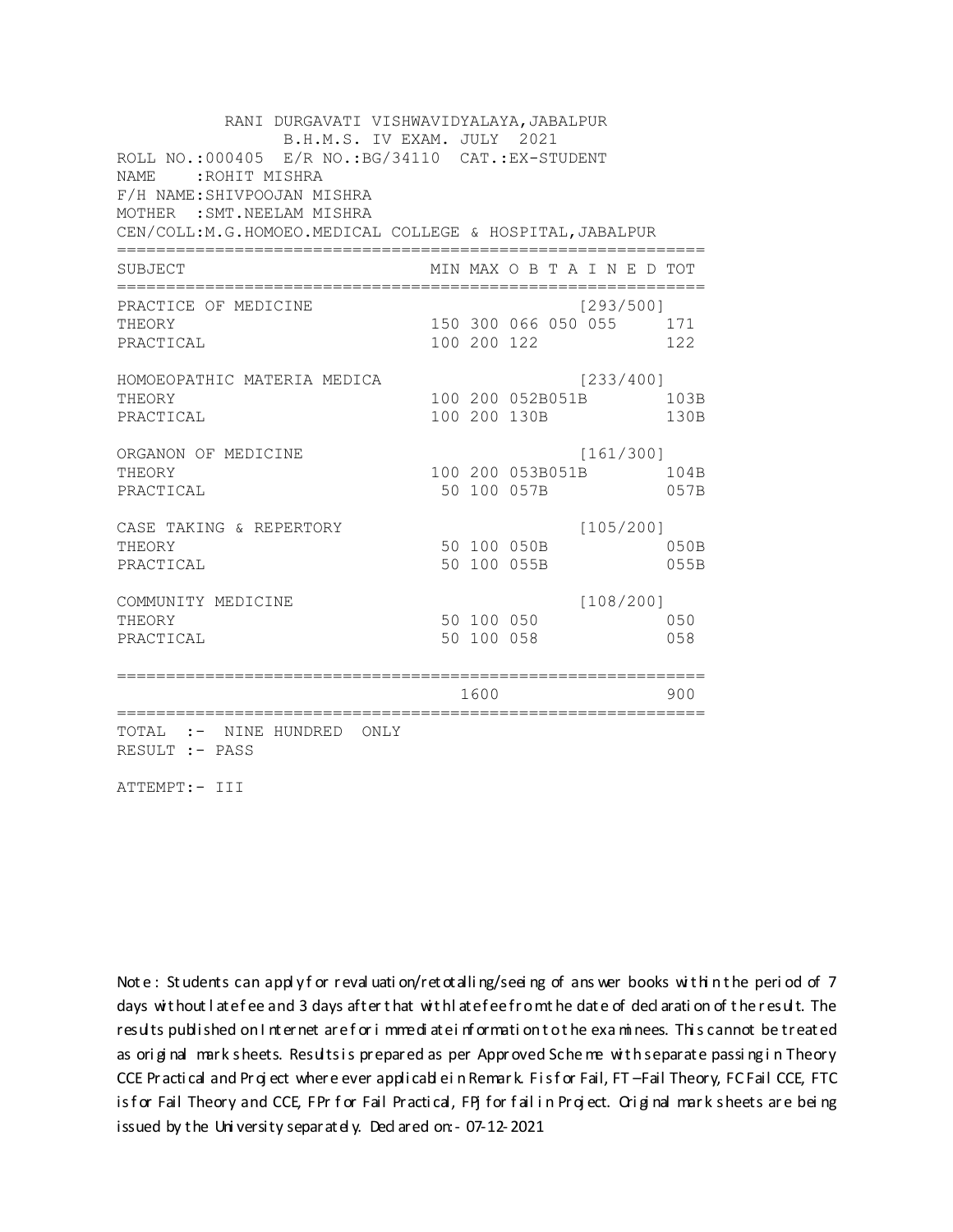RANI DURGAVATI VISHWAVIDYALAYA,JABALPUR
B.H.M.S. IV EXAM. JULY 2021

ROLL NO.:000405 E/R NO.:BG/34110 CAT.:EX-STUDENT
NAME :ROHIT MISHRA
F/H NAME:SHIVPOOJAN MISHRA
MOTHER :SMT.NEELAM MISHRA
CEN/COLL:M.G.HOMOEO.MEDICAL COLLEGE & HOSPITAL,JABALPUR

| SUBJECT | MIN | MAX | O B T A I N E D | TOT |
|---|---|---|---|---|
| PRACTICE OF MEDICINE | | | [293/500] | |
| THEORY | 150 | 300 | 066 050 055 | 171 |
| PRACTICAL | 100 | 200 | 122 | 122 |
| HOMOEOPATHIC MATERIA MEDICA | | | [233/400] | |
| THEORY | 100 | 200 | 052B051B | 103B |
| PRACTICAL | 100 | 200 | 130B | 130B |
| ORGANON OF MEDICINE | | | [161/300] | |
| THEORY | 100 | 200 | 053B051B | 104B |
| PRACTICAL | 50 | 100 | 057B | 057B |
| CASE TAKING & REPERTORY | | | [105/200] | |
| THEORY | 50 | 100 | 050B | 050B |
| PRACTICAL | 50 | 100 | 055B | 055B |
| COMMUNITY MEDICINE | | | [108/200] | |
| THEORY | 50 | 100 | 050 | 050 |
| PRACTICAL | 50 | 100 | 058 | 058 |
| | | 1600 | | 900 |

TOTAL :- NINE HUNDRED ONLY
RESULT :- PASS

ATTEMPT:- III

Note : Students can apply for revaluation/retotalling/seeing of answer books within the period of 7 days without late fee and 3 days after that with late fee from the date of declaration of the result. The results published on Internet are for immediate information to the examinees. This cannot be treated as original mark sheets. Results is prepared as per Approved Scheme with separate passing in Theory CCE Practical and Project where ever applicable in Remark. F is for Fail, FT –Fail Theory, FC Fail CCE, FTC is for Fail Theory and CCE, FPr for Fail Practical, FPJ for fail in Project. Original mark sheets are being issued by the University separately. Declared on:- 07-12-2021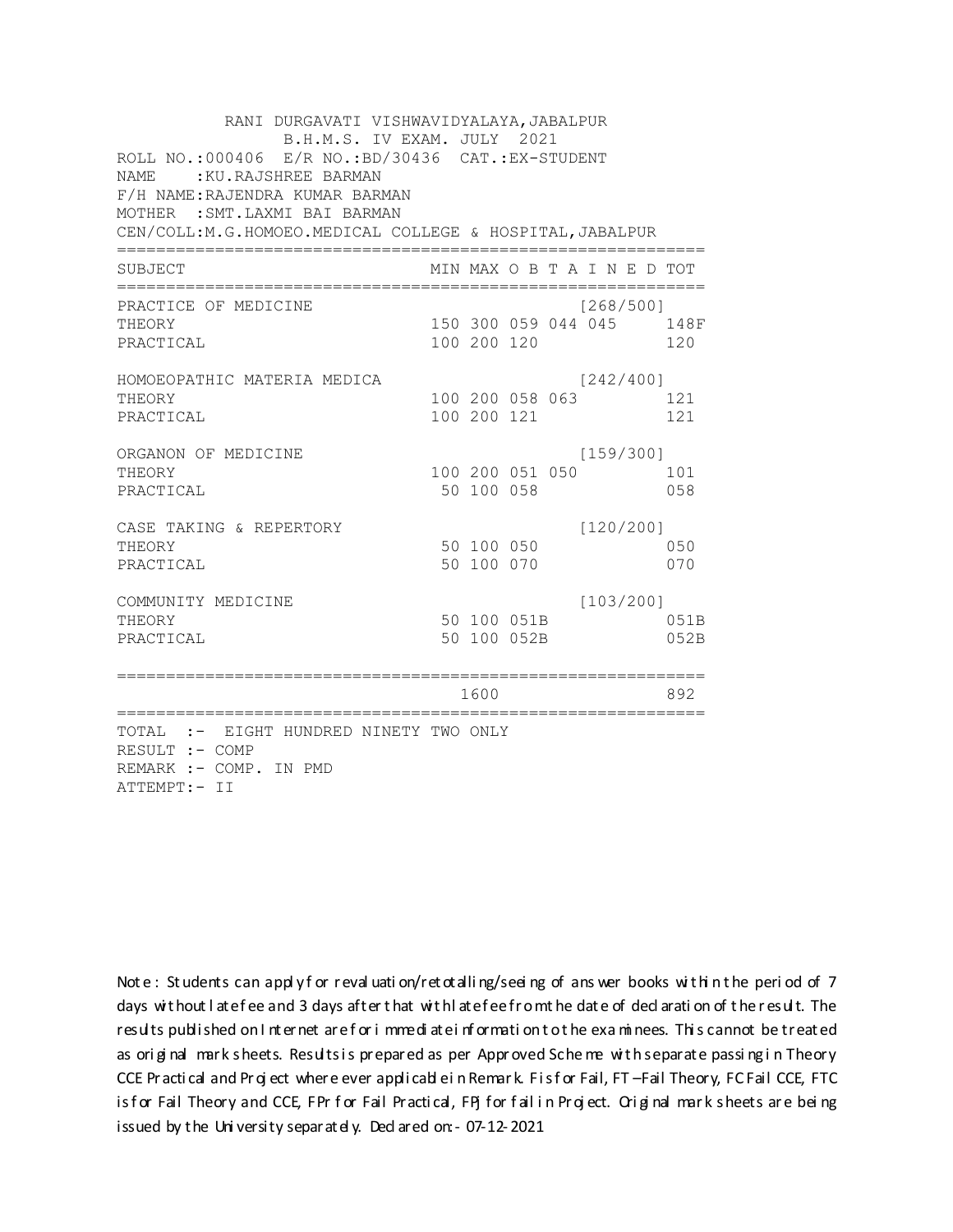RANI DURGAVATI VISHWAVIDYALAYA,JABALPUR
B.H.M.S. IV EXAM. JULY 2021

ROLL NO.:000406 E/R NO.:BD/30436 CAT.:EX-STUDENT
NAME :KU.RAJSHREE BARMAN
F/H NAME:RAJENDRA KUMAR BARMAN
MOTHER :SMT.LAXMI BAI BARMAN
CEN/COLL:M.G.HOMOEO.MEDICAL COLLEGE & HOSPITAL,JABALPUR

| SUBJECT | MIN | MAX | O B T A I N E D | | | TOT |
|---|---|---|---|---|---|---|
| PRACTICE OF MEDICINE | | | [268/500] | | | |
| THEORY | 150 | 300 | 059 | 044 | 045 | 148F |
| PRACTICAL | 100 | 200 | 120 | | | 120 |
| HOMOEOPATHIC MATERIA MEDICA | | | [242/400] | | | |
| THEORY | 100 | 200 | 058 | 063 | | 121 |
| PRACTICAL | 100 | 200 | 121 | | | 121 |
| ORGANON OF MEDICINE | | | [159/300] | | | |
| THEORY | 100 | 200 | 051 | 050 | | 101 |
| PRACTICAL | 50 | 100 | 058 | | | 058 |
| CASE TAKING & REPERTORY | | | [120/200] | | | |
| THEORY | 50 | 100 | 050 | | | 050 |
| PRACTICAL | 50 | 100 | 070 | | | 070 |
| COMMUNITY MEDICINE | | | [103/200] | | | |
| THEORY | 50 | 100 | 051B | | | 051B |
| PRACTICAL | 50 | 100 | 052B | | | 052B |
| | | 1600 | | | | 892 |

TOTAL :- EIGHT HUNDRED NINETY TWO ONLY
RESULT :- COMP
REMARK :- COMP. IN PMD
ATTEMPT:- II

Note : Students can apply for revaluation/retotalling/seeing of answer books within the period of 7 days without late fee and 3 days after that with late fee from the date of declaration of the result. The results published on Internet are for immediate information to the examinees. This cannot be treated as original mark sheets. Results is prepared as per Approved Scheme with separate passing in Theory CCE Practical and Project where ever applicable in Remark. F is for Fail, FT –Fail Theory, FC Fail CCE, FTC is for Fail Theory and CCE, FPr for Fail Practical, FPj for fail in Project. Original mark sheets are being issued by the University separately. Declared on:- 07-12-2021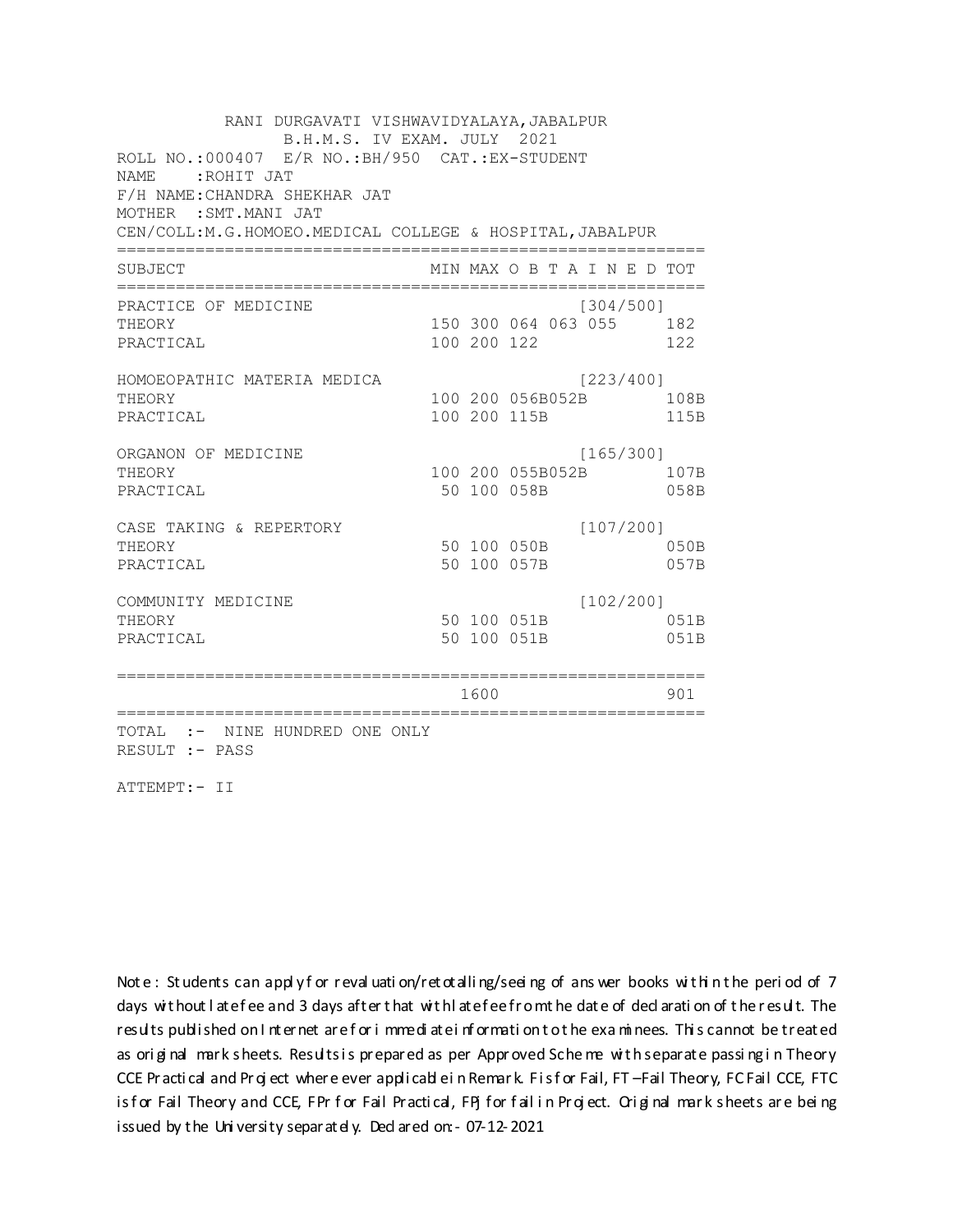RANI DURGAVATI VISHWAVIDYALAYA,JABALPUR
B.H.M.S. IV EXAM. JULY 2021

ROLL NO.:000407 E/R NO.:BH/950 CAT.:EX-STUDENT
NAME :ROHIT JAT
F/H NAME:CHANDRA SHEKHAR JAT
MOTHER :SMT.MANI JAT
CEN/COLL:M.G.HOMOEO.MEDICAL COLLEGE & HOSPITAL,JABALPUR

| SUBJECT | MIN | MAX | O B T A I N E D | TOT |
|---|---|---|---|---|
| PRACTICE OF MEDICINE | | | [304/500] | |
| THEORY | 150 | 300 | 064 063 055 | 182 |
| PRACTICAL | 100 | 200 | 122 | 122 |
| HOMOEOPATHIC MATERIA MEDICA | | | [223/400] | |
| THEORY | 100 | 200 | 056B052B | 108B |
| PRACTICAL | 100 | 200 | 115B | 115B |
| ORGANON OF MEDICINE | | | [165/300] | |
| THEORY | 100 | 200 | 055B052B | 107B |
| PRACTICAL | 50 | 100 | 058B | 058B |
| CASE TAKING & REPERTORY | | | [107/200] | |
| THEORY | 50 | 100 | 050B | 050B |
| PRACTICAL | 50 | 100 | 057B | 057B |
| COMMUNITY MEDICINE | | | [102/200] | |
| THEORY | 50 | 100 | 051B | 051B |
| PRACTICAL | 50 | 100 | 051B | 051B |
| | | 1600 | | 901 |

TOTAL :- NINE HUNDRED ONE ONLY
RESULT :- PASS

ATTEMPT:- II

Note : Students can apply for revaluation/retotalling/seeing of answer books within the period of 7 days without late fee and 3 days after that with late fee from the date of declaration of the result. The results published on Internet are for immediate information to the examinees. This cannot be treated as original mark sheets. Results is prepared as per Approved Scheme with separate passing in Theory CCE Practical and Project where ever applicable in Remark. F is for Fail, FT –Fail Theory, FC Fail CCE, FTC is for Fail Theory and CCE, FPr for Fail Practical, FPj for fail in Project. Original mark sheets are being issued by the University separately. Declared on:- 07-12-2021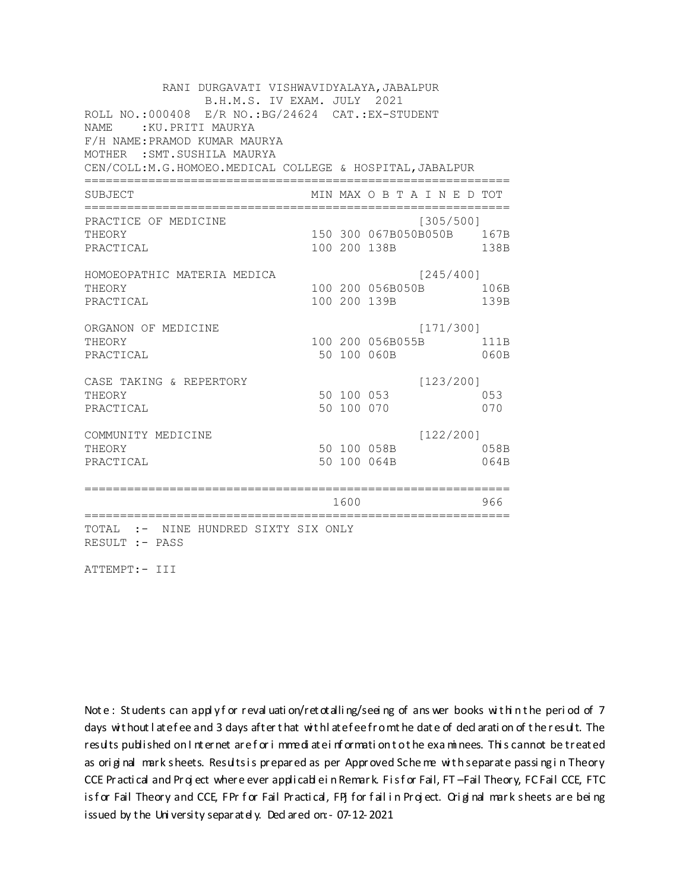RANI DURGAVATI VISHWAVIDYALAYA,JABALPUR
B.H.M.S. IV EXAM. JULY 2021

ROLL NO.:000408 E/R NO.:BG/24624 CAT.:EX-STUDENT
NAME :KU.PRITI MAURYA
F/H NAME:PRAMOD KUMAR MAURYA
MOTHER :SMT.SUSHILA MAURYA
CEN/COLL:M.G.HOMOEO.MEDICAL COLLEGE & HOSPITAL,JABALPUR

| SUBJECT | MIN | MAX | O B T A I N E D | TOT |
|---|---|---|---|---|
| PRACTICE OF MEDICINE | | | [305/500] | |
| THEORY | 150 | 300 | 067B050B050B | 167B |
| PRACTICAL | 100 | 200 | 138B | 138B |
| HOMOEOPATHIC MATERIA MEDICA | | | [245/400] | |
| THEORY | 100 | 200 | 056B050B | 106B |
| PRACTICAL | 100 | 200 | 139B | 139B |
| ORGANON OF MEDICINE | | | [171/300] | |
| THEORY | 100 | 200 | 056B055B | 111B |
| PRACTICAL | 50 | 100 | 060B | 060B |
| CASE TAKING & REPERTORY | | | [123/200] | |
| THEORY | 50 | 100 | 053 | 053 |
| PRACTICAL | 50 | 100 | 070 | 070 |
| COMMUNITY MEDICINE | | | [122/200] | |
| THEORY | 50 | 100 | 058B | 058B |
| PRACTICAL | 50 | 100 | 064B | 064B |
| | | 1600 | | 966 |

TOTAL :- NINE HUNDRED SIXTY SIX ONLY
RESULT :- PASS

ATTEMPT:- III

Note : Students can apply for revaluation/retotalling/seeing of answer books within the period of 7 days without late fee and 3 days after that with late fee from the date of declaration of the result. The results published on Internet are for immediate information to the examinees. This cannot be treated as original mark sheets. Results is prepared as per Approved Scheme with separate passing in Theory CCE Practical and Project where ever applicable in Remark. F is for Fail, FT –Fail Theory, FC Fail CCE, FTC is for Fail Theory and CCE, FPr for Fail Practical, FPJ for fail in Project. Original mark sheets are being issued by the University separately. Declared on:- 07-12-2021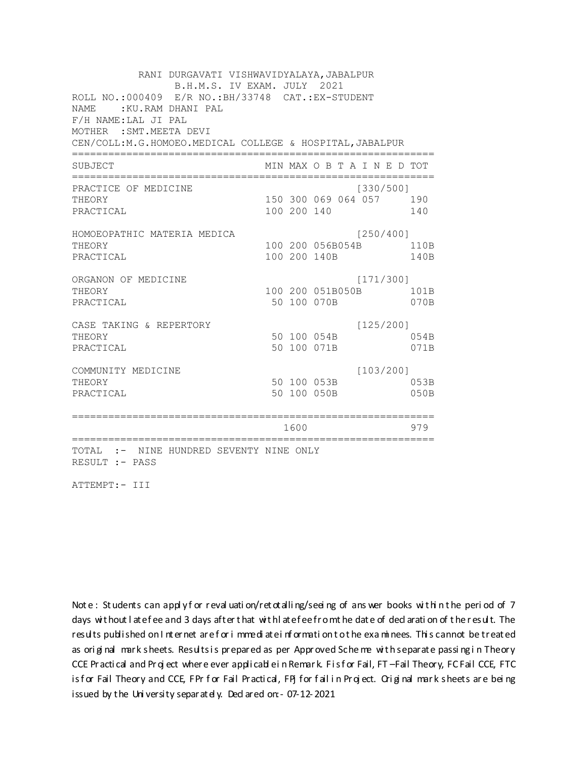RANI DURGAVATI VISHWAVIDYALAYA,JABALPUR
B.H.M.S. IV EXAM. JULY 2021

ROLL NO.:000409 E/R NO.:BH/33748 CAT.:EX-STUDENT
NAME :KU.RAM DHANI PAL
F/H NAME:LAL JI PAL
MOTHER :SMT.MEETA DEVI
CEN/COLL:M.G.HOMOEO.MEDICAL COLLEGE & HOSPITAL,JABALPUR

| SUBJECT | MIN | MAX | O B T A I N E D | | | TOT |
|---|---|---|---|---|---|---|
| PRACTICE OF MEDICINE | | | | | [330/500] | |
| THEORY | 150 | 300 | 069 | 064 | 057 | 190 |
| PRACTICAL | 100 | 200 | 140 | | | 140 |
| HOMOEOPATHIC MATERIA MEDICA | | | | | [250/400] | |
| THEORY | 100 | 200 | 056B | 054B | | 110B |
| PRACTICAL | 100 | 200 | 140B | | | 140B |
| ORGANON OF MEDICINE | | | | | [171/300] | |
| THEORY | 100 | 200 | 051B | 050B | | 101B |
| PRACTICAL | 50 | 100 | 070B | | | 070B |
| CASE TAKING & REPERTORY | | | | | [125/200] | |
| THEORY | 50 | 100 | 054B | | | 054B |
| PRACTICAL | 50 | 100 | 071B | | | 071B |
| COMMUNITY MEDICINE | | | | | [103/200] | |
| THEORY | 50 | 100 | 053B | | | 053B |
| PRACTICAL | 50 | 100 | 050B | | | 050B |
| | | 1600 | | | | 979 |

TOTAL :- NINE HUNDRED SEVENTY NINE ONLY
RESULT :- PASS

ATTEMPT:- III

Note : Students can apply for revaluation/retotalling/seeing of answer books within the period of 7 days without late fee and 3 days after that with late fee from the date of declaration of the result. The results published on Internet are for immediate information to the examinees. This cannot be treated as original mark sheets. Results is prepared as per Approved Scheme with separate passing in Theory CCE Practical and Project where ever applicable in Remark. F is for Fail, FT –Fail Theory, FC Fail CCE, FTC is for Fail Theory and CCE, FPr for Fail Practical, FPJ for fail in Project. Original mark sheets are being issued by the University separately. Declared on:- 07-12-2021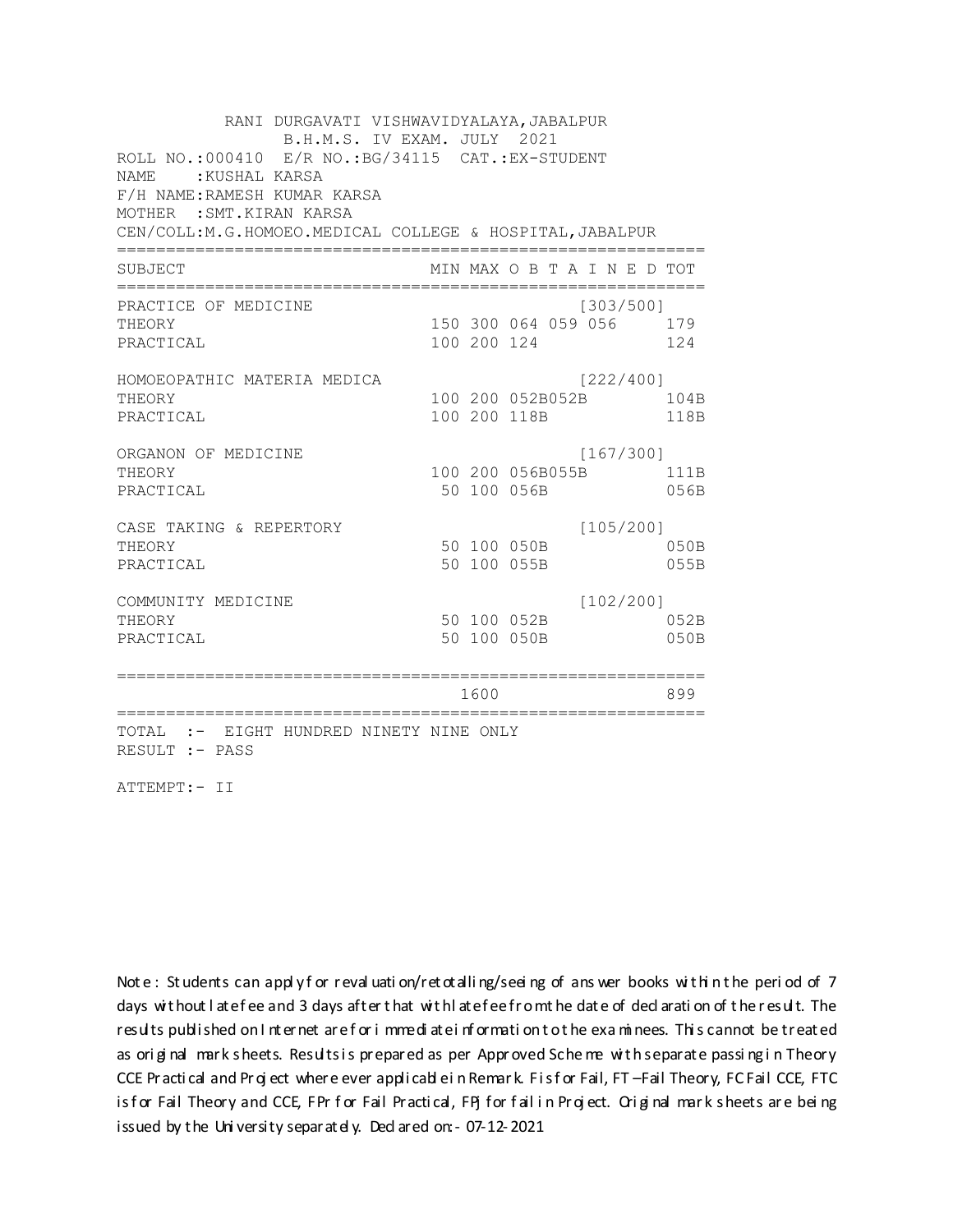RANI DURGAVATI VISHWAVIDYALAYA,JABALPUR
B.H.M.S. IV EXAM. JULY 2021

ROLL NO.:000410 E/R NO.:BG/34115 CAT.:EX-STUDENT
NAME :KUSHAL KARSA
F/H NAME:RAMESH KUMAR KARSA
MOTHER :SMT.KIRAN KARSA
CEN/COLL:M.G.HOMOEO.MEDICAL COLLEGE & HOSPITAL,JABALPUR

| SUBJECT | MIN | MAX | O B T A I N E D | | | TOT |
|---|---|---|---|---|---|---|
| PRACTICE OF MEDICINE | | | | | [303/500] | |
| THEORY | 150 | 300 | 064 | 059 | 056 | 179 |
| PRACTICAL | 100 | 200 | 124 | | | 124 |
| HOMOEOPATHIC MATERIA MEDICA | | | | | [222/400] | |
| THEORY | 100 | 200 | 052B | 052B | | 104B |
| PRACTICAL | 100 | 200 | 118B | | | 118B |
| ORGANON OF MEDICINE | | | | | [167/300] | |
| THEORY | 100 | 200 | 056B | 055B | | 111B |
| PRACTICAL | 50 | 100 | 056B | | | 056B |
| CASE TAKING & REPERTORY | | | | | [105/200] | |
| THEORY | 50 | 100 | 050B | | | 050B |
| PRACTICAL | 50 | 100 | 055B | | | 055B |
| COMMUNITY MEDICINE | | | | | [102/200] | |
| THEORY | 50 | 100 | 052B | | | 052B |
| PRACTICAL | 50 | 100 | 050B | | | 050B |
| | | 1600 | | | | 899 |

TOTAL :- EIGHT HUNDRED NINETY NINE ONLY
RESULT :- PASS

ATTEMPT:- II

Note : Students can apply for revaluation/retotalling/seeing of answer books within the period of 7 days without late fee and 3 days after that with late fee from the date of declaration of the result. The results published on Internet are for immediate information to the examinees. This cannot be treated as original mark sheets. Results is prepared as per Approved Scheme with separate passing in Theory CCE Practical and Project where ever applicable in Remark. F is for Fail, FT –Fail Theory, FC Fail CCE, FTC is for Fail Theory and CCE, FPr for Fail Practical, FPj for fail in Project. Original mark sheets are being issued by the University separately. Declared on:- 07-12-2021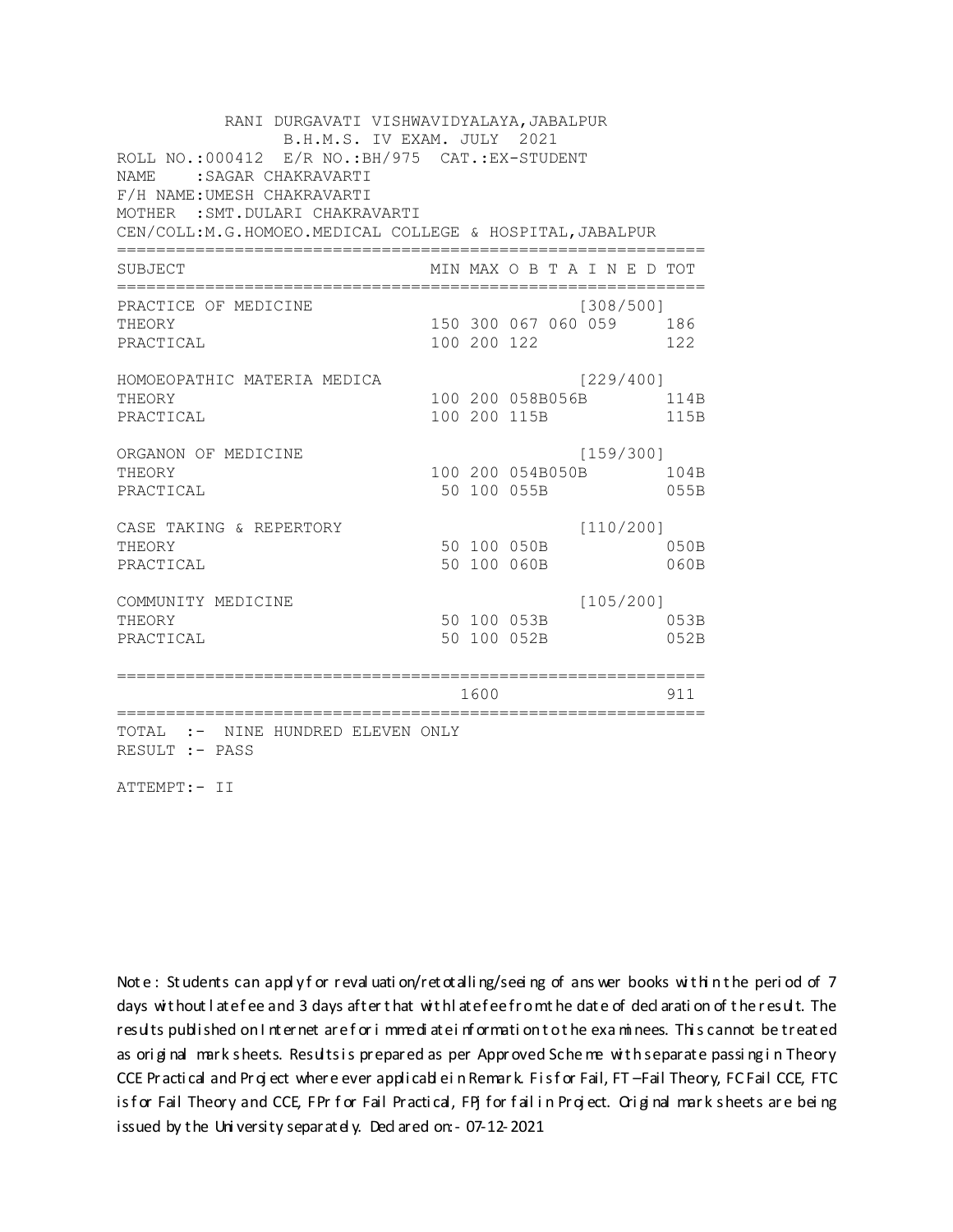RANI DURGAVATI VISHWAVIDYALAYA,JABALPUR
B.H.M.S. IV EXAM. JULY 2021

ROLL NO.:000412 E/R NO.:BH/975 CAT.:EX-STUDENT
NAME :SAGAR CHAKRAVARTI
F/H NAME:UMESH CHAKRAVARTI
MOTHER :SMT.DULARI CHAKRAVARTI
CEN/COLL:M.G.HOMOEO.MEDICAL COLLEGE & HOSPITAL,JABALPUR

| SUBJECT | MIN | MAX | O B T A I N E D | TOT |
|---|---|---|---|---|
| PRACTICE OF MEDICINE | | | [308/500] | |
| THEORY | 150 | 300 | 067 060 059 | 186 |
| PRACTICAL | 100 | 200 | 122 | 122 |
| HOMOEOPATHIC MATERIA MEDICA | | | [229/400] | |
| THEORY | 100 | 200 | 058B056B | 114B |
| PRACTICAL | 100 | 200 | 115B | 115B |
| ORGANON OF MEDICINE | | | [159/300] | |
| THEORY | 100 | 200 | 054B050B | 104B |
| PRACTICAL | 50 | 100 | 055B | 055B |
| CASE TAKING & REPERTORY | | | [110/200] | |
| THEORY | 50 | 100 | 050B | 050B |
| PRACTICAL | 50 | 100 | 060B | 060B |
| COMMUNITY MEDICINE | | | [105/200] | |
| THEORY | 50 | 100 | 053B | 053B |
| PRACTICAL | 50 | 100 | 052B | 052B |
| | | 1600 | | 911 |

TOTAL :- NINE HUNDRED ELEVEN ONLY
RESULT :- PASS

ATTEMPT:- II

Note : Students can apply for revaluation/retotalling/seeing of answer books within the period of 7 days without late fee and 3 days after that with late fee from the date of declaration of the result. The results published on Internet are for immediate information to the examinees. This cannot be treated as original mark sheets. Results is prepared as per Approved Scheme with separate passing in Theory CCE Practical and Project where ever applicable in Remark. F is for Fail, FT –Fail Theory, FC Fail CCE, FTC is for Fail Theory and CCE, FPr for Fail Practical, FPj for fail in Project. Original mark sheets are being issued by the University separately. Declared on:- 07-12-2021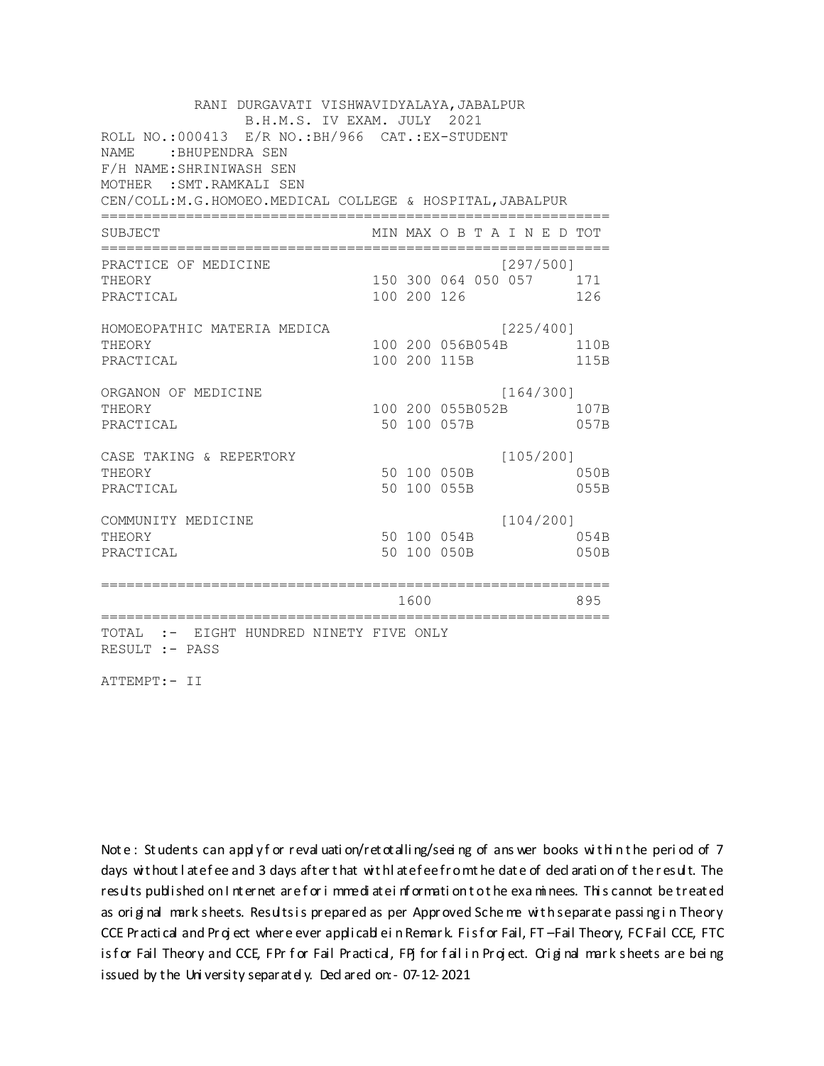RANI DURGAVATI VISHWAVIDYALAYA,JABALPUR
B.H.M.S. IV EXAM. JULY 2021

ROLL NO.:000413 E/R NO.:BH/966 CAT.:EX-STUDENT
NAME :BHUPENDRA SEN
F/H NAME:SHRINIWASH SEN
MOTHER :SMT.RAMKALI SEN
CEN/COLL:M.G.HOMOEO.MEDICAL COLLEGE & HOSPITAL,JABALPUR

| SUBJECT | MIN | MAX | O B T A I N E D | | | TOT |
|---|---|---|---|---|---|---|
| PRACTICE OF MEDICINE | | | [297/500] | | | |
| THEORY | 150 | 300 | 064 | 050 | 057 | 171 |
| PRACTICAL | 100 | 200 | 126 | | | 126 |
| HOMOEOPATHIC MATERIA MEDICA | | | [225/400] | | | |
| THEORY | 100 | 200 | 056B | 054B | | 110B |
| PRACTICAL | 100 | 200 | 115B | | | 115B |
| ORGANON OF MEDICINE | | | [164/300] | | | |
| THEORY | 100 | 200 | 055B | 052B | | 107B |
| PRACTICAL | 50 | 100 | 057B | | | 057B |
| CASE TAKING & REPERTORY | | | [105/200] | | | |
| THEORY | 50 | 100 | 050B | | | 050B |
| PRACTICAL | 50 | 100 | 055B | | | 055B |
| COMMUNITY MEDICINE | | | [104/200] | | | |
| THEORY | 50 | 100 | 054B | | | 054B |
| PRACTICAL | 50 | 100 | 050B | | | 050B |
| | | 1600 | | | | 895 |

TOTAL :- EIGHT HUNDRED NINETY FIVE ONLY
RESULT :- PASS

ATTEMPT:- II

Note : Students can apply for revaluation/retotalling/seeing of answer books within the period of 7 days without late fee and 3 days after that with late fee from the date of declaration of the result. The results published on Internet are for immediate information to the examinees. This cannot be treated as original mark sheets. Results is prepared as per Approved Scheme with separate passing in Theory CCE Practical and Project where ever applicable in Remark. F is for Fail, FT –Fail Theory, FC Fail CCE, FTC is for Fail Theory and CCE, FPr for Fail Practical, FPJ for fail in Project. Original mark sheets are being issued by the University separately. Declared on:- 07-12-2021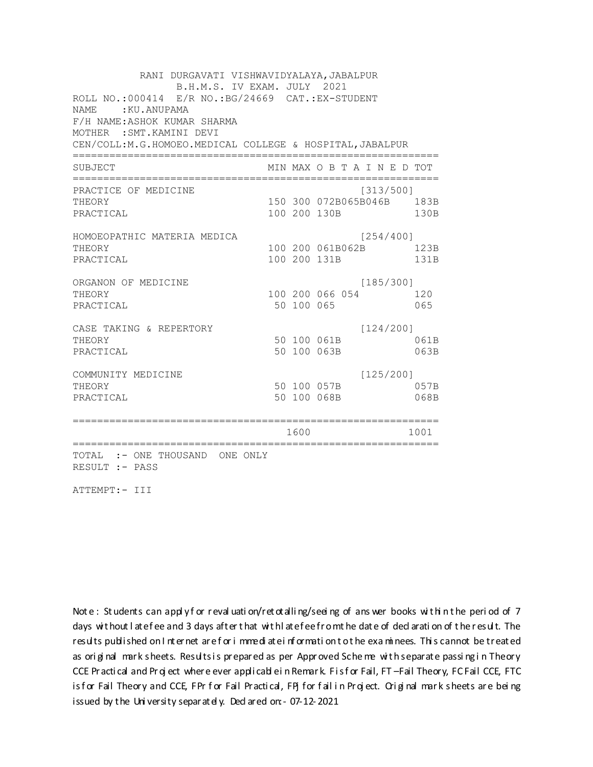RANI DURGAVATI VISHWAVIDYALAYA,JABALPUR
B.H.M.S. IV EXAM. JULY 2021

ROLL NO.:000414 E/R NO.:BG/24669 CAT.:EX-STUDENT
NAME :KU.ANUPAMA
F/H NAME:ASHOK KUMAR SHARMA
MOTHER :SMT.KAMINI DEVI
CEN/COLL:M.G.HOMOEO.MEDICAL COLLEGE & HOSPITAL,JABALPUR

| SUBJECT | MIN | MAX | O B T A I N E D | TOT |
|---|---|---|---|---|
| PRACTICE OF MEDICINE | | | [313/500] | |
| THEORY | 150 | 300 | 072B065B046B | 183B |
| PRACTICAL | 100 | 200 | 130B | 130B |
| HOMOEOPATHIC MATERIA MEDICA | | | [254/400] | |
| THEORY | 100 | 200 | 061B062B | 123B |
| PRACTICAL | 100 | 200 | 131B | 131B |
| ORGANON OF MEDICINE | | | [185/300] | |
| THEORY | 100 | 200 | 066 054 | 120 |
| PRACTICAL | 50 | 100 | 065 | 065 |
| CASE TAKING & REPERTORY | | | [124/200] | |
| THEORY | 50 | 100 | 061B | 061B |
| PRACTICAL | 50 | 100 | 063B | 063B |
| COMMUNITY MEDICINE | | | [125/200] | |
| THEORY | 50 | 100 | 057B | 057B |
| PRACTICAL | 50 | 100 | 068B | 068B |
| | | 1600 | | 1001 |

TOTAL :- ONE THOUSAND ONE ONLY
RESULT :- PASS

ATTEMPT:- III

Note : Students can apply for revaluation/retotalling/seeing of answer books within the period of 7 days without late fee and 3 days after that with late fee from the date of declaration of the result. The results published on Internet are for immediate information to the examinees. This cannot be treated as original mark sheets. Results is prepared as per Approved Scheme with separate passing in Theory CCE Practical and Project where ever applicable in Remark. F is for Fail, FT –Fail Theory, FC Fail CCE, FTC is for Fail Theory and CCE, FPr for Fail Practical, FPJ for fail in Project. Original mark sheets are being issued by the University separately. Declared on:- 07-12-2021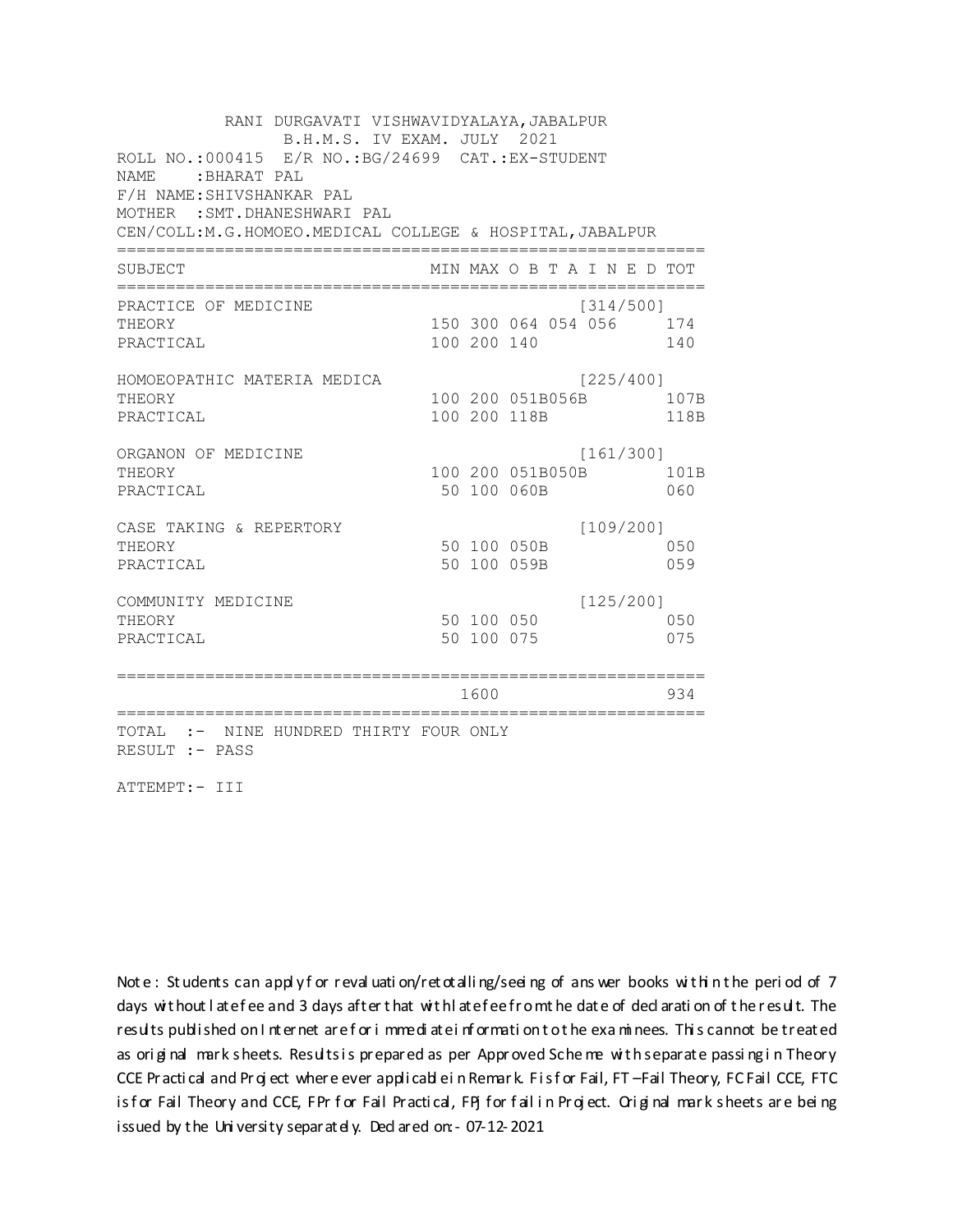RANI DURGAVATI VISHWAVIDYALAYA,JABALPUR
B.H.M.S. IV EXAM. JULY 2021

ROLL NO.:000415 E/R NO.:BG/24699 CAT.:EX-STUDENT
NAME :BHARAT PAL
F/H NAME:SHIVSHANKAR PAL
MOTHER :SMT.DHANESHWARI PAL
CEN/COLL:M.G.HOMOEO.MEDICAL COLLEGE & HOSPITAL,JABALPUR

| SUBJECT | MIN | MAX | O B T A I N E D | TOT |
|---|---|---|---|---|
| PRACTICE OF MEDICINE | | | [314/500] | |
| THEORY | 150 | 300 | 064 054 056 | 174 |
| PRACTICAL | 100 | 200 | 140 | 140 |
| HOMOEOPATHIC MATERIA MEDICA | | | [225/400] | |
| THEORY | 100 | 200 | 051B056B | 107B |
| PRACTICAL | 100 | 200 | 118B | 118B |
| ORGANON OF MEDICINE | | | [161/300] | |
| THEORY | 100 | 200 | 051B050B | 101B |
| PRACTICAL | 50 | 100 | 060B | 060 |
| CASE TAKING & REPERTORY | | | [109/200] | |
| THEORY | 50 | 100 | 050B | 050 |
| PRACTICAL | 50 | 100 | 059B | 059 |
| COMMUNITY MEDICINE | | | [125/200] | |
| THEORY | 50 | 100 | 050 | 050 |
| PRACTICAL | 50 | 100 | 075 | 075 |
| | | 1600 | | 934 |

TOTAL :- NINE HUNDRED THIRTY FOUR ONLY
RESULT :- PASS

ATTEMPT:- III

Note : Students can apply for revaluation/retotalling/seeing of answer books within the period of 7 days without late fee and 3 days after that with late fee from the date of declaration of the result. The results published on Internet are for immediate information to the examinees. This cannot be treated as original mark sheets. Results is prepared as per Approved Scheme with separate passing in Theory CCE Practical and Project where ever applicable in Remark. F is for Fail, FT –Fail Theory, FC Fail CCE, FTC is for Fail Theory and CCE, FPr for Fail Practical, FPj for fail in Project. Original mark sheets are being issued by the University separately. Declared on:- 07-12-2021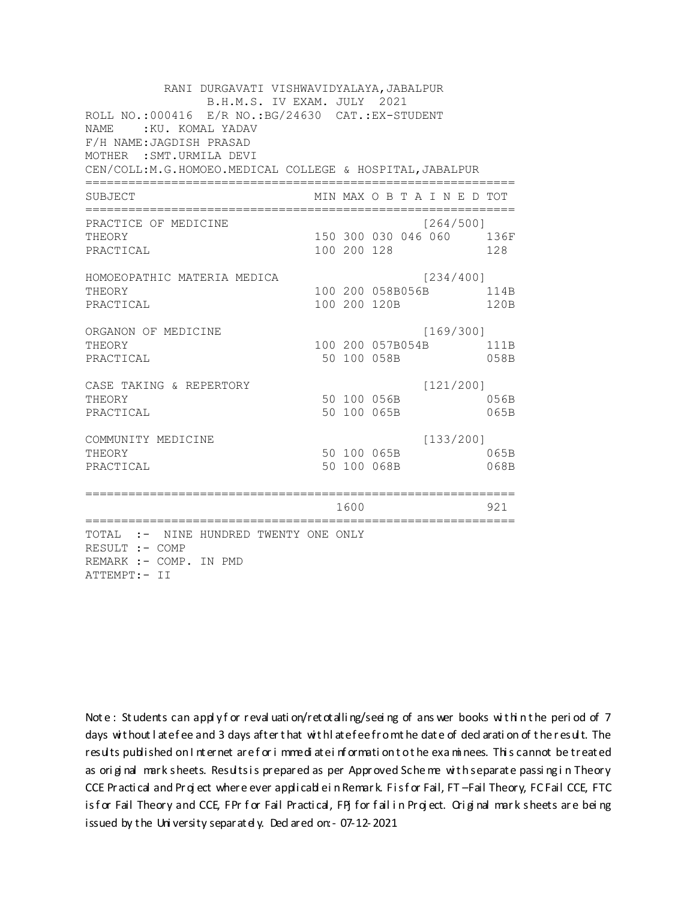RANI DURGAVATI VISHWAVIDYALAYA,JABALPUR
B.H.M.S. IV EXAM. JULY 2021

ROLL NO.:000416 E/R NO.:BG/24630 CAT.:EX-STUDENT
NAME :KU. KOMAL YADAV
F/H NAME:JAGDISH PRASAD
MOTHER :SMT.URMILA DEVI
CEN/COLL:M.G.HOMOEO.MEDICAL COLLEGE & HOSPITAL,JABALPUR

| SUBJECT | MIN | MAX | O B T A I N E D | | | TOT |
|---|---|---|---|---|---|---|
| PRACTICE OF MEDICINE | | | | | [264/500] | |
| THEORY | 150 | 300 | 030 | 046 | 060 | 136F |
| PRACTICAL | 100 | 200 | 128 | | | 128 |
| HOMOEOPATHIC MATERIA MEDICA | | | | | [234/400] | |
| THEORY | 100 | 200 | 058B | 056B | | 114B |
| PRACTICAL | 100 | 200 | 120B | | | 120B |
| ORGANON OF MEDICINE | | | | | [169/300] | |
| THEORY | 100 | 200 | 057B | 054B | | 111B |
| PRACTICAL | 50 | 100 | 058B | | | 058B |
| CASE TAKING & REPERTORY | | | | | [121/200] | |
| THEORY | 50 | 100 | 056B | | | 056B |
| PRACTICAL | 50 | 100 | 065B | | | 065B |
| COMMUNITY MEDICINE | | | | | [133/200] | |
| THEORY | 50 | 100 | 065B | | | 065B |
| PRACTICAL | 50 | 100 | 068B | | | 068B |
| | | 1600 | | | | 921 |

TOTAL :- NINE HUNDRED TWENTY ONE ONLY
RESULT :- COMP
REMARK :- COMP. IN PMD
ATTEMPT:- II

Note : Students can apply for revaluation/retotalling/seeing of answer books within the period of 7 days without late fee and 3 days after that with late fee from the date of declaration of the result. The results published on Internet are for immediate information to the examinees. This cannot be treated as original mark sheets. Results is prepared as per Approved Scheme with separate passing in Theory CCE Practical and Project where ever applicable in Remark. F is for Fail, FT –Fail Theory, FC Fail CCE, FTC is for Fail Theory and CCE, FPr for Fail Practical, FPJ for fail in Project. Original mark sheets are being issued by the University separately. Declared on:- 07-12-2021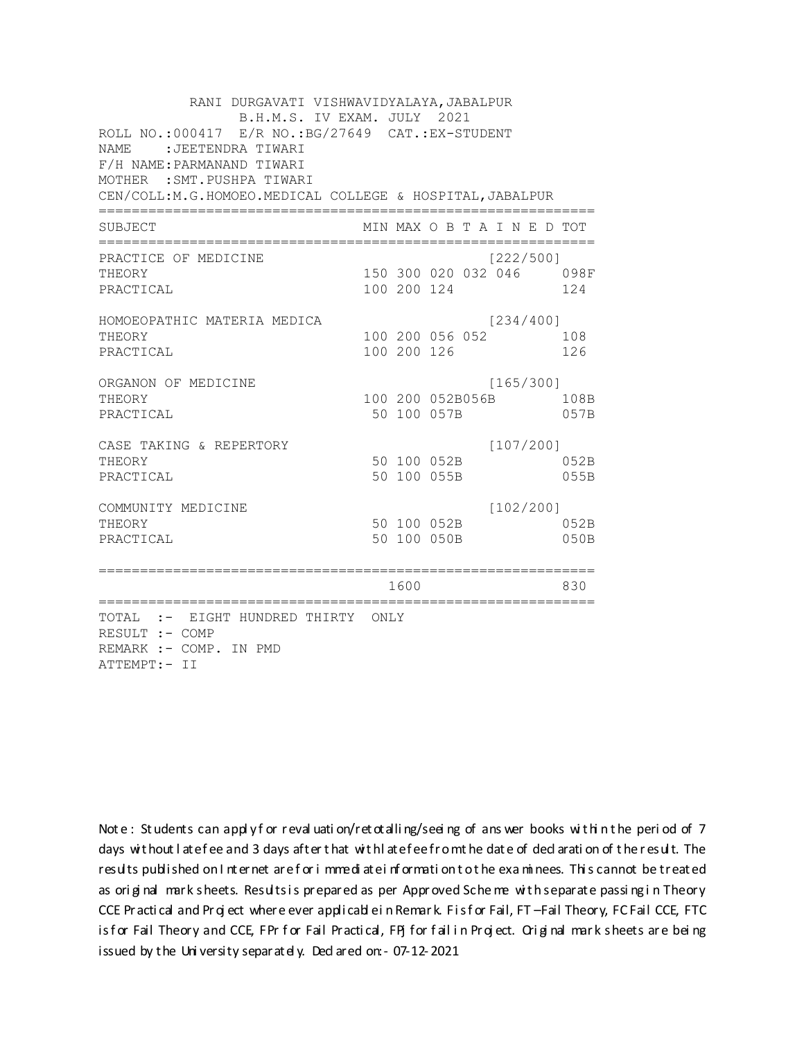RANI DURGAVATI VISHWAVIDYALAYA,JABALPUR
B.H.M.S. IV EXAM. JULY 2021

ROLL NO.:000417 E/R NO.:BG/27649 CAT.:EX-STUDENT
NAME :JEETENDRA TIWARI
F/H NAME:PARMANAND TIWARI
MOTHER :SMT.PUSHPA TIWARI
CEN/COLL:M.G.HOMOEO.MEDICAL COLLEGE & HOSPITAL,JABALPUR

| SUBJECT | MIN | MAX | O B T A I N E D | | | TOT |
|---|---|---|---|---|---|---|
| PRACTICE OF MEDICINE | | | | | [222/500] | |
| THEORY | 150 | 300 | 020 | 032 | 046 | 098F |
| PRACTICAL | 100 | 200 | 124 | | | 124 |
| HOMOEOPATHIC MATERIA MEDICA | | | | | [234/400] | |
| THEORY | 100 | 200 | 056 | 052 | | 108 |
| PRACTICAL | 100 | 200 | 126 | | | 126 |
| ORGANON OF MEDICINE | | | | | [165/300] | |
| THEORY | 100 | 200 | 052B | 056B | | 108B |
| PRACTICAL | 50 | 100 | 057B | | | 057B |
| CASE TAKING & REPERTORY | | | | | [107/200] | |
| THEORY | 50 | 100 | 052B | | | 052B |
| PRACTICAL | 50 | 100 | 055B | | | 055B |
| COMMUNITY MEDICINE | | | | | [102/200] | |
| THEORY | 50 | 100 | 052B | | | 052B |
| PRACTICAL | 50 | 100 | 050B | | | 050B |
| | | 1600 | | | | 830 |

TOTAL :- EIGHT HUNDRED THIRTY ONLY
RESULT :- COMP
REMARK :- COMP. IN PMD
ATTEMPT:- II

Note : Students can apply for revaluation/retotalling/seeing of answer books within the period of 7 days without late fee and 3 days after that with late fee from the date of declaration of the result. The results published on Internet are for immediate information to the examinees. This cannot be treated as original mark sheets. Results is prepared as per Approved Scheme with separate passing in Theory CCE Practical and Project where ever applicable in Remark. F is for Fail, FT –Fail Theory, FC Fail CCE, FTC is for Fail Theory and CCE, FPr for Fail Practical, FPJ for fail in Project. Original mark sheets are being issued by the University separately. Declared on:- 07-12-2021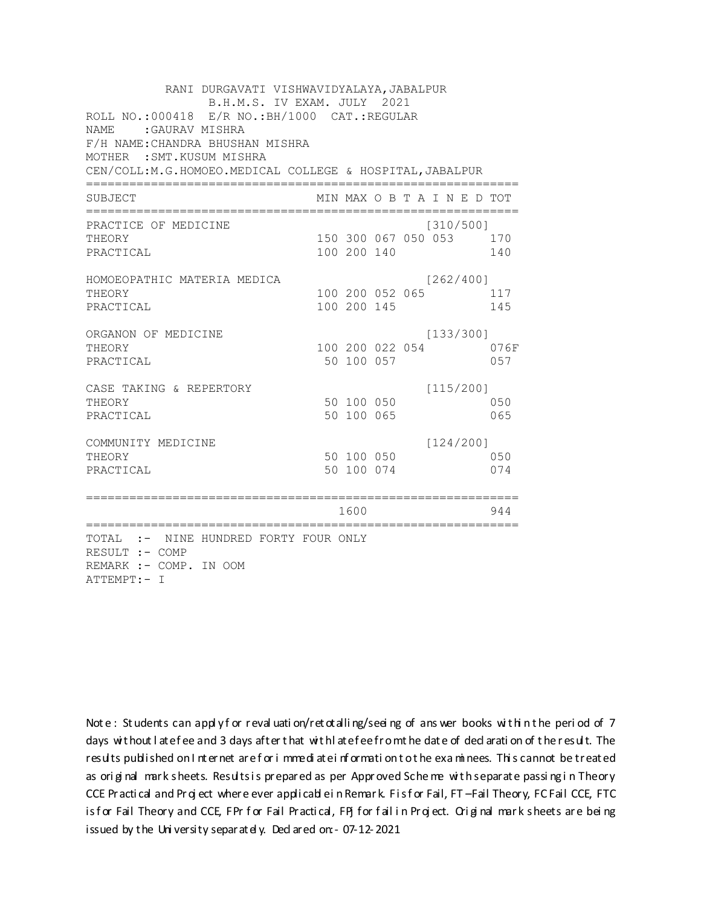RANI DURGAVATI VISHWAVIDYALAYA,JABALPUR
B.H.M.S. IV EXAM. JULY 2021

ROLL NO.:000418 E/R NO.:BH/1000 CAT.:REGULAR
NAME :GAURAV MISHRA
F/H NAME:CHANDRA BHUSHAN MISHRA
MOTHER :SMT.KUSUM MISHRA
CEN/COLL:M.G.HOMOEO.MEDICAL COLLEGE & HOSPITAL,JABALPUR

| SUBJECT | MIN | MAX | O B T A I N E D | | | TOT |
|---|---|---|---|---|---|---|
| PRACTICE OF MEDICINE | | | | | [310/500] | |
| THEORY | 150 | 300 | 067 | 050 | 053 | 170 |
| PRACTICAL | 100 | 200 | 140 | | | 140 |
| HOMOEOPATHIC MATERIA MEDICA | | | | | [262/400] | |
| THEORY | 100 | 200 | 052 | 065 | | 117 |
| PRACTICAL | 100 | 200 | 145 | | | 145 |
| ORGANON OF MEDICINE | | | | | [133/300] | |
| THEORY | 100 | 200 | 022 | 054 | | 076F |
| PRACTICAL | 50 | 100 | 057 | | | 057 |
| CASE TAKING & REPERTORY | | | | | [115/200] | |
| THEORY | 50 | 100 | 050 | | | 050 |
| PRACTICAL | 50 | 100 | 065 | | | 065 |
| COMMUNITY MEDICINE | | | | | [124/200] | |
| THEORY | 50 | 100 | 050 | | | 050 |
| PRACTICAL | 50 | 100 | 074 | | | 074 |
| | | 1600 | | | | 944 |

TOTAL :- NINE HUNDRED FORTY FOUR ONLY
RESULT :- COMP
REMARK :- COMP. IN OOM
ATTEMPT:- I

Note : Students can apply for revaluation/retotalling/seeing of answer books within the period of 7 days without late fee and 3 days after that with late fee from the date of declaration of the result. The results published on Internet are for immediate information to the examinees. This cannot be treated as original mark sheets. Results is prepared as per Approved Scheme with separate passing in Theory CCE Practical and Project where ever applicable in Remark. F is for Fail, FT –Fail Theory, FC Fail CCE, FTC is for Fail Theory and CCE, FPr for Fail Practical, FPJ for fail in Project. Original mark sheets are being issued by the University separately. Declared on:- 07-12-2021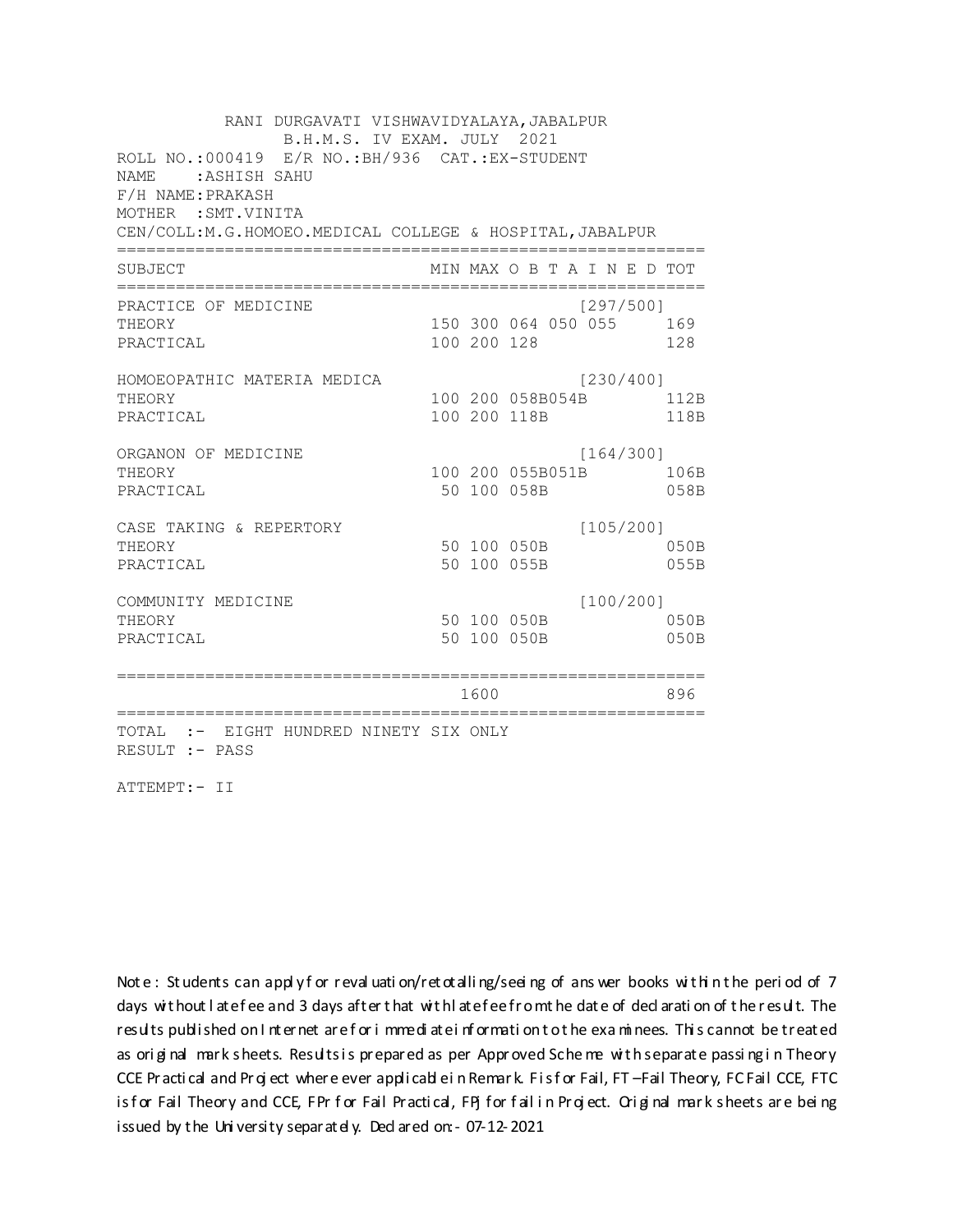RANI DURGAVATI VISHWAVIDYALAYA,JABALPUR
B.H.M.S. IV EXAM. JULY 2021

ROLL NO.:000419 E/R NO.:BH/936 CAT.:EX-STUDENT
NAME :ASHISH SAHU
F/H NAME:PRAKASH
MOTHER :SMT.VINITA
CEN/COLL:M.G.HOMOEO.MEDICAL COLLEGE & HOSPITAL,JABALPUR

| SUBJECT | MIN | MAX | O B T A I N E D | | | TOT |
|---|---|---|---|---|---|---|
| PRACTICE OF MEDICINE | | | [297/500] | | | |
| THEORY | 150 | 300 | 064 | 050 | 055 | 169 |
| PRACTICAL | 100 | 200 | 128 | | | 128 |
| HOMOEOPATHIC MATERIA MEDICA | | | [230/400] | | | |
| THEORY | 100 | 200 | 058B | 054B | | 112B |
| PRACTICAL | 100 | 200 | 118B | | | 118B |
| ORGANON OF MEDICINE | | | [164/300] | | | |
| THEORY | 100 | 200 | 055B | 051B | | 106B |
| PRACTICAL | 50 | 100 | 058B | | | 058B |
| CASE TAKING & REPERTORY | | | [105/200] | | | |
| THEORY | 50 | 100 | 050B | | | 050B |
| PRACTICAL | 50 | 100 | 055B | | | 055B |
| COMMUNITY MEDICINE | | | [100/200] | | | |
| THEORY | 50 | 100 | 050B | | | 050B |
| PRACTICAL | 50 | 100 | 050B | | | 050B |
| | | 1600 | | | | 896 |

TOTAL :- EIGHT HUNDRED NINETY SIX ONLY
RESULT :- PASS

ATTEMPT:- II

Note : Students can apply for revaluation/retotalling/seeing of answer books within the period of 7 days without late fee and 3 days after that with late fee from the date of declaration of the result. The results published on Internet are for immediate information to the examinees. This cannot be treated as original mark sheets. Results is prepared as per Approved Scheme with separate passing in Theory CCE Practical and Project where ever applicable in Remark. F is for Fail, FT –Fail Theory, FC Fail CCE, FTC is for Fail Theory and CCE, FPr for Fail Practical, FPj for fail in Project. Original mark sheets are being issued by the University separately. Declared on:- 07-12-2021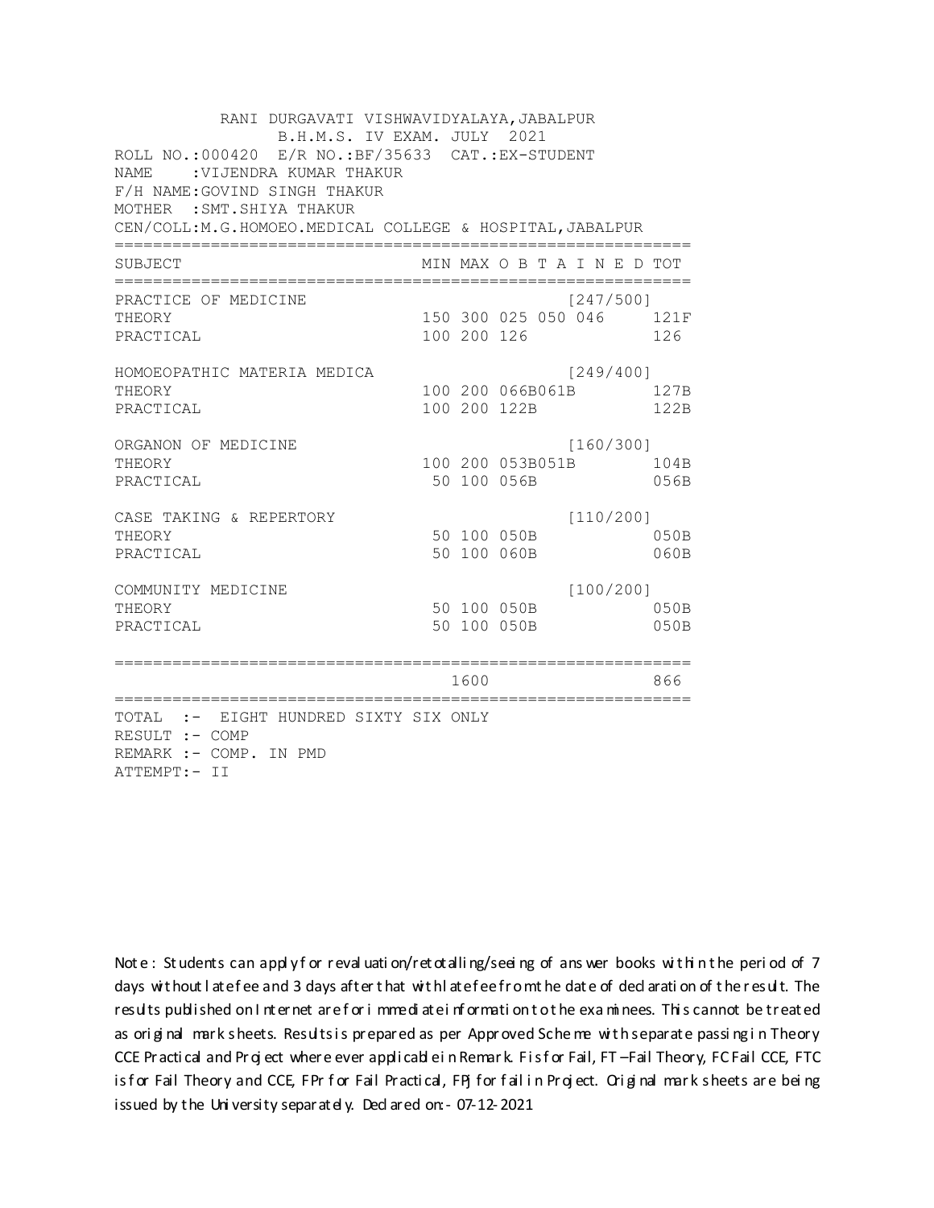RANI DURGAVATI VISHWAVIDYALAYA,JABALPUR
B.H.M.S. IV EXAM. JULY 2021

ROLL NO.:000420 E/R NO.:BF/35633 CAT.:EX-STUDENT
NAME :VIJENDRA KUMAR THAKUR
F/H NAME:GOVIND SINGH THAKUR
MOTHER :SMT.SHIYA THAKUR
CEN/COLL:M.G.HOMOEO.MEDICAL COLLEGE & HOSPITAL,JABALPUR

| SUBJECT | MIN | MAX | O B T A I N E D | | | TOT |
|---|---|---|---|---|---|---|
| PRACTICE OF MEDICINE | | | | | [247/500] | |
| THEORY | 150 | 300 | 025 | 050 | 046 | 121F |
| PRACTICAL | 100 | 200 | 126 | | | 126 |
| HOMOEOPATHIC MATERIA MEDICA | | | | | [249/400] | |
| THEORY | 100 | 200 | 066B | 061B | | 127B |
| PRACTICAL | 100 | 200 | 122B | | | 122B |
| ORGANON OF MEDICINE | | | | | [160/300] | |
| THEORY | 100 | 200 | 053B | 051B | | 104B |
| PRACTICAL | 50 | 100 | 056B | | | 056B |
| CASE TAKING & REPERTORY | | | | | [110/200] | |
| THEORY | 50 | 100 | 050B | | | 050B |
| PRACTICAL | 50 | 100 | 060B | | | 060B |
| COMMUNITY MEDICINE | | | | | [100/200] | |
| THEORY | 50 | 100 | 050B | | | 050B |
| PRACTICAL | 50 | 100 | 050B | | | 050B |
| | | 1600 | | | | 866 |

TOTAL :- EIGHT HUNDRED SIXTY SIX ONLY
RESULT :- COMP
REMARK :- COMP. IN PMD
ATTEMPT:- II

Note : Students can apply for revaluation/retotalling/seeing of answer books within the period of 7 days without late fee and 3 days after that with late fee from the date of declaration of the result. The results published on Internet are for immediate information to the examinees. This cannot be treated as original mark sheets. Results is prepared as per Approved Scheme with separate passing in Theory CCE Practical and Project where ever applicable in Remark. F is for Fail, FT –Fail Theory, FC Fail CCE, FTC is for Fail Theory and CCE, FPr for Fail Practical, FPJ for fail in Project. Original mark sheets are being issued by the University separately. Declared on:- 07-12-2021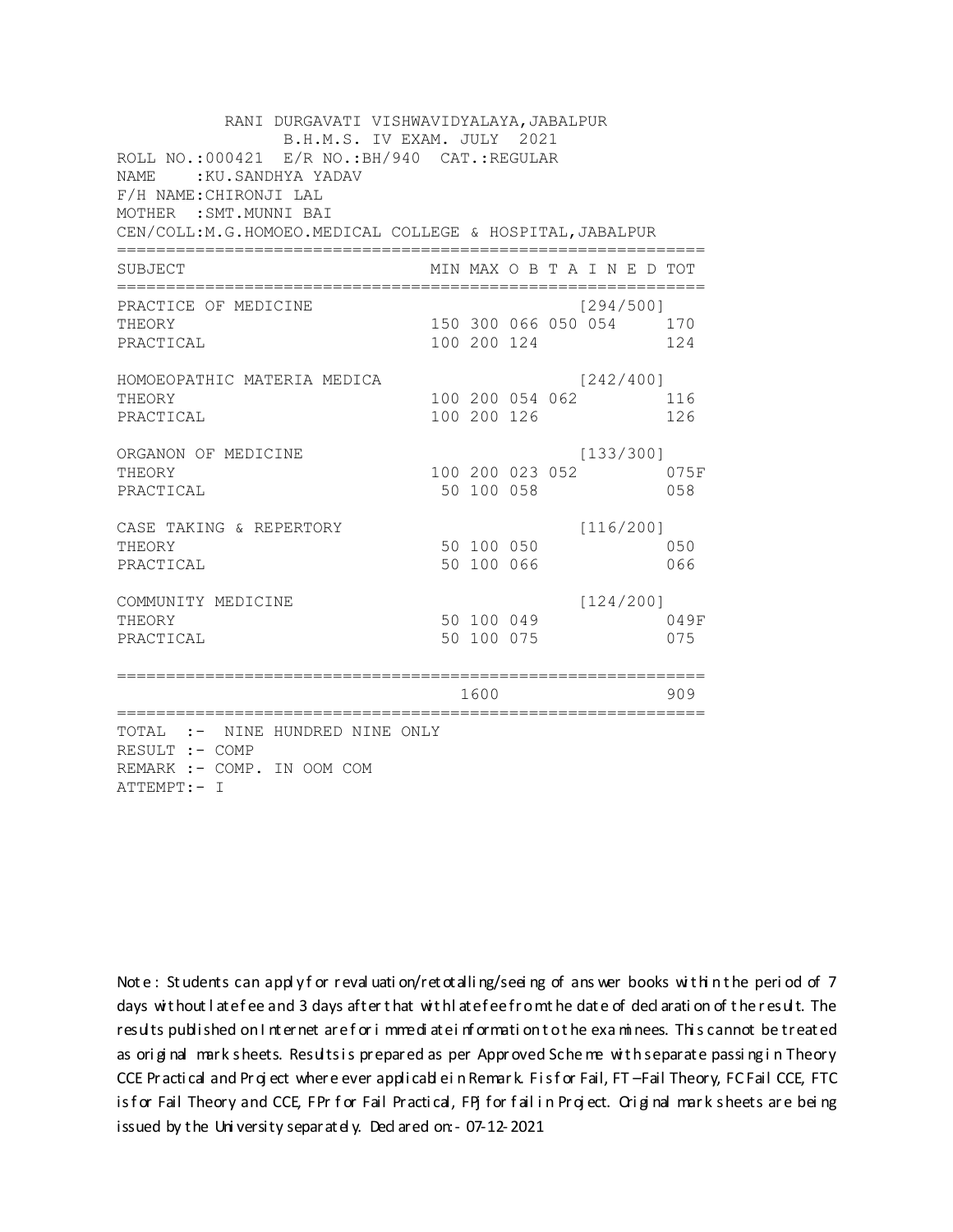RANI DURGAVATI VISHWAVIDYALAYA,JABALPUR
B.H.M.S. IV EXAM. JULY 2021

ROLL NO.:000421 E/R NO.:BH/940 CAT.:REGULAR
NAME :KU.SANDHYA YADAV
F/H NAME:CHIRONJI LAL
MOTHER :SMT.MUNNI BAI
CEN/COLL:M.G.HOMOEO.MEDICAL COLLEGE & HOSPITAL,JABALPUR

| SUBJECT | MIN | MAX | O B T A I N E D | | | TOT |
|---|---|---|---|---|---|---|
| PRACTICE OF MEDICINE | | | | | [294/500] | |
| THEORY | 150 | 300 | 066 | 050 | 054 | 170 |
| PRACTICAL | 100 | 200 | 124 | | | 124 |
| HOMOEOPATHIC MATERIA MEDICA | | | | | [242/400] | |
| THEORY | 100 | 200 | 054 | 062 | | 116 |
| PRACTICAL | 100 | 200 | 126 | | | 126 |
| ORGANON OF MEDICINE | | | | | [133/300] | |
| THEORY | 100 | 200 | 023 | 052 | | 075F |
| PRACTICAL | 50 | 100 | 058 | | | 058 |
| CASE TAKING & REPERTORY | | | | | [116/200] | |
| THEORY | 50 | 100 | 050 | | | 050 |
| PRACTICAL | 50 | 100 | 066 | | | 066 |
| COMMUNITY MEDICINE | | | | | [124/200] | |
| THEORY | 50 | 100 | 049 | | | 049F |
| PRACTICAL | 50 | 100 | 075 | | | 075 |
| | | 1600 | | | | 909 |

TOTAL :- NINE HUNDRED NINE ONLY
RESULT :- COMP
REMARK :- COMP. IN OOM COM
ATTEMPT:- I

Note : Students can apply for revaluation/retotalling/seeing of answer books within the period of 7 days without late fee and 3 days after that with late fee from the date of declaration of the result. The results published on Internet are for immediate information to the examinees. This cannot be treated as original mark sheets. Results is prepared as per Approved Scheme with separate passing in Theory CCE Practical and Project where ever applicable in Remark. F is for Fail, FT –Fail Theory, FC Fail CCE, FTC is for Fail Theory and CCE, FPr for Fail Practical, FPj for fail in Project. Original mark sheets are being issued by the University separately. Declared on:- 07-12-2021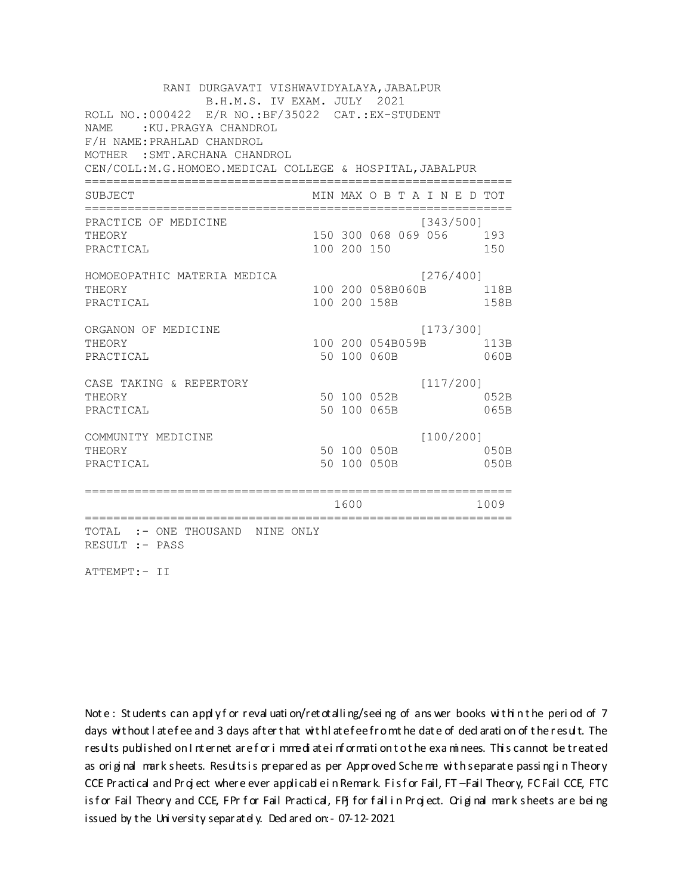RANI DURGAVATI VISHWAVIDYALAYA,JABALPUR
B.H.M.S. IV EXAM. JULY 2021

ROLL NO.:000422 E/R NO.:BF/35022 CAT.:EX-STUDENT
NAME :KU.PRAGYA CHANDROL
F/H NAME:PRAHLAD CHANDROL
MOTHER :SMT.ARCHANA CHANDROL
CEN/COLL:M.G.HOMOEO.MEDICAL COLLEGE & HOSPITAL,JABALPUR

| SUBJECT | MIN | MAX | O B T A I N E D | | | TOT |
|---|---|---|---|---|---|---|
| PRACTICE OF MEDICINE | | | | | [343/500] | |
| THEORY | 150 | 300 | 068 | 069 | 056 | 193 |
| PRACTICAL | 100 | 200 | 150 | | | 150 |
| HOMOEOPATHIC MATERIA MEDICA | | | | | [276/400] | |
| THEORY | 100 | 200 | 058B | 060B | | 118B |
| PRACTICAL | 100 | 200 | 158B | | | 158B |
| ORGANON OF MEDICINE | | | | | [173/300] | |
| THEORY | 100 | 200 | 054B | 059B | | 113B |
| PRACTICAL | 50 | 100 | 060B | | | 060B |
| CASE TAKING & REPERTORY | | | | | [117/200] | |
| THEORY | 50 | 100 | 052B | | | 052B |
| PRACTICAL | 50 | 100 | 065B | | | 065B |
| COMMUNITY MEDICINE | | | | | [100/200] | |
| THEORY | 50 | 100 | 050B | | | 050B |
| PRACTICAL | 50 | 100 | 050B | | | 050B |
| | | 1600 | | | | 1009 |

TOTAL :- ONE THOUSAND NINE ONLY
RESULT :- PASS

ATTEMPT:- II

Note : Students can apply for revaluation/retotalling/seeing of answer books within the period of 7 days without late fee and 3 days after that with late fee from the date of declaration of the result. The results published on Internet are for immediate information to the examinees. This cannot be treated as original mark sheets. Results is prepared as per Approved Scheme with separate passing in Theory CCE Practical and Project where ever applicable in Remark. F is for Fail, FT –Fail Theory, FC Fail CCE, FTC is for Fail Theory and CCE, FPr for Fail Practical, FPj for fail in Project. Original mark sheets are being issued by the University separately. Declared on:- 07-12-2021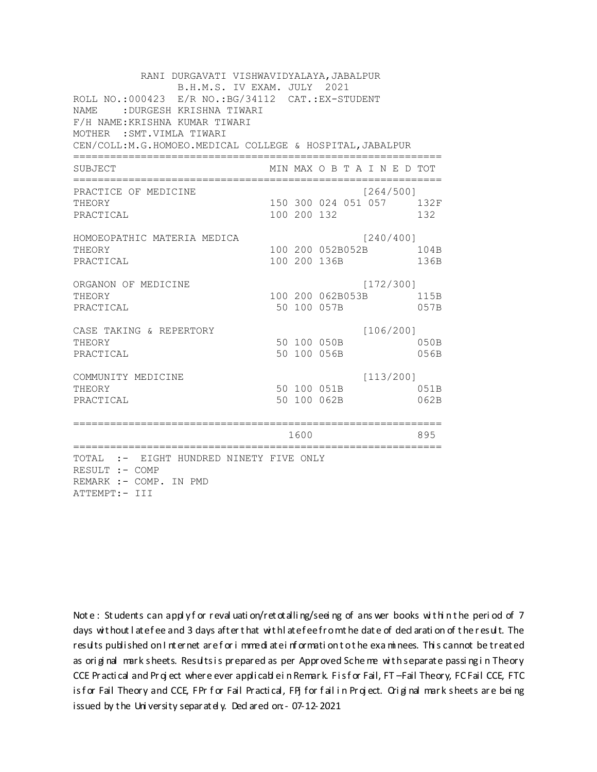RANI DURGAVATI VISHWAVIDYALAYA,JABALPUR
B.H.M.S. IV EXAM. JULY 2021

ROLL NO.:000423 E/R NO.:BG/34112 CAT.:EX-STUDENT
NAME :DURGESH KRISHNA TIWARI
F/H NAME:KRISHNA KUMAR TIWARI
MOTHER :SMT.VIMLA TIWARI
CEN/COLL:M.G.HOMOEO.MEDICAL COLLEGE & HOSPITAL,JABALPUR

| SUBJECT | MIN | MAX | O B T A I N E D | | | TOT |
|---|---|---|---|---|---|---|
| PRACTICE OF MEDICINE | | | | | [264/500] | |
| THEORY | 150 | 300 | 024 | 051 | 057 | 132F |
| PRACTICAL | 100 | 200 | 132 | | | 132 |
| HOMOEOPATHIC MATERIA MEDICA | | | | | [240/400] | |
| THEORY | 100 | 200 | 052B | 052B | | 104B |
| PRACTICAL | 100 | 200 | 136B | | | 136B |
| ORGANON OF MEDICINE | | | | | [172/300] | |
| THEORY | 100 | 200 | 062B | 053B | | 115B |
| PRACTICAL | 50 | 100 | 057B | | | 057B |
| CASE TAKING & REPERTORY | | | | | [106/200] | |
| THEORY | 50 | 100 | 050B | | | 050B |
| PRACTICAL | 50 | 100 | 056B | | | 056B |
| COMMUNITY MEDICINE | | | | | [113/200] | |
| THEORY | 50 | 100 | 051B | | | 051B |
| PRACTICAL | 50 | 100 | 062B | | | 062B |
| | | 1600 | | | | 895 |

TOTAL :- EIGHT HUNDRED NINETY FIVE ONLY
RESULT :- COMP
REMARK :- COMP. IN PMD
ATTEMPT:- III

Note : Students can apply for revaluation/retotalling/seeing of answer books within the period of 7 days without late fee and 3 days after that with late fee from the date of declaration of the result. The results published on Internet are for immediate information to the examinees. This cannot be treated as original mark sheets. Results is prepared as per Approved Scheme with separate passing in Theory CCE Practical and Project where ever applicable in Remark. F is for Fail, FT –Fail Theory, FC Fail CCE, FTC is for Fail Theory and CCE, FPr for Fail Practical, FPJ for fail in Project. Original mark sheets are being issued by the University separately. Declared on:- 07-12-2021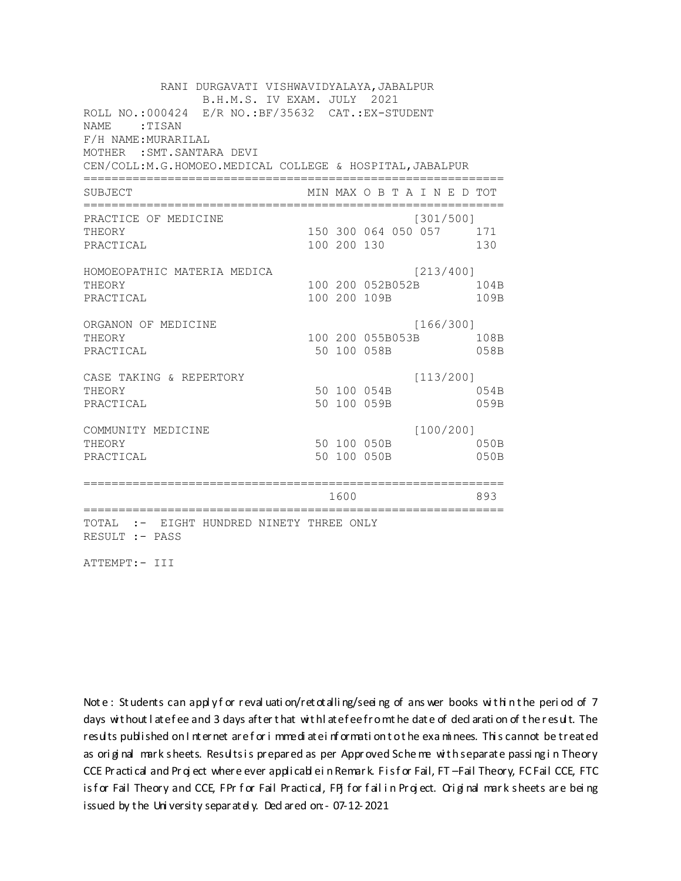RANI DURGAVATI VISHWAVIDYALAYA,JABALPUR
B.H.M.S. IV EXAM. JULY 2021

ROLL NO.:000424 E/R NO.:BF/35632 CAT.:EX-STUDENT
NAME :TISAN
F/H NAME:MURARILAL
MOTHER :SMT.SANTARA DEVI
CEN/COLL:M.G.HOMOEO.MEDICAL COLLEGE & HOSPITAL,JABALPUR

| SUBJECT | MIN | MAX | O B T A I N E D | | | TOT |
|---|---|---|---|---|---|---|
| PRACTICE OF MEDICINE | | | | | [301/500] | |
| THEORY | 150 | 300 | 064 | 050 | 057 | 171 |
| PRACTICAL | 100 | 200 | 130 | | | 130 |
| HOMOEOPATHIC MATERIA MEDICA | | | | | [213/400] | |
| THEORY | 100 | 200 | 052B | 052B | | 104B |
| PRACTICAL | 100 | 200 | 109B | | | 109B |
| ORGANON OF MEDICINE | | | | | [166/300] | |
| THEORY | 100 | 200 | 055B | 053B | | 108B |
| PRACTICAL | 50 | 100 | 058B | | | 058B |
| CASE TAKING & REPERTORY | | | | | [113/200] | |
| THEORY | 50 | 100 | 054B | | | 054B |
| PRACTICAL | 50 | 100 | 059B | | | 059B |
| COMMUNITY MEDICINE | | | | | [100/200] | |
| THEORY | 50 | 100 | 050B | | | 050B |
| PRACTICAL | 50 | 100 | 050B | | | 050B |
| | | 1600 | | | | 893 |

TOTAL :- EIGHT HUNDRED NINETY THREE ONLY
RESULT :- PASS

ATTEMPT:- III

Note : Students can apply for revaluation/retotalling/seeing of answer books within the period of 7 days without late fee and 3 days after that with late fee from the date of declaration of the result. The results published on Internet are for immediate information to the examinees. This cannot be treated as original mark sheets. Results is prepared as per Approved Scheme with separate passing in Theory CCE Practical and Project where ever applicable in Remark. F is for Fail, FT –Fail Theory, FC Fail CCE, FTC is for Fail Theory and CCE, FPr for Fail Practical, FPJ for fail in Project. Original mark sheets are being issued by the University separately. Declared on:- 07-12-2021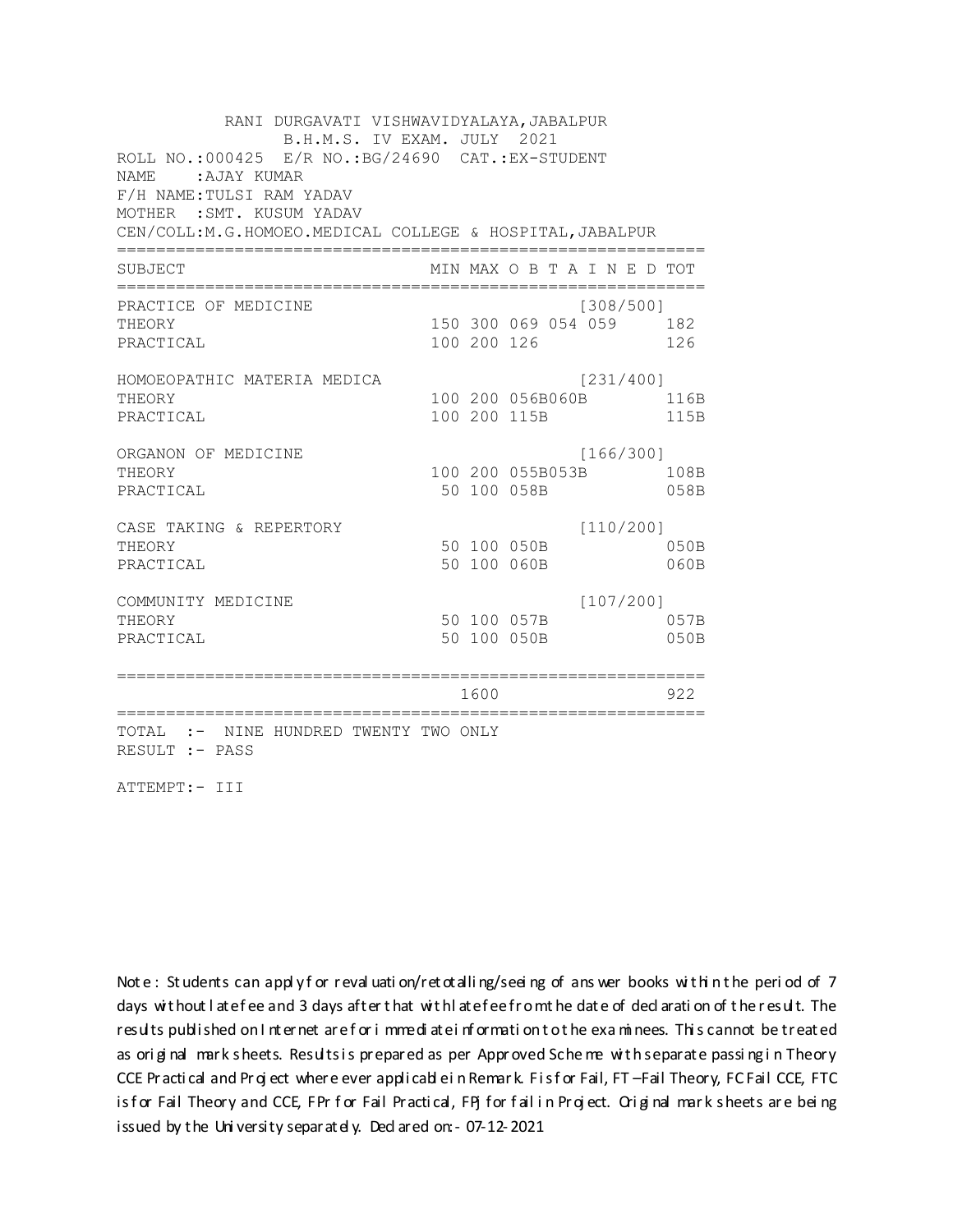RANI DURGAVATI VISHWAVIDYALAYA,JABALPUR
B.H.M.S. IV EXAM. JULY 2021

ROLL NO.:000425 E/R NO.:BG/24690 CAT.:EX-STUDENT
NAME :AJAY KUMAR
F/H NAME:TULSI RAM YADAV
MOTHER :SMT. KUSUM YADAV
CEN/COLL:M.G.HOMOEO.MEDICAL COLLEGE & HOSPITAL,JABALPUR

| SUBJECT | MIN | MAX | O B T A I N E D | | | TOT |
|---|---|---|---|---|---|---|
| PRACTICE OF MEDICINE | | | | | [308/500] | |
| THEORY | 150 | 300 | 069 | 054 | 059 | 182 |
| PRACTICAL | 100 | 200 | 126 | | | 126 |
| HOMOEOPATHIC MATERIA MEDICA | | | | | [231/400] | |
| THEORY | 100 | 200 | 056B | 060B | | 116B |
| PRACTICAL | 100 | 200 | 115B | | | 115B |
| ORGANON OF MEDICINE | | | | | [166/300] | |
| THEORY | 100 | 200 | 055B | 053B | | 108B |
| PRACTICAL | 50 | 100 | 058B | | | 058B |
| CASE TAKING & REPERTORY | | | | | [110/200] | |
| THEORY | 50 | 100 | 050B | | | 050B |
| PRACTICAL | 50 | 100 | 060B | | | 060B |
| COMMUNITY MEDICINE | | | | | [107/200] | |
| THEORY | 50 | 100 | 057B | | | 057B |
| PRACTICAL | 50 | 100 | 050B | | | 050B |
| | | 1600 | | | | 922 |

TOTAL :- NINE HUNDRED TWENTY TWO ONLY
RESULT :- PASS

ATTEMPT:- III

Note : Students can apply for revaluation/retotalling/seeing of answer books within the period of 7 days without late fee and 3 days after that with late fee from the date of declaration of the result. The results published on Internet are for immediate information to the examinees. This cannot be treated as original mark sheets. Results is prepared as per Approved Scheme with separate passing in Theory CCE Practical and Project where ever applicable in Remark. F is for Fail, FT –Fail Theory, FC Fail CCE, FTC is for Fail Theory and CCE, FPr for Fail Practical, FPJ for fail in Project. Original mark sheets are being issued by the University separately. Declared on:- 07-12-2021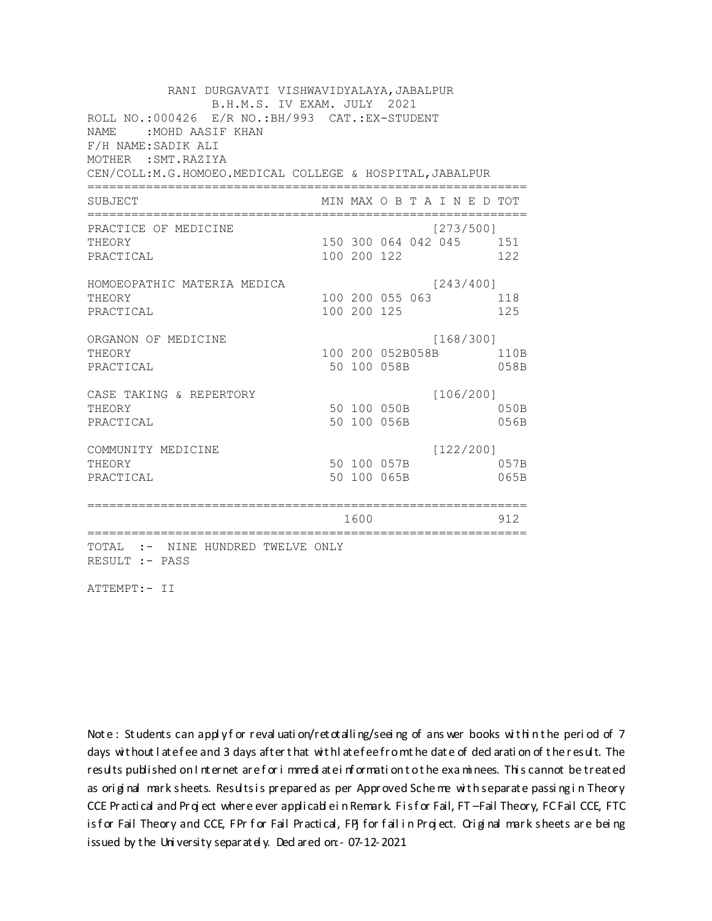RANI DURGAVATI VISHWAVIDYALAYA,JABALPUR
B.H.M.S. IV EXAM. JULY 2021

ROLL NO.:000426 E/R NO.:BH/993 CAT.:EX-STUDENT
NAME :MOHD AASIF KHAN
F/H NAME:SADIK ALI
MOTHER :SMT.RAZIYA
CEN/COLL:M.G.HOMOEO.MEDICAL COLLEGE & HOSPITAL,JABALPUR

| SUBJECT | MIN | MAX | O B T A I N E D | | | TOT |
|---|---|---|---|---|---|---|
| PRACTICE OF MEDICINE | | | [273/500] | | | |
| THEORY | 150 | 300 | 064 | 042 | 045 | 151 |
| PRACTICAL | 100 | 200 | 122 | | | 122 |
| HOMOEOPATHIC MATERIA MEDICA | | | [243/400] | | | |
| THEORY | 100 | 200 | 055 | 063 | | 118 |
| PRACTICAL | 100 | 200 | 125 | | | 125 |
| ORGANON OF MEDICINE | | | [168/300] | | | |
| THEORY | 100 | 200 | 052B | 058B | | 110B |
| PRACTICAL | 50 | 100 | 058B | | | 058B |
| CASE TAKING & REPERTORY | | | [106/200] | | | |
| THEORY | 50 | 100 | 050B | | | 050B |
| PRACTICAL | 50 | 100 | 056B | | | 056B |
| COMMUNITY MEDICINE | | | [122/200] | | | |
| THEORY | 50 | 100 | 057B | | | 057B |
| PRACTICAL | 50 | 100 | 065B | | | 065B |
| | | 1600 | | | | 912 |

TOTAL :- NINE HUNDRED TWELVE ONLY
RESULT :- PASS

ATTEMPT:- II

Note : Students can apply for revaluation/retotalling/seeing of answer books within the period of 7 days without late fee and 3 days after that with late fee from the date of declaration of the result. The results published on Internet are for immediate information to the examinees. This cannot be treated as original mark sheets. Results is prepared as per Approved Scheme with separate passing in Theory CCE Practical and Project where ever applicable in Remark. F is for Fail, FT –Fail Theory, FC Fail CCE, FTC is for Fail Theory and CCE, FPr for Fail Practical, FPj for fail in Project. Original mark sheets are being issued by the University separately. Declared on:- 07-12-2021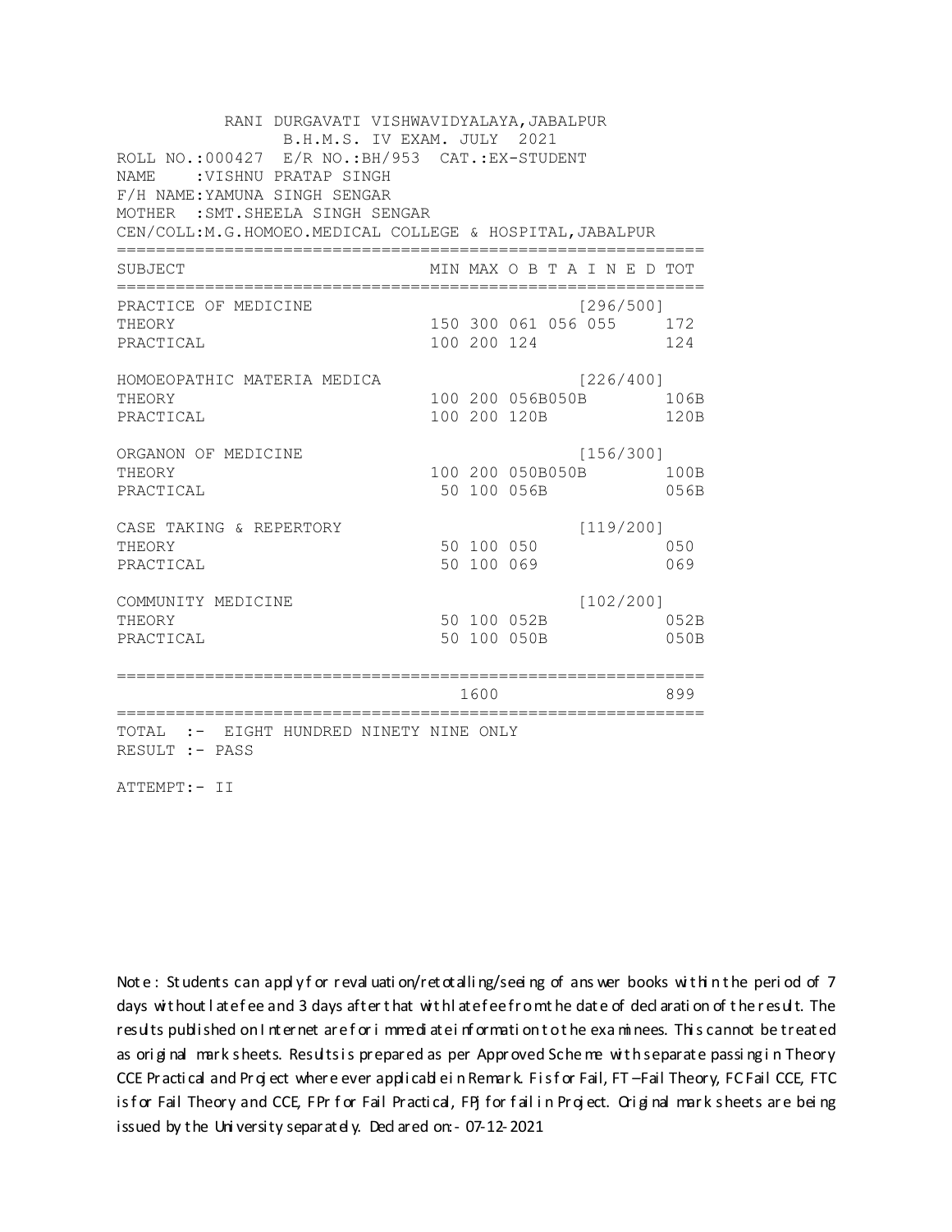RANI DURGAVATI VISHWAVIDYALAYA,JABALPUR
B.H.M.S. IV EXAM. JULY 2021

ROLL NO.:000427 E/R NO.:BH/953 CAT.:EX-STUDENT
NAME :VISHNU PRATAP SINGH
F/H NAME:YAMUNA SINGH SENGAR
MOTHER :SMT.SHEELA SINGH SENGAR
CEN/COLL:M.G.HOMOEO.MEDICAL COLLEGE & HOSPITAL,JABALPUR

| SUBJECT | MIN | MAX | O B T A I N E D | TOT |
|---|---|---|---|---|
| PRACTICE OF MEDICINE | | | [296/500] | |
| THEORY | 150 | 300 | 061 056 055 | 172 |
| PRACTICAL | 100 | 200 | 124 | 124 |
| HOMOEOPATHIC MATERIA MEDICA | | | [226/400] | |
| THEORY | 100 | 200 | 056B050B | 106B |
| PRACTICAL | 100 | 200 | 120B | 120B |
| ORGANON OF MEDICINE | | | [156/300] | |
| THEORY | 100 | 200 | 050B050B | 100B |
| PRACTICAL | 50 | 100 | 056B | 056B |
| CASE TAKING & REPERTORY | | | [119/200] | |
| THEORY | 50 | 100 | 050 | 050 |
| PRACTICAL | 50 | 100 | 069 | 069 |
| COMMUNITY MEDICINE | | | [102/200] | |
| THEORY | 50 | 100 | 052B | 052B |
| PRACTICAL | 50 | 100 | 050B | 050B |
| | | 1600 | | 899 |

TOTAL :- EIGHT HUNDRED NINETY NINE ONLY
RESULT :- PASS

ATTEMPT:- II

Note : Students can apply for revaluation/retotalling/seeing of answer books within the period of 7 days without late fee and 3 days after that with late fee from the date of declaration of the result. The results published on Internet are for immediate information to the examinees. This cannot be treated as original mark sheets. Results is prepared as per Approved Scheme with separate passing in Theory CCE Practical and Project where ever applicable in Remark. F is for Fail, FT –Fail Theory, FC Fail CCE, FTC is for Fail Theory and CCE, FPr for Fail Practical, FPJ for fail in Project. Original mark sheets are being issued by the University separately. Declared on:- 07-12-2021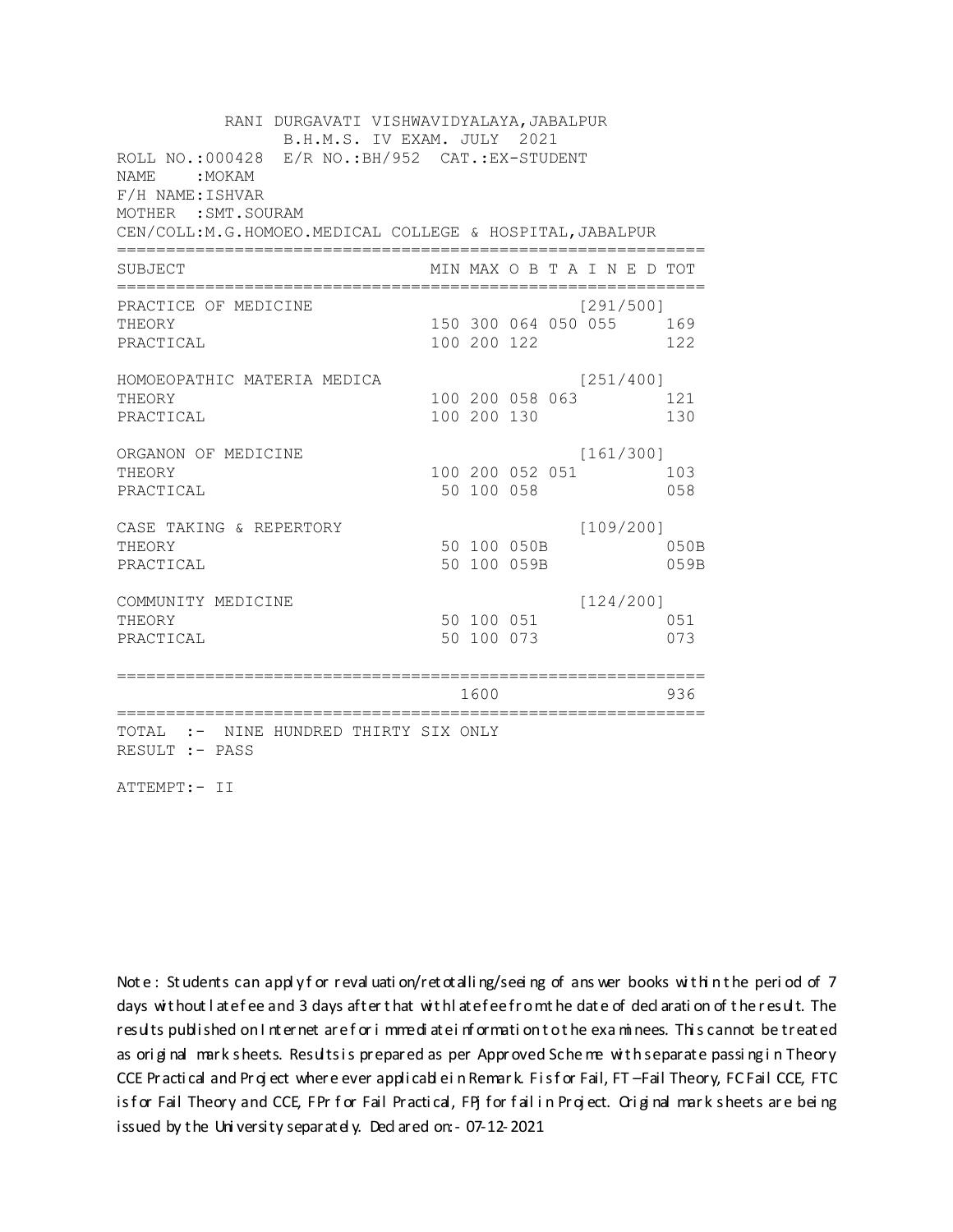RANI DURGAVATI VISHWAVIDYALAYA,JABALPUR
B.H.M.S. IV EXAM. JULY 2021

ROLL NO.:000428 E/R NO.:BH/952 CAT.:EX-STUDENT
NAME :MOKAM
F/H NAME:ISHVAR
MOTHER :SMT.SOURAM
CEN/COLL:M.G.HOMOEO.MEDICAL COLLEGE & HOSPITAL,JABALPUR

| SUBJECT | MIN | MAX | O B T A I N E D | | | | TOT |
|---|---|---|---|---|---|---|---|
| PRACTICE OF MEDICINE | | | | | | [291/500] | |
| THEORY | 150 | 300 | 064 | 050 | 055 | | 169 |
| PRACTICAL | 100 | 200 | 122 | | | | 122 |
| HOMOEOPATHIC MATERIA MEDICA | | | | | | [251/400] | |
| THEORY | 100 | 200 | 058 | 063 | | | 121 |
| PRACTICAL | 100 | 200 | 130 | | | | 130 |
| ORGANON OF MEDICINE | | | | | | [161/300] | |
| THEORY | 100 | 200 | 052 | 051 | | | 103 |
| PRACTICAL | 50 | 100 | 058 | | | | 058 |
| CASE TAKING & REPERTORY | | | | | | [109/200] | |
| THEORY | 50 | 100 | 050B | | | | 050B |
| PRACTICAL | 50 | 100 | 059B | | | | 059B |
| COMMUNITY MEDICINE | | | | | | [124/200] | |
| THEORY | 50 | 100 | 051 | | | | 051 |
| PRACTICAL | 50 | 100 | 073 | | | | 073 |
| | | 1600 | | | | | 936 |

TOTAL :- NINE HUNDRED THIRTY SIX ONLY
RESULT :- PASS

ATTEMPT:- II

Note : Students can apply for revaluation/retotalling/seeing of answer books within the period of 7 days without late fee and 3 days after that with late fee from the date of declaration of the result. The results published on Internet are for immediate information to the examinees. This cannot be treated as original mark sheets. Results is prepared as per Approved Scheme with separate passing in Theory CCE Practical and Project where ever applicable in Remark. F is for Fail, FT –Fail Theory, FC Fail CCE, FTC is for Fail Theory and CCE, FPr for Fail Practical, FPJ for fail in Project. Original mark sheets are being issued by the University separately. Declared on:- 07-12-2021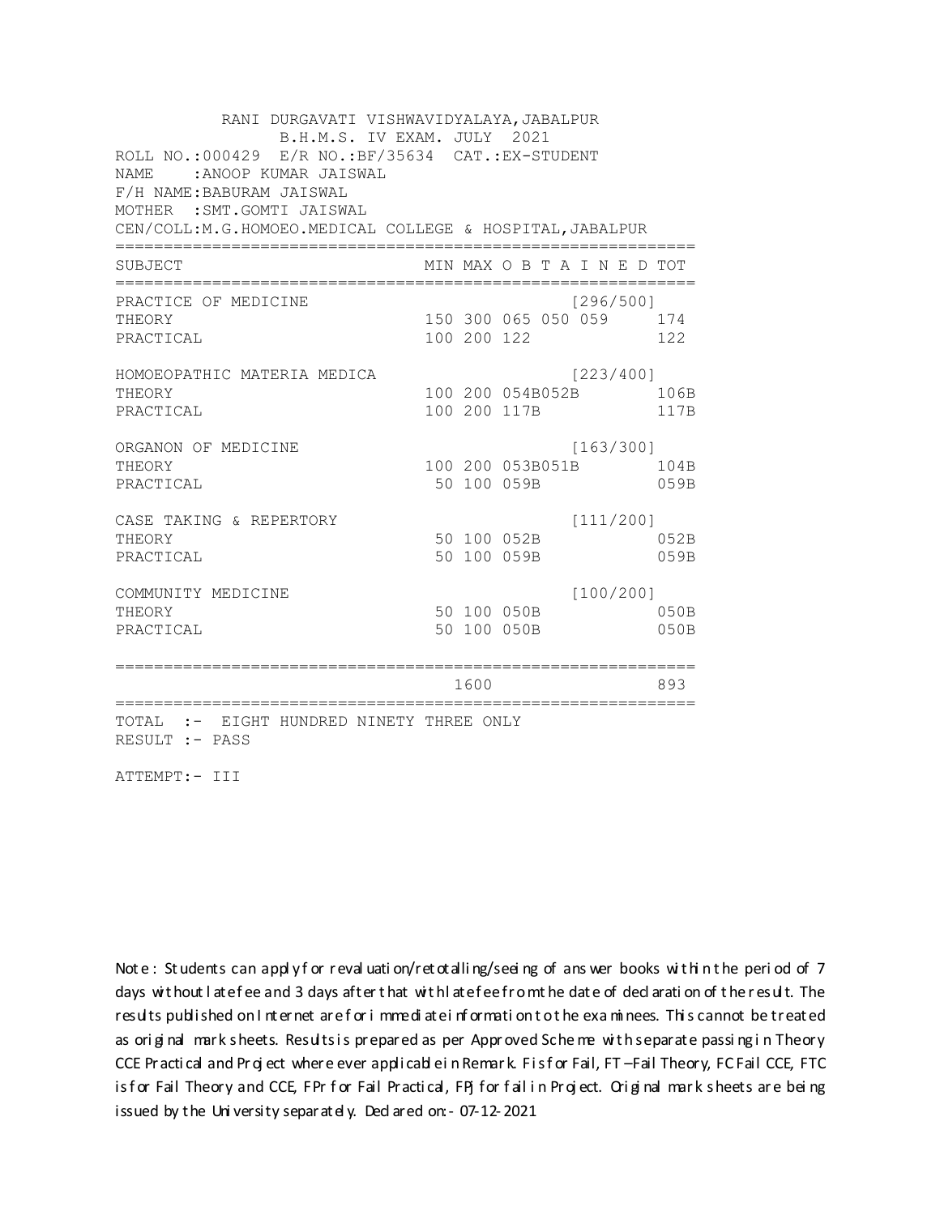RANI DURGAVATI VISHWAVIDYALAYA,JABALPUR
B.H.M.S. IV EXAM. JULY 2021

ROLL NO.:000429 E/R NO.:BF/35634 CAT.:EX-STUDENT
NAME :ANOOP KUMAR JAISWAL
F/H NAME:BABURAM JAISWAL
MOTHER :SMT.GOMTI JAISWAL
CEN/COLL:M.G.HOMOEO.MEDICAL COLLEGE & HOSPITAL,JABALPUR

| SUBJECT | MIN | MAX | O B T A I N E D | TOT |
|---|---|---|---|---|
| PRACTICE OF MEDICINE | | | [296/500] | |
| THEORY | 150 | 300 | 065 050 059 | 174 |
| PRACTICAL | 100 | 200 | 122 | 122 |
| HOMOEOPATHIC MATERIA MEDICA | | | [223/400] | |
| THEORY | 100 | 200 | 054B052B | 106B |
| PRACTICAL | 100 | 200 | 117B | 117B |
| ORGANON OF MEDICINE | | | [163/300] | |
| THEORY | 100 | 200 | 053B051B | 104B |
| PRACTICAL | 50 | 100 | 059B | 059B |
| CASE TAKING & REPERTORY | | | [111/200] | |
| THEORY | 50 | 100 | 052B | 052B |
| PRACTICAL | 50 | 100 | 059B | 059B |
| COMMUNITY MEDICINE | | | [100/200] | |
| THEORY | 50 | 100 | 050B | 050B |
| PRACTICAL | 50 | 100 | 050B | 050B |
| | | 1600 | | 893 |

TOTAL :- EIGHT HUNDRED NINETY THREE ONLY
RESULT :- PASS

ATTEMPT:- III

Note : Students can apply for revaluation/retotalling/seeing of answer books within the period of 7 days without late fee and 3 days after that with late fee from the date of declaration of the result. The results published on Internet are for immediate information to the examinees. This cannot be treated as original mark sheets. Results is prepared as per Approved Scheme with separate passing in Theory CCE Practical and Project where ever applicable in Remark. F is for Fail, FT –Fail Theory, FC Fail CCE, FTC is for Fail Theory and CCE, FPr for Fail Practical, FPJ for fail in Project. Original mark sheets are being issued by the University separately. Declared on:- 07-12-2021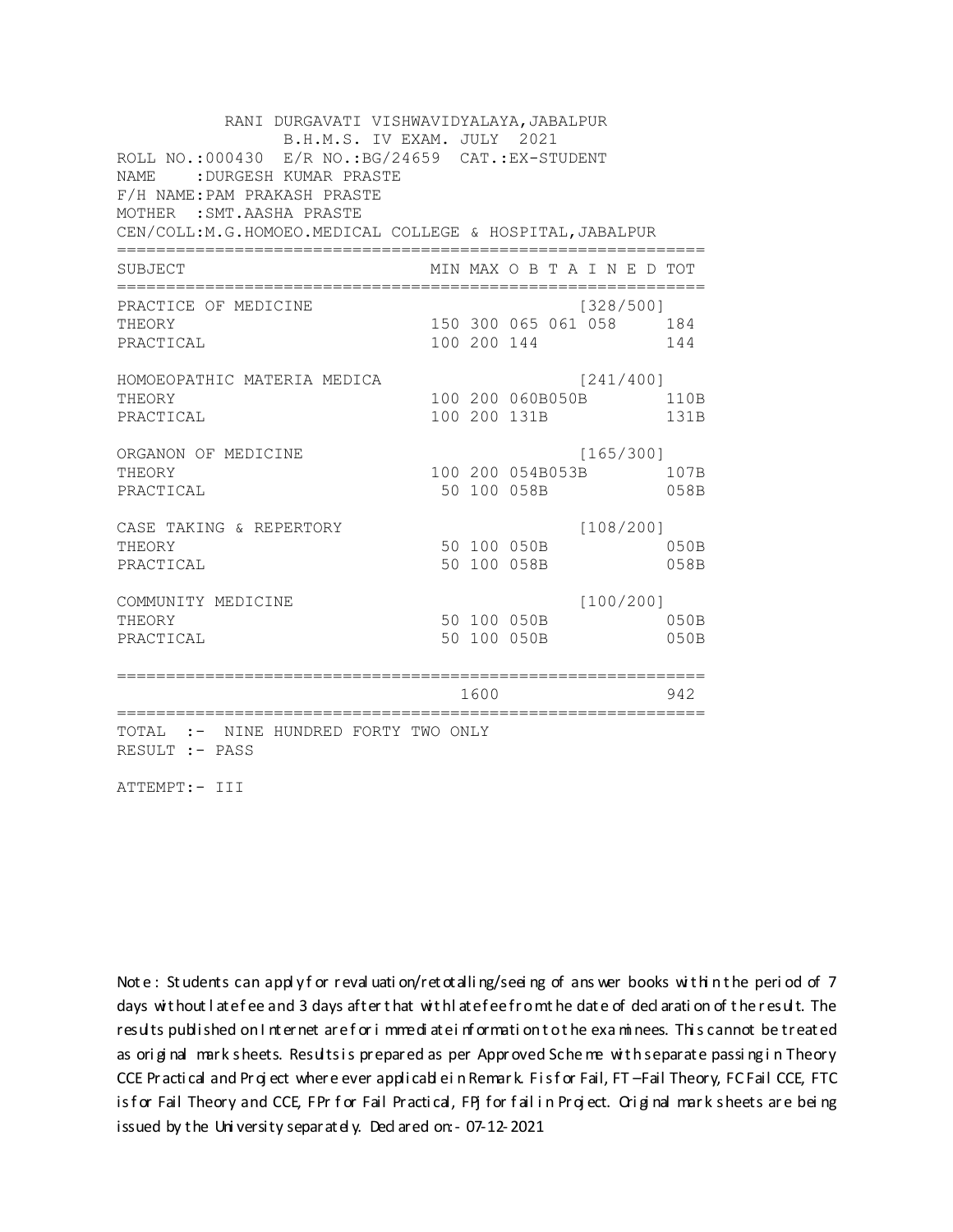RANI DURGAVATI VISHWAVIDYALAYA,JABALPUR
B.H.M.S. IV EXAM. JULY 2021

ROLL NO.:000430 E/R NO.:BG/24659 CAT.:EX-STUDENT
NAME :DURGESH KUMAR PRASTE
F/H NAME:PAM PRAKASH PRASTE
MOTHER :SMT.AASHA PRASTE
CEN/COLL:M.G.HOMOEO.MEDICAL COLLEGE & HOSPITAL,JABALPUR

| SUBJECT | MIN | MAX | O B T A I N E D | | | TOT |
|---|---|---|---|---|---|---|
| PRACTICE OF MEDICINE | | | | | [328/500] | |
| THEORY | 150 | 300 | 065 | 061 | 058 | 184 |
| PRACTICAL | 100 | 200 | 144 | | | 144 |
| HOMOEOPATHIC MATERIA MEDICA | | | | | [241/400] | |
| THEORY | 100 | 200 | 060B | 050B | | 110B |
| PRACTICAL | 100 | 200 | 131B | | | 131B |
| ORGANON OF MEDICINE | | | | | [165/300] | |
| THEORY | 100 | 200 | 054B | 053B | | 107B |
| PRACTICAL | 50 | 100 | 058B | | | 058B |
| CASE TAKING & REPERTORY | | | | | [108/200] | |
| THEORY | 50 | 100 | 050B | | | 050B |
| PRACTICAL | 50 | 100 | 058B | | | 058B |
| COMMUNITY MEDICINE | | | | | [100/200] | |
| THEORY | 50 | 100 | 050B | | | 050B |
| PRACTICAL | 50 | 100 | 050B | | | 050B |
| | | 1600 | | | | 942 |

TOTAL :- NINE HUNDRED FORTY TWO ONLY
RESULT :- PASS

ATTEMPT:- III

Note : Students can apply for revaluation/retotalling/seeing of answer books within the period of 7 days without late fee and 3 days after that with late fee from the date of declaration of the result. The results published on Internet are for immediate information to the examinees. This cannot be treated as original mark sheets. Results is prepared as per Approved Scheme with separate passing in Theory CCE Practical and Project where ever applicable in Remark. F is for Fail, FT –Fail Theory, FC Fail CCE, FTC is for Fail Theory and CCE, FPr for Fail Practical, FPj for fail in Project. Original mark sheets are being issued by the University separately. Declared on:- 07-12-2021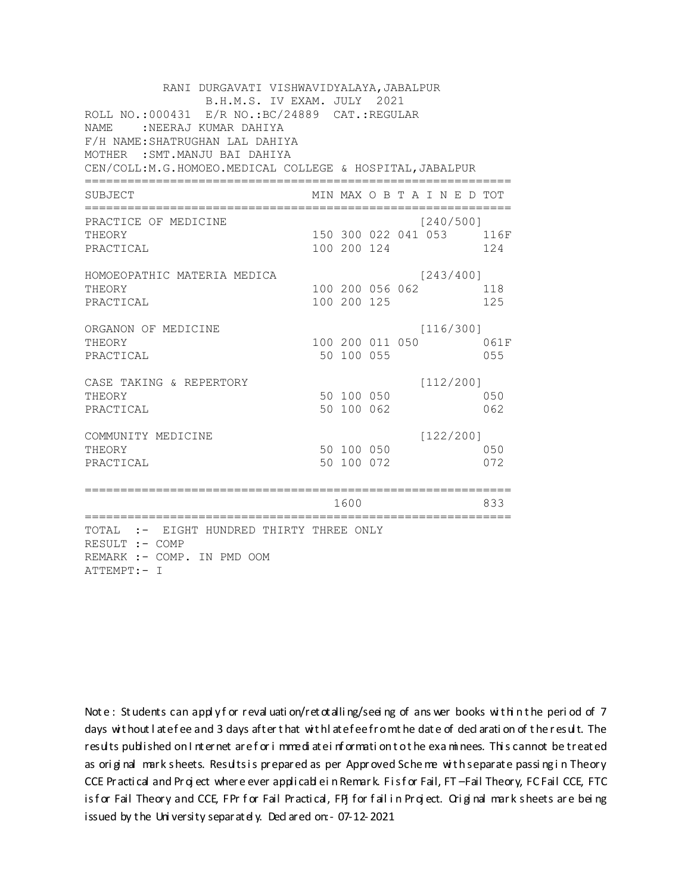RANI DURGAVATI VISHWAVIDYALAYA,JABALPUR
B.H.M.S. IV EXAM. JULY 2021

ROLL NO.:000431 E/R NO.:BC/24889 CAT.:REGULAR
NAME :NEERAJ KUMAR DAHIYA
F/H NAME:SHATRUGHAN LAL DAHIYA
MOTHER :SMT.MANJU BAI DAHIYA
CEN/COLL:M.G.HOMOEO.MEDICAL COLLEGE & HOSPITAL,JABALPUR

| SUBJECT | MIN | MAX | O | B | T | A I N E D | TOT |
|---|---|---|---|---|---|---|---|
| PRACTICE OF MEDICINE | | | | | | [240/500] | |
| THEORY | 150 | 300 | 022 | 041 | 053 | | 116F |
| PRACTICAL | 100 | 200 | 124 | | | | 124 |
| HOMOEOPATHIC MATERIA MEDICA | | | | | | [243/400] | |
| THEORY | 100 | 200 | 056 | 062 | | | 118 |
| PRACTICAL | 100 | 200 | 125 | | | | 125 |
| ORGANON OF MEDICINE | | | | | | [116/300] | |
| THEORY | 100 | 200 | 011 | 050 | | | 061F |
| PRACTICAL | 50 | 100 | 055 | | | | 055 |
| CASE TAKING & REPERTORY | | | | | | [112/200] | |
| THEORY | 50 | 100 | 050 | | | | 050 |
| PRACTICAL | 50 | 100 | 062 | | | | 062 |
| COMMUNITY MEDICINE | | | | | | [122/200] | |
| THEORY | 50 | 100 | 050 | | | | 050 |
| PRACTICAL | 50 | 100 | 072 | | | | 072 |
| | | 1600 | | | | | 833 |

TOTAL :- EIGHT HUNDRED THIRTY THREE ONLY
RESULT :- COMP
REMARK :- COMP. IN PMD OOM
ATTEMPT:- I

Note : Students can apply for revaluation/retotalling/seeing of answer books within the period of 7 days without late fee and 3 days after that with late fee from the date of declaration of the result. The results published on Internet are for immediate information to the examinees. This cannot be treated as original mark sheets. Results is prepared as per Approved Scheme with separate passing in Theory CCE Practical and Project where ever applicable in Remark. F is for Fail, FT –Fail Theory, FC Fail CCE, FTC is for Fail Theory and CCE, FPr for Fail Practical, FPj for fail in Project. Original mark sheets are being issued by the University separately. Declared on:- 07-12-2021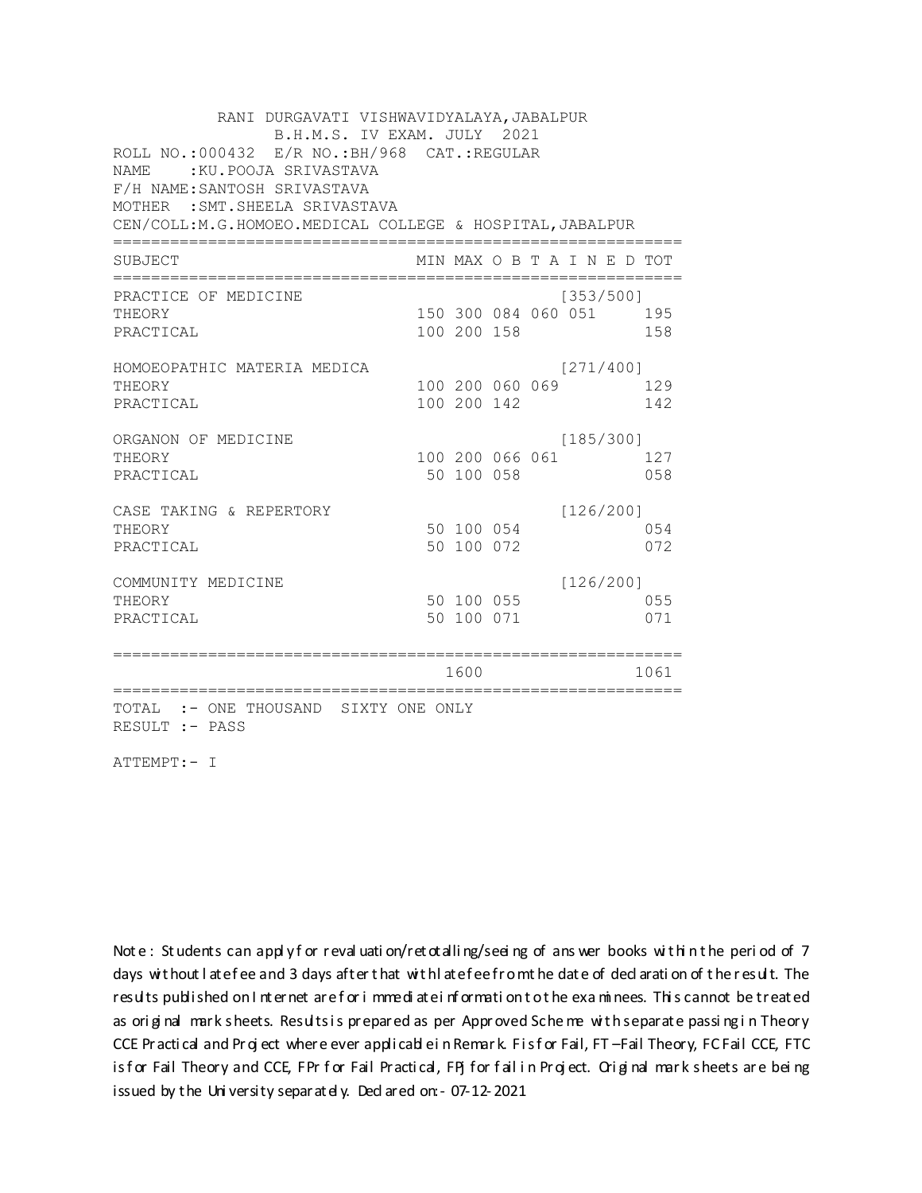RANI DURGAVATI VISHWAVIDYALAYA,JABALPUR
B.H.M.S. IV EXAM. JULY 2021

ROLL NO.:000432 E/R NO.:BH/968 CAT.:REGULAR
NAME :KU.POOJA SRIVASTAVA
F/H NAME:SANTOSH SRIVASTAVA
MOTHER :SMT.SHEELA SRIVASTAVA
CEN/COLL:M.G.HOMOEO.MEDICAL COLLEGE & HOSPITAL,JABALPUR

| SUBJECT | MIN | MAX | O B T A I N E D | | | TOT |
|---|---|---|---|---|---|---|
| PRACTICE OF MEDICINE | | | | | [353/500] | |
| THEORY | 150 | 300 | 084 | 060 | 051 | 195 |
| PRACTICAL | 100 | 200 | 158 | | | 158 |
| HOMOEOPATHIC MATERIA MEDICA | | | | | [271/400] | |
| THEORY | 100 | 200 | 060 | 069 | | 129 |
| PRACTICAL | 100 | 200 | 142 | | | 142 |
| ORGANON OF MEDICINE | | | | | [185/300] | |
| THEORY | 100 | 200 | 066 | 061 | | 127 |
| PRACTICAL | 50 | 100 | 058 | | | 058 |
| CASE TAKING & REPERTORY | | | | | [126/200] | |
| THEORY | 50 | 100 | 054 | | | 054 |
| PRACTICAL | 50 | 100 | 072 | | | 072 |
| COMMUNITY MEDICINE | | | | | [126/200] | |
| THEORY | 50 | 100 | 055 | | | 055 |
| PRACTICAL | 50 | 100 | 071 | | | 071 |
| | | 1600 | | | | 1061 |

TOTAL :- ONE THOUSAND SIXTY ONE ONLY
RESULT :- PASS

ATTEMPT:- I

Note : Students can apply for revaluation/retotalling/seeing of answer books within the period of 7 days without late fee and 3 days after that with late fee from the date of declaration of the result. The results published on Internet are for immediate information to the examinees. This cannot be treated as original mark sheets. Results is prepared as per Approved Scheme with separate passing in Theory CCE Practical and Project where ever applicable in Remark. F is for Fail, FT –Fail Theory, FC Fail CCE, FTC is for Fail Theory and CCE, FPr for Fail Practical, FPJ for fail in Project. Original mark sheets are being issued by the University separately. Declared on:- 07-12-2021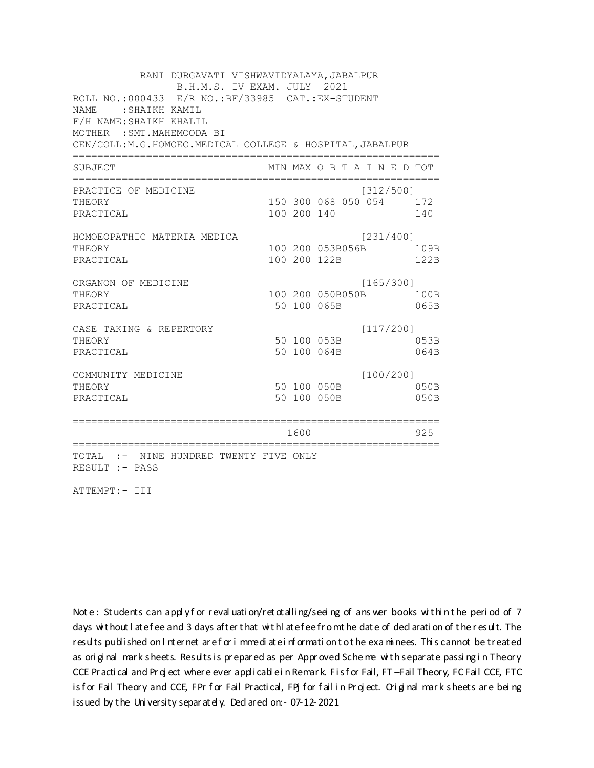RANI DURGAVATI VISHWAVIDYALAYA,JABALPUR
B.H.M.S. IV EXAM. JULY 2021

ROLL NO.:000433 E/R NO.:BF/33985 CAT.:EX-STUDENT
NAME :SHAIKH KAMIL
F/H NAME:SHAIKH KHALIL
MOTHER :SMT.MAHEMOODA BI
CEN/COLL:M.G.HOMOEO.MEDICAL COLLEGE & HOSPITAL,JABALPUR

| SUBJECT | MIN | MAX | O B T A I N E D | TOT |
|---|---|---|---|---|
| PRACTICE OF MEDICINE | | | [312/500] | |
| THEORY | 150 | 300 | 068 050 054 | 172 |
| PRACTICAL | 100 | 200 | 140 | 140 |
| HOMOEOPATHIC MATERIA MEDICA | | | [231/400] | |
| THEORY | 100 | 200 | 053B056B | 109B |
| PRACTICAL | 100 | 200 | 122B | 122B |
| ORGANON OF MEDICINE | | | [165/300] | |
| THEORY | 100 | 200 | 050B050B | 100B |
| PRACTICAL | 50 | 100 | 065B | 065B |
| CASE TAKING & REPERTORY | | | [117/200] | |
| THEORY | 50 | 100 | 053B | 053B |
| PRACTICAL | 50 | 100 | 064B | 064B |
| COMMUNITY MEDICINE | | | [100/200] | |
| THEORY | 50 | 100 | 050B | 050B |
| PRACTICAL | 50 | 100 | 050B | 050B |
| | | 1600 | | 925 |

TOTAL :- NINE HUNDRED TWENTY FIVE ONLY
RESULT :- PASS

ATTEMPT:- III

Note : Students can apply for revaluation/retotalling/seeing of answer books within the period of 7 days without late fee and 3 days after that with late fee from the date of declaration of the result. The results published on Internet are for immediate information to the examinees. This cannot be treated as original mark sheets. Results is prepared as per Approved Scheme with separate passing in Theory CCE Practical and Project where ever applicable in Remark. F is for Fail, FT –Fail Theory, FC Fail CCE, FTC is for Fail Theory and CCE, FPr for Fail Practical, FPj for fail in Project. Original mark sheets are being issued by the University separately. Declared on:- 07-12-2021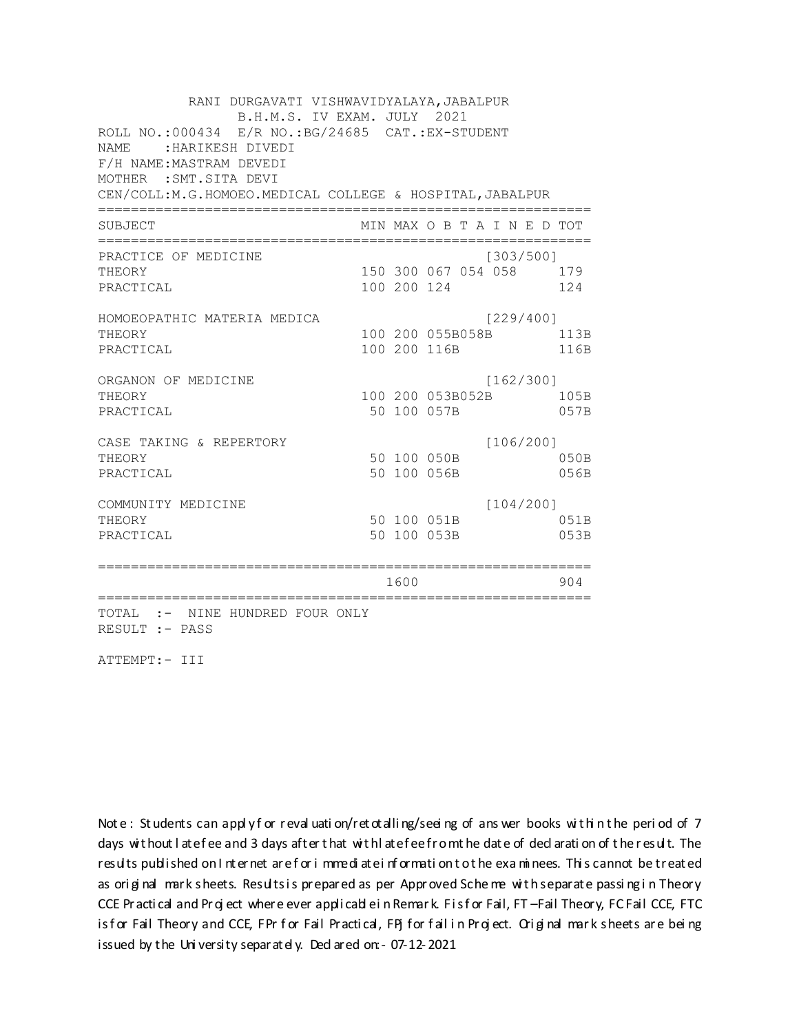RANI DURGAVATI VISHWAVIDYALAYA,JABALPUR
B.H.M.S. IV EXAM. JULY 2021

ROLL NO.:000434 E/R NO.:BG/24685 CAT.:EX-STUDENT
NAME :HARIKESH DIVEDI
F/H NAME:MASTRAM DEVEDI
MOTHER :SMT.SITA DEVI
CEN/COLL:M.G.HOMOEO.MEDICAL COLLEGE & HOSPITAL,JABALPUR

| SUBJECT | MIN | MAX | O B T A I N E D | TOT |
|---|---|---|---|---|
| PRACTICE OF MEDICINE | | | [303/500] | |
| THEORY | 150 | 300 | 067 054 058 | 179 |
| PRACTICAL | 100 | 200 | 124 | 124 |
| HOMOEOPATHIC MATERIA MEDICA | | | [229/400] | |
| THEORY | 100 | 200 | 055B058B | 113B |
| PRACTICAL | 100 | 200 | 116B | 116B |
| ORGANON OF MEDICINE | | | [162/300] | |
| THEORY | 100 | 200 | 053B052B | 105B |
| PRACTICAL | 50 | 100 | 057B | 057B |
| CASE TAKING & REPERTORY | | | [106/200] | |
| THEORY | 50 | 100 | 050B | 050B |
| PRACTICAL | 50 | 100 | 056B | 056B |
| COMMUNITY MEDICINE | | | [104/200] | |
| THEORY | 50 | 100 | 051B | 051B |
| PRACTICAL | 50 | 100 | 053B | 053B |
| | | 1600 | | 904 |

TOTAL :- NINE HUNDRED FOUR ONLY
RESULT :- PASS

ATTEMPT:- III

Note : Students can apply for revaluation/retotalling/seeing of answer books within the period of 7 days without late fee and 3 days after that with late fee from the date of declaration of the result. The results published on Internet are for immediate information to the examinees. This cannot be treated as original mark sheets. Results is prepared as per Approved Scheme with separate passing in Theory CCE Practical and Project where ever applicable in Remark. F is for Fail, FT –Fail Theory, FC Fail CCE, FTC is for Fail Theory and CCE, FPr for Fail Practical, FPJ for fail in Project. Original mark sheets are being issued by the University separately. Declared on:- 07-12-2021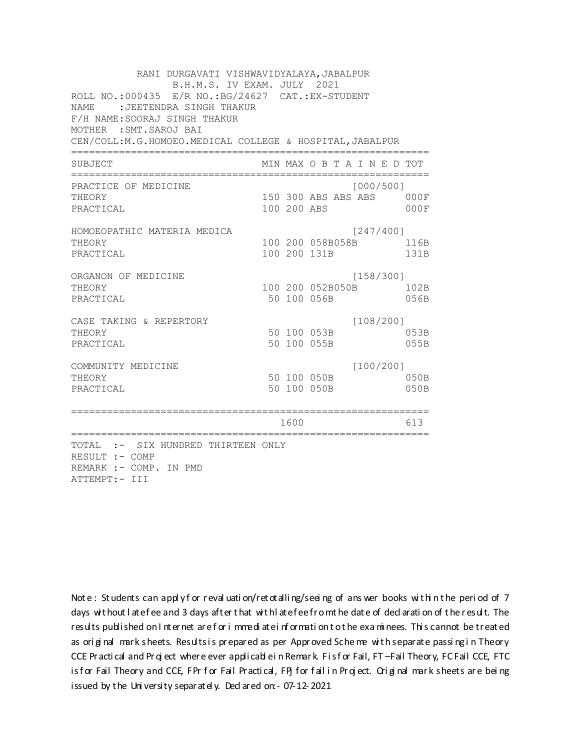RANI DURGAVATI VISHWAVIDYALAYA,JABALPUR
B.H.M.S. IV EXAM. JULY 2021

ROLL NO.:000435 E/R NO.:BG/24627 CAT.:EX-STUDENT
NAME :JEETENDRA SINGH THAKUR
F/H NAME:SOORAJ SINGH THAKUR
MOTHER :SMT.SAROJ BAI
CEN/COLL:M.G.HOMOEO.MEDICAL COLLEGE & HOSPITAL,JABALPUR

| SUBJECT | MIN | MAX | O B T A I N E D | TOT |
|---|---|---|---|---|
| PRACTICE OF MEDICINE | | | [000/500] | |
| THEORY | 150 | 300 | ABS ABS ABS | 000F |
| PRACTICAL | 100 | 200 | ABS | 000F |
| HOMOEOPATHIC MATERIA MEDICA | | | [247/400] | |
| THEORY | 100 | 200 | 058B058B | 116B |
| PRACTICAL | 100 | 200 | 131B | 131B |
| ORGANON OF MEDICINE | | | [158/300] | |
| THEORY | 100 | 200 | 052B050B | 102B |
| PRACTICAL | 50 | 100 | 056B | 056B |
| CASE TAKING & REPERTORY | | | [108/200] | |
| THEORY | 50 | 100 | 053B | 053B |
| PRACTICAL | 50 | 100 | 055B | 055B |
| COMMUNITY MEDICINE | | | [100/200] | |
| THEORY | 50 | 100 | 050B | 050B |
| PRACTICAL | 50 | 100 | 050B | 050B |
| | | 1600 | | 613 |

TOTAL :- SIX HUNDRED THIRTEEN ONLY
RESULT :- COMP
REMARK :- COMP. IN PMD
ATTEMPT:- III

Note : Students can apply for revaluation/retotalling/seeing of answer books within the period of 7 days without late fee and 3 days after that with late fee from the date of declaration of the result. The results published on Internet are for immediate information to the examinees. This cannot be treated as original mark sheets. Results is prepared as per Approved Scheme with separate passing in Theory CCE Practical and Project where ever applicable in Remark. F is for Fail, FT –Fail Theory, FC Fail CCE, FTC is for Fail Theory and CCE, FPr for Fail Practical, FPJ for fail in Project. Original mark sheets are being issued by the University separately. Declared on:- 07-12-2021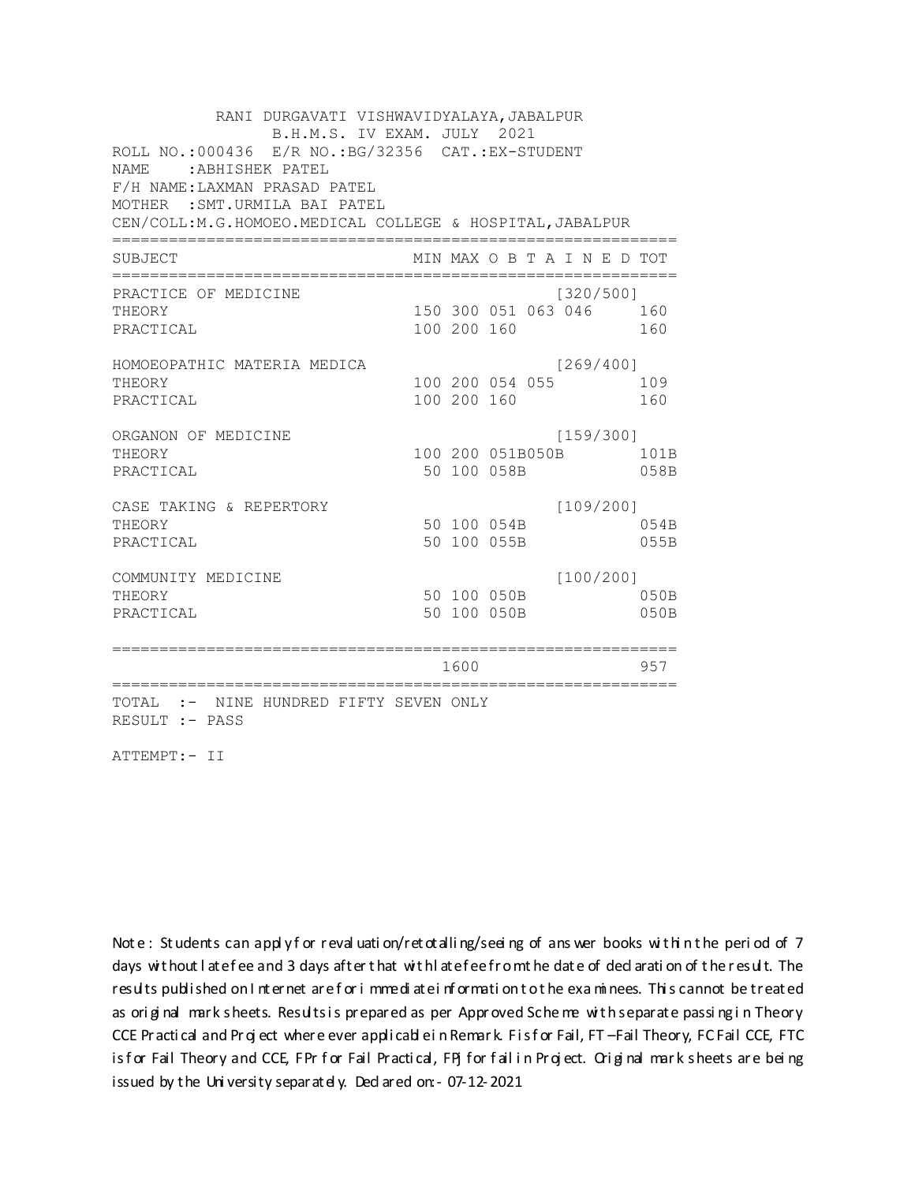RANI DURGAVATI VISHWAVIDYALAYA,JABALPUR
B.H.M.S. IV EXAM. JULY 2021

ROLL NO.:000436 E/R NO.:BG/32356 CAT.:EX-STUDENT
NAME :ABHISHEK PATEL
F/H NAME:LAXMAN PRASAD PATEL
MOTHER :SMT.URMILA BAI PATEL
CEN/COLL:M.G.HOMOEO.MEDICAL COLLEGE & HOSPITAL,JABALPUR

| SUBJECT | MIN | MAX | O B T A I N E D | | | TOT |
|---|---|---|---|---|---|---|
| PRACTICE OF MEDICINE | | | | | [320/500] | |
| THEORY | 150 | 300 | 051 | 063 | 046 | 160 |
| PRACTICAL | 100 | 200 | 160 | | | 160 |
| HOMOEOPATHIC MATERIA MEDICA | | | | | [269/400] | |
| THEORY | 100 | 200 | 054 | 055 | | 109 |
| PRACTICAL | 100 | 200 | 160 | | | 160 |
| ORGANON OF MEDICINE | | | | | [159/300] | |
| THEORY | 100 | 200 | 051B | 050B | | 101B |
| PRACTICAL | 50 | 100 | 058B | | | 058B |
| CASE TAKING & REPERTORY | | | | | [109/200] | |
| THEORY | 50 | 100 | 054B | | | 054B |
| PRACTICAL | 50 | 100 | 055B | | | 055B |
| COMMUNITY MEDICINE | | | | | [100/200] | |
| THEORY | 50 | 100 | 050B | | | 050B |
| PRACTICAL | 50 | 100 | 050B | | | 050B |
| | | 1600 | | | | 957 |

TOTAL :- NINE HUNDRED FIFTY SEVEN ONLY
RESULT :- PASS

ATTEMPT:- II

Note : Students can apply for revaluation/retotalling/seeing of answer books within the period of 7 days without late fee and 3 days after that with late fee from the date of declaration of the result. The results published on Internet are for immediate information to the examinees. This cannot be treated as original mark sheets. Results is prepared as per Approved Scheme with separate passing in Theory CCE Practical and Project where ever applicable in Remark. F is for Fail, FT –Fail Theory, FC Fail CCE, FTC is for Fail Theory and CCE, FPr for Fail Practical, FPj for fail in Project. Original mark sheets are being issued by the University separately. Declared on:- 07-12-2021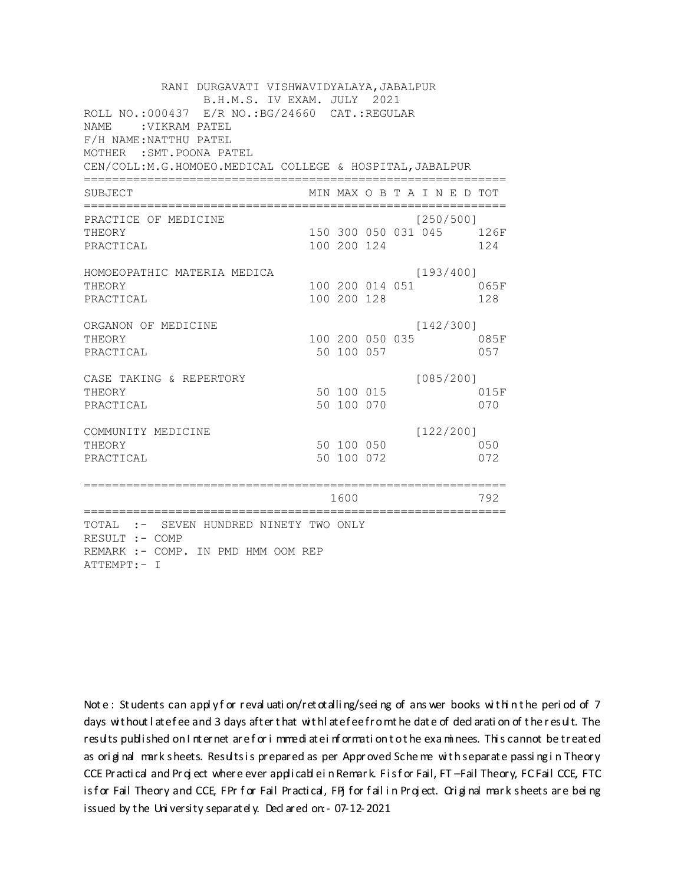RANI DURGAVATI VISHWAVIDYALAYA,JABALPUR
B.H.M.S. IV EXAM. JULY 2021

ROLL NO.:000437 E/R NO.:BG/24660 CAT.:REGULAR
NAME :VIKRAM PATEL
F/H NAME:NATTHU PATEL
MOTHER :SMT.POONA PATEL
CEN/COLL:M.G.HOMOEO.MEDICAL COLLEGE & HOSPITAL,JABALPUR

| SUBJECT | MIN | MAX | O | B | T | A | I N E D | TOT |
|---|---|---|---|---|---|---|---|---|
| PRACTICE OF MEDICINE | | | | | | | [250/500] | |
| THEORY | 150 | 300 | 050 | 031 | 045 | | | 126F |
| PRACTICAL | 100 | 200 | 124 | | | | | 124 |
| HOMOEOPATHIC MATERIA MEDICA | | | | | | | [193/400] | |
| THEORY | 100 | 200 | 014 | 051 | | | | 065F |
| PRACTICAL | 100 | 200 | 128 | | | | | 128 |
| ORGANON OF MEDICINE | | | | | | | [142/300] | |
| THEORY | 100 | 200 | 050 | 035 | | | | 085F |
| PRACTICAL | 50 | 100 | 057 | | | | | 057 |
| CASE TAKING & REPERTORY | | | | | | | [085/200] | |
| THEORY | 50 | 100 | 015 | | | | | 015F |
| PRACTICAL | 50 | 100 | 070 | | | | | 070 |
| COMMUNITY MEDICINE | | | | | | | [122/200] | |
| THEORY | 50 | 100 | 050 | | | | | 050 |
| PRACTICAL | 50 | 100 | 072 | | | | | 072 |
| | | 1600 | | | | | | 792 |

TOTAL :- SEVEN HUNDRED NINETY TWO ONLY
RESULT :- COMP
REMARK :- COMP. IN PMD HMM OOM REP
ATTEMPT:- I

Note : Students can apply for revaluation/retotalling/seeing of answer books within the period of 7 days without late fee and 3 days after that with late fee from the date of declaration of the result. The results published on Internet are for immediate information to the examinees. This cannot be treated as original mark sheets. Results is prepared as per Approved Scheme with separate passing in Theory CCE Practical and Project where ever applicable in Remark. F is for Fail, FT –Fail Theory, FC Fail CCE, FTC is for Fail Theory and CCE, FPr for Fail Practical, FPj for fail in Project. Original mark sheets are being issued by the University separately. Declared on:- 07-12-2021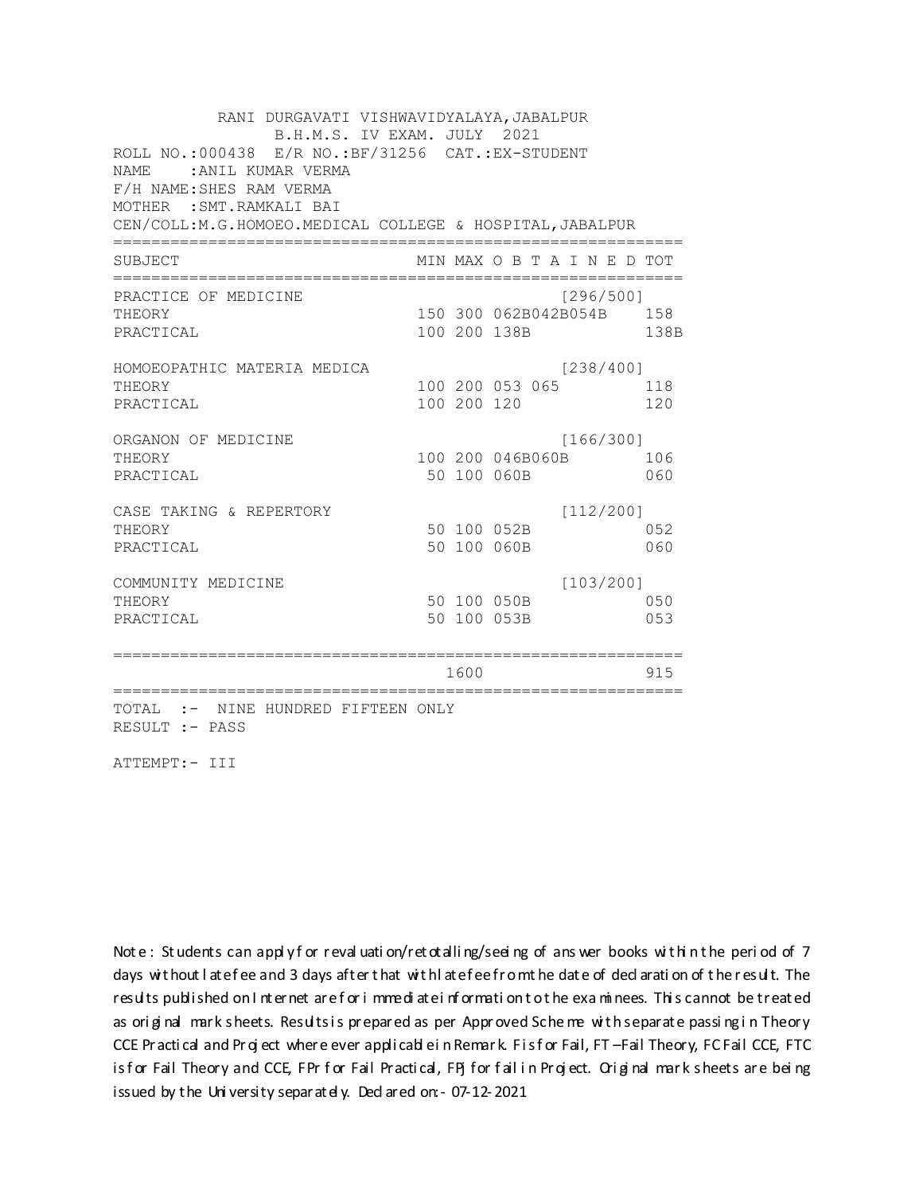RANI DURGAVATI VISHWAVIDYALAYA,JABALPUR
B.H.M.S. IV EXAM. JULY 2021

ROLL NO.:000438 E/R NO.:BF/31256 CAT.:EX-STUDENT
NAME :ANIL KUMAR VERMA
F/H NAME:SHES RAM VERMA
MOTHER :SMT.RAMKALI BAI
CEN/COLL:M.G.HOMOEO.MEDICAL COLLEGE & HOSPITAL,JABALPUR

| SUBJECT | MIN | MAX | O B T A I N E D | TOT |
|---|---|---|---|---|
| PRACTICE OF MEDICINE | | | [296/500] | |
| THEORY | 150 | 300 | 062B042B054B | 158 |
| PRACTICAL | 100 | 200 | 138B | 138B |
| HOMOEOPATHIC MATERIA MEDICA | | | [238/400] | |
| THEORY | 100 | 200 | 053 065 | 118 |
| PRACTICAL | 100 | 200 | 120 | 120 |
| ORGANON OF MEDICINE | | | [166/300] | |
| THEORY | 100 | 200 | 046B060B | 106 |
| PRACTICAL | 50 | 100 | 060B | 060 |
| CASE TAKING & REPERTORY | | | [112/200] | |
| THEORY | 50 | 100 | 052B | 052 |
| PRACTICAL | 50 | 100 | 060B | 060 |
| COMMUNITY MEDICINE | | | [103/200] | |
| THEORY | 50 | 100 | 050B | 050 |
| PRACTICAL | 50 | 100 | 053B | 053 |
| | | 1600 | | 915 |

TOTAL :- NINE HUNDRED FIFTEEN ONLY
RESULT :- PASS

ATTEMPT:- III

Note : Students can apply for revaluation/retotalling/seeing of answer books within the period of 7 days without late fee and 3 days after that with late fee from the date of declaration of the result. The results published on Internet are for immediate information to the examinees. This cannot be treated as original mark sheets. Results is prepared as per Approved Scheme with separate passing in Theory CCE Practical and Project where ever applicable in Remark. F is for Fail, FT –Fail Theory, FC Fail CCE, FTC is for Fail Theory and CCE, FPr for Fail Practical, FPj for fail in Project. Original mark sheets are being issued by the University separately. Declared on:- 07-12-2021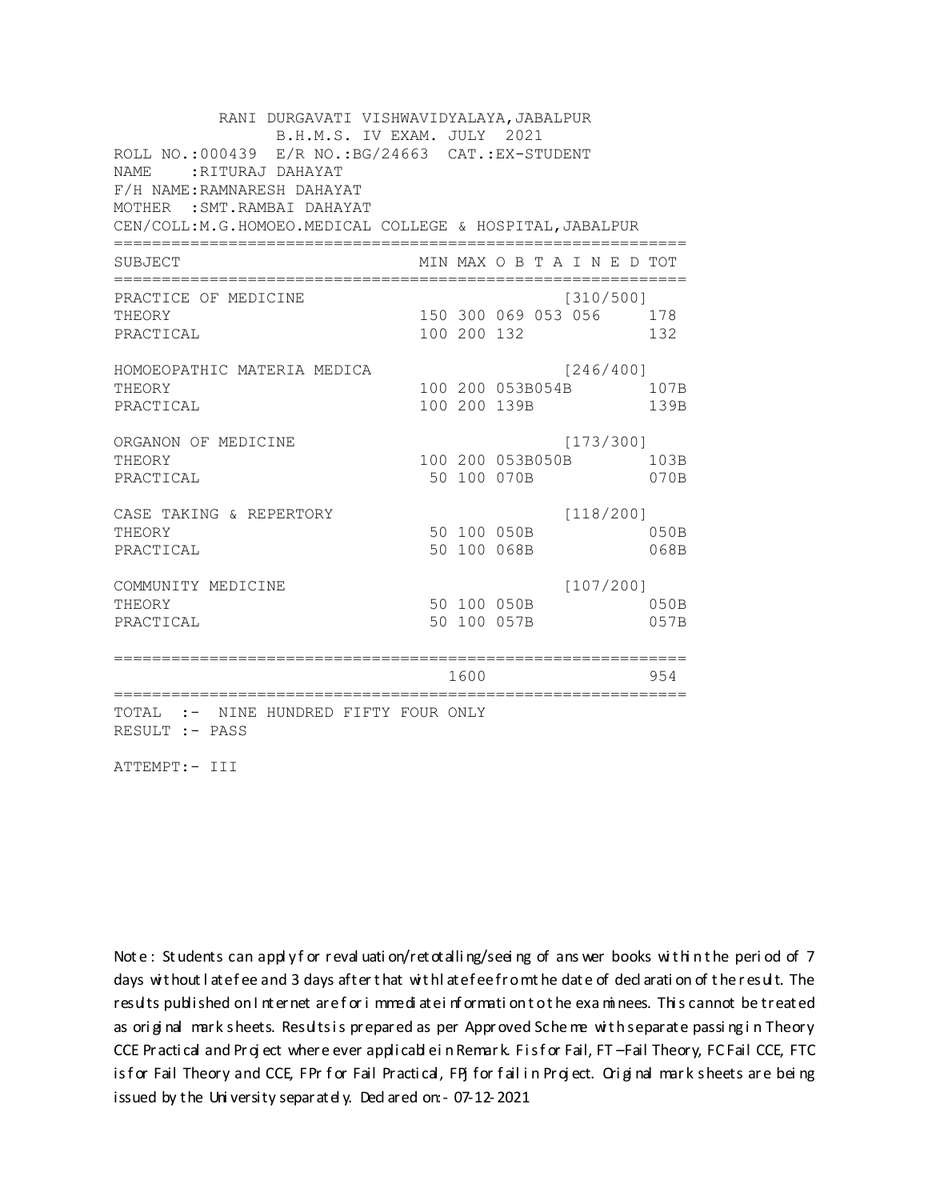RANI DURGAVATI VISHWAVIDYALAYA,JABALPUR
B.H.M.S. IV EXAM. JULY 2021

ROLL NO.:000439 E/R NO.:BG/24663 CAT.:EX-STUDENT
NAME :RITURAJ DAHAYAT
F/H NAME:RAMNARESH DAHAYAT
MOTHER :SMT.RAMBAI DAHAYAT
CEN/COLL:M.G.HOMOEO.MEDICAL COLLEGE & HOSPITAL,JABALPUR

| SUBJECT | MIN | MAX | O B T A I N E D | | | TOT |
|---|---|---|---|---|---|---|
| PRACTICE OF MEDICINE | | | | | [310/500] | |
| THEORY | 150 | 300 | 069 | 053 | 056 | 178 |
| PRACTICAL | 100 | 200 | 132 | | | 132 |
| HOMOEOPATHIC MATERIA MEDICA | | | | | [246/400] | |
| THEORY | 100 | 200 | 053B | 054B | | 107B |
| PRACTICAL | 100 | 200 | 139B | | | 139B |
| ORGANON OF MEDICINE | | | | | [173/300] | |
| THEORY | 100 | 200 | 053B | 050B | | 103B |
| PRACTICAL | 50 | 100 | 070B | | | 070B |
| CASE TAKING & REPERTORY | | | | | [118/200] | |
| THEORY | 50 | 100 | 050B | | | 050B |
| PRACTICAL | 50 | 100 | 068B | | | 068B |
| COMMUNITY MEDICINE | | | | | [107/200] | |
| THEORY | 50 | 100 | 050B | | | 050B |
| PRACTICAL | 50 | 100 | 057B | | | 057B |
| | | 1600 | | | | 954 |

TOTAL :- NINE HUNDRED FIFTY FOUR ONLY
RESULT :- PASS

ATTEMPT:- III

Note : Students can apply for revaluation/retotalling/seeing of answer books within the period of 7 days without late fee and 3 days after that with late fee from the date of declaration of the result. The results published on Internet are for immediate information to the examinees. This cannot be treated as original mark sheets. Results is prepared as per Approved Scheme with separate passing in Theory CCE Practical and Project where ever applicable in Remark. F is for Fail, FT –Fail Theory, FC Fail CCE, FTC is for Fail Theory and CCE, FPr for Fail Practical, FPj for fail in Project. Original mark sheets are being issued by the University separately. Declared on:- 07-12-2021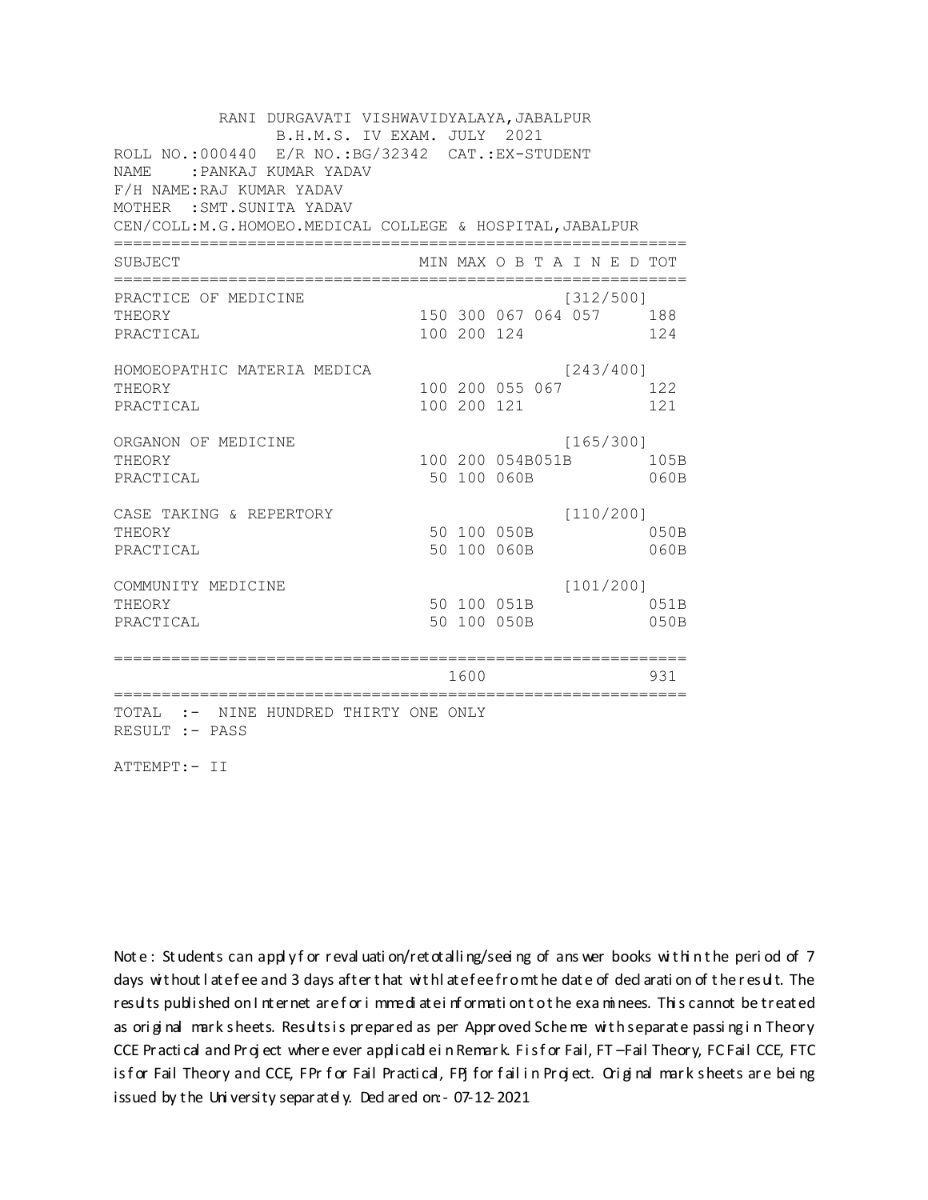RANI DURGAVATI VISHWAVIDYALAYA,JABALPUR
B.H.M.S. IV EXAM. JULY 2021

ROLL NO.:000440 E/R NO.:BG/32342 CAT.:EX-STUDENT
NAME :PANKAJ KUMAR YADAV
F/H NAME:RAJ KUMAR YADAV
MOTHER :SMT.SUNITA YADAV
CEN/COLL:M.G.HOMOEO.MEDICAL COLLEGE & HOSPITAL,JABALPUR

| SUBJECT | MIN | MAX | O B T A I N E D | TOT |
|---|---|---|---|---|
| PRACTICE OF MEDICINE | | | [312/500] | |
| THEORY | 150 | 300 | 067 064 057 | 188 |
| PRACTICAL | 100 | 200 | 124 | 124 |
| HOMOEOPATHIC MATERIA MEDICA | | | [243/400] | |
| THEORY | 100 | 200 | 055 067 | 122 |
| PRACTICAL | 100 | 200 | 121 | 121 |
| ORGANON OF MEDICINE | | | [165/300] | |
| THEORY | 100 | 200 | 054B051B | 105B |
| PRACTICAL | 50 | 100 | 060B | 060B |
| CASE TAKING & REPERTORY | | | [110/200] | |
| THEORY | 50 | 100 | 050B | 050B |
| PRACTICAL | 50 | 100 | 060B | 060B |
| COMMUNITY MEDICINE | | | [101/200] | |
| THEORY | 50 | 100 | 051B | 051B |
| PRACTICAL | 50 | 100 | 050B | 050B |
| | | 1600 | | 931 |

TOTAL :- NINE HUNDRED THIRTY ONE ONLY
RESULT :- PASS

ATTEMPT:- II

Note : Students can apply for revaluation/retotalling/seeing of answer books within the period of 7 days without late fee and 3 days after that with late fee from the date of declaration of the result. The results published on Internet are for immediate information to the examinees. This cannot be treated as original mark sheets. Results is prepared as per Approved Scheme with separate passing in Theory CCE Practical and Project where ever applicable in Remark. F is for Fail, FT –Fail Theory, FC Fail CCE, FTC is for Fail Theory and CCE, FPr for Fail Practical, FPJ for fail in Project. Original mark sheets are being issued by the University separately. Declared on:- 07-12-2021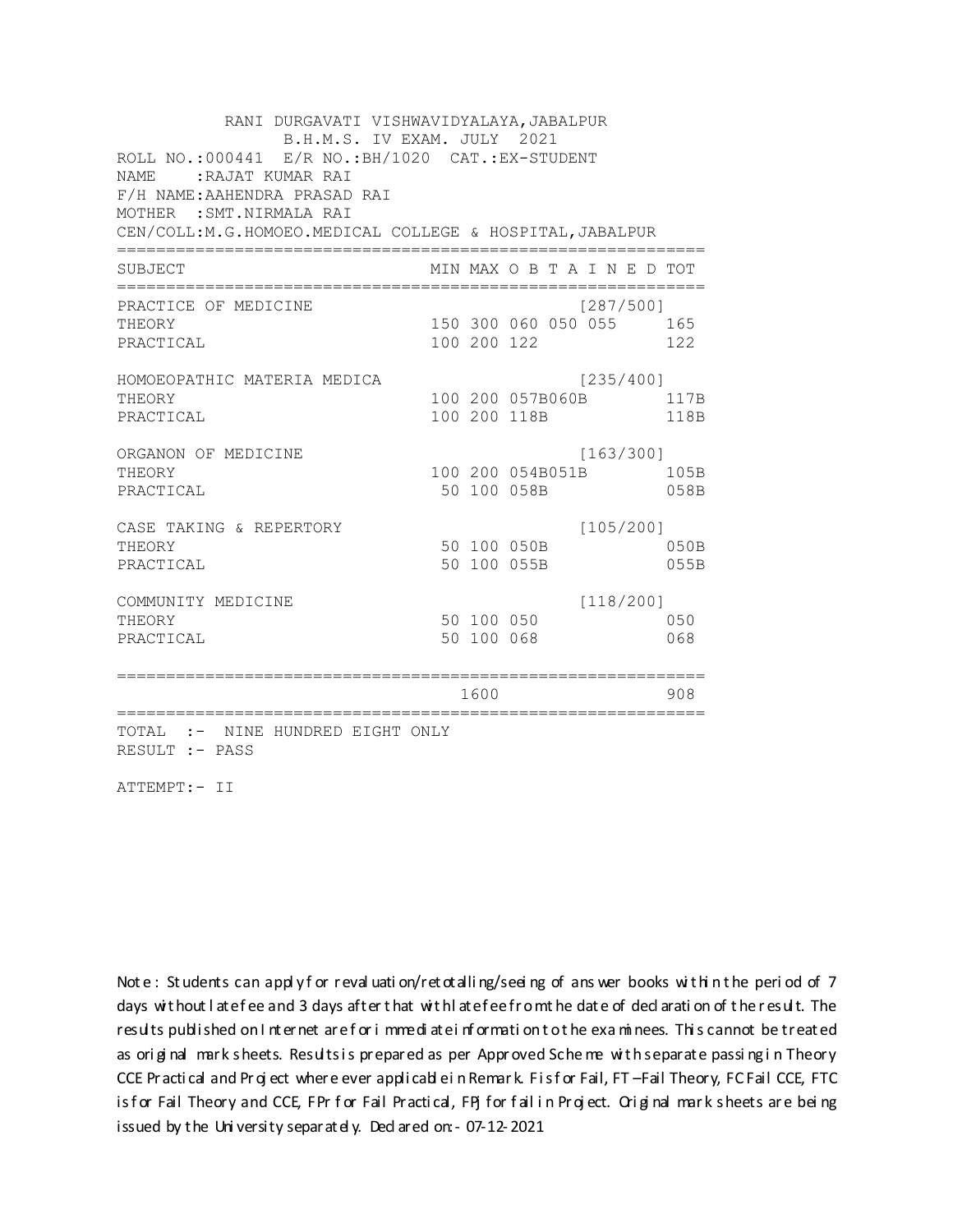RANI DURGAVATI VISHWAVIDYALAYA,JABALPUR
B.H.M.S. IV EXAM. JULY 2021

ROLL NO.:000441 E/R NO.:BH/1020 CAT.:EX-STUDENT
NAME :RAJAT KUMAR RAI
F/H NAME:AAHENDRA PRASAD RAI
MOTHER :SMT.NIRMALA RAI
CEN/COLL:M.G.HOMOEO.MEDICAL COLLEGE & HOSPITAL,JABALPUR

| SUBJECT | MIN | MAX | O B T A I N E D | TOT |
|---|---|---|---|---|
| PRACTICE OF MEDICINE | | | [287/500] | |
| THEORY | 150 | 300 | 060 050 055 | 165 |
| PRACTICAL | 100 | 200 | 122 | 122 |
| HOMOEOPATHIC MATERIA MEDICA | | | [235/400] | |
| THEORY | 100 | 200 | 057B060B | 117B |
| PRACTICAL | 100 | 200 | 118B | 118B |
| ORGANON OF MEDICINE | | | [163/300] | |
| THEORY | 100 | 200 | 054B051B | 105B |
| PRACTICAL | 50 | 100 | 058B | 058B |
| CASE TAKING & REPERTORY | | | [105/200] | |
| THEORY | 50 | 100 | 050B | 050B |
| PRACTICAL | 50 | 100 | 055B | 055B |
| COMMUNITY MEDICINE | | | [118/200] | |
| THEORY | 50 | 100 | 050 | 050 |
| PRACTICAL | 50 | 100 | 068 | 068 |
| | | 1600 | | 908 |

TOTAL :- NINE HUNDRED EIGHT ONLY
RESULT :- PASS

ATTEMPT:- II

Note : Students can apply for revaluation/retotalling/seeing of answer books within the period of 7 days without late fee and 3 days after that with late fee from the date of declaration of the result. The results published on Internet are for immediate information to the examinees. This cannot be treated as original mark sheets. Results is prepared as per Approved Scheme with separate passing in Theory CCE Practical and Project where ever applicable in Remark. F is for Fail, FT –Fail Theory, FC Fail CCE, FTC is for Fail Theory and CCE, FPr for Fail Practical, FPj for fail in Project. Original mark sheets are being issued by the University separately. Declared on:- 07-12-2021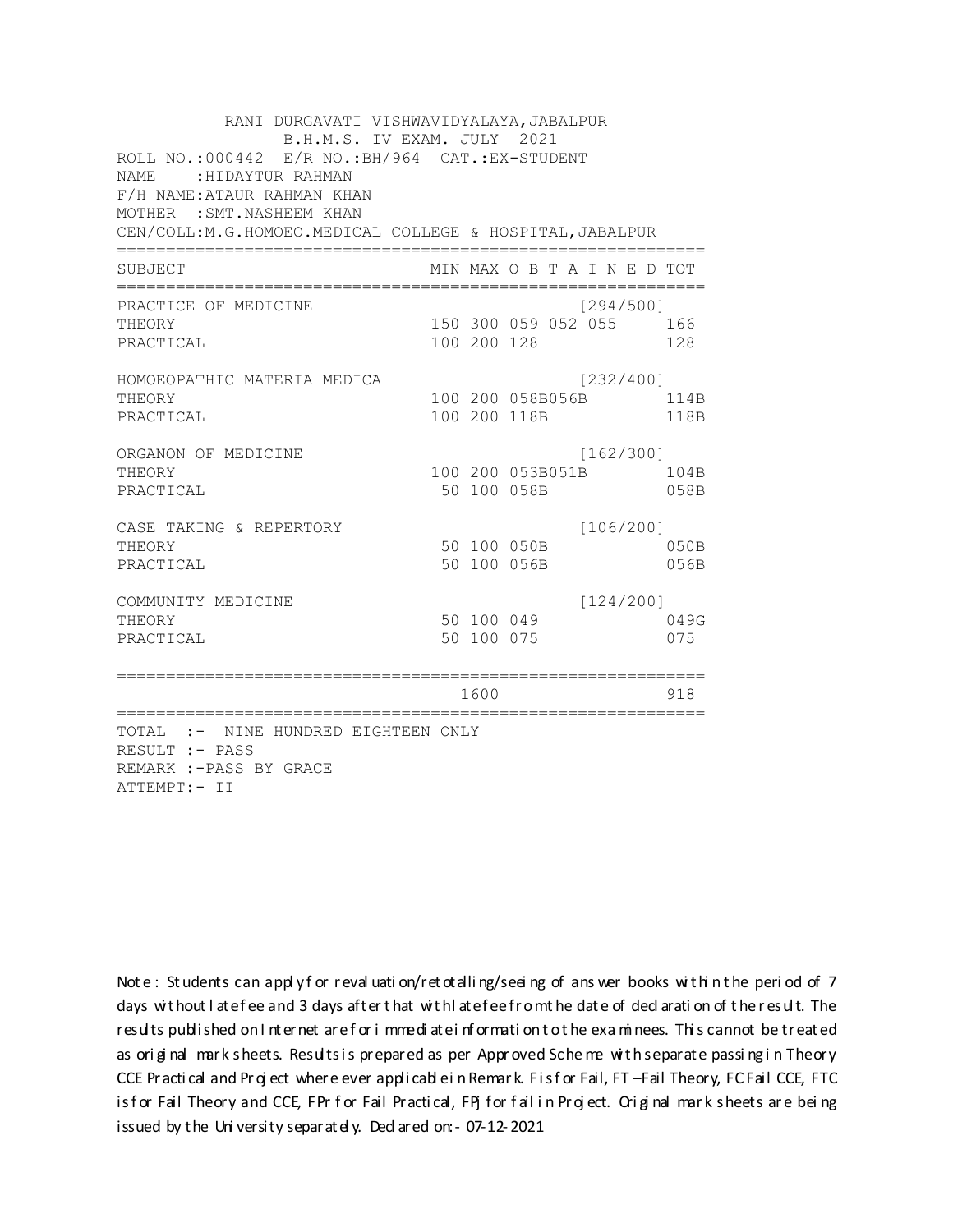RANI DURGAVATI VISHWAVIDYALAYA,JABALPUR
B.H.M.S. IV EXAM. JULY 2021

ROLL NO.:000442 E/R NO.:BH/964 CAT.:EX-STUDENT
NAME :HIDAYTUR RAHMAN
F/H NAME:ATAUR RAHMAN KHAN
MOTHER :SMT.NASHEEM KHAN
CEN/COLL:M.G.HOMOEO.MEDICAL COLLEGE & HOSPITAL,JABALPUR

| SUBJECT | MIN | MAX | O B T A I N E D | | | | TOT |
|---|---|---|---|---|---|---|---|
| PRACTICE OF MEDICINE | | | | | | [294/500] | |
| THEORY | 150 | 300 | 059 | 052 | 055 | | 166 |
| PRACTICAL | 100 | 200 | 128 | | | | 128 |
| HOMOEOPATHIC MATERIA MEDICA | | | | | | [232/400] | |
| THEORY | 100 | 200 | 058B | 056B | | | 114B |
| PRACTICAL | 100 | 200 | 118B | | | | 118B |
| ORGANON OF MEDICINE | | | | | | [162/300] | |
| THEORY | 100 | 200 | 053B | 051B | | | 104B |
| PRACTICAL | 50 | 100 | 058B | | | | 058B |
| CASE TAKING & REPERTORY | | | | | | [106/200] | |
| THEORY | 50 | 100 | 050B | | | | 050B |
| PRACTICAL | 50 | 100 | 056B | | | | 056B |
| COMMUNITY MEDICINE | | | | | | [124/200] | |
| THEORY | 50 | 100 | 049 | | | | 049G |
| PRACTICAL | 50 | 100 | 075 | | | | 075 |
| | | 1600 | | | | | 918 |

TOTAL :- NINE HUNDRED EIGHTEEN ONLY
RESULT :- PASS
REMARK :-PASS BY GRACE
ATTEMPT:- II

Note : Students can apply for revaluation/retotalling/seeing of answer books within the period of 7 days without late fee and 3 days after that with late fee from the date of declaration of the result. The results published on Internet are for immediate information to the examinees. This cannot be treated as original mark sheets. Results is prepared as per Approved Scheme with separate passing in Theory CCE Practical and Project where ever applicable in Remark. F is for Fail, FT –Fail Theory, FC Fail CCE, FTC is for Fail Theory and CCE, FPr for Fail Practical, FPJ for fail in Project. Original mark sheets are being issued by the University separately. Declared on:- 07-12-2021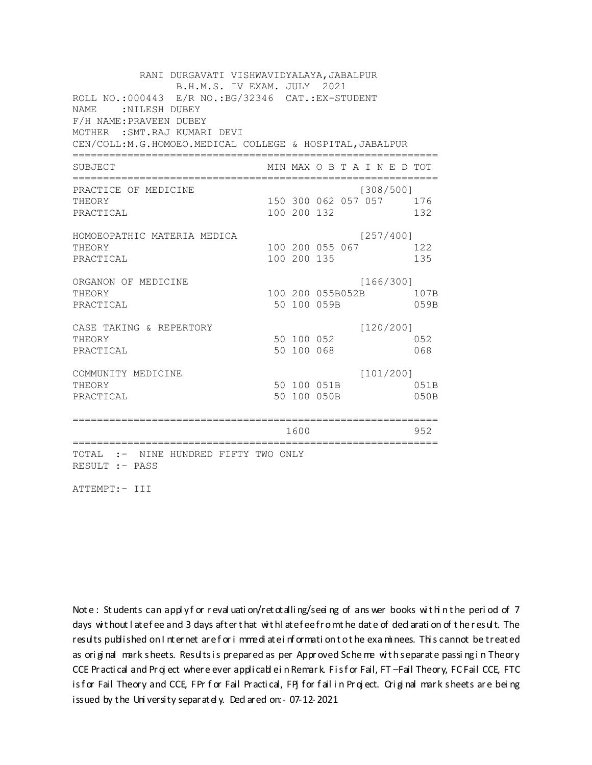RANI DURGAVATI VISHWAVIDYALAYA,JABALPUR
B.H.M.S. IV EXAM. JULY 2021

ROLL NO.:000443 E/R NO.:BG/32346 CAT.:EX-STUDENT
NAME :NILESH DUBEY
F/H NAME:PRAVEEN DUBEY
MOTHER :SMT.RAJ KUMARI DEVI
CEN/COLL:M.G.HOMOEO.MEDICAL COLLEGE & HOSPITAL,JABALPUR

| SUBJECT | MIN | MAX | O B T A I N E D | TOT |
|---|---|---|---|---|
| PRACTICE OF MEDICINE | | | [308/500] | |
| THEORY | 150 | 300 | 062 057 057 | 176 |
| PRACTICAL | 100 | 200 | 132 | 132 |
| HOMOEOPATHIC MATERIA MEDICA | | | [257/400] | |
| THEORY | 100 | 200 | 055 067 | 122 |
| PRACTICAL | 100 | 200 | 135 | 135 |
| ORGANON OF MEDICINE | | | [166/300] | |
| THEORY | 100 | 200 | 055B052B | 107B |
| PRACTICAL | 50 | 100 | 059B | 059B |
| CASE TAKING & REPERTORY | | | [120/200] | |
| THEORY | 50 | 100 | 052 | 052 |
| PRACTICAL | 50 | 100 | 068 | 068 |
| COMMUNITY MEDICINE | | | [101/200] | |
| THEORY | 50 | 100 | 051B | 051B |
| PRACTICAL | 50 | 100 | 050B | 050B |
| | | 1600 | | 952 |

TOTAL :- NINE HUNDRED FIFTY TWO ONLY
RESULT :- PASS

ATTEMPT:- III

Note : Students can apply for revaluation/retotalling/seeing of answer books within the period of 7 days without late fee and 3 days after that with late fee from the date of declaration of the result. The results published on Internet are for immediate information to the examinees. This cannot be treated as original mark sheets. Results is prepared as per Approved Scheme with separate passing in Theory CCE Practical and Project where ever applicable in Remark. F is for Fail, FT –Fail Theory, FC Fail CCE, FTC is for Fail Theory and CCE, FPr for Fail Practical, FPJ for fail in Project. Original mark sheets are being issued by the University separately. Declared on:- 07-12-2021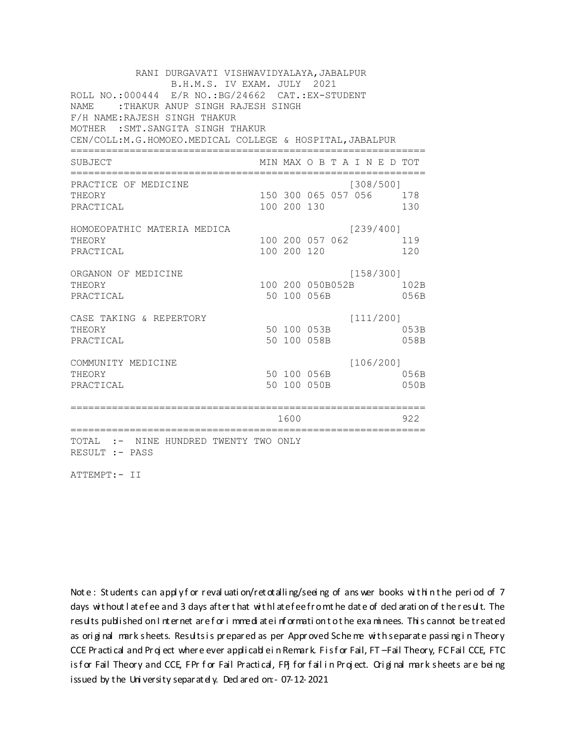RANI DURGAVATI VISHWAVIDYALAYA,JABALPUR
B.H.M.S. IV EXAM. JULY 2021

ROLL NO.:000444 E/R NO.:BG/24662 CAT.:EX-STUDENT
NAME :THAKUR ANUP SINGH RAJESH SINGH
F/H NAME:RAJESH SINGH THAKUR
MOTHER :SMT.SANGITA SINGH THAKUR
CEN/COLL:M.G.HOMOEO.MEDICAL COLLEGE & HOSPITAL,JABALPUR

| SUBJECT | MIN | MAX | O B T A I N E D | | | TOT |
|---|---|---|---|---|---|---|
| PRACTICE OF MEDICINE | | | | | [308/500] | |
| THEORY | 150 | 300 | 065 | 057 | 056 | 178 |
| PRACTICAL | 100 | 200 | 130 | | | 130 |
| HOMOEOPATHIC MATERIA MEDICA | | | | | [239/400] | |
| THEORY | 100 | 200 | 057 | 062 | | 119 |
| PRACTICAL | 100 | 200 | 120 | | | 120 |
| ORGANON OF MEDICINE | | | | | [158/300] | |
| THEORY | 100 | 200 | 050B | 052B | | 102B |
| PRACTICAL | 50 | 100 | 056B | | | 056B |
| CASE TAKING & REPERTORY | | | | | [111/200] | |
| THEORY | 50 | 100 | 053B | | | 053B |
| PRACTICAL | 50 | 100 | 058B | | | 058B |
| COMMUNITY MEDICINE | | | | | [106/200] | |
| THEORY | 50 | 100 | 056B | | | 056B |
| PRACTICAL | 50 | 100 | 050B | | | 050B |
| | | 1600 | | | | 922 |

TOTAL :- NINE HUNDRED TWENTY TWO ONLY
RESULT :- PASS

ATTEMPT:- II

Note : Students can apply for revaluation/retotalling/seeing of answer books within the period of 7 days without late fee and 3 days after that with late fee from the date of declaration of the result. The results published on Internet are for immediate information to the examinees. This cannot be treated as original mark sheets. Results is prepared as per Approved Scheme with separate passing in Theory CCE Practical and Project where ever applicable in Remark. F is for Fail, FT –Fail Theory, FC Fail CCE, FTC is for Fail Theory and CCE, FPr for Fail Practical, FPJ for fail in Project. Original mark sheets are being issued by the University separately. Declared on:- 07-12-2021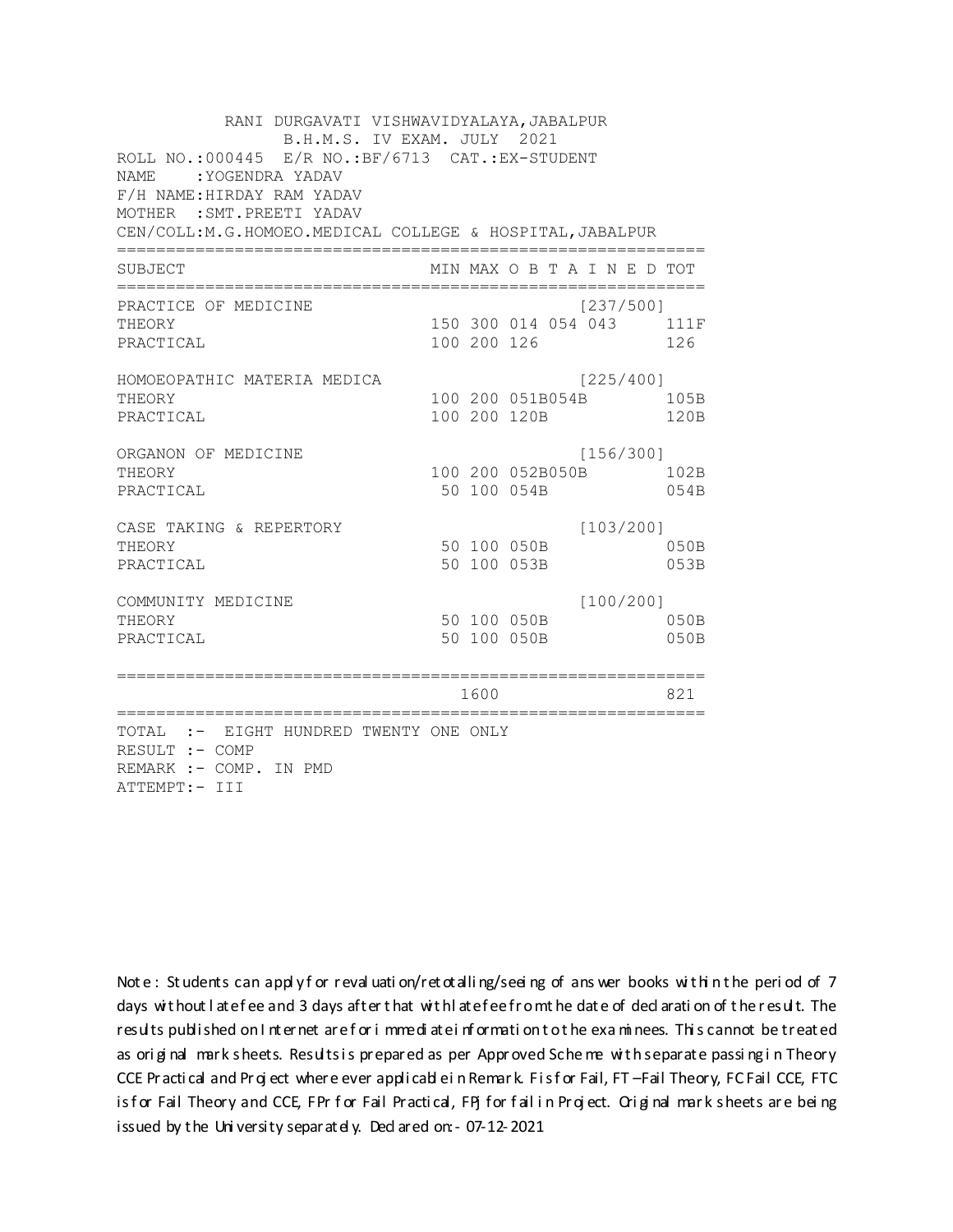RANI DURGAVATI VISHWAVIDYALAYA,JABALPUR

B.H.M.S. IV EXAM. JULY 2021

ROLL NO.:000445 E/R NO.:BF/6713 CAT.:EX-STUDENT

NAME :YOGENDRA YADAV

F/H NAME:HIRDAY RAM YADAV

MOTHER :SMT.PREETI YADAV

CEN/COLL:M.G.HOMOEO.MEDICAL COLLEGE & HOSPITAL,JABALPUR

| SUBJECT | MIN | MAX | O B T A I N E D | | | TOT |
|---|---|---|---|---|---|---|
| PRACTICE OF MEDICINE | | | | | [237/500] | |
| THEORY | 150 | 300 | 014 | 054 | 043 | 111F |
| PRACTICAL | 100 | 200 | 126 | | | 126 |
| HOMOEOPATHIC MATERIA MEDICA | | | | | [225/400] | |
| THEORY | 100 | 200 | 051B | 054B | | 105B |
| PRACTICAL | 100 | 200 | 120B | | | 120B |
| ORGANON OF MEDICINE | | | | | [156/300] | |
| THEORY | 100 | 200 | 052B | 050B | | 102B |
| PRACTICAL | 50 | 100 | 054B | | | 054B |
| CASE TAKING & REPERTORY | | | | | [103/200] | |
| THEORY | 50 | 100 | 050B | | | 050B |
| PRACTICAL | 50 | 100 | 053B | | | 053B |
| COMMUNITY MEDICINE | | | | | [100/200] | |
| THEORY | 50 | 100 | 050B | | | 050B |
| PRACTICAL | 50 | 100 | 050B | | | 050B |
| | | 1600 | | | | 821 |

TOTAL :- EIGHT HUNDRED TWENTY ONE ONLY

RESULT :- COMP

REMARK :- COMP. IN PMD

ATTEMPT:- III

Note : Students can apply for revaluation/retotalling/seeing of answer books within the period of 7 days without late fee and 3 days after that with late fee from the date of declaration of the result. The results published on Internet are for immediate information to the examinees. This cannot be treated as original mark sheets. Results is prepared as per Approved Scheme with separate passing in Theory CCE Practical and Project where ever applicable in Remark. F is for Fail, FT –Fail Theory, FC Fail CCE, FTC is for Fail Theory and CCE, FPr for Fail Practical, FPJ for fail in Project. Original mark sheets are being issued by the University separately. Declared on:- 07-12-2021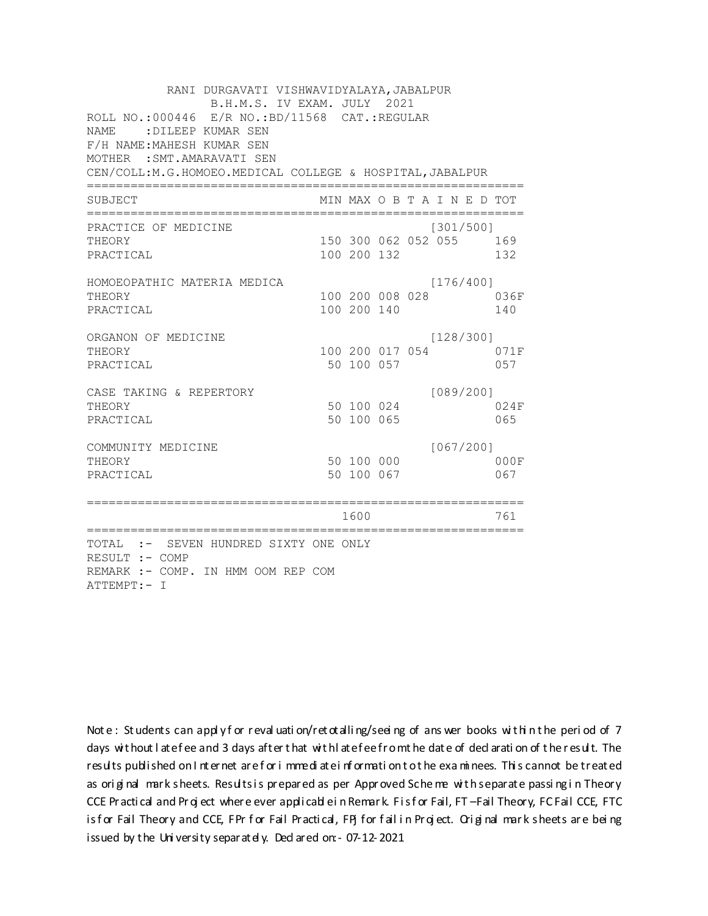RANI DURGAVATI VISHWAVIDYALAYA,JABALPUR
B.H.M.S. IV EXAM. JULY 2021

ROLL NO.:000446 E/R NO.:BD/11568 CAT.:REGULAR
NAME :DILEEP KUMAR SEN
F/H NAME:MAHESH KUMAR SEN
MOTHER :SMT.AMARAVATI SEN
CEN/COLL:M.G.HOMOEO.MEDICAL COLLEGE & HOSPITAL,JABALPUR

| SUBJECT | MIN | MAX | O B T A I N E D | | | TOT |
|---|---|---|---|---|---|---|
| PRACTICE OF MEDICINE | | | | | [301/500] | |
| THEORY | 150 | 300 | 062 | 052 | 055 | 169 |
| PRACTICAL | 100 | 200 | 132 | | | 132 |
| HOMOEOPATHIC MATERIA MEDICA | | | | | [176/400] | |
| THEORY | 100 | 200 | 008 | 028 | | 036F |
| PRACTICAL | 100 | 200 | 140 | | | 140 |
| ORGANON OF MEDICINE | | | | | [128/300] | |
| THEORY | 100 | 200 | 017 | 054 | | 071F |
| PRACTICAL | 50 | 100 | 057 | | | 057 |
| CASE TAKING & REPERTORY | | | | | [089/200] | |
| THEORY | 50 | 100 | 024 | | | 024F |
| PRACTICAL | 50 | 100 | 065 | | | 065 |
| COMMUNITY MEDICINE | | | | | [067/200] | |
| THEORY | 50 | 100 | 000 | | | 000F |
| PRACTICAL | 50 | 100 | 067 | | | 067 |
| | | 1600 | | | | 761 |

TOTAL :- SEVEN HUNDRED SIXTY ONE ONLY
RESULT :- COMP
REMARK :- COMP. IN HMM OOM REP COM
ATTEMPT:- I

Note : Students can apply for revaluation/retotalling/seeing of answer books within the period of 7 days without late fee and 3 days after that with late fee from the date of declaration of the result. The results published on Internet are for immediate information to the examinees. This cannot be treated as original mark sheets. Results is prepared as per Approved Scheme with separate passing in Theory CCE Practical and Project where ever applicable in Remark. F is for Fail, FT – Fail Theory, FC Fail CCE, FTC is for Fail Theory and CCE, FPr for Fail Practical, FPJ for fail in Project. Original mark sheets are being issued by the University separately. Declared on:- 07-12-2021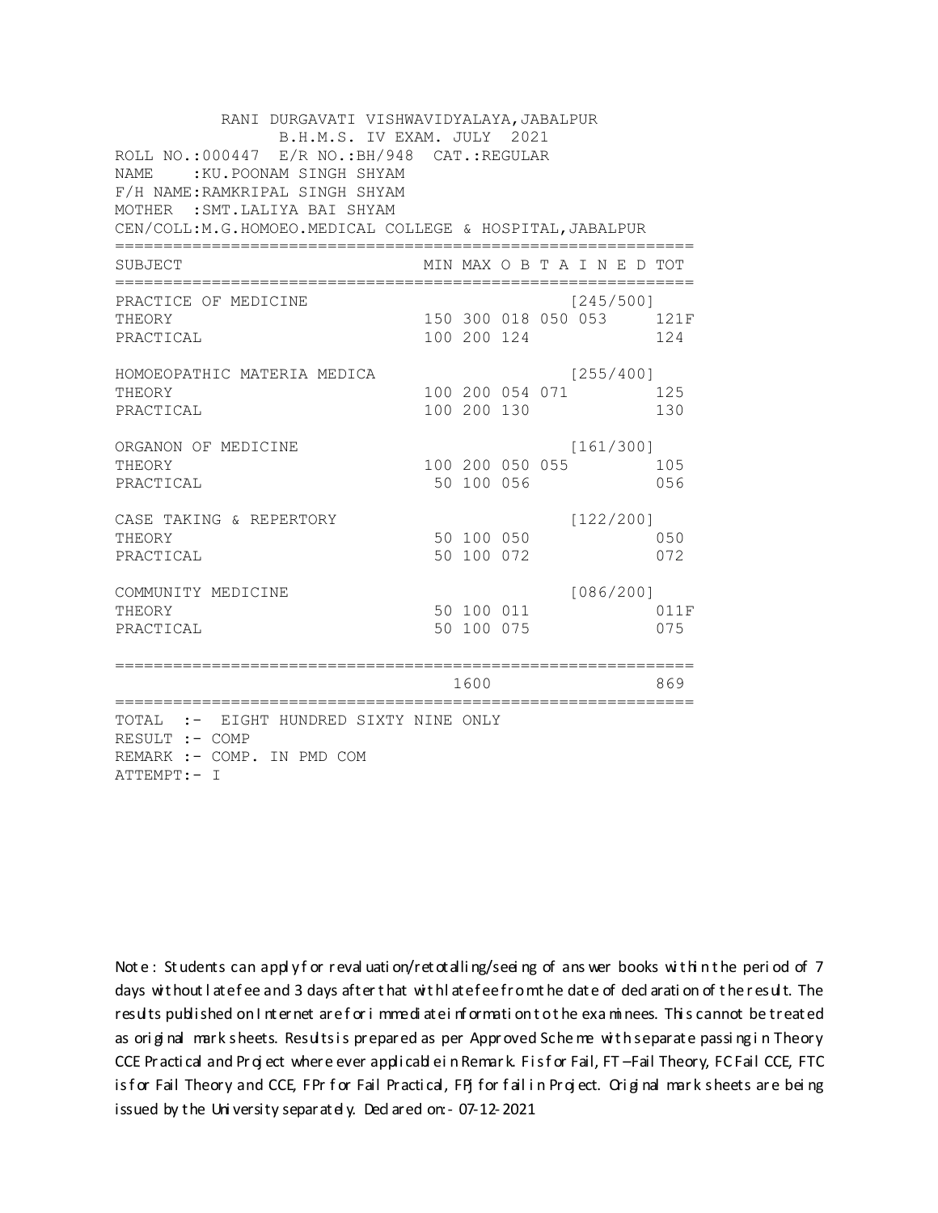RANI DURGAVATI VISHWAVIDYALAYA,JABALPUR
B.H.M.S. IV EXAM. JULY 2021

ROLL NO.:000447 E/R NO.:BH/948 CAT.:REGULAR
NAME :KU.POONAM SINGH SHYAM
F/H NAME:RAMKRIPAL SINGH SHYAM
MOTHER :SMT.LALIYA BAI SHYAM
CEN/COLL:M.G.HOMOEO.MEDICAL COLLEGE & HOSPITAL,JABALPUR

| SUBJECT | MIN | MAX | O | B | T | A | I N E D | TOT |
|---|---|---|---|---|---|---|---|---|
| PRACTICE OF MEDICINE | | | | | | | [245/500] | |
| THEORY | 150 | 300 | 018 | 050 | 053 | | | 121F |
| PRACTICAL | 100 | 200 | 124 | | | | | 124 |
| HOMOEOPATHIC MATERIA MEDICA | | | | | | | [255/400] | |
| THEORY | 100 | 200 | 054 | 071 | | | | 125 |
| PRACTICAL | 100 | 200 | 130 | | | | | 130 |
| ORGANON OF MEDICINE | | | | | | | [161/300] | |
| THEORY | 100 | 200 | 050 | 055 | | | | 105 |
| PRACTICAL | 50 | 100 | 056 | | | | | 056 |
| CASE TAKING & REPERTORY | | | | | | | [122/200] | |
| THEORY | 50 | 100 | 050 | | | | | 050 |
| PRACTICAL | 50 | 100 | 072 | | | | | 072 |
| COMMUNITY MEDICINE | | | | | | | [086/200] | |
| THEORY | 50 | 100 | 011 | | | | | 011F |
| PRACTICAL | 50 | 100 | 075 | | | | | 075 |
| | | 1600 | | | | | | 869 |

TOTAL :- EIGHT HUNDRED SIXTY NINE ONLY
RESULT :- COMP
REMARK :- COMP. IN PMD COM
ATTEMPT:- I

Note : Students can apply for revaluation/retotalling/seeing of answer books within the period of 7 days without late fee and 3 days after that with late fee from the date of declaration of the result. The results published on Internet are for immediate information to the examinees. This cannot be treated as original mark sheets. Results is prepared as per Approved Scheme with separate passing in Theory CCE Practical and Project where ever applicable in Remark. F is for Fail, FT –Fail Theory, FC Fail CCE, FTC is for Fail Theory and CCE, FPr for Fail Practical, FPj for fail in Project. Original mark sheets are being issued by the University separately. Declared on:- 07-12-2021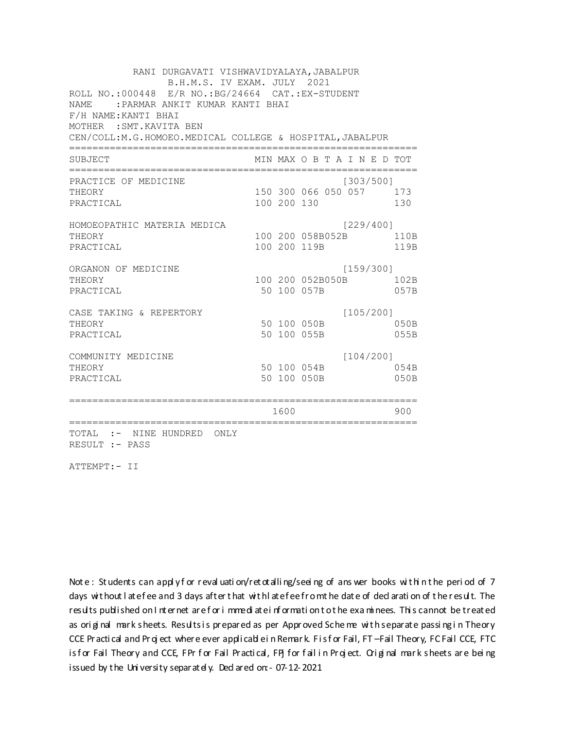RANI DURGAVATI VISHWAVIDYALAYA,JABALPUR
B.H.M.S. IV EXAM. JULY 2021

ROLL NO.:000448 E/R NO.:BG/24664 CAT.:EX-STUDENT
NAME :PARMAR ANKIT KUMAR KANTI BHAI
F/H NAME:KANTI BHAI
MOTHER :SMT.KAVITA BEN
CEN/COLL:M.G.HOMOEO.MEDICAL COLLEGE & HOSPITAL,JABALPUR

| SUBJECT | MIN | MAX | O B T A I N E D | TOT |
|---|---|---|---|---|
| PRACTICE OF MEDICINE | | | [303/500] | |
| THEORY | 150 | 300 | 066 050 057 | 173 |
| PRACTICAL | 100 | 200 | 130 | 130 |
| HOMOEOPATHIC MATERIA MEDICA | | | [229/400] | |
| THEORY | 100 | 200 | 058B052B | 110B |
| PRACTICAL | 100 | 200 | 119B | 119B |
| ORGANON OF MEDICINE | | | [159/300] | |
| THEORY | 100 | 200 | 052B050B | 102B |
| PRACTICAL | 50 | 100 | 057B | 057B |
| CASE TAKING & REPERTORY | | | [105/200] | |
| THEORY | 50 | 100 | 050B | 050B |
| PRACTICAL | 50 | 100 | 055B | 055B |
| COMMUNITY MEDICINE | | | [104/200] | |
| THEORY | 50 | 100 | 054B | 054B |
| PRACTICAL | 50 | 100 | 050B | 050B |
| | | 1600 | | 900 |

TOTAL :- NINE HUNDRED ONLY
RESULT :- PASS

ATTEMPT:- II

Note : Students can apply for revaluation/retotalling/seeing of answer books within the period of 7 days without late fee and 3 days after that with late fee from the date of declaration of the result. The results published on Internet are for immediate information to the examinees. This cannot be treated as original mark sheets. Results is prepared as per Approved Scheme with separate passing in Theory CCE Practical and Project where ever applicable in Remark. F is for Fail, FT –Fail Theory, FC Fail CCE, FTC is for Fail Theory and CCE, FPr for Fail Practical, FPj for fail in Project. Original mark sheets are being issued by the University separately. Declared on:- 07-12-2021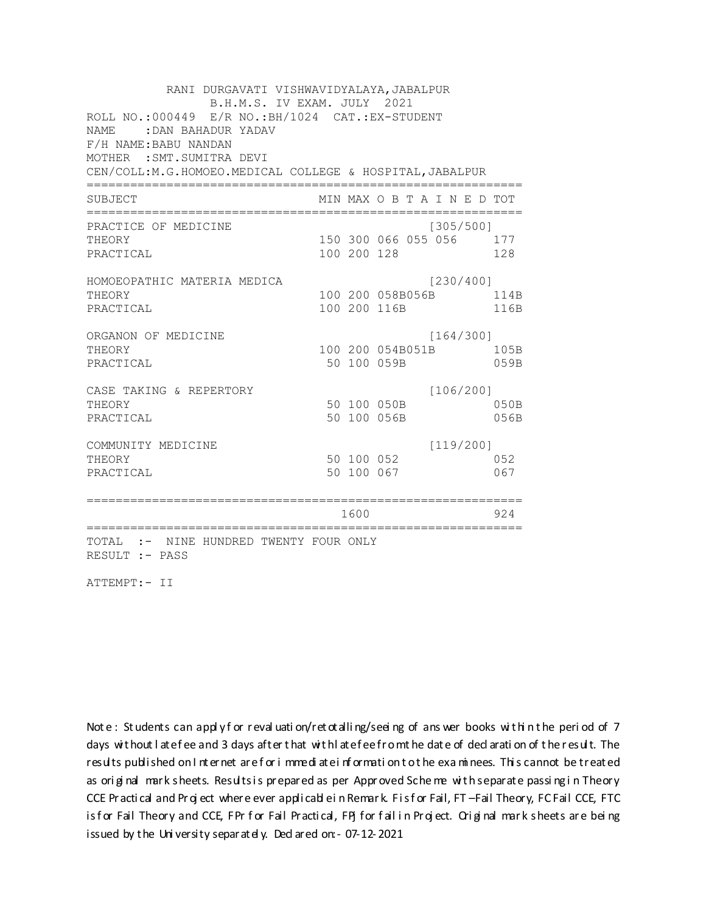RANI DURGAVATI VISHWAVIDYALAYA,JABALPUR
B.H.M.S. IV EXAM. JULY 2021

ROLL NO.:000449 E/R NO.:BH/1024 CAT.:EX-STUDENT
NAME :DAN BAHADUR YADAV
F/H NAME:BABU NANDAN
MOTHER :SMT.SUMITRA DEVI
CEN/COLL:M.G.HOMOEO.MEDICAL COLLEGE & HOSPITAL,JABALPUR

| SUBJECT | MIN | MAX | O B T A I N E D | TOT |
|---|---|---|---|---|
| PRACTICE OF MEDICINE | | | [305/500] | |
| THEORY | 150 | 300 | 066 055 056 | 177 |
| PRACTICAL | 100 | 200 | 128 | 128 |
| HOMOEOPATHIC MATERIA MEDICA | | | [230/400] | |
| THEORY | 100 | 200 | 058B056B | 114B |
| PRACTICAL | 100 | 200 | 116B | 116B |
| ORGANON OF MEDICINE | | | [164/300] | |
| THEORY | 100 | 200 | 054B051B | 105B |
| PRACTICAL | 50 | 100 | 059B | 059B |
| CASE TAKING & REPERTORY | | | [106/200] | |
| THEORY | 50 | 100 | 050B | 050B |
| PRACTICAL | 50 | 100 | 056B | 056B |
| COMMUNITY MEDICINE | | | [119/200] | |
| THEORY | 50 | 100 | 052 | 052 |
| PRACTICAL | 50 | 100 | 067 | 067 |
| | | 1600 | | 924 |

TOTAL :- NINE HUNDRED TWENTY FOUR ONLY
RESULT :- PASS

ATTEMPT:- II

Note : Students can apply for revaluation/retotalling/seeing of answer books within the period of 7 days without late fee and 3 days after that with late fee from the date of declaration of the result. The results published on Internet are for immediate information to the examinees. This cannot be treated as original mark sheets. Results is prepared as per Approved Scheme with separate passing in Theory CCE Practical and Project where ever applicable in Remark. F is for Fail, FT –Fail Theory, FC Fail CCE, FTC is for Fail Theory and CCE, FPr for Fail Practical, FPJ for fail in Project. Original mark sheets are being issued by the University separately. Declared on:- 07-12-2021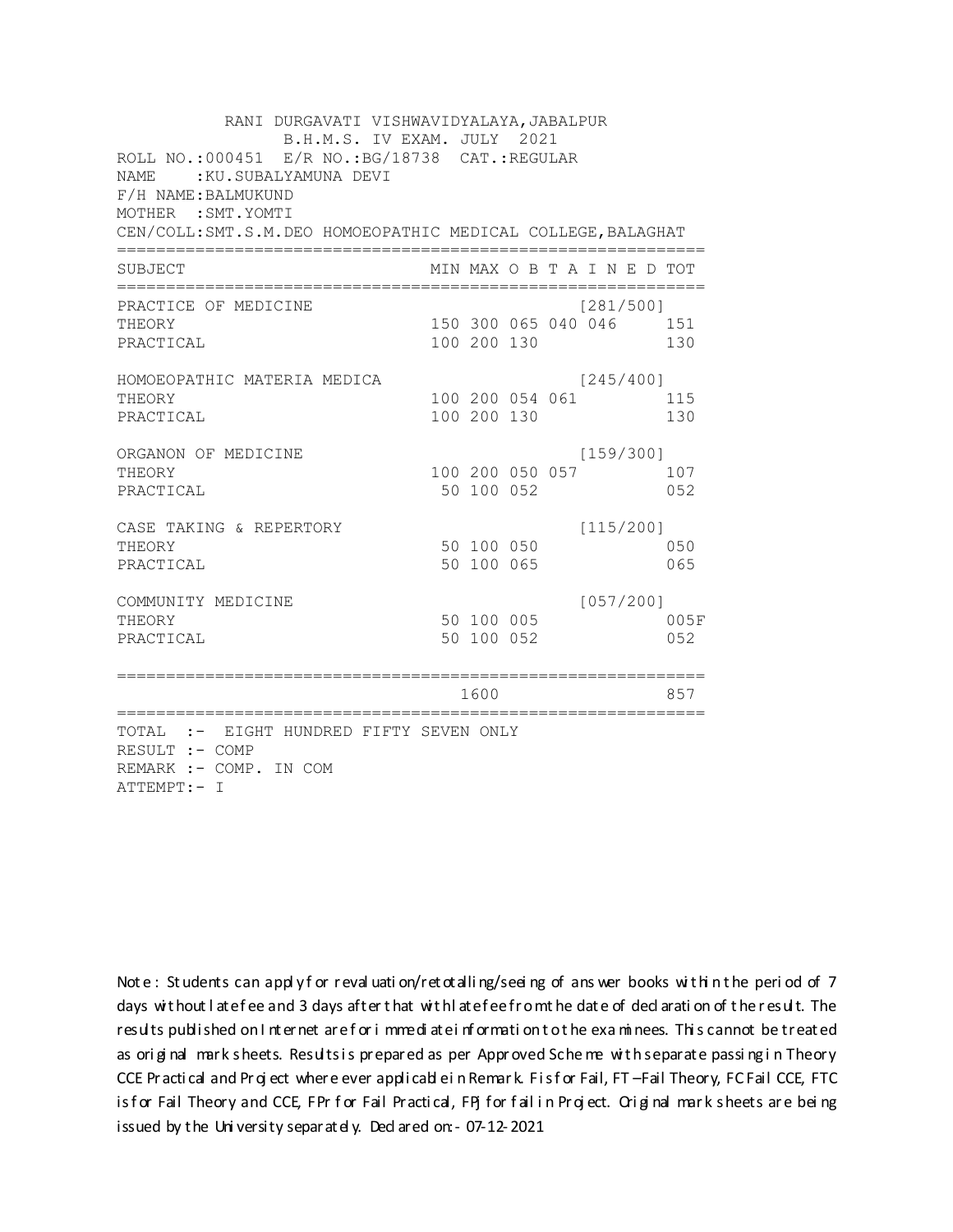RANI DURGAVATI VISHWAVIDYALAYA,JABALPUR
B.H.M.S. IV EXAM. JULY 2021

ROLL NO.:000451 E/R NO.:BG/18738 CAT.:REGULAR
NAME :KU.SUBALYAMUNA DEVI
F/H NAME:BALMUKUND
MOTHER :SMT.YOMTI
CEN/COLL:SMT.S.M.DEO HOMOEOPATHIC MEDICAL COLLEGE,BALAGHAT

| SUBJECT | MIN | MAX | O B T A I N E D | | | TOT |
|---|---|---|---|---|---|---|
| PRACTICE OF MEDICINE | | | | | [281/500] | |
| THEORY | 150 | 300 | 065 | 040 | 046 | 151 |
| PRACTICAL | 100 | 200 | 130 | | | 130 |
| HOMOEOPATHIC MATERIA MEDICA | | | | | [245/400] | |
| THEORY | 100 | 200 | 054 | 061 | | 115 |
| PRACTICAL | 100 | 200 | 130 | | | 130 |
| ORGANON OF MEDICINE | | | | | [159/300] | |
| THEORY | 100 | 200 | 050 | 057 | | 107 |
| PRACTICAL | 50 | 100 | 052 | | | 052 |
| CASE TAKING & REPERTORY | | | | | [115/200] | |
| THEORY | 50 | 100 | 050 | | | 050 |
| PRACTICAL | 50 | 100 | 065 | | | 065 |
| COMMUNITY MEDICINE | | | | | [057/200] | |
| THEORY | 50 | 100 | 005 | | | 005F |
| PRACTICAL | 50 | 100 | 052 | | | 052 |
| | | 1600 | | | | 857 |

TOTAL :- EIGHT HUNDRED FIFTY SEVEN ONLY
RESULT :- COMP
REMARK :- COMP. IN COM
ATTEMPT:- I

Note : Students can apply for revaluation/retotalling/seeing of answer books within the period of 7 days without late fee and 3 days after that with late fee from the date of declaration of the result. The results published on Internet are for immediate information to the examinees. This cannot be treated as original mark sheets. Results is prepared as per Approved Scheme with separate passing in Theory CCE Practical and Project where ever applicable in Remark. F is for Fail, FT –Fail Theory, FC Fail CCE, FTC is for Fail Theory and CCE, FPr for Fail Practical, FPj for fail in Project. Original mark sheets are being issued by the University separately. Declared on:- 07-12-2021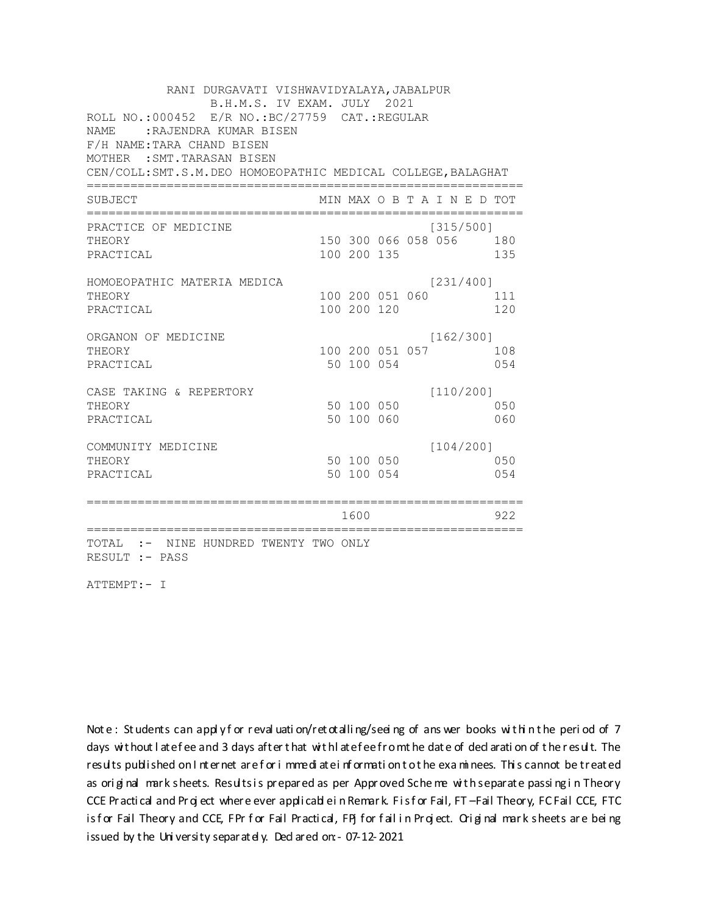RANI DURGAVATI VISHWAVIDYALAYA,JABALPUR

B.H.M.S. IV EXAM. JULY 2021

ROLL NO.:000452 E/R NO.:BC/27759 CAT.:REGULAR

NAME :RAJENDRA KUMAR BISEN

F/H NAME:TARA CHAND BISEN

MOTHER :SMT.TARASAN BISEN

CEN/COLL:SMT.S.M.DEO HOMOEOPATHIC MEDICAL COLLEGE,BALAGHAT

| SUBJECT | MIN | MAX | O | B | T | A | I N E D | TOT |
|---|---|---|---|---|---|---|---|---|
| PRACTICE OF MEDICINE | | | | | | [315/500] | | |
| THEORY | 150 | 300 | 066 | 058 | 056 | | | 180 |
| PRACTICAL | 100 | 200 | 135 | | | | | 135 |
| HOMOEOPATHIC MATERIA MEDICA | | | | | | [231/400] | | |
| THEORY | 100 | 200 | 051 | 060 | | | | 111 |
| PRACTICAL | 100 | 200 | 120 | | | | | 120 |
| ORGANON OF MEDICINE | | | | | | [162/300] | | |
| THEORY | 100 | 200 | 051 | 057 | | | | 108 |
| PRACTICAL | 50 | 100 | 054 | | | | | 054 |
| CASE TAKING & REPERTORY | | | | | | [110/200] | | |
| THEORY | 50 | 100 | 050 | | | | | 050 |
| PRACTICAL | 50 | 100 | 060 | | | | | 060 |
| COMMUNITY MEDICINE | | | | | | [104/200] | | |
| THEORY | 50 | 100 | 050 | | | | | 050 |
| PRACTICAL | 50 | 100 | 054 | | | | | 054 |
| | | 1600 | | | | | | 922 |

TOTAL :- NINE HUNDRED TWENTY TWO ONLY

RESULT :- PASS

ATTEMPT:- I

Note : Students can apply for revaluation/retotalling/seeing of answer books within the period of 7 days without late fee and 3 days after that with late fee from the date of declaration of the result. The results published on Internet are for immediate information to the examinees. This cannot be treated as original mark sheets. Results is prepared as per Approved Scheme with separate passing in Theory CCE Practical and Project where ever applicable in Remark. F is for Fail, FT –Fail Theory, FC Fail CCE, FTC is for Fail Theory and CCE, FPr for Fail Practical, FPj for fail in Project. Original mark sheets are being issued by the University separately. Declared on:- 07-12-2021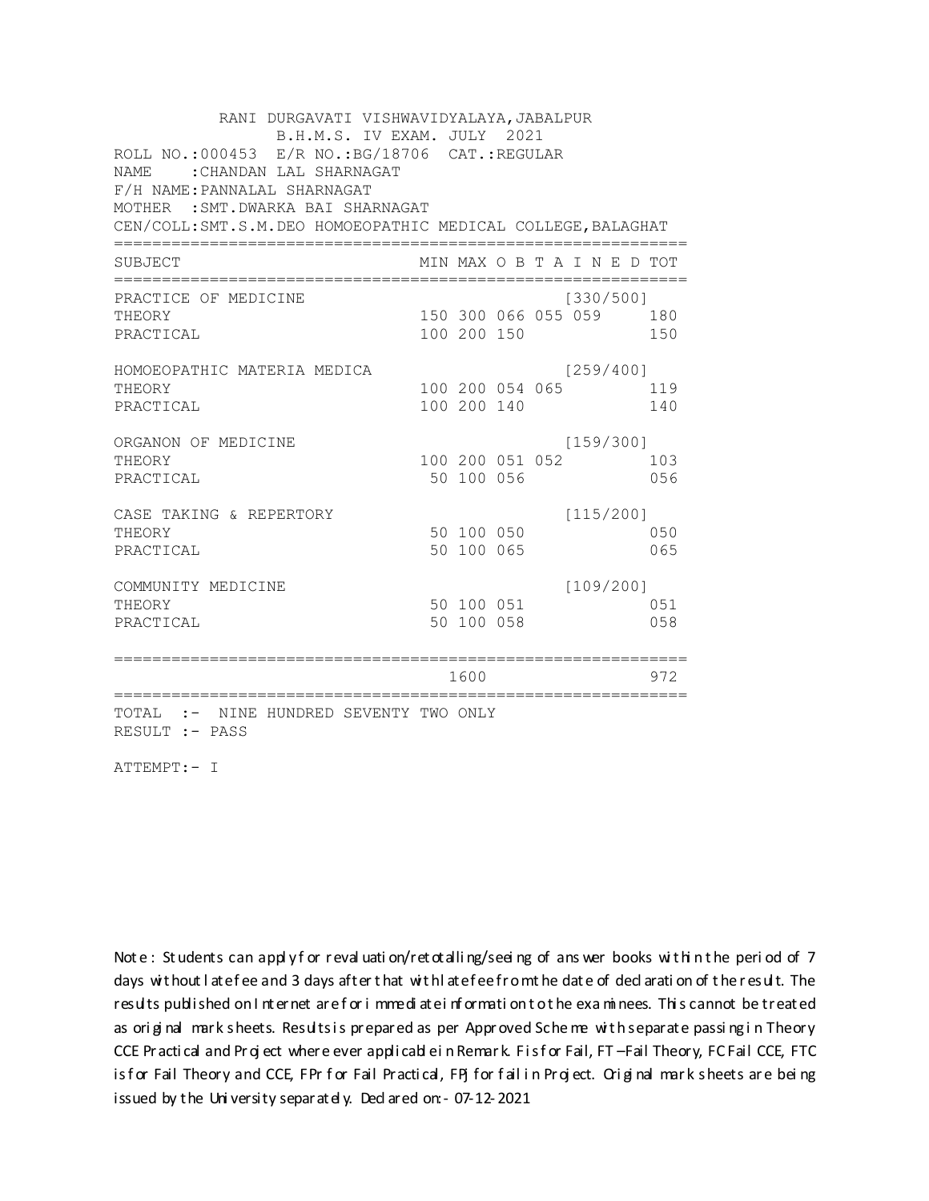RANI DURGAVATI VISHWAVIDYALAYA,JABALPUR
B.H.M.S. IV EXAM. JULY 2021

ROLL NO.:000453 E/R NO.:BG/18706 CAT.:REGULAR
NAME :CHANDAN LAL SHARNAGAT
F/H NAME:PANNALAL SHARNAGAT
MOTHER :SMT.DWARKA BAI SHARNAGAT
CEN/COLL:SMT.S.M.DEO HOMOEOPATHIC MEDICAL COLLEGE,BALAGHAT

| SUBJECT | MIN | MAX | O B T A I N E D | | | TOT |
|---|---|---|---|---|---|---|
| PRACTICE OF MEDICINE | | | | | [330/500] | |
| THEORY | 150 | 300 | 066 | 055 | 059 | 180 |
| PRACTICAL | 100 | 200 | 150 | | | 150 |
| HOMOEOPATHIC MATERIA MEDICA | | | | | [259/400] | |
| THEORY | 100 | 200 | 054 | 065 | | 119 |
| PRACTICAL | 100 | 200 | 140 | | | 140 |
| ORGANON OF MEDICINE | | | | | [159/300] | |
| THEORY | 100 | 200 | 051 | 052 | | 103 |
| PRACTICAL | 50 | 100 | 056 | | | 056 |
| CASE TAKING & REPERTORY | | | | | [115/200] | |
| THEORY | 50 | 100 | 050 | | | 050 |
| PRACTICAL | 50 | 100 | 065 | | | 065 |
| COMMUNITY MEDICINE | | | | | [109/200] | |
| THEORY | 50 | 100 | 051 | | | 051 |
| PRACTICAL | 50 | 100 | 058 | | | 058 |
| | | 1600 | | | | 972 |

TOTAL :- NINE HUNDRED SEVENTY TWO ONLY
RESULT :- PASS

ATTEMPT:- I

Note : Students can apply for revaluation/retotalling/seeing of answer books within the period of 7 days without late fee and 3 days after that with late fee from the date of declaration of the result. The results published on Internet are for immediate information to the examinees. This cannot be treated as original mark sheets. Results is prepared as per Approved Scheme with separate passing in Theory CCE Practical and Project where ever applicable in Remark. F is for Fail, FT –Fail Theory, FC Fail CCE, FTC is for Fail Theory and CCE, FPr for Fail Practical, FPJ for fail in Project. Original mark sheets are being issued by the University separately. Declared on:- 07-12-2021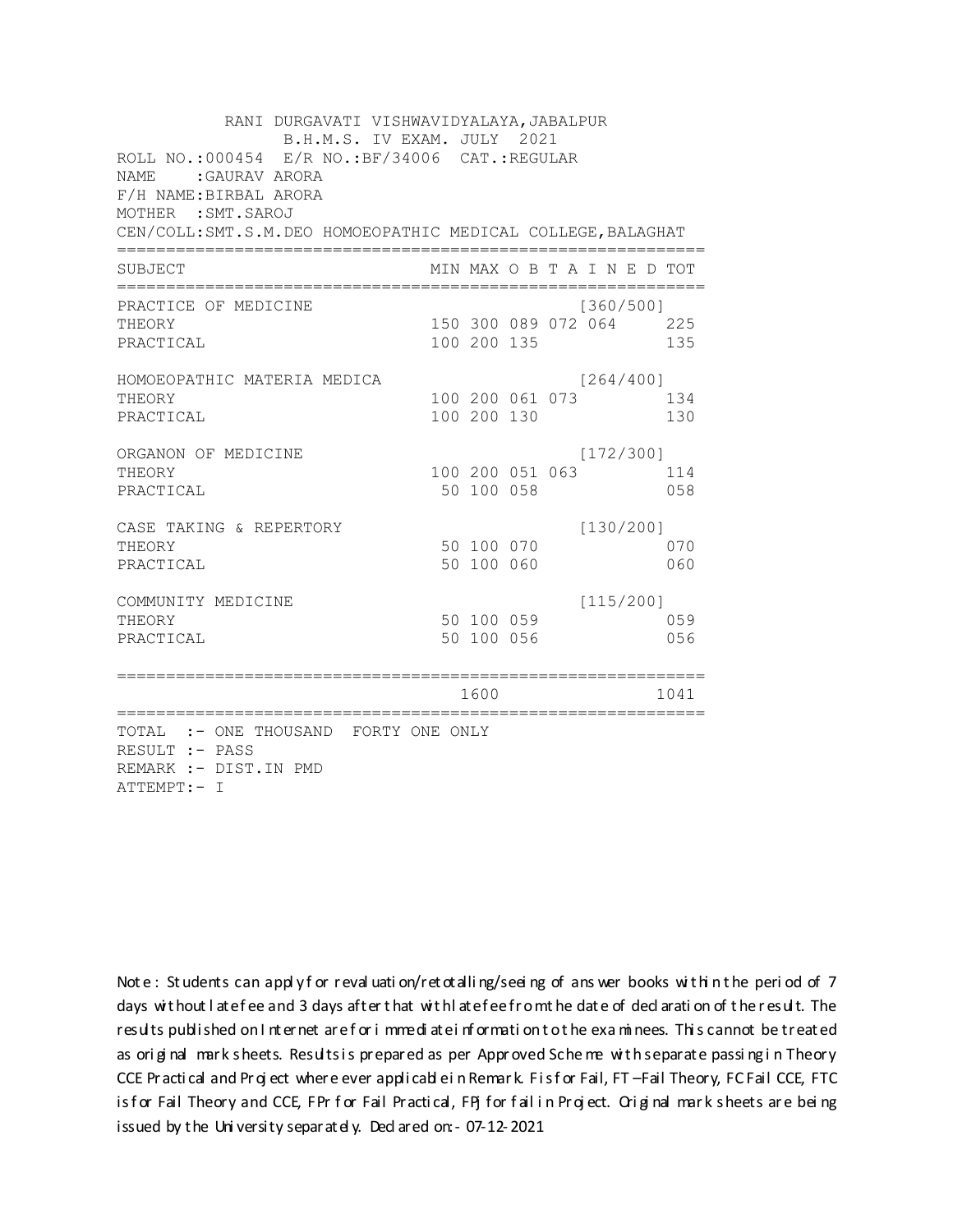RANI DURGAVATI VISHWAVIDYALAYA,JABALPUR
B.H.M.S. IV EXAM. JULY 2021

ROLL NO.:000454 E/R NO.:BF/34006 CAT.:REGULAR
NAME :GAURAV ARORA
F/H NAME:BIRBAL ARORA
MOTHER :SMT.SAROJ
CEN/COLL:SMT.S.M.DEO HOMOEOPATHIC MEDICAL COLLEGE,BALAGHAT

| SUBJECT | MIN | MAX | O | B | T | A I N E D | TOT |
|---|---|---|---|---|---|---|---|
| PRACTICE OF MEDICINE | | | | | | [360/500] | |
| THEORY | 150 | 300 | 089 | 072 | 064 | | 225 |
| PRACTICAL | 100 | 200 | 135 | | | | 135 |
| HOMOEOPATHIC MATERIA MEDICA | | | | | | [264/400] | |
| THEORY | 100 | 200 | 061 | 073 | | | 134 |
| PRACTICAL | 100 | 200 | 130 | | | | 130 |
| ORGANON OF MEDICINE | | | | | | [172/300] | |
| THEORY | 100 | 200 | 051 | 063 | | | 114 |
| PRACTICAL | 50 | 100 | 058 | | | | 058 |
| CASE TAKING & REPERTORY | | | | | | [130/200] | |
| THEORY | 50 | 100 | 070 | | | | 070 |
| PRACTICAL | 50 | 100 | 060 | | | | 060 |
| COMMUNITY MEDICINE | | | | | | [115/200] | |
| THEORY | 50 | 100 | 059 | | | | 059 |
| PRACTICAL | 50 | 100 | 056 | | | | 056 |
| | | 1600 | | | | | 1041 |

TOTAL :- ONE THOUSAND FORTY ONE ONLY
RESULT :- PASS
REMARK :- DIST.IN PMD
ATTEMPT:- I

Note : Students can apply for revaluation/retotalling/seeing of answer books within the period of 7 days without late fee and 3 days after that with late fee from the date of declaration of the result. The results published on Internet are for immediate information to the examinees. This cannot be treated as original mark sheets. Results is prepared as per Approved Scheme with separate passing in Theory CCE Practical and Project where ever applicable in Remark. F is for Fail, FT –Fail Theory, FC Fail CCE, FTC is for Fail Theory and CCE, FPr for Fail Practical, FPj for fail in Project. Original mark sheets are being issued by the University separately. Declared on:- 07-12-2021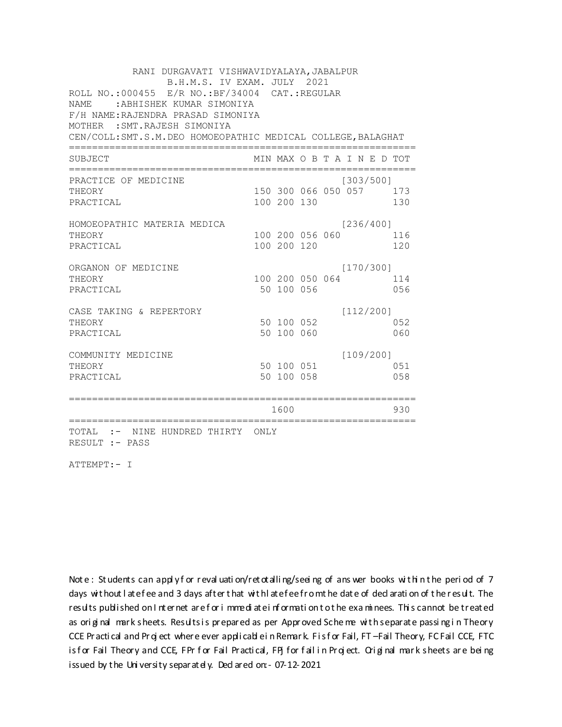RANI DURGAVATI VISHWAVIDYALAYA,JABALPUR
B.H.M.S. IV EXAM. JULY 2021

ROLL NO.:000455 E/R NO.:BF/34004 CAT.:REGULAR
NAME :ABHISHEK KUMAR SIMONIYA
F/H NAME:RAJENDRA PRASAD SIMONIYA
MOTHER :SMT.RAJESH SIMONIYA
CEN/COLL:SMT.S.M.DEO HOMOEOPATHIC MEDICAL COLLEGE,BALAGHAT

| SUBJECT | MIN | MAX | O | B | T | A | I | N | E | D | TOT |
|---|---|---|---|---|---|---|---|---|---|---|---|
| PRACTICE OF MEDICINE | | | | | | [303/500] | | | | | |
| THEORY | 150 | 300 | 066 | 050 | 057 | | | | | | 173 |
| PRACTICAL | 100 | 200 | 130 | | | | | | | | 130 |
| HOMOEOPATHIC MATERIA MEDICA | | | | | | [236/400] | | | | | |
| THEORY | 100 | 200 | 056 | 060 | | | | | | | 116 |
| PRACTICAL | 100 | 200 | 120 | | | | | | | | 120 |
| ORGANON OF MEDICINE | | | | | | [170/300] | | | | | |
| THEORY | 100 | 200 | 050 | 064 | | | | | | | 114 |
| PRACTICAL | 50 | 100 | 056 | | | | | | | | 056 |
| CASE TAKING & REPERTORY | | | | | | [112/200] | | | | | |
| THEORY | 50 | 100 | 052 | | | | | | | | 052 |
| PRACTICAL | 50 | 100 | 060 | | | | | | | | 060 |
| COMMUNITY MEDICINE | | | | | | [109/200] | | | | | |
| THEORY | 50 | 100 | 051 | | | | | | | | 051 |
| PRACTICAL | 50 | 100 | 058 | | | | | | | | 058 |
| | | 1600 | | | | | | | | | 930 |

TOTAL :- NINE HUNDRED THIRTY ONLY
RESULT :- PASS

ATTEMPT:- I

Note : Students can apply for revaluation/retotalling/seeing of answer books within the period of 7 days without late fee and 3 days after that with late fee from the date of declaration of the result. The results published on Internet are for immediate information to the examinees. This cannot be treated as original mark sheets. Results is prepared as per Approved Scheme with separate passing in Theory CCE Practical and Project where ever applicable in Remark. F is for Fail, FT –Fail Theory, FC Fail CCE, FTC is for Fail Theory and CCE, FPr for Fail Practical, FPj for fail in Project. Original mark sheets are being issued by the University separately. Declared on:- 07-12-2021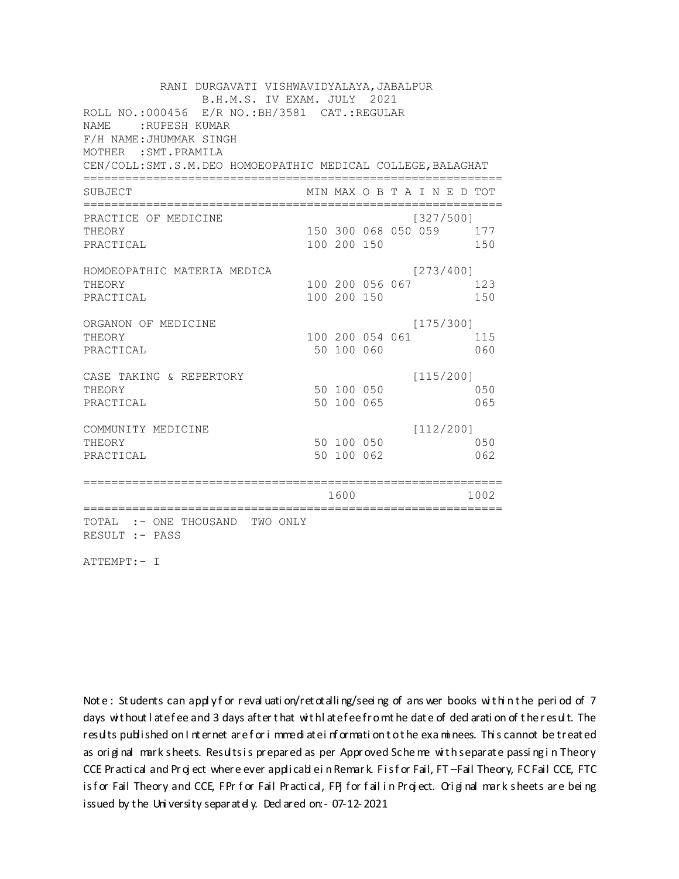RANI DURGAVATI VISHWAVIDYALAYA,JABALPUR
B.H.M.S. IV EXAM. JULY 2021

ROLL NO.:000456 E/R NO.:BH/3581 CAT.:REGULAR
NAME :RUPESH KUMAR
F/H NAME:JHUMMAK SINGH
MOTHER :SMT.PRAMILA
CEN/COLL:SMT.S.M.DEO HOMOEOPATHIC MEDICAL COLLEGE,BALAGHAT

| SUBJECT | MIN | MAX | O B T A I N E D | | | TOT |
|---|---|---|---|---|---|---|
| PRACTICE OF MEDICINE | | | | | [327/500] | |
| THEORY | 150 | 300 | 068 | 050 | 059 | 177 |
| PRACTICAL | 100 | 200 | 150 | | | 150 |
| HOMOEOPATHIC MATERIA MEDICA | | | | | [273/400] | |
| THEORY | 100 | 200 | 056 | 067 | | 123 |
| PRACTICAL | 100 | 200 | 150 | | | 150 |
| ORGANON OF MEDICINE | | | | | [175/300] | |
| THEORY | 100 | 200 | 054 | 061 | | 115 |
| PRACTICAL | 50 | 100 | 060 | | | 060 |
| CASE TAKING & REPERTORY | | | | | [115/200] | |
| THEORY | 50 | 100 | 050 | | | 050 |
| PRACTICAL | 50 | 100 | 065 | | | 065 |
| COMMUNITY MEDICINE | | | | | [112/200] | |
| THEORY | 50 | 100 | 050 | | | 050 |
| PRACTICAL | 50 | 100 | 062 | | | 062 |
| | | 1600 | | | | 1002 |

TOTAL :- ONE THOUSAND TWO ONLY
RESULT :- PASS

ATTEMPT:- I

Note : Students can apply for revaluation/retotalling/seeing of answer books within the period of 7 days without late fee and 3 days after that with late fee from the date of declaration of the result. The results published on Internet are for immediate information to the examinees. This cannot be treated as original mark sheets. Results is prepared as per Approved Scheme with separate passing in Theory CCE Practical and Project where ever applicable in Remark. F is for Fail, FT –Fail Theory, FC Fail CCE, FTC is for Fail Theory and CCE, FPr for Fail Practical, FPJ for fail in Project. Original mark sheets are being issued by the University separately. Declared on:- 07-12-2021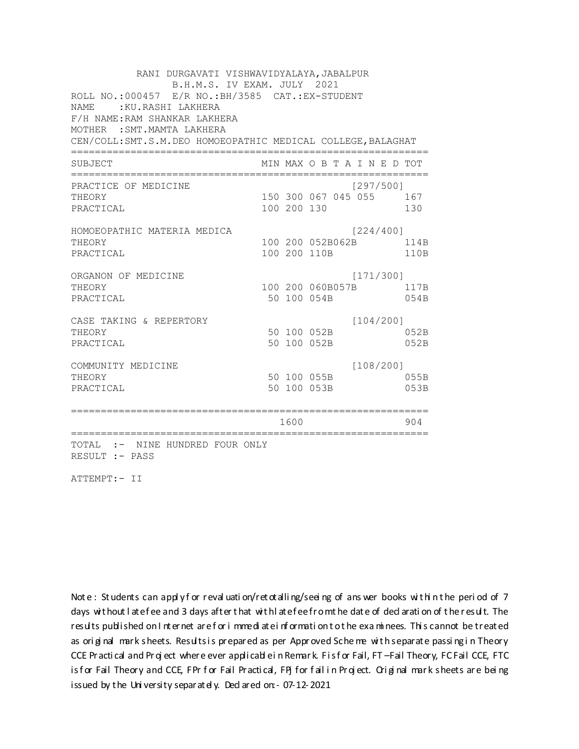RANI DURGAVATI VISHWAVIDYALAYA,JABALPUR
B.H.M.S. IV EXAM. JULY 2021

ROLL NO.:000457 E/R NO.:BH/3585 CAT.:EX-STUDENT
NAME :KU.RASHI LAKHERA
F/H NAME:RAM SHANKAR LAKHERA
MOTHER :SMT.MAMTA LAKHERA
CEN/COLL:SMT.S.M.DEO HOMOEOPATHIC MEDICAL COLLEGE,BALAGHAT

| SUBJECT | MIN | MAX | O B T A I N E D | TOT |
|---|---|---|---|---|
| PRACTICE OF MEDICINE | | | [297/500] | |
| THEORY | 150 | 300 | 067 045 055 | 167 |
| PRACTICAL | 100 | 200 | 130 | 130 |
| HOMOEOPATHIC MATERIA MEDICA | | | [224/400] | |
| THEORY | 100 | 200 | 052B062B | 114B |
| PRACTICAL | 100 | 200 | 110B | 110B |
| ORGANON OF MEDICINE | | | [171/300] | |
| THEORY | 100 | 200 | 060B057B | 117B |
| PRACTICAL | 50 | 100 | 054B | 054B |
| CASE TAKING & REPERTORY | | | [104/200] | |
| THEORY | 50 | 100 | 052B | 052B |
| PRACTICAL | 50 | 100 | 052B | 052B |
| COMMUNITY MEDICINE | | | [108/200] | |
| THEORY | 50 | 100 | 055B | 055B |
| PRACTICAL | 50 | 100 | 053B | 053B |
| | | 1600 | | 904 |

TOTAL :- NINE HUNDRED FOUR ONLY
RESULT :- PASS

ATTEMPT:- II

Note : Students can apply for revaluation/retotalling/seeing of answer books within the period of 7 days without late fee and 3 days after that with late fee from the date of declaration of the result. The results published on Internet are for immediate information to the examinees. This cannot be treated as original mark sheets. Results is prepared as per Approved Scheme with separate passing in Theory CCE Practical and Project where ever applicable in Remark. F is for Fail, FT –Fail Theory, FC Fail CCE, FTC is for Fail Theory and CCE, FPr for Fail Practical, FPj for fail in Project. Original mark sheets are being issued by the University separately. Declared on:- 07-12-2021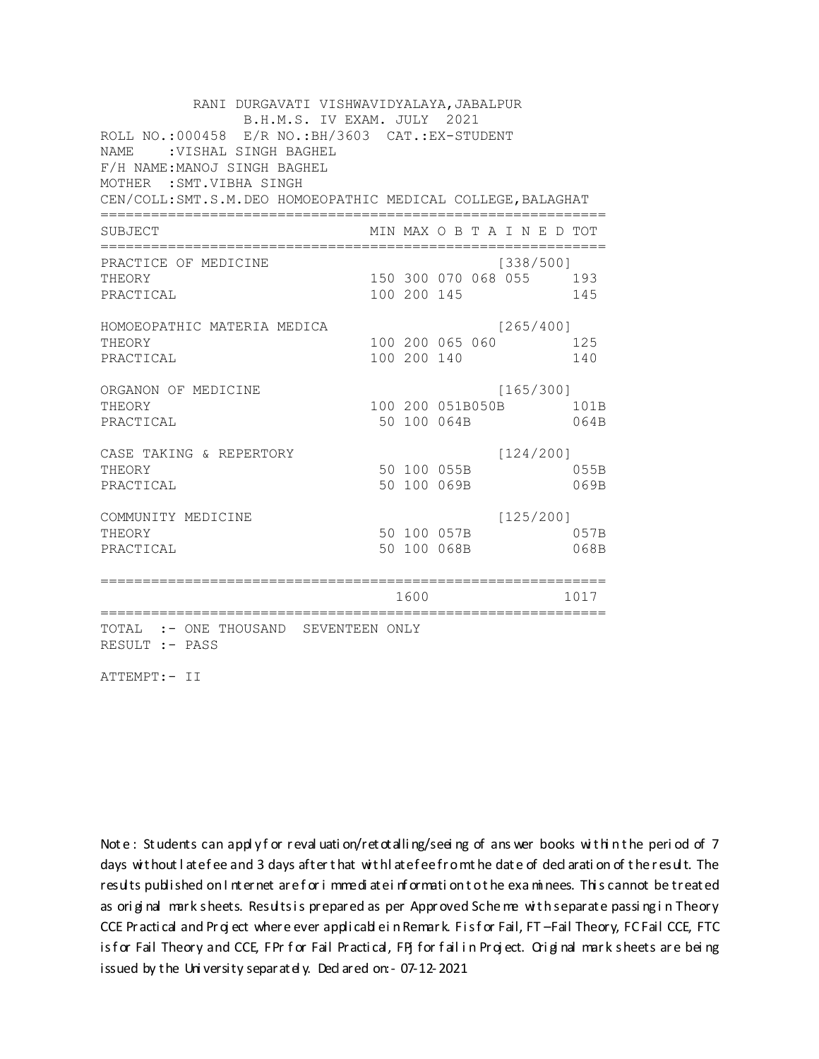RANI DURGAVATI VISHWAVIDYALAYA,JABALPUR
B.H.M.S. IV EXAM. JULY 2021

ROLL NO.:000458 E/R NO.:BH/3603 CAT.:EX-STUDENT
NAME :VISHAL SINGH BAGHEL
F/H NAME:MANOJ SINGH BAGHEL
MOTHER :SMT.VIBHA SINGH
CEN/COLL:SMT.S.M.DEO HOMOEOPATHIC MEDICAL COLLEGE,BALAGHAT

| SUBJECT | MIN | MAX | O B T A I N E D | | | TOT |
|---|---|---|---|---|---|---|
| PRACTICE OF MEDICINE | | | | [338/500] | | |
| THEORY | 150 | 300 | 070 | 068 | 055 | 193 |
| PRACTICAL | 100 | 200 | 145 | | | 145 |
| HOMOEOPATHIC MATERIA MEDICA | | | | [265/400] | | |
| THEORY | 100 | 200 | 065 | 060 | | 125 |
| PRACTICAL | 100 | 200 | 140 | | | 140 |
| ORGANON OF MEDICINE | | | | [165/300] | | |
| THEORY | 100 | 200 | 051B | 050B | | 101B |
| PRACTICAL | 50 | 100 | 064B | | | 064B |
| CASE TAKING & REPERTORY | | | | [124/200] | | |
| THEORY | 50 | 100 | 055B | | | 055B |
| PRACTICAL | 50 | 100 | 069B | | | 069B |
| COMMUNITY MEDICINE | | | | [125/200] | | |
| THEORY | 50 | 100 | 057B | | | 057B |
| PRACTICAL | 50 | 100 | 068B | | | 068B |
| | | 1600 | | | | 1017 |

TOTAL :- ONE THOUSAND SEVENTEEN ONLY
RESULT :- PASS

ATTEMPT:- II

Note : Students can apply for revaluation/retotalling/seeing of answer books within the period of 7 days without late fee and 3 days after that with late fee from the date of declaration of the result. The results published on Internet are for immediate information to the examinees. This cannot be treated as original mark sheets. Results is prepared as per Approved Scheme with separate passing in Theory CCE Practical and Project where ever applicable in Remark. F is for Fail, FT –Fail Theory, FC Fail CCE, FTC is for Fail Theory and CCE, FPr for Fail Practical, FPJ for fail in Project. Original mark sheets are being issued by the University separately. Declared on:- 07-12-2021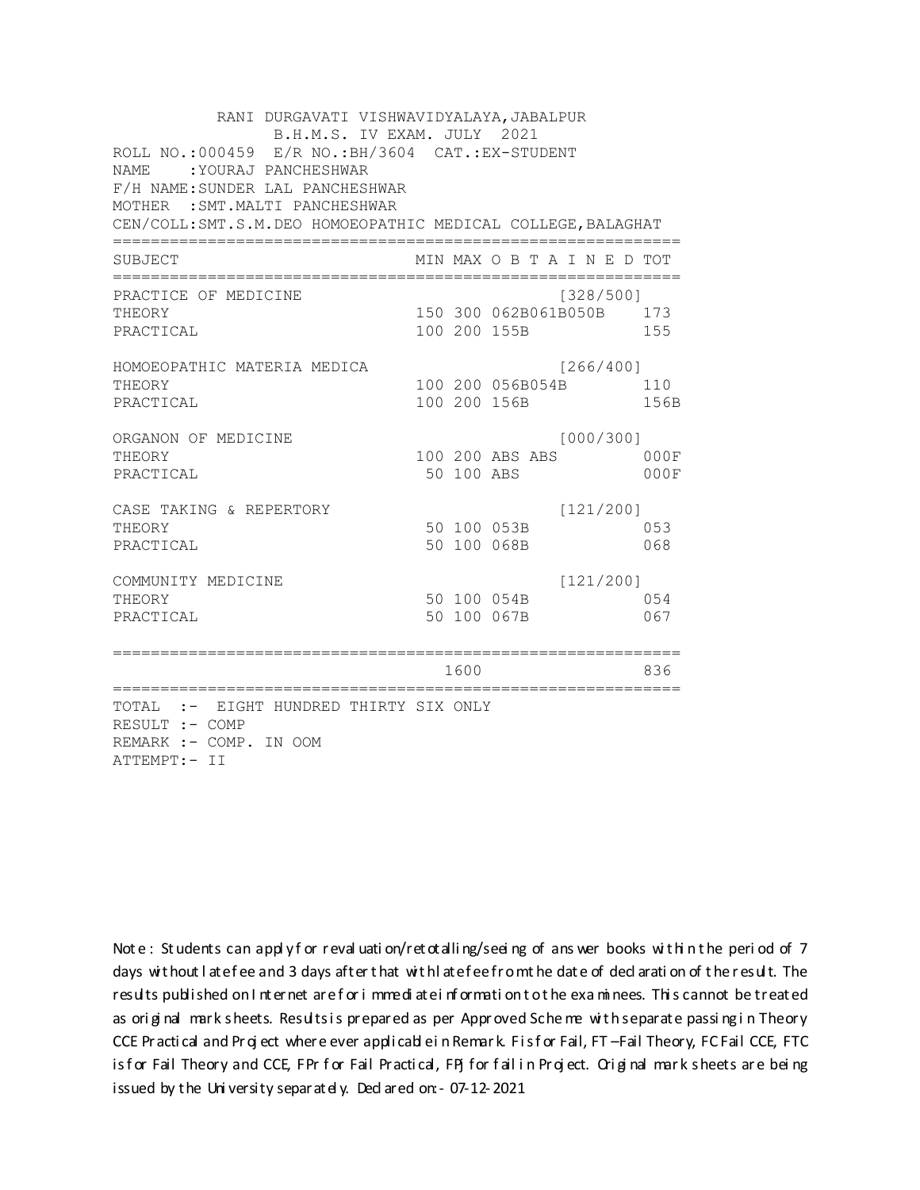RANI DURGAVATI VISHWAVIDYALAYA,JABALPUR
B.H.M.S. IV EXAM. JULY 2021

ROLL NO.:000459 E/R NO.:BH/3604 CAT.:EX-STUDENT
NAME :YOURAJ PANCHESHWAR
F/H NAME:SUNDER LAL PANCHESHWAR
MOTHER :SMT.MALTI PANCHESHWAR
CEN/COLL:SMT.S.M.DEO HOMOEOPATHIC MEDICAL COLLEGE,BALAGHAT

| SUBJECT | MIN | MAX | O B T A I N E D | TOT |
|---|---|---|---|---|
| PRACTICE OF MEDICINE | | | [328/500] | |
| THEORY | 150 | 300 | 062B061B050B | 173 |
| PRACTICAL | 100 | 200 | 155B | 155 |
| HOMOEOPATHIC MATERIA MEDICA | | | [266/400] | |
| THEORY | 100 | 200 | 056B054B | 110 |
| PRACTICAL | 100 | 200 | 156B | 156B |
| ORGANON OF MEDICINE | | | [000/300] | |
| THEORY | 100 | 200 | ABS ABS | 000F |
| PRACTICAL | 50 | 100 | ABS | 000F |
| CASE TAKING & REPERTORY | | | [121/200] | |
| THEORY | 50 | 100 | 053B | 053 |
| PRACTICAL | 50 | 100 | 068B | 068 |
| COMMUNITY MEDICINE | | | [121/200] | |
| THEORY | 50 | 100 | 054B | 054 |
| PRACTICAL | 50 | 100 | 067B | 067 |
| | | 1600 | | 836 |

TOTAL :- EIGHT HUNDRED THIRTY SIX ONLY
RESULT :- COMP
REMARK :- COMP. IN OOM
ATTEMPT:- II

Note : Students can apply for revaluation/retotalling/seeing of answer books within the period of 7 days without late fee and 3 days after that with late fee from the date of declaration of the result. The results published on Internet are for immediate information to the examinees. This cannot be treated as original mark sheets. Results is prepared as per Approved Scheme with separate passing in Theory CCE Practical and Project where ever applicable in Remark. F is for Fail, FT –Fail Theory, FC Fail CCE, FTC is for Fail Theory and CCE, FPr for Fail Practical, FPJ for fail in Project. Original mark sheets are being issued by the University separately. Declared on:- 07-12-2021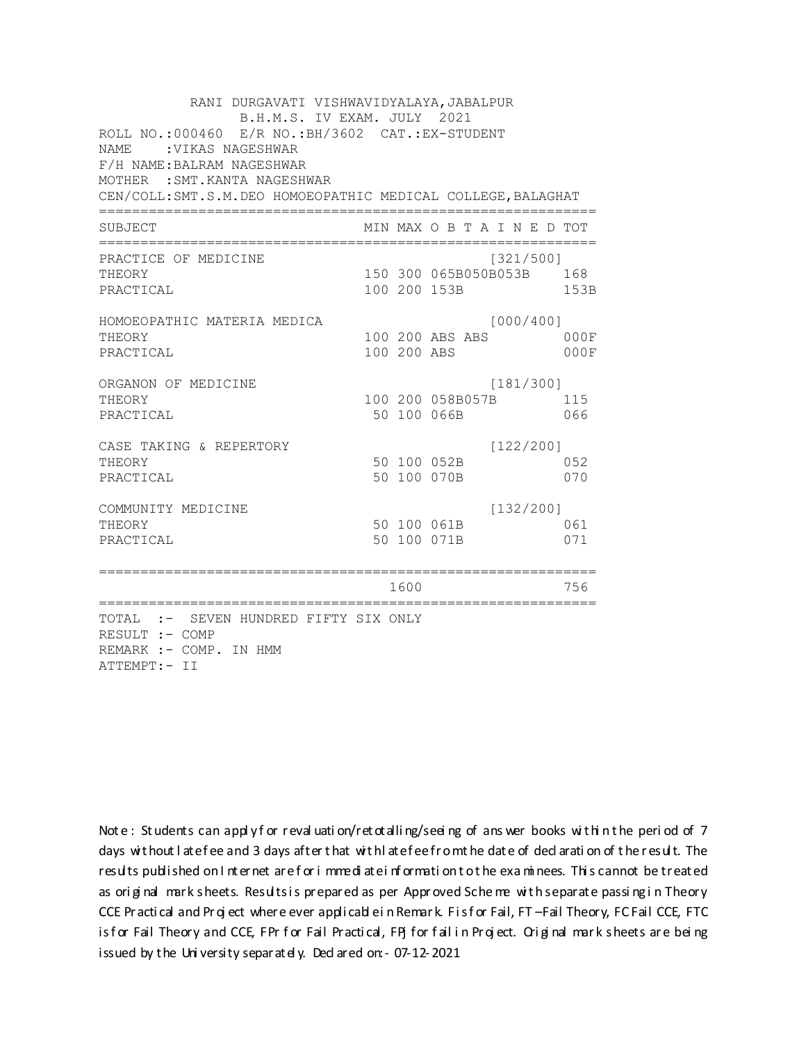RANI DURGAVATI VISHWAVIDYALAYA,JABALPUR
B.H.M.S. IV EXAM. JULY 2021

ROLL NO.:000460 E/R NO.:BH/3602 CAT.:EX-STUDENT
NAME :VIKAS NAGESHWAR
F/H NAME:BALRAM NAGESHWAR
MOTHER :SMT.KANTA NAGESHWAR
CEN/COLL:SMT.S.M.DEO HOMOEOPATHIC MEDICAL COLLEGE,BALAGHAT

| SUBJECT | MIN | MAX | O B T A I N E D | TOT |
|---|---|---|---|---|
| PRACTICE OF MEDICINE | | | [321/500] | |
| THEORY | 150 | 300 | 065B050B053B | 168 |
| PRACTICAL | 100 | 200 | 153B | 153B |
| HOMOEOPATHIC MATERIA MEDICA | | | [000/400] | |
| THEORY | 100 | 200 | ABS ABS | 000F |
| PRACTICAL | 100 | 200 | ABS | 000F |
| ORGANON OF MEDICINE | | | [181/300] | |
| THEORY | 100 | 200 | 058B057B | 115 |
| PRACTICAL | 50 | 100 | 066B | 066 |
| CASE TAKING & REPERTORY | | | [122/200] | |
| THEORY | 50 | 100 | 052B | 052 |
| PRACTICAL | 50 | 100 | 070B | 070 |
| COMMUNITY MEDICINE | | | [132/200] | |
| THEORY | 50 | 100 | 061B | 061 |
| PRACTICAL | 50 | 100 | 071B | 071 |
| | | 1600 | | 756 |

TOTAL :- SEVEN HUNDRED FIFTY SIX ONLY
RESULT :- COMP
REMARK :- COMP. IN HMM
ATTEMPT:- II

Note : Students can apply for revaluation/retotalling/seeing of answer books within the period of 7 days without late fee and 3 days after that with late fee from the date of declaration of the result. The results published on Internet are for immediate information to the examinees. This cannot be treated as original mark sheets. Results is prepared as per Approved Scheme with separate passing in Theory CCE Practical and Project where ever applicable in Remark. F is for Fail, FT –Fail Theory, FC Fail CCE, FTC is for Fail Theory and CCE, FPr for Fail Practical, FPj for fail in Project. Original mark sheets are being issued by the University separately. Declared on:- 07-12-2021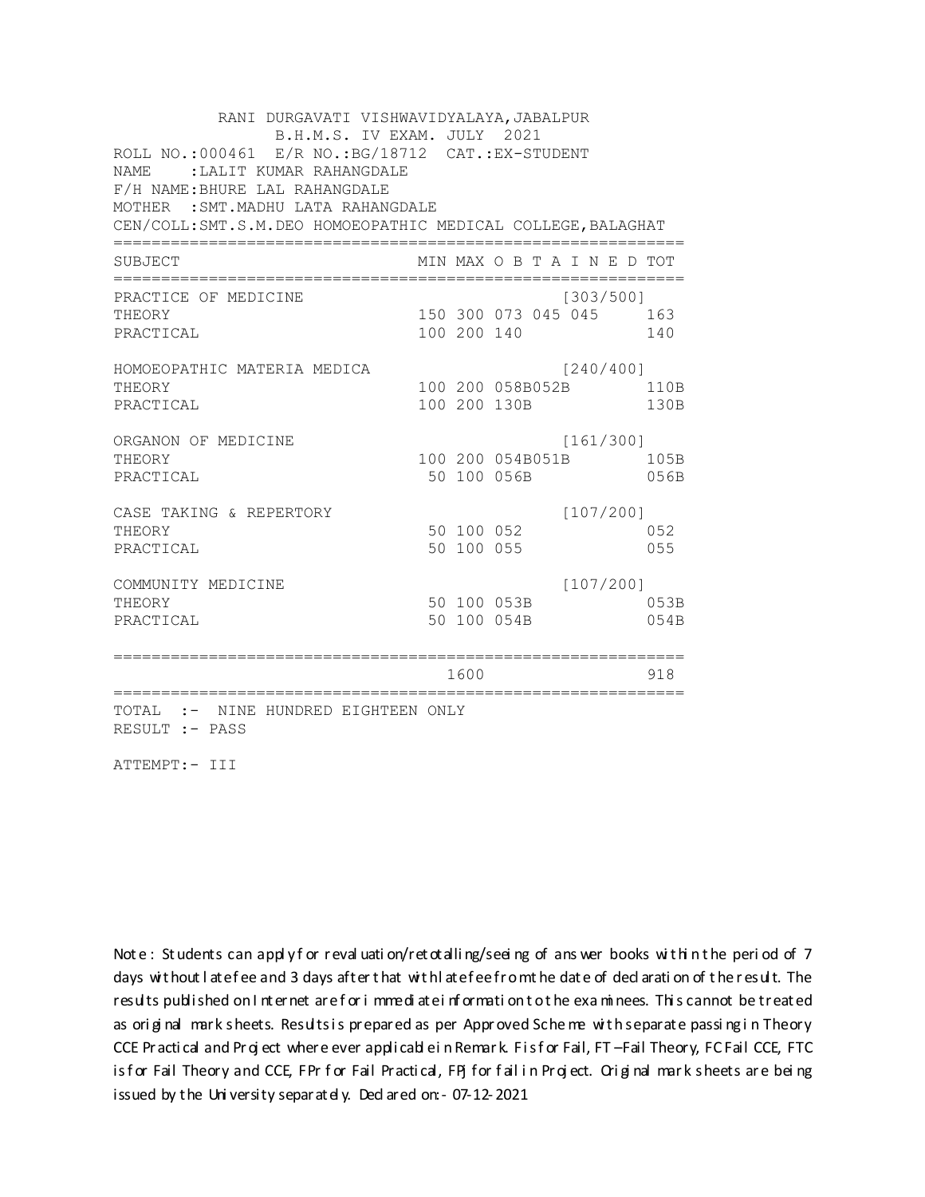RANI DURGAVATI VISHWAVIDYALAYA,JABALPUR
B.H.M.S. IV EXAM. JULY 2021

ROLL NO.:000461 E/R NO.:BG/18712 CAT.:EX-STUDENT
NAME :LALIT KUMAR RAHANGDALE
F/H NAME:BHURE LAL RAHANGDALE
MOTHER :SMT.MADHU LATA RAHANGDALE
CEN/COLL:SMT.S.M.DEO HOMOEOPATHIC MEDICAL COLLEGE,BALAGHAT

| SUBJECT | MIN | MAX | O B T A I N E D | TOT |
|---|---|---|---|---|
| PRACTICE OF MEDICINE | | | [303/500] | |
| THEORY | 150 | 300 | 073 045 045 | 163 |
| PRACTICAL | 100 | 200 | 140 | 140 |
| HOMOEOPATHIC MATERIA MEDICA | | | [240/400] | |
| THEORY | 100 | 200 | 058B052B | 110B |
| PRACTICAL | 100 | 200 | 130B | 130B |
| ORGANON OF MEDICINE | | | [161/300] | |
| THEORY | 100 | 200 | 054B051B | 105B |
| PRACTICAL | 50 | 100 | 056B | 056B |
| CASE TAKING & REPERTORY | | | [107/200] | |
| THEORY | 50 | 100 | 052 | 052 |
| PRACTICAL | 50 | 100 | 055 | 055 |
| COMMUNITY MEDICINE | | | [107/200] | |
| THEORY | 50 | 100 | 053B | 053B |
| PRACTICAL | 50 | 100 | 054B | 054B |
| | | 1600 | | 918 |

TOTAL :- NINE HUNDRED EIGHTEEN ONLY
RESULT :- PASS

ATTEMPT:- III

Note : Students can apply for revaluation/retotalling/seeing of answer books within the period of 7 days without late fee and 3 days after that with late fee from the date of declaration of the result. The results published on Internet are for immediate information to the examinees. This cannot be treated as original mark sheets. Results is prepared as per Approved Scheme with separate passing in Theory CCE Practical and Project where ever applicable in Remark. F is for Fail, FT –Fail Theory, FC Fail CCE, FTC is for Fail Theory and CCE, FPr for Fail Practical, FPJ for fail in Project. Original mark sheets are being issued by the University separately. Declared on:- 07-12-2021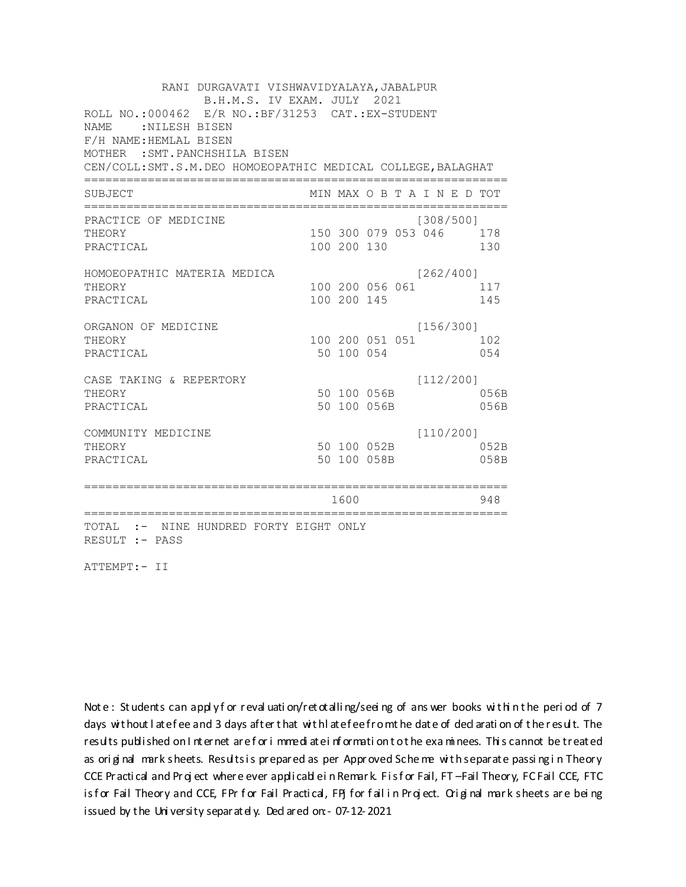RANI DURGAVATI VISHWAVIDYALAYA,JABALPUR
B.H.M.S. IV EXAM. JULY 2021

ROLL NO.:000462 E/R NO.:BF/31253 CAT.:EX-STUDENT
NAME :NILESH BISEN
F/H NAME:HEMLAL BISEN
MOTHER :SMT.PANCHSHILA BISEN
CEN/COLL:SMT.S.M.DEO HOMOEOPATHIC MEDICAL COLLEGE,BALAGHAT

| SUBJECT | MIN | MAX | OBTAINED | | | TOT |
|---|---|---|---|---|---|---|
| PRACTICE OF MEDICINE | | | | | [308/500] | |
| THEORY | 150 | 300 | 079 | 053 | 046 | 178 |
| PRACTICAL | 100 | 200 | 130 | | | 130 |
| HOMOEOPATHIC MATERIA MEDICA | | | | | [262/400] | |
| THEORY | 100 | 200 | 056 | 061 | | 117 |
| PRACTICAL | 100 | 200 | 145 | | | 145 |
| ORGANON OF MEDICINE | | | | | [156/300] | |
| THEORY | 100 | 200 | 051 | 051 | | 102 |
| PRACTICAL | 50 | 100 | 054 | | | 054 |
| CASE TAKING & REPERTORY | | | | | [112/200] | |
| THEORY | 50 | 100 | 056B | | | 056B |
| PRACTICAL | 50 | 100 | 056B | | | 056B |
| COMMUNITY MEDICINE | | | | | [110/200] | |
| THEORY | 50 | 100 | 052B | | | 052B |
| PRACTICAL | 50 | 100 | 058B | | | 058B |
| | | 1600 | | | | 948 |

TOTAL :- NINE HUNDRED FORTY EIGHT ONLY
RESULT :- PASS

ATTEMPT:- II

Note : Students can apply for revaluation/retotalling/seeing of answer books within the period of 7 days without late fee and 3 days after that with late fee from the date of declaration of the result. The results published on Internet are for immediate information to the examinees. This cannot be treated as original mark sheets. Results is prepared as per Approved Scheme with separate passing in Theory CCE Practical and Project where ever applicable in Remark. F is for Fail, FT –Fail Theory, FC Fail CCE, FTC is for Fail Theory and CCE, FPr for Fail Practical, FPJ for fail in Project. Original mark sheets are being issued by the University separately. Declared on:- 07-12-2021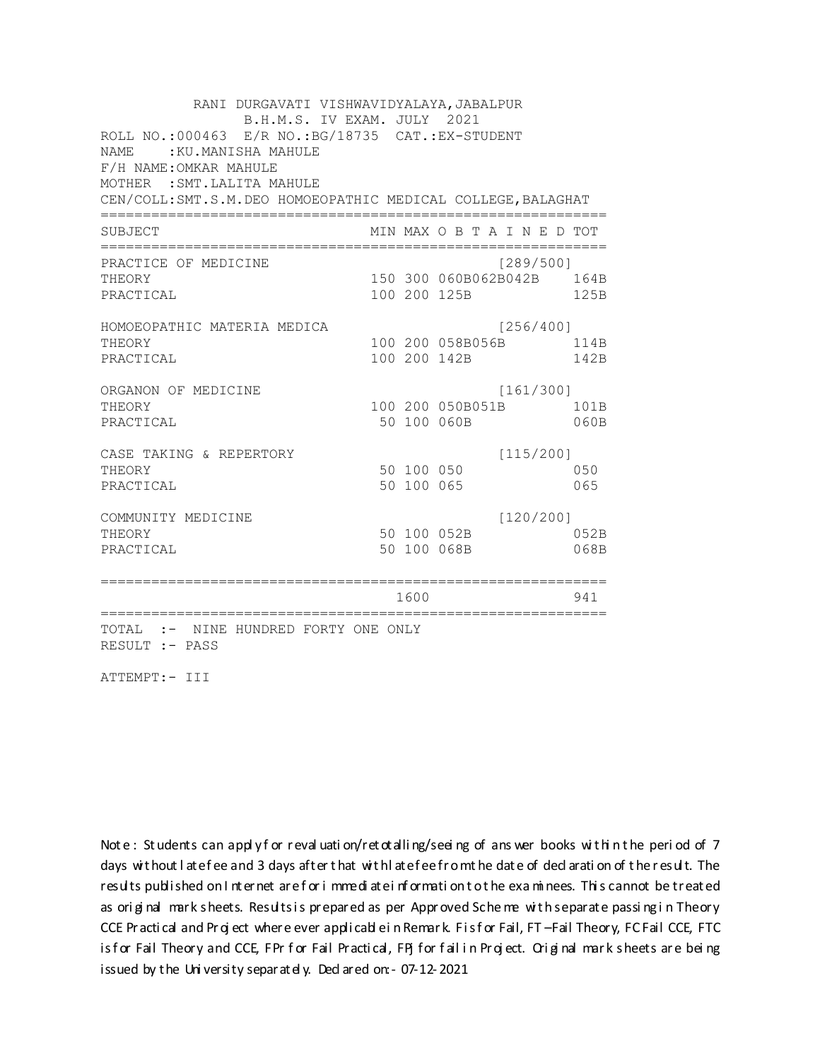RANI DURGAVATI VISHWAVIDYALAYA,JABALPUR
B.H.M.S. IV EXAM. JULY 2021

ROLL NO.:000463 E/R NO.:BG/18735 CAT.:EX-STUDENT
NAME :KU.MANISHA MAHULE
F/H NAME:OMKAR MAHULE
MOTHER :SMT.LALITA MAHULE
CEN/COLL:SMT.S.M.DEO HOMOEOPATHIC MEDICAL COLLEGE,BALAGHAT

| SUBJECT | MIN | MAX | O B T A I N E D | TOT |
|---|---|---|---|---|
| PRACTICE OF MEDICINE | | | [289/500] | |
| THEORY | 150 | 300 | 060B062B042B | 164B |
| PRACTICAL | 100 | 200 | 125B | 125B |
| HOMOEOPATHIC MATERIA MEDICA | | | [256/400] | |
| THEORY | 100 | 200 | 058B056B | 114B |
| PRACTICAL | 100 | 200 | 142B | 142B |
| ORGANON OF MEDICINE | | | [161/300] | |
| THEORY | 100 | 200 | 050B051B | 101B |
| PRACTICAL | 50 | 100 | 060B | 060B |
| CASE TAKING & REPERTORY | | | [115/200] | |
| THEORY | 50 | 100 | 050 | 050 |
| PRACTICAL | 50 | 100 | 065 | 065 |
| COMMUNITY MEDICINE | | | [120/200] | |
| THEORY | 50 | 100 | 052B | 052B |
| PRACTICAL | 50 | 100 | 068B | 068B |
| | | 1600 | | 941 |

TOTAL :- NINE HUNDRED FORTY ONE ONLY
RESULT :- PASS

ATTEMPT:- III

Note : Students can apply for revaluation/retotalling/seeing of answer books within the period of 7 days without late fee and 3 days after that with late fee from the date of declaration of the result. The results published on Internet are for immediate information to the examinees. This cannot be treated as original mark sheets. Results is prepared as per Approved Scheme with separate passing in Theory CCE Practical and Project where ever applicable in Remark. F is for Fail, FT –Fail Theory, FC Fail CCE, FTC is for Fail Theory and CCE, FPr for Fail Practical, FPj for fail in Project. Original mark sheets are being issued by the University separately. Declared on:- 07-12-2021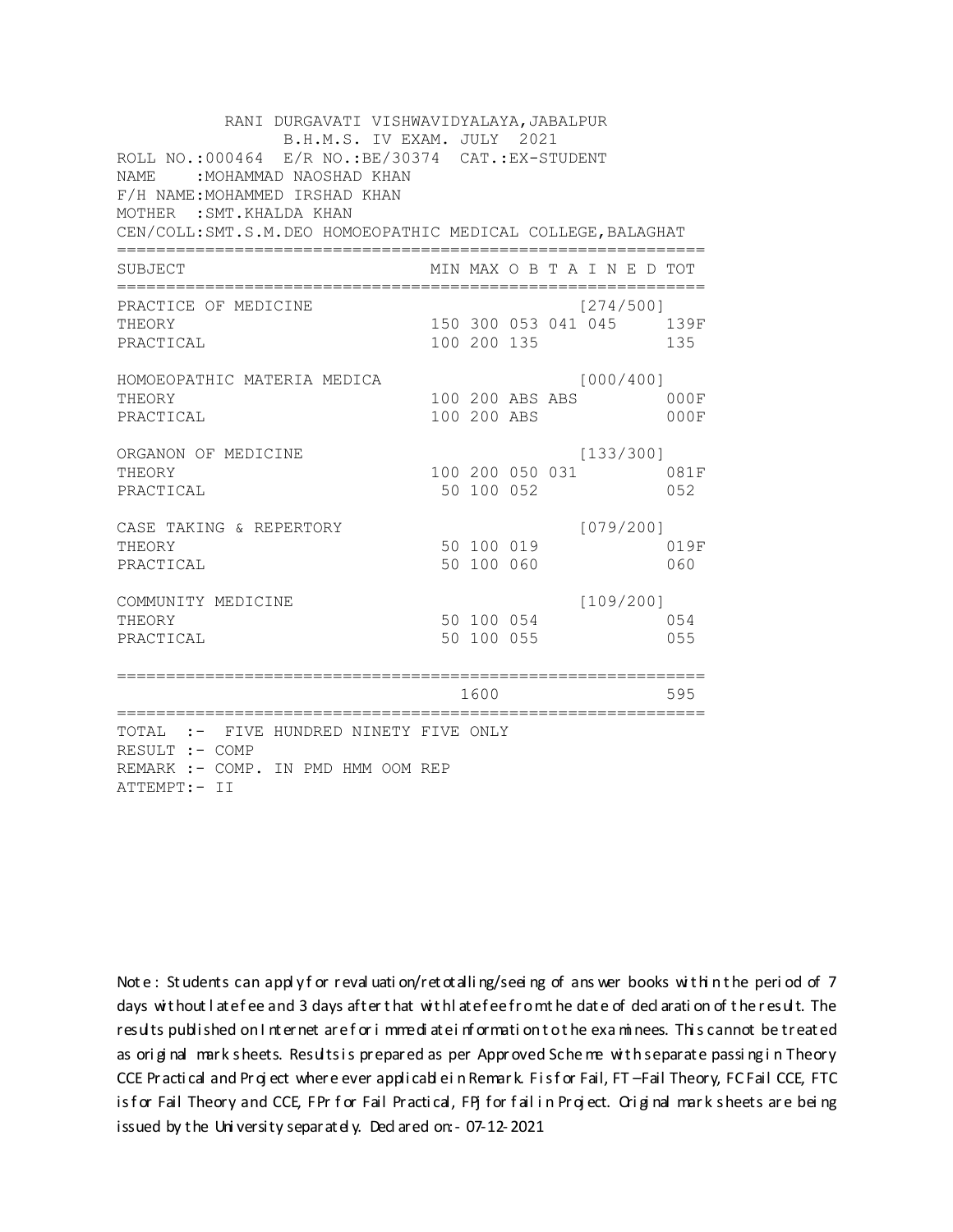RANI DURGAVATI VISHWAVIDYALAYA,JABALPUR
B.H.M.S. IV EXAM. JULY 2021

ROLL NO.:000464 E/R NO.:BE/30374 CAT.:EX-STUDENT
NAME :MOHAMMAD NAOSHAD KHAN
F/H NAME:MOHAMMED IRSHAD KHAN
MOTHER :SMT.KHALDA KHAN
CEN/COLL:SMT.S.M.DEO HOMOEOPATHIC MEDICAL COLLEGE,BALAGHAT

| SUBJECT | MIN | MAX | O B T A I N E D | | | | TOT |
|---|---|---|---|---|---|---|---|
| PRACTICE OF MEDICINE | | | | | | [274/500] | |
| THEORY | 150 | 300 | 053 | 041 | 045 | | 139F |
| PRACTICAL | 100 | 200 | 135 | | | | 135 |
| HOMOEOPATHIC MATERIA MEDICA | | | | | | [000/400] | |
| THEORY | 100 | 200 | ABS | ABS | | | 000F |
| PRACTICAL | 100 | 200 | ABS | | | | 000F |
| ORGANON OF MEDICINE | | | | | | [133/300] | |
| THEORY | 100 | 200 | 050 | 031 | | | 081F |
| PRACTICAL | 50 | 100 | 052 | | | | 052 |
| CASE TAKING & REPERTORY | | | | | | [079/200] | |
| THEORY | 50 | 100 | 019 | | | | 019F |
| PRACTICAL | 50 | 100 | 060 | | | | 060 |
| COMMUNITY MEDICINE | | | | | | [109/200] | |
| THEORY | 50 | 100 | 054 | | | | 054 |
| PRACTICAL | 50 | 100 | 055 | | | | 055 |
| | | 1600 | | | | | 595 |

TOTAL :- FIVE HUNDRED NINETY FIVE ONLY
RESULT :- COMP
REMARK :- COMP. IN PMD HMM OOM REP
ATTEMPT:- II

Note : Students can apply for revaluation/retotalling/seeing of answer books within the period of 7 days without late fee and 3 days after that with late fee from the date of declaration of the result. The results published on Internet are for immediate information to the examinees. This cannot be treated as original mark sheets. Results is prepared as per Approved Scheme with separate passing in Theory CCE Practical and Project where ever applicable in Remark. F is for Fail, FT –Fail Theory, FC Fail CCE, FTC is for Fail Theory and CCE, FPr for Fail Practical, FPj for fail in Project. Original mark sheets are being issued by the University separately. Declared on:- 07-12-2021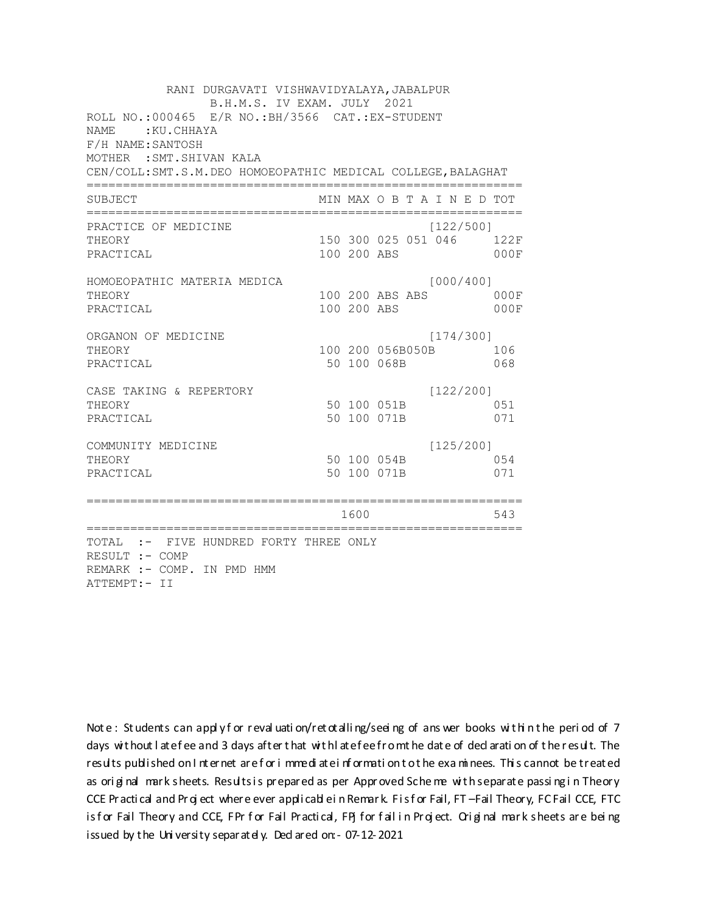RANI DURGAVATI VISHWAVIDYALAYA,JABALPUR
B.H.M.S. IV EXAM. JULY 2021

ROLL NO.:000465 E/R NO.:BH/3566 CAT.:EX-STUDENT
NAME :KU.CHHAYA
F/H NAME:SANTOSH
MOTHER :SMT.SHIVAN KALA
CEN/COLL:SMT.S.M.DEO HOMOEOPATHIC MEDICAL COLLEGE,BALAGHAT

| SUBJECT | MIN | MAX | O B T A I N E D | | | TOT |
|---|---|---|---|---|---|---|
| PRACTICE OF MEDICINE | | | | | [122/500] | |
| THEORY | 150 | 300 | 025 | 051 | 046 | 122F |
| PRACTICAL | 100 | 200 | ABS | | | 000F |
| HOMOEOPATHIC MATERIA MEDICA | | | | | [000/400] | |
| THEORY | 100 | 200 | ABS | ABS | | 000F |
| PRACTICAL | 100 | 200 | ABS | | | 000F |
| ORGANON OF MEDICINE | | | | | [174/300] | |
| THEORY | 100 | 200 | 056B | 050B | | 106 |
| PRACTICAL | 50 | 100 | 068B | | | 068 |
| CASE TAKING & REPERTORY | | | | | [122/200] | |
| THEORY | 50 | 100 | 051B | | | 051 |
| PRACTICAL | 50 | 100 | 071B | | | 071 |
| COMMUNITY MEDICINE | | | | | [125/200] | |
| THEORY | 50 | 100 | 054B | | | 054 |
| PRACTICAL | 50 | 100 | 071B | | | 071 |
| | | 1600 | | | | 543 |

TOTAL :- FIVE HUNDRED FORTY THREE ONLY
RESULT :- COMP
REMARK :- COMP. IN PMD HMM
ATTEMPT:- II

Note : Students can apply for revaluation/retotalling/seeing of answer books within the period of 7 days without late fee and 3 days after that with late fee from the date of declaration of the result. The results published on Internet are for immediate information to the examinees. This cannot be treated as original mark sheets. Results is prepared as per Approved Scheme with separate passing in Theory CCE Practical and Project where ever applicable in Remark. F is for Fail, FT –Fail Theory, FC Fail CCE, FTC is for Fail Theory and CCE, FPr for Fail Practical, FPJ for fail in Project. Original mark sheets are being issued by the University separately. Declared on:- 07-12-2021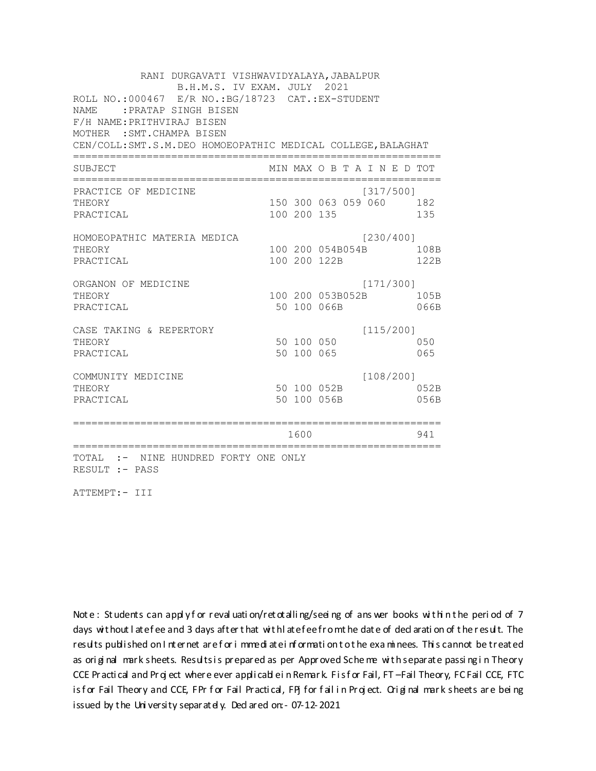RANI DURGAVATI VISHWAVIDYALAYA,JABALPUR
B.H.M.S. IV EXAM. JULY 2021

ROLL NO.:000467 E/R NO.:BG/18723 CAT.:EX-STUDENT
NAME :PRATAP SINGH BISEN
F/H NAME:PRITHVIRAJ BISEN
MOTHER :SMT.CHAMPA BISEN
CEN/COLL:SMT.S.M.DEO HOMOEOPATHIC MEDICAL COLLEGE,BALAGHAT

| SUBJECT | MIN | MAX | O B T A I N E D | | | TOT |
|---|---|---|---|---|---|---|
| PRACTICE OF MEDICINE | | | | | [317/500] | |
| THEORY | 150 | 300 | 063 | 059 | 060 | 182 |
| PRACTICAL | 100 | 200 | 135 | | | 135 |
| HOMOEOPATHIC MATERIA MEDICA | | | | | [230/400] | |
| THEORY | 100 | 200 | 054B | 054B | | 108B |
| PRACTICAL | 100 | 200 | 122B | | | 122B |
| ORGANON OF MEDICINE | | | | | [171/300] | |
| THEORY | 100 | 200 | 053B | 052B | | 105B |
| PRACTICAL | 50 | 100 | 066B | | | 066B |
| CASE TAKING & REPERTORY | | | | | [115/200] | |
| THEORY | 50 | 100 | 050 | | | 050 |
| PRACTICAL | 50 | 100 | 065 | | | 065 |
| COMMUNITY MEDICINE | | | | | [108/200] | |
| THEORY | 50 | 100 | 052B | | | 052B |
| PRACTICAL | 50 | 100 | 056B | | | 056B |
| | | 1600 | | | | 941 |

TOTAL :- NINE HUNDRED FORTY ONE ONLY
RESULT :- PASS

ATTEMPT:- III

Note : Students can apply for revaluation/retotalling/seeing of answer books within the period of 7 days without late fee and 3 days after that with late fee from the date of declaration of the result. The results published on Internet are for immediate information to the examinees. This cannot be treated as original mark sheets. Results is prepared as per Approved Scheme with separate passing in Theory CCE Practical and Project where ever applicable in Remark. F is for Fail, FT –Fail Theory, FC Fail CCE, FTC is for Fail Theory and CCE, FPr for Fail Practical, FPJ for fail in Project. Original mark sheets are being issued by the University separately. Declared on:- 07-12-2021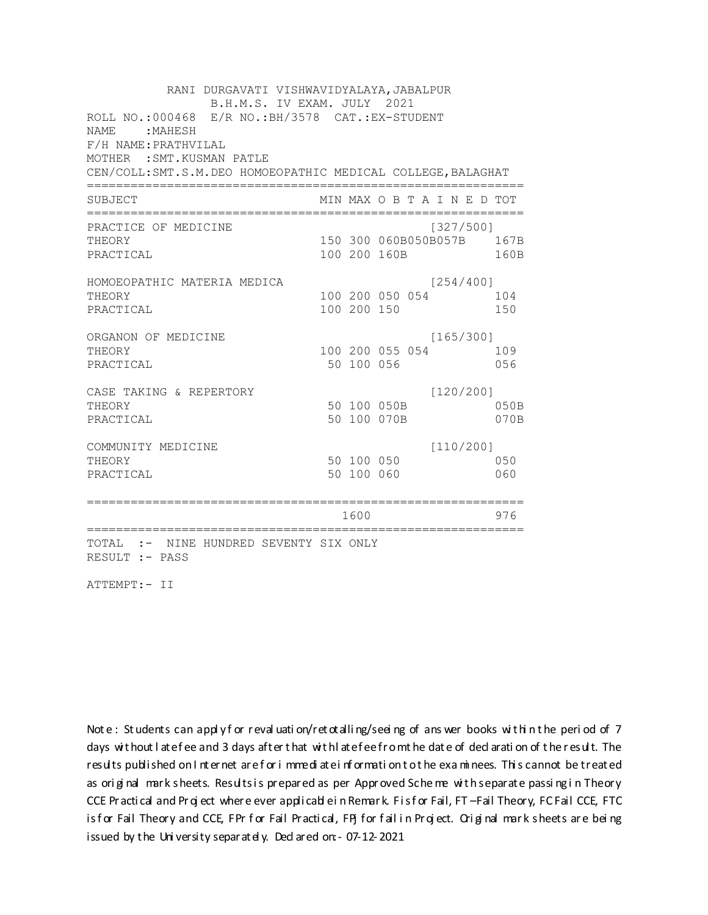RANI DURGAVATI VISHWAVIDYALAYA,JABALPUR
B.H.M.S. IV EXAM. JULY 2021

ROLL NO.:000468 E/R NO.:BH/3578 CAT.:EX-STUDENT
NAME :MAHESH
F/H NAME:PRATHVILAL
MOTHER :SMT.KUSMAN PATLE
CEN/COLL:SMT.S.M.DEO HOMOEOPATHIC MEDICAL COLLEGE,BALAGHAT

| SUBJECT | MIN | MAX | O B T A I N E D | | | TOT |
|---|---|---|---|---|---|---|
| PRACTICE OF MEDICINE | | | | | [327/500] | |
| THEORY | 150 | 300 | 060B | 050B | 057B | 167B |
| PRACTICAL | 100 | 200 | 160B | | | 160B |
| HOMOEOPATHIC MATERIA MEDICA | | | | | [254/400] | |
| THEORY | 100 | 200 | 050 | 054 | | 104 |
| PRACTICAL | 100 | 200 | 150 | | | 150 |
| ORGANON OF MEDICINE | | | | | [165/300] | |
| THEORY | 100 | 200 | 055 | 054 | | 109 |
| PRACTICAL | 50 | 100 | 056 | | | 056 |
| CASE TAKING & REPERTORY | | | | | [120/200] | |
| THEORY | 50 | 100 | 050B | | | 050B |
| PRACTICAL | 50 | 100 | 070B | | | 070B |
| COMMUNITY MEDICINE | | | | | [110/200] | |
| THEORY | 50 | 100 | 050 | | | 050 |
| PRACTICAL | 50 | 100 | 060 | | | 060 |
| | | 1600 | | | | 976 |

TOTAL :- NINE HUNDRED SEVENTY SIX ONLY
RESULT :- PASS

ATTEMPT:- II

Note : Students can apply for revaluation/retotalling/seeing of answer books within the period of 7 days without late fee and 3 days after that with late fee from the date of declaration of the result. The results published on Internet are for immediate information to the examinees. This cannot be treated as original mark sheets. Results is prepared as per Approved Scheme with separate passing in Theory CCE Practical and Project where ever applicable in Remark. F is for Fail, FT –Fail Theory, FC Fail CCE, FTC is for Fail Theory and CCE, FPr for Fail Practical, FPj for fail in Project. Original mark sheets are being issued by the University separately. Declared on:- 07-12-2021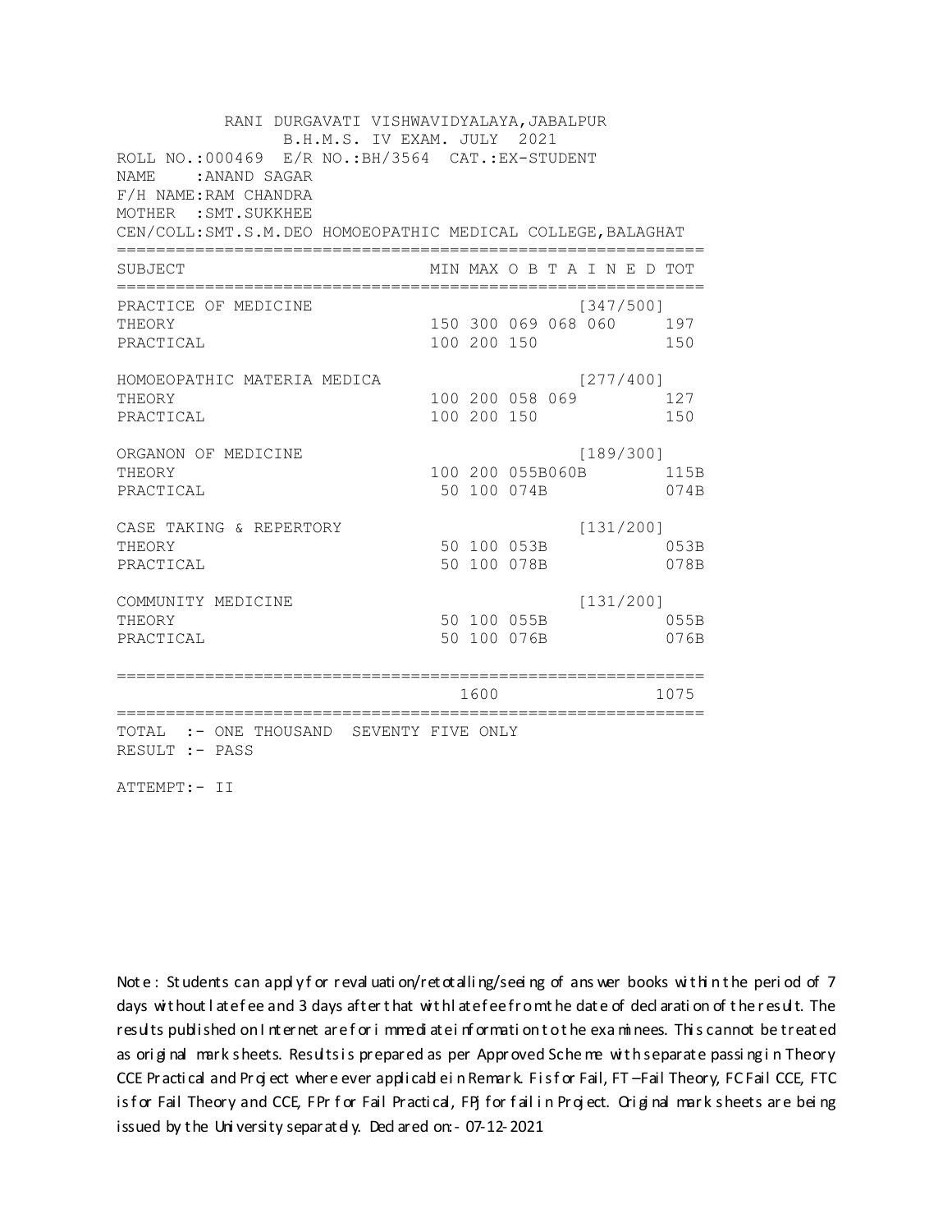RANI DURGAVATI VISHWAVIDYALAYA,JABALPUR
B.H.M.S. IV EXAM. JULY 2021

ROLL NO.:000469 E/R NO.:BH/3564 CAT.:EX-STUDENT
NAME :ANAND SAGAR
F/H NAME:RAM CHANDRA
MOTHER :SMT.SUKKHEE
CEN/COLL:SMT.S.M.DEO HOMOEOPATHIC MEDICAL COLLEGE,BALAGHAT

| SUBJECT | MIN | MAX | O B T A I N E D | | | TOT |
|---|---|---|---|---|---|---|
| PRACTICE OF MEDICINE | | | | | [347/500] | |
| THEORY | 150 | 300 | 069 | 068 | 060 | 197 |
| PRACTICAL | 100 | 200 | 150 | | | 150 |
| HOMOEOPATHIC MATERIA MEDICA | | | | | [277/400] | |
| THEORY | 100 | 200 | 058 | 069 | | 127 |
| PRACTICAL | 100 | 200 | 150 | | | 150 |
| ORGANON OF MEDICINE | | | | | [189/300] | |
| THEORY | 100 | 200 | 055B | 060B | | 115B |
| PRACTICAL | 50 | 100 | 074B | | | 074B |
| CASE TAKING & REPERTORY | | | | | [131/200] | |
| THEORY | 50 | 100 | 053B | | | 053B |
| PRACTICAL | 50 | 100 | 078B | | | 078B |
| COMMUNITY MEDICINE | | | | | [131/200] | |
| THEORY | 50 | 100 | 055B | | | 055B |
| PRACTICAL | 50 | 100 | 076B | | | 076B |
| | | 1600 | | | | 1075 |

TOTAL :- ONE THOUSAND SEVENTY FIVE ONLY
RESULT :- PASS

ATTEMPT:- II

Note : Students can apply for revaluation/retotalling/seeing of answer books within the period of 7 days without late fee and 3 days after that with late fee from the date of declaration of the result. The results published on Internet are for immediate information to the examinees. This cannot be treated as original mark sheets. Results is prepared as per Approved Scheme with separate passing in Theory CCE Practical and Project where ever applicable in Remark. F is for Fail, FT –Fail Theory, FC Fail CCE, FTC is for Fail Theory and CCE, FPr for Fail Practical, FPj for fail in Project. Original mark sheets are being issued by the University separately. Declared on:- 07-12-2021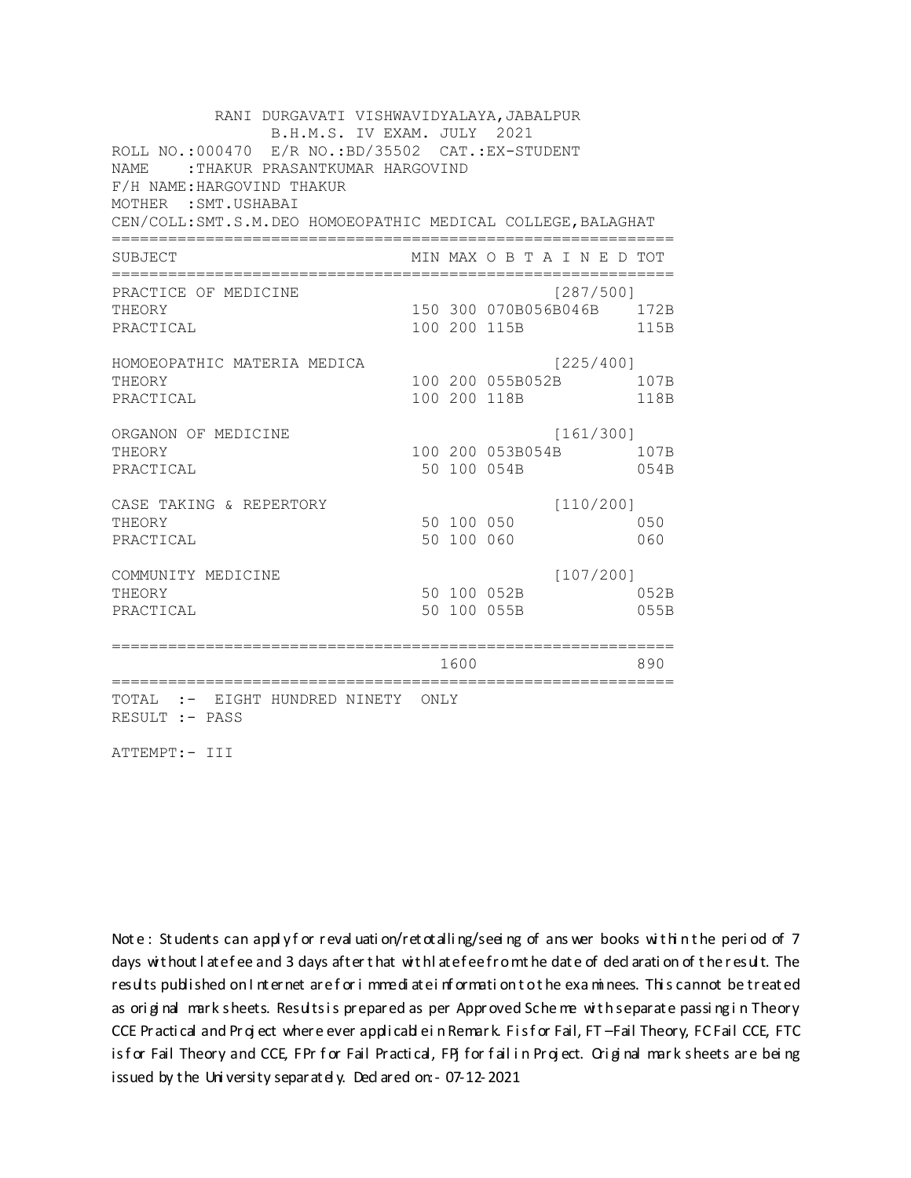RANI DURGAVATI VISHWAVIDYALAYA,JABALPUR
B.H.M.S. IV EXAM. JULY 2021

ROLL NO.:000470 E/R NO.:BD/35502 CAT.:EX-STUDENT
NAME :THAKUR PRASANTKUMAR HARGOVIND
F/H NAME:HARGOVIND THAKUR
MOTHER :SMT.USHABAI
CEN/COLL:SMT.S.M.DEO HOMOEOPATHIC MEDICAL COLLEGE,BALAGHAT

| SUBJECT | MIN | MAX | O B T A I N E D | TOT |
|---|---|---|---|---|
| PRACTICE OF MEDICINE | | | [287/500] | |
| THEORY | 150 | 300 | 070B056B046B | 172B |
| PRACTICAL | 100 | 200 | 115B | 115B |
| HOMOEOPATHIC MATERIA MEDICA | | | [225/400] | |
| THEORY | 100 | 200 | 055B052B | 107B |
| PRACTICAL | 100 | 200 | 118B | 118B |
| ORGANON OF MEDICINE | | | [161/300] | |
| THEORY | 100 | 200 | 053B054B | 107B |
| PRACTICAL | 50 | 100 | 054B | 054B |
| CASE TAKING & REPERTORY | | | [110/200] | |
| THEORY | 50 | 100 | 050 | 050 |
| PRACTICAL | 50 | 100 | 060 | 060 |
| COMMUNITY MEDICINE | | | [107/200] | |
| THEORY | 50 | 100 | 052B | 052B |
| PRACTICAL | 50 | 100 | 055B | 055B |
| | | 1600 | | 890 |

TOTAL :- EIGHT HUNDRED NINETY ONLY
RESULT :- PASS

ATTEMPT:- III

Note : Students can apply for revaluation/retotalling/seeing of answer books within the period of 7 days without late fee and 3 days after that with late fee from the date of declaration of the result. The results published on Internet are for immediate information to the examinees. This cannot be treated as original mark sheets. Results is prepared as per Approved Scheme with separate passing in Theory CCE Practical and Project where ever applicable in Remark. F is for Fail, FT –Fail Theory, FC Fail CCE, FTC is for Fail Theory and CCE, FPr for Fail Practical, FPj for fail in Project. Original mark sheets are being issued by the University separately. Declared on:- 07-12-2021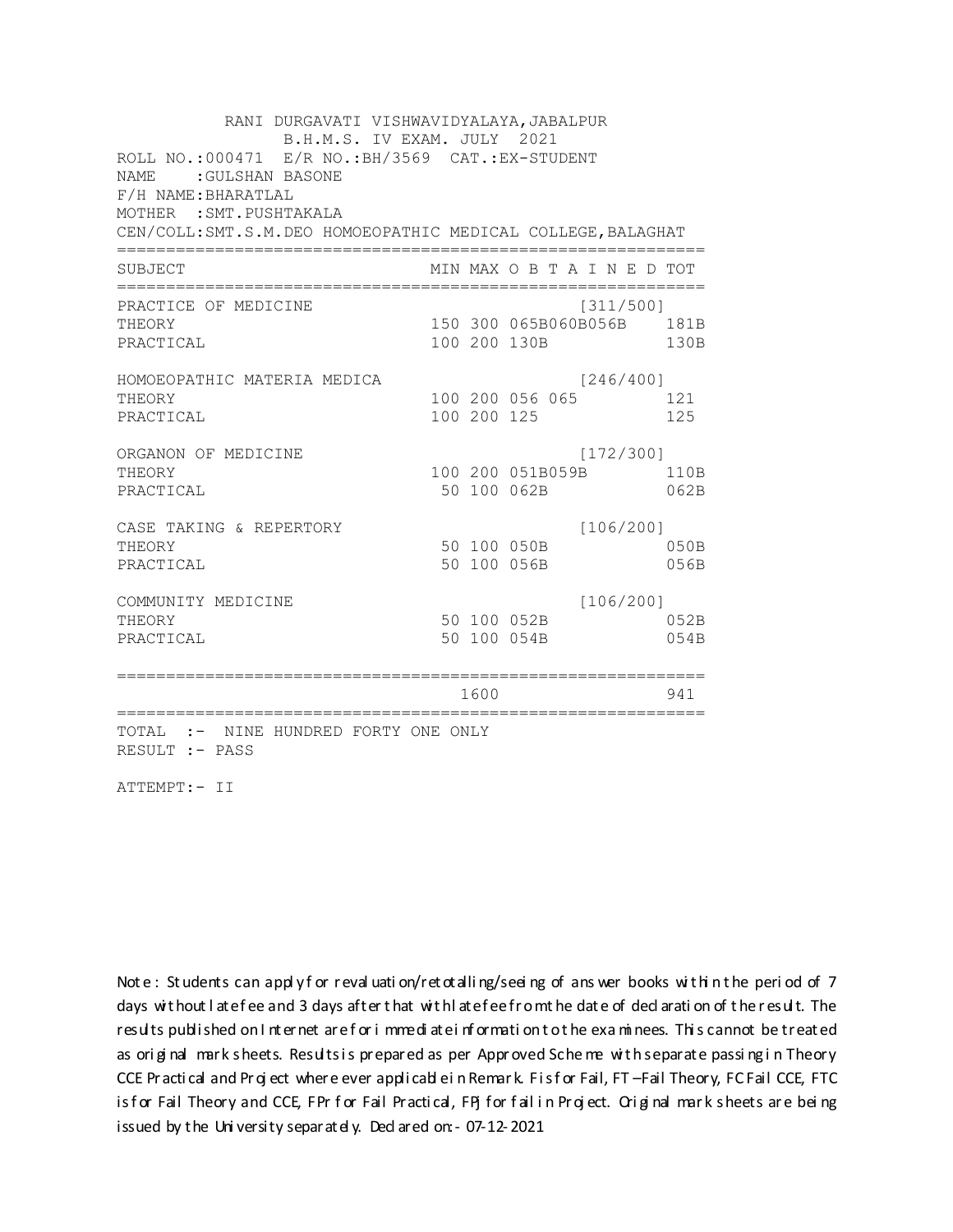RANI DURGAVATI VISHWAVIDYALAYA,JABALPUR
B.H.M.S. IV EXAM. JULY 2021

ROLL NO.:000471 E/R NO.:BH/3569 CAT.:EX-STUDENT
NAME :GULSHAN BASONE
F/H NAME:BHARATLAL
MOTHER :SMT.PUSHTAKALA
CEN/COLL:SMT.S.M.DEO HOMOEOPATHIC MEDICAL COLLEGE,BALAGHAT

| SUBJECT | MIN | MAX | O B T A I N E D | TOT |
|---|---|---|---|---|
| PRACTICE OF MEDICINE | | | [311/500] | |
| THEORY | 150 | 300 | 065B060B056B | 181B |
| PRACTICAL | 100 | 200 | 130B | 130B |
| HOMOEOPATHIC MATERIA MEDICA | | | [246/400] | |
| THEORY | 100 | 200 | 056 065 | 121 |
| PRACTICAL | 100 | 200 | 125 | 125 |
| ORGANON OF MEDICINE | | | [172/300] | |
| THEORY | 100 | 200 | 051B059B | 110B |
| PRACTICAL | 50 | 100 | 062B | 062B |
| CASE TAKING & REPERTORY | | | [106/200] | |
| THEORY | 50 | 100 | 050B | 050B |
| PRACTICAL | 50 | 100 | 056B | 056B |
| COMMUNITY MEDICINE | | | [106/200] | |
| THEORY | 50 | 100 | 052B | 052B |
| PRACTICAL | 50 | 100 | 054B | 054B |
| | | 1600 | | 941 |

TOTAL :- NINE HUNDRED FORTY ONE ONLY
RESULT :- PASS

ATTEMPT:- II

Note : Students can apply for revaluation/retotalling/seeing of answer books within the period of 7 days without late fee and 3 days after that with late fee from the date of declaration of the result. The results published on Internet are for immediate information to the examinees. This cannot be treated as original mark sheets. Results is prepared as per Approved Scheme with separate passing in Theory CCE Practical and Project where ever applicable in Remark. F is for Fail, FT –Fail Theory, FC Fail CCE, FTC is for Fail Theory and CCE, FPr for Fail Practical, FPJ for fail in Project. Original mark sheets are being issued by the University separately. Declared on:- 07-12-2021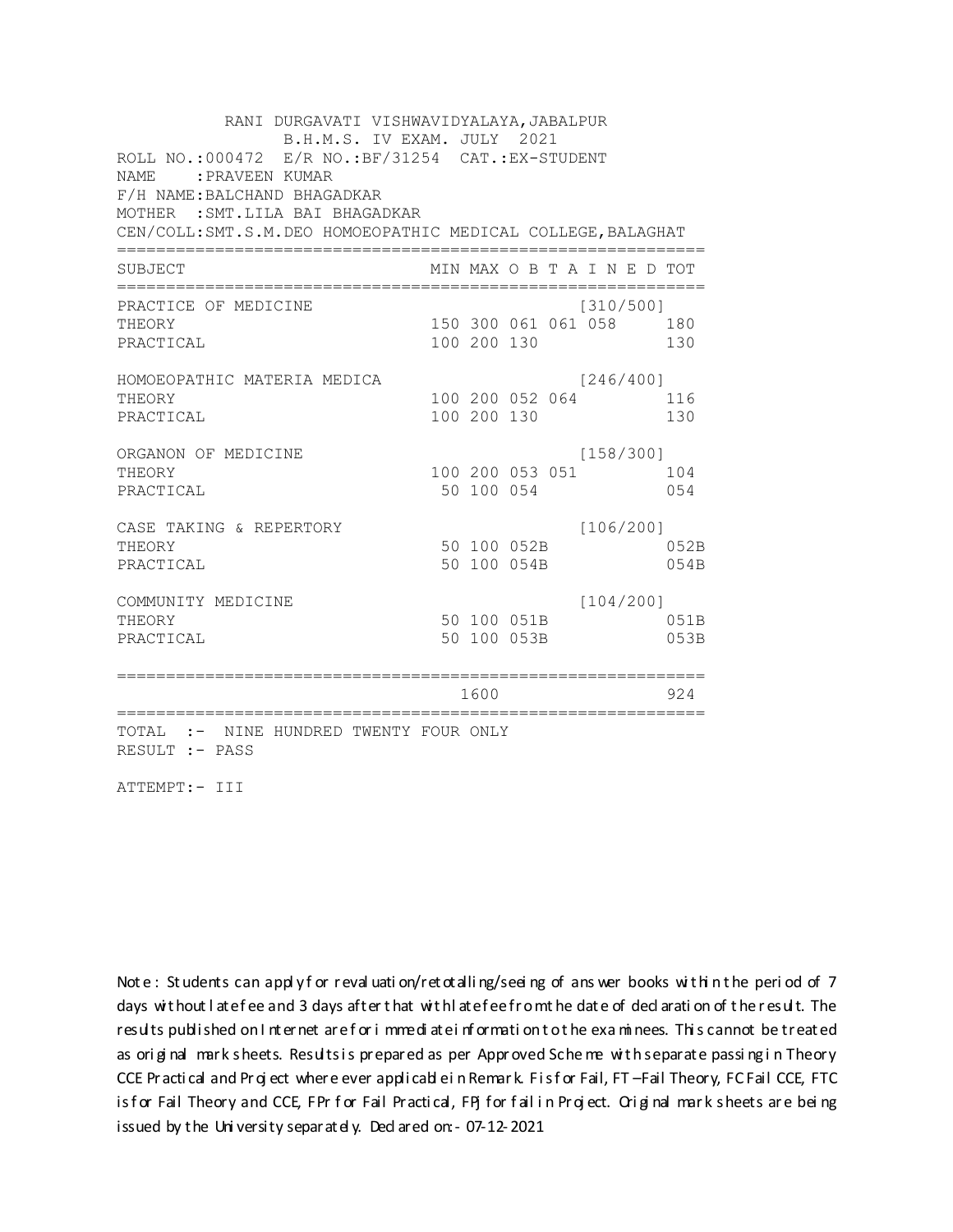RANI DURGAVATI VISHWAVIDYALAYA,JABALPUR
B.H.M.S. IV EXAM. JULY 2021

ROLL NO.:000472 E/R NO.:BF/31254 CAT.:EX-STUDENT
NAME :PRAVEEN KUMAR
F/H NAME:BALCHAND BHAGADKAR
MOTHER :SMT.LILA BAI BHAGADKAR
CEN/COLL:SMT.S.M.DEO HOMOEOPATHIC MEDICAL COLLEGE,BALAGHAT

| SUBJECT | MIN | MAX | O B T A I N E D | | | TOT |
|---|---|---|---|---|---|---|
| PRACTICE OF MEDICINE | | | | | [310/500] | |
| THEORY | 150 | 300 | 061 | 061 | 058 | 180 |
| PRACTICAL | 100 | 200 | 130 | | | 130 |
| HOMOEOPATHIC MATERIA MEDICA | | | | | [246/400] | |
| THEORY | 100 | 200 | 052 | 064 | | 116 |
| PRACTICAL | 100 | 200 | 130 | | | 130 |
| ORGANON OF MEDICINE | | | | | [158/300] | |
| THEORY | 100 | 200 | 053 | 051 | | 104 |
| PRACTICAL | 50 | 100 | 054 | | | 054 |
| CASE TAKING & REPERTORY | | | | | [106/200] | |
| THEORY | 50 | 100 | 052B | | | 052B |
| PRACTICAL | 50 | 100 | 054B | | | 054B |
| COMMUNITY MEDICINE | | | | | [104/200] | |
| THEORY | 50 | 100 | 051B | | | 051B |
| PRACTICAL | 50 | 100 | 053B | | | 053B |
| | | 1600 | | | | 924 |

TOTAL :- NINE HUNDRED TWENTY FOUR ONLY
RESULT :- PASS

ATTEMPT:- III

Note : Students can apply for revaluation/retotalling/seeing of answer books within the period of 7 days without late fee and 3 days after that with late fee from the date of declaration of the result. The results published on Internet are for immediate information to the examinees. This cannot be treated as original mark sheets. Results is prepared as per Approved Scheme with separate passing in Theory CCE Practical and Project where ever applicable in Remark. F is for Fail, FT –Fail Theory, FC Fail CCE, FTC is for Fail Theory and CCE, FPr for Fail Practical, FPJ for fail in Project. Original mark sheets are being issued by the University separately. Declared on:- 07-12-2021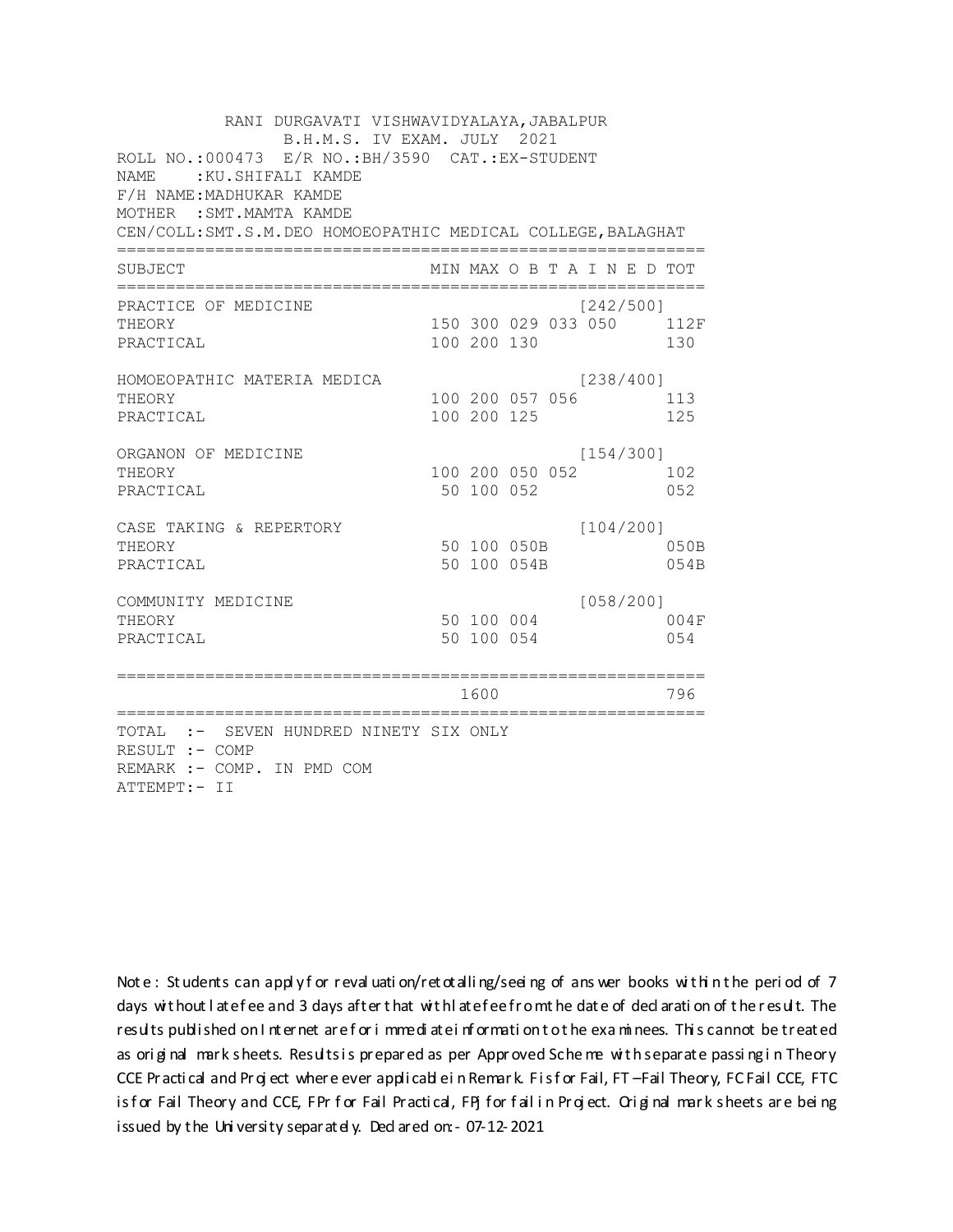RANI DURGAVATI VISHWAVIDYALAYA,JABALPUR
B.H.M.S. IV EXAM. JULY 2021

ROLL NO.:000473 E/R NO.:BH/3590 CAT.:EX-STUDENT
NAME :KU.SHIFALI KAMDE
F/H NAME:MADHUKAR KAMDE
MOTHER :SMT.MAMTA KAMDE
CEN/COLL:SMT.S.M.DEO HOMOEOPATHIC MEDICAL COLLEGE,BALAGHAT

| SUBJECT | MIN | MAX | O | B | T | A I N E D | TOT |
|---|---|---|---|---|---|---|---|
| PRACTICE OF MEDICINE | | | | | | [242/500] | |
| THEORY | 150 | 300 | 029 | 033 | 050 | | 112F |
| PRACTICAL | 100 | 200 | 130 | | | | 130 |
| HOMOEOPATHIC MATERIA MEDICA | | | | | | [238/400] | |
| THEORY | 100 | 200 | 057 | 056 | | | 113 |
| PRACTICAL | 100 | 200 | 125 | | | | 125 |
| ORGANON OF MEDICINE | | | | | | [154/300] | |
| THEORY | 100 | 200 | 050 | 052 | | | 102 |
| PRACTICAL | 50 | 100 | 052 | | | | 052 |
| CASE TAKING & REPERTORY | | | | | | [104/200] | |
| THEORY | 50 | 100 | 050B | | | | 050B |
| PRACTICAL | 50 | 100 | 054B | | | | 054B |
| COMMUNITY MEDICINE | | | | | | [058/200] | |
| THEORY | 50 | 100 | 004 | | | | 004F |
| PRACTICAL | 50 | 100 | 054 | | | | 054 |
| | | 1600 | | | | | 796 |

TOTAL :- SEVEN HUNDRED NINETY SIX ONLY
RESULT :- COMP
REMARK :- COMP. IN PMD COM
ATTEMPT:- II

Note : Students can apply for revaluation/retotalling/seeing of answer books within the period of 7 days without late fee and 3 days after that with late fee from the date of declaration of the result. The results published on Internet are for immediate information to the examinees. This cannot be treated as original mark sheets. Results is prepared as per Approved Scheme with separate passing in Theory CCE Practical and Project where ever applicable in Remark. F is for Fail, FT –Fail Theory, FC Fail CCE, FTC is for Fail Theory and CCE, FPr for Fail Practical, FPJ for fail in Project. Original mark sheets are being issued by the University separately. Declared on:- 07-12-2021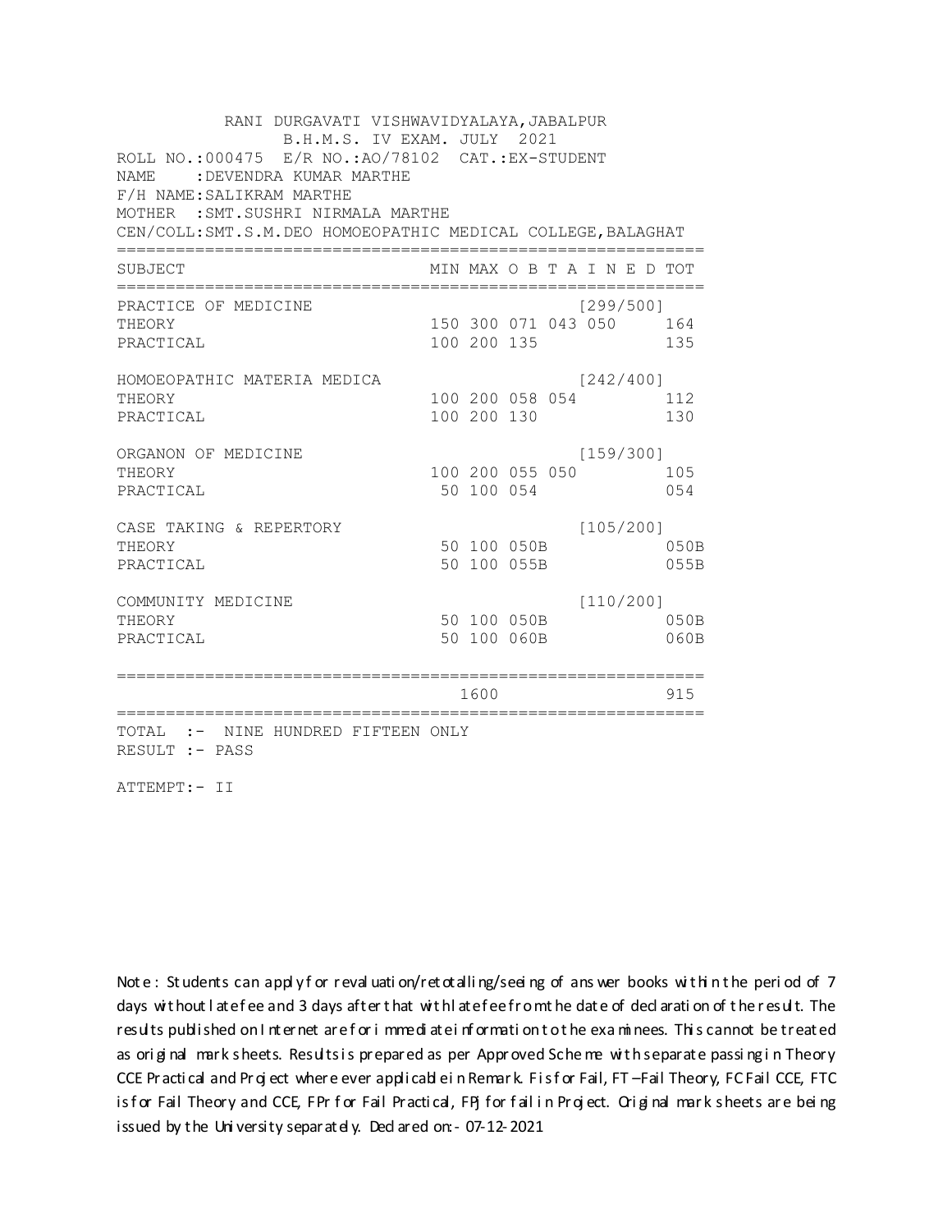RANI DURGAVATI VISHWAVIDYALAYA,JABALPUR
B.H.M.S. IV EXAM. JULY 2021

ROLL NO.:000475 E/R NO.:AO/78102 CAT.:EX-STUDENT
NAME :DEVENDRA KUMAR MARTHE
F/H NAME:SALIKRAM MARTHE
MOTHER :SMT.SUSHRI NIRMALA MARTHE
CEN/COLL:SMT.S.M.DEO HOMOEOPATHIC MEDICAL COLLEGE,BALAGHAT

| SUBJECT | MIN | MAX | O B T A I N E D | | | TOT |
|---|---|---|---|---|---|---|
| PRACTICE OF MEDICINE | | | | | [299/500] | |
| THEORY | 150 | 300 | 071 | 043 | 050 | 164 |
| PRACTICAL | 100 | 200 | 135 | | | 135 |
| HOMOEOPATHIC MATERIA MEDICA | | | | | [242/400] | |
| THEORY | 100 | 200 | 058 | 054 | | 112 |
| PRACTICAL | 100 | 200 | 130 | | | 130 |
| ORGANON OF MEDICINE | | | | | [159/300] | |
| THEORY | 100 | 200 | 055 | 050 | | 105 |
| PRACTICAL | 50 | 100 | 054 | | | 054 |
| CASE TAKING & REPERTORY | | | | | [105/200] | |
| THEORY | 50 | 100 | 050B | | | 050B |
| PRACTICAL | 50 | 100 | 055B | | | 055B |
| COMMUNITY MEDICINE | | | | | [110/200] | |
| THEORY | 50 | 100 | 050B | | | 050B |
| PRACTICAL | 50 | 100 | 060B | | | 060B |
| | | 1600 | | | | 915 |

TOTAL :- NINE HUNDRED FIFTEEN ONLY
RESULT :- PASS

ATTEMPT:- II

Note : Students can apply for revaluation/retotalling/seeing of answer books within the period of 7 days without late fee and 3 days after that with late fee from the date of declaration of the result. The results published on Internet are for immediate information to the examinees. This cannot be treated as original mark sheets. Results is prepared as per Approved Scheme with separate passing in Theory CCE Practical and Project where ever applicable in Remark. F is for Fail, FT –Fail Theory, FC Fail CCE, FTC is for Fail Theory and CCE, FPr for Fail Practical, FPJ for fail in Project. Original mark sheets are being issued by the University separately. Declared on:- 07-12-2021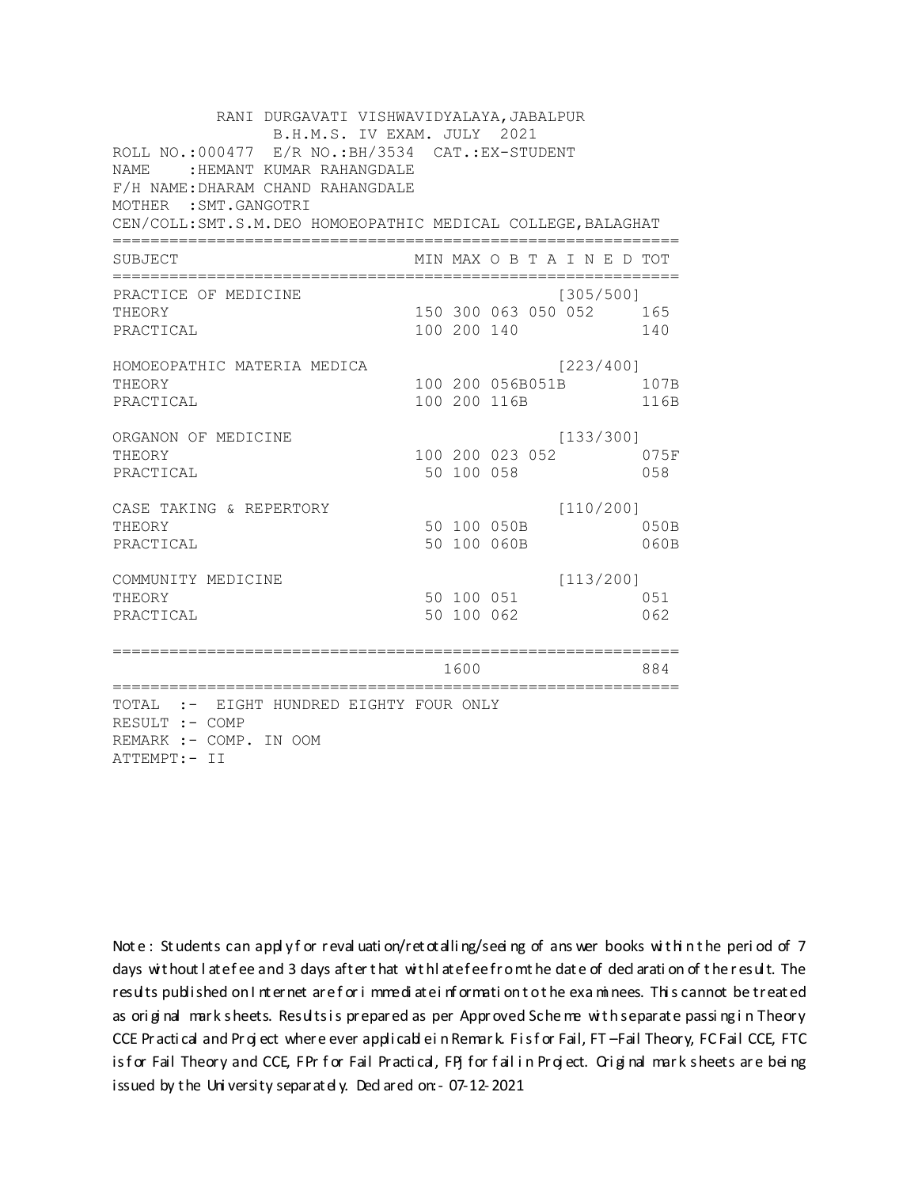RANI DURGAVATI VISHWAVIDYALAYA,JABALPUR
B.H.M.S. IV EXAM. JULY 2021

ROLL NO.:000477 E/R NO.:BH/3534 CAT.:EX-STUDENT
NAME :HEMANT KUMAR RAHANGDALE
F/H NAME:DHARAM CHAND RAHANGDALE
MOTHER :SMT.GANGOTRI
CEN/COLL:SMT.S.M.DEO HOMOEOPATHIC MEDICAL COLLEGE,BALAGHAT

| SUBJECT | MIN | MAX | O B T A I N E D | | | TOT |
|---|---|---|---|---|---|---|
| PRACTICE OF MEDICINE | | | | | [305/500] | |
| THEORY | 150 | 300 | 063 | 050 | 052 | 165 |
| PRACTICAL | 100 | 200 | 140 | | | 140 |
| HOMOEOPATHIC MATERIA MEDICA | | | | | [223/400] | |
| THEORY | 100 | 200 | 056B | 051B | | 107B |
| PRACTICAL | 100 | 200 | 116B | | | 116B |
| ORGANON OF MEDICINE | | | | | [133/300] | |
| THEORY | 100 | 200 | 023 | 052 | | 075F |
| PRACTICAL | 50 | 100 | 058 | | | 058 |
| CASE TAKING & REPERTORY | | | | | [110/200] | |
| THEORY | 50 | 100 | 050B | | | 050B |
| PRACTICAL | 50 | 100 | 060B | | | 060B |
| COMMUNITY MEDICINE | | | | | [113/200] | |
| THEORY | 50 | 100 | 051 | | | 051 |
| PRACTICAL | 50 | 100 | 062 | | | 062 |
| | | 1600 | | | | 884 |

TOTAL :- EIGHT HUNDRED EIGHTY FOUR ONLY
RESULT :- COMP
REMARK :- COMP. IN OOM
ATTEMPT:- II

Note : Students can apply for revaluation/retotalling/seeing of answer books within the period of 7 days without late fee and 3 days after that with late fee from the date of declaration of the result. The results published on Internet are for immediate information to the examinees. This cannot be treated as original mark sheets. Results is prepared as per Approved Scheme with separate passing in Theory CCE Practical and Project where ever applicable in Remark. F is for Fail, FT –Fail Theory, FC Fail CCE, FTC is for Fail Theory and CCE, FPr for Fail Practical, FPJ for fail in Project. Original mark sheets are being issued by the University separately. Declared on:- 07-12-2021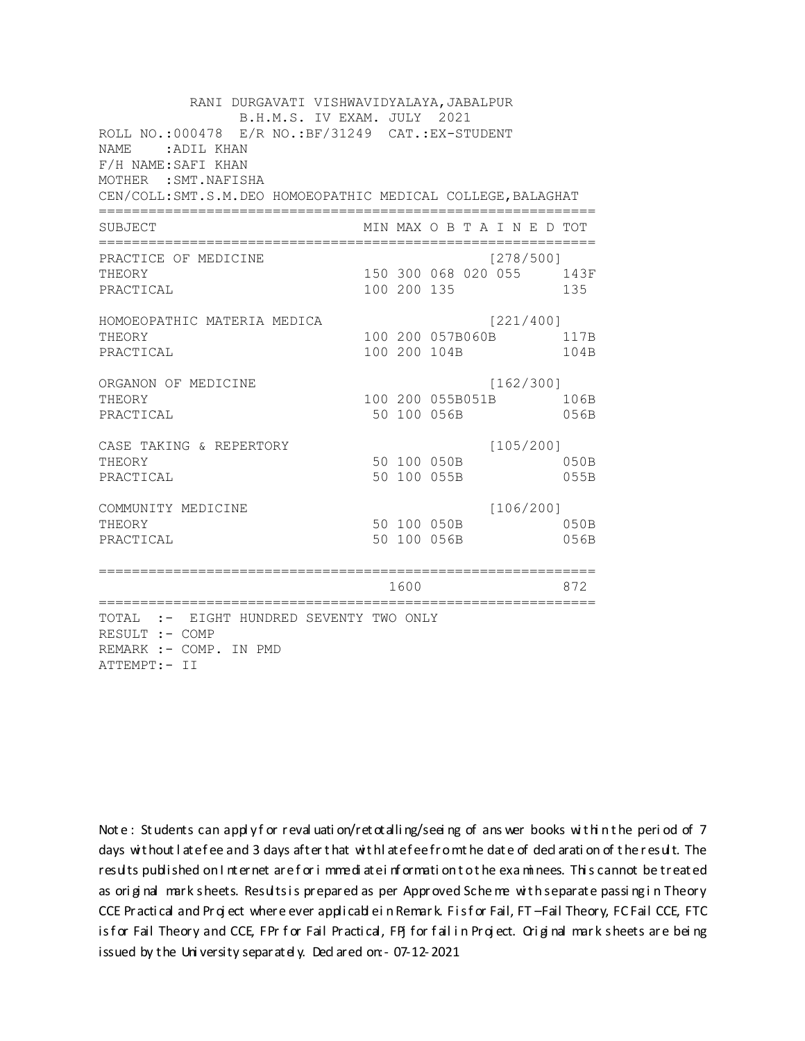RANI DURGAVATI VISHWAVIDYALAYA,JABALPUR
B.H.M.S. IV EXAM. JULY 2021

ROLL NO.:000478 E/R NO.:BF/31249 CAT.:EX-STUDENT
NAME :ADIL KHAN
F/H NAME:SAFI KHAN
MOTHER :SMT.NAFISHA
CEN/COLL:SMT.S.M.DEO HOMOEOPATHIC MEDICAL COLLEGE,BALAGHAT

| SUBJECT | MIN | MAX | O B T A I N E D | TOT |
|---|---|---|---|---|
| PRACTICE OF MEDICINE | | | [278/500] | |
| THEORY | 150 | 300 | 068 020 055 | 143F |
| PRACTICAL | 100 | 200 | 135 | 135 |
| HOMOEOPATHIC MATERIA MEDICA | | | [221/400] | |
| THEORY | 100 | 200 | 057B060B | 117B |
| PRACTICAL | 100 | 200 | 104B | 104B |
| ORGANON OF MEDICINE | | | [162/300] | |
| THEORY | 100 | 200 | 055B051B | 106B |
| PRACTICAL | 50 | 100 | 056B | 056B |
| CASE TAKING & REPERTORY | | | [105/200] | |
| THEORY | 50 | 100 | 050B | 050B |
| PRACTICAL | 50 | 100 | 055B | 055B |
| COMMUNITY MEDICINE | | | [106/200] | |
| THEORY | 50 | 100 | 050B | 050B |
| PRACTICAL | 50 | 100 | 056B | 056B |
| | | 1600 | | 872 |

TOTAL :- EIGHT HUNDRED SEVENTY TWO ONLY
RESULT :- COMP
REMARK :- COMP. IN PMD
ATTEMPT:- II

Note : Students can apply for revaluation/retotalling/seeing of answer books within the period of 7 days without late fee and 3 days after that with late fee from the date of declaration of the result. The results published on Internet are for immediate information to the examinees. This cannot be treated as original mark sheets. Results is prepared as per Approved Scheme with separate passing in Theory CCE Practical and Project where ever applicable in Remark. F is for Fail, FT –Fail Theory, FC Fail CCE, FTC is for Fail Theory and CCE, FPr for Fail Practical, FPj for fail in Project. Original mark sheets are being issued by the University separately. Declared on:- 07-12-2021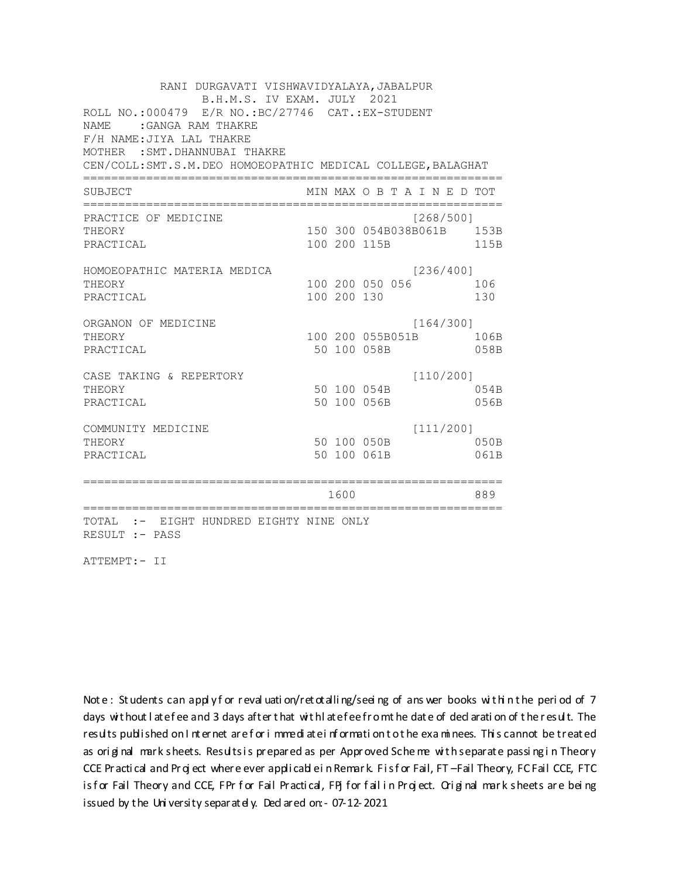RANI DURGAVATI VISHWAVIDYALAYA,JABALPUR
B.H.M.S. IV EXAM. JULY 2021

ROLL NO.:000479 E/R NO.:BC/27746 CAT.:EX-STUDENT
NAME :GANGA RAM THAKRE
F/H NAME:JIYA LAL THAKRE
MOTHER :SMT.DHANNUBAI THAKRE
CEN/COLL:SMT.S.M.DEO HOMOEOPATHIC MEDICAL COLLEGE,BALAGHAT

| SUBJECT | MIN | MAX | O B T A I N E D | TOT |
|---|---|---|---|---|
| PRACTICE OF MEDICINE | | | [268/500] | |
| THEORY | 150 | 300 | 054B038B061B | 153B |
| PRACTICAL | 100 | 200 | 115B | 115B |
| HOMOEOPATHIC MATERIA MEDICA | | | [236/400] | |
| THEORY | 100 | 200 | 050 056 | 106 |
| PRACTICAL | 100 | 200 | 130 | 130 |
| ORGANON OF MEDICINE | | | [164/300] | |
| THEORY | 100 | 200 | 055B051B | 106B |
| PRACTICAL | 50 | 100 | 058B | 058B |
| CASE TAKING & REPERTORY | | | [110/200] | |
| THEORY | 50 | 100 | 054B | 054B |
| PRACTICAL | 50 | 100 | 056B | 056B |
| COMMUNITY MEDICINE | | | [111/200] | |
| THEORY | 50 | 100 | 050B | 050B |
| PRACTICAL | 50 | 100 | 061B | 061B |
| | | 1600 | | 889 |

TOTAL :- EIGHT HUNDRED EIGHTY NINE ONLY
RESULT :- PASS

ATTEMPT:- II

Note : Students can apply for revaluation/retotalling/seeing of answer books within the period of 7 days without late fee and 3 days after that with late fee from the date of declaration of the result. The results published on Internet are for immediate information to the examinees. This cannot be treated as original mark sheets. Results is prepared as per Approved Scheme with separate passing in Theory CCE Practical and Project where ever applicable in Remark. F is for Fail, FT –Fail Theory, FC Fail CCE, FTC is for Fail Theory and CCE, FPr for Fail Practical, FPj for fail in Project. Original mark sheets are being issued by the University separately. Declared on:- 07-12-2021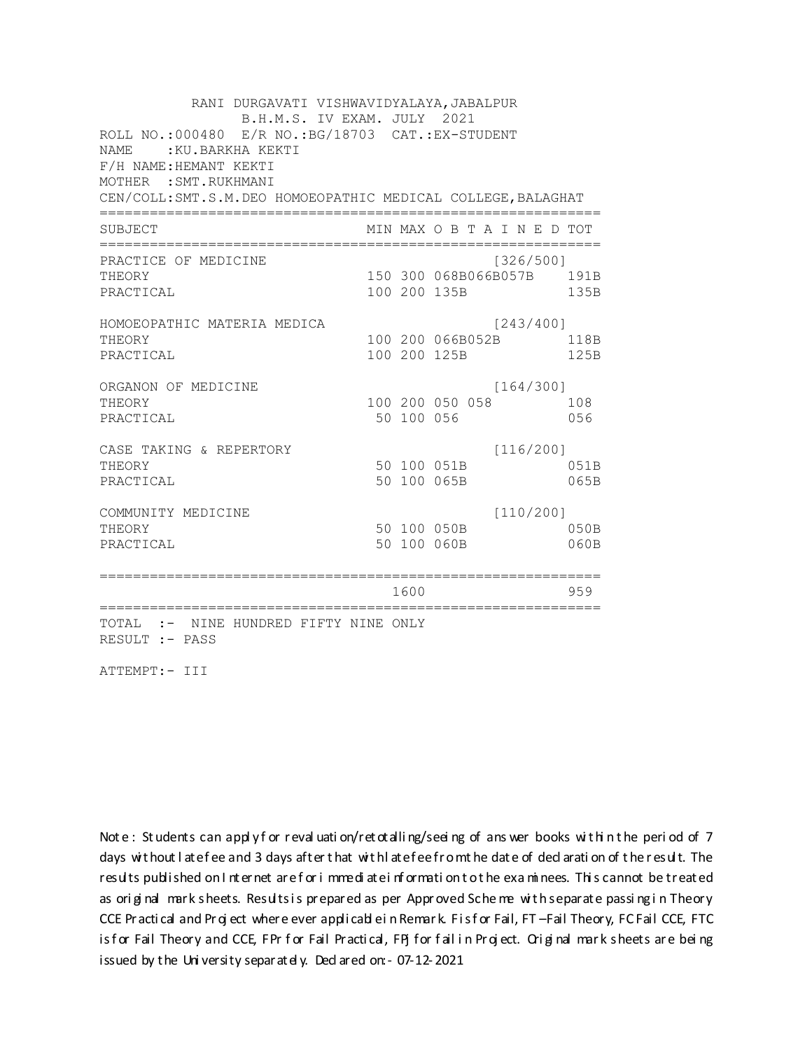RANI DURGAVATI VISHWAVIDYALAYA,JABALPUR
B.H.M.S. IV EXAM. JULY 2021

ROLL NO.:000480 E/R NO.:BG/18703 CAT.:EX-STUDENT
NAME :KU.BARKHA KEKTI
F/H NAME:HEMANT KEKTI
MOTHER :SMT.RUKHMANI
CEN/COLL:SMT.S.M.DEO HOMOEOPATHIC MEDICAL COLLEGE,BALAGHAT

| SUBJECT | MIN | MAX | O B T A I N E D | TOT |
|---|---|---|---|---|
| PRACTICE OF MEDICINE | | | [326/500] | |
| THEORY | 150 | 300 | 068B066B057B | 191B |
| PRACTICAL | 100 | 200 | 135B | 135B |
| HOMOEOPATHIC MATERIA MEDICA | | | [243/400] | |
| THEORY | 100 | 200 | 066B052B | 118B |
| PRACTICAL | 100 | 200 | 125B | 125B |
| ORGANON OF MEDICINE | | | [164/300] | |
| THEORY | 100 | 200 | 050 058 | 108 |
| PRACTICAL | 50 | 100 | 056 | 056 |
| CASE TAKING & REPERTORY | | | [116/200] | |
| THEORY | 50 | 100 | 051B | 051B |
| PRACTICAL | 50 | 100 | 065B | 065B |
| COMMUNITY MEDICINE | | | [110/200] | |
| THEORY | 50 | 100 | 050B | 050B |
| PRACTICAL | 50 | 100 | 060B | 060B |
| | | 1600 | | 959 |

TOTAL :- NINE HUNDRED FIFTY NINE ONLY
RESULT :- PASS

ATTEMPT:- III

Note : Students can apply for revaluation/retotalling/seeing of answer books within the period of 7 days without late fee and 3 days after that with late fee from the date of declaration of the result. The results published on Internet are for immediate information to the examinees. This cannot be treated as original mark sheets. Results is prepared as per Approved Scheme with separate passing in Theory CCE Practical and Project where ever applicable in Remark. F is for Fail, FT –Fail Theory, FC Fail CCE, FTC is for Fail Theory and CCE, FPr for Fail Practical, FPj for fail in Project. Original mark sheets are being issued by the University separately. Declared on:- 07-12-2021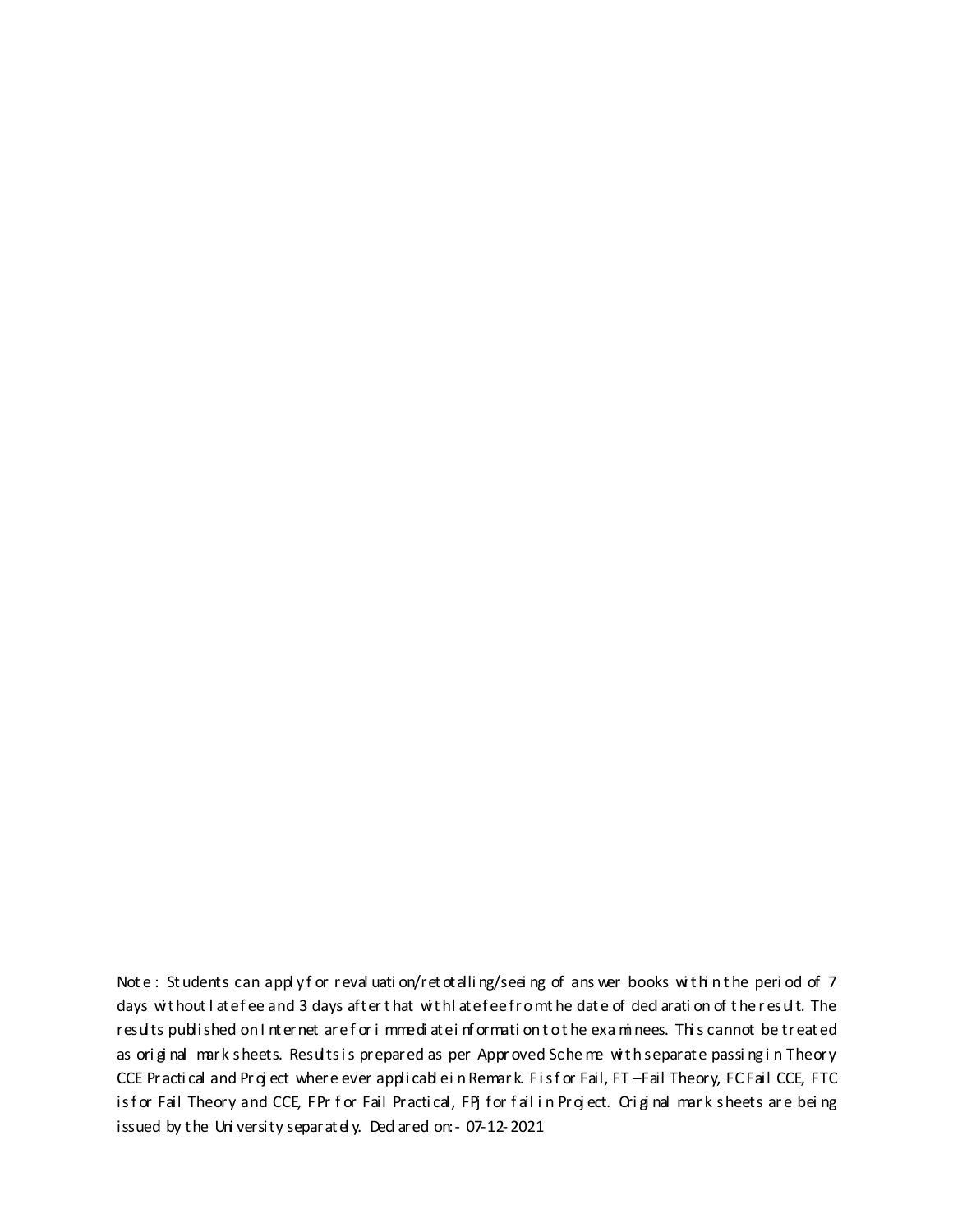Note : Students can apply for revaluation/retotalling/seeing of answer books within the period of 7 days without late fee and 3 days after that with late fee from the date of declaration of the result. The results published on Internet are for immediate information to the examinees. This cannot be treated as original mark sheets. Results is prepared as per Approved Scheme with separate passing in Theory CCE Practical and Project where ever applicable in Remark. F is for Fail, FT –Fail Theory, FC Fail CCE, FTC is for Fail Theory and CCE, FPr for Fail Practical, FPj for fail in Project. Original mark sheets are being issued by the University separately. Declared on:- 07-12-2021